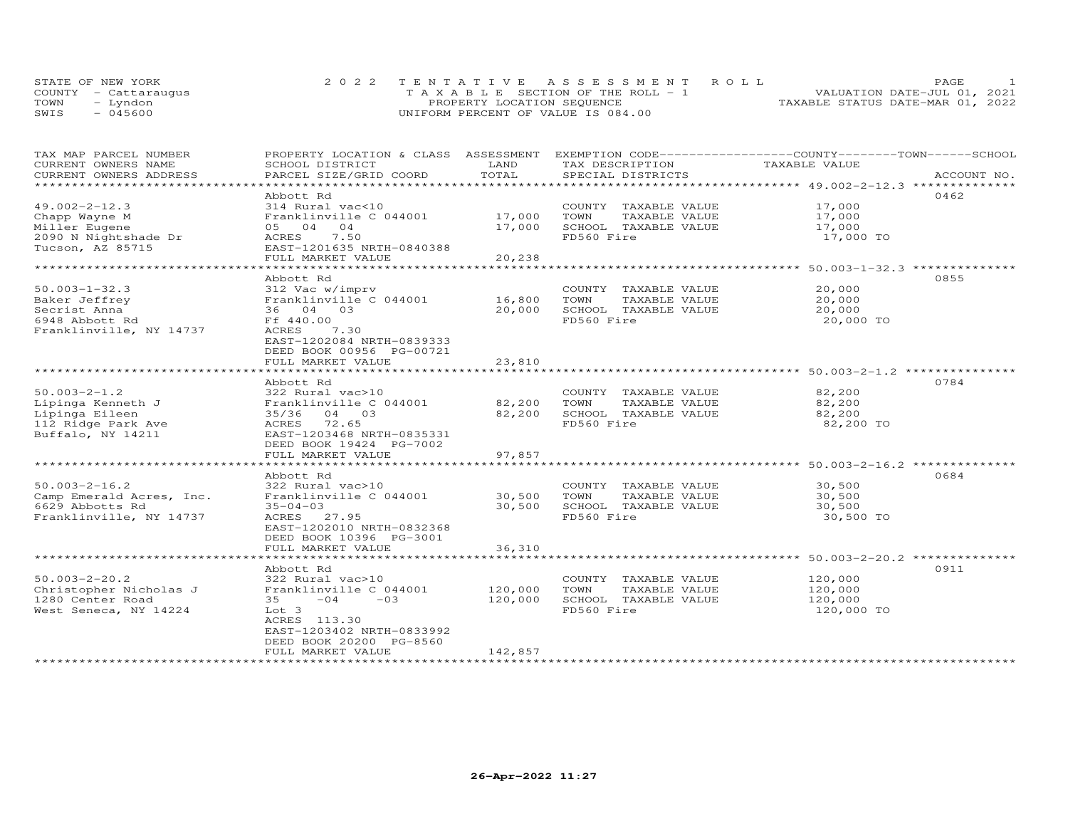STATE OF NEW YORK
COUNTY - Cattaraugus
TOWN - Lyndon
SWIS - 045600

2022 TENTATIVE ASSESSMENT ROLL
TAXABLE SECTION OF THE ROLL - 1
PROPERTY LOCATION SEQUENCE
UNIFORM PERCENT OF VALUE IS 084.00

VALUATION DATE-JUL 01, 2021
TAXABLE STATUS DATE-MAR 01, 2022

| TAX MAP PARCEL NUMBER / CURRENT OWNERS NAME / CURRENT OWNERS ADDRESS | PROPERTY LOCATION & CLASS / SCHOOL DISTRICT / PARCEL SIZE/GRID COORD | ASSESSMENT LAND / TOTAL | EXEMPTION CODE / TAX DESCRIPTION / SPECIAL DISTRICTS | TAXABLE VALUE (COUNTY / TOWN / SCHOOL) | ACCOUNT NO. |
|---|---|---|---|---|---|
| 49.002-2-12.3 | Abbott Rd | | | | 0462 |
| 49.002-2-12.3 | 314 Rural vac<10 | | COUNTY TAXABLE VALUE | 17,000 | |
| Chapp Wayne M | Franklinville C 044001 | 17,000 | TOWN TAXABLE VALUE | 17,000 | |
| Miller Eugene | 05 04 04 | 17,000 | SCHOOL TAXABLE VALUE | 17,000 | |
| 2090 N Nightshade Dr | ACRES 7.50 | | FD560 Fire | 17,000 TO | |
| Tucson, AZ 85715 | EAST-1201635 NRTH-0840388 | | | | |
| | FULL MARKET VALUE | 20,238 | | | |
| 50.003-1-32.3 | Abbott Rd | | | | 0855 |
| 50.003-1-32.3 | 312 Vac w/imprv | | COUNTY TAXABLE VALUE | 20,000 | |
| Baker Jeffrey | Franklinville C 044001 | 16,800 | TOWN TAXABLE VALUE | 20,000 | |
| Secrist Anna | 36 04 03 | 20,000 | SCHOOL TAXABLE VALUE | 20,000 | |
| 6948 Abbott Rd | Ff 440.00 | | FD560 Fire | 20,000 TO | |
| Franklinville, NY 14737 | ACRES 7.30 | | | | |
| | EAST-1202084 NRTH-0839333 | | | | |
| | DEED BOOK 00956 PG-00721 | | | | |
| | FULL MARKET VALUE | 23,810 | | | |
| 50.003-2-1.2 | Abbott Rd | | | | 0784 |
| 50.003-2-1.2 | 322 Rural vac>10 | | COUNTY TAXABLE VALUE | 82,200 | |
| Lipinga Kenneth J | Franklinville C 044001 | 82,200 | TOWN TAXABLE VALUE | 82,200 | |
| Lipinga Eileen | 35/36 04 03 | 82,200 | SCHOOL TAXABLE VALUE | 82,200 | |
| 112 Ridge Park Ave | ACRES 72.65 | | FD560 Fire | 82,200 TO | |
| Buffalo, NY 14211 | EAST-1203468 NRTH-0835331 | | | | |
| | DEED BOOK 19424 PG-7002 | | | | |
| | FULL MARKET VALUE | 97,857 | | | |
| 50.003-2-16.2 | Abbott Rd | | | | 0684 |
| 50.003-2-16.2 | 322 Rural vac>10 | | COUNTY TAXABLE VALUE | 30,500 | |
| Camp Emerald Acres, Inc. | Franklinville C 044001 | 30,500 | TOWN TAXABLE VALUE | 30,500 | |
| 6629 Abbotts Rd | 35-04-03 | 30,500 | SCHOOL TAXABLE VALUE | 30,500 | |
| Franklinville, NY 14737 | ACRES 27.95 | | FD560 Fire | 30,500 TO | |
| | EAST-1202010 NRTH-0832368 | | | | |
| | DEED BOOK 10396 PG-3001 | | | | |
| | FULL MARKET VALUE | 36,310 | | | |
| 50.003-2-20.2 | Abbott Rd | | | | 0911 |
| 50.003-2-20.2 | 322 Rural vac>10 | | COUNTY TAXABLE VALUE | 120,000 | |
| Christopher Nicholas J | Franklinville C 044001 | 120,000 | TOWN TAXABLE VALUE | 120,000 | |
| 1280 Center Road | 35 -04 -03 | 120,000 | SCHOOL TAXABLE VALUE | 120,000 | |
| West Seneca, NY 14224 | Lot 3 | | FD560 Fire | 120,000 TO | |
| | ACRES 113.30 | | | | |
| | EAST-1203402 NRTH-0833992 | | | | |
| | DEED BOOK 20200 PG-8560 | | | | |
| | FULL MARKET VALUE | 142,857 | | | |

26-Apr-2022 11:27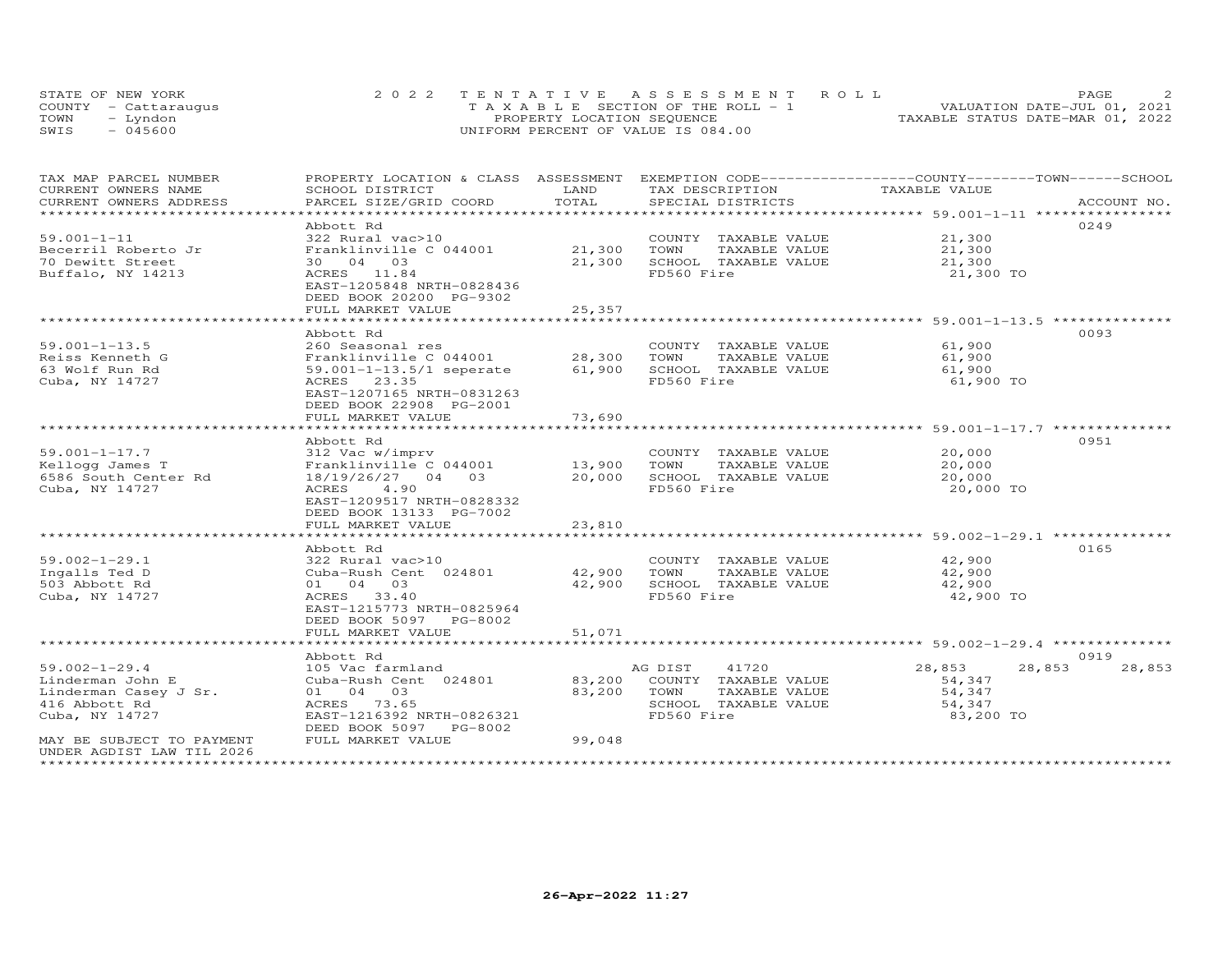STATE OF NEW YORK
COUNTY - Cattaraugus
TOWN - Lyndon
SWIS - 045600

# 2022 TENTATIVE ASSESSMENT ROLL

TAXABLE SECTION OF THE ROLL - 1
PROPERTY LOCATION SEQUENCE
UNIFORM PERCENT OF VALUE IS 084.00

VALUATION DATE-JUL 01, 2021
TAXABLE STATUS DATE-MAR 01, 2022

| TAX MAP PARCEL NUMBER / CURRENT OWNERS NAME / CURRENT OWNERS ADDRESS | PROPERTY LOCATION & CLASS / SCHOOL DISTRICT / PARCEL SIZE/GRID COORD | ASSESSMENT LAND / TOTAL | EXEMPTION CODE / TAX DESCRIPTION / SPECIAL DISTRICTS | COUNTY | TOWN | SCHOOL | ACCOUNT NO. |
|---|---|---|---|---|---|---|---|
| **59.001-1-11** | Abbott Rd | | | | | | 0249 |
| 59.001-1-11 | 322 Rural vac>10 | | COUNTY TAXABLE VALUE | 21,300 | | | |
| Becerril Roberto Jr | Franklinville C 044001 | 21,300 | TOWN TAXABLE VALUE | | 21,300 | | |
| 70 Dewitt Street | 30 04 03 | 21,300 | SCHOOL TAXABLE VALUE | | | 21,300 | |
| Buffalo, NY 14213 | ACRES 11.84 | | FD560 Fire | 21,300 TO | | | |
| | EAST-1205848 NRTH-0828436 | | | | | | |
| | DEED BOOK 20200 PG-9302 | | | | | | |
| | FULL MARKET VALUE | 25,357 | | | | | |
| **59.001-1-13.5** | Abbott Rd | | | | | | 0093 |
| 59.001-1-13.5 | 260 Seasonal res | | COUNTY TAXABLE VALUE | 61,900 | | | |
| Reiss Kenneth G | Franklinville C 044001 | 28,300 | TOWN TAXABLE VALUE | | 61,900 | | |
| 63 Wolf Run Rd | 59.001-1-13.5/1 seperate | 61,900 | SCHOOL TAXABLE VALUE | | | 61,900 | |
| Cuba, NY 14727 | ACRES 23.35 | | FD560 Fire | 61,900 TO | | | |
| | EAST-1207165 NRTH-0831263 | | | | | | |
| | DEED BOOK 22908 PG-2001 | | | | | | |
| | FULL MARKET VALUE | 73,690 | | | | | |
| **59.001-1-17.7** | Abbott Rd | | | | | | 0951 |
| 59.001-1-17.7 | 312 Vac w/imprv | | COUNTY TAXABLE VALUE | 20,000 | | | |
| Kellogg James T | Franklinville C 044001 | 13,900 | TOWN TAXABLE VALUE | | 20,000 | | |
| 6586 South Center Rd | 18/19/26/27 04 03 | 20,000 | SCHOOL TAXABLE VALUE | | | 20,000 | |
| Cuba, NY 14727 | ACRES 4.90 | | FD560 Fire | 20,000 TO | | | |
| | EAST-1209517 NRTH-0828332 | | | | | | |
| | DEED BOOK 13133 PG-7002 | | | | | | |
| | FULL MARKET VALUE | 23,810 | | | | | |
| **59.002-1-29.1** | Abbott Rd | | | | | | 0165 |
| 59.002-1-29.1 | 322 Rural vac>10 | | COUNTY TAXABLE VALUE | 42,900 | | | |
| Ingalls Ted D | Cuba-Rush Cent 024801 | 42,900 | TOWN TAXABLE VALUE | | 42,900 | | |
| 503 Abbott Rd | 01 04 03 | 42,900 | SCHOOL TAXABLE VALUE | | | 42,900 | |
| Cuba, NY 14727 | ACRES 33.40 | | FD560 Fire | 42,900 TO | | | |
| | EAST-1215773 NRTH-0825964 | | | | | | |
| | DEED BOOK 5097 PG-8002 | | | | | | |
| | FULL MARKET VALUE | 51,071 | | | | | |
| **59.002-1-29.4** | Abbott Rd | | | | | | 0919 |
| 59.002-1-29.4 | 105 Vac farmland | | AG DIST 41720 | 28,853 | 28,853 | 28,853 | |
| Linderman John E | Cuba-Rush Cent 024801 | 83,200 | COUNTY TAXABLE VALUE | 54,347 | | | |
| Linderman Casey J Sr. | 01 04 03 | 83,200 | TOWN TAXABLE VALUE | | 54,347 | | |
| 416 Abbott Rd | ACRES 73.65 | | SCHOOL TAXABLE VALUE | | | 54,347 | |
| Cuba, NY 14727 | EAST-1216392 NRTH-0826321 | | FD560 Fire | 83,200 TO | | | |
| | DEED BOOK 5097 PG-8002 | | | | | | |
| MAY BE SUBJECT TO PAYMENT UNDER AGDIST LAW TIL 2026 | FULL MARKET VALUE | 99,048 | | | | | |

26-Apr-2022 11:27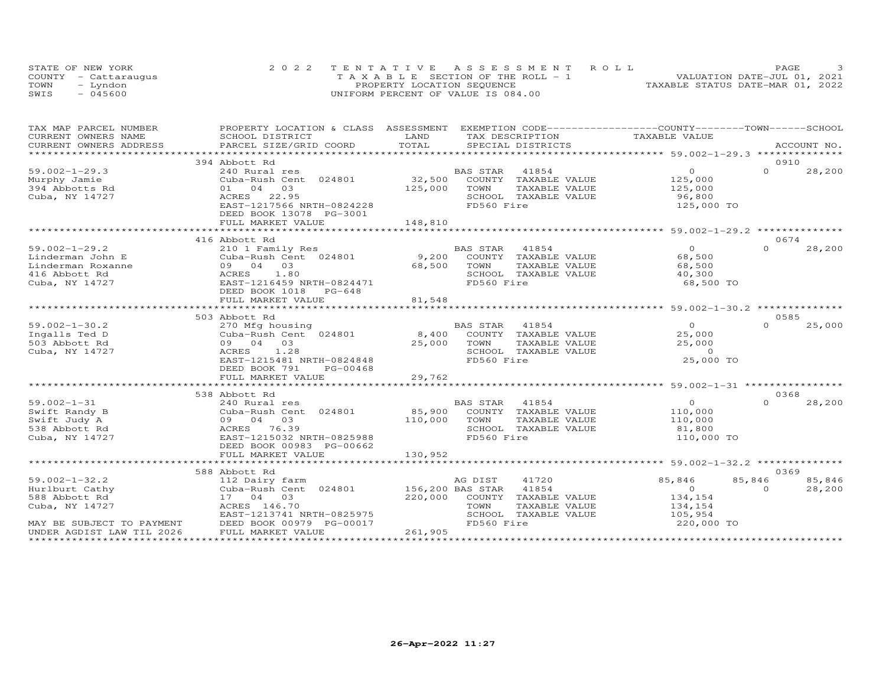STATE OF NEW YORK
COUNTY - Cattaraugus
TOWN - Lyndon
SWIS - 045600

2022 TENTATIVE ASSESSMENT ROLL
TAXABLE SECTION OF THE ROLL - 1
PROPERTY LOCATION SEQUENCE
UNIFORM PERCENT OF VALUE IS 084.00

VALUATION DATE-JUL 01, 2021
TAXABLE STATUS DATE-MAR 01, 2022

| TAX MAP PARCEL NUMBER / CURRENT OWNERS NAME / CURRENT OWNERS ADDRESS | PROPERTY LOCATION & CLASS / SCHOOL DISTRICT / PARCEL SIZE/GRID COORD | ASSESSMENT LAND / TOTAL | EXEMPTION CODE / TAX DESCRIPTION / SPECIAL DISTRICTS | COUNTY TAXABLE VALUE | TOWN | SCHOOL / ACCOUNT NO. |
|---|---|---|---|---|---|---|
| 59.002-1-29.3 | 394 Abbott Rd | | | | | 0910 |
| | 240 Rural res | | BAS STAR 41854 | 0 | 0 | 28,200 |
| Murphy Jamie | Cuba-Rush Cent 024801 | 32,500 | COUNTY TAXABLE VALUE | 125,000 | | |
| 394 Abbotts Rd | 01 04 03 | 125,000 | TOWN TAXABLE VALUE | 125,000 | | |
| Cuba, NY 14727 | ACRES 22.95 | | SCHOOL TAXABLE VALUE | 96,800 | | |
| | EAST-1217566 NRTH-0824228 | | FD560 Fire | 125,000 TO | | |
| | DEED BOOK 13078 PG-3001 | | | | | |
| | FULL MARKET VALUE | 148,810 | | | | |
| 59.002-1-29.2 | 416 Abbott Rd | | | | | 0674 |
| | 210 1 Family Res | | BAS STAR 41854 | 0 | 0 | 28,200 |
| Linderman John E | Cuba-Rush Cent 024801 | 9,200 | COUNTY TAXABLE VALUE | 68,500 | | |
| Linderman Roxanne | 09 04 03 | 68,500 | TOWN TAXABLE VALUE | 68,500 | | |
| 416 Abbott Rd | ACRES 1.80 | | SCHOOL TAXABLE VALUE | 40,300 | | |
| Cuba, NY 14727 | EAST-1216459 NRTH-0824471 | | FD560 Fire | 68,500 TO | | |
| | DEED BOOK 1018 PG-648 | | | | | |
| | FULL MARKET VALUE | 81,548 | | | | |
| 59.002-1-30.2 | 503 Abbott Rd | | | | | 0585 |
| | 270 Mfg housing | | BAS STAR 41854 | 0 | 0 | 25,000 |
| Ingalls Ted D | Cuba-Rush Cent 024801 | 8,400 | COUNTY TAXABLE VALUE | 25,000 | | |
| 503 Abbott Rd | 09 04 03 | 25,000 | TOWN TAXABLE VALUE | 25,000 | | |
| Cuba, NY 14727 | ACRES 1.28 | | SCHOOL TAXABLE VALUE | 0 | | |
| | EAST-1215481 NRTH-0824848 | | FD560 Fire | 25,000 TO | | |
| | DEED BOOK 791 PG-00468 | | | | | |
| | FULL MARKET VALUE | 29,762 | | | | |
| 59.002-1-31 | 538 Abbott Rd | | | | | 0368 |
| | 240 Rural res | | BAS STAR 41854 | 0 | 0 | 28,200 |
| Swift Randy B | Cuba-Rush Cent 024801 | 85,900 | COUNTY TAXABLE VALUE | 110,000 | | |
| Swift Judy A | 09 04 03 | 110,000 | TOWN TAXABLE VALUE | 110,000 | | |
| 538 Abbott Rd | ACRES 76.39 | | SCHOOL TAXABLE VALUE | 81,800 | | |
| Cuba, NY 14727 | EAST-1215032 NRTH-0825988 | | FD560 Fire | 110,000 TO | | |
| | DEED BOOK 00983 PG-00662 | | | | | |
| | FULL MARKET VALUE | 130,952 | | | | |
| 59.002-1-32.2 | 588 Abbott Rd | | | | | 0369 |
| | 112 Dairy farm | | AG DIST 41720 | 85,846 | 85,846 | 85,846 |
| Hurlburt Cathy | Cuba-Rush Cent 024801 | 156,200 | BAS STAR 41854 | 0 | 0 | 28,200 |
| 588 Abbott Rd | 17 04 03 | 220,000 | COUNTY TAXABLE VALUE | 134,154 | | |
| Cuba, NY 14727 | ACRES 146.70 | | TOWN TAXABLE VALUE | 134,154 | | |
| | EAST-1213741 NRTH-0825975 | | SCHOOL TAXABLE VALUE | 105,954 | | |
| MAY BE SUBJECT TO PAYMENT | DEED BOOK 00979 PG-00017 | | FD560 Fire | 220,000 TO | | |
| UNDER AGDIST LAW TIL 2026 | FULL MARKET VALUE | 261,905 | | | | |

26-Apr-2022 11:27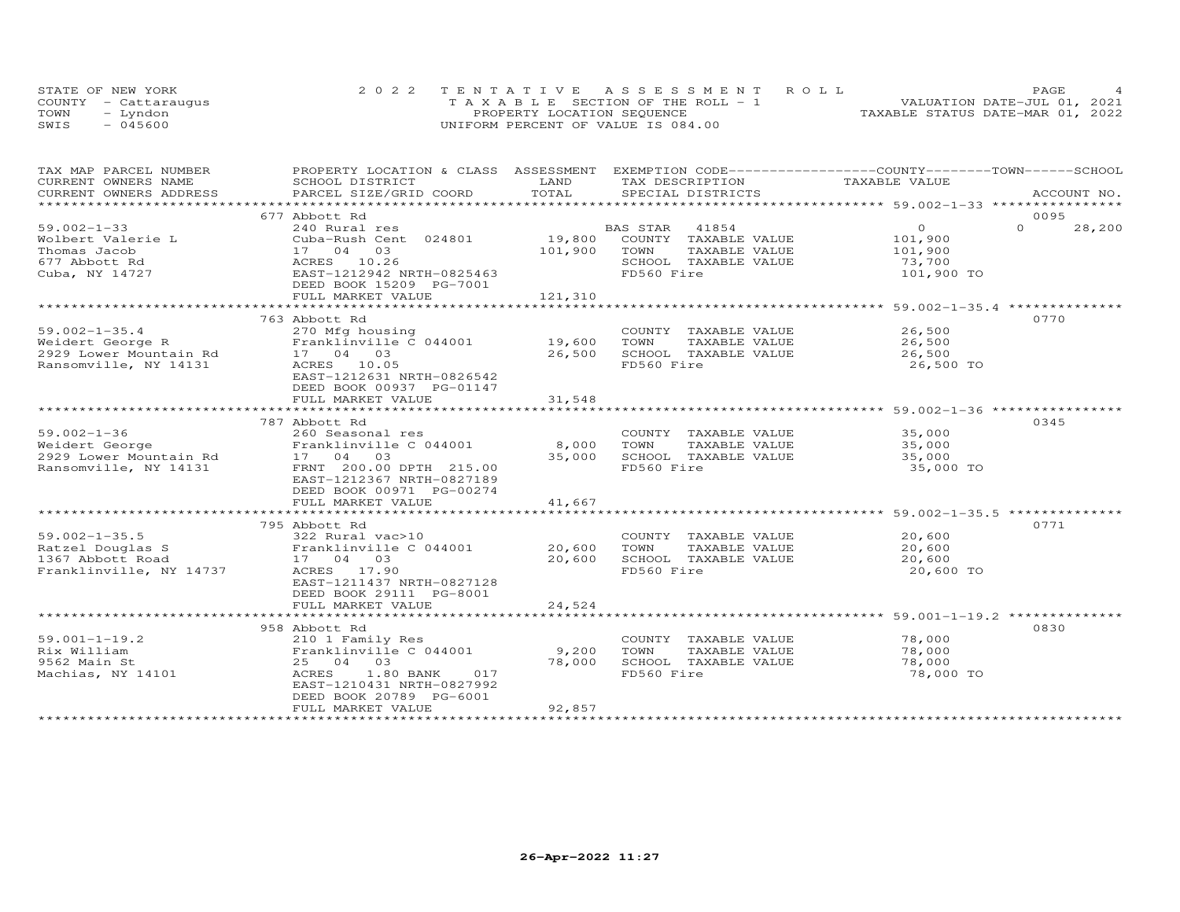STATE OF NEW YORK
COUNTY - Cattaraugus
TOWN - Lyndon
SWIS - 045600

2022 TENTATIVE ASSESSMENT ROLL
TAXABLE SECTION OF THE ROLL - 1
PROPERTY LOCATION SEQUENCE
UNIFORM PERCENT OF VALUE IS 084.00

VALUATION DATE-JUL 01, 2021
TAXABLE STATUS DATE-MAR 01, 2022

| TAX MAP PARCEL NUMBER / CURRENT OWNERS NAME / CURRENT OWNERS ADDRESS | PROPERTY LOCATION & CLASS / SCHOOL DISTRICT / PARCEL SIZE/GRID COORD | ASSESSMENT LAND | TOTAL | EXEMPTION CODE / TAX DESCRIPTION / SPECIAL DISTRICTS | COUNTY TAXABLE VALUE | TOWN | SCHOOL | ACCOUNT NO. |
|---|---|---|---|---|---|---|---|---|
| | 677 Abbott Rd | | | | | | | 0095 |
| 59.002-1-33 | 240 Rural res | | | BAS STAR 41854 | 0 | 0 | 28,200 | |
| Wolbert Valerie L | Cuba-Rush Cent 024801 | 19,800 | | COUNTY TAXABLE VALUE | 101,900 | | | |
| Thomas Jacob | 17 04 03 | | 101,900 | TOWN TAXABLE VALUE | 101,900 | | | |
| 677 Abbott Rd | ACRES 10.26 | | | SCHOOL TAXABLE VALUE | 73,700 | | | |
| Cuba, NY 14727 | EAST-1212942 NRTH-0825463 | | | FD560 Fire | 101,900 TO | | | |
| | DEED BOOK 15209 PG-7001 | | | | | | | |
| | FULL MARKET VALUE | | 121,310 | | | | | |
| | 763 Abbott Rd | | | | | | | 0770 |
| 59.002-1-35.4 | 270 Mfg housing | | | COUNTY TAXABLE VALUE | 26,500 | | | |
| Weidert George R | Franklinville C 044001 | 19,600 | | TOWN TAXABLE VALUE | 26,500 | | | |
| 2929 Lower Mountain Rd | 17 04 03 | | 26,500 | SCHOOL TAXABLE VALUE | 26,500 | | | |
| Ransomville, NY 14131 | ACRES 10.05 | | | FD560 Fire | 26,500 TO | | | |
| | EAST-1212631 NRTH-0826542 | | | | | | | |
| | DEED BOOK 00937 PG-01147 | | | | | | | |
| | FULL MARKET VALUE | | 31,548 | | | | | |
| | 787 Abbott Rd | | | | | | | 0345 |
| 59.002-1-36 | 260 Seasonal res | | | COUNTY TAXABLE VALUE | 35,000 | | | |
| Weidert George | Franklinville C 044001 | 8,000 | | TOWN TAXABLE VALUE | 35,000 | | | |
| 2929 Lower Mountain Rd | 17 04 03 | | 35,000 | SCHOOL TAXABLE VALUE | 35,000 | | | |
| Ransomville, NY 14131 | FRNT 200.00 DPTH 215.00 | | | FD560 Fire | 35,000 TO | | | |
| | EAST-1212367 NRTH-0827189 | | | | | | | |
| | DEED BOOK 00971 PG-00274 | | | | | | | |
| | FULL MARKET VALUE | | 41,667 | | | | | |
| | 795 Abbott Rd | | | | | | | 0771 |
| 59.002-1-35.5 | 322 Rural vac>10 | | | COUNTY TAXABLE VALUE | 20,600 | | | |
| Ratzel Douglas S | Franklinville C 044001 | 20,600 | | TOWN TAXABLE VALUE | 20,600 | | | |
| 1367 Abbott Road | 17 04 03 | | 20,600 | SCHOOL TAXABLE VALUE | 20,600 | | | |
| Franklinville, NY 14737 | ACRES 17.90 | | | FD560 Fire | 20,600 TO | | | |
| | EAST-1211437 NRTH-0827128 | | | | | | | |
| | DEED BOOK 29111 PG-8001 | | | | | | | |
| | FULL MARKET VALUE | | 24,524 | | | | | |
| | 958 Abbott Rd | | | | | | | 0830 |
| 59.001-1-19.2 | 210 1 Family Res | | | COUNTY TAXABLE VALUE | 78,000 | | | |
| Rix William | Franklinville C 044001 | 9,200 | | TOWN TAXABLE VALUE | 78,000 | | | |
| 9562 Main St | 25 04 03 | | 78,000 | SCHOOL TAXABLE VALUE | 78,000 | | | |
| Machias, NY 14101 | ACRES 1.80 BANK 017 | | | FD560 Fire | 78,000 TO | | | |
| | EAST-1210431 NRTH-0827992 | | | | | | | |
| | DEED BOOK 20789 PG-6001 | | | | | | | |
| | FULL MARKET VALUE | | 92,857 | | | | | |

26-Apr-2022 11:27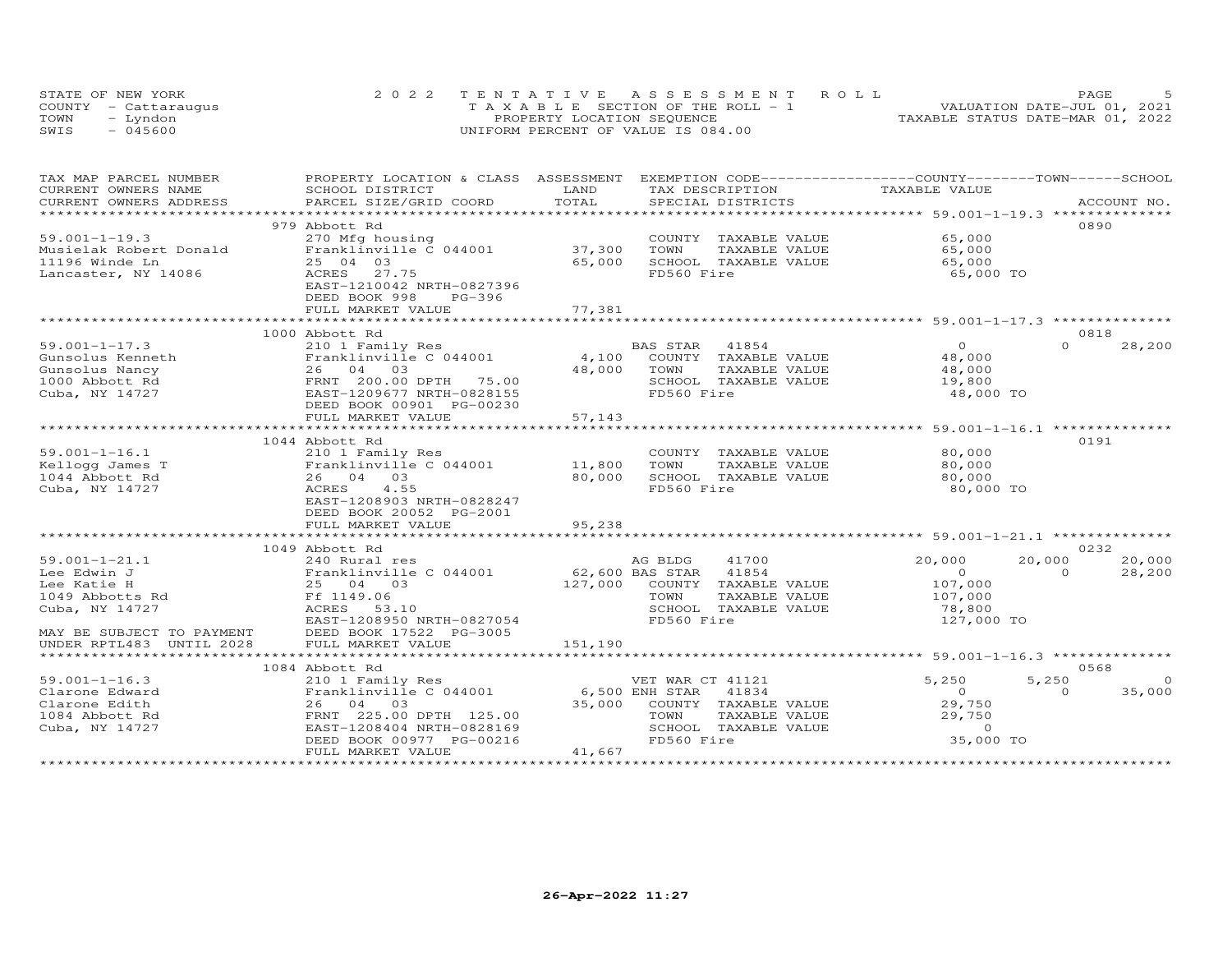STATE OF NEW YORK
COUNTY - Cattaraugus
TOWN - Lyndon
SWIS - 045600

2022 TENTATIVE ASSESSMENT ROLL
TAXABLE SECTION OF THE ROLL - 1
PROPERTY LOCATION SEQUENCE
UNIFORM PERCENT OF VALUE IS 084.00

VALUATION DATE-JUL 01, 2021
TAXABLE STATUS DATE-MAR 01, 2022

| TAX MAP PARCEL NUMBER / CURRENT OWNERS NAME / CURRENT OWNERS ADDRESS | PROPERTY LOCATION & CLASS / SCHOOL DISTRICT / PARCEL SIZE/GRID COORD | ASSESSMENT LAND / TOTAL | EXEMPTION CODE / TAX DESCRIPTION / SPECIAL DISTRICTS | COUNTY TAXABLE VALUE | TOWN | SCHOOL | ACCOUNT NO. |
|---|---|---|---|---|---|---|---|
| | 979 Abbott Rd | | | | | | 0890 |
| 59.001-1-19.3 | 270 Mfg housing | | COUNTY TAXABLE VALUE | 65,000 | | | |
| Musielak Robert Donald | Franklinville C 044001 | 37,300 | TOWN TAXABLE VALUE | 65,000 | | | |
| 11196 Winde Ln | 25 04 03 | 65,000 | SCHOOL TAXABLE VALUE | 65,000 | | | |
| Lancaster, NY 14086 | ACRES 27.75 | | FD560 Fire | 65,000 TO | | | |
| | EAST-1210042 NRTH-0827396 | | | | | | |
| | DEED BOOK 998 PG-396 | | | | | | |
| | FULL MARKET VALUE | 77,381 | | | | | |
| | 1000 Abbott Rd | | | | | | 0818 |
| 59.001-1-17.3 | 210 1 Family Res | | BAS STAR 41854 | 0 | 0 | 28,200 | |
| Gunsolus Kenneth | Franklinville C 044001 | 4,100 | COUNTY TAXABLE VALUE | 48,000 | | | |
| Gunsolus Nancy | 26 04 03 | 48,000 | TOWN TAXABLE VALUE | 48,000 | | | |
| 1000 Abbott Rd | FRNT 200.00 DPTH 75.00 | | SCHOOL TAXABLE VALUE | 19,800 | | | |
| Cuba, NY 14727 | EAST-1209677 NRTH-0828155 | | FD560 Fire | 48,000 TO | | | |
| | DEED BOOK 00901 PG-00230 | | | | | | |
| | FULL MARKET VALUE | 57,143 | | | | | |
| | 1044 Abbott Rd | | | | | | 0191 |
| 59.001-1-16.1 | 210 1 Family Res | | COUNTY TAXABLE VALUE | 80,000 | | | |
| Kellogg James T | Franklinville C 044001 | 11,800 | TOWN TAXABLE VALUE | 80,000 | | | |
| 1044 Abbott Rd | 26 04 03 | 80,000 | SCHOOL TAXABLE VALUE | 80,000 | | | |
| Cuba, NY 14727 | ACRES 4.55 | | FD560 Fire | 80,000 TO | | | |
| | EAST-1208903 NRTH-0828247 | | | | | | |
| | DEED BOOK 20052 PG-2001 | | | | | | |
| | FULL MARKET VALUE | 95,238 | | | | | |
| | 1049 Abbott Rd | | | | | | 0232 |
| 59.001-1-21.1 | 240 Rural res | | AG BLDG 41700 | 20,000 | 20,000 | 20,000 | |
| Lee Edwin J | Franklinville C 044001 | 62,600 | BAS STAR 41854 | 0 | 0 | 28,200 | |
| Lee Katie H | 25 04 03 | 127,000 | COUNTY TAXABLE VALUE | 107,000 | | | |
| 1049 Abbotts Rd | Ff 1149.06 | | TOWN TAXABLE VALUE | 107,000 | | | |
| Cuba, NY 14727 | ACRES 53.10 | | SCHOOL TAXABLE VALUE | 78,800 | | | |
| | EAST-1208950 NRTH-0827054 | | FD560 Fire | 127,000 TO | | | |
| MAY BE SUBJECT TO PAYMENT | DEED BOOK 17522 PG-3005 | | | | | | |
| UNDER RPTL483 UNTIL 2028 | FULL MARKET VALUE | 151,190 | | | | | |
| | 1084 Abbott Rd | | | | | | 0568 |
| 59.001-1-16.3 | 210 1 Family Res | | VET WAR CT 41121 | 5,250 | 5,250 | 0 | |
| Clarone Edward | Franklinville C 044001 | 6,500 | ENH STAR 41834 | 0 | 0 | 35,000 | |
| Clarone Edith | 26 04 03 | 35,000 | COUNTY TAXABLE VALUE | 29,750 | | | |
| 1084 Abbott Rd | FRNT 225.00 DPTH 125.00 | | TOWN TAXABLE VALUE | 29,750 | | | |
| Cuba, NY 14727 | EAST-1208404 NRTH-0828169 | | SCHOOL TAXABLE VALUE | 0 | | | |
| | DEED BOOK 00977 PG-00216 | | FD560 Fire | 35,000 TO | | | |
| | FULL MARKET VALUE | 41,667 | | | | | |

26-Apr-2022 11:27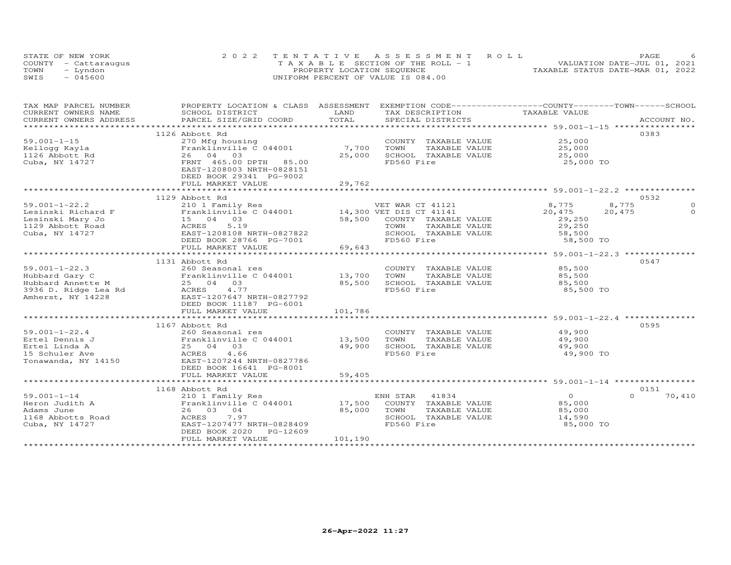STATE OF NEW YORK
COUNTY - Cattaraugus
TOWN - Lyndon
SWIS - 045600

2022 TENTATIVE ASSESSMENT ROLL
TAXABLE SECTION OF THE ROLL - 1
PROPERTY LOCATION SEQUENCE
UNIFORM PERCENT OF VALUE IS 084.00

VALUATION DATE-JUL 01, 2021
TAXABLE STATUS DATE-MAR 01, 2022

| TAX MAP PARCEL NUMBER / CURRENT OWNERS NAME / CURRENT OWNERS ADDRESS | PROPERTY LOCATION & CLASS / SCHOOL DISTRICT / PARCEL SIZE/GRID COORD | ASSESSMENT LAND / TOTAL | EXEMPTION CODE / TAX DESCRIPTION / SPECIAL DISTRICTS | COUNTY TAXABLE VALUE | TOWN | SCHOOL | ACCOUNT NO. |
|---|---|---|---|---|---|---|---|
| | 1126 Abbott Rd | | | | | | 0383 |
| 59.001-1-15 | 270 Mfg housing | | COUNTY TAXABLE VALUE | 25,000 | | | |
| Kellogg Kayla | Franklinville C 044001 | 7,700 | TOWN TAXABLE VALUE | 25,000 | | | |
| 1126 Abbott Rd | 26 04 03 | 25,000 | SCHOOL TAXABLE VALUE | 25,000 | | | |
| Cuba, NY 14727 | FRNT 465.00 DPTH 85.00 | | FD560 Fire | 25,000 TO | | | |
| | EAST-1208003 NRTH-0828151 | | | | | | |
| | DEED BOOK 29341 PG-9002 | | | | | | |
| | FULL MARKET VALUE | 29,762 | | | | | |
| | 1129 Abbott Rd | | | | | | 0532 |
| 59.001-1-22.2 | 210 1 Family Res | | VET WAR CT 41121 | 8,775 | 8,775 | 0 | |
| Lesinski Richard F | Franklinville C 044001 | 14,300 | VET DIS CT 41141 | 20,475 | 20,475 | 0 | |
| Lesinski Mary Jo | 15 04 03 | 58,500 | COUNTY TAXABLE VALUE | 29,250 | | | |
| 1129 Abbott Road | ACRES 5.19 | | TOWN TAXABLE VALUE | 29,250 | | | |
| Cuba, NY 14727 | EAST-1208108 NRTH-0827822 | | SCHOOL TAXABLE VALUE | 58,500 | | | |
| | DEED BOOK 28766 PG-7001 | | FD560 Fire | 58,500 TO | | | |
| | FULL MARKET VALUE | 69,643 | | | | | |
| | 1131 Abbott Rd | | | | | | 0547 |
| 59.001-1-22.3 | 260 Seasonal res | | COUNTY TAXABLE VALUE | 85,500 | | | |
| Hubbard Gary C | Franklinville C 044001 | 13,700 | TOWN TAXABLE VALUE | 85,500 | | | |
| Hubbard Annette M | 25 04 03 | 85,500 | SCHOOL TAXABLE VALUE | 85,500 | | | |
| 3936 D. Ridge Lea Rd | ACRES 4.77 | | FD560 Fire | 85,500 TO | | | |
| Amherst, NY 14228 | EAST-1207647 NRTH-0827792 | | | | | | |
| | DEED BOOK 11187 PG-6001 | | | | | | |
| | FULL MARKET VALUE | 101,786 | | | | | |
| | 1167 Abbott Rd | | | | | | 0595 |
| 59.001-1-22.4 | 260 Seasonal res | | COUNTY TAXABLE VALUE | 49,900 | | | |
| Ertel Dennis J | Franklinville C 044001 | 13,500 | TOWN TAXABLE VALUE | 49,900 | | | |
| Ertel Linda A | 25 04 03 | 49,900 | SCHOOL TAXABLE VALUE | 49,900 | | | |
| 15 Schuler Ave | ACRES 4.66 | | FD560 Fire | 49,900 TO | | | |
| Tonawanda, NY 14150 | EAST-1207244 NRTH-0827786 | | | | | | |
| | DEED BOOK 16641 PG-8001 | | | | | | |
| | FULL MARKET VALUE | 59,405 | | | | | |
| | 1168 Abbott Rd | | | | | | 0151 |
| 59.001-1-14 | 210 1 Family Res | | ENH STAR 41834 | 0 | 0 | 70,410 | |
| Heron Judith A | Franklinville C 044001 | 17,500 | COUNTY TAXABLE VALUE | 85,000 | | | |
| Adams June | 26 03 04 | 85,000 | TOWN TAXABLE VALUE | 85,000 | | | |
| 1168 Abbotts Road | ACRES 7.97 | | SCHOOL TAXABLE VALUE | 14,590 | | | |
| Cuba, NY 14727 | EAST-1207477 NRTH-0828409 | | FD560 Fire | 85,000 TO | | | |
| | DEED BOOK 2020 PG-12609 | | | | | | |
| | FULL MARKET VALUE | 101,190 | | | | | |

26-Apr-2022 11:27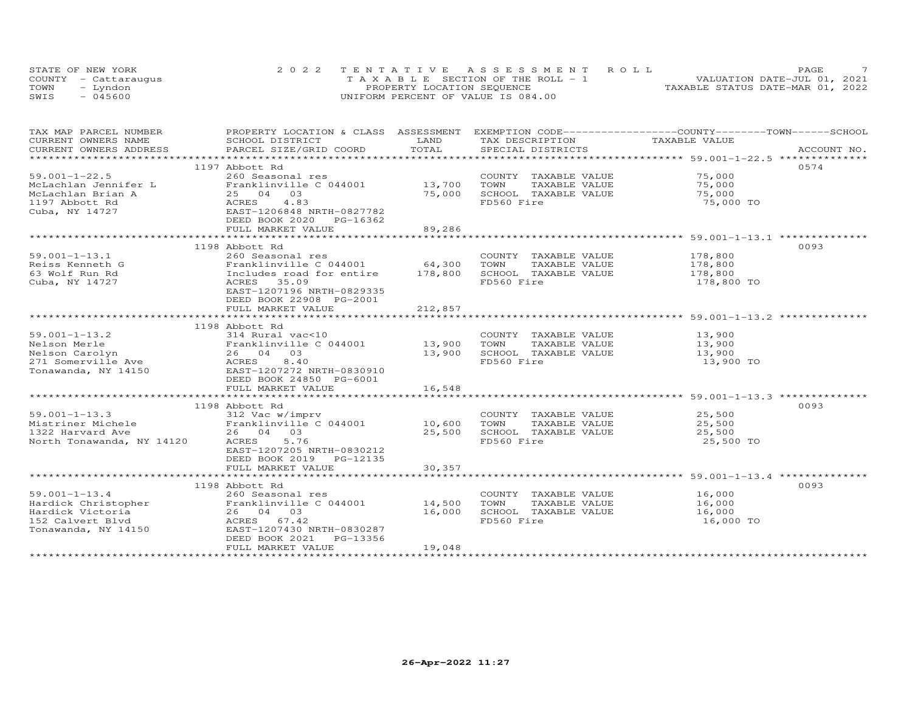STATE OF NEW YORK
COUNTY - Cattaraugus
TOWN - Lyndon
SWIS - 045600

2022 TENTATIVE ASSESSMENT ROLL
TAXABLE SECTION OF THE ROLL - 1
PROPERTY LOCATION SEQUENCE
UNIFORM PERCENT OF VALUE IS 084.00

VALUATION DATE-JUL 01, 2021
TAXABLE STATUS DATE-MAR 01, 2022

| TAX MAP PARCEL NUMBER / CURRENT OWNERS NAME / CURRENT OWNERS ADDRESS | PROPERTY LOCATION & CLASS / SCHOOL DISTRICT / PARCEL SIZE/GRID COORD | ASSESSMENT LAND | TOTAL | EXEMPTION CODE / TAX DESCRIPTION / SPECIAL DISTRICTS | COUNTY--------TOWN------SCHOOL TAXABLE VALUE | ACCOUNT NO. |
|---|---|---|---|---|---|---|
| | 1197 Abbott Rd | | | | | 0574 |
| 59.001-1-22.5 | 260 Seasonal res | | | COUNTY TAXABLE VALUE | 75,000 | |
| McLachlan Jennifer L | Franklinville C 044001 | 13,700 | | TOWN TAXABLE VALUE | 75,000 | |
| McLachlan Brian A | 25 04 03 | | 75,000 | SCHOOL TAXABLE VALUE | 75,000 | |
| 1197 Abbott Rd | ACRES 4.83 | | | FD560 Fire | 75,000 TO | |
| Cuba, NY 14727 | EAST-1206848 NRTH-0827782 | | | | | |
| | DEED BOOK 2020 PG-16362 | | | | | |
| | FULL MARKET VALUE | | 89,286 | | | |
| | 1198 Abbott Rd | | | | | 0093 |
| 59.001-1-13.1 | 260 Seasonal res | | | COUNTY TAXABLE VALUE | 178,800 | |
| Reiss Kenneth G | Franklinville C 044001 | 64,300 | | TOWN TAXABLE VALUE | 178,800 | |
| 63 Wolf Run Rd | Includes road for entire | | 178,800 | SCHOOL TAXABLE VALUE | 178,800 | |
| Cuba, NY 14727 | ACRES 35.09 | | | FD560 Fire | 178,800 TO | |
| | EAST-1207196 NRTH-0829335 | | | | | |
| | DEED BOOK 22908 PG-2001 | | | | | |
| | FULL MARKET VALUE | | 212,857 | | | |
| | 1198 Abbott Rd | | | | | |
| 59.001-1-13.2 | 314 Rural vac<10 | | | COUNTY TAXABLE VALUE | 13,900 | |
| Nelson Merle | Franklinville C 044001 | 13,900 | | TOWN TAXABLE VALUE | 13,900 | |
| Nelson Carolyn | 26 04 03 | | 13,900 | SCHOOL TAXABLE VALUE | 13,900 | |
| 271 Somerville Ave | ACRES 8.40 | | | FD560 Fire | 13,900 TO | |
| Tonawanda, NY 14150 | EAST-1207272 NRTH-0830910 | | | | | |
| | DEED BOOK 24850 PG-6001 | | | | | |
| | FULL MARKET VALUE | | 16,548 | | | |
| | 1198 Abbott Rd | | | | | 0093 |
| 59.001-1-13.3 | 312 Vac w/imprv | | | COUNTY TAXABLE VALUE | 25,500 | |
| Mistriner Michele | Franklinville C 044001 | 10,600 | | TOWN TAXABLE VALUE | 25,500 | |
| 1322 Harvard Ave | 26 04 03 | | 25,500 | SCHOOL TAXABLE VALUE | 25,500 | |
| North Tonawanda, NY 14120 | ACRES 5.76 | | | FD560 Fire | 25,500 TO | |
| | EAST-1207205 NRTH-0830212 | | | | | |
| | DEED BOOK 2019 PG-12135 | | | | | |
| | FULL MARKET VALUE | | 30,357 | | | |
| | 1198 Abbott Rd | | | | | 0093 |
| 59.001-1-13.4 | 260 Seasonal res | | | COUNTY TAXABLE VALUE | 16,000 | |
| Hardick Christopher | Franklinville C 044001 | 14,500 | | TOWN TAXABLE VALUE | 16,000 | |
| Hardick Victoria | 26 04 03 | | 16,000 | SCHOOL TAXABLE VALUE | 16,000 | |
| 152 Calvert Blvd | ACRES 67.42 | | | FD560 Fire | 16,000 TO | |
| Tonawanda, NY 14150 | EAST-1207430 NRTH-0830287 | | | | | |
| | DEED BOOK 2021 PG-13356 | | | | | |
| | FULL MARKET VALUE | | 19,048 | | | |

26-Apr-2022 11:27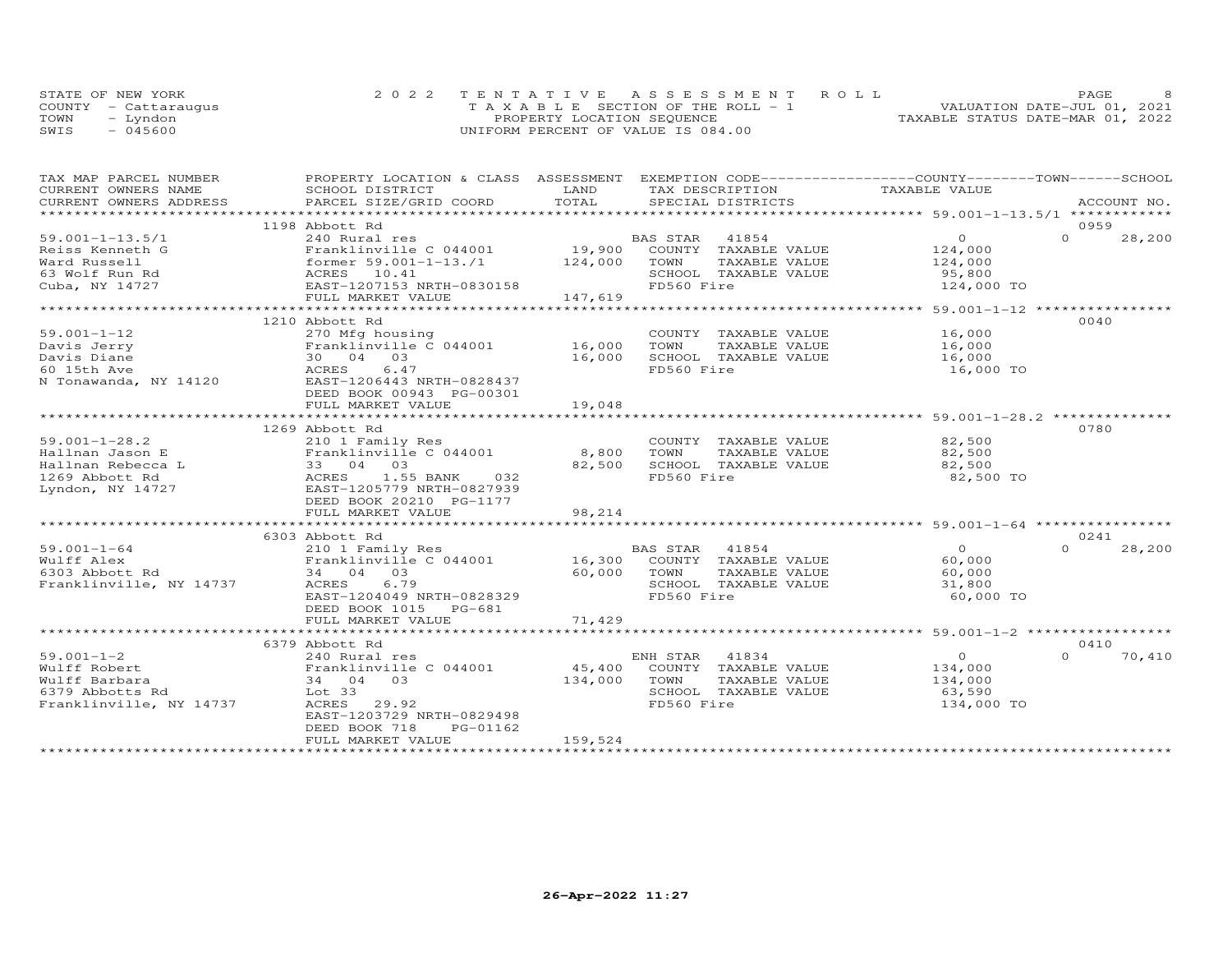STATE OF NEW YORK
COUNTY - Cattaraugus
TOWN - Lyndon
SWIS - 045600

2022 TENTATIVE ASSESSMENT ROLL
TAXABLE SECTION OF THE ROLL - 1
PROPERTY LOCATION SEQUENCE
UNIFORM PERCENT OF VALUE IS 084.00

VALUATION DATE-JUL 01, 2021
TAXABLE STATUS DATE-MAR 01, 2022

| TAX MAP PARCEL NUMBER / CURRENT OWNERS NAME / CURRENT OWNERS ADDRESS | PROPERTY LOCATION & CLASS / SCHOOL DISTRICT / PARCEL SIZE/GRID COORD | ASSESSMENT LAND / TOTAL | EXEMPTION CODE / TAX DESCRIPTION / SPECIAL DISTRICTS | COUNTY / TOWN TAXABLE VALUE | SCHOOL / ACCOUNT NO. |
|---|---|---|---|---|---|
| **59.001-1-13.5/1** | 1198 Abbott Rd | | | | 0959 |
| | 240 Rural res | | BAS STAR 41854 | 0 | 0 28,200 |
| Reiss Kenneth G | Franklinville C 044001 | 19,900 | COUNTY TAXABLE VALUE | 124,000 | |
| Ward Russell | former 59.001-1-13./1 | 124,000 | TOWN TAXABLE VALUE | 124,000 | |
| 63 Wolf Run Rd | ACRES 10.41 | | SCHOOL TAXABLE VALUE | 95,800 | |
| Cuba, NY 14727 | EAST-1207153 NRTH-0830158 | | FD560 Fire | 124,000 TO | |
| | FULL MARKET VALUE | 147,619 | | | |
| **59.001-1-12** | 1210 Abbott Rd | | | | 0040 |
| | 270 Mfg housing | | COUNTY TAXABLE VALUE | 16,000 | |
| Davis Jerry | Franklinville C 044001 | 16,000 | TOWN TAXABLE VALUE | 16,000 | |
| Davis Diane | 30 04 03 | 16,000 | SCHOOL TAXABLE VALUE | 16,000 | |
| 60 15th Ave | ACRES 6.47 | | FD560 Fire | 16,000 TO | |
| N Tonawanda, NY 14120 | EAST-1206443 NRTH-0828437 | | | | |
| | DEED BOOK 00943 PG-00301 | | | | |
| | FULL MARKET VALUE | 19,048 | | | |
| **59.001-1-28.2** | 1269 Abbott Rd | | | | 0780 |
| | 210 1 Family Res | | COUNTY TAXABLE VALUE | 82,500 | |
| Hallnan Jason E | Franklinville C 044001 | 8,800 | TOWN TAXABLE VALUE | 82,500 | |
| Hallnan Rebecca L | 33 04 03 | 82,500 | SCHOOL TAXABLE VALUE | 82,500 | |
| 1269 Abbott Rd | ACRES 1.55 BANK 032 | | FD560 Fire | 82,500 TO | |
| Lyndon, NY 14727 | EAST-1205779 NRTH-0827939 | | | | |
| | DEED BOOK 20210 PG-1177 | | | | |
| | FULL MARKET VALUE | 98,214 | | | |
| **59.001-1-64** | 6303 Abbott Rd | | | | 0241 |
| | 210 1 Family Res | | BAS STAR 41854 | 0 | 0 28,200 |
| Wulff Alex | Franklinville C 044001 | 16,300 | COUNTY TAXABLE VALUE | 60,000 | |
| 6303 Abbott Rd | 34 04 03 | 60,000 | TOWN TAXABLE VALUE | 60,000 | |
| Franklinville, NY 14737 | ACRES 6.79 | | SCHOOL TAXABLE VALUE | 31,800 | |
| | EAST-1204049 NRTH-0828329 | | FD560 Fire | 60,000 TO | |
| | DEED BOOK 1015 PG-681 | | | | |
| | FULL MARKET VALUE | 71,429 | | | |
| **59.001-1-2** | 6379 Abbott Rd | | | | 0410 |
| | 240 Rural res | | ENH STAR 41834 | 0 | 0 70,410 |
| Wulff Robert | Franklinville C 044001 | 45,400 | COUNTY TAXABLE VALUE | 134,000 | |
| Wulff Barbara | 34 04 03 | 134,000 | TOWN TAXABLE VALUE | 134,000 | |
| 6379 Abbotts Rd | Lot 33 | | SCHOOL TAXABLE VALUE | 63,590 | |
| Franklinville, NY 14737 | ACRES 29.92 | | FD560 Fire | 134,000 TO | |
| | EAST-1203729 NRTH-0829498 | | | | |
| | DEED BOOK 718 PG-01162 | | | | |
| | FULL MARKET VALUE | 159,524 | | | |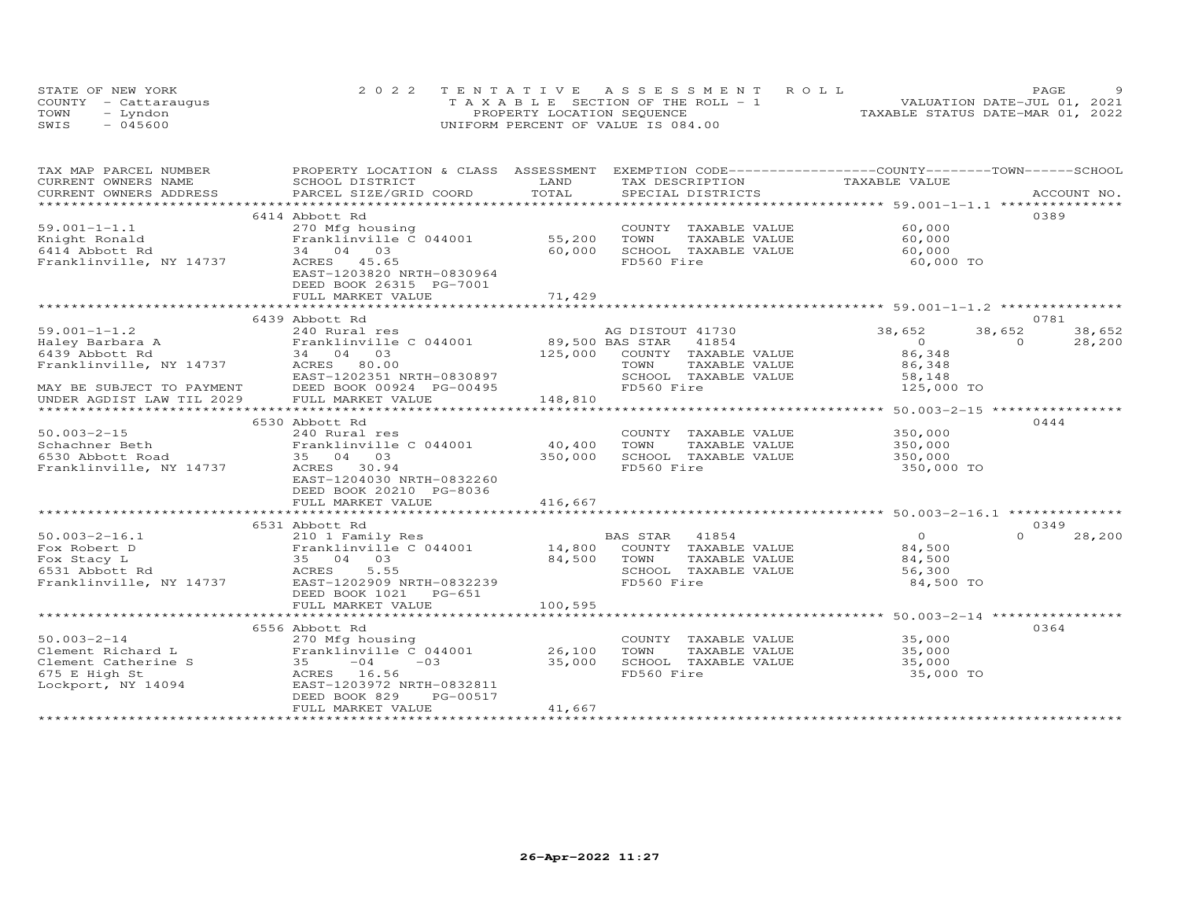STATE OF NEW YORK
COUNTY - Cattaraugus
TOWN - Lyndon
SWIS - 045600

2022 TENTATIVE ASSESSMENT ROLL
TAXABLE SECTION OF THE ROLL - 1
PROPERTY LOCATION SEQUENCE
UNIFORM PERCENT OF VALUE IS 084.00

VALUATION DATE-JUL 01, 2021
TAXABLE STATUS DATE-MAR 01, 2022

| TAX MAP PARCEL NUMBER / CURRENT OWNERS NAME / CURRENT OWNERS ADDRESS | PROPERTY LOCATION & CLASS / SCHOOL DISTRICT / PARCEL SIZE/GRID COORD | ASSESSMENT LAND / TOTAL | EXEMPTION CODE / TAX DESCRIPTION / SPECIAL DISTRICTS | COUNTY TAXABLE VALUE | TOWN | SCHOOL | ACCOUNT NO. |
|---|---|---|---|---|---|---|---|
| 59.001-1-1.1 | 6414 Abbott Rd | | | | | | 0389 |
| Knight Ronald | 270 Mfg housing | | COUNTY TAXABLE VALUE | 60,000 | | | |
| 6414 Abbott Rd | Franklinville C 044001 | 55,200 | TOWN TAXABLE VALUE | 60,000 | | | |
| Franklinville, NY 14737 | 34 04 03 | 60,000 | SCHOOL TAXABLE VALUE | 60,000 | | | |
| | ACRES 45.65 | | FD560 Fire | 60,000 TO | | | |
| | EAST-1203820 NRTH-0830964 | | | | | | |
| | DEED BOOK 26315 PG-7001 | | | | | | |
| | FULL MARKET VALUE | 71,429 | | | | | |
| 59.001-1-1.2 | 6439 Abbott Rd | | | | | | 0781 |
| Haley Barbara A | 240 Rural res | | AG DISTOUT 41730 | 38,652 | 38,652 | 38,652 | |
| 6439 Abbott Rd | Franklinville C 044001 | 89,500 | BAS STAR 41854 | 0 | 0 | 28,200 | |
| Franklinville, NY 14737 | 34 04 03 | 125,000 | COUNTY TAXABLE VALUE | 86,348 | | | |
| | ACRES 80.00 | | TOWN TAXABLE VALUE | 86,348 | | | |
| | EAST-1202351 NRTH-0830897 | | SCHOOL TAXABLE VALUE | 58,148 | | | |
| MAY BE SUBJECT TO PAYMENT | DEED BOOK 00924 PG-00495 | | FD560 Fire | 125,000 TO | | | |
| UNDER AGDIST LAW TIL 2029 | FULL MARKET VALUE | 148,810 | | | | | |
| 50.003-2-15 | 6530 Abbott Rd | | | | | | 0444 |
| Schachner Beth | 240 Rural res | | COUNTY TAXABLE VALUE | 350,000 | | | |
| 6530 Abbott Road | Franklinville C 044001 | 40,400 | TOWN TAXABLE VALUE | 350,000 | | | |
| Franklinville, NY 14737 | 35 04 03 | 350,000 | SCHOOL TAXABLE VALUE | 350,000 | | | |
| | ACRES 30.94 | | FD560 Fire | 350,000 TO | | | |
| | EAST-1204030 NRTH-0832260 | | | | | | |
| | DEED BOOK 20210 PG-8036 | | | | | | |
| | FULL MARKET VALUE | 416,667 | | | | | |
| 50.003-2-16.1 | 6531 Abbott Rd | | | | | | 0349 |
| Fox Robert D | 210 1 Family Res | | BAS STAR 41854 | 0 | 0 | 28,200 | |
| Fox Stacy L | Franklinville C 044001 | 14,800 | COUNTY TAXABLE VALUE | 84,500 | | | |
| 6531 Abbott Rd | 35 04 03 | 84,500 | TOWN TAXABLE VALUE | 84,500 | | | |
| Franklinville, NY 14737 | ACRES 5.55 | | SCHOOL TAXABLE VALUE | 56,300 | | | |
| | EAST-1202909 NRTH-0832239 | | FD560 Fire | 84,500 TO | | | |
| | DEED BOOK 1021 PG-651 | | | | | | |
| | FULL MARKET VALUE | 100,595 | | | | | |
| 50.003-2-14 | 6556 Abbott Rd | | | | | | 0364 |
| Clement Richard L | 270 Mfg housing | | COUNTY TAXABLE VALUE | 35,000 | | | |
| Clement Catherine S | Franklinville C 044001 | 26,100 | TOWN TAXABLE VALUE | 35,000 | | | |
| 675 E High St | 35 -04 -03 | 35,000 | SCHOOL TAXABLE VALUE | 35,000 | | | |
| Lockport, NY 14094 | ACRES 16.56 | | FD560 Fire | 35,000 TO | | | |
| | EAST-1203972 NRTH-0832811 | | | | | | |
| | DEED BOOK 829 PG-00517 | | | | | | |
| | FULL MARKET VALUE | 41,667 | | | | | |

26-Apr-2022 11:27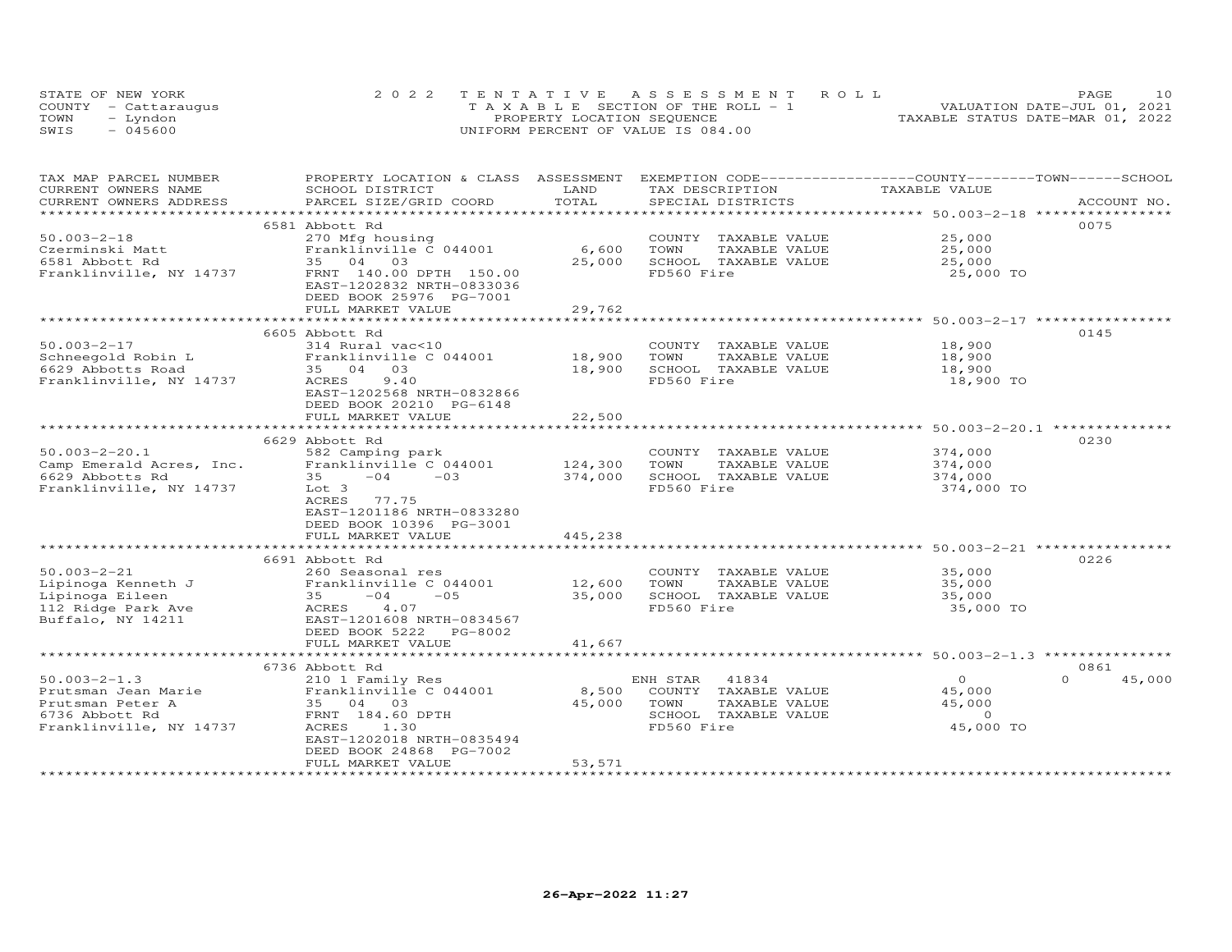STATE OF NEW YORK
COUNTY - Cattaraugus
TOWN - Lyndon
SWIS - 045600

2022 TENTATIVE ASSESSMENT ROLL
TAXABLE SECTION OF THE ROLL - 1
PROPERTY LOCATION SEQUENCE
UNIFORM PERCENT OF VALUE IS 084.00

VALUATION DATE-JUL 01, 2021
TAXABLE STATUS DATE-MAR 01, 2022

| TAX MAP PARCEL NUMBER / CURRENT OWNERS NAME / CURRENT OWNERS ADDRESS | PROPERTY LOCATION & CLASS / SCHOOL DISTRICT / PARCEL SIZE/GRID COORD | ASSESSMENT LAND / TOTAL | EXEMPTION CODE / TAX DESCRIPTION / SPECIAL DISTRICTS | TAXABLE VALUE (COUNTY / TOWN / SCHOOL) | ACCOUNT NO. |
|---|---|---|---|---|---|
| | 6581 Abbott Rd | | | | 0075 |
| 50.003-2-18 | 270 Mfg housing | | COUNTY TAXABLE VALUE | 25,000 | |
| Czerminski Matt | Franklinville C 044001 | 6,600 | TOWN TAXABLE VALUE | 25,000 | |
| 6581 Abbott Rd | 35 04 03 | 25,000 | SCHOOL TAXABLE VALUE | 25,000 | |
| Franklinville, NY 14737 | FRNT 140.00 DPTH 150.00 | | FD560 Fire | 25,000 TO | |
| | EAST-1202832 NRTH-0833036 | | | | |
| | DEED BOOK 25976 PG-7001 | | | | |
| | FULL MARKET VALUE | 29,762 | | | |
| | 6605 Abbott Rd | | | | 0145 |
| 50.003-2-17 | 314 Rural vac<10 | | COUNTY TAXABLE VALUE | 18,900 | |
| Schneegold Robin L | Franklinville C 044001 | 18,900 | TOWN TAXABLE VALUE | 18,900 | |
| 6629 Abbotts Road | 35 04 03 | 18,900 | SCHOOL TAXABLE VALUE | 18,900 | |
| Franklinville, NY 14737 | ACRES 9.40 | | FD560 Fire | 18,900 TO | |
| | EAST-1202568 NRTH-0832866 | | | | |
| | DEED BOOK 20210 PG-6148 | | | | |
| | FULL MARKET VALUE | 22,500 | | | |
| | 6629 Abbott Rd | | | | 0230 |
| 50.003-2-20.1 | 582 Camping park | | COUNTY TAXABLE VALUE | 374,000 | |
| Camp Emerald Acres, Inc. | Franklinville C 044001 | 124,300 | TOWN TAXABLE VALUE | 374,000 | |
| 6629 Abbotts Rd | 35 -04 -03 | 374,000 | SCHOOL TAXABLE VALUE | 374,000 | |
| Franklinville, NY 14737 | Lot 3 | | FD560 Fire | 374,000 TO | |
| | ACRES 77.75 | | | | |
| | EAST-1201186 NRTH-0833280 | | | | |
| | DEED BOOK 10396 PG-3001 | | | | |
| | FULL MARKET VALUE | 445,238 | | | |
| | 6691 Abbott Rd | | | | 0226 |
| 50.003-2-21 | 260 Seasonal res | | COUNTY TAXABLE VALUE | 35,000 | |
| Lipinoga Kenneth J | Franklinville C 044001 | 12,600 | TOWN TAXABLE VALUE | 35,000 | |
| Lipinoga Eileen | 35 -04 -05 | 35,000 | SCHOOL TAXABLE VALUE | 35,000 | |
| 112 Ridge Park Ave | ACRES 4.07 | | FD560 Fire | 35,000 TO | |
| Buffalo, NY 14211 | EAST-1201608 NRTH-0834567 | | | | |
| | DEED BOOK 5222 PG-8002 | | | | |
| | FULL MARKET VALUE | 41,667 | | | |
| | 6736 Abbott Rd | | | | 0861 |
| 50.003-2-1.3 | 210 1 Family Res | | ENH STAR 41834 | 0 / 0 / 45,000 | |
| Prutsman Jean Marie | Franklinville C 044001 | 8,500 | COUNTY TAXABLE VALUE | 45,000 | |
| Prutsman Peter A | 35 04 03 | 45,000 | TOWN TAXABLE VALUE | 45,000 | |
| 6736 Abbott Rd | FRNT 184.60 DPTH | | SCHOOL TAXABLE VALUE | 0 | |
| Franklinville, NY 14737 | ACRES 1.30 | | FD560 Fire | 45,000 TO | |
| | EAST-1202018 NRTH-0835494 | | | | |
| | DEED BOOK 24868 PG-7002 | | | | |
| | FULL MARKET VALUE | 53,571 | | | |

26-Apr-2022 11:27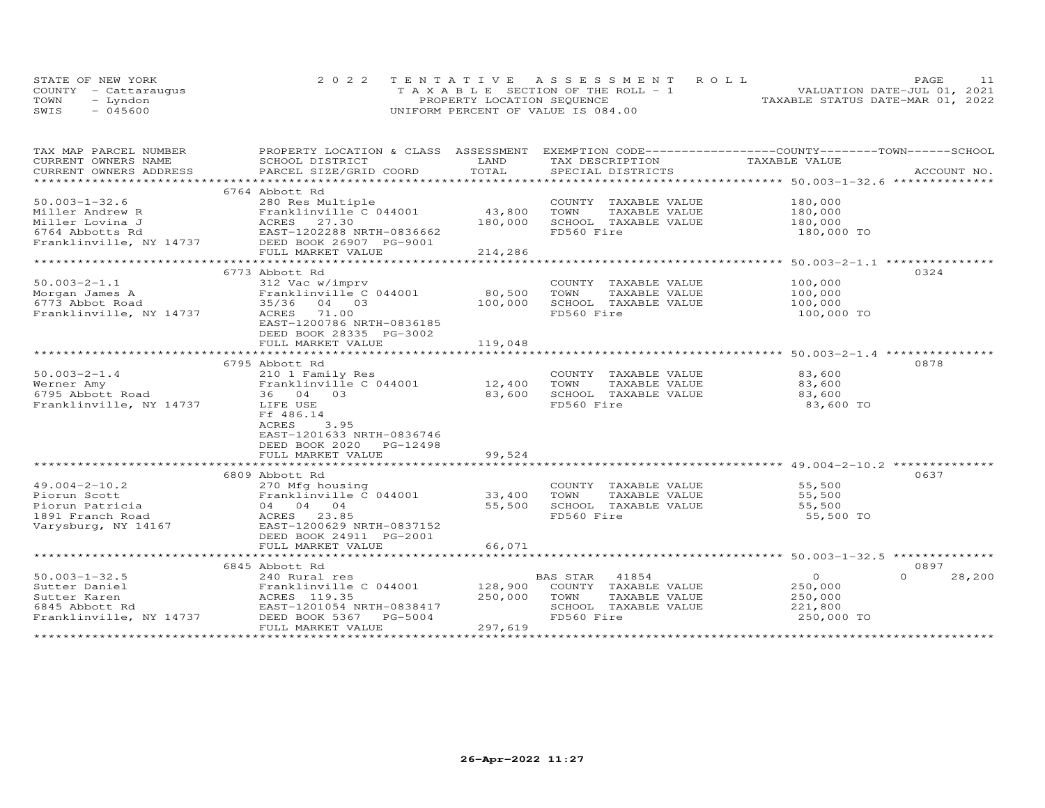STATE OF NEW YORK
COUNTY - Cattaraugus
TOWN - Lyndon
SWIS - 045600

2022 TENTATIVE ASSESSMENT ROLL
TAXABLE SECTION OF THE ROLL - 1
PROPERTY LOCATION SEQUENCE
UNIFORM PERCENT OF VALUE IS 084.00

VALUATION DATE-JUL 01, 2021
TAXABLE STATUS DATE-MAR 01, 2022

| TAX MAP PARCEL NUMBER / CURRENT OWNERS NAME / CURRENT OWNERS ADDRESS | PROPERTY LOCATION & CLASS / SCHOOL DISTRICT / PARCEL SIZE/GRID COORD | ASSESSMENT LAND | TOTAL | EXEMPTION CODE / TAX DESCRIPTION / SPECIAL DISTRICTS | COUNTY / TOWN / SCHOOL TAXABLE VALUE | ACCOUNT NO. |
|---|---|---|---|---|---|---|
| 50.003-1-32.6 | 6764 Abbott Rd | | | | | |
| Miller Andrew R | 280 Res Multiple | | | COUNTY TAXABLE VALUE | 180,000 | |
| Miller Lovina J | Franklinville C 044001 | 43,800 | | TOWN TAXABLE VALUE | 180,000 | |
| 6764 Abbotts Rd | ACRES 27.30 | | 180,000 | SCHOOL TAXABLE VALUE | 180,000 | |
| Franklinville, NY 14737 | EAST-1202288 NRTH-0836662 | | | FD560 Fire | 180,000 TO | |
| | DEED BOOK 26907 PG-9001 | | | | | |
| | FULL MARKET VALUE | | 214,286 | | | |
| 50.003-2-1.1 | 6773 Abbott Rd | | | | | 0324 |
| Morgan James A | 312 Vac w/imprv | | | COUNTY TAXABLE VALUE | 100,000 | |
| 6773 Abbot Road | Franklinville C 044001 | 80,500 | | TOWN TAXABLE VALUE | 100,000 | |
| Franklinville, NY 14737 | 35/36 04 03 | | 100,000 | SCHOOL TAXABLE VALUE | 100,000 | |
| | ACRES 71.00 | | | FD560 Fire | 100,000 TO | |
| | EAST-1200786 NRTH-0836185 | | | | | |
| | DEED BOOK 28335 PG-3002 | | | | | |
| | FULL MARKET VALUE | | 119,048 | | | |
| 50.003-2-1.4 | 6795 Abbott Rd | | | | | 0878 |
| Werner Amy | 210 1 Family Res | | | COUNTY TAXABLE VALUE | 83,600 | |
| 6795 Abbott Road | Franklinville C 044001 | 12,400 | | TOWN TAXABLE VALUE | 83,600 | |
| Franklinville, NY 14737 | 36 04 03 | | 83,600 | SCHOOL TAXABLE VALUE | 83,600 | |
| | LIFE USE | | | FD560 Fire | 83,600 TO | |
| | Ff 486.14 | | | | | |
| | ACRES 3.95 | | | | | |
| | EAST-1201633 NRTH-0836746 | | | | | |
| | DEED BOOK 2020 PG-12498 | | | | | |
| | FULL MARKET VALUE | | 99,524 | | | |
| 49.004-2-10.2 | 6809 Abbott Rd | | | | | 0637 |
| Piorun Scott | 270 Mfg housing | | | COUNTY TAXABLE VALUE | 55,500 | |
| Piorun Patricia | Franklinville C 044001 | 33,400 | | TOWN TAXABLE VALUE | 55,500 | |
| 1891 Franch Road | 04 04 04 | | 55,500 | SCHOOL TAXABLE VALUE | 55,500 | |
| Varysburg, NY 14167 | ACRES 23.85 | | | FD560 Fire | 55,500 TO | |
| | EAST-1200629 NRTH-0837152 | | | | | |
| | DEED BOOK 24911 PG-2001 | | | | | |
| | FULL MARKET VALUE | | 66,071 | | | |
| 50.003-1-32.5 | 6845 Abbott Rd | | | | | 0897 |
| Sutter Daniel | 240 Rural res | | | BAS STAR 41854 | 0 0 28,200 | |
| Sutter Karen | Franklinville C 044001 | 128,900 | | COUNTY TAXABLE VALUE | 250,000 | |
| 6845 Abbott Rd | ACRES 119.35 | | 250,000 | TOWN TAXABLE VALUE | 250,000 | |
| Franklinville, NY 14737 | EAST-1201054 NRTH-0838417 | | | SCHOOL TAXABLE VALUE | 221,800 | |
| | DEED BOOK 5367 PG-5004 | | | FD560 Fire | 250,000 TO | |
| | FULL MARKET VALUE | | 297,619 | | | |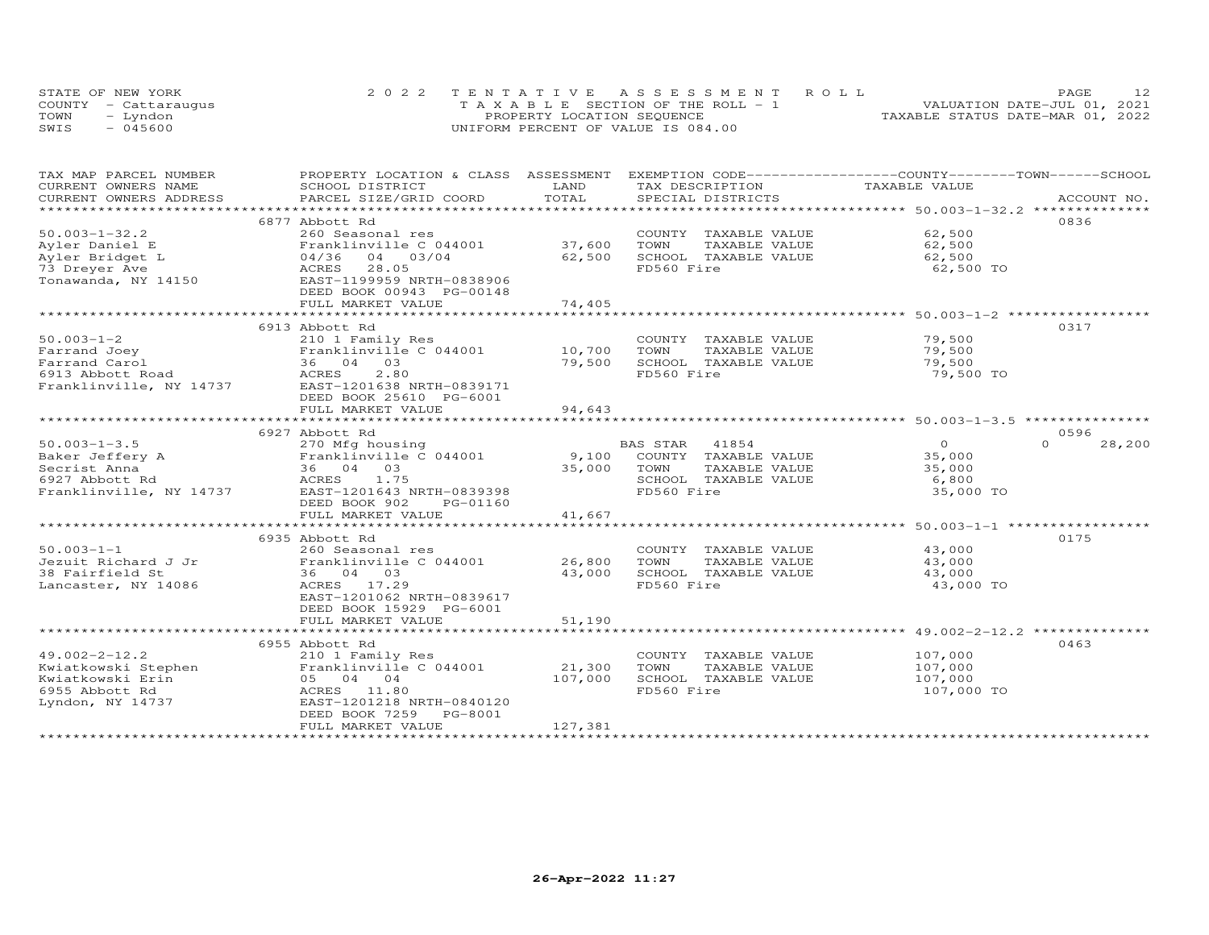STATE OF NEW YORK
COUNTY - Cattaraugus
TOWN - Lyndon
SWIS - 045600

2022 TENTATIVE ASSESSMENT ROLL
TAXABLE SECTION OF THE ROLL - 1
PROPERTY LOCATION SEQUENCE
UNIFORM PERCENT OF VALUE IS 084.00

VALUATION DATE-JUL 01, 2021
TAXABLE STATUS DATE-MAR 01, 2022

| TAX MAP PARCEL NUMBER / CURRENT OWNERS NAME / CURRENT OWNERS ADDRESS | PROPERTY LOCATION & CLASS / SCHOOL DISTRICT / PARCEL SIZE/GRID COORD | ASSESSMENT LAND / TOTAL | EXEMPTION CODE / TAX DESCRIPTION / SPECIAL DISTRICTS | COUNTY TAXABLE VALUE | TOWN | SCHOOL | ACCOUNT NO. |
|---|---|---|---|---|---|---|---|
| 50.003-1-32.2 | 6877 Abbott Rd | | | | | | 0836 |
| 50.003-1-32.2 | 260 Seasonal res | | COUNTY TAXABLE VALUE | 62,500 | | | |
| Ayler Daniel E | Franklinville C 044001 | 37,600 | TOWN TAXABLE VALUE | 62,500 | | | |
| Ayler Bridget L | 04/36 04 03/04 | 62,500 | SCHOOL TAXABLE VALUE | 62,500 | | | |
| 73 Dreyer Ave | ACRES 28.05 | | FD560 Fire | 62,500 TO | | | |
| Tonawanda, NY 14150 | EAST-1199959 NRTH-0838906 | | | | | | |
| | DEED BOOK 00943 PG-00148 | | | | | | |
| | FULL MARKET VALUE | 74,405 | | | | | |
| 50.003-1-2 | 6913 Abbott Rd | | | | | | 0317 |
| 50.003-1-2 | 210 1 Family Res | | COUNTY TAXABLE VALUE | 79,500 | | | |
| Farrand Joey | Franklinville C 044001 | 10,700 | TOWN TAXABLE VALUE | 79,500 | | | |
| Farrand Carol | 36 04 03 | 79,500 | SCHOOL TAXABLE VALUE | 79,500 | | | |
| 6913 Abbott Road | ACRES 2.80 | | FD560 Fire | 79,500 TO | | | |
| Franklinville, NY 14737 | EAST-1201638 NRTH-0839171 | | | | | | |
| | DEED BOOK 25610 PG-6001 | | | | | | |
| | FULL MARKET VALUE | 94,643 | | | | | |
| 50.003-1-3.5 | 6927 Abbott Rd | | | | | | 0596 |
| 50.003-1-3.5 | 270 Mfg housing | | BAS STAR 41854 | 0 | 0 | 28,200 | |
| Baker Jeffery A | Franklinville C 044001 | 9,100 | COUNTY TAXABLE VALUE | 35,000 | | | |
| Secrist Anna | 36 04 03 | 35,000 | TOWN TAXABLE VALUE | 35,000 | | | |
| 6927 Abbott Rd | ACRES 1.75 | | SCHOOL TAXABLE VALUE | 6,800 | | | |
| Franklinville, NY 14737 | EAST-1201643 NRTH-0839398 | | FD560 Fire | 35,000 TO | | | |
| | DEED BOOK 902 PG-01160 | | | | | | |
| | FULL MARKET VALUE | 41,667 | | | | | |
| 50.003-1-1 | 6935 Abbott Rd | | | | | | 0175 |
| 50.003-1-1 | 260 Seasonal res | | COUNTY TAXABLE VALUE | 43,000 | | | |
| Jezuit Richard J Jr | Franklinville C 044001 | 26,800 | TOWN TAXABLE VALUE | 43,000 | | | |
| 38 Fairfield St | 36 04 03 | 43,000 | SCHOOL TAXABLE VALUE | 43,000 | | | |
| Lancaster, NY 14086 | ACRES 17.29 | | FD560 Fire | 43,000 TO | | | |
| | EAST-1201062 NRTH-0839617 | | | | | | |
| | DEED BOOK 15929 PG-6001 | | | | | | |
| | FULL MARKET VALUE | 51,190 | | | | | |
| 49.002-2-12.2 | 6955 Abbott Rd | | | | | | 0463 |
| 49.002-2-12.2 | 210 1 Family Res | | COUNTY TAXABLE VALUE | 107,000 | | | |
| Kwiatkowski Stephen | Franklinville C 044001 | 21,300 | TOWN TAXABLE VALUE | 107,000 | | | |
| Kwiatkowski Erin | 05 04 04 | 107,000 | SCHOOL TAXABLE VALUE | 107,000 | | | |
| 6955 Abbott Rd | ACRES 11.80 | | FD560 Fire | 107,000 TO | | | |
| Lyndon, NY 14737 | EAST-1201218 NRTH-0840120 | | | | | | |
| | DEED BOOK 7259 PG-8001 | | | | | | |
| | FULL MARKET VALUE | 127,381 | | | | | |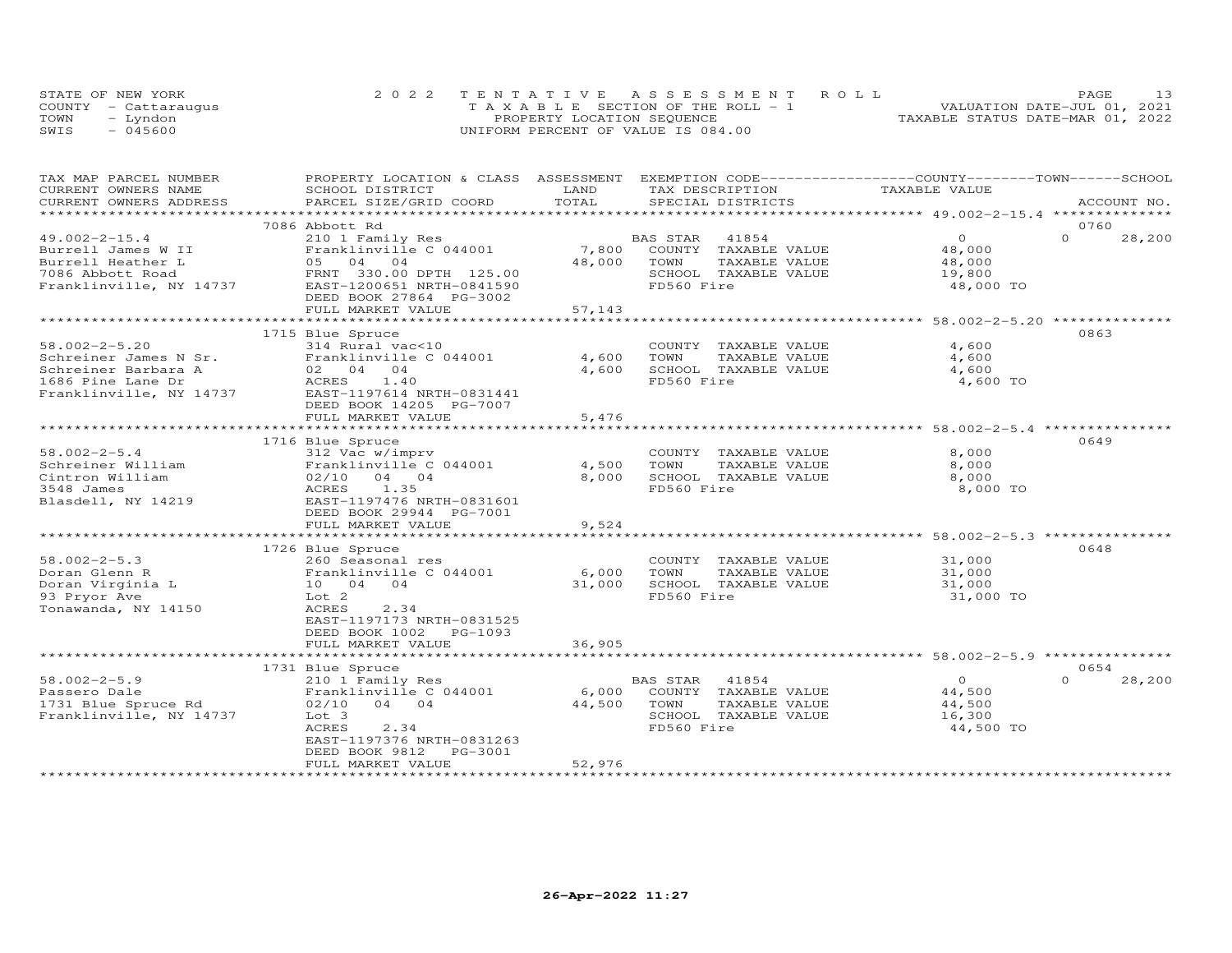STATE OF NEW YORK
COUNTY - Cattaraugus
TOWN - Lyndon
SWIS - 045600

2022 TENTATIVE ASSESSMENT ROLL
TAXABLE SECTION OF THE ROLL - 1
PROPERTY LOCATION SEQUENCE
UNIFORM PERCENT OF VALUE IS 084.00

VALUATION DATE-JUL 01, 2021
TAXABLE STATUS DATE-MAR 01, 2022

| TAX MAP PARCEL NUMBER / CURRENT OWNERS NAME / CURRENT OWNERS ADDRESS | PROPERTY LOCATION & CLASS / SCHOOL DISTRICT / PARCEL SIZE/GRID COORD | ASSESSMENT LAND / TOTAL | EXEMPTION CODE / TAX DESCRIPTION / SPECIAL DISTRICTS | COUNTY / TAXABLE VALUE | TOWN | SCHOOL / ACCOUNT NO. |
|---|---|---|---|---|---|---|
| 49.002-2-15.4 | 7086 Abbott Rd | | | | | 0760 |
| 49.002-2-15.4 | 210 1 Family Res | | BAS STAR 41854 | 0 | 0 | 28,200 |
| Burrell James W II | Franklinville C 044001 | 7,800 | COUNTY TAXABLE VALUE | 48,000 | | |
| Burrell Heather L | 05 04 04 | 48,000 | TOWN TAXABLE VALUE | 48,000 | | |
| 7086 Abbott Road | FRNT 330.00 DPTH 125.00 | | SCHOOL TAXABLE VALUE | 19,800 | | |
| Franklinville, NY 14737 | EAST-1200651 NRTH-0841590 | | FD560 Fire | 48,000 TO | | |
| | DEED BOOK 27864 PG-3002 | | | | | |
| | FULL MARKET VALUE | 57,143 | | | | |
| 58.002-2-5.20 | 1715 Blue Spruce | | | | | 0863 |
| 58.002-2-5.20 | 314 Rural vac<10 | | COUNTY TAXABLE VALUE | 4,600 | | |
| Schreiner James N Sr. | Franklinville C 044001 | 4,600 | TOWN TAXABLE VALUE | 4,600 | | |
| Schreiner Barbara A | 02 04 04 | 4,600 | SCHOOL TAXABLE VALUE | 4,600 | | |
| 1686 Pine Lane Dr | ACRES 1.40 | | FD560 Fire | 4,600 TO | | |
| Franklinville, NY 14737 | EAST-1197614 NRTH-0831441 | | | | | |
| | DEED BOOK 14205 PG-7007 | | | | | |
| | FULL MARKET VALUE | 5,476 | | | | |
| 58.002-2-5.4 | 1716 Blue Spruce | | | | | 0649 |
| 58.002-2-5.4 | 312 Vac w/imprv | | COUNTY TAXABLE VALUE | 8,000 | | |
| Schreiner William | Franklinville C 044001 | 4,500 | TOWN TAXABLE VALUE | 8,000 | | |
| Cintron William | 02/10 04 04 | 8,000 | SCHOOL TAXABLE VALUE | 8,000 | | |
| 3548 James | ACRES 1.35 | | FD560 Fire | 8,000 TO | | |
| Blasdell, NY 14219 | EAST-1197476 NRTH-0831601 | | | | | |
| | DEED BOOK 29944 PG-7001 | | | | | |
| | FULL MARKET VALUE | 9,524 | | | | |
| 58.002-2-5.3 | 1726 Blue Spruce | | | | | 0648 |
| 58.002-2-5.3 | 260 Seasonal res | | COUNTY TAXABLE VALUE | 31,000 | | |
| Doran Glenn R | Franklinville C 044001 | 6,000 | TOWN TAXABLE VALUE | 31,000 | | |
| Doran Virginia L | 10 04 04 | 31,000 | SCHOOL TAXABLE VALUE | 31,000 | | |
| 93 Pryor Ave | Lot 2 | | FD560 Fire | 31,000 TO | | |
| Tonawanda, NY 14150 | ACRES 2.34 | | | | | |
| | EAST-1197173 NRTH-0831525 | | | | | |
| | DEED BOOK 1002 PG-1093 | | | | | |
| | FULL MARKET VALUE | 36,905 | | | | |
| 58.002-2-5.9 | 1731 Blue Spruce | | | | | 0654 |
| 58.002-2-5.9 | 210 1 Family Res | | BAS STAR 41854 | 0 | 0 | 28,200 |
| Passero Dale | Franklinville C 044001 | 6,000 | COUNTY TAXABLE VALUE | 44,500 | | |
| 1731 Blue Spruce Rd | 02/10 04 04 | 44,500 | TOWN TAXABLE VALUE | 44,500 | | |
| Franklinville, NY 14737 | Lot 3 | | SCHOOL TAXABLE VALUE | 16,300 | | |
| | ACRES 2.34 | | FD560 Fire | 44,500 TO | | |
| | EAST-1197376 NRTH-0831263 | | | | | |
| | DEED BOOK 9812 PG-3001 | | | | | |
| | FULL MARKET VALUE | 52,976 | | | | |

26-Apr-2022 11:27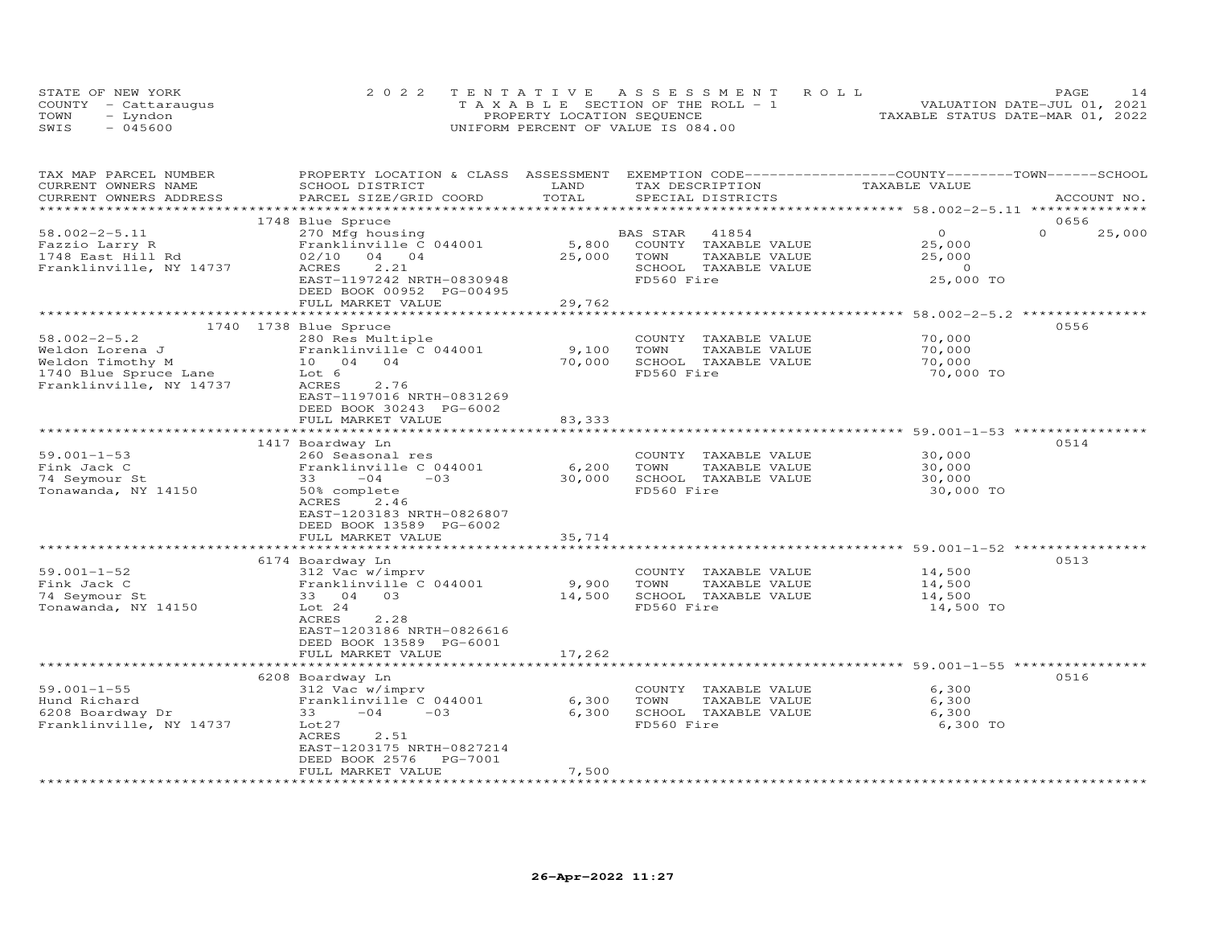STATE OF NEW YORK
COUNTY - Cattaraugus
TOWN - Lyndon
SWIS - 045600

2022 TENTATIVE ASSESSMENT ROLL
TAXABLE SECTION OF THE ROLL - 1
PROPERTY LOCATION SEQUENCE
UNIFORM PERCENT OF VALUE IS 084.00

VALUATION DATE-JUL 01, 2021
TAXABLE STATUS DATE-MAR 01, 2022

| TAX MAP PARCEL NUMBER / CURRENT OWNERS NAME / CURRENT OWNERS ADDRESS | PROPERTY LOCATION & CLASS / SCHOOL DISTRICT / PARCEL SIZE/GRID COORD | ASSESSMENT LAND | TOTAL | EXEMPTION CODE / TAX DESCRIPTION / SPECIAL DISTRICTS | COUNTY TAXABLE VALUE | TOWN | SCHOOL | ACCOUNT NO. |
|---|---|---|---|---|---|---|---|---|
| 58.002-2-5.11 | 1748 Blue Spruce | | | | | | | 0656 |
| Fazzio Larry R | 270 Mfg housing | | | BAS STAR 41854 | 0 | | 0 25,000 | |
| 1748 East Hill Rd | Franklinville C 044001 | 5,800 | | COUNTY TAXABLE VALUE | 25,000 | | | |
| Franklinville, NY 14737 | 02/10 04 04 | | 25,000 | TOWN TAXABLE VALUE | 25,000 | | | |
| | ACRES 2.21 | | | SCHOOL TAXABLE VALUE | 0 | | | |
| | EAST-1197242 NRTH-0830948 | | | FD560 Fire | 25,000 TO | | | |
| | DEED BOOK 00952 PG-00495 | | | | | | | |
| | FULL MARKET VALUE | | 29,762 | | | | | |
| 58.002-2-5.2 | 1740 1738 Blue Spruce | | | | | | | 0556 |
| Weldon Lorena J | 280 Res Multiple | | | COUNTY TAXABLE VALUE | 70,000 | | | |
| Weldon Timothy M | Franklinville C 044001 | 9,100 | | TOWN TAXABLE VALUE | 70,000 | | | |
| 1740 Blue Spruce Lane | 10 04 04 | | 70,000 | SCHOOL TAXABLE VALUE | 70,000 | | | |
| Franklinville, NY 14737 | Lot 6 | | | FD560 Fire | 70,000 TO | | | |
| | ACRES 2.76 | | | | | | | |
| | EAST-1197016 NRTH-0831269 | | | | | | | |
| | DEED BOOK 30243 PG-6002 | | | | | | | |
| | FULL MARKET VALUE | | 83,333 | | | | | |
| 59.001-1-53 | 1417 Boardway Ln | | | | | | | 0514 |
| Fink Jack C | 260 Seasonal res | | | COUNTY TAXABLE VALUE | 30,000 | | | |
| 74 Seymour St | Franklinville C 044001 | 6,200 | | TOWN TAXABLE VALUE | 30,000 | | | |
| Tonawanda, NY 14150 | 33 -04 -03 | | 30,000 | SCHOOL TAXABLE VALUE | 30,000 | | | |
| | 50% complete | | | FD560 Fire | 30,000 TO | | | |
| | ACRES 2.46 | | | | | | | |
| | EAST-1203183 NRTH-0826807 | | | | | | | |
| | DEED BOOK 13589 PG-6002 | | | | | | | |
| | FULL MARKET VALUE | | 35,714 | | | | | |
| 59.001-1-52 | 6174 Boardway Ln | | | | | | | 0513 |
| Fink Jack C | 312 Vac w/imprv | | | COUNTY TAXABLE VALUE | 14,500 | | | |
| 74 Seymour St | Franklinville C 044001 | 9,900 | | TOWN TAXABLE VALUE | 14,500 | | | |
| Tonawanda, NY 14150 | 33 04 03 | | 14,500 | SCHOOL TAXABLE VALUE | 14,500 | | | |
| | Lot 24 | | | FD560 Fire | 14,500 TO | | | |
| | ACRES 2.28 | | | | | | | |
| | EAST-1203186 NRTH-0826616 | | | | | | | |
| | DEED BOOK 13589 PG-6001 | | | | | | | |
| | FULL MARKET VALUE | | 17,262 | | | | | |
| 59.001-1-55 | 6208 Boardway Ln | | | | | | | 0516 |
| Hund Richard | 312 Vac w/imprv | | | COUNTY TAXABLE VALUE | 6,300 | | | |
| 6208 Boardway Dr | Franklinville C 044001 | 6,300 | | TOWN TAXABLE VALUE | 6,300 | | | |
| Franklinville, NY 14737 | 33 -04 -03 | | 6,300 | SCHOOL TAXABLE VALUE | 6,300 | | | |
| | Lot27 | | | FD560 Fire | 6,300 TO | | | |
| | ACRES 2.51 | | | | | | | |
| | EAST-1203175 NRTH-0827214 | | | | | | | |
| | DEED BOOK 2576 PG-7001 | | | | | | | |
| | FULL MARKET VALUE | | 7,500 | | | | | |

26-Apr-2022 11:27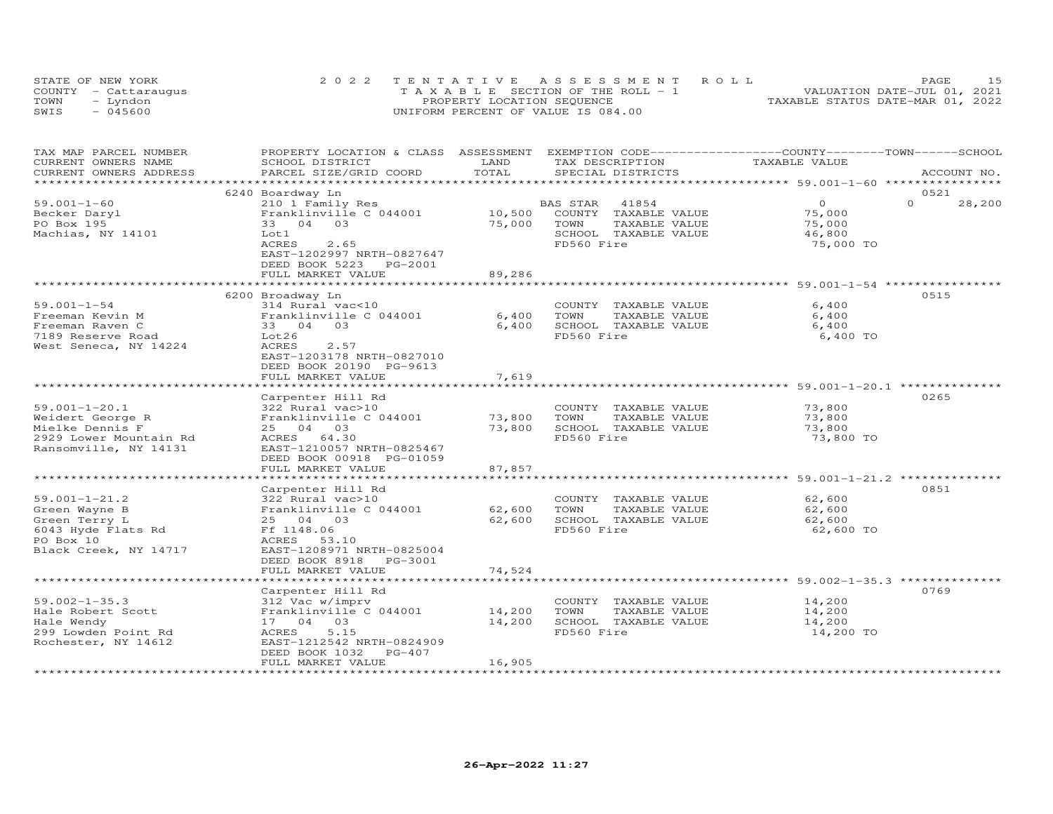STATE OF NEW YORK
COUNTY - Cattaraugus
TOWN - Lyndon
SWIS - 045600

2022 TENTATIVE ASSESSMENT ROLL
TAXABLE SECTION OF THE ROLL - 1
PROPERTY LOCATION SEQUENCE
UNIFORM PERCENT OF VALUE IS 084.00

VALUATION DATE-JUL 01, 2021
TAXABLE STATUS DATE-MAR 01, 2022

| TAX MAP PARCEL NUMBER / CURRENT OWNERS NAME / CURRENT OWNERS ADDRESS | PROPERTY LOCATION & CLASS / SCHOOL DISTRICT / PARCEL SIZE/GRID COORD | ASSESSMENT LAND | TOTAL | EXEMPTION CODE / TAX DESCRIPTION / SPECIAL DISTRICTS | COUNTY TAXABLE VALUE | TOWN | SCHOOL / ACCOUNT NO. |
|---|---|---|---|---|---|---|---|
| 59.001-1-60 | 6240 Boardway Ln | | | | | | 0521 |
| 59.001-1-60 | 210 1 Family Res | | | BAS STAR 41854 | 0 | 0 | 28,200 |
| Becker Daryl | Franklinville C 044001 | 10,500 | | COUNTY TAXABLE VALUE | 75,000 | | |
| PO Box 195 | 33 04 03 | | 75,000 | TOWN TAXABLE VALUE | 75,000 | | |
| Machias, NY 14101 | Lot1 | | | SCHOOL TAXABLE VALUE | 46,800 | | |
| | ACRES 2.65 | | | FD560 Fire | 75,000 TO | | |
| | EAST-1202997 NRTH-0827647 | | | | | | |
| | DEED BOOK 5223 PG-2001 | | | | | | |
| | FULL MARKET VALUE | | 89,286 | | | | |
| 59.001-1-54 | 6200 Broadway Ln | | | | | | 0515 |
| 59.001-1-54 | 314 Rural vac<10 | | | COUNTY TAXABLE VALUE | 6,400 | | |
| Freeman Kevin M | Franklinville C 044001 | 6,400 | | TOWN TAXABLE VALUE | 6,400 | | |
| Freeman Raven C | 33 04 03 | | 6,400 | SCHOOL TAXABLE VALUE | 6,400 | | |
| 7189 Reserve Road | Lot26 | | | FD560 Fire | 6,400 TO | | |
| West Seneca, NY 14224 | ACRES 2.57 | | | | | | |
| | EAST-1203178 NRTH-0827010 | | | | | | |
| | DEED BOOK 20190 PG-9613 | | | | | | |
| | FULL MARKET VALUE | | 7,619 | | | | |
| 59.001-1-20.1 | Carpenter Hill Rd | | | | | | 0265 |
| 59.001-1-20.1 | 322 Rural vac>10 | | | COUNTY TAXABLE VALUE | 73,800 | | |
| Weidert George R | Franklinville C 044001 | 73,800 | | TOWN TAXABLE VALUE | 73,800 | | |
| Mielke Dennis F | 25 04 03 | | 73,800 | SCHOOL TAXABLE VALUE | 73,800 | | |
| 2929 Lower Mountain Rd | ACRES 64.30 | | | FD560 Fire | 73,800 TO | | |
| Ransomville, NY 14131 | EAST-1210057 NRTH-0825467 | | | | | | |
| | DEED BOOK 00918 PG-01059 | | | | | | |
| | FULL MARKET VALUE | | 87,857 | | | | |
| 59.001-1-21.2 | Carpenter Hill Rd | | | | | | 0851 |
| 59.001-1-21.2 | 322 Rural vac>10 | | | COUNTY TAXABLE VALUE | 62,600 | | |
| Green Wayne B | Franklinville C 044001 | 62,600 | | TOWN TAXABLE VALUE | 62,600 | | |
| Green Terry L | 25 04 03 | | 62,600 | SCHOOL TAXABLE VALUE | 62,600 | | |
| 6043 Hyde Flats Rd | Ff 1148.06 | | | FD560 Fire | 62,600 TO | | |
| PO Box 10 | ACRES 53.10 | | | | | | |
| Black Creek, NY 14717 | EAST-1208971 NRTH-0825004 | | | | | | |
| | DEED BOOK 8918 PG-3001 | | | | | | |
| | FULL MARKET VALUE | | 74,524 | | | | |
| 59.002-1-35.3 | Carpenter Hill Rd | | | | | | 0769 |
| 59.002-1-35.3 | 312 Vac w/imprv | | | COUNTY TAXABLE VALUE | 14,200 | | |
| Hale Robert Scott | Franklinville C 044001 | 14,200 | | TOWN TAXABLE VALUE | 14,200 | | |
| Hale Wendy | 17 04 03 | | 14,200 | SCHOOL TAXABLE VALUE | 14,200 | | |
| 299 Lowden Point Rd | ACRES 5.15 | | | FD560 Fire | 14,200 TO | | |
| Rochester, NY 14612 | EAST-1212542 NRTH-0824909 | | | | | | |
| | DEED BOOK 1032 PG-407 | | | | | | |
| | FULL MARKET VALUE | | 16,905 | | | | |

26-Apr-2022 11:27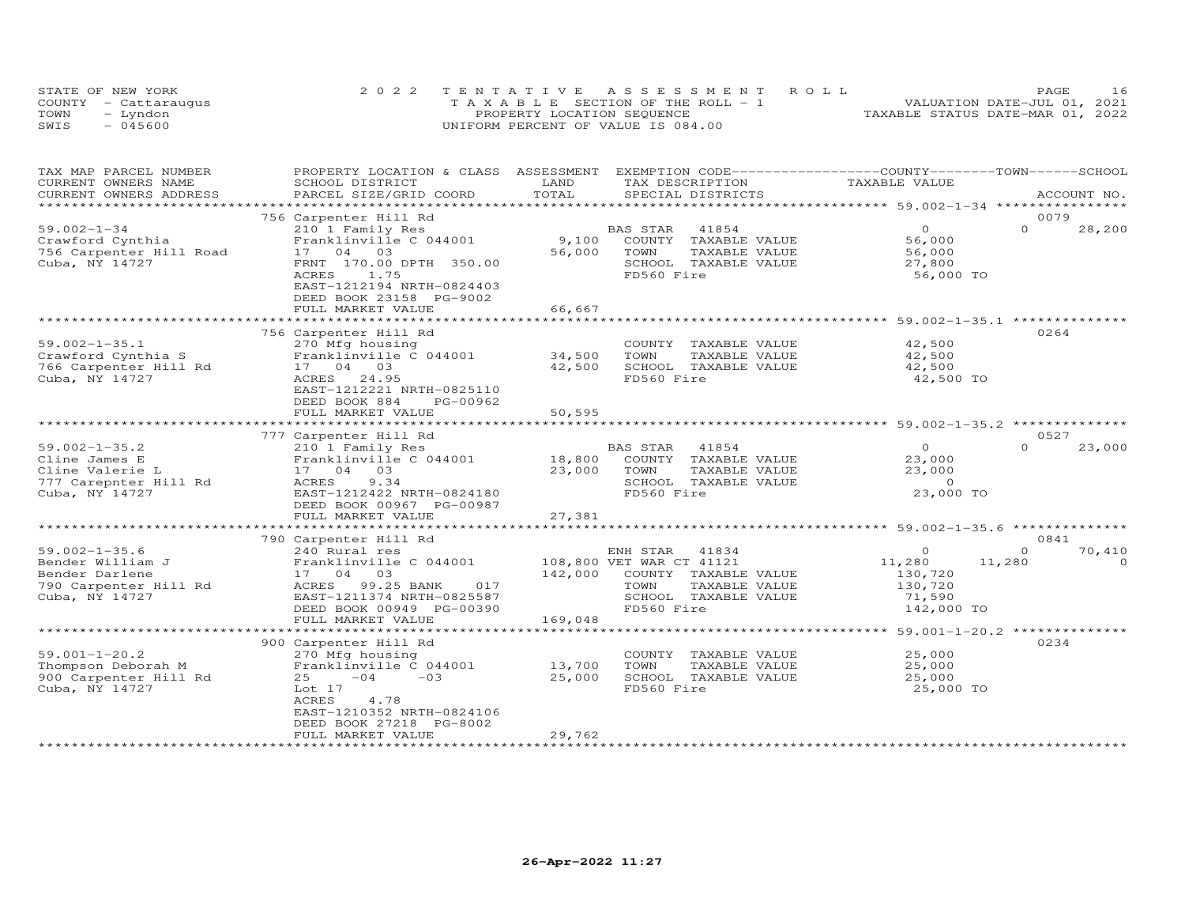STATE OF NEW YORK
COUNTY - Cattaraugus
TOWN - Lyndon
SWIS - 045600

2022 TENTATIVE ASSESSMENT ROLL
TAXABLE SECTION OF THE ROLL - 1
PROPERTY LOCATION SEQUENCE
UNIFORM PERCENT OF VALUE IS 084.00

VALUATION DATE-JUL 01, 2021
TAXABLE STATUS DATE-MAR 01, 2022

| TAX MAP PARCEL NUMBER / CURRENT OWNERS NAME / CURRENT OWNERS ADDRESS | PROPERTY LOCATION & CLASS / SCHOOL DISTRICT / PARCEL SIZE/GRID COORD | ASSESSMENT LAND / TOTAL | EXEMPTION CODE / TAX DESCRIPTION / SPECIAL DISTRICTS | COUNTY TAXABLE VALUE | TOWN | SCHOOL | ACCOUNT NO. |
|---|---|---|---|---|---|---|---|
| **59.002-1-34** | 756 Carpenter Hill Rd | | | | | | 0079 |
| | 210 1 Family Res | | BAS STAR 41854 | 0 | 0 | 28,200 | |
| Crawford Cynthia | Franklinville C 044001 | 9,100 | COUNTY TAXABLE VALUE | 56,000 | | | |
| 756 Carpenter Hill Road | 17 04 03 | 56,000 | TOWN TAXABLE VALUE | 56,000 | | | |
| Cuba, NY 14727 | FRNT 170.00 DPTH 350.00 | | SCHOOL TAXABLE VALUE | 27,800 | | | |
| | ACRES 1.75 | | FD560 Fire | 56,000 TO | | | |
| | EAST-1212194 NRTH-0824403 | | | | | | |
| | DEED BOOK 23158 PG-9002 | | | | | | |
| | FULL MARKET VALUE | 66,667 | | | | | |
| **59.002-1-35.1** | 756 Carpenter Hill Rd | | | | | | 0264 |
| | 270 Mfg housing | | COUNTY TAXABLE VALUE | 42,500 | | | |
| Crawford Cynthia S | Franklinville C 044001 | 34,500 | TOWN TAXABLE VALUE | 42,500 | | | |
| 766 Carpenter Hill Rd | 17 04 03 | 42,500 | SCHOOL TAXABLE VALUE | 42,500 | | | |
| Cuba, NY 14727 | ACRES 24.95 | | FD560 Fire | 42,500 TO | | | |
| | EAST-1212221 NRTH-0825110 | | | | | | |
| | DEED BOOK 884 PG-00962 | | | | | | |
| | FULL MARKET VALUE | 50,595 | | | | | |
| **59.002-1-35.2** | 777 Carpenter Hill Rd | | | | | | 0527 |
| | 210 1 Family Res | | BAS STAR 41854 | 0 | 0 | 23,000 | |
| Cline James E | Franklinville C 044001 | 18,800 | COUNTY TAXABLE VALUE | 23,000 | | | |
| Cline Valerie L | 17 04 03 | 23,000 | TOWN TAXABLE VALUE | 23,000 | | | |
| 777 Carepnter Hill Rd | ACRES 9.34 | | SCHOOL TAXABLE VALUE | 0 | | | |
| Cuba, NY 14727 | EAST-1212422 NRTH-0824180 | | FD560 Fire | 23,000 TO | | | |
| | DEED BOOK 00967 PG-00987 | | | | | | |
| | FULL MARKET VALUE | 27,381 | | | | | |
| **59.002-1-35.6** | 790 Carpenter Hill Rd | | | | | | 0841 |
| | 240 Rural res | | ENH STAR 41834 | 0 | 0 | 70,410 | |
| Bender William J | Franklinville C 044001 | 108,800 | VET WAR CT 41121 | 11,280 | 11,280 | 0 | |
| Bender Darlene | 17 04 03 | 142,000 | COUNTY TAXABLE VALUE | 130,720 | | | |
| 790 Carpenter Hill Rd | ACRES 99.25 BANK 017 | | TOWN TAXABLE VALUE | 130,720 | | | |
| Cuba, NY 14727 | EAST-1211374 NRTH-0825587 | | SCHOOL TAXABLE VALUE | 71,590 | | | |
| | DEED BOOK 00949 PG-00390 | | FD560 Fire | 142,000 TO | | | |
| | FULL MARKET VALUE | 169,048 | | | | | |
| **59.001-1-20.2** | 900 Carpenter Hill Rd | | | | | | 0234 |
| | 270 Mfg housing | | COUNTY TAXABLE VALUE | 25,000 | | | |
| Thompson Deborah M | Franklinville C 044001 | 13,700 | TOWN TAXABLE VALUE | 25,000 | | | |
| 900 Carpenter Hill Rd | 25 -04 -03 | 25,000 | SCHOOL TAXABLE VALUE | 25,000 | | | |
| Cuba, NY 14727 | Lot 17 | | FD560 Fire | 25,000 TO | | | |
| | ACRES 4.78 | | | | | | |
| | EAST-1210352 NRTH-0824106 | | | | | | |
| | DEED BOOK 27218 PG-8002 | | | | | | |
| | FULL MARKET VALUE | 29,762 | | | | | |

26-Apr-2022 11:27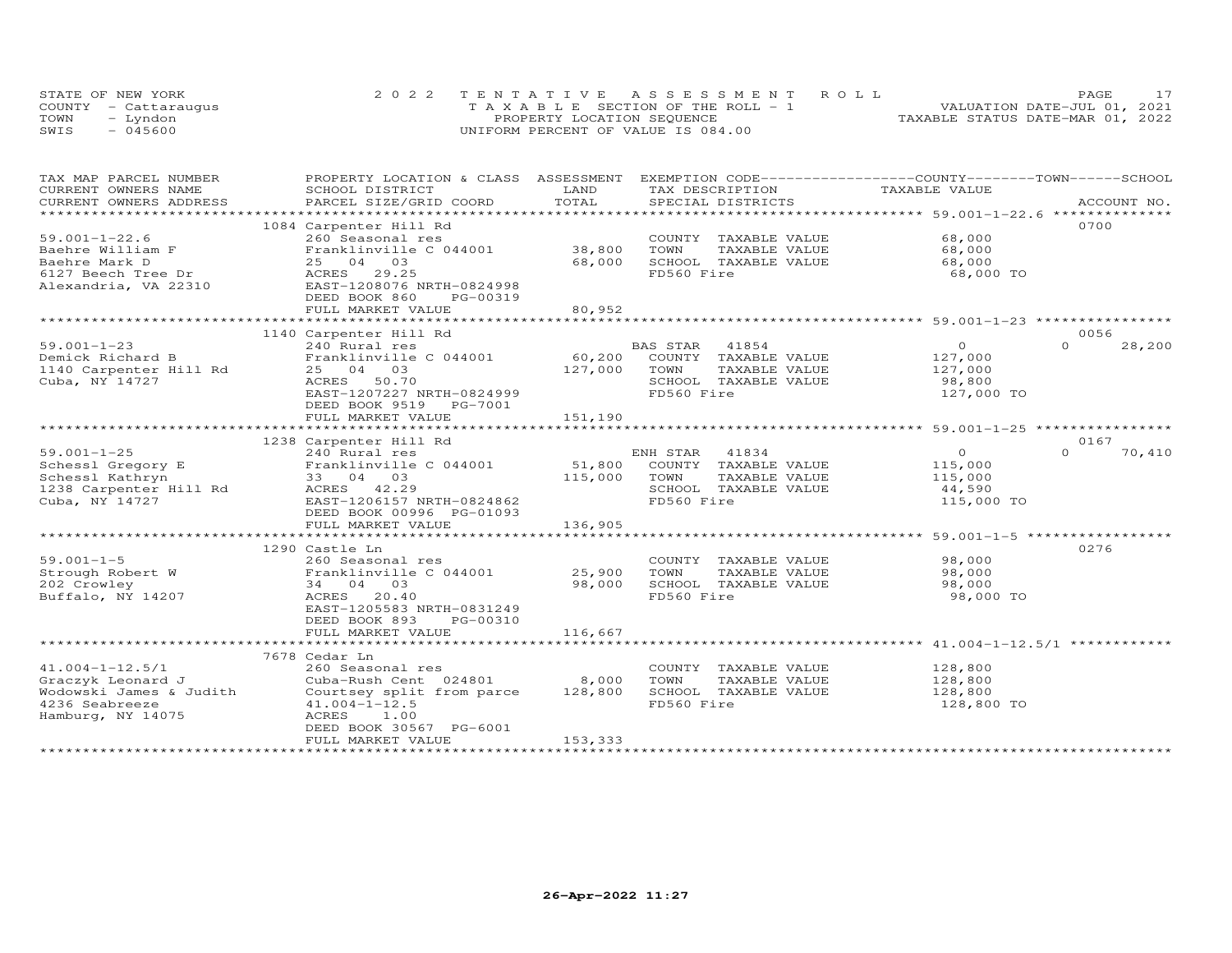STATE OF NEW YORK | COUNTY - Cattaraugus | TOWN - Lyndon | SWIS - 045600

2 0 2 2 T E N T A T I V E A S S E S S M E N T R O L L
T A X A B L E SECTION OF THE ROLL - 1
PROPERTY LOCATION SEQUENCE
UNIFORM PERCENT OF VALUE IS 084.00

VALUATION DATE-JUL 01, 2021
TAXABLE STATUS DATE-MAR 01, 2022

| TAX MAP PARCEL NUMBER / CURRENT OWNERS NAME / CURRENT OWNERS ADDRESS | PROPERTY LOCATION & CLASS / SCHOOL DISTRICT / PARCEL SIZE/GRID COORD | ASSESSMENT LAND / TOTAL | EXEMPTION CODE / TAX DESCRIPTION / SPECIAL DISTRICTS | COUNTY TAXABLE VALUE | TOWN | SCHOOL | ACCOUNT NO. |
|---|---|---|---|---|---|---|---|
| 59.001-1-22.6 | 1084 Carpenter Hill Rd | | | | | | 0700 |
| | 260 Seasonal res | | COUNTY TAXABLE VALUE | 68,000 | | | |
| Baehre William F | Franklinville C 044001 | 38,800 | TOWN TAXABLE VALUE | 68,000 | | | |
| Baehre Mark D | 25 04 03 | 68,000 | SCHOOL TAXABLE VALUE | 68,000 | | | |
| 6127 Beech Tree Dr | ACRES 29.25 | | FD560 Fire | 68,000 TO | | | |
| Alexandria, VA 22310 | EAST-1208076 NRTH-0824998 | | | | | | |
| | DEED BOOK 860 PG-00319 | | | | | | |
| | FULL MARKET VALUE | 80,952 | | | | | |
| 59.001-1-23 | 1140 Carpenter Hill Rd | | | | | | 0056 |
| | 240 Rural res | | BAS STAR 41854 | 0 | 0 | 28,200 | |
| Demick Richard B | Franklinville C 044001 | 60,200 | COUNTY TAXABLE VALUE | 127,000 | | | |
| 1140 Carpenter Hill Rd | 25 04 03 | 127,000 | TOWN TAXABLE VALUE | 127,000 | | | |
| Cuba, NY 14727 | ACRES 50.70 | | SCHOOL TAXABLE VALUE | 98,800 | | | |
| | EAST-1207227 NRTH-0824999 | | FD560 Fire | 127,000 TO | | | |
| | DEED BOOK 9519 PG-7001 | | | | | | |
| | FULL MARKET VALUE | 151,190 | | | | | |
| 59.001-1-25 | 1238 Carpenter Hill Rd | | | | | | 0167 |
| | 240 Rural res | | ENH STAR 41834 | 0 | 0 | 70,410 | |
| Schessl Gregory E | Franklinville C 044001 | 51,800 | COUNTY TAXABLE VALUE | 115,000 | | | |
| Schessl Kathryn | 33 04 03 | 115,000 | TOWN TAXABLE VALUE | 115,000 | | | |
| 1238 Carpenter Hill Rd | ACRES 42.29 | | SCHOOL TAXABLE VALUE | 44,590 | | | |
| Cuba, NY 14727 | EAST-1206157 NRTH-0824862 | | FD560 Fire | 115,000 TO | | | |
| | DEED BOOK 00996 PG-01093 | | | | | | |
| | FULL MARKET VALUE | 136,905 | | | | | |
| 59.001-1-5 | 1290 Castle Ln | | | | | | 0276 |
| | 260 Seasonal res | | COUNTY TAXABLE VALUE | 98,000 | | | |
| Strough Robert W | Franklinville C 044001 | 25,900 | TOWN TAXABLE VALUE | 98,000 | | | |
| 202 Crowley | 34 04 03 | 98,000 | SCHOOL TAXABLE VALUE | 98,000 | | | |
| Buffalo, NY 14207 | ACRES 20.40 | | FD560 Fire | 98,000 TO | | | |
| | EAST-1205583 NRTH-0831249 | | | | | | |
| | DEED BOOK 893 PG-00310 | | | | | | |
| | FULL MARKET VALUE | 116,667 | | | | | |
| 41.004-1-12.5/1 | 7678 Cedar Ln | | | | | | |
| | 260 Seasonal res | | COUNTY TAXABLE VALUE | 128,800 | | | |
| Graczyk Leonard J | Cuba-Rush Cent 024801 | 8,000 | TOWN TAXABLE VALUE | 128,800 | | | |
| Wodowski James & Judith | Courtsey split from parce | 128,800 | SCHOOL TAXABLE VALUE | 128,800 | | | |
| 4236 Seabreeze | 41.004-1-12.5 | | FD560 Fire | 128,800 TO | | | |
| Hamburg, NY 14075 | ACRES 1.00 | | | | | | |
| | DEED BOOK 30567 PG-6001 | | | | | | |
| | FULL MARKET VALUE | 153,333 | | | | | |

26-Apr-2022 11:27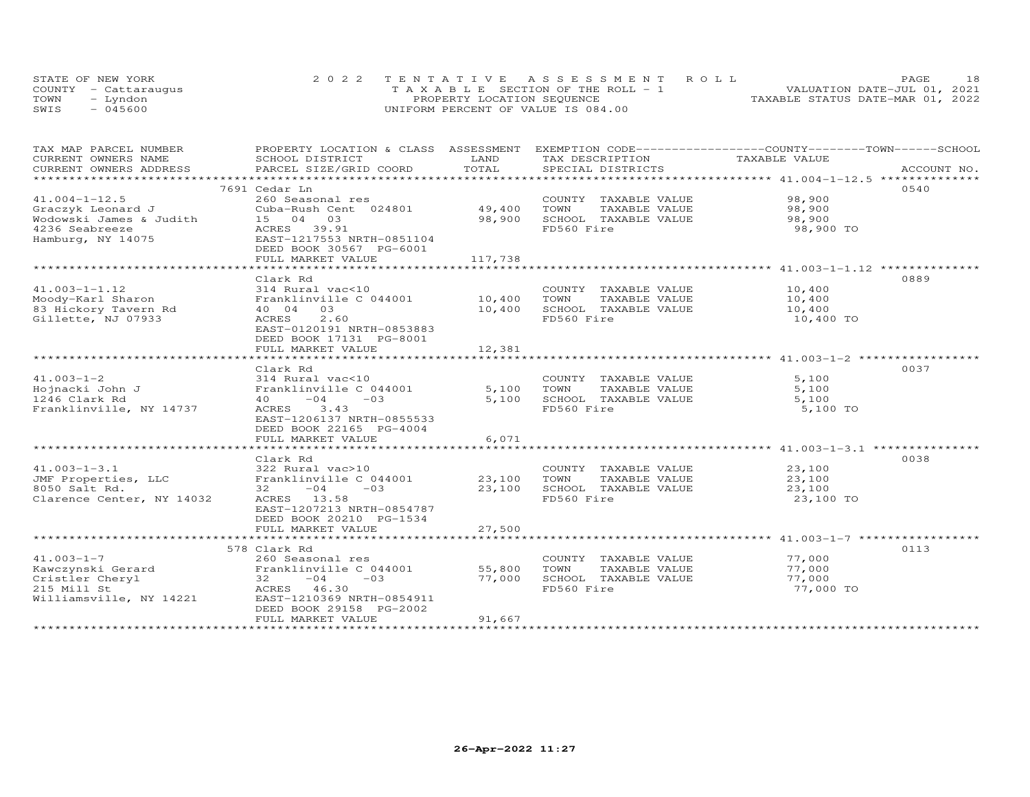STATE OF NEW YORK
COUNTY - Cattaraugus
TOWN - Lyndon
SWIS - 045600

2022 TENTATIVE ASSESSMENT ROLL
TAXABLE SECTION OF THE ROLL - 1
PROPERTY LOCATION SEQUENCE
UNIFORM PERCENT OF VALUE IS 084.00

VALUATION DATE-JUL 01, 2021
TAXABLE STATUS DATE-MAR 01, 2022

| TAX MAP PARCEL NUMBER / CURRENT OWNERS NAME / CURRENT OWNERS ADDRESS | PROPERTY LOCATION & CLASS / SCHOOL DISTRICT / PARCEL SIZE/GRID COORD | ASSESSMENT LAND / TOTAL | EXEMPTION CODE / TAX DESCRIPTION / SPECIAL DISTRICTS | COUNTY / TOWN / SCHOOL TAXABLE VALUE | ACCOUNT NO. |
|---|---|---|---|---|---|
| 41.004-1-12.5 | 7691 Cedar Ln | | | | 0540 |
| 41.004-1-12.5 | 260 Seasonal res | | COUNTY TAXABLE VALUE | 98,900 | |
| Graczyk Leonard J | Cuba-Rush Cent 024801 | 49,400 | TOWN TAXABLE VALUE | 98,900 | |
| Wodowski James & Judith | 15 04 03 | 98,900 | SCHOOL TAXABLE VALUE | 98,900 | |
| 4236 Seabreeze | ACRES 39.91 | | FD560 Fire | 98,900 TO | |
| Hamburg, NY 14075 | EAST-1217553 NRTH-0851104 | | | | |
| | DEED BOOK 30567 PG-6001 | | | | |
| | FULL MARKET VALUE | 117,738 | | | |
| 41.003-1-1.12 | Clark Rd | | | | 0889 |
| 41.003-1-1.12 | 314 Rural vac<10 | | COUNTY TAXABLE VALUE | 10,400 | |
| Moody-Karl Sharon | Franklinville C 044001 | 10,400 | TOWN TAXABLE VALUE | 10,400 | |
| 83 Hickory Tavern Rd | 40 04 03 | 10,400 | SCHOOL TAXABLE VALUE | 10,400 | |
| Gillette, NJ 07933 | ACRES 2.60 | | FD560 Fire | 10,400 TO | |
| | EAST-0120191 NRTH-0853883 | | | | |
| | DEED BOOK 17131 PG-8001 | | | | |
| | FULL MARKET VALUE | 12,381 | | | |
| 41.003-1-2 | Clark Rd | | | | 0037 |
| 41.003-1-2 | 314 Rural vac<10 | | COUNTY TAXABLE VALUE | 5,100 | |
| Hojnacki John J | Franklinville C 044001 | 5,100 | TOWN TAXABLE VALUE | 5,100 | |
| 1246 Clark Rd | 40 -04 -03 | 5,100 | SCHOOL TAXABLE VALUE | 5,100 | |
| Franklinville, NY 14737 | ACRES 3.43 | | FD560 Fire | 5,100 TO | |
| | EAST-1206137 NRTH-0855533 | | | | |
| | DEED BOOK 22165 PG-4004 | | | | |
| | FULL MARKET VALUE | 6,071 | | | |
| 41.003-1-3.1 | Clark Rd | | | | 0038 |
| 41.003-1-3.1 | 322 Rural vac>10 | | COUNTY TAXABLE VALUE | 23,100 | |
| JMF Properties, LLC | Franklinville C 044001 | 23,100 | TOWN TAXABLE VALUE | 23,100 | |
| 8050 Salt Rd. | 32 -04 -03 | 23,100 | SCHOOL TAXABLE VALUE | 23,100 | |
| Clarence Center, NY 14032 | ACRES 13.58 | | FD560 Fire | 23,100 TO | |
| | EAST-1207213 NRTH-0854787 | | | | |
| | DEED BOOK 20210 PG-1534 | | | | |
| | FULL MARKET VALUE | 27,500 | | | |
| 41.003-1-7 | 578 Clark Rd | | | | 0113 |
| 41.003-1-7 | 260 Seasonal res | | COUNTY TAXABLE VALUE | 77,000 | |
| Kawczynski Gerard | Franklinville C 044001 | 55,800 | TOWN TAXABLE VALUE | 77,000 | |
| Cristler Cheryl | 32 -04 -03 | 77,000 | SCHOOL TAXABLE VALUE | 77,000 | |
| 215 Mill St | ACRES 46.30 | | FD560 Fire | 77,000 TO | |
| Williamsville, NY 14221 | EAST-1210369 NRTH-0854911 | | | | |
| | DEED BOOK 29158 PG-2002 | | | | |
| | FULL MARKET VALUE | 91,667 | | | |

26-Apr-2022 11:27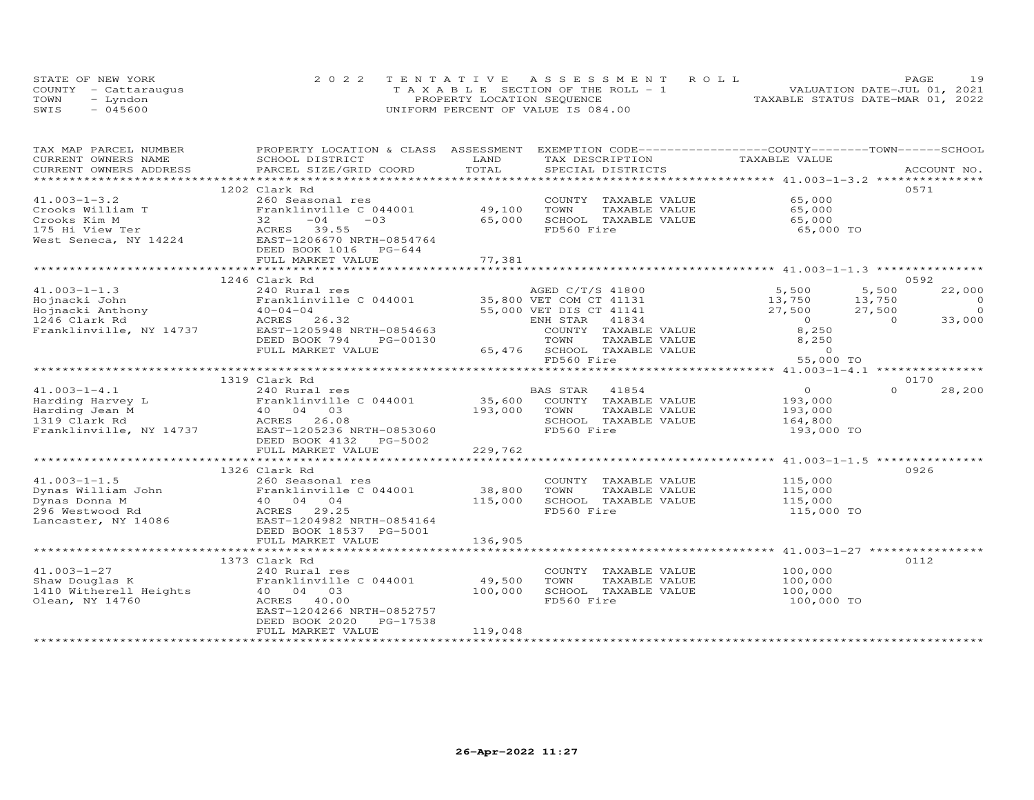STATE OF NEW YORK
COUNTY - Cattaraugus
TOWN - Lyndon
SWIS - 045600

2022 TENTATIVE ASSESSMENT ROLL
TAXABLE SECTION OF THE ROLL - 1
PROPERTY LOCATION SEQUENCE
UNIFORM PERCENT OF VALUE IS 084.00

VALUATION DATE-JUL 01, 2021
TAXABLE STATUS DATE-MAR 01, 2022

| TAX MAP PARCEL NUMBER / CURRENT OWNERS NAME / CURRENT OWNERS ADDRESS | PROPERTY LOCATION & CLASS / SCHOOL DISTRICT / PARCEL SIZE/GRID COORD | ASSESSMENT LAND / TOTAL | EXEMPTION CODE / TAX DESCRIPTION / SPECIAL DISTRICTS | COUNTY TAXABLE VALUE | TOWN | SCHOOL | ACCOUNT NO. |
|---|---|---|---|---|---|---|---|
| | 1202 Clark Rd | | | | | | 0571 |
| 41.003-1-3.2 | 260 Seasonal res | | COUNTY TAXABLE VALUE | 65,000 | | | |
| Crooks William T | Franklinville C 044001 | 49,100 | TOWN TAXABLE VALUE | 65,000 | | | |
| Crooks Kim M | 32 -04 -03 | 65,000 | SCHOOL TAXABLE VALUE | 65,000 | | | |
| 175 Hi View Ter | ACRES 39.55 | | FD560 Fire | 65,000 TO | | | |
| West Seneca, NY 14224 | EAST-1206670 NRTH-0854764 | | | | | | |
| | DEED BOOK 1016 PG-644 | | | | | | |
| | FULL MARKET VALUE | 77,381 | | | | | |
| | 1246 Clark Rd | | | | | | 0592 |
| 41.003-1-1.3 | 240 Rural res | | AGED C/T/S 41800 | 5,500 | 5,500 | 22,000 | |
| Hojnacki John | Franklinville C 044001 | 35,800 | VET COM CT 41131 | 13,750 | 13,750 | 0 | |
| Hojnacki Anthony | 40-04-04 | 55,000 | VET DIS CT 41141 | 27,500 | 27,500 | 0 | |
| 1246 Clark Rd | ACRES 26.32 | | ENH STAR 41834 | 0 | 0 | 33,000 | |
| Franklinville, NY 14737 | EAST-1205948 NRTH-0854663 | | COUNTY TAXABLE VALUE | 8,250 | | | |
| | DEED BOOK 794 PG-00130 | | TOWN TAXABLE VALUE | 8,250 | | | |
| | FULL MARKET VALUE | 65,476 | SCHOOL TAXABLE VALUE | 0 | | | |
| | | | FD560 Fire | 55,000 TO | | | |
| | 1319 Clark Rd | | | | | | 0170 |
| 41.003-1-4.1 | 240 Rural res | | BAS STAR 41854 | 0 | 0 | 28,200 | |
| Harding Harvey L | Franklinville C 044001 | 35,600 | COUNTY TAXABLE VALUE | 193,000 | | | |
| Harding Jean M | 40 04 03 | 193,000 | TOWN TAXABLE VALUE | 193,000 | | | |
| 1319 Clark Rd | ACRES 26.08 | | SCHOOL TAXABLE VALUE | 164,800 | | | |
| Franklinville, NY 14737 | EAST-1205236 NRTH-0853060 | | FD560 Fire | 193,000 TO | | | |
| | DEED BOOK 4132 PG-5002 | | | | | | |
| | FULL MARKET VALUE | 229,762 | | | | | |
| | 1326 Clark Rd | | | | | | 0926 |
| 41.003-1-1.5 | 260 Seasonal res | | COUNTY TAXABLE VALUE | 115,000 | | | |
| Dynas William John | Franklinville C 044001 | 38,800 | TOWN TAXABLE VALUE | 115,000 | | | |
| Dynas Donna M | 40 04 04 | 115,000 | SCHOOL TAXABLE VALUE | 115,000 | | | |
| 296 Westwood Rd | ACRES 29.25 | | FD560 Fire | 115,000 TO | | | |
| Lancaster, NY 14086 | EAST-1204982 NRTH-0854164 | | | | | | |
| | DEED BOOK 18537 PG-5001 | | | | | | |
| | FULL MARKET VALUE | 136,905 | | | | | |
| | 1373 Clark Rd | | | | | | 0112 |
| 41.003-1-27 | 240 Rural res | | COUNTY TAXABLE VALUE | 100,000 | | | |
| Shaw Douglas K | Franklinville C 044001 | 49,500 | TOWN TAXABLE VALUE | 100,000 | | | |
| 1410 Witherell Heights | 40 04 03 | 100,000 | SCHOOL TAXABLE VALUE | 100,000 | | | |
| Olean, NY 14760 | ACRES 40.00 | | FD560 Fire | 100,000 TO | | | |
| | EAST-1204266 NRTH-0852757 | | | | | | |
| | DEED BOOK 2020 PG-17538 | | | | | | |
| | FULL MARKET VALUE | 119,048 | | | | | |

26-Apr-2022 11:27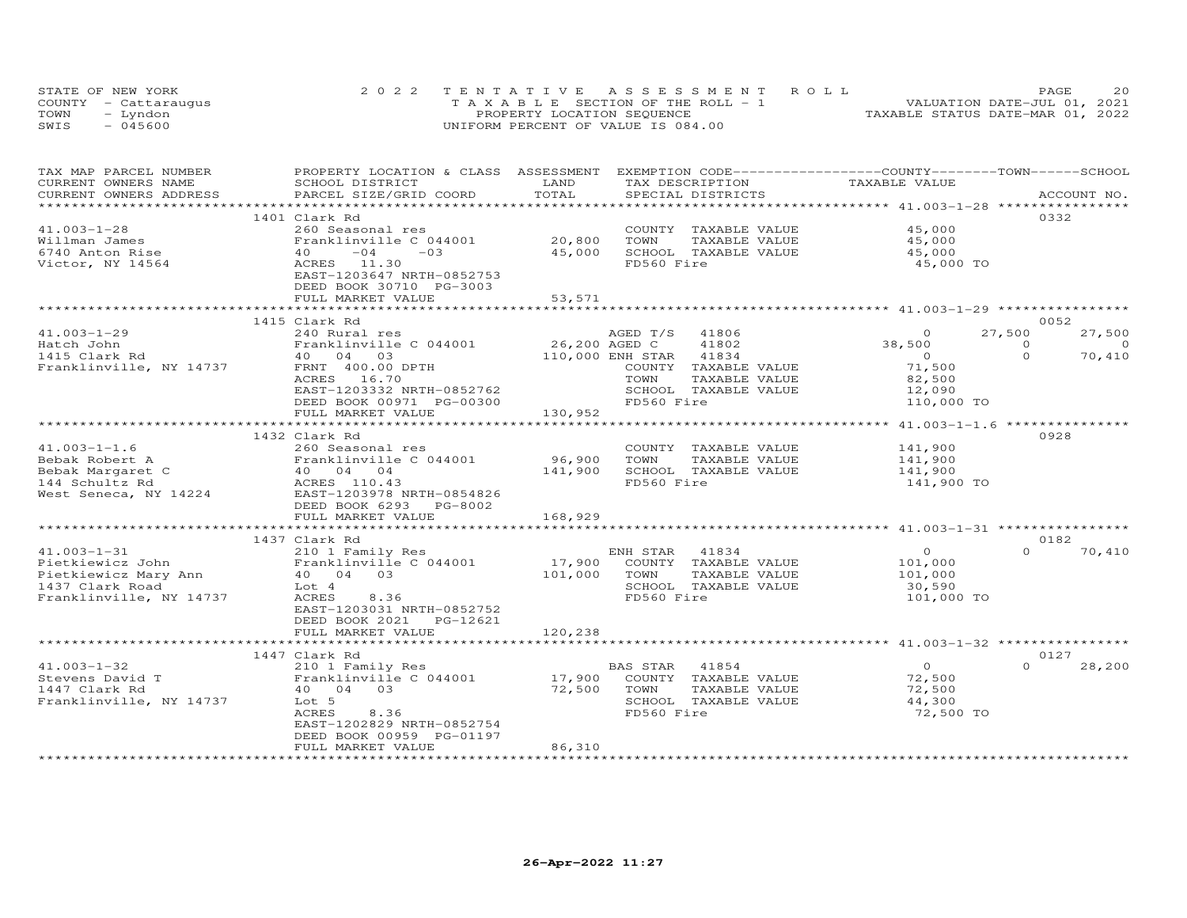STATE OF NEW YORK 2 0 2 2 T E N T A T I V E A S S E S S M E N T R O L L
COUNTY - Cattaraugus T A X A B L E SECTION OF THE ROLL - 1 VALUATION DATE-JUL 01, 2021
TOWN - Lyndon PROPERTY LOCATION SEQUENCE TAXABLE STATUS DATE-MAR 01, 2022
SWIS - 045600 UNIFORM PERCENT OF VALUE IS 084.00

| TAX MAP PARCEL NUMBER / CURRENT OWNERS NAME / CURRENT OWNERS ADDRESS | PROPERTY LOCATION & CLASS / SCHOOL DISTRICT / PARCEL SIZE/GRID COORD | ASSESSMENT LAND / TOTAL | EXEMPTION CODE / TAX DESCRIPTION / SPECIAL DISTRICTS | COUNTY TAXABLE VALUE | TOWN | SCHOOL / ACCOUNT NO. |
|---|---|---|---|---|---|---|
| | 1401 Clark Rd | | | | | 0332 |
| 41.003-1-28 | 260 Seasonal res | | COUNTY TAXABLE VALUE | 45,000 | | |
| Willman James | Franklinville C 044001 | 20,800 | TOWN TAXABLE VALUE | 45,000 | | |
| 6740 Anton Rise | 40 -04 -03 | 45,000 | SCHOOL TAXABLE VALUE | 45,000 | | |
| Victor, NY 14564 | ACRES 11.30 | | FD560 Fire | 45,000 TO | | |
| | EAST-1203647 NRTH-0852753 | | | | | |
| | DEED BOOK 30710 PG-3003 | | | | | |
| | FULL MARKET VALUE | 53,571 | | | | |
| | 1415 Clark Rd | | | | | 0052 |
| 41.003-1-29 | 240 Rural res | | AGED T/S 41806 | 0 | 27,500 | 27,500 |
| Hatch John | Franklinville C 044001 | 26,200 | AGED C 41802 | 38,500 | 0 | 0 |
| 1415 Clark Rd | 40 04 03 | 110,000 | ENH STAR 41834 | 0 | 0 | 70,410 |
| Franklinville, NY 14737 | FRNT 400.00 DPTH | | COUNTY TAXABLE VALUE | 71,500 | | |
| | ACRES 16.70 | | TOWN TAXABLE VALUE | 82,500 | | |
| | EAST-1203332 NRTH-0852762 | | SCHOOL TAXABLE VALUE | 12,090 | | |
| | DEED BOOK 00971 PG-00300 | | FD560 Fire | 110,000 TO | | |
| | FULL MARKET VALUE | 130,952 | | | | |
| | 1432 Clark Rd | | | | | 0928 |
| 41.003-1-1.6 | 260 Seasonal res | | COUNTY TAXABLE VALUE | 141,900 | | |
| Bebak Robert A | Franklinville C 044001 | 96,900 | TOWN TAXABLE VALUE | 141,900 | | |
| Bebak Margaret C | 40 04 04 | 141,900 | SCHOOL TAXABLE VALUE | 141,900 | | |
| 144 Schultz Rd | ACRES 110.43 | | FD560 Fire | 141,900 TO | | |
| West Seneca, NY 14224 | EAST-1203978 NRTH-0854826 | | | | | |
| | DEED BOOK 6293 PG-8002 | | | | | |
| | FULL MARKET VALUE | 168,929 | | | | |
| | 1437 Clark Rd | | | | | 0182 |
| 41.003-1-31 | 210 1 Family Res | | ENH STAR 41834 | 0 | 0 | 70,410 |
| Pietkiewicz John | Franklinville C 044001 | 17,900 | COUNTY TAXABLE VALUE | 101,000 | | |
| Pietkiewicz Mary Ann | 40 04 03 | 101,000 | TOWN TAXABLE VALUE | 101,000 | | |
| 1437 Clark Road | Lot 4 | | SCHOOL TAXABLE VALUE | 30,590 | | |
| Franklinville, NY 14737 | ACRES 8.36 | | FD560 Fire | 101,000 TO | | |
| | EAST-1203031 NRTH-0852752 | | | | | |
| | DEED BOOK 2021 PG-12621 | | | | | |
| | FULL MARKET VALUE | 120,238 | | | | |
| | 1447 Clark Rd | | | | | 0127 |
| 41.003-1-32 | 210 1 Family Res | | BAS STAR 41854 | 0 | 0 | 28,200 |
| Stevens David T | Franklinville C 044001 | 17,900 | COUNTY TAXABLE VALUE | 72,500 | | |
| 1447 Clark Rd | 40 04 03 | 72,500 | TOWN TAXABLE VALUE | 72,500 | | |
| Franklinville, NY 14737 | Lot 5 | | SCHOOL TAXABLE VALUE | 44,300 | | |
| | ACRES 8.36 | | FD560 Fire | 72,500 TO | | |
| | EAST-1202829 NRTH-0852754 | | | | | |
| | DEED BOOK 00959 PG-01197 | | | | | |
| | FULL MARKET VALUE | 86,310 | | | | |

26-Apr-2022 11:27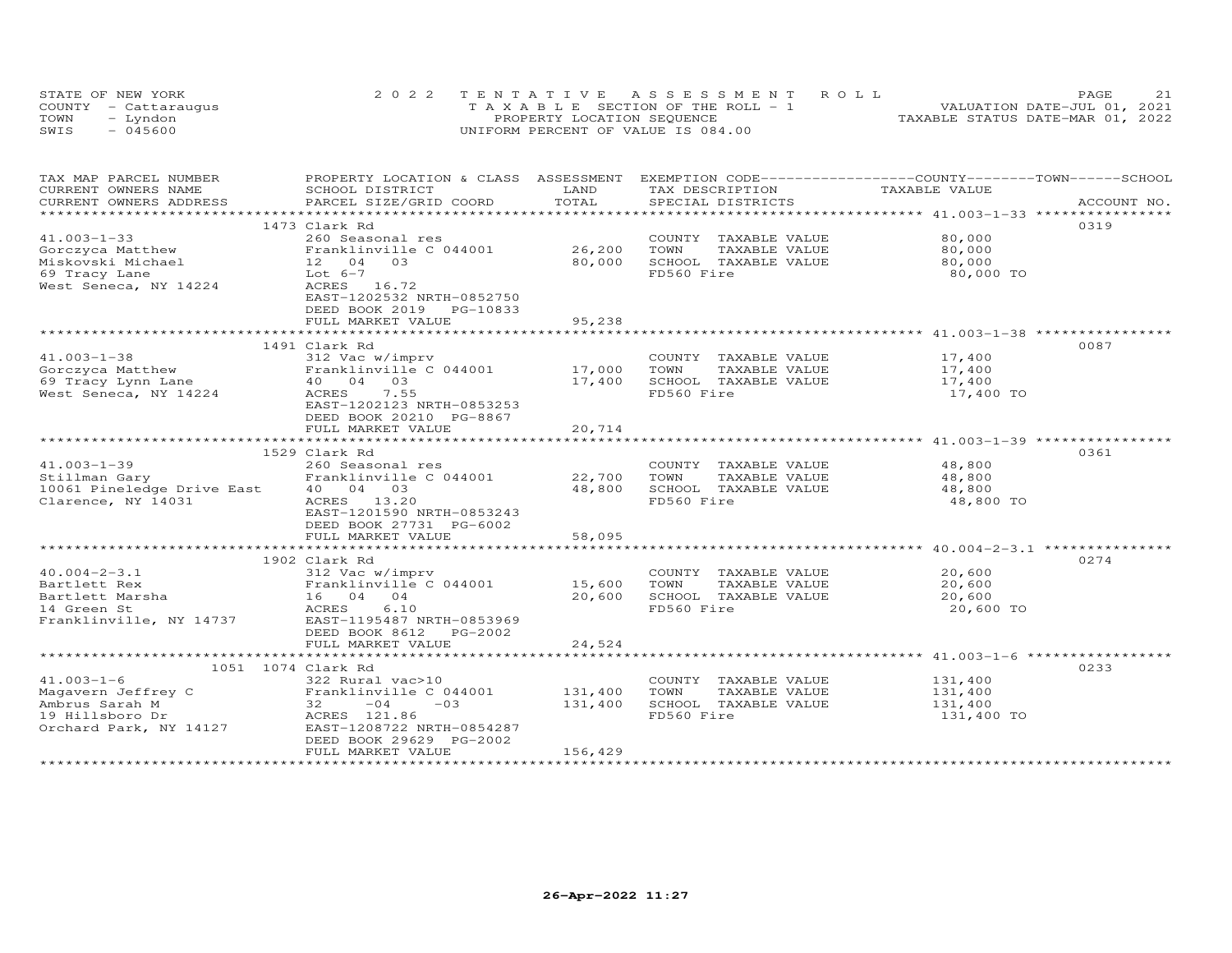STATE OF NEW YORK
COUNTY - Cattaraugus
TOWN - Lyndon
SWIS - 045600

2022 TENTATIVE ASSESSMENT ROLL
TAXABLE SECTION OF THE ROLL - 1
PROPERTY LOCATION SEQUENCE
UNIFORM PERCENT OF VALUE IS 084.00

VALUATION DATE-JUL 01, 2021
TAXABLE STATUS DATE-MAR 01, 2022

| TAX MAP PARCEL NUMBER / CURRENT OWNERS NAME / CURRENT OWNERS ADDRESS | PROPERTY LOCATION & CLASS / SCHOOL DISTRICT / PARCEL SIZE/GRID COORD | ASSESSMENT LAND / TOTAL | EXEMPTION CODE / TAX DESCRIPTION / SPECIAL DISTRICTS | TAXABLE VALUE (COUNTY / TOWN / SCHOOL) | ACCOUNT NO. |
|---|---|---|---|---|---|
| 41.003-1-33 | 1473 Clark Rd | | | | 0319 |
| | 260 Seasonal res | | COUNTY TAXABLE VALUE | 80,000 | |
| Gorczyca Matthew | Franklinville C 044001 | 26,200 | TOWN TAXABLE VALUE | 80,000 | |
| Miskovski Michael | 12 04 03 | 80,000 | SCHOOL TAXABLE VALUE | 80,000 | |
| 69 Tracy Lane | Lot 6-7 | | FD560 Fire | 80,000 TO | |
| West Seneca, NY 14224 | ACRES 16.72 | | | | |
| | EAST-1202532 NRTH-0852750 | | | | |
| | DEED BOOK 2019 PG-10833 | | | | |
| | FULL MARKET VALUE | 95,238 | | | |
| 41.003-1-38 | 1491 Clark Rd | | | | 0087 |
| | 312 Vac w/imprv | | COUNTY TAXABLE VALUE | 17,400 | |
| Gorczyca Matthew | Franklinville C 044001 | 17,000 | TOWN TAXABLE VALUE | 17,400 | |
| 69 Tracy Lynn Lane | 40 04 03 | 17,400 | SCHOOL TAXABLE VALUE | 17,400 | |
| West Seneca, NY 14224 | ACRES 7.55 | | FD560 Fire | 17,400 TO | |
| | EAST-1202123 NRTH-0853253 | | | | |
| | DEED BOOK 20210 PG-8867 | | | | |
| | FULL MARKET VALUE | 20,714 | | | |
| 41.003-1-39 | 1529 Clark Rd | | | | 0361 |
| | 260 Seasonal res | | COUNTY TAXABLE VALUE | 48,800 | |
| Stillman Gary | Franklinville C 044001 | 22,700 | TOWN TAXABLE VALUE | 48,800 | |
| 10061 Pineledge Drive East | 40 04 03 | 48,800 | SCHOOL TAXABLE VALUE | 48,800 | |
| Clarence, NY 14031 | ACRES 13.20 | | FD560 Fire | 48,800 TO | |
| | EAST-1201590 NRTH-0853243 | | | | |
| | DEED BOOK 27731 PG-6002 | | | | |
| | FULL MARKET VALUE | 58,095 | | | |
| 40.004-2-3.1 | 1902 Clark Rd | | | | 0274 |
| | 312 Vac w/imprv | | COUNTY TAXABLE VALUE | 20,600 | |
| Bartlett Rex | Franklinville C 044001 | 15,600 | TOWN TAXABLE VALUE | 20,600 | |
| Bartlett Marsha | 16 04 04 | 20,600 | SCHOOL TAXABLE VALUE | 20,600 | |
| 14 Green St | ACRES 6.10 | | FD560 Fire | 20,600 TO | |
| Franklinville, NY 14737 | EAST-1195487 NRTH-0853969 | | | | |
| | DEED BOOK 8612 PG-2002 | | | | |
| | FULL MARKET VALUE | 24,524 | | | |
| 41.003-1-6 | 1051 1074 Clark Rd | | | | 0233 |
| | 322 Rural vac>10 | | COUNTY TAXABLE VALUE | 131,400 | |
| Magavern Jeffrey C | Franklinville C 044001 | 131,400 | TOWN TAXABLE VALUE | 131,400 | |
| Ambrus Sarah M | 32 -04 -03 | 131,400 | SCHOOL TAXABLE VALUE | 131,400 | |
| 19 Hillsboro Dr | ACRES 121.86 | | FD560 Fire | 131,400 TO | |
| Orchard Park, NY 14127 | EAST-1208722 NRTH-0854287 | | | | |
| | DEED BOOK 29629 PG-2002 | | | | |
| | FULL MARKET VALUE | 156,429 | | | |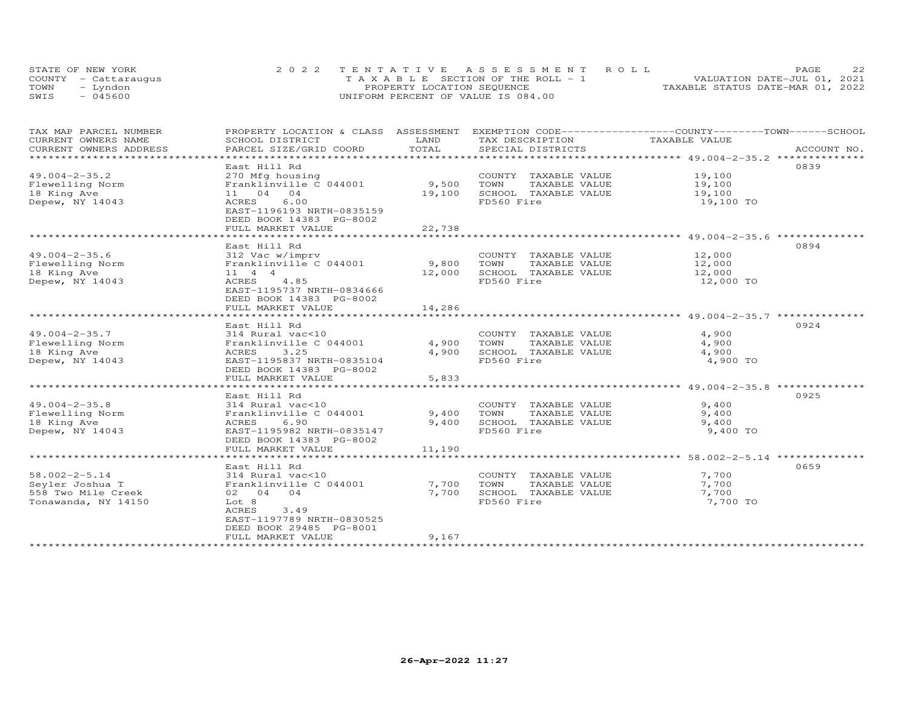STATE OF NEW YORK — 2022 TENTATIVE ASSESSMENT ROLL
COUNTY - Cattaraugus — TAXABLE SECTION OF THE ROLL - 1 — VALUATION DATE-JUL 01, 2021
TOWN - Lyndon — PROPERTY LOCATION SEQUENCE — TAXABLE STATUS DATE-MAR 01, 2022
SWIS - 045600 — UNIFORM PERCENT OF VALUE IS 084.00

| TAX MAP PARCEL NUMBER / CURRENT OWNERS NAME / CURRENT OWNERS ADDRESS | PROPERTY LOCATION & CLASS / SCHOOL DISTRICT / PARCEL SIZE/GRID COORD | ASSESSMENT LAND | TOTAL | EXEMPTION CODE / TAX DESCRIPTION / SPECIAL DISTRICTS | COUNTY/TOWN/SCHOOL TAXABLE VALUE | ACCOUNT NO. |
|---|---|---|---|---|---|---|
| 49.004-2-35.2 | East Hill Rd | | | | | 0839 |
| Flewelling Norm | 270 Mfg housing | | | COUNTY TAXABLE VALUE | 19,100 | |
| 18 King Ave | Franklinville C 044001 | 9,500 | | TOWN TAXABLE VALUE | 19,100 | |
| Depew, NY 14043 | 11 04 04 | | 19,100 | SCHOOL TAXABLE VALUE | 19,100 | |
| | ACRES 6.00 | | | FD560 Fire | 19,100 TO | |
| | EAST-1196193 NRTH-0835159 | | | | | |
| | DEED BOOK 14383 PG-8002 | | | | | |
| | FULL MARKET VALUE | | 22,738 | | | |
| 49.004-2-35.6 | East Hill Rd | | | | | 0894 |
| Flewelling Norm | 312 Vac w/imprv | | | COUNTY TAXABLE VALUE | 12,000 | |
| 18 King Ave | Franklinville C 044001 | 9,800 | | TOWN TAXABLE VALUE | 12,000 | |
| Depew, NY 14043 | 11 4 4 | | 12,000 | SCHOOL TAXABLE VALUE | 12,000 | |
| | ACRES 4.85 | | | FD560 Fire | 12,000 TO | |
| | EAST-1195737 NRTH-0834666 | | | | | |
| | DEED BOOK 14383 PG-8002 | | | | | |
| | FULL MARKET VALUE | | 14,286 | | | |
| 49.004-2-35.7 | East Hill Rd | | | | | 0924 |
| Flewelling Norm | 314 Rural vac<10 | | | COUNTY TAXABLE VALUE | 4,900 | |
| 18 King Ave | Franklinville C 044001 | 4,900 | | TOWN TAXABLE VALUE | 4,900 | |
| Depew, NY 14043 | ACRES 3.25 | | 4,900 | SCHOOL TAXABLE VALUE | 4,900 | |
| | EAST-1195837 NRTH-0835104 | | | FD560 Fire | 4,900 TO | |
| | DEED BOOK 14383 PG-8002 | | | | | |
| | FULL MARKET VALUE | | 5,833 | | | |
| 49.004-2-35.8 | East Hill Rd | | | | | 0925 |
| Flewelling Norm | 314 Rural vac<10 | | | COUNTY TAXABLE VALUE | 9,400 | |
| 18 King Ave | Franklinville C 044001 | 9,400 | | TOWN TAXABLE VALUE | 9,400 | |
| Depew, NY 14043 | ACRES 6.90 | | 9,400 | SCHOOL TAXABLE VALUE | 9,400 | |
| | EAST-1195982 NRTH-0835147 | | | FD560 Fire | 9,400 TO | |
| | DEED BOOK 14383 PG-8002 | | | | | |
| | FULL MARKET VALUE | | 11,190 | | | |
| 58.002-2-5.14 | East Hill Rd | | | | | 0659 |
| Seyler Joshua T | 314 Rural vac<10 | | | COUNTY TAXABLE VALUE | 7,700 | |
| 558 Two Mile Creek | Franklinville C 044001 | 7,700 | | TOWN TAXABLE VALUE | 7,700 | |
| Tonawanda, NY 14150 | 02 04 04 | | 7,700 | SCHOOL TAXABLE VALUE | 7,700 | |
| | Lot 8 | | | FD560 Fire | 7,700 TO | |
| | ACRES 3.49 | | | | | |
| | EAST-1197789 NRTH-0830525 | | | | | |
| | DEED BOOK 29485 PG-8001 | | | | | |
| | FULL MARKET VALUE | | 9,167 | | | |

26-Apr-2022 11:27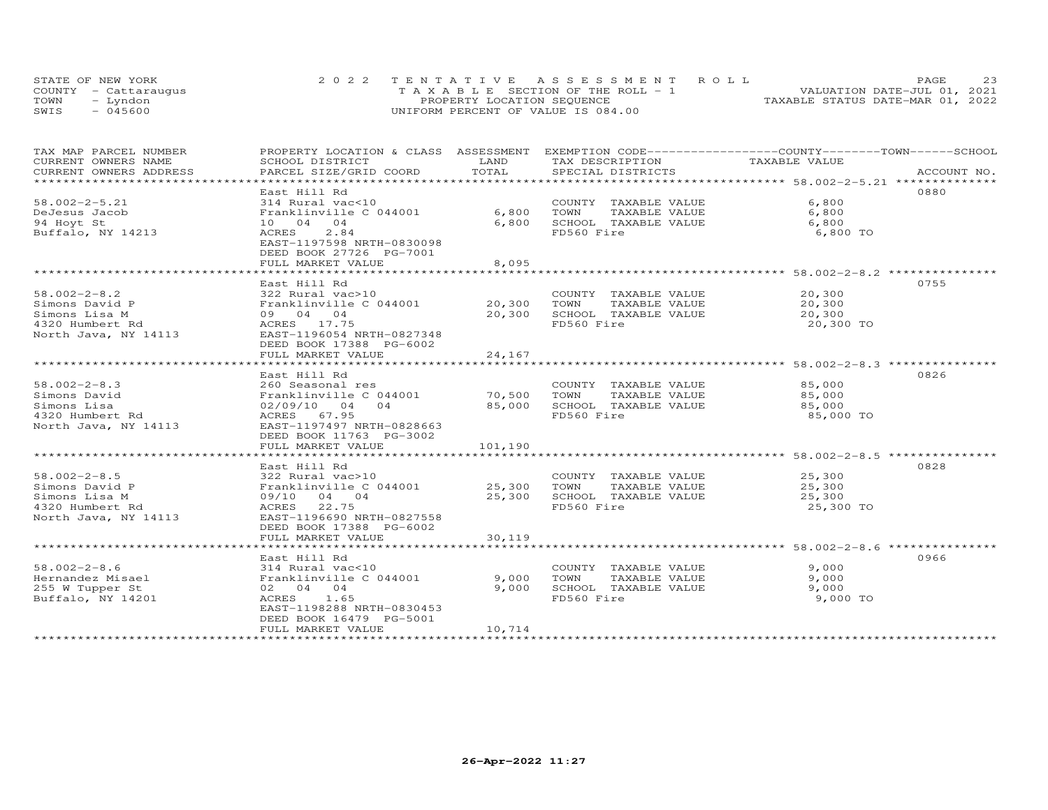STATE OF NEW YORK
COUNTY - Cattaraugus
TOWN - Lyndon
SWIS - 045600

2022 TENTATIVE ASSESSMENT ROLL
TAXABLE SECTION OF THE ROLL - 1
PROPERTY LOCATION SEQUENCE
UNIFORM PERCENT OF VALUE IS 084.00

VALUATION DATE-JUL 01, 2021
TAXABLE STATUS DATE-MAR 01, 2022

| TAX MAP PARCEL NUMBER / CURRENT OWNERS NAME / CURRENT OWNERS ADDRESS | PROPERTY LOCATION & CLASS / SCHOOL DISTRICT / PARCEL SIZE/GRID COORD | ASSESSMENT LAND / TOTAL | EXEMPTION CODE / TAX DESCRIPTION / SPECIAL DISTRICTS | COUNTY / TOWN / SCHOOL TAXABLE VALUE | ACCOUNT NO. |
|---|---|---|---|---|---|
| 58.002-2-5.21 | East Hill Rd | | | | 0880 |
| 58.002-2-5.21 | 314 Rural vac<10 | | COUNTY TAXABLE VALUE | 6,800 | |
| DeJesus Jacob | Franklinville C 044001 | 6,800 | TOWN TAXABLE VALUE | 6,800 | |
| 94 Hoyt St | 10 04 04 | 6,800 | SCHOOL TAXABLE VALUE | 6,800 | |
| Buffalo, NY 14213 | ACRES 2.84 | | FD560 Fire | 6,800 TO | |
| | EAST-1197598 NRTH-0830098 | | | | |
| | DEED BOOK 27726 PG-7001 | | | | |
| | FULL MARKET VALUE | 8,095 | | | |
| 58.002-2-8.2 | East Hill Rd | | | | 0755 |
| 58.002-2-8.2 | 322 Rural vac>10 | | COUNTY TAXABLE VALUE | 20,300 | |
| Simons David P | Franklinville C 044001 | 20,300 | TOWN TAXABLE VALUE | 20,300 | |
| Simons Lisa M | 09 04 04 | 20,300 | SCHOOL TAXABLE VALUE | 20,300 | |
| 4320 Humbert Rd | ACRES 17.75 | | FD560 Fire | 20,300 TO | |
| North Java, NY 14113 | EAST-1196054 NRTH-0827348 | | | | |
| | DEED BOOK 17388 PG-6002 | | | | |
| | FULL MARKET VALUE | 24,167 | | | |
| 58.002-2-8.3 | East Hill Rd | | | | 0826 |
| 58.002-2-8.3 | 260 Seasonal res | | COUNTY TAXABLE VALUE | 85,000 | |
| Simons David | Franklinville C 044001 | 70,500 | TOWN TAXABLE VALUE | 85,000 | |
| Simons Lisa | 02/09/10 04 04 | 85,000 | SCHOOL TAXABLE VALUE | 85,000 | |
| 4320 Humbert Rd | ACRES 67.95 | | FD560 Fire | 85,000 TO | |
| North Java, NY 14113 | EAST-1197497 NRTH-0828663 | | | | |
| | DEED BOOK 11763 PG-3002 | | | | |
| | FULL MARKET VALUE | 101,190 | | | |
| 58.002-2-8.5 | East Hill Rd | | | | 0828 |
| 58.002-2-8.5 | 322 Rural vac>10 | | COUNTY TAXABLE VALUE | 25,300 | |
| Simons David P | Franklinville C 044001 | 25,300 | TOWN TAXABLE VALUE | 25,300 | |
| Simons Lisa M | 09/10 04 04 | 25,300 | SCHOOL TAXABLE VALUE | 25,300 | |
| 4320 Humbert Rd | ACRES 22.75 | | FD560 Fire | 25,300 TO | |
| North Java, NY 14113 | EAST-1196690 NRTH-0827558 | | | | |
| | DEED BOOK 17388 PG-6002 | | | | |
| | FULL MARKET VALUE | 30,119 | | | |
| 58.002-2-8.6 | East Hill Rd | | | | 0966 |
| 58.002-2-8.6 | 314 Rural vac<10 | | COUNTY TAXABLE VALUE | 9,000 | |
| Hernandez Misael | Franklinville C 044001 | 9,000 | TOWN TAXABLE VALUE | 9,000 | |
| 255 W Tupper St | 02 04 04 | 9,000 | SCHOOL TAXABLE VALUE | 9,000 | |
| Buffalo, NY 14201 | ACRES 1.65 | | FD560 Fire | 9,000 TO | |
| | EAST-1198288 NRTH-0830453 | | | | |
| | DEED BOOK 16479 PG-5001 | | | | |
| | FULL MARKET VALUE | 10,714 | | | |

26-Apr-2022 11:27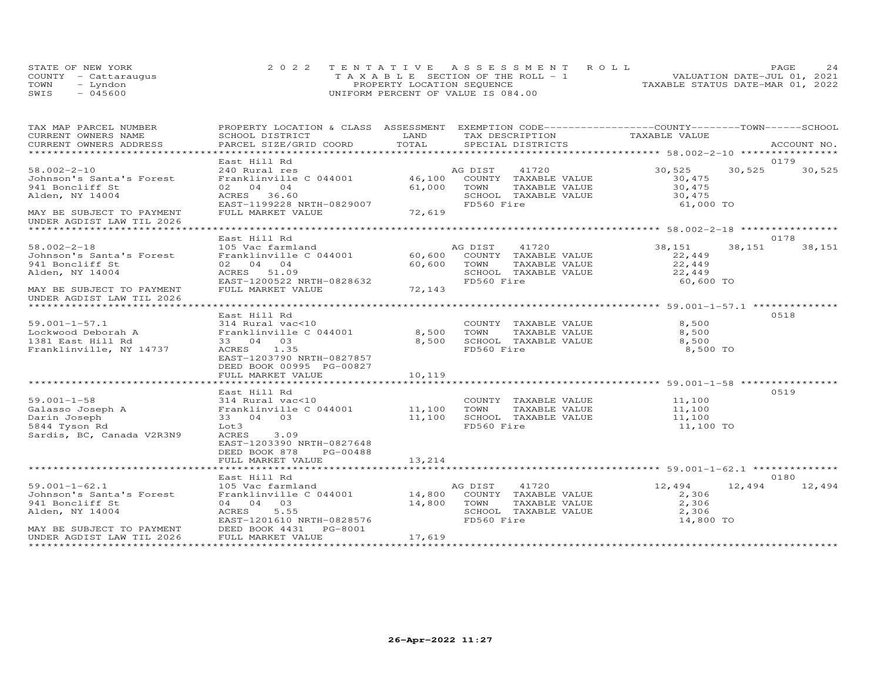STATE OF NEW YORK
COUNTY - Cattaraugus
TOWN - Lyndon
SWIS - 045600

2022 TENTATIVE ASSESSMENT ROLL
TAXABLE SECTION OF THE ROLL - 1
PROPERTY LOCATION SEQUENCE
UNIFORM PERCENT OF VALUE IS 084.00

VALUATION DATE-JUL 01, 2021
TAXABLE STATUS DATE-MAR 01, 2022

| TAX MAP PARCEL NUMBER / CURRENT OWNERS NAME / CURRENT OWNERS ADDRESS | PROPERTY LOCATION & CLASS / SCHOOL DISTRICT / PARCEL SIZE/GRID COORD | ASSESSMENT LAND / TOTAL | EXEMPTION CODE / TAX DESCRIPTION / SPECIAL DISTRICTS | COUNTY TAXABLE VALUE | TOWN | SCHOOL | ACCOUNT NO. |
|---|---|---|---|---|---|---|---|
| 58.002-2-10 | East Hill Rd | | | | | | 0179 |
| | 240 Rural res | | AG DIST 41720 | 30,525 | 30,525 | 30,525 | |
| Johnson's Santa's Forest | Franklinville C 044001 | 46,100 | COUNTY TAXABLE VALUE | 30,475 | | | |
| 941 Boncliff St | 02 04 04 | 61,000 | TOWN TAXABLE VALUE | 30,475 | | | |
| Alden, NY 14004 | ACRES 36.60 | | SCHOOL TAXABLE VALUE | 30,475 | | | |
| | EAST-1199228 NRTH-0829007 | | FD560 Fire | 61,000 TO | | | |
| MAY BE SUBJECT TO PAYMENT UNDER AGDIST LAW TIL 2026 | FULL MARKET VALUE | 72,619 | | | | | |
| 58.002-2-18 | East Hill Rd | | | | | | 0178 |
| | 105 Vac farmland | | AG DIST 41720 | 38,151 | 38,151 | 38,151 | |
| Johnson's Santa's Forest | Franklinville C 044001 | 60,600 | COUNTY TAXABLE VALUE | 22,449 | | | |
| 941 Boncliff St | 02 04 04 | 60,600 | TOWN TAXABLE VALUE | 22,449 | | | |
| Alden, NY 14004 | ACRES 51.09 | | SCHOOL TAXABLE VALUE | 22,449 | | | |
| | EAST-1200522 NRTH-0828632 | | FD560 Fire | 60,600 TO | | | |
| MAY BE SUBJECT TO PAYMENT UNDER AGDIST LAW TIL 2026 | FULL MARKET VALUE | 72,143 | | | | | |
| 59.001-1-57.1 | East Hill Rd | | | | | | 0518 |
| | 314 Rural vac<10 | | COUNTY TAXABLE VALUE | 8,500 | | | |
| Lockwood Deborah A | Franklinville C 044001 | 8,500 | TOWN TAXABLE VALUE | 8,500 | | | |
| 1381 East Hill Rd | 33 04 03 | 8,500 | SCHOOL TAXABLE VALUE | 8,500 | | | |
| Franklinville, NY 14737 | ACRES 1.35 | | FD560 Fire | 8,500 TO | | | |
| | EAST-1203790 NRTH-0827857 | | | | | | |
| | DEED BOOK 00995 PG-00827 | | | | | | |
| | FULL MARKET VALUE | 10,119 | | | | | |
| 59.001-1-58 | East Hill Rd | | | | | | 0519 |
| | 314 Rural vac<10 | | COUNTY TAXABLE VALUE | 11,100 | | | |
| Galasso Joseph A | Franklinville C 044001 | 11,100 | TOWN TAXABLE VALUE | 11,100 | | | |
| Darin Joseph | 33 04 03 | 11,100 | SCHOOL TAXABLE VALUE | 11,100 | | | |
| 5844 Tyson Rd | Lot3 | | FD560 Fire | 11,100 TO | | | |
| Sardis, BC, Canada V2R3N9 | ACRES 3.09 | | | | | | |
| | EAST-1203390 NRTH-0827648 | | | | | | |
| | DEED BOOK 878 PG-00488 | | | | | | |
| | FULL MARKET VALUE | 13,214 | | | | | |
| 59.001-1-62.1 | East Hill Rd | | | | | | 0180 |
| | 105 Vac farmland | | AG DIST 41720 | 12,494 | 12,494 | 12,494 | |
| Johnson's Santa's Forest | Franklinville C 044001 | 14,800 | COUNTY TAXABLE VALUE | 2,306 | | | |
| 941 Boncliff St | 04 04 03 | 14,800 | TOWN TAXABLE VALUE | 2,306 | | | |
| Alden, NY 14004 | ACRES 5.55 | | SCHOOL TAXABLE VALUE | 2,306 | | | |
| | EAST-1201610 NRTH-0828576 | | FD560 Fire | 14,800 TO | | | |
| MAY BE SUBJECT TO PAYMENT | DEED BOOK 4431 PG-8001 | | | | | | |
| UNDER AGDIST LAW TIL 2026 | FULL MARKET VALUE | 17,619 | | | | | |

26-Apr-2022 11:27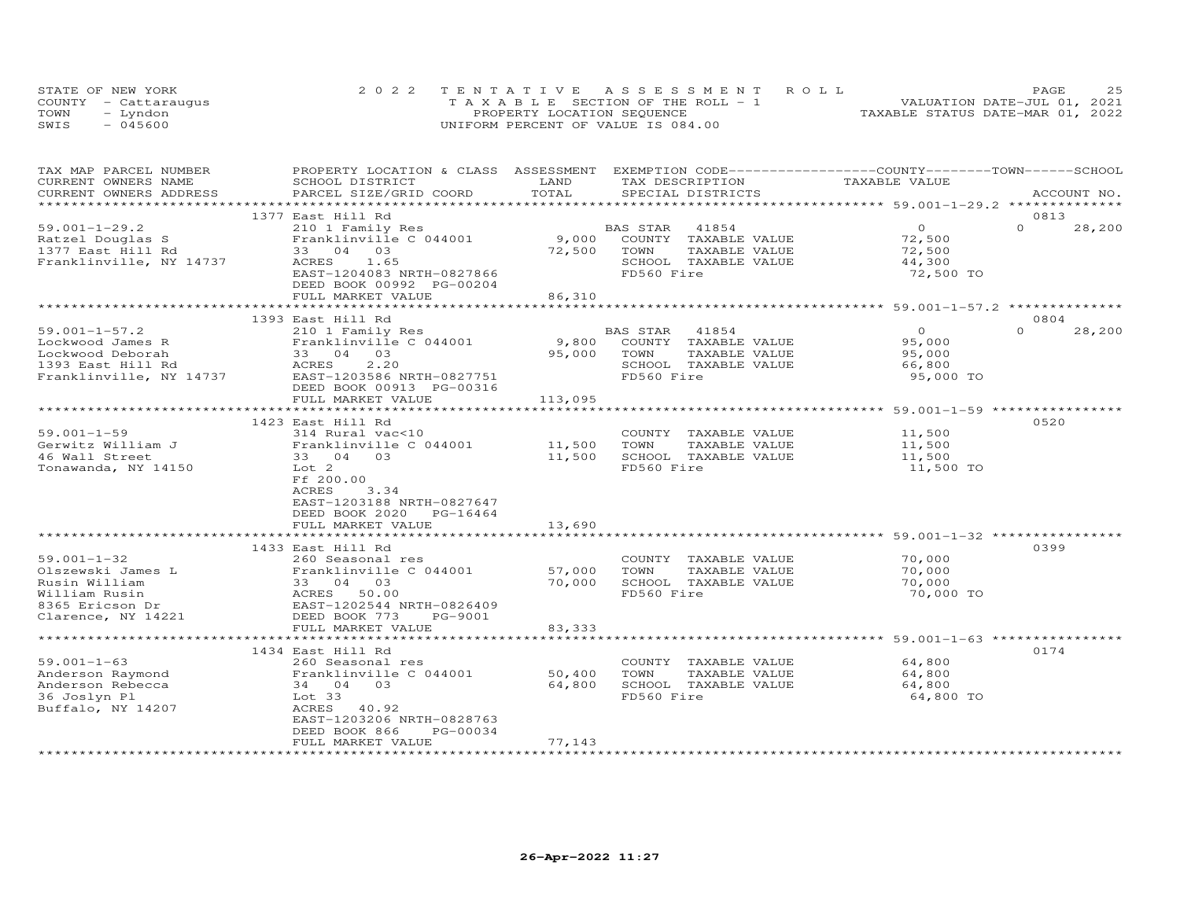STATE OF NEW YORK
COUNTY - Cattaraugus
TOWN - Lyndon
SWIS - 045600

2022 TENTATIVE ASSESSMENT ROLL
TAXABLE SECTION OF THE ROLL - 1
PROPERTY LOCATION SEQUENCE
UNIFORM PERCENT OF VALUE IS 084.00

VALUATION DATE-JUL 01, 2021
TAXABLE STATUS DATE-MAR 01, 2022

| TAX MAP PARCEL NUMBER / CURRENT OWNERS NAME / CURRENT OWNERS ADDRESS | PROPERTY LOCATION & CLASS / SCHOOL DISTRICT / PARCEL SIZE/GRID COORD | ASSESSMENT LAND / TOTAL | EXEMPTION CODE / TAX DESCRIPTION / SPECIAL DISTRICTS | COUNTY / TOWN TAXABLE VALUE | SCHOOL | ACCOUNT NO. |
|---|---|---|---|---|---|---|
| **59.001-1-29.2** | 1377 East Hill Rd | | | | | 0813 |
| 59.001-1-29.2 | 210 1 Family Res | | BAS STAR 41854 | 0 | 0 28,200 | |
| Ratzel Douglas S | Franklinville C 044001 | 9,000 | COUNTY TAXABLE VALUE | 72,500 | | |
| 1377 East Hill Rd | 33 04 03 | 72,500 | TOWN TAXABLE VALUE | 72,500 | | |
| Franklinville, NY 14737 | ACRES 1.65 | | SCHOOL TAXABLE VALUE | 44,300 | | |
| | EAST-1204083 NRTH-0827866 | | FD560 Fire | 72,500 TO | | |
| | DEED BOOK 00992 PG-00204 | | | | | |
| | FULL MARKET VALUE | 86,310 | | | | |
| **59.001-1-57.2** | 1393 East Hill Rd | | | | | 0804 |
| 59.001-1-57.2 | 210 1 Family Res | | BAS STAR 41854 | 0 | 0 28,200 | |
| Lockwood James R | Franklinville C 044001 | 9,800 | COUNTY TAXABLE VALUE | 95,000 | | |
| Lockwood Deborah | 33 04 03 | 95,000 | TOWN TAXABLE VALUE | 95,000 | | |
| 1393 East Hill Rd | ACRES 2.20 | | SCHOOL TAXABLE VALUE | 66,800 | | |
| Franklinville, NY 14737 | EAST-1203586 NRTH-0827751 | | FD560 Fire | 95,000 TO | | |
| | DEED BOOK 00913 PG-00316 | | | | | |
| | FULL MARKET VALUE | 113,095 | | | | |
| **59.001-1-59** | 1423 East Hill Rd | | | | | 0520 |
| 59.001-1-59 | 314 Rural vac<10 | | COUNTY TAXABLE VALUE | 11,500 | | |
| Gerwitz William J | Franklinville C 044001 | 11,500 | TOWN TAXABLE VALUE | 11,500 | | |
| 46 Wall Street | 33 04 03 | 11,500 | SCHOOL TAXABLE VALUE | 11,500 | | |
| Tonawanda, NY 14150 | Lot 2 | | FD560 Fire | 11,500 TO | | |
| | Ff 200.00 | | | | | |
| | ACRES 3.34 | | | | | |
| | EAST-1203188 NRTH-0827647 | | | | | |
| | DEED BOOK 2020 PG-16464 | | | | | |
| | FULL MARKET VALUE | 13,690 | | | | |
| **59.001-1-32** | 1433 East Hill Rd | | | | | 0399 |
| 59.001-1-32 | 260 Seasonal res | | COUNTY TAXABLE VALUE | 70,000 | | |
| Olszewski James L | Franklinville C 044001 | 57,000 | TOWN TAXABLE VALUE | 70,000 | | |
| Rusin William | 33 04 03 | 70,000 | SCHOOL TAXABLE VALUE | 70,000 | | |
| William Rusin | ACRES 50.00 | | FD560 Fire | 70,000 TO | | |
| 8365 Ericson Dr | EAST-1202544 NRTH-0826409 | | | | | |
| Clarence, NY 14221 | DEED BOOK 773 PG-9001 | | | | | |
| | FULL MARKET VALUE | 83,333 | | | | |
| **59.001-1-63** | 1434 East Hill Rd | | | | | 0174 |
| 59.001-1-63 | 260 Seasonal res | | COUNTY TAXABLE VALUE | 64,800 | | |
| Anderson Raymond | Franklinville C 044001 | 50,400 | TOWN TAXABLE VALUE | 64,800 | | |
| Anderson Rebecca | 34 04 03 | 64,800 | SCHOOL TAXABLE VALUE | 64,800 | | |
| 36 Joslyn Pl | Lot 33 | | FD560 Fire | 64,800 TO | | |
| Buffalo, NY 14207 | ACRES 40.92 | | | | | |
| | EAST-1203206 NRTH-0828763 | | | | | |
| | DEED BOOK 866 PG-00034 | | | | | |
| | FULL MARKET VALUE | 77,143 | | | | |

26-Apr-2022 11:27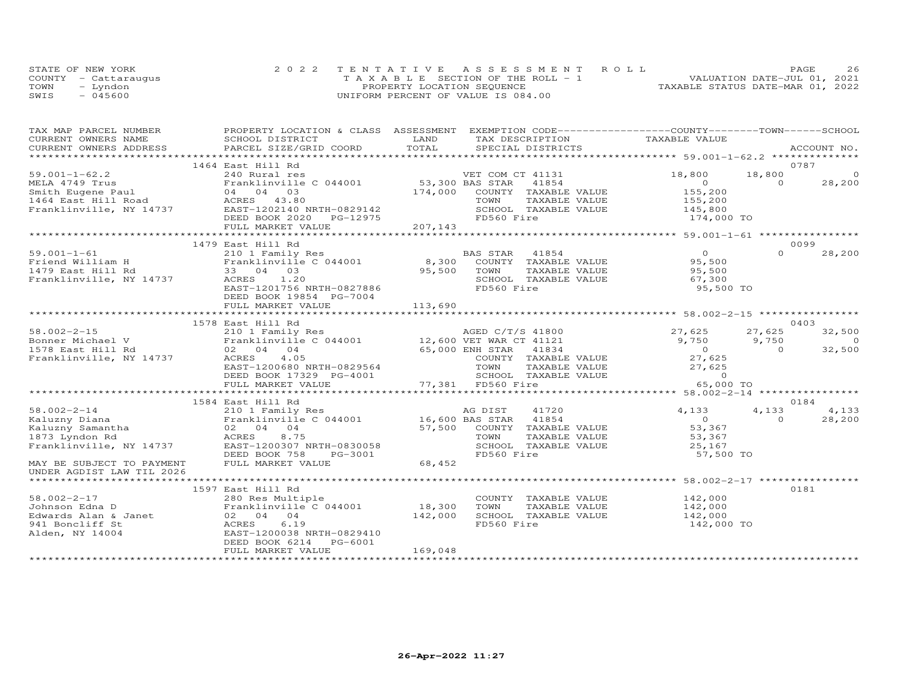STATE OF NEW YORK
COUNTY - Cattaraugus
TOWN - Lyndon
SWIS - 045600

2022 TENTATIVE ASSESSMENT ROLL
TAXABLE SECTION OF THE ROLL - 1
PROPERTY LOCATION SEQUENCE
UNIFORM PERCENT OF VALUE IS 084.00

VALUATION DATE-JUL 01, 2021
TAXABLE STATUS DATE-MAR 01, 2022

| TAX MAP PARCEL NUMBER / CURRENT OWNERS NAME / CURRENT OWNERS ADDRESS | PROPERTY LOCATION & CLASS / SCHOOL DISTRICT / PARCEL SIZE/GRID COORD | ASSESSMENT LAND / TOTAL | EXEMPTION CODE / TAX DESCRIPTION / SPECIAL DISTRICTS | COUNTY TAXABLE VALUE | TOWN | SCHOOL | ACCOUNT NO. |
|---|---|---|---|---|---|---|---|
| | 1464 East Hill Rd | | | | | | 0787 |
| 59.001-1-62.2 | 240 Rural res | | VET COM CT 41131 | 18,800 | 18,800 | 0 | |
| MELA 4749 Trus | Franklinville C 044001 | 53,300 | BAS STAR 41854 | 0 | 0 | 28,200 | |
| Smith Eugene Paul | 04 04 03 | 174,000 | COUNTY TAXABLE VALUE | 155,200 | | | |
| 1464 East Hill Road | ACRES 43.80 | | TOWN TAXABLE VALUE | 155,200 | | | |
| Franklinville, NY 14737 | EAST-1202140 NRTH-0829142 | | SCHOOL TAXABLE VALUE | 145,800 | | | |
| | DEED BOOK 2020 PG-12975 | | FD560 Fire | 174,000 TO | | | |
| | FULL MARKET VALUE | 207,143 | | | | | |
| | 1479 East Hill Rd | | | | | | 0099 |
| 59.001-1-61 | 210 1 Family Res | | BAS STAR 41854 | 0 | 0 | 28,200 | |
| Friend William H | Franklinville C 044001 | 8,300 | COUNTY TAXABLE VALUE | 95,500 | | | |
| 1479 East Hill Rd | 33 04 03 | 95,500 | TOWN TAXABLE VALUE | 95,500 | | | |
| Franklinville, NY 14737 | ACRES 1.20 | | SCHOOL TAXABLE VALUE | 67,300 | | | |
| | EAST-1201756 NRTH-0827886 | | FD560 Fire | 95,500 TO | | | |
| | DEED BOOK 19854 PG-7004 | | | | | | |
| | FULL MARKET VALUE | 113,690 | | | | | |
| | 1578 East Hill Rd | | | | | | 0403 |
| 58.002-2-15 | 210 1 Family Res | | AGED C/T/S 41800 | 27,625 | 27,625 | 32,500 | |
| Bonner Michael V | Franklinville C 044001 | 12,600 | VET WAR CT 41121 | 9,750 | 9,750 | 0 | |
| 1578 East Hill Rd | 02 04 04 | 65,000 | ENH STAR 41834 | 0 | 0 | 32,500 | |
| Franklinville, NY 14737 | ACRES 4.05 | | COUNTY TAXABLE VALUE | 27,625 | | | |
| | EAST-1200680 NRTH-0829564 | | TOWN TAXABLE VALUE | 27,625 | | | |
| | DEED BOOK 17329 PG-4001 | | SCHOOL TAXABLE VALUE | 0 | | | |
| | FULL MARKET VALUE | 77,381 | FD560 Fire | 65,000 TO | | | |
| | 1584 East Hill Rd | | | | | | 0184 |
| 58.002-2-14 | 210 1 Family Res | | AG DIST 41720 | 4,133 | 4,133 | 4,133 | |
| Kaluzny Diana | Franklinville C 044001 | 16,600 | BAS STAR 41854 | 0 | 0 | 28,200 | |
| Kaluzny Samantha | 02 04 04 | 57,500 | COUNTY TAXABLE VALUE | 53,367 | | | |
| 1873 Lyndon Rd | ACRES 8.75 | | TOWN TAXABLE VALUE | 53,367 | | | |
| Franklinville, NY 14737 | EAST-1200307 NRTH-0830058 | | SCHOOL TAXABLE VALUE | 25,167 | | | |
| | DEED BOOK 758 PG-3001 | | FD560 Fire | 57,500 TO | | | |
| MAY BE SUBJECT TO PAYMENT UNDER AGDIST LAW TIL 2026 | FULL MARKET VALUE | 68,452 | | | | | |
| | 1597 East Hill Rd | | | | | | 0181 |
| 58.002-2-17 | 280 Res Multiple | | COUNTY TAXABLE VALUE | 142,000 | | | |
| Johnson Edna D | Franklinville C 044001 | 18,300 | TOWN TAXABLE VALUE | 142,000 | | | |
| Edwards Alan & Janet | 02 04 04 | 142,000 | SCHOOL TAXABLE VALUE | 142,000 | | | |
| 941 Boncliff St | ACRES 6.19 | | FD560 Fire | 142,000 TO | | | |
| Alden, NY 14004 | EAST-1200038 NRTH-0829410 | | | | | | |
| | DEED BOOK 6214 PG-6001 | | | | | | |
| | FULL MARKET VALUE | 169,048 | | | | | |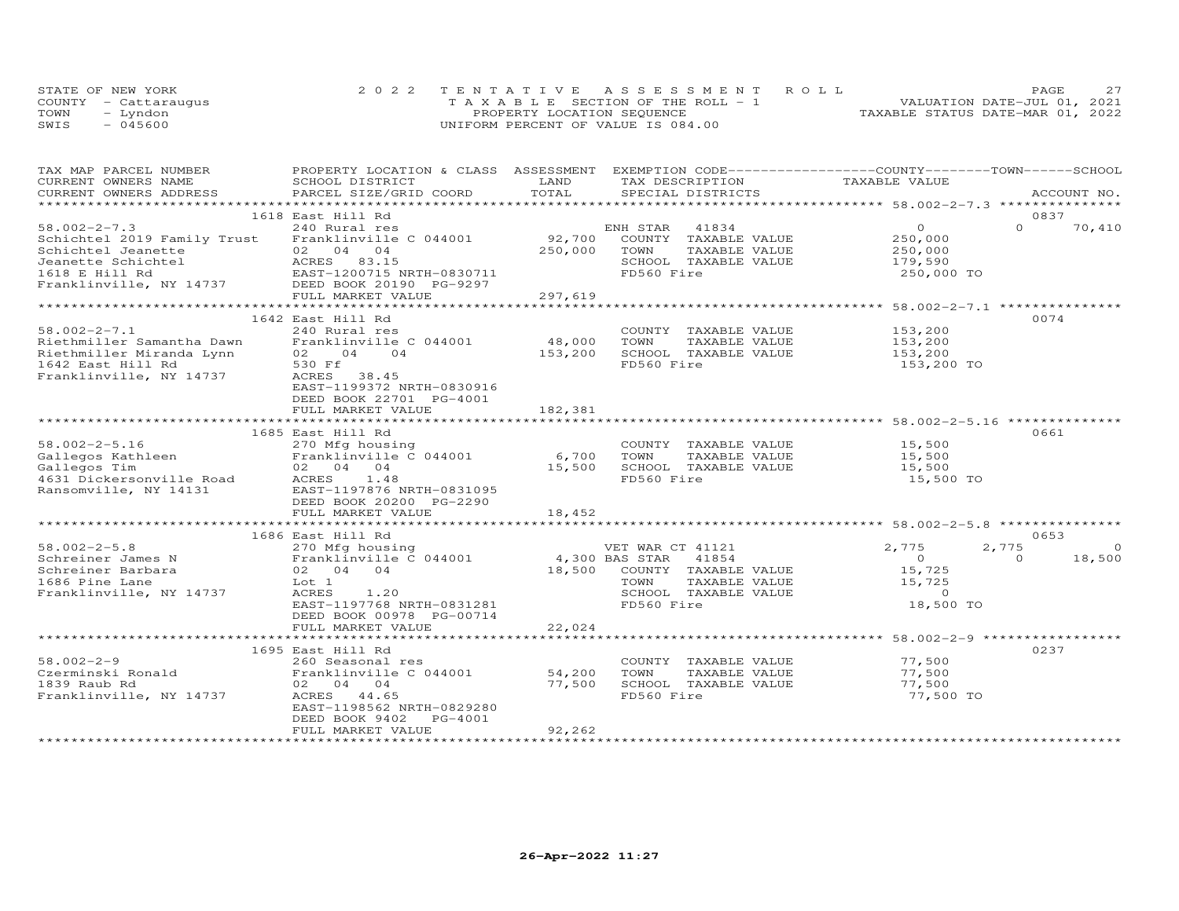STATE OF NEW YORK
COUNTY - Cattaraugus
TOWN - Lyndon
SWIS - 045600

2022 TENTATIVE ASSESSMENT ROLL
TAXABLE SECTION OF THE ROLL - 1
PROPERTY LOCATION SEQUENCE
UNIFORM PERCENT OF VALUE IS 084.00

VALUATION DATE-JUL 01, 2021
TAXABLE STATUS DATE-MAR 01, 2022

| TAX MAP PARCEL NUMBER / CURRENT OWNERS NAME / CURRENT OWNERS ADDRESS | PROPERTY LOCATION & CLASS / SCHOOL DISTRICT / PARCEL SIZE/GRID COORD | ASSESSMENT LAND / TOTAL | EXEMPTION CODE / TAX DESCRIPTION / SPECIAL DISTRICTS | COUNTY TAXABLE VALUE | TOWN | SCHOOL | ACCOUNT NO. |
|---|---|---|---|---|---|---|---|
| 58.002-2-7.3 | 1618 East Hill Rd | | | | | | 0837 |
| 58.002-2-7.3 | 240 Rural res | | ENH STAR 41834 | 0 | 0 | 70,410 | |
| Schichtel 2019 Family Trust | Franklinville C 044001 | 92,700 | COUNTY TAXABLE VALUE | 250,000 | | | |
| Schichtel Jeanette | 02 04 04 | 250,000 | TOWN TAXABLE VALUE | 250,000 | | | |
| Jeanette Schichtel | ACRES 83.15 | | SCHOOL TAXABLE VALUE | 179,590 | | | |
| 1618 E Hill Rd | EAST-1200715 NRTH-0830711 | | FD560 Fire | 250,000 TO | | | |
| Franklinville, NY 14737 | DEED BOOK 20190 PG-9297 | | | | | | |
| | FULL MARKET VALUE | 297,619 | | | | | |
| 58.002-2-7.1 | 1642 East Hill Rd | | | | | | 0074 |
| 58.002-2-7.1 | 240 Rural res | | COUNTY TAXABLE VALUE | 153,200 | | | |
| Riethmiller Samantha Dawn | Franklinville C 044001 | 48,000 | TOWN TAXABLE VALUE | 153,200 | | | |
| Riethmiller Miranda Lynn | 02 04 04 | 153,200 | SCHOOL TAXABLE VALUE | 153,200 | | | |
| 1642 East Hill Rd | 530 Ff | | FD560 Fire | 153,200 TO | | | |
| Franklinville, NY 14737 | ACRES 38.45 | | | | | | |
| | EAST-1199372 NRTH-0830916 | | | | | | |
| | DEED BOOK 22701 PG-4001 | | | | | | |
| | FULL MARKET VALUE | 182,381 | | | | | |
| 58.002-2-5.16 | 1685 East Hill Rd | | | | | | 0661 |
| 58.002-2-5.16 | 270 Mfg housing | | COUNTY TAXABLE VALUE | 15,500 | | | |
| Gallegos Kathleen | Franklinville C 044001 | 6,700 | TOWN TAXABLE VALUE | 15,500 | | | |
| Gallegos Tim | 02 04 04 | 15,500 | SCHOOL TAXABLE VALUE | 15,500 | | | |
| 4631 Dickersonville Road | ACRES 1.48 | | FD560 Fire | 15,500 TO | | | |
| Ransomville, NY 14131 | EAST-1197876 NRTH-0831095 | | | | | | |
| | DEED BOOK 20200 PG-2290 | | | | | | |
| | FULL MARKET VALUE | 18,452 | | | | | |
| 58.002-2-5.8 | 1686 East Hill Rd | | | | | | 0653 |
| 58.002-2-5.8 | 270 Mfg housing | | VET WAR CT 41121 | 2,775 | 2,775 | 0 | |
| Schreiner James N | Franklinville C 044001 | 4,300 | BAS STAR 41854 | 0 | 0 | 18,500 | |
| Schreiner Barbara | 02 04 04 | 18,500 | COUNTY TAXABLE VALUE | 15,725 | | | |
| 1686 Pine Lane | Lot 1 | | TOWN TAXABLE VALUE | 15,725 | | | |
| Franklinville, NY 14737 | ACRES 1.20 | | SCHOOL TAXABLE VALUE | 0 | | | |
| | EAST-1197768 NRTH-0831281 | | FD560 Fire | 18,500 TO | | | |
| | DEED BOOK 00978 PG-00714 | | | | | | |
| | FULL MARKET VALUE | 22,024 | | | | | |
| 58.002-2-9 | 1695 East Hill Rd | | | | | | 0237 |
| 58.002-2-9 | 260 Seasonal res | | COUNTY TAXABLE VALUE | 77,500 | | | |
| Czerminski Ronald | Franklinville C 044001 | 54,200 | TOWN TAXABLE VALUE | 77,500 | | | |
| 1839 Raub Rd | 02 04 04 | 77,500 | SCHOOL TAXABLE VALUE | 77,500 | | | |
| Franklinville, NY 14737 | ACRES 44.65 | | FD560 Fire | 77,500 TO | | | |
| | EAST-1198562 NRTH-0829280 | | | | | | |
| | DEED BOOK 9402 PG-4001 | | | | | | |
| | FULL MARKET VALUE | 92,262 | | | | | |

26-Apr-2022 11:27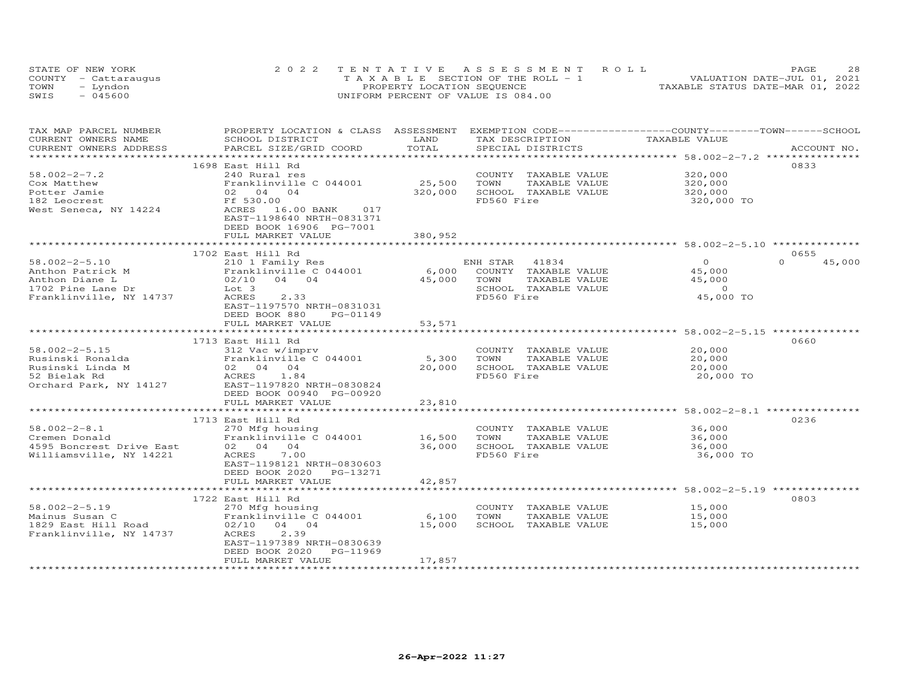STATE OF NEW YORK
COUNTY - Cattaraugus
TOWN - Lyndon
SWIS - 045600

2022 TENTATIVE ASSESSMENT ROLL
TAXABLE SECTION OF THE ROLL - 1
PROPERTY LOCATION SEQUENCE
UNIFORM PERCENT OF VALUE IS 084.00

VALUATION DATE-JUL 01, 2021
TAXABLE STATUS DATE-MAR 01, 2022

| TAX MAP PARCEL NUMBER / CURRENT OWNERS NAME / CURRENT OWNERS ADDRESS | PROPERTY LOCATION & CLASS / SCHOOL DISTRICT / PARCEL SIZE/GRID COORD | ASSESSMENT LAND / TOTAL | EXEMPTION CODE / TAX DESCRIPTION / SPECIAL DISTRICTS | COUNTY / TOWN / SCHOOL TAXABLE VALUE | ACCOUNT NO. |
|---|---|---|---|---|---|
| 58.002-2-7.2 | 1698 East Hill Rd | | | | 0833 |
| Cox Matthew | 240 Rural res | | COUNTY TAXABLE VALUE | 320,000 | |
| Potter Jamie | Franklinville C 044001 | 25,500 | TOWN TAXABLE VALUE | 320,000 | |
| 182 Leocrest | 02 04 04 | 320,000 | SCHOOL TAXABLE VALUE | 320,000 | |
| West Seneca, NY 14224 | Ff 530.00 | | FD560 Fire | 320,000 TO | |
| | ACRES 16.00 BANK 017 | | | | |
| | EAST-1198640 NRTH-0831371 | | | | |
| | DEED BOOK 16906 PG-7001 | | | | |
| | FULL MARKET VALUE | 380,952 | | | |
| 58.002-2-5.10 | 1702 East Hill Rd | | | | 0655 |
| Anthon Patrick M | 210 1 Family Res | | ENH STAR 41834 | 0 0 45,000 | |
| Anthon Diane L | Franklinville C 044001 | 6,000 | COUNTY TAXABLE VALUE | 45,000 | |
| 1702 Pine Lane Dr | 02/10 04 04 | 45,000 | TOWN TAXABLE VALUE | 45,000 | |
| Franklinville, NY 14737 | Lot 3 | | SCHOOL TAXABLE VALUE | 0 | |
| | ACRES 2.33 | | FD560 Fire | 45,000 TO | |
| | EAST-1197570 NRTH-0831031 | | | | |
| | DEED BOOK 880 PG-01149 | | | | |
| | FULL MARKET VALUE | 53,571 | | | |
| 58.002-2-5.15 | 1713 East Hill Rd | | | | 0660 |
| Rusinski Ronalda | 312 Vac w/imprv | | COUNTY TAXABLE VALUE | 20,000 | |
| Rusinski Linda M | Franklinville C 044001 | 5,300 | TOWN TAXABLE VALUE | 20,000 | |
| 52 Bielak Rd | 02 04 04 | 20,000 | SCHOOL TAXABLE VALUE | 20,000 | |
| Orchard Park, NY 14127 | ACRES 1.84 | | FD560 Fire | 20,000 TO | |
| | EAST-1197820 NRTH-0830824 | | | | |
| | DEED BOOK 00940 PG-00920 | | | | |
| | FULL MARKET VALUE | 23,810 | | | |
| 58.002-2-8.1 | 1713 East Hill Rd | | | | 0236 |
| Cremen Donald | 270 Mfg housing | | COUNTY TAXABLE VALUE | 36,000 | |
| 4595 Boncrest Drive East | Franklinville C 044001 | 16,500 | TOWN TAXABLE VALUE | 36,000 | |
| Williamsville, NY 14221 | 02 04 04 | 36,000 | SCHOOL TAXABLE VALUE | 36,000 | |
| | ACRES 7.00 | | FD560 Fire | 36,000 TO | |
| | EAST-1198121 NRTH-0830603 | | | | |
| | DEED BOOK 2020 PG-13271 | | | | |
| | FULL MARKET VALUE | 42,857 | | | |
| 58.002-2-5.19 | 1722 East Hill Rd | | | | 0803 |
| Mainus Susan C | 270 Mfg housing | | COUNTY TAXABLE VALUE | 15,000 | |
| 1829 East Hill Road | Franklinville C 044001 | 6,100 | TOWN TAXABLE VALUE | 15,000 | |
| Franklinville, NY 14737 | 02/10 04 04 | 15,000 | SCHOOL TAXABLE VALUE | 15,000 | |
| | ACRES 2.39 | | | | |
| | EAST-1197389 NRTH-0830639 | | | | |
| | DEED BOOK 2020 PG-11969 | | | | |
| | FULL MARKET VALUE | 17,857 | | | |

26-Apr-2022 11:27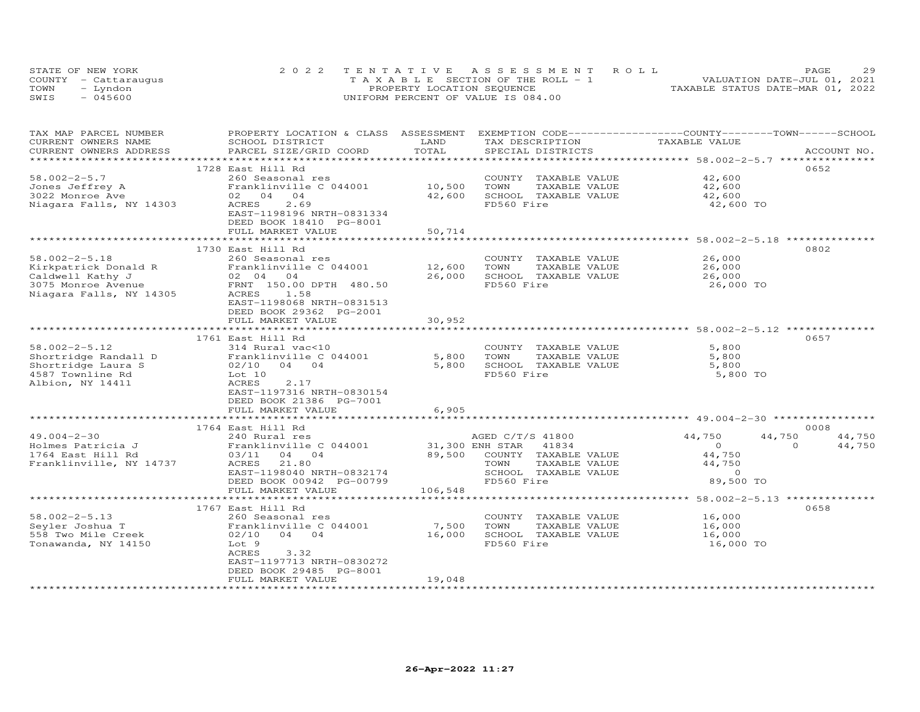STATE OF NEW YORK
COUNTY - Cattaraugus
TOWN - Lyndon
SWIS - 045600

2022 TENTATIVE ASSESSMENT ROLL
TAXABLE SECTION OF THE ROLL - 1
PROPERTY LOCATION SEQUENCE
UNIFORM PERCENT OF VALUE IS 084.00

VALUATION DATE-JUL 01, 2021
TAXABLE STATUS DATE-MAR 01, 2022

| TAX MAP PARCEL NUMBER / CURRENT OWNERS NAME / CURRENT OWNERS ADDRESS | PROPERTY LOCATION & CLASS / SCHOOL DISTRICT / PARCEL SIZE/GRID COORD | ASSESSMENT LAND / TOTAL | EXEMPTION CODE / TAX DESCRIPTION / SPECIAL DISTRICTS | COUNTY TAXABLE VALUE | TOWN | SCHOOL | ACCOUNT NO. |
|---|---|---|---|---|---|---|---|
| 58.002-2-5.7 | 1728 East Hill Rd | | | | | | 0652 |
| Jones Jeffrey A | 260 Seasonal res | | COUNTY TAXABLE VALUE | 42,600 | | | |
| 3022 Monroe Ave | Franklinville C 044001 | 10,500 | TOWN TAXABLE VALUE | 42,600 | | | |
| Niagara Falls, NY 14303 | 02 04 04 | 42,600 | SCHOOL TAXABLE VALUE | 42,600 | | | |
| | ACRES 2.69 | | FD560 Fire | 42,600 TO | | | |
| | EAST-1198196 NRTH-0831334 | | | | | | |
| | DEED BOOK 18410 PG-8001 | | | | | | |
| | FULL MARKET VALUE | 50,714 | | | | | |
| 58.002-2-5.18 | 1730 East Hill Rd | | | | | | 0802 |
| Kirkpatrick Donald R | 260 Seasonal res | | COUNTY TAXABLE VALUE | 26,000 | | | |
| Caldwell Kathy J | Franklinville C 044001 | 12,600 | TOWN TAXABLE VALUE | 26,000 | | | |
| 3075 Monroe Avenue | 02 04 04 | 26,000 | SCHOOL TAXABLE VALUE | 26,000 | | | |
| Niagara Falls, NY 14305 | FRNT 150.00 DPTH 480.50 | | FD560 Fire | 26,000 TO | | | |
| | ACRES 1.58 | | | | | | |
| | EAST-1198068 NRTH-0831513 | | | | | | |
| | DEED BOOK 29362 PG-2001 | | | | | | |
| | FULL MARKET VALUE | 30,952 | | | | | |
| 58.002-2-5.12 | 1761 East Hill Rd | | | | | | 0657 |
| Shortridge Randall D | 314 Rural vac<10 | | COUNTY TAXABLE VALUE | 5,800 | | | |
| Shortridge Laura S | Franklinville C 044001 | 5,800 | TOWN TAXABLE VALUE | 5,800 | | | |
| 4587 Townline Rd | 02/10 04 04 | 5,800 | SCHOOL TAXABLE VALUE | 5,800 | | | |
| Albion, NY 14411 | Lot 10 | | FD560 Fire | 5,800 TO | | | |
| | ACRES 2.17 | | | | | | |
| | EAST-1197316 NRTH-0830154 | | | | | | |
| | DEED BOOK 21386 PG-7001 | | | | | | |
| | FULL MARKET VALUE | 6,905 | | | | | |
| 49.004-2-30 | 1764 East Hill Rd | | | | | | 0008 |
| Holmes Patricia J | 240 Rural res | | AGED C/T/S 41800 | 44,750 | 44,750 | 44,750 | |
| 1764 East Hill Rd | Franklinville C 044001 | 31,300 | ENH STAR 41834 | 0 | 0 | 44,750 | |
| Franklinville, NY 14737 | 03/11 04 04 | 89,500 | COUNTY TAXABLE VALUE | 44,750 | | | |
| | ACRES 21.80 | | TOWN TAXABLE VALUE | 44,750 | | | |
| | EAST-1198040 NRTH-0832174 | | SCHOOL TAXABLE VALUE | 0 | | | |
| | DEED BOOK 00942 PG-00799 | | FD560 Fire | 89,500 TO | | | |
| | FULL MARKET VALUE | 106,548 | | | | | |
| 58.002-2-5.13 | 1767 East Hill Rd | | | | | | 0658 |
| Seyler Joshua T | 260 Seasonal res | | COUNTY TAXABLE VALUE | 16,000 | | | |
| 558 Two Mile Creek | Franklinville C 044001 | 7,500 | TOWN TAXABLE VALUE | 16,000 | | | |
| Tonawanda, NY 14150 | 02/10 04 04 | 16,000 | SCHOOL TAXABLE VALUE | 16,000 | | | |
| | Lot 9 | | FD560 Fire | 16,000 TO | | | |
| | ACRES 3.32 | | | | | | |
| | EAST-1197713 NRTH-0830272 | | | | | | |
| | DEED BOOK 29485 PG-8001 | | | | | | |
| | FULL MARKET VALUE | 19,048 | | | | | |

26-Apr-2022 11:27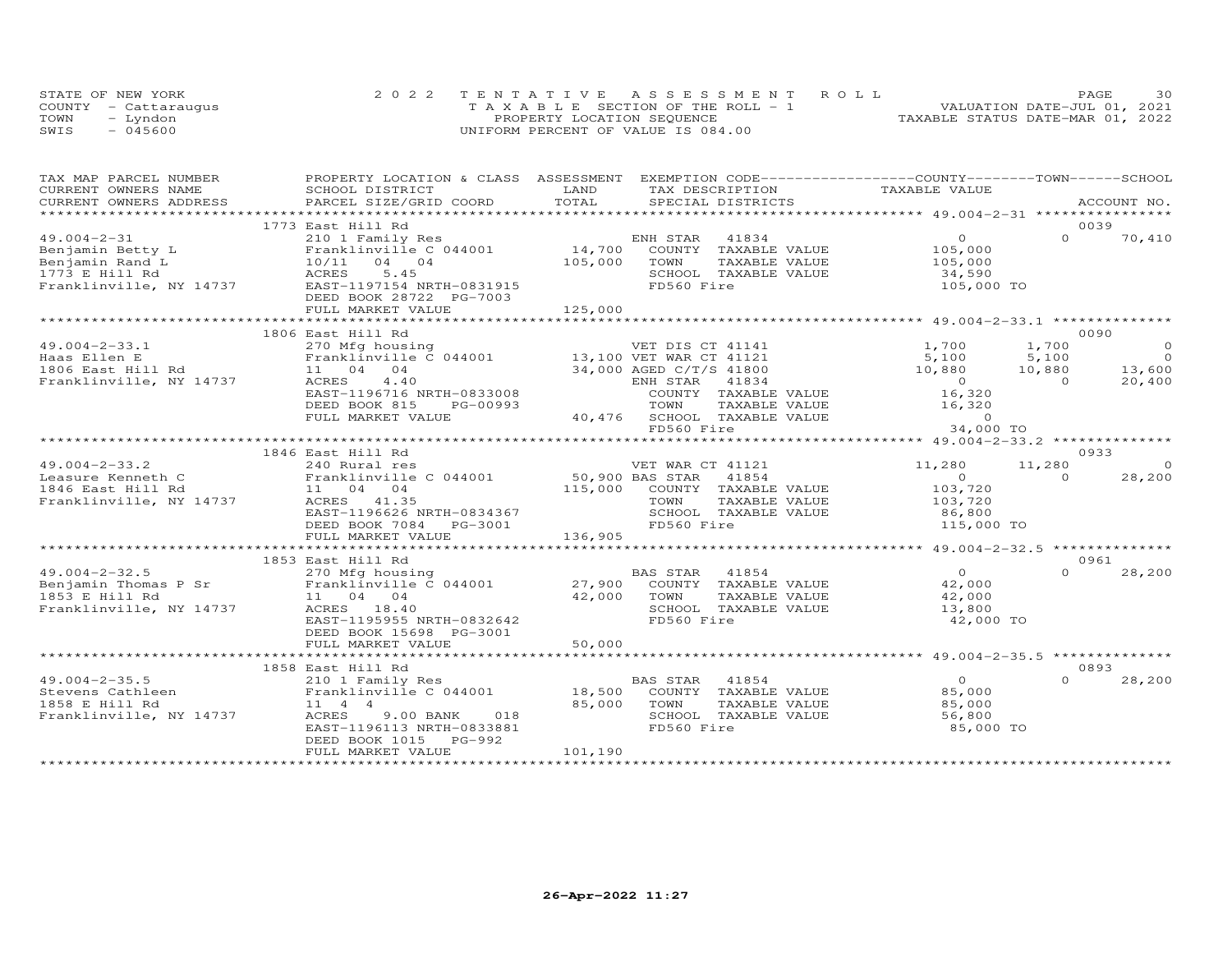STATE OF NEW YORK
COUNTY - Cattaraugus
TOWN - Lyndon
SWIS - 045600

2022 TENTATIVE ASSESSMENT ROLL
TAXABLE SECTION OF THE ROLL - 1
PROPERTY LOCATION SEQUENCE
UNIFORM PERCENT OF VALUE IS 084.00

VALUATION DATE-JUL 01, 2021
TAXABLE STATUS DATE-MAR 01, 2022

| TAX MAP PARCEL NUMBER / CURRENT OWNERS NAME / CURRENT OWNERS ADDRESS | PROPERTY LOCATION & CLASS / SCHOOL DISTRICT / PARCEL SIZE/GRID COORD | ASSESSMENT LAND / TOTAL | EXEMPTION CODE / TAX DESCRIPTION / SPECIAL DISTRICTS | COUNTY TAXABLE VALUE | TOWN | SCHOOL | ACCOUNT NO. |
|---|---|---|---|---|---|---|---|
| **49.004-2-31** | 1773 East Hill Rd | | | | | | 0039 |
| Benjamin Betty L | 210 1 Family Res | | ENH STAR 41834 | 0 | 0 | 70,410 | |
| Benjamin Rand L | Franklinville C 044001 | 14,700 | COUNTY TAXABLE VALUE | 105,000 | | | |
| 1773 E Hill Rd | 10/11 04 04 | 105,000 | TOWN TAXABLE VALUE | 105,000 | | | |
| Franklinville, NY 14737 | ACRES 5.45 | | SCHOOL TAXABLE VALUE | 34,590 | | | |
| | EAST-1197154 NRTH-0831915 | | FD560 Fire | 105,000 TO | | | |
| | DEED BOOK 28722 PG-7003 | | | | | | |
| | FULL MARKET VALUE | 125,000 | | | | | |
| **49.004-2-33.1** | 1806 East Hill Rd | | | | | | 0090 |
| Haas Ellen E | 270 Mfg housing | | VET DIS CT 41141 | 1,700 | 1,700 | 0 | |
| 1806 East Hill Rd | Franklinville C 044001 | 13,100 | VET WAR CT 41121 | 5,100 | 5,100 | 0 | |
| Franklinville, NY 14737 | 11 04 04 | 34,000 | AGED C/T/S 41800 | 10,880 | 10,880 | 13,600 | |
| | ACRES 4.40 | | ENH STAR 41834 | 0 | 0 | 20,400 | |
| | EAST-1196716 NRTH-0833008 | | COUNTY TAXABLE VALUE | 16,320 | | | |
| | DEED BOOK 815 PG-00993 | | TOWN TAXABLE VALUE | 16,320 | | | |
| | FULL MARKET VALUE | 40,476 | SCHOOL TAXABLE VALUE | 0 | | | |
| | | | FD560 Fire | 34,000 TO | | | |
| **49.004-2-33.2** | 1846 East Hill Rd | | | | | | 0933 |
| Leasure Kenneth C | 240 Rural res | | VET WAR CT 41121 | 11,280 | 11,280 | 0 | |
| 1846 East Hill Rd | Franklinville C 044001 | 50,900 | BAS STAR 41854 | 0 | 0 | 28,200 | |
| Franklinville, NY 14737 | 11 04 04 | 115,000 | COUNTY TAXABLE VALUE | 103,720 | | | |
| | ACRES 41.35 | | TOWN TAXABLE VALUE | 103,720 | | | |
| | EAST-1196626 NRTH-0834367 | | SCHOOL TAXABLE VALUE | 86,800 | | | |
| | DEED BOOK 7084 PG-3001 | | FD560 Fire | 115,000 TO | | | |
| | FULL MARKET VALUE | 136,905 | | | | | |
| **49.004-2-32.5** | 1853 East Hill Rd | | | | | | 0961 |
| Benjamin Thomas P Sr | 270 Mfg housing | | BAS STAR 41854 | 0 | 0 | 28,200 | |
| 1853 E Hill Rd | Franklinville C 044001 | 27,900 | COUNTY TAXABLE VALUE | 42,000 | | | |
| Franklinville, NY 14737 | 11 04 04 | 42,000 | TOWN TAXABLE VALUE | 42,000 | | | |
| | ACRES 18.40 | | SCHOOL TAXABLE VALUE | 13,800 | | | |
| | EAST-1195955 NRTH-0832642 | | FD560 Fire | 42,000 TO | | | |
| | DEED BOOK 15698 PG-3001 | | | | | | |
| | FULL MARKET VALUE | 50,000 | | | | | |
| **49.004-2-35.5** | 1858 East Hill Rd | | | | | | 0893 |
| Stevens Cathleen | 210 1 Family Res | | BAS STAR 41854 | 0 | 0 | 28,200 | |
| 1858 E Hill Rd | Franklinville C 044001 | 18,500 | COUNTY TAXABLE VALUE | 85,000 | | | |
| Franklinville, NY 14737 | 11 4 4 | 85,000 | TOWN TAXABLE VALUE | 85,000 | | | |
| | ACRES 9.00 BANK 018 | | SCHOOL TAXABLE VALUE | 56,800 | | | |
| | EAST-1196113 NRTH-0833881 | | FD560 Fire | 85,000 TO | | | |
| | DEED BOOK 1015 PG-992 | | | | | | |
| | FULL MARKET VALUE | 101,190 | | | | | |

26-Apr-2022 11:27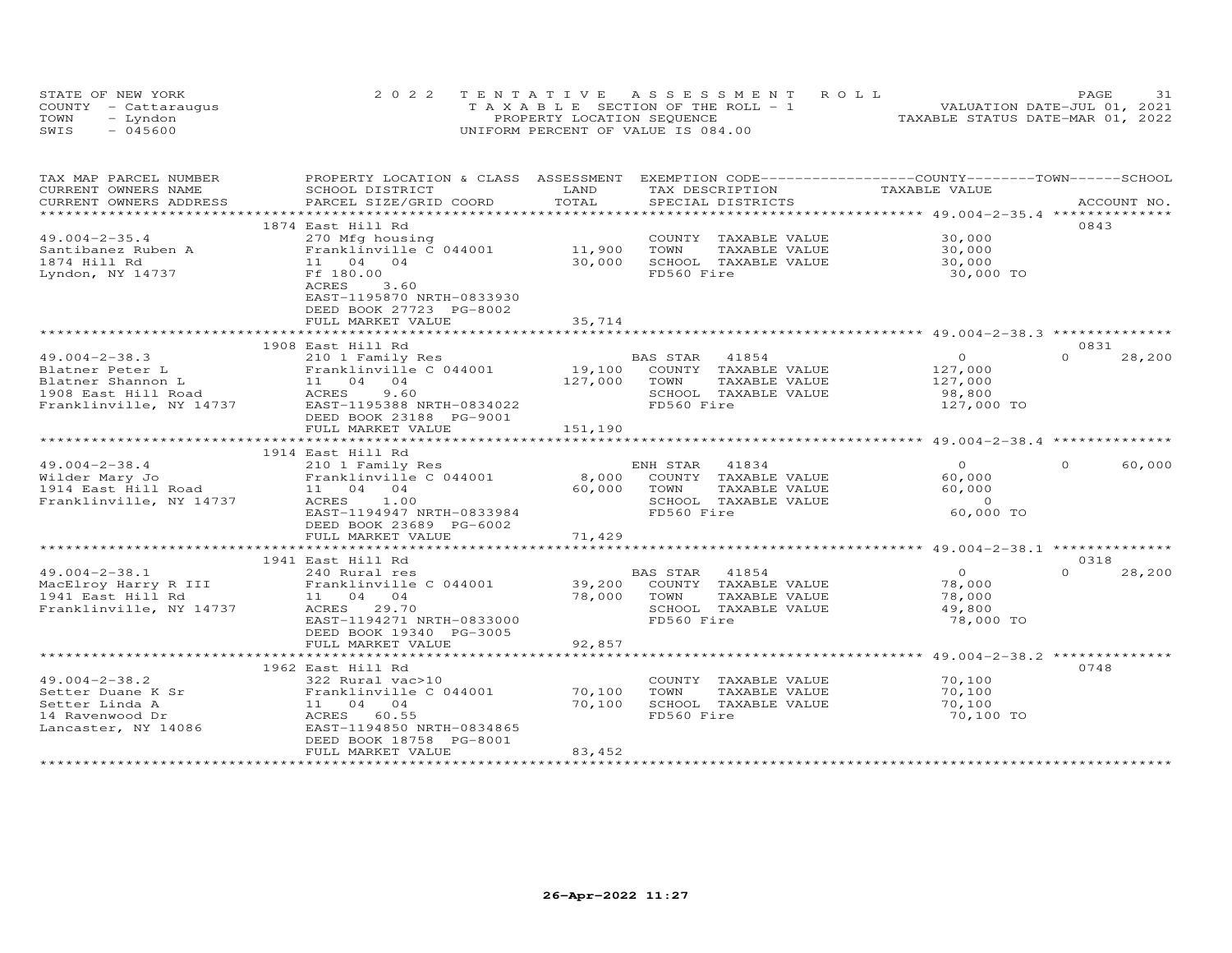STATE OF NEW YORK | 2022 TENTATIVE ASSESSMENT ROLL | VALUATION DATE-JUL 01, 2021
COUNTY - Cattaraugus | TAXABLE SECTION OF THE ROLL - 1 | TAXABLE STATUS DATE-MAR 01, 2022
TOWN - Lyndon | PROPERTY LOCATION SEQUENCE
SWIS - 045600 | UNIFORM PERCENT OF VALUE IS 084.00

| TAX MAP PARCEL NUMBER / CURRENT OWNERS NAME / CURRENT OWNERS ADDRESS | PROPERTY LOCATION & CLASS / SCHOOL DISTRICT / PARCEL SIZE/GRID COORD | ASSESSMENT LAND | ASSESSMENT TOTAL | EXEMPTION CODE / TAX DESCRIPTION / SPECIAL DISTRICTS | COUNTY TAXABLE VALUE | TOWN TAXABLE VALUE | SCHOOL TAXABLE VALUE | ACCOUNT NO. |
|---|---|---|---|---|---|---|---|---|
| **49.004-2-35.4** | 1874 East Hill Rd | | | | | | | 0843 |
| Santibanez Ruben A | 270 Mfg housing | | | COUNTY TAXABLE VALUE | 30,000 | | | |
| 1874 Hill Rd | Franklinville C 044001 | 11,900 | | TOWN TAXABLE VALUE | | 30,000 | | |
| Lyndon, NY 14737 | 11 04 04 | | 30,000 | SCHOOL TAXABLE VALUE | | | 30,000 | |
| | Ff 180.00 | | | FD560 Fire | 30,000 TO | | | |
| | ACRES 3.60 | | | | | | | |
| | EAST-1195870 NRTH-0833930 | | | | | | | |
| | DEED BOOK 27723 PG-8002 | | | | | | | |
| | FULL MARKET VALUE | | 35,714 | | | | | |
| **49.004-2-38.3** | 1908 East Hill Rd | | | | | | | 0831 |
| Blatner Peter L | 210 1 Family Res | | | BAS STAR 41854 | 0 | 0 | 28,200 | |
| Blatner Shannon L | Franklinville C 044001 | 19,100 | | COUNTY TAXABLE VALUE | 127,000 | | | |
| 1908 East Hill Road | 11 04 04 | | 127,000 | TOWN TAXABLE VALUE | | 127,000 | | |
| Franklinville, NY 14737 | ACRES 9.60 | | | SCHOOL TAXABLE VALUE | | | 98,800 | |
| | EAST-1195388 NRTH-0834022 | | | FD560 Fire | 127,000 TO | | | |
| | DEED BOOK 23188 PG-9001 | | | | | | | |
| | FULL MARKET VALUE | | 151,190 | | | | | |
| **49.004-2-38.4** | 1914 East Hill Rd | | | | | | | |
| Wilder Mary Jo | 210 1 Family Res | | | ENH STAR 41834 | 0 | 0 | 60,000 | |
| 1914 East Hill Road | Franklinville C 044001 | 8,000 | | COUNTY TAXABLE VALUE | 60,000 | | | |
| Franklinville, NY 14737 | 11 04 04 | | 60,000 | TOWN TAXABLE VALUE | | 60,000 | | |
| | ACRES 1.00 | | | SCHOOL TAXABLE VALUE | | | 0 | |
| | EAST-1194947 NRTH-0833984 | | | FD560 Fire | 60,000 TO | | | |
| | DEED BOOK 23689 PG-6002 | | | | | | | |
| | FULL MARKET VALUE | | 71,429 | | | | | |
| **49.004-2-38.1** | 1941 East Hill Rd | | | | | | | 0318 |
| MacElroy Harry R III | 240 Rural res | | | BAS STAR 41854 | 0 | 0 | 28,200 | |
| 1941 East Hill Rd | Franklinville C 044001 | 39,200 | | COUNTY TAXABLE VALUE | 78,000 | | | |
| Franklinville, NY 14737 | 11 04 04 | | 78,000 | TOWN TAXABLE VALUE | | 78,000 | | |
| | ACRES 29.70 | | | SCHOOL TAXABLE VALUE | | | 49,800 | |
| | EAST-1194271 NRTH-0833000 | | | FD560 Fire | 78,000 TO | | | |
| | DEED BOOK 19340 PG-3005 | | | | | | | |
| | FULL MARKET VALUE | | 92,857 | | | | | |
| **49.004-2-38.2** | 1962 East Hill Rd | | | | | | | 0748 |
| Setter Duane K Sr | 322 Rural vac>10 | | | COUNTY TAXABLE VALUE | 70,100 | | | |
| Setter Linda A | Franklinville C 044001 | 70,100 | | TOWN TAXABLE VALUE | | 70,100 | | |
| 14 Ravenwood Dr | 11 04 04 | | 70,100 | SCHOOL TAXABLE VALUE | | | 70,100 | |
| Lancaster, NY 14086 | ACRES 60.55 | | | FD560 Fire | 70,100 TO | | | |
| | EAST-1194850 NRTH-0834865 | | | | | | | |
| | DEED BOOK 18758 PG-8001 | | | | | | | |
| | FULL MARKET VALUE | | 83,452 | | | | | |

26-Apr-2022 11:27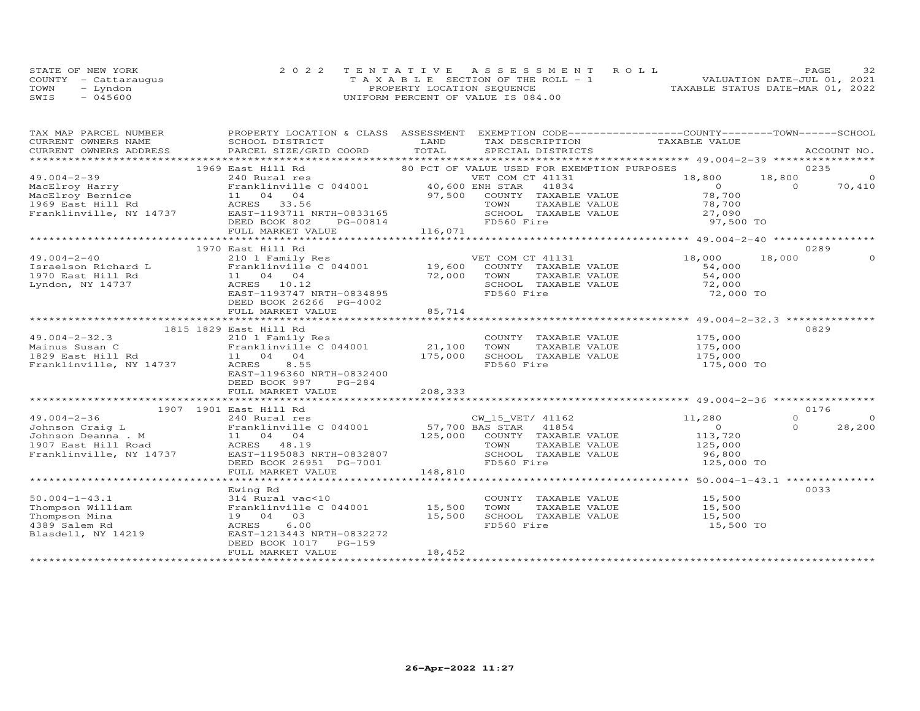STATE OF NEW YORK
COUNTY - Cattaraugus
TOWN - Lyndon
SWIS - 045600

2022 TENTATIVE ASSESSMENT ROLL
TAXABLE SECTION OF THE ROLL - 1
PROPERTY LOCATION SEQUENCE
UNIFORM PERCENT OF VALUE IS 084.00

VALUATION DATE-JUL 01, 2021
TAXABLE STATUS DATE-MAR 01, 2022

| TAX MAP PARCEL NUMBER / CURRENT OWNERS NAME / CURRENT OWNERS ADDRESS | PROPERTY LOCATION & CLASS / SCHOOL DISTRICT / PARCEL SIZE/GRID COORD | ASSESSMENT LAND | TOTAL | EXEMPTION CODE / TAX DESCRIPTION / SPECIAL DISTRICTS | COUNTY TAXABLE VALUE | TOWN | SCHOOL | ACCOUNT NO. |
|---|---|---|---|---|---|---|---|---|
| | 1969 East Hill Rd | | | 80 PCT OF VALUE USED FOR EXEMPTION PURPOSES | | | | 0235 |
| 49.004-2-39 | 240 Rural res | | | VET COM CT 41131 | 18,800 | 18,800 | 0 | |
| MacElroy Harry | Franklinville C 044001 | 40,600 | | ENH STAR 41834 | 0 | 0 | 70,410 | |
| MacElroy Bernice | 11 04 04 | | 97,500 | COUNTY TAXABLE VALUE | 78,700 | | | |
| 1969 East Hill Rd | ACRES 33.56 | | | TOWN TAXABLE VALUE | 78,700 | | | |
| Franklinville, NY 14737 | EAST-1193711 NRTH-0833165 | | | SCHOOL TAXABLE VALUE | 27,090 | | | |
| | DEED BOOK 802 PG-00814 | | | FD560 Fire | 97,500 TO | | | |
| | FULL MARKET VALUE | | 116,071 | | | | | |
| | 1970 East Hill Rd | | | | | | | 0289 |
| 49.004-2-40 | 210 1 Family Res | | | VET COM CT 41131 | 18,000 | 18,000 | 0 | |
| Israelson Richard L | Franklinville C 044001 | 19,600 | | COUNTY TAXABLE VALUE | 54,000 | | | |
| 1970 East Hill Rd | 11 04 04 | | 72,000 | TOWN TAXABLE VALUE | 54,000 | | | |
| Lyndon, NY 14737 | ACRES 10.12 | | | SCHOOL TAXABLE VALUE | 72,000 | | | |
| | EAST-1193747 NRTH-0834895 | | | FD560 Fire | 72,000 TO | | | |
| | DEED BOOK 26266 PG-4002 | | | | | | | |
| | FULL MARKET VALUE | | 85,714 | | | | | |
| | 1815 1829 East Hill Rd | | | | | | | 0829 |
| 49.004-2-32.3 | 210 1 Family Res | | | COUNTY TAXABLE VALUE | 175,000 | | | |
| Mainus Susan C | Franklinville C 044001 | 21,100 | | TOWN TAXABLE VALUE | 175,000 | | | |
| 1829 East Hill Rd | 11 04 04 | | 175,000 | SCHOOL TAXABLE VALUE | 175,000 | | | |
| Franklinville, NY 14737 | ACRES 8.55 | | | FD560 Fire | 175,000 TO | | | |
| | EAST-1196360 NRTH-0832400 | | | | | | | |
| | DEED BOOK 997 PG-284 | | | | | | | |
| | FULL MARKET VALUE | | 208,333 | | | | | |
| | 1907 1901 East Hill Rd | | | | | | | 0176 |
| 49.004-2-36 | 240 Rural res | | | CW_15_VET/ 41162 | 11,280 | 0 | 0 | |
| Johnson Craig L | Franklinville C 044001 | 57,700 | | BAS STAR 41854 | 0 | 0 | 28,200 | |
| Johnson Deanna . M | 11 04 04 | | 125,000 | COUNTY TAXABLE VALUE | 113,720 | | | |
| 1907 East Hill Road | ACRES 48.19 | | | TOWN TAXABLE VALUE | 125,000 | | | |
| Franklinville, NY 14737 | EAST-1195083 NRTH-0832807 | | | SCHOOL TAXABLE VALUE | 96,800 | | | |
| | DEED BOOK 26951 PG-7001 | | | FD560 Fire | 125,000 TO | | | |
| | FULL MARKET VALUE | | 148,810 | | | | | |
| | Ewing Rd | | | | | | | 0033 |
| 50.004-1-43.1 | 314 Rural vac<10 | | | COUNTY TAXABLE VALUE | 15,500 | | | |
| Thompson William | Franklinville C 044001 | 15,500 | | TOWN TAXABLE VALUE | 15,500 | | | |
| Thompson Mina | 19 04 03 | | 15,500 | SCHOOL TAXABLE VALUE | 15,500 | | | |
| 4389 Salem Rd | ACRES 6.00 | | | FD560 Fire | 15,500 TO | | | |
| Blasdell, NY 14219 | EAST-1213443 NRTH-0832272 | | | | | | | |
| | DEED BOOK 1017 PG-159 | | | | | | | |
| | FULL MARKET VALUE | | 18,452 | | | | | |

26-Apr-2022 11:27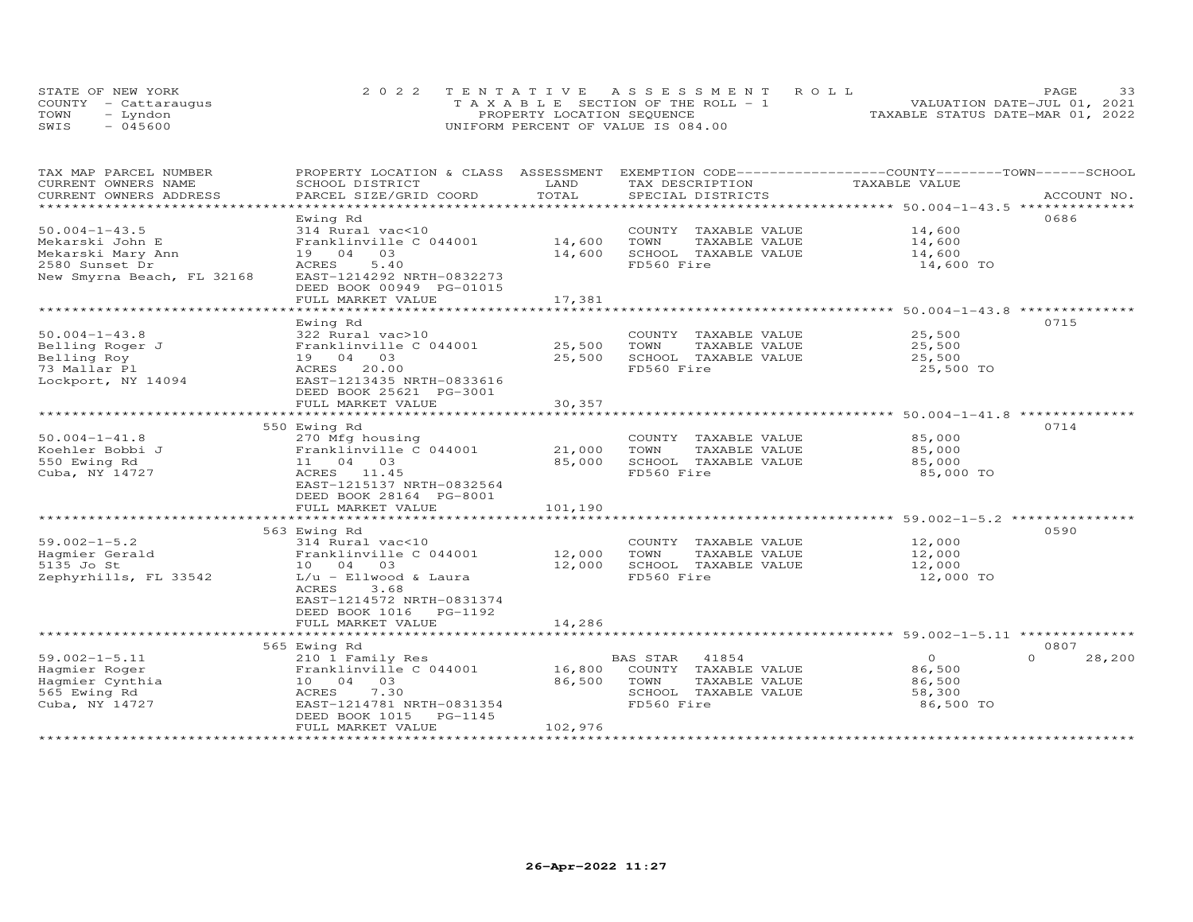STATE OF NEW YORK
COUNTY - Cattaraugus
TOWN - Lyndon
SWIS - 045600

2022 TENTATIVE ASSESSMENT ROLL
TAXABLE SECTION OF THE ROLL - 1
PROPERTY LOCATION SEQUENCE
UNIFORM PERCENT OF VALUE IS 084.00

VALUATION DATE-JUL 01, 2021
TAXABLE STATUS DATE-MAR 01, 2022

| TAX MAP PARCEL NUMBER / CURRENT OWNERS NAME / CURRENT OWNERS ADDRESS | PROPERTY LOCATION & CLASS / SCHOOL DISTRICT / PARCEL SIZE/GRID COORD | ASSESSMENT LAND / TOTAL | EXEMPTION CODE / TAX DESCRIPTION / SPECIAL DISTRICTS | COUNTY / TOWN / SCHOOL TAXABLE VALUE | ACCOUNT NO. |
|---|---|---|---|---|---|
| 50.004-1-43.5 | Ewing Rd | | | | 0686 |
| 50.004-1-43.5 | 314 Rural vac<10 | | COUNTY TAXABLE VALUE | 14,600 | |
| Mekarski John E | Franklinville C 044001 | 14,600 | TOWN TAXABLE VALUE | 14,600 | |
| Mekarski Mary Ann | 19 04 03 | 14,600 | SCHOOL TAXABLE VALUE | 14,600 | |
| 2580 Sunset Dr | ACRES 5.40 | | FD560 Fire | 14,600 TO | |
| New Smyrna Beach, FL 32168 | EAST-1214292 NRTH-0832273 | | | | |
| | DEED BOOK 00949 PG-01015 | | | | |
| | FULL MARKET VALUE | 17,381 | | | |
| 50.004-1-43.8 | Ewing Rd | | | | 0715 |
| 50.004-1-43.8 | 322 Rural vac>10 | | COUNTY TAXABLE VALUE | 25,500 | |
| Belling Roger J | Franklinville C 044001 | 25,500 | TOWN TAXABLE VALUE | 25,500 | |
| Belling Roy | 19 04 03 | 25,500 | SCHOOL TAXABLE VALUE | 25,500 | |
| 73 Mallar Pl | ACRES 20.00 | | FD560 Fire | 25,500 TO | |
| Lockport, NY 14094 | EAST-1213435 NRTH-0833616 | | | | |
| | DEED BOOK 25621 PG-3001 | | | | |
| | FULL MARKET VALUE | 30,357 | | | |
| 50.004-1-41.8 | 550 Ewing Rd | | | | 0714 |
| 50.004-1-41.8 | 270 Mfg housing | | COUNTY TAXABLE VALUE | 85,000 | |
| Koehler Bobbi J | Franklinville C 044001 | 21,000 | TOWN TAXABLE VALUE | 85,000 | |
| 550 Ewing Rd | 11 04 03 | 85,000 | SCHOOL TAXABLE VALUE | 85,000 | |
| Cuba, NY 14727 | ACRES 11.45 | | FD560 Fire | 85,000 TO | |
| | EAST-1215137 NRTH-0832564 | | | | |
| | DEED BOOK 28164 PG-8001 | | | | |
| | FULL MARKET VALUE | 101,190 | | | |
| 59.002-1-5.2 | 563 Ewing Rd | | | | 0590 |
| 59.002-1-5.2 | 314 Rural vac<10 | | COUNTY TAXABLE VALUE | 12,000 | |
| Hagmier Gerald | Franklinville C 044001 | 12,000 | TOWN TAXABLE VALUE | 12,000 | |
| 5135 Jo St | 10 04 03 | 12,000 | SCHOOL TAXABLE VALUE | 12,000 | |
| Zephyrhills, FL 33542 | L/u - Ellwood & Laura | | FD560 Fire | 12,000 TO | |
| | ACRES 3.68 | | | | |
| | EAST-1214572 NRTH-0831374 | | | | |
| | DEED BOOK 1016 PG-1192 | | | | |
| | FULL MARKET VALUE | 14,286 | | | |
| 59.002-1-5.11 | 565 Ewing Rd | | | | 0807 |
| 59.002-1-5.11 | 210 1 Family Res | | BAS STAR 41854 | 0 / 0 / 28,200 | |
| Hagmier Roger | Franklinville C 044001 | 16,800 | COUNTY TAXABLE VALUE | 86,500 | |
| Hagmier Cynthia | 10 04 03 | 86,500 | TOWN TAXABLE VALUE | 86,500 | |
| 565 Ewing Rd | ACRES 7.30 | | SCHOOL TAXABLE VALUE | 58,300 | |
| Cuba, NY 14727 | EAST-1214781 NRTH-0831354 | | FD560 Fire | 86,500 TO | |
| | DEED BOOK 1015 PG-1145 | | | | |
| | FULL MARKET VALUE | 102,976 | | | |

26-Apr-2022 11:27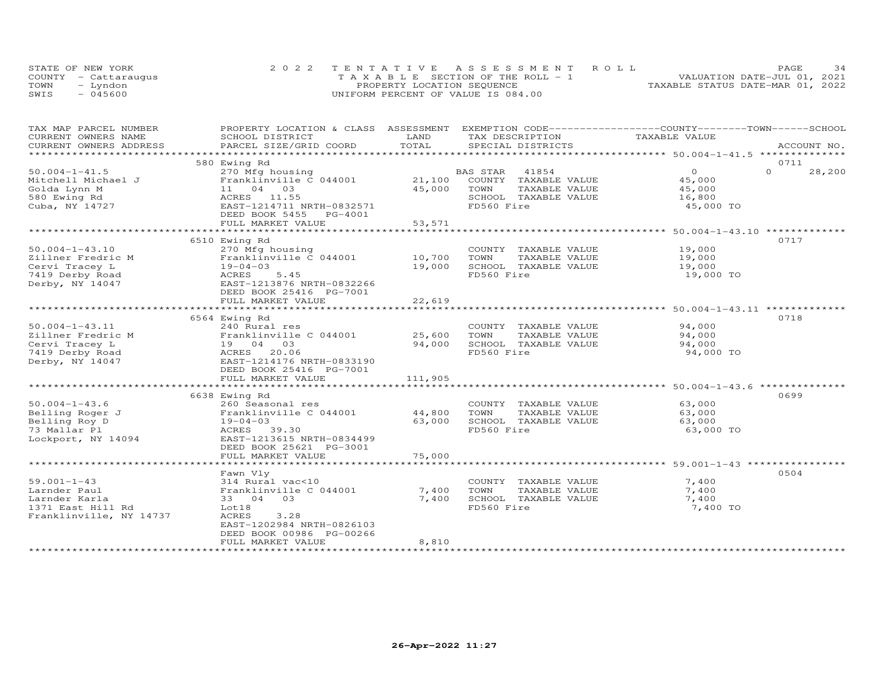STATE OF NEW YORK
COUNTY - Cattaraugus
TOWN - Lyndon
SWIS - 045600

2022 TENTATIVE ASSESSMENT ROLL
TAXABLE SECTION OF THE ROLL - 1
PROPERTY LOCATION SEQUENCE
UNIFORM PERCENT OF VALUE IS 084.00

VALUATION DATE-JUL 01, 2021
TAXABLE STATUS DATE-MAR 01, 2022

| TAX MAP PARCEL NUMBER / CURRENT OWNERS NAME / CURRENT OWNERS ADDRESS | PROPERTY LOCATION & CLASS / SCHOOL DISTRICT / PARCEL SIZE/GRID COORD | ASSESSMENT LAND | TOTAL | EXEMPTION CODE / TAX DESCRIPTION / SPECIAL DISTRICTS | COUNTY TAXABLE VALUE | TOWN | SCHOOL | ACCOUNT NO. |
|---|---|---|---|---|---|---|---|---|
| 50.004-1-41.5 | 580 Ewing Rd | | | | | | | 0711 |
| Mitchell Michael J | 270 Mfg housing | | | BAS STAR 41854 | 0 | 0 | 28,200 | |
| Golda Lynn M | Franklinville C 044001 | 21,100 | | COUNTY TAXABLE VALUE | 45,000 | | | |
| 580 Ewing Rd | 11 04 03 | | 45,000 | TOWN TAXABLE VALUE | 45,000 | | | |
| Cuba, NY 14727 | ACRES 11.55 | | | SCHOOL TAXABLE VALUE | 16,800 | | | |
| | EAST-1214711 NRTH-0832571 | | | FD560 Fire | 45,000 TO | | | |
| | DEED BOOK 5455 PG-4001 | | | | | | | |
| | FULL MARKET VALUE | | 53,571 | | | | | |
| 50.004-1-43.10 | 6510 Ewing Rd | | | | | | | 0717 |
| Zillner Fredric M | 270 Mfg housing | | | COUNTY TAXABLE VALUE | 19,000 | | | |
| Cervi Tracey L | Franklinville C 044001 | 10,700 | | TOWN TAXABLE VALUE | 19,000 | | | |
| 7419 Derby Road | 19-04-03 | | 19,000 | SCHOOL TAXABLE VALUE | 19,000 | | | |
| Derby, NY 14047 | ACRES 5.45 | | | FD560 Fire | 19,000 TO | | | |
| | EAST-1213876 NRTH-0832266 | | | | | | | |
| | DEED BOOK 25416 PG-7001 | | | | | | | |
| | FULL MARKET VALUE | | 22,619 | | | | | |
| 50.004-1-43.11 | 6564 Ewing Rd | | | | | | | 0718 |
| Zillner Fredric M | 240 Rural res | | | COUNTY TAXABLE VALUE | 94,000 | | | |
| Cervi Tracey L | Franklinville C 044001 | 25,600 | | TOWN TAXABLE VALUE | 94,000 | | | |
| 7419 Derby Road | 19 04 03 | | 94,000 | SCHOOL TAXABLE VALUE | 94,000 | | | |
| Derby, NY 14047 | ACRES 20.06 | | | FD560 Fire | 94,000 TO | | | |
| | EAST-1214176 NRTH-0833190 | | | | | | | |
| | DEED BOOK 25416 PG-7001 | | | | | | | |
| | FULL MARKET VALUE | | 111,905 | | | | | |
| 50.004-1-43.6 | 6638 Ewing Rd | | | | | | | 0699 |
| Belling Roger J | 260 Seasonal res | | | COUNTY TAXABLE VALUE | 63,000 | | | |
| Belling Roy D | Franklinville C 044001 | 44,800 | | TOWN TAXABLE VALUE | 63,000 | | | |
| 73 Mallar Pl | 19-04-03 | | 63,000 | SCHOOL TAXABLE VALUE | 63,000 | | | |
| Lockport, NY 14094 | ACRES 39.30 | | | FD560 Fire | 63,000 TO | | | |
| | EAST-1213615 NRTH-0834499 | | | | | | | |
| | DEED BOOK 25621 PG-3001 | | | | | | | |
| | FULL MARKET VALUE | | 75,000 | | | | | |
| 59.001-1-43 | Fawn Vly | | | | | | | 0504 |
| Larnder Paul | 314 Rural vac<10 | | | COUNTY TAXABLE VALUE | 7,400 | | | |
| Larnder Karla | Franklinville C 044001 | 7,400 | | TOWN TAXABLE VALUE | 7,400 | | | |
| 1371 East Hill Rd | 33 04 03 | | 7,400 | SCHOOL TAXABLE VALUE | 7,400 | | | |
| Franklinville, NY 14737 | Lot18 | | | FD560 Fire | 7,400 TO | | | |
| | ACRES 3.28 | | | | | | | |
| | EAST-1202984 NRTH-0826103 | | | | | | | |
| | DEED BOOK 00986 PG-00266 | | | | | | | |
| | FULL MARKET VALUE | | 8,810 | | | | | |

26-Apr-2022 11:27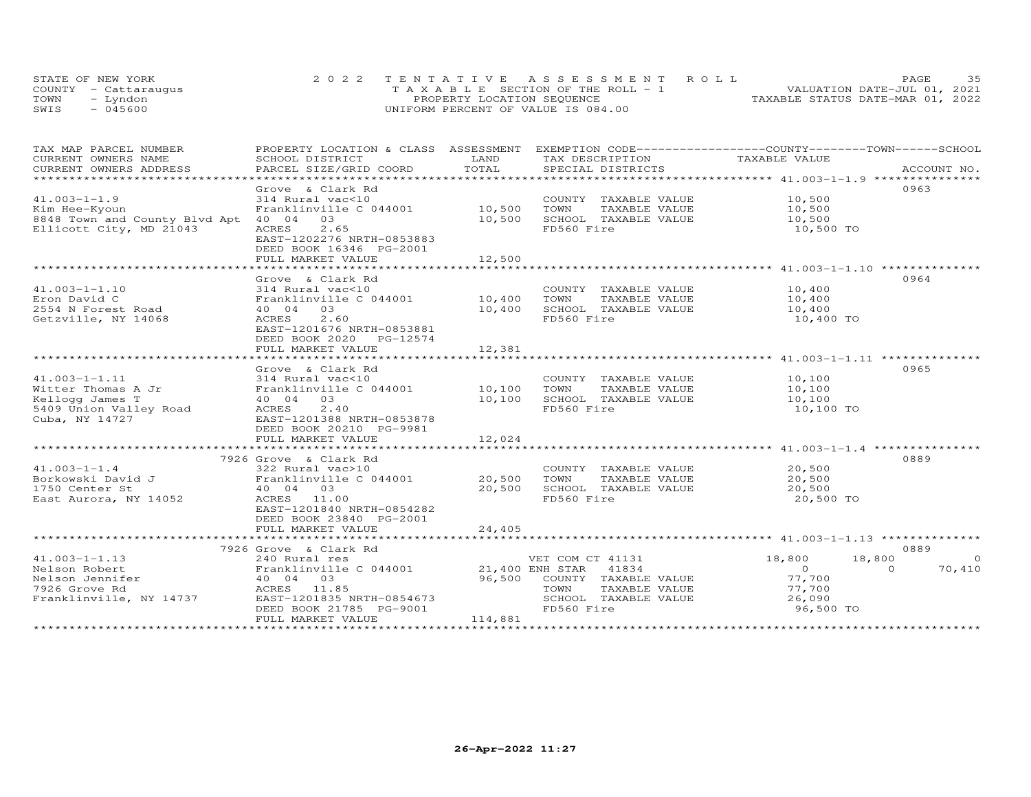STATE OF NEW YORK
COUNTY - Cattaraugus
TOWN - Lyndon
SWIS - 045600

2022 TENTATIVE ASSESSMENT ROLL
TAXABLE SECTION OF THE ROLL - 1
PROPERTY LOCATION SEQUENCE
UNIFORM PERCENT OF VALUE IS 084.00

VALUATION DATE-JUL 01, 2021
TAXABLE STATUS DATE-MAR 01, 2022

| TAX MAP PARCEL NUMBER / CURRENT OWNERS NAME / CURRENT OWNERS ADDRESS | PROPERTY LOCATION & CLASS / SCHOOL DISTRICT / PARCEL SIZE/GRID COORD | ASSESSMENT LAND / TOTAL | EXEMPTION CODE / TAX DESCRIPTION / SPECIAL DISTRICTS | COUNTY TAXABLE VALUE | TOWN | SCHOOL | ACCOUNT NO. |
|---|---|---|---|---|---|---|---|
| 41.003-1-1.9 | Grove & Clark Rd | | | | | | 0963 |
| Kim Hee-Kyoun | 314 Rural vac<10 | | COUNTY TAXABLE VALUE | 10,500 | | | |
| 8848 Town and County Blvd Apt | Franklinville C 044001 | 10,500 | TOWN TAXABLE VALUE | 10,500 | | | |
| Ellicott City, MD 21043 | 40 04 03 | 10,500 | SCHOOL TAXABLE VALUE | 10,500 | | | |
| | ACRES 2.65 | | FD560 Fire | 10,500 TO | | | |
| | EAST-1202276 NRTH-0853883 | | | | | | |
| | DEED BOOK 16346 PG-2001 | | | | | | |
| | FULL MARKET VALUE | 12,500 | | | | | |
| 41.003-1-1.10 | Grove & Clark Rd | | | | | | 0964 |
| Eron David C | 314 Rural vac<10 | | COUNTY TAXABLE VALUE | 10,400 | | | |
| 2554 N Forest Road | Franklinville C 044001 | 10,400 | TOWN TAXABLE VALUE | 10,400 | | | |
| Getzville, NY 14068 | 40 04 03 | 10,400 | SCHOOL TAXABLE VALUE | 10,400 | | | |
| | ACRES 2.60 | | FD560 Fire | 10,400 TO | | | |
| | EAST-1201676 NRTH-0853881 | | | | | | |
| | DEED BOOK 2020 PG-12574 | | | | | | |
| | FULL MARKET VALUE | 12,381 | | | | | |
| 41.003-1-1.11 | Grove & Clark Rd | | | | | | 0965 |
| Witter Thomas A Jr | 314 Rural vac<10 | | COUNTY TAXABLE VALUE | 10,100 | | | |
| Kellogg James T | Franklinville C 044001 | 10,100 | TOWN TAXABLE VALUE | 10,100 | | | |
| 5409 Union Valley Road | 40 04 03 | 10,100 | SCHOOL TAXABLE VALUE | 10,100 | | | |
| Cuba, NY 14727 | ACRES 2.40 | | FD560 Fire | 10,100 TO | | | |
| | EAST-1201388 NRTH-0853878 | | | | | | |
| | DEED BOOK 20210 PG-9981 | | | | | | |
| | FULL MARKET VALUE | 12,024 | | | | | |
| 41.003-1-1.4 | 7926 Grove & Clark Rd | | | | | | 0889 |
| Borkowski David J | 322 Rural vac>10 | | COUNTY TAXABLE VALUE | 20,500 | | | |
| 1750 Center St | Franklinville C 044001 | 20,500 | TOWN TAXABLE VALUE | 20,500 | | | |
| East Aurora, NY 14052 | 40 04 03 | 20,500 | SCHOOL TAXABLE VALUE | 20,500 | | | |
| | ACRES 11.00 | | FD560 Fire | 20,500 TO | | | |
| | EAST-1201840 NRTH-0854282 | | | | | | |
| | DEED BOOK 23840 PG-2001 | | | | | | |
| | FULL MARKET VALUE | 24,405 | | | | | |
| 41.003-1-1.13 | 7926 Grove & Clark Rd | | | | | | 0889 |
| Nelson Robert | 240 Rural res | | VET COM CT 41131 | 18,800 | 18,800 | 0 | |
| Nelson Jennifer | Franklinville C 044001 | 21,400 | ENH STAR 41834 | 0 | 0 | 70,410 | |
| 7926 Grove Rd | 40 04 03 | 96,500 | COUNTY TAXABLE VALUE | 77,700 | | | |
| Franklinville, NY 14737 | ACRES 11.85 | | TOWN TAXABLE VALUE | 77,700 | | | |
| | EAST-1201835 NRTH-0854673 | | SCHOOL TAXABLE VALUE | 26,090 | | | |
| | DEED BOOK 21785 PG-9001 | | FD560 Fire | 96,500 TO | | | |
| | FULL MARKET VALUE | 114,881 | | | | | |

26-Apr-2022 11:27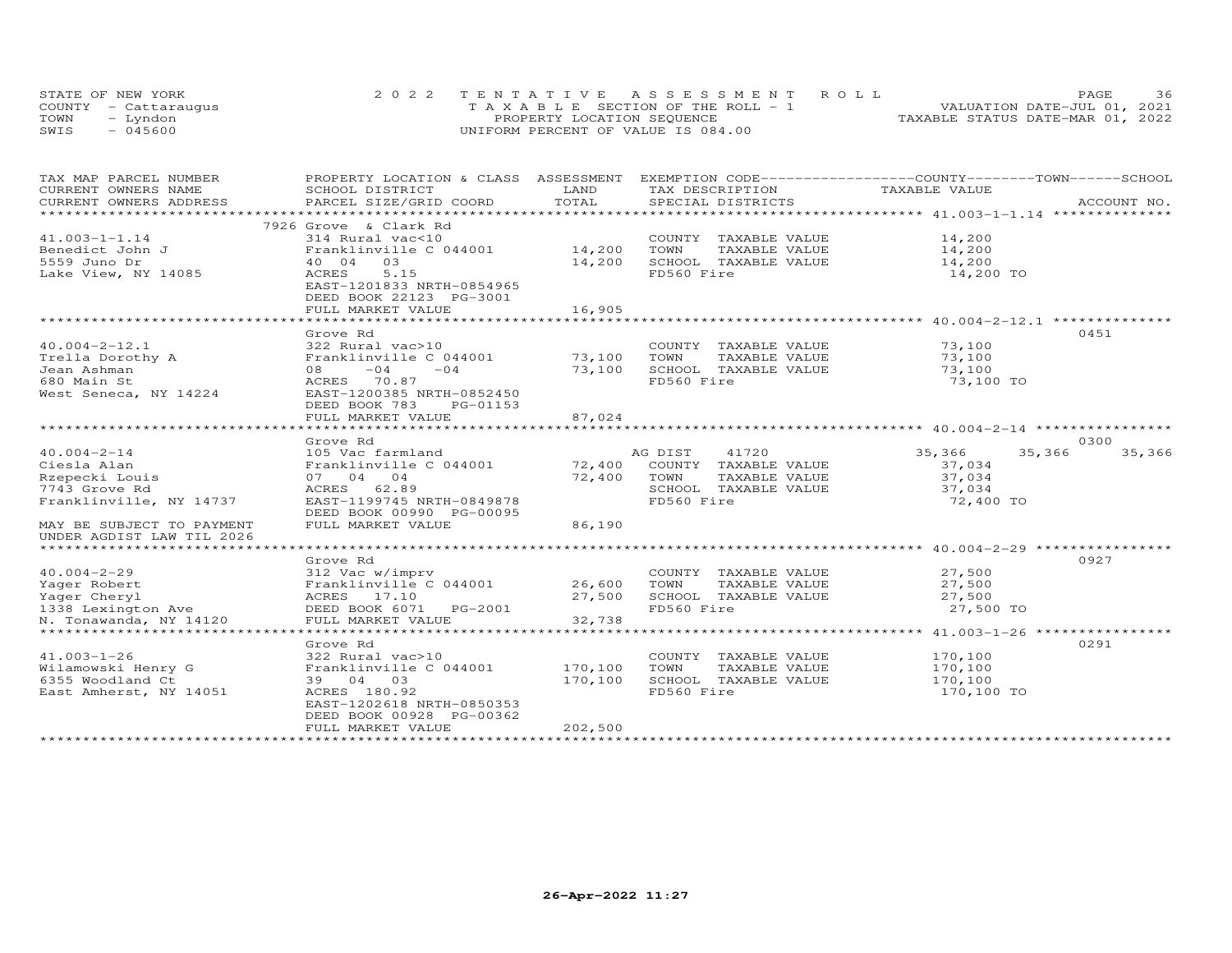STATE OF NEW YORK
COUNTY - Cattaraugus
TOWN - Lyndon
SWIS - 045600

2022 TENTATIVE ASSESSMENT ROLL
TAXABLE SECTION OF THE ROLL - 1
PROPERTY LOCATION SEQUENCE
UNIFORM PERCENT OF VALUE IS 084.00

VALUATION DATE-JUL 01, 2021
TAXABLE STATUS DATE-MAR 01, 2022

| TAX MAP PARCEL NUMBER / CURRENT OWNERS NAME / CURRENT OWNERS ADDRESS | PROPERTY LOCATION & CLASS / SCHOOL DISTRICT / PARCEL SIZE/GRID COORD | ASSESSMENT LAND / TOTAL | EXEMPTION CODE / TAX DESCRIPTION / SPECIAL DISTRICTS | COUNTY TAXABLE VALUE | TOWN | SCHOOL | ACCOUNT NO. |
|---|---|---|---|---|---|---|---|
| | 7926 Grove & Clark Rd | | | | | | |
| 41.003-1-1.14 | 314 Rural vac<10 | | COUNTY TAXABLE VALUE | 14,200 | | | |
| Benedict John J | Franklinville C 044001 | 14,200 | TOWN TAXABLE VALUE | 14,200 | | | |
| 5559 Juno Dr | 40 04 03 | 14,200 | SCHOOL TAXABLE VALUE | 14,200 | | | |
| Lake View, NY 14085 | ACRES 5.15 | | FD560 Fire | 14,200 TO | | | |
| | EAST-1201833 NRTH-0854965 | | | | | | |
| | DEED BOOK 22123 PG-3001 | | | | | | |
| | FULL MARKET VALUE | 16,905 | | | | | |
| | Grove Rd | | | | | | 0451 |
| 40.004-2-12.1 | 322 Rural vac>10 | | COUNTY TAXABLE VALUE | 73,100 | | | |
| Trella Dorothy A | Franklinville C 044001 | 73,100 | TOWN TAXABLE VALUE | 73,100 | | | |
| Jean Ashman | 08 -04 -04 | 73,100 | SCHOOL TAXABLE VALUE | 73,100 | | | |
| 680 Main St | ACRES 70.87 | | FD560 Fire | 73,100 TO | | | |
| West Seneca, NY 14224 | EAST-1200385 NRTH-0852450 | | | | | | |
| | DEED BOOK 783 PG-01153 | | | | | | |
| | FULL MARKET VALUE | 87,024 | | | | | |
| | Grove Rd | | | | | | 0300 |
| 40.004-2-14 | 105 Vac farmland | | AG DIST 41720 | 35,366 | 35,366 | 35,366 | |
| Ciesla Alan | Franklinville C 044001 | 72,400 | COUNTY TAXABLE VALUE | 37,034 | | | |
| Rzepecki Louis | 07 04 04 | 72,400 | TOWN TAXABLE VALUE | 37,034 | | | |
| 7743 Grove Rd | ACRES 62.89 | | SCHOOL TAXABLE VALUE | 37,034 | | | |
| Franklinville, NY 14737 | EAST-1199745 NRTH-0849878 | | FD560 Fire | 72,400 TO | | | |
| | DEED BOOK 00990 PG-00095 | | | | | | |
| MAY BE SUBJECT TO PAYMENT | FULL MARKET VALUE | 86,190 | | | | | |
| UNDER AGDIST LAW TIL 2026 | | | | | | | |
| | Grove Rd | | | | | | 0927 |
| 40.004-2-29 | 312 Vac w/imprv | | COUNTY TAXABLE VALUE | 27,500 | | | |
| Yager Robert | Franklinville C 044001 | 26,600 | TOWN TAXABLE VALUE | 27,500 | | | |
| Yager Cheryl | ACRES 17.10 | 27,500 | SCHOOL TAXABLE VALUE | 27,500 | | | |
| 1338 Lexington Ave | DEED BOOK 6071 PG-2001 | | FD560 Fire | 27,500 TO | | | |
| N. Tonawanda, NY 14120 | FULL MARKET VALUE | 32,738 | | | | | |
| | Grove Rd | | | | | | 0291 |
| 41.003-1-26 | 322 Rural vac>10 | | COUNTY TAXABLE VALUE | 170,100 | | | |
| Wilamowski Henry G | Franklinville C 044001 | 170,100 | TOWN TAXABLE VALUE | 170,100 | | | |
| 6355 Woodland Ct | 39 04 03 | 170,100 | SCHOOL TAXABLE VALUE | 170,100 | | | |
| East Amherst, NY 14051 | ACRES 180.92 | | FD560 Fire | 170,100 TO | | | |
| | EAST-1202618 NRTH-0850353 | | | | | | |
| | DEED BOOK 00928 PG-00362 | | | | | | |
| | FULL MARKET VALUE | 202,500 | | | | | |

26-Apr-2022 11:27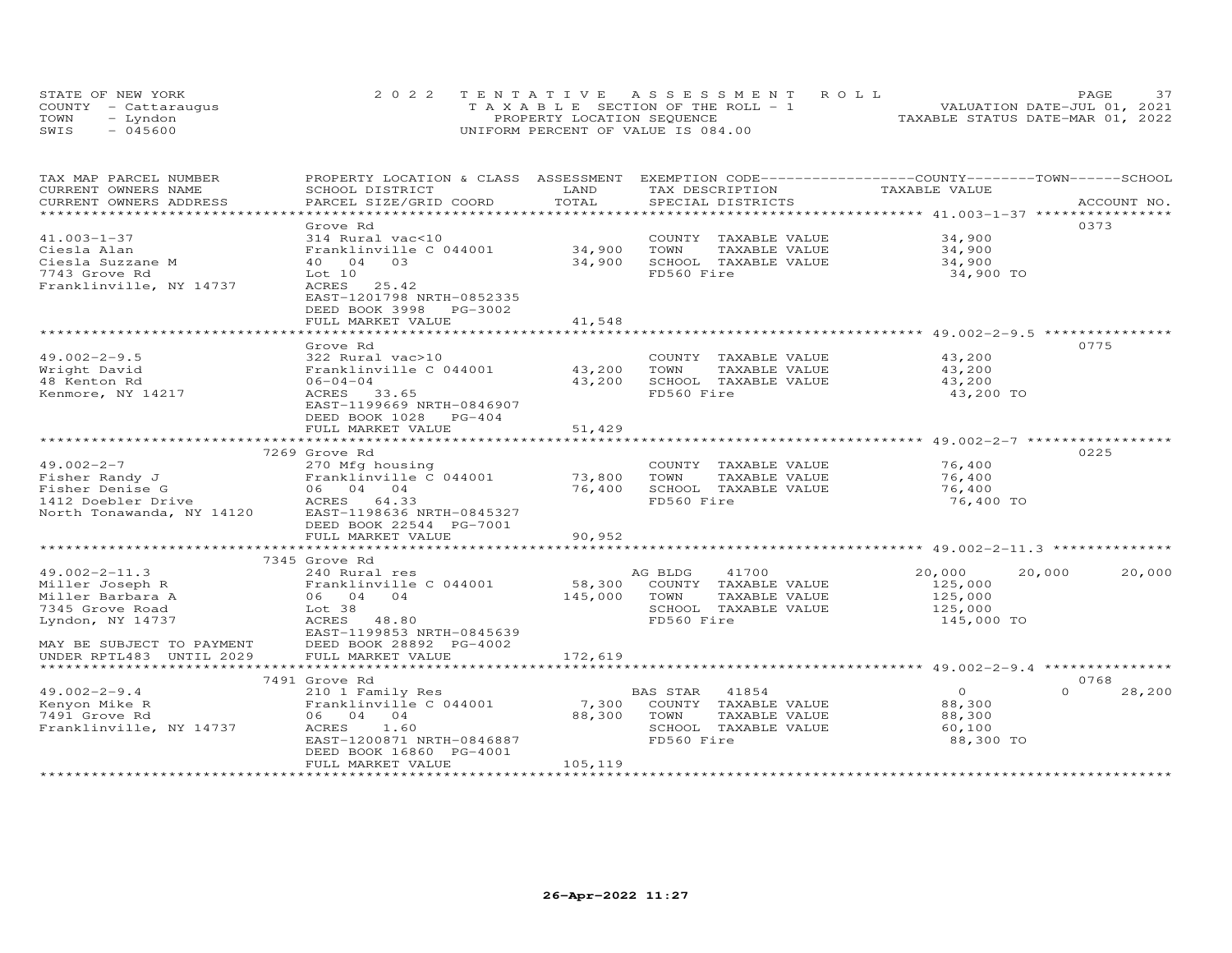STATE OF NEW YORK
COUNTY - Cattaraugus
TOWN - Lyndon
SWIS - 045600

2022 TENTATIVE ASSESSMENT ROLL
TAXABLE SECTION OF THE ROLL - 1
PROPERTY LOCATION SEQUENCE
UNIFORM PERCENT OF VALUE IS 084.00

VALUATION DATE-JUL 01, 2021
TAXABLE STATUS DATE-MAR 01, 2022

| TAX MAP PARCEL NUMBER / CURRENT OWNERS NAME / CURRENT OWNERS ADDRESS | PROPERTY LOCATION & CLASS / SCHOOL DISTRICT / PARCEL SIZE/GRID COORD | ASSESSMENT LAND / TOTAL | EXEMPTION CODE / TAX DESCRIPTION / SPECIAL DISTRICTS | COUNTY TAXABLE VALUE | TOWN | SCHOOL | ACCOUNT NO. |
|---|---|---|---|---|---|---|---|
| **41.003-1-37** | Grove Rd | | | | | | 0373 |
| 41.003-1-37 | 314 Rural vac<10 | | COUNTY TAXABLE VALUE | 34,900 | | | |
| Ciesla Alan | Franklinville C 044001 | 34,900 | TOWN TAXABLE VALUE | 34,900 | | | |
| Ciesla Suzzane M | 40 04 03 | 34,900 | SCHOOL TAXABLE VALUE | 34,900 | | | |
| 7743 Grove Rd | Lot 10 | | FD560 Fire | 34,900 TO | | | |
| Franklinville, NY 14737 | ACRES 25.42 | | | | | | |
| | EAST-1201798 NRTH-0852335 | | | | | | |
| | DEED BOOK 3998 PG-3002 | | | | | | |
| | FULL MARKET VALUE | 41,548 | | | | | |
| **49.002-2-9.5** | Grove Rd | | | | | | 0775 |
| 49.002-2-9.5 | 322 Rural vac>10 | | COUNTY TAXABLE VALUE | 43,200 | | | |
| Wright David | Franklinville C 044001 | 43,200 | TOWN TAXABLE VALUE | 43,200 | | | |
| 48 Kenton Rd | 06-04-04 | 43,200 | SCHOOL TAXABLE VALUE | 43,200 | | | |
| Kenmore, NY 14217 | ACRES 33.65 | | FD560 Fire | 43,200 TO | | | |
| | EAST-1199669 NRTH-0846907 | | | | | | |
| | DEED BOOK 1028 PG-404 | | | | | | |
| | FULL MARKET VALUE | 51,429 | | | | | |
| **49.002-2-7** | 7269 Grove Rd | | | | | | 0225 |
| 49.002-2-7 | 270 Mfg housing | | COUNTY TAXABLE VALUE | 76,400 | | | |
| Fisher Randy J | Franklinville C 044001 | 73,800 | TOWN TAXABLE VALUE | 76,400 | | | |
| Fisher Denise G | 06 04 04 | 76,400 | SCHOOL TAXABLE VALUE | 76,400 | | | |
| 1412 Doebler Drive | ACRES 64.33 | | FD560 Fire | 76,400 TO | | | |
| North Tonawanda, NY 14120 | EAST-1198636 NRTH-0845327 | | | | | | |
| | DEED BOOK 22544 PG-7001 | | | | | | |
| | FULL MARKET VALUE | 90,952 | | | | | |
| **49.002-2-11.3** | 7345 Grove Rd | | | | | | |
| 49.002-2-11.3 | 240 Rural res | | AG BLDG 41700 | 20,000 | 20,000 | 20,000 | |
| Miller Joseph R | Franklinville C 044001 | 58,300 | COUNTY TAXABLE VALUE | 125,000 | | | |
| Miller Barbara A | 06 04 04 | 145,000 | TOWN TAXABLE VALUE | 125,000 | | | |
| 7345 Grove Road | Lot 38 | | SCHOOL TAXABLE VALUE | 125,000 | | | |
| Lyndon, NY 14737 | ACRES 48.80 | | FD560 Fire | 145,000 TO | | | |
| | EAST-1199853 NRTH-0845639 | | | | | | |
| MAY BE SUBJECT TO PAYMENT | DEED BOOK 28892 PG-4002 | | | | | | |
| UNDER RPTL483 UNTIL 2029 | FULL MARKET VALUE | 172,619 | | | | | |
| **49.002-2-9.4** | 7491 Grove Rd | | | | | | 0768 |
| 49.002-2-9.4 | 210 1 Family Res | | BAS STAR 41854 | 0 | 0 | 28,200 | |
| Kenyon Mike R | Franklinville C 044001 | 7,300 | COUNTY TAXABLE VALUE | 88,300 | | | |
| 7491 Grove Rd | 06 04 04 | 88,300 | TOWN TAXABLE VALUE | 88,300 | | | |
| Franklinville, NY 14737 | ACRES 1.60 | | SCHOOL TAXABLE VALUE | 60,100 | | | |
| | EAST-1200871 NRTH-0846887 | | FD560 Fire | 88,300 TO | | | |
| | DEED BOOK 16860 PG-4001 | | | | | | |
| | FULL MARKET VALUE | 105,119 | | | | | |

26-Apr-2022 11:27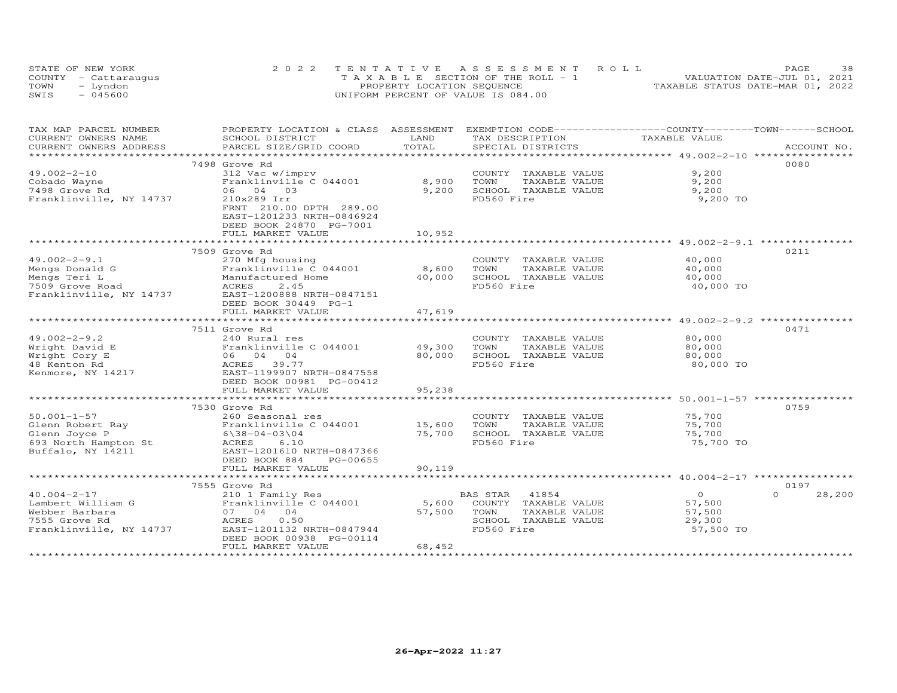STATE OF NEW YORK
COUNTY - Cattaraugus
TOWN - Lyndon
SWIS - 045600

2022 TENTATIVE ASSESSMENT ROLL
TAXABLE SECTION OF THE ROLL - 1
PROPERTY LOCATION SEQUENCE
UNIFORM PERCENT OF VALUE IS 084.00

VALUATION DATE-JUL 01, 2021
TAXABLE STATUS DATE-MAR 01, 2022

| TAX MAP PARCEL NUMBER / CURRENT OWNERS NAME / CURRENT OWNERS ADDRESS | PROPERTY LOCATION & CLASS / SCHOOL DISTRICT / PARCEL SIZE/GRID COORD | ASSESSMENT LAND / TOTAL | EXEMPTION CODE / TAX DESCRIPTION / SPECIAL DISTRICTS | COUNTY TAXABLE VALUE | TOWN | SCHOOL | ACCOUNT NO. |
|---|---|---|---|---|---|---|---|
| | 7498 Grove Rd | | | | | | 0080 |
| 49.002-2-10 | 312 Vac w/imprv | | COUNTY TAXABLE VALUE | 9,200 | | | |
| Cobado Wayne | Franklinville C 044001 | 8,900 | TOWN TAXABLE VALUE | 9,200 | | | |
| 7498 Grove Rd | 06 04 03 | 9,200 | SCHOOL TAXABLE VALUE | 9,200 | | | |
| Franklinville, NY 14737 | 210x289 Irr | | FD560 Fire | 9,200 TO | | | |
| | FRNT 210.00 DPTH 289.00 | | | | | | |
| | EAST-1201233 NRTH-0846924 | | | | | | |
| | DEED BOOK 24870 PG-7001 | | | | | | |
| | FULL MARKET VALUE | 10,952 | | | | | |
| | 7509 Grove Rd | | | | | | 0211 |
| 49.002-2-9.1 | 270 Mfg housing | | COUNTY TAXABLE VALUE | 40,000 | | | |
| Mengs Donald G | Franklinville C 044001 | 8,600 | TOWN TAXABLE VALUE | 40,000 | | | |
| Mengs Teri L | Manufactured Home | 40,000 | SCHOOL TAXABLE VALUE | 40,000 | | | |
| 7509 Grove Road | ACRES 2.45 | | FD560 Fire | 40,000 TO | | | |
| Franklinville, NY 14737 | EAST-1200888 NRTH-0847151 | | | | | | |
| | DEED BOOK 30449 PG-1 | | | | | | |
| | FULL MARKET VALUE | 47,619 | | | | | |
| | 7511 Grove Rd | | | | | | 0471 |
| 49.002-2-9.2 | 240 Rural res | | COUNTY TAXABLE VALUE | 80,000 | | | |
| Wright David E | Franklinville C 044001 | 49,300 | TOWN TAXABLE VALUE | 80,000 | | | |
| Wright Cory E | 06 04 04 | 80,000 | SCHOOL TAXABLE VALUE | 80,000 | | | |
| 48 Kenton Rd | ACRES 39.77 | | FD560 Fire | 80,000 TO | | | |
| Kenmore, NY 14217 | EAST-1199907 NRTH-0847558 | | | | | | |
| | DEED BOOK 00981 PG-00412 | | | | | | |
| | FULL MARKET VALUE | 95,238 | | | | | |
| | 7530 Grove Rd | | | | | | 0759 |
| 50.001-1-57 | 260 Seasonal res | | COUNTY TAXABLE VALUE | 75,700 | | | |
| Glenn Robert Ray | Franklinville C 044001 | 15,600 | TOWN TAXABLE VALUE | 75,700 | | | |
| Glenn Joyce P | 6\38-04-03\04 | 75,700 | SCHOOL TAXABLE VALUE | 75,700 | | | |
| 693 North Hampton St | ACRES 6.10 | | FD560 Fire | 75,700 TO | | | |
| Buffalo, NY 14211 | EAST-1201610 NRTH-0847366 | | | | | | |
| | DEED BOOK 884 PG-00655 | | | | | | |
| | FULL MARKET VALUE | 90,119 | | | | | |
| | 7555 Grove Rd | | | | | | 0197 |
| 40.004-2-17 | 210 1 Family Res | | BAS STAR 41854 | 0 | | 0 | 28,200 |
| Lambert William G | Franklinville C 044001 | 5,600 | COUNTY TAXABLE VALUE | 57,500 | | | |
| Webber Barbara | 07 04 04 | 57,500 | TOWN TAXABLE VALUE | 57,500 | | | |
| 7555 Grove Rd | ACRES 0.50 | | SCHOOL TAXABLE VALUE | 29,300 | | | |
| Franklinville, NY 14737 | EAST-1201132 NRTH-0847944 | | FD560 Fire | 57,500 TO | | | |
| | DEED BOOK 00938 PG-00114 | | | | | | |
| | FULL MARKET VALUE | 68,452 | | | | | |

26-Apr-2022 11:27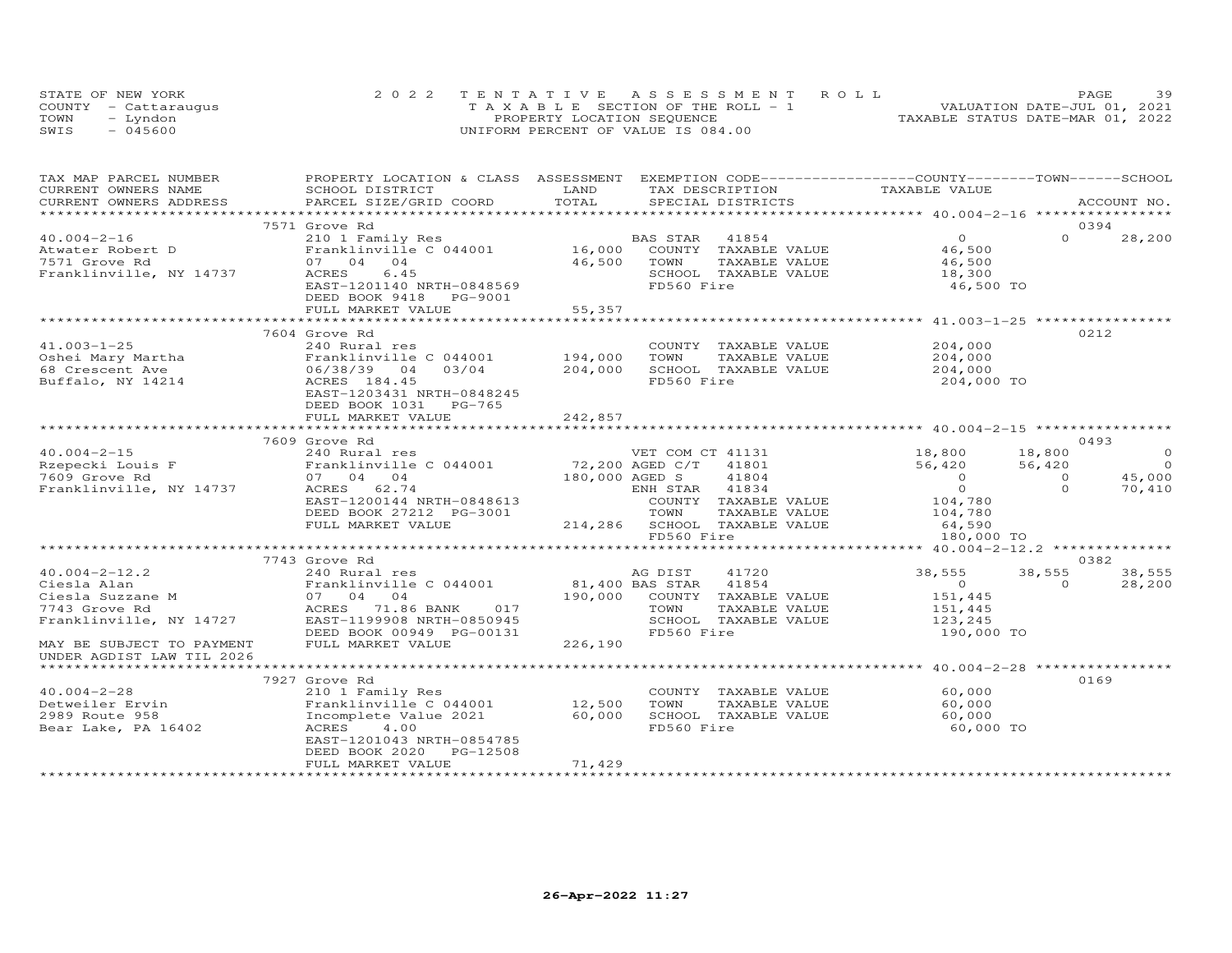STATE OF NEW YORK
COUNTY - Cattaraugus
TOWN - Lyndon
SWIS - 045600

2022 TENTATIVE ASSESSMENT ROLL
TAXABLE SECTION OF THE ROLL - 1
PROPERTY LOCATION SEQUENCE
UNIFORM PERCENT OF VALUE IS 084.00

VALUATION DATE-JUL 01, 2021
TAXABLE STATUS DATE-MAR 01, 2022

| TAX MAP PARCEL NUMBER / CURRENT OWNERS NAME / CURRENT OWNERS ADDRESS | PROPERTY LOCATION & CLASS / SCHOOL DISTRICT / PARCEL SIZE/GRID COORD | ASSESSMENT LAND | TOTAL | EXEMPTION CODE / TAX DESCRIPTION / SPECIAL DISTRICTS | COUNTY TAXABLE VALUE | TOWN | SCHOOL | ACCOUNT NO. |
|---|---|---|---|---|---|---|---|---|
| **40.004-2-16** | 7571 Grove Rd | | | | | | | 0394 |
| Atwater Robert D | 210 1 Family Res | | | BAS STAR 41854 | 0 | 0 | 28,200 | |
| 7571 Grove Rd | Franklinville C 044001 | 16,000 | | COUNTY TAXABLE VALUE | 46,500 | | | |
| Franklinville, NY 14737 | 07 04 04 | | 46,500 | TOWN TAXABLE VALUE | 46,500 | | | |
| | ACRES 6.45 | | | SCHOOL TAXABLE VALUE | 18,300 | | | |
| | EAST-1201140 NRTH-0848569 | | | FD560 Fire | 46,500 TO | | | |
| | DEED BOOK 9418 PG-9001 | | | | | | | |
| | FULL MARKET VALUE | | 55,357 | | | | | |
| **41.003-1-25** | 7604 Grove Rd | | | | | | | 0212 |
| Oshei Mary Martha | 240 Rural res | | | COUNTY TAXABLE VALUE | 204,000 | | | |
| 68 Crescent Ave | Franklinville C 044001 | 194,000 | | TOWN TAXABLE VALUE | 204,000 | | | |
| Buffalo, NY 14214 | 06/38/39 04 03/04 | | 204,000 | SCHOOL TAXABLE VALUE | 204,000 | | | |
| | ACRES 184.45 | | | FD560 Fire | 204,000 TO | | | |
| | EAST-1203431 NRTH-0848245 | | | | | | | |
| | DEED BOOK 1031 PG-765 | | | | | | | |
| | FULL MARKET VALUE | | 242,857 | | | | | |
| **40.004-2-15** | 7609 Grove Rd | | | | | | | 0493 |
| Rzepecki Louis F | 240 Rural res | | | VET COM CT 41131 | 18,800 | 18,800 | 0 | |
| 7609 Grove Rd | Franklinville C 044001 | 72,200 | | AGED C/T 41801 | 56,420 | 56,420 | 0 | |
| Franklinville, NY 14737 | 07 04 04 | | 180,000 | AGED S 41804 | 0 | 0 | 45,000 | |
| | ACRES 62.74 | | | ENH STAR 41834 | 0 | 0 | 70,410 | |
| | EAST-1200144 NRTH-0848613 | | | COUNTY TAXABLE VALUE | 104,780 | | | |
| | DEED BOOK 27212 PG-3001 | | | TOWN TAXABLE VALUE | 104,780 | | | |
| | FULL MARKET VALUE | | 214,286 | SCHOOL TAXABLE VALUE | 64,590 | | | |
| | | | | FD560 Fire | 180,000 TO | | | |
| **40.004-2-12.2** | 7743 Grove Rd | | | | | | | 0382 |
| Ciesla Alan | 240 Rural res | | | AG DIST 41720 | 38,555 | 38,555 | 38,555 | |
| Ciesla Suzzane M | Franklinville C 044001 | 81,400 | | BAS STAR 41854 | 0 | 0 | 28,200 | |
| 7743 Grove Rd | 07 04 04 | | 190,000 | COUNTY TAXABLE VALUE | 151,445 | | | |
| Franklinville, NY 14727 | ACRES 71.86 BANK 017 | | | TOWN TAXABLE VALUE | 151,445 | | | |
| | EAST-1199908 NRTH-0850945 | | | SCHOOL TAXABLE VALUE | 123,245 | | | |
| | DEED BOOK 00949 PG-00131 | | | FD560 Fire | 190,000 TO | | | |
| MAY BE SUBJECT TO PAYMENT UNDER AGDIST LAW TIL 2026 | FULL MARKET VALUE | | 226,190 | | | | | |
| **40.004-2-28** | 7927 Grove Rd | | | | | | | 0169 |
| Detweiler Ervin | 210 1 Family Res | | | COUNTY TAXABLE VALUE | 60,000 | | | |
| 2989 Route 958 | Franklinville C 044001 | 12,500 | | TOWN TAXABLE VALUE | 60,000 | | | |
| Bear Lake, PA 16402 | Incomplete Value 2021 | | 60,000 | SCHOOL TAXABLE VALUE | 60,000 | | | |
| | ACRES 4.00 | | | FD560 Fire | 60,000 TO | | | |
| | EAST-1201043 NRTH-0854785 | | | | | | | |
| | DEED BOOK 2020 PG-12508 | | | | | | | |
| | FULL MARKET VALUE | | 71,429 | | | | | |

26-Apr-2022 11:27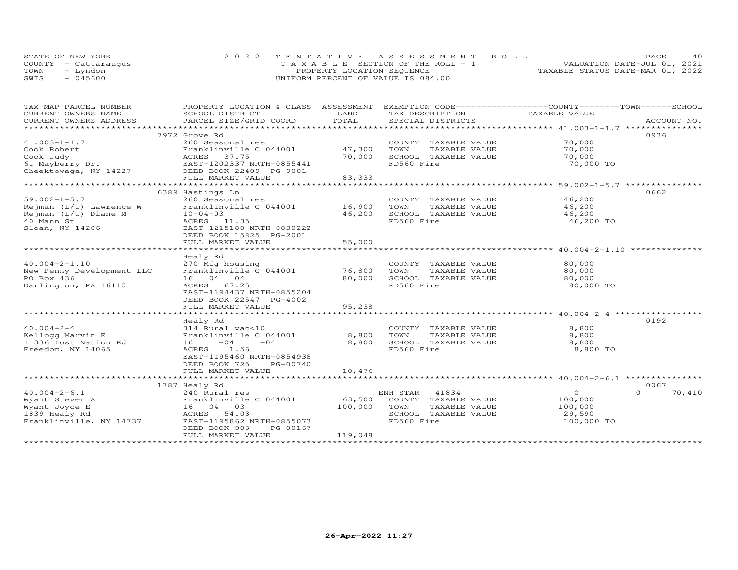STATE OF NEW YORK
COUNTY - Cattaraugus
TOWN - Lyndon
SWIS - 045600

2022 TENTATIVE ASSESSMENT ROLL
TAXABLE SECTION OF THE ROLL - 1
PROPERTY LOCATION SEQUENCE
UNIFORM PERCENT OF VALUE IS 084.00

VALUATION DATE-JUL 01, 2021
TAXABLE STATUS DATE-MAR 01, 2022

| TAX MAP PARCEL NUMBER / CURRENT OWNERS NAME / CURRENT OWNERS ADDRESS | PROPERTY LOCATION & CLASS / SCHOOL DISTRICT / PARCEL SIZE/GRID COORD | ASSESSMENT LAND / TOTAL | EXEMPTION CODE / TAX DESCRIPTION / SPECIAL DISTRICTS | COUNTY / TAXABLE VALUE | TOWN | SCHOOL | ACCOUNT NO. |
|---|---|---|---|---|---|---|---|
| **41.003-1-1.7** | 7972 Grove Rd | | | | | | 0936 |
| Cook Robert | 260 Seasonal res | | COUNTY TAXABLE VALUE | 70,000 | | | |
| Cook Judy | Franklinville C 044001 | 47,300 | TOWN TAXABLE VALUE | 70,000 | | | |
| 61 Mayberry Dr. | ACRES 37.75 | 70,000 | SCHOOL TAXABLE VALUE | 70,000 | | | |
| Cheektowaga, NY 14227 | EAST-1202337 NRTH-0855441 | | FD560 Fire | 70,000 TO | | | |
| | DEED BOOK 22409 PG-9001 | | | | | | |
| | FULL MARKET VALUE | 83,333 | | | | | |
| **59.002-1-5.7** | 6389 Hastings Ln | | | | | | 0662 |
| Rejman (L/U) Lawrence W | 260 Seasonal res | | COUNTY TAXABLE VALUE | 46,200 | | | |
| Rejman (L/U) Diane M | Franklinville C 044001 | 16,900 | TOWN TAXABLE VALUE | 46,200 | | | |
| 40 Mann St | 10-04-03 | 46,200 | SCHOOL TAXABLE VALUE | 46,200 | | | |
| Sloan, NY 14206 | ACRES 11.35 | | FD560 Fire | 46,200 TO | | | |
| | EAST-1215180 NRTH-0830222 | | | | | | |
| | DEED BOOK 15825 PG-2001 | | | | | | |
| | FULL MARKET VALUE | 55,000 | | | | | |
| **40.004-2-1.10** | Healy Rd | | | | | | |
| New Penny Development LLC | 270 Mfg housing | | COUNTY TAXABLE VALUE | 80,000 | | | |
| PO Box 436 | Franklinville C 044001 | 76,800 | TOWN TAXABLE VALUE | 80,000 | | | |
| Darlington, PA 16115 | 16 04 04 | 80,000 | SCHOOL TAXABLE VALUE | 80,000 | | | |
| | ACRES 67.25 | | FD560 Fire | 80,000 TO | | | |
| | EAST-1194437 NRTH-0855204 | | | | | | |
| | DEED BOOK 22547 PG-4002 | | | | | | |
| | FULL MARKET VALUE | 95,238 | | | | | |
| **40.004-2-4** | Healy Rd | | | | | | 0192 |
| Kellogg Marvin E | 314 Rural vac<10 | | COUNTY TAXABLE VALUE | 8,800 | | | |
| 11336 Lost Nation Rd | Franklinville C 044001 | 8,800 | TOWN TAXABLE VALUE | 8,800 | | | |
| Freedom, NY 14065 | 16 -04 -04 | 8,800 | SCHOOL TAXABLE VALUE | 8,800 | | | |
| | ACRES 1.56 | | FD560 Fire | 8,800 TO | | | |
| | EAST-1195460 NRTH-0854938 | | | | | | |
| | DEED BOOK 725 PG-00740 | | | | | | |
| | FULL MARKET VALUE | 10,476 | | | | | |
| **40.004-2-6.1** | 1787 Healy Rd | | | | | | 0067 |
| Wyant Steven A | 240 Rural res | | ENH STAR 41834 | 0 | 0 | 70,410 | |
| Wyant Joyce E | Franklinville C 044001 | 63,500 | COUNTY TAXABLE VALUE | 100,000 | | | |
| 1839 Healy Rd | 16 04 03 | 100,000 | TOWN TAXABLE VALUE | 100,000 | | | |
| Franklinville, NY 14737 | ACRES 54.03 | | SCHOOL TAXABLE VALUE | 29,590 | | | |
| | EAST-1195862 NRTH-0855073 | | FD560 Fire | 100,000 TO | | | |
| | DEED BOOK 903 PG-00167 | | | | | | |
| | FULL MARKET VALUE | 119,048 | | | | | |

26-Apr-2022 11:27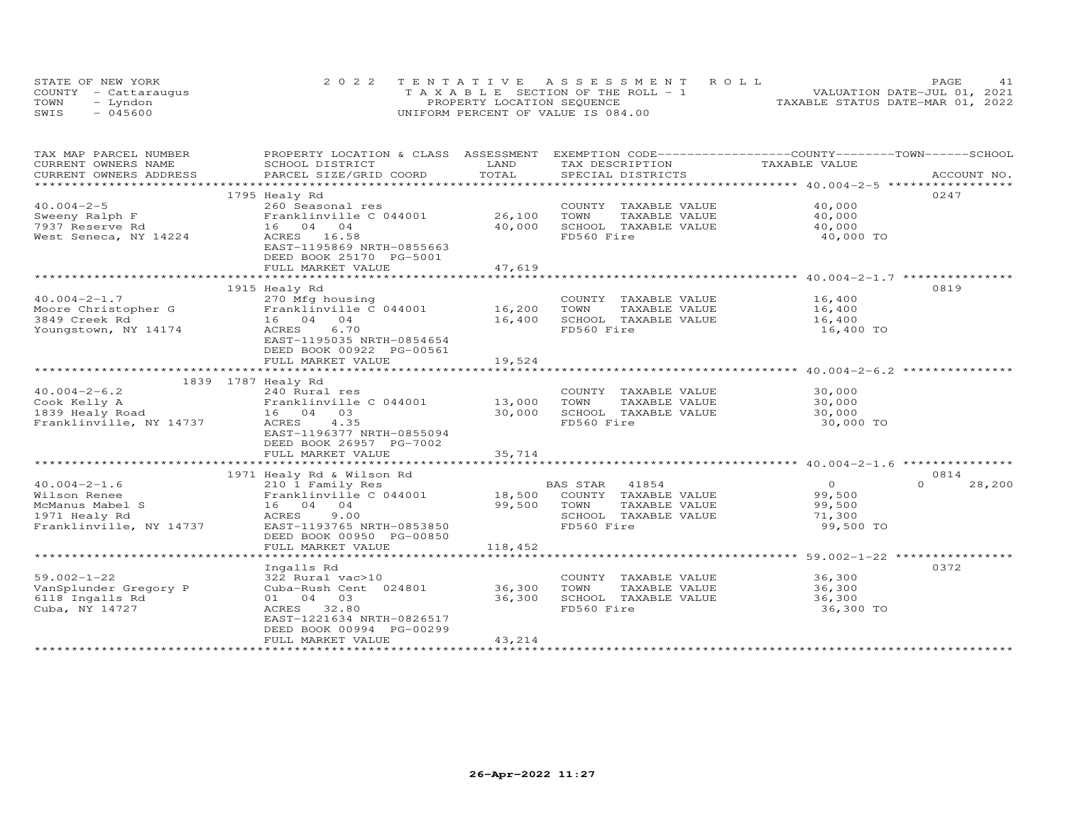STATE OF NEW YORK
COUNTY - Cattaraugus
TOWN - Lyndon
SWIS - 045600

2022 TENTATIVE ASSESSMENT ROLL
TAXABLE SECTION OF THE ROLL - 1
PROPERTY LOCATION SEQUENCE
UNIFORM PERCENT OF VALUE IS 084.00

VALUATION DATE-JUL 01, 2021
TAXABLE STATUS DATE-MAR 01, 2022

| TAX MAP PARCEL NUMBER / CURRENT OWNERS NAME / CURRENT OWNERS ADDRESS | PROPERTY LOCATION & CLASS / SCHOOL DISTRICT / PARCEL SIZE/GRID COORD | ASSESSMENT LAND / TOTAL | EXEMPTION CODE / TAX DESCRIPTION / SPECIAL DISTRICTS | COUNTY / TOWN / SCHOOL TAXABLE VALUE | ACCOUNT NO. |
|---|---|---|---|---|---|
| | 1795 Healy Rd | | | | 0247 |
| 40.004-2-5 | 260 Seasonal res | | COUNTY TAXABLE VALUE | 40,000 | |
| Sweeny Ralph F | Franklinville C 044001 | 26,100 | TOWN TAXABLE VALUE | 40,000 | |
| 7937 Reserve Rd | 16 04 04 | 40,000 | SCHOOL TAXABLE VALUE | 40,000 | |
| West Seneca, NY 14224 | ACRES 16.58 | | FD560 Fire | 40,000 TO | |
| | EAST-1195869 NRTH-0855663 | | | | |
| | DEED BOOK 25170 PG-5001 | | | | |
| | FULL MARKET VALUE | 47,619 | | | |
| | 1915 Healy Rd | | | | 0819 |
| 40.004-2-1.7 | 270 Mfg housing | | COUNTY TAXABLE VALUE | 16,400 | |
| Moore Christopher G | Franklinville C 044001 | 16,200 | TOWN TAXABLE VALUE | 16,400 | |
| 3849 Creek Rd | 16 04 04 | 16,400 | SCHOOL TAXABLE VALUE | 16,400 | |
| Youngstown, NY 14174 | ACRES 6.70 | | FD560 Fire | 16,400 TO | |
| | EAST-1195035 NRTH-0854654 | | | | |
| | DEED BOOK 00922 PG-00561 | | | | |
| | FULL MARKET VALUE | 19,524 | | | |
| | 1839 1787 Healy Rd | | | | |
| 40.004-2-6.2 | 240 Rural res | | COUNTY TAXABLE VALUE | 30,000 | |
| Cook Kelly A | Franklinville C 044001 | 13,000 | TOWN TAXABLE VALUE | 30,000 | |
| 1839 Healy Road | 16 04 03 | 30,000 | SCHOOL TAXABLE VALUE | 30,000 | |
| Franklinville, NY 14737 | ACRES 4.35 | | FD560 Fire | 30,000 TO | |
| | EAST-1196377 NRTH-0855094 | | | | |
| | DEED BOOK 26957 PG-7002 | | | | |
| | FULL MARKET VALUE | 35,714 | | | |
| | 1971 Healy Rd & Wilson Rd | | | | 0814 |
| 40.004-2-1.6 | 210 1 Family Res | | BAS STAR 41854 | 0 0 | 28,200 |
| Wilson Renee | Franklinville C 044001 | 18,500 | COUNTY TAXABLE VALUE | 99,500 | |
| McManus Mabel S | 16 04 04 | 99,500 | TOWN TAXABLE VALUE | 99,500 | |
| 1971 Healy Rd | ACRES 9.00 | | SCHOOL TAXABLE VALUE | 71,300 | |
| Franklinville, NY 14737 | EAST-1193765 NRTH-0853850 | | FD560 Fire | 99,500 TO | |
| | DEED BOOK 00950 PG-00850 | | | | |
| | FULL MARKET VALUE | 118,452 | | | |
| | Ingalls Rd | | | | 0372 |
| 59.002-1-22 | 322 Rural vac>10 | | COUNTY TAXABLE VALUE | 36,300 | |
| VanSplunder Gregory P | Cuba-Rush Cent 024801 | 36,300 | TOWN TAXABLE VALUE | 36,300 | |
| 6118 Ingalls Rd | 01 04 03 | 36,300 | SCHOOL TAXABLE VALUE | 36,300 | |
| Cuba, NY 14727 | ACRES 32.80 | | FD560 Fire | 36,300 TO | |
| | EAST-1221634 NRTH-0826517 | | | | |
| | DEED BOOK 00994 PG-00299 | | | | |
| | FULL MARKET VALUE | 43,214 | | | |

26-Apr-2022 11:27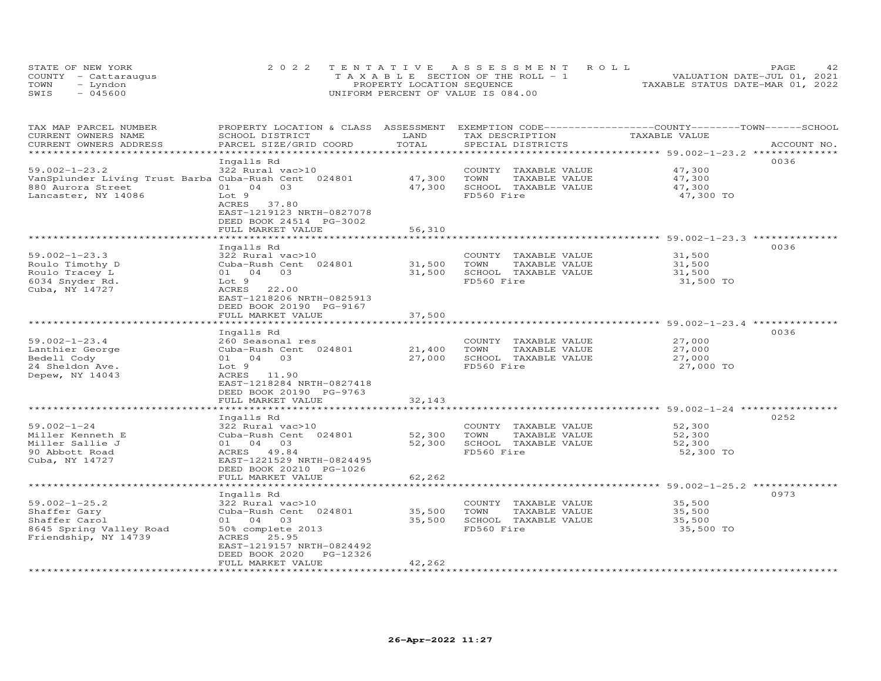STATE OF NEW YORK
COUNTY - Cattaraugus
TOWN - Lyndon
SWIS - 045600

2022 TENTATIVE ASSESSMENT ROLL
TAXABLE SECTION OF THE ROLL - 1
PROPERTY LOCATION SEQUENCE
UNIFORM PERCENT OF VALUE IS 084.00

VALUATION DATE-JUL 01, 2021
TAXABLE STATUS DATE-MAR 01, 2022

| TAX MAP PARCEL NUMBER / CURRENT OWNERS NAME / CURRENT OWNERS ADDRESS | PROPERTY LOCATION & CLASS / SCHOOL DISTRICT / PARCEL SIZE/GRID COORD | ASSESSMENT LAND | TOTAL | EXEMPTION CODE / TAX DESCRIPTION / SPECIAL DISTRICTS | TAXABLE VALUE | ACCOUNT NO. |
|---|---|---|---|---|---|---|
| **59.002-1-23.2** | Ingalls Rd | | | | | 0036 |
| 59.002-1-23.2 | 322 Rural vac>10 | | | COUNTY TAXABLE VALUE | 47,300 | |
| VanSplunder Living Trust Barba | Cuba-Rush Cent 024801 | 47,300 | | TOWN TAXABLE VALUE | 47,300 | |
| 880 Aurora Street | 01 04 03 | | 47,300 | SCHOOL TAXABLE VALUE | 47,300 | |
| Lancaster, NY 14086 | Lot 9 | | | FD560 Fire | 47,300 TO | |
| | ACRES 37.80 | | | | | |
| | EAST-1219123 NRTH-0827078 | | | | | |
| | DEED BOOK 24514 PG-3002 | | | | | |
| | FULL MARKET VALUE | | 56,310 | | | |
| **59.002-1-23.3** | Ingalls Rd | | | | | 0036 |
| 59.002-1-23.3 | 322 Rural vac>10 | | | COUNTY TAXABLE VALUE | 31,500 | |
| Roulo Timothy D | Cuba-Rush Cent 024801 | 31,500 | | TOWN TAXABLE VALUE | 31,500 | |
| Roulo Tracey L | 01 04 03 | | 31,500 | SCHOOL TAXABLE VALUE | 31,500 | |
| 6034 Snyder Rd. | Lot 9 | | | FD560 Fire | 31,500 TO | |
| Cuba, NY 14727 | ACRES 22.00 | | | | | |
| | EAST-1218206 NRTH-0825913 | | | | | |
| | DEED BOOK 20190 PG-9167 | | | | | |
| | FULL MARKET VALUE | | 37,500 | | | |
| **59.002-1-23.4** | Ingalls Rd | | | | | 0036 |
| 59.002-1-23.4 | 260 Seasonal res | | | COUNTY TAXABLE VALUE | 27,000 | |
| Lanthier George | Cuba-Rush Cent 024801 | 21,400 | | TOWN TAXABLE VALUE | 27,000 | |
| Bedell Cody | 01 04 03 | | 27,000 | SCHOOL TAXABLE VALUE | 27,000 | |
| 24 Sheldon Ave. | Lot 9 | | | FD560 Fire | 27,000 TO | |
| Depew, NY 14043 | ACRES 11.90 | | | | | |
| | EAST-1218284 NRTH-0827418 | | | | | |
| | DEED BOOK 20190 PG-9763 | | | | | |
| | FULL MARKET VALUE | | 32,143 | | | |
| **59.002-1-24** | Ingalls Rd | | | | | 0252 |
| 59.002-1-24 | 322 Rural vac>10 | | | COUNTY TAXABLE VALUE | 52,300 | |
| Miller Kenneth E | Cuba-Rush Cent 024801 | 52,300 | | TOWN TAXABLE VALUE | 52,300 | |
| Miller Sallie J | 01 04 03 | | 52,300 | SCHOOL TAXABLE VALUE | 52,300 | |
| 90 Abbott Road | ACRES 49.84 | | | FD560 Fire | 52,300 TO | |
| Cuba, NY 14727 | EAST-1221529 NRTH-0824495 | | | | | |
| | DEED BOOK 20210 PG-1026 | | | | | |
| | FULL MARKET VALUE | | 62,262 | | | |
| **59.002-1-25.2** | Ingalls Rd | | | | | 0973 |
| 59.002-1-25.2 | 322 Rural vac>10 | | | COUNTY TAXABLE VALUE | 35,500 | |
| Shaffer Gary | Cuba-Rush Cent 024801 | 35,500 | | TOWN TAXABLE VALUE | 35,500 | |
| Shaffer Carol | 01 04 03 | | 35,500 | SCHOOL TAXABLE VALUE | 35,500 | |
| 8645 Spring Valley Road | 50% complete 2013 | | | FD560 Fire | 35,500 TO | |
| Friendship, NY 14739 | ACRES 25.95 | | | | | |
| | EAST-1219157 NRTH-0824492 | | | | | |
| | DEED BOOK 2020 PG-12326 | | | | | |
| | FULL MARKET VALUE | | 42,262 | | | |

26-Apr-2022 11:27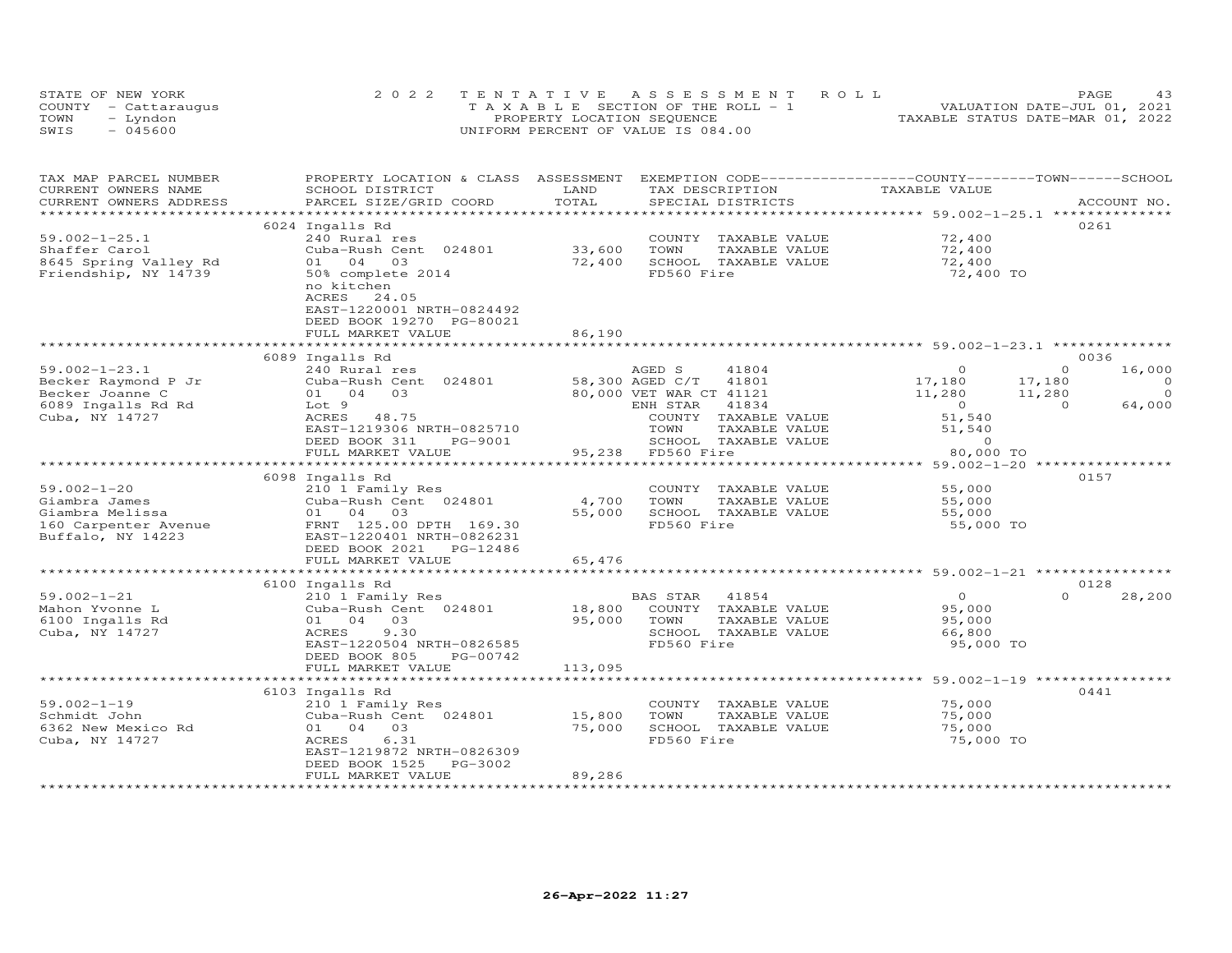STATE OF NEW YORK
COUNTY - Cattaraugus
TOWN - Lyndon
SWIS - 045600

2022 TENTATIVE ASSESSMENT ROLL
TAXABLE SECTION OF THE ROLL - 1
PROPERTY LOCATION SEQUENCE
UNIFORM PERCENT OF VALUE IS 084.00

VALUATION DATE-JUL 01, 2021
TAXABLE STATUS DATE-MAR 01, 2022

| TAX MAP PARCEL NUMBER / CURRENT OWNERS NAME / CURRENT OWNERS ADDRESS | PROPERTY LOCATION & CLASS / SCHOOL DISTRICT / PARCEL SIZE/GRID COORD | ASSESSMENT LAND / TOTAL | EXEMPTION CODE / TAX DESCRIPTION / SPECIAL DISTRICTS | COUNTY TAXABLE VALUE | TOWN | SCHOOL | ACCOUNT NO. |
|---|---|---|---|---|---|---|---|
| **59.002-1-25.1** | 6024 Ingalls Rd | | | | | | 0261 |
| Shaffer Carol | 240 Rural res | | COUNTY TAXABLE VALUE | 72,400 | | | |
| 8645 Spring Valley Rd | Cuba-Rush Cent 024801 | 33,600 | TOWN TAXABLE VALUE | 72,400 | | | |
| Friendship, NY 14739 | 01 04 03 | 72,400 | SCHOOL TAXABLE VALUE | 72,400 | | | |
| | 50% complete 2014 | | FD560 Fire | 72,400 TO | | | |
| | no kitchen | | | | | | |
| | ACRES 24.05 | | | | | | |
| | EAST-1220001 NRTH-0824492 | | | | | | |
| | DEED BOOK 19270 PG-80021 | | | | | | |
| | FULL MARKET VALUE | 86,190 | | | | | |
| **59.002-1-23.1** | 6089 Ingalls Rd | | | | | | 0036 |
| Becker Raymond P Jr | 240 Rural res | | AGED S 41804 | 0 | 0 | 16,000 | |
| Becker Joanne C | Cuba-Rush Cent 024801 | 58,300 | AGED C/T 41801 | 17,180 | 17,180 | 0 | |
| 6089 Ingalls Rd Rd | 01 04 03 | 80,000 | VET WAR CT 41121 | 11,280 | 11,280 | 0 | |
| Cuba, NY 14727 | Lot 9 | | ENH STAR 41834 | 0 | 0 | 64,000 | |
| | ACRES 48.75 | | COUNTY TAXABLE VALUE | 51,540 | | | |
| | EAST-1219306 NRTH-0825710 | | TOWN TAXABLE VALUE | 51,540 | | | |
| | DEED BOOK 311 PG-9001 | | SCHOOL TAXABLE VALUE | 0 | | | |
| | FULL MARKET VALUE | 95,238 | FD560 Fire | 80,000 TO | | | |
| **59.002-1-20** | 6098 Ingalls Rd | | | | | | 0157 |
| Giambra James | 210 1 Family Res | | COUNTY TAXABLE VALUE | 55,000 | | | |
| Giambra Melissa | Cuba-Rush Cent 024801 | 4,700 | TOWN TAXABLE VALUE | 55,000 | | | |
| 160 Carpenter Avenue | 01 04 03 | 55,000 | SCHOOL TAXABLE VALUE | 55,000 | | | |
| Buffalo, NY 14223 | FRNT 125.00 DPTH 169.30 | | FD560 Fire | 55,000 TO | | | |
| | EAST-1220401 NRTH-0826231 | | | | | | |
| | DEED BOOK 2021 PG-12486 | | | | | | |
| | FULL MARKET VALUE | 65,476 | | | | | |
| **59.002-1-21** | 6100 Ingalls Rd | | | | | | 0128 |
| Mahon Yvonne L | 210 1 Family Res | | BAS STAR 41854 | 0 | 0 | 28,200 | |
| 6100 Ingalls Rd | Cuba-Rush Cent 024801 | 18,800 | COUNTY TAXABLE VALUE | 95,000 | | | |
| Cuba, NY 14727 | 01 04 03 | 95,000 | TOWN TAXABLE VALUE | 95,000 | | | |
| | ACRES 9.30 | | SCHOOL TAXABLE VALUE | 66,800 | | | |
| | EAST-1220504 NRTH-0826585 | | FD560 Fire | 95,000 TO | | | |
| | DEED BOOK 805 PG-00742 | | | | | | |
| | FULL MARKET VALUE | 113,095 | | | | | |
| **59.002-1-19** | 6103 Ingalls Rd | | | | | | 0441 |
| Schmidt John | 210 1 Family Res | | COUNTY TAXABLE VALUE | 75,000 | | | |
| 6362 New Mexico Rd | Cuba-Rush Cent 024801 | 15,800 | TOWN TAXABLE VALUE | 75,000 | | | |
| Cuba, NY 14727 | 01 04 03 | 75,000 | SCHOOL TAXABLE VALUE | 75,000 | | | |
| | ACRES 6.31 | | FD560 Fire | 75,000 TO | | | |
| | EAST-1219872 NRTH-0826309 | | | | | | |
| | DEED BOOK 1525 PG-3002 | | | | | | |
| | FULL MARKET VALUE | 89,286 | | | | | |

26-Apr-2022 11:27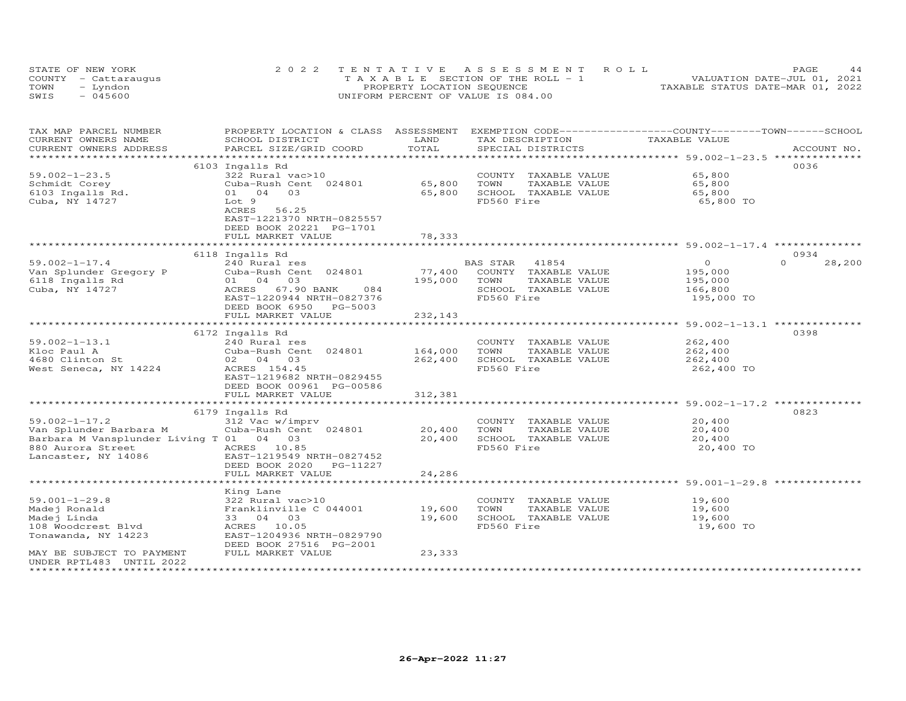STATE OF NEW YORK
COUNTY - Cattaraugus
TOWN - Lyndon
SWIS - 045600

2022 TENTATIVE ASSESSMENT ROLL
TAXABLE SECTION OF THE ROLL - 1
PROPERTY LOCATION SEQUENCE
UNIFORM PERCENT OF VALUE IS 084.00

VALUATION DATE-JUL 01, 2021
TAXABLE STATUS DATE-MAR 01, 2022

| TAX MAP PARCEL NUMBER / CURRENT OWNERS NAME / CURRENT OWNERS ADDRESS | PROPERTY LOCATION & CLASS / SCHOOL DISTRICT / PARCEL SIZE/GRID COORD | ASSESSMENT LAND / TOTAL | EXEMPTION CODE / TAX DESCRIPTION / SPECIAL DISTRICTS | COUNTY / TOWN / SCHOOL TAXABLE VALUE | ACCOUNT NO. |
|---|---|---|---|---|---|
| **59.002-1-23.5** | 6103 Ingalls Rd | | | | 0036 |
| 59.002-1-23.5 | 322 Rural vac>10 | | COUNTY TAXABLE VALUE | 65,800 | |
| Schmidt Corey | Cuba-Rush Cent 024801 | 65,800 | TOWN TAXABLE VALUE | 65,800 | |
| 6103 Ingalls Rd. | 01 04 03 | 65,800 | SCHOOL TAXABLE VALUE | 65,800 | |
| Cuba, NY 14727 | Lot 9 | | FD560 Fire | 65,800 TO | |
| | ACRES 56.25 | | | | |
| | EAST-1221370 NRTH-0825557 | | | | |
| | DEED BOOK 20221 PG-1701 | | | | |
| | FULL MARKET VALUE | 78,333 | | | |
| **59.002-1-17.4** | 6118 Ingalls Rd | | | | 0934 |
| 59.002-1-17.4 | 240 Rural res | | BAS STAR 41854 | 0 / 0 / 28,200 | |
| Van Splunder Gregory P | Cuba-Rush Cent 024801 | 77,400 | COUNTY TAXABLE VALUE | 195,000 | |
| 6118 Ingalls Rd | 01 04 03 | 195,000 | TOWN TAXABLE VALUE | 195,000 | |
| Cuba, NY 14727 | ACRES 67.90 BANK 084 | | SCHOOL TAXABLE VALUE | 166,800 | |
| | EAST-1220944 NRTH-0827376 | | FD560 Fire | 195,000 TO | |
| | DEED BOOK 6950 PG-5003 | | | | |
| | FULL MARKET VALUE | 232,143 | | | |
| **59.002-1-13.1** | 6172 Ingalls Rd | | | | 0398 |
| 59.002-1-13.1 | 240 Rural res | | COUNTY TAXABLE VALUE | 262,400 | |
| Kloc Paul A | Cuba-Rush Cent 024801 | 164,000 | TOWN TAXABLE VALUE | 262,400 | |
| 4680 Clinton St | 02 04 03 | 262,400 | SCHOOL TAXABLE VALUE | 262,400 | |
| West Seneca, NY 14224 | ACRES 154.45 | | FD560 Fire | 262,400 TO | |
| | EAST-1219682 NRTH-0829455 | | | | |
| | DEED BOOK 00961 PG-00586 | | | | |
| | FULL MARKET VALUE | 312,381 | | | |
| **59.002-1-17.2** | 6179 Ingalls Rd | | | | 0823 |
| 59.002-1-17.2 | 312 Vac w/imprv | | COUNTY TAXABLE VALUE | 20,400 | |
| Van Splunder Barbara M | Cuba-Rush Cent 024801 | 20,400 | TOWN TAXABLE VALUE | 20,400 | |
| Barbara M Vansplunder Living T | 01 04 03 | 20,400 | SCHOOL TAXABLE VALUE | 20,400 | |
| 880 Aurora Street | ACRES 10.85 | | FD560 Fire | 20,400 TO | |
| Lancaster, NY 14086 | EAST-1219549 NRTH-0827452 | | | | |
| | DEED BOOK 2020 PG-11227 | | | | |
| | FULL MARKET VALUE | 24,286 | | | |
| **59.001-1-29.8** | King Lane | | | | |
| 59.001-1-29.8 | 322 Rural vac>10 | | COUNTY TAXABLE VALUE | 19,600 | |
| Madej Ronald | Franklinville C 044001 | 19,600 | TOWN TAXABLE VALUE | 19,600 | |
| Madej Linda | 33 04 03 | 19,600 | SCHOOL TAXABLE VALUE | 19,600 | |
| 108 Woodcrest Blvd | ACRES 10.05 | | FD560 Fire | 19,600 TO | |
| Tonawanda, NY 14223 | EAST-1204936 NRTH-0829790 | | | | |
| | DEED BOOK 27516 PG-2001 | | | | |
| MAY BE SUBJECT TO PAYMENT UNDER RPTL483 UNTIL 2022 | FULL MARKET VALUE | 23,333 | | | |

26-Apr-2022 11:27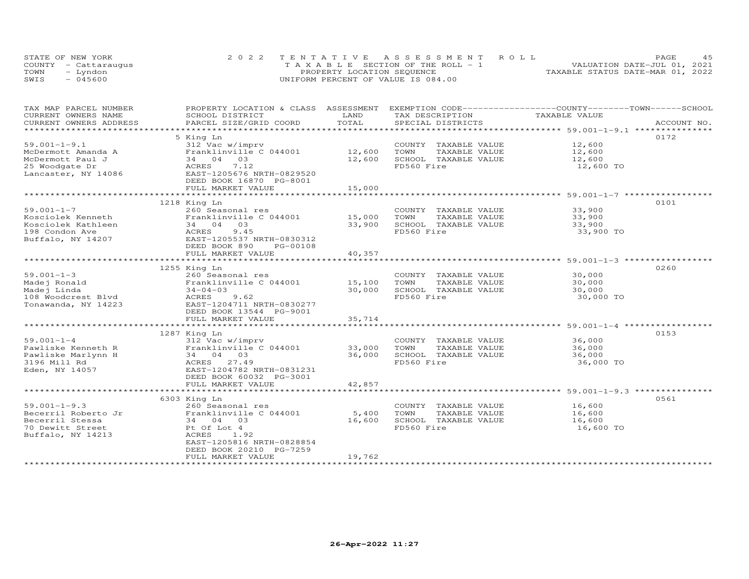STATE OF NEW YORK
COUNTY - Cattaraugus
TOWN - Lyndon
SWIS - 045600

2022 TENTATIVE ASSESSMENT ROLL
TAXABLE SECTION OF THE ROLL - 1
PROPERTY LOCATION SEQUENCE
UNIFORM PERCENT OF VALUE IS 084.00

VALUATION DATE-JUL 01, 2021
TAXABLE STATUS DATE-MAR 01, 2022

| TAX MAP PARCEL NUMBER / CURRENT OWNERS NAME / CURRENT OWNERS ADDRESS | PROPERTY LOCATION & CLASS / SCHOOL DISTRICT / PARCEL SIZE/GRID COORD | ASSESSMENT LAND / TOTAL | EXEMPTION CODE / TAX DESCRIPTION / SPECIAL DISTRICTS | COUNTY / TOWN / SCHOOL TAXABLE VALUE | ACCOUNT NO. |
|---|---|---|---|---|---|
| 59.001-1-9.1 | 5 King Ln | | | | 0172 |
| 59.001-1-9.1 | 312 Vac w/imprv | | COUNTY TAXABLE VALUE | 12,600 | |
| McDermott Amanda A | Franklinville C 044001 | 12,600 | TOWN TAXABLE VALUE | 12,600 | |
| McDermott Paul J | 34 04 03 | 12,600 | SCHOOL TAXABLE VALUE | 12,600 | |
| 25 Woodgate Dr | ACRES 7.12 | | FD560 Fire | 12,600 TO | |
| Lancaster, NY 14086 | EAST-1205676 NRTH-0829520 | | | | |
| | DEED BOOK 16870 PG-8001 | | | | |
| | FULL MARKET VALUE | 15,000 | | | |
| 59.001-1-7 | 1218 King Ln | | | | 0101 |
| 59.001-1-7 | 260 Seasonal res | | COUNTY TAXABLE VALUE | 33,900 | |
| Kosciolek Kenneth | Franklinville C 044001 | 15,000 | TOWN TAXABLE VALUE | 33,900 | |
| Kosciolek Kathleen | 34 04 03 | 33,900 | SCHOOL TAXABLE VALUE | 33,900 | |
| 198 Condon Ave | ACRES 9.45 | | FD560 Fire | 33,900 TO | |
| Buffalo, NY 14207 | EAST-1205537 NRTH-0830312 | | | | |
| | DEED BOOK 890 PG-00108 | | | | |
| | FULL MARKET VALUE | 40,357 | | | |
| 59.001-1-3 | 1255 King Ln | | | | 0260 |
| 59.001-1-3 | 260 Seasonal res | | COUNTY TAXABLE VALUE | 30,000 | |
| Madej Ronald | Franklinville C 044001 | 15,100 | TOWN TAXABLE VALUE | 30,000 | |
| Madej Linda | 34-04-03 | 30,000 | SCHOOL TAXABLE VALUE | 30,000 | |
| 108 Woodcrest Blvd | ACRES 9.62 | | FD560 Fire | 30,000 TO | |
| Tonawanda, NY 14223 | EAST-1204711 NRTH-0830277 | | | | |
| | DEED BOOK 13544 PG-9001 | | | | |
| | FULL MARKET VALUE | 35,714 | | | |
| 59.001-1-4 | 1287 King Ln | | | | 0153 |
| 59.001-1-4 | 312 Vac w/imprv | | COUNTY TAXABLE VALUE | 36,000 | |
| Pawliske Kenneth R | Franklinville C 044001 | 33,000 | TOWN TAXABLE VALUE | 36,000 | |
| Pawliske Marlynn H | 34 04 03 | 36,000 | SCHOOL TAXABLE VALUE | 36,000 | |
| 3196 Mill Rd | ACRES 27.49 | | FD560 Fire | 36,000 TO | |
| Eden, NY 14057 | EAST-1204782 NRTH-0831231 | | | | |
| | DEED BOOK 60032 PG-3001 | | | | |
| | FULL MARKET VALUE | 42,857 | | | |
| 59.001-1-9.3 | 6303 King Ln | | | | 0561 |
| 59.001-1-9.3 | 260 Seasonal res | | COUNTY TAXABLE VALUE | 16,600 | |
| Becerril Roberto Jr | Franklinville C 044001 | 5,400 | TOWN TAXABLE VALUE | 16,600 | |
| Becerril Stessa | 34 04 03 | 16,600 | SCHOOL TAXABLE VALUE | 16,600 | |
| 70 Dewitt Street | Pt Of Lot 4 | | FD560 Fire | 16,600 TO | |
| Buffalo, NY 14213 | ACRES 1.92 | | | | |
| | EAST-1205816 NRTH-0828854 | | | | |
| | DEED BOOK 20210 PG-7259 | | | | |
| | FULL MARKET VALUE | 19,762 | | | |

26-Apr-2022 11:27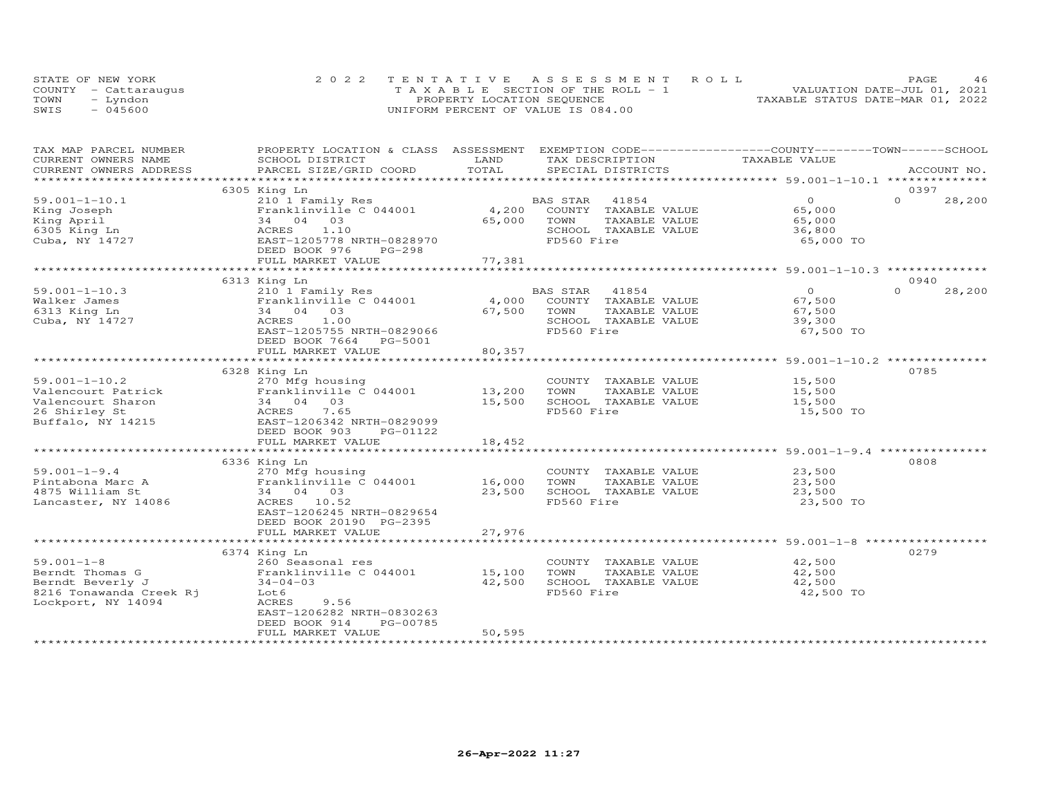STATE OF NEW YORK
COUNTY - Cattaraugus
TOWN - Lyndon
SWIS - 045600

2 0 2 2 T E N T A T I V E A S S E S S M E N T R O L L
T A X A B L E SECTION OF THE ROLL - 1
PROPERTY LOCATION SEQUENCE
UNIFORM PERCENT OF VALUE IS 084.00

VALUATION DATE-JUL 01, 2021
TAXABLE STATUS DATE-MAR 01, 2022

| TAX MAP PARCEL NUMBER / CURRENT OWNERS NAME / CURRENT OWNERS ADDRESS | PROPERTY LOCATION & CLASS / SCHOOL DISTRICT / PARCEL SIZE/GRID COORD | ASSESSMENT LAND / TOTAL | EXEMPTION CODE / TAX DESCRIPTION / SPECIAL DISTRICTS | COUNTY / TAXABLE VALUE | TOWN | SCHOOL / ACCOUNT NO. |
|---|---|---|---|---|---|---|
| | 6305 King Ln | | | | | 0397 |
| 59.001-1-10.1 | 210 1 Family Res | | BAS STAR 41854 | 0 | 0 | 28,200 |
| King Joseph | Franklinville C 044001 | 4,200 | COUNTY TAXABLE VALUE | 65,000 | | |
| King April | 34 04 03 | 65,000 | TOWN TAXABLE VALUE | 65,000 | | |
| 6305 King Ln | ACRES 1.10 | | SCHOOL TAXABLE VALUE | 36,800 | | |
| Cuba, NY 14727 | EAST-1205778 NRTH-0828970 | | FD560 Fire | 65,000 TO | | |
| | DEED BOOK 976 PG-298 | | | | | |
| | FULL MARKET VALUE | 77,381 | | | | |
| | 6313 King Ln | | | | | 0940 |
| 59.001-1-10.3 | 210 1 Family Res | | BAS STAR 41854 | 0 | 0 | 28,200 |
| Walker James | Franklinville C 044001 | 4,000 | COUNTY TAXABLE VALUE | 67,500 | | |
| 6313 King Ln | 34 04 03 | 67,500 | TOWN TAXABLE VALUE | 67,500 | | |
| Cuba, NY 14727 | ACRES 1.00 | | SCHOOL TAXABLE VALUE | 39,300 | | |
| | EAST-1205755 NRTH-0829066 | | FD560 Fire | 67,500 TO | | |
| | DEED BOOK 7664 PG-5001 | | | | | |
| | FULL MARKET VALUE | 80,357 | | | | |
| | 6328 King Ln | | | | | 0785 |
| 59.001-1-10.2 | 270 Mfg housing | | COUNTY TAXABLE VALUE | 15,500 | | |
| Valencourt Patrick | Franklinville C 044001 | 13,200 | TOWN TAXABLE VALUE | 15,500 | | |
| Valencourt Sharon | 34 04 03 | 15,500 | SCHOOL TAXABLE VALUE | 15,500 | | |
| 26 Shirley St | ACRES 7.65 | | FD560 Fire | 15,500 TO | | |
| Buffalo, NY 14215 | EAST-1206342 NRTH-0829099 | | | | | |
| | DEED BOOK 903 PG-01122 | | | | | |
| | FULL MARKET VALUE | 18,452 | | | | |
| | 6336 King Ln | | | | | 0808 |
| 59.001-1-9.4 | 270 Mfg housing | | COUNTY TAXABLE VALUE | 23,500 | | |
| Pintabona Marc A | Franklinville C 044001 | 16,000 | TOWN TAXABLE VALUE | 23,500 | | |
| 4875 William St | 34 04 03 | 23,500 | SCHOOL TAXABLE VALUE | 23,500 | | |
| Lancaster, NY 14086 | ACRES 10.52 | | FD560 Fire | 23,500 TO | | |
| | EAST-1206245 NRTH-0829654 | | | | | |
| | DEED BOOK 20190 PG-2395 | | | | | |
| | FULL MARKET VALUE | 27,976 | | | | |
| | 6374 King Ln | | | | | 0279 |
| 59.001-1-8 | 260 Seasonal res | | COUNTY TAXABLE VALUE | 42,500 | | |
| Berndt Thomas G | Franklinville C 044001 | 15,100 | TOWN TAXABLE VALUE | 42,500 | | |
| Berndt Beverly J | 34-04-03 | 42,500 | SCHOOL TAXABLE VALUE | 42,500 | | |
| 8216 Tonawanda Creek Rj | Lot6 | | FD560 Fire | 42,500 TO | | |
| Lockport, NY 14094 | ACRES 9.56 | | | | | |
| | EAST-1206282 NRTH-0830263 | | | | | |
| | DEED BOOK 914 PG-00785 | | | | | |
| | FULL MARKET VALUE | 50,595 | | | | |

26-Apr-2022 11:27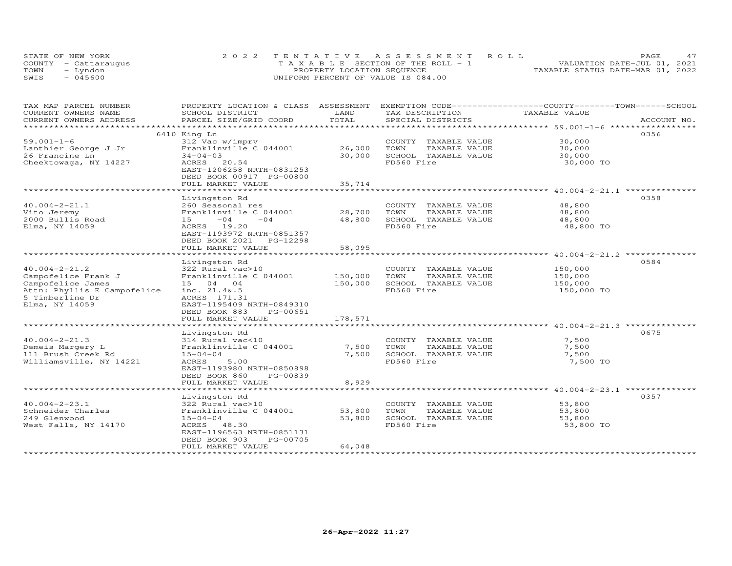STATE OF NEW YORK
COUNTY - Cattaraugus
TOWN - Lyndon
SWIS - 045600

2022 TENTATIVE ASSESSMENT ROLL
TAXABLE SECTION OF THE ROLL - 1
PROPERTY LOCATION SEQUENCE
UNIFORM PERCENT OF VALUE IS 084.00

VALUATION DATE-JUL 01, 2021
TAXABLE STATUS DATE-MAR 01, 2022

| TAX MAP PARCEL NUMBER / CURRENT OWNERS NAME / CURRENT OWNERS ADDRESS | PROPERTY LOCATION & CLASS / SCHOOL DISTRICT / PARCEL SIZE/GRID COORD | ASSESSMENT LAND / TOTAL | EXEMPTION CODE / TAX DESCRIPTION / SPECIAL DISTRICTS | COUNTY--------TOWN------SCHOOL TAXABLE VALUE | ACCOUNT NO. |
|---|---|---|---|---|---|
| 59.001-1-6 | 6410 King Ln | | | | 0356 |
| 59.001-1-6 | 312 Vac w/imprv | | COUNTY TAXABLE VALUE | 30,000 | |
| Lanthier George J Jr | Franklinville C 044001 | 26,000 | TOWN TAXABLE VALUE | 30,000 | |
| 26 Francine Ln | 34-04-03 | 30,000 | SCHOOL TAXABLE VALUE | 30,000 | |
| Cheektowaga, NY 14227 | ACRES 20.54 | | FD560 Fire | 30,000 TO | |
| | EAST-1206258 NRTH-0831253 | | | | |
| | DEED BOOK 00917 PG-00800 | | | | |
| | FULL MARKET VALUE | 35,714 | | | |
| 40.004-2-21.1 | Livingston Rd | | | | 0358 |
| 40.004-2-21.1 | 260 Seasonal res | | COUNTY TAXABLE VALUE | 48,800 | |
| Vito Jeremy | Franklinville C 044001 | 28,700 | TOWN TAXABLE VALUE | 48,800 | |
| 2000 Bullis Road | 15 -04 -04 | 48,800 | SCHOOL TAXABLE VALUE | 48,800 | |
| Elma, NY 14059 | ACRES 19.20 | | FD560 Fire | 48,800 TO | |
| | EAST-1193972 NRTH-0851357 | | | | |
| | DEED BOOK 2021 PG-12298 | | | | |
| | FULL MARKET VALUE | 58,095 | | | |
| 40.004-2-21.2 | Livingston Rd | | | | 0584 |
| 40.004-2-21.2 | 322 Rural vac>10 | | COUNTY TAXABLE VALUE | 150,000 | |
| Campofelice Frank J | Franklinville C 044001 | 150,000 | TOWN TAXABLE VALUE | 150,000 | |
| Campofelice James | 15 04 04 | 150,000 | SCHOOL TAXABLE VALUE | 150,000 | |
| Attn: Phyllis E Campofelice | inc. 21.4&.5 | | FD560 Fire | 150,000 TO | |
| 5 Timberline Dr | ACRES 171.31 | | | | |
| Elma, NY 14059 | EAST-1195409 NRTH-0849310 | | | | |
| | DEED BOOK 883 PG-00651 | | | | |
| | FULL MARKET VALUE | 178,571 | | | |
| 40.004-2-21.3 | Livingston Rd | | | | 0675 |
| 40.004-2-21.3 | 314 Rural vac<10 | | COUNTY TAXABLE VALUE | 7,500 | |
| Demeis Margery L | Franklinville C 044001 | 7,500 | TOWN TAXABLE VALUE | 7,500 | |
| 111 Brush Creek Rd | 15-04-04 | 7,500 | SCHOOL TAXABLE VALUE | 7,500 | |
| Williamsville, NY 14221 | ACRES 5.00 | | FD560 Fire | 7,500 TO | |
| | EAST-1193980 NRTH-0850898 | | | | |
| | DEED BOOK 860 PG-00839 | | | | |
| | FULL MARKET VALUE | 8,929 | | | |
| 40.004-2-23.1 | Livingston Rd | | | | 0357 |
| 40.004-2-23.1 | 322 Rural vac>10 | | COUNTY TAXABLE VALUE | 53,800 | |
| Schneider Charles | Franklinville C 044001 | 53,800 | TOWN TAXABLE VALUE | 53,800 | |
| 249 Glenwood | 15-04-04 | 53,800 | SCHOOL TAXABLE VALUE | 53,800 | |
| West Falls, NY 14170 | ACRES 48.30 | | FD560 Fire | 53,800 TO | |
| | EAST-1196563 NRTH-0851131 | | | | |
| | DEED BOOK 903 PG-00705 | | | | |
| | FULL MARKET VALUE | 64,048 | | | |

26-Apr-2022 11:27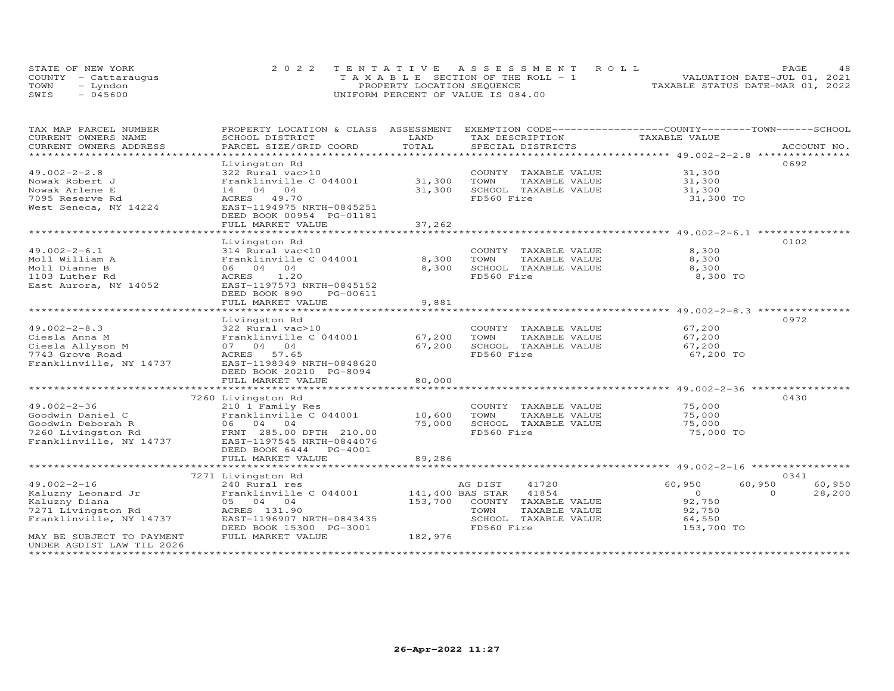STATE OF NEW YORK
COUNTY - Cattaraugus
TOWN - Lyndon
SWIS - 045600

2022 TENTATIVE ASSESSMENT ROLL
TAXABLE SECTION OF THE ROLL - 1
PROPERTY LOCATION SEQUENCE
UNIFORM PERCENT OF VALUE IS 084.00

VALUATION DATE-JUL 01, 2021
TAXABLE STATUS DATE-MAR 01, 2022

| TAX MAP PARCEL NUMBER / CURRENT OWNERS NAME / CURRENT OWNERS ADDRESS | PROPERTY LOCATION & CLASS / SCHOOL DISTRICT / PARCEL SIZE/GRID COORD | ASSESSMENT LAND / TOTAL | EXEMPTION CODE / TAX DESCRIPTION / SPECIAL DISTRICTS | COUNTY TAXABLE VALUE | TOWN | SCHOOL | ACCOUNT NO. |
|---|---|---|---|---|---|---|---|
| 49.002-2-2.8 | Livingston Rd | | | | | | 0692 |
| Nowak Robert J | 322 Rural vac>10 | | COUNTY TAXABLE VALUE | 31,300 | | | |
| Nowak Arlene E | Franklinville C 044001 | 31,300 | TOWN TAXABLE VALUE | 31,300 | | | |
| 7095 Reserve Rd | 14 04 04 | 31,300 | SCHOOL TAXABLE VALUE | 31,300 | | | |
| West Seneca, NY 14224 | ACRES 49.70 | | FD560 Fire | 31,300 TO | | | |
| | EAST-1194975 NRTH-0845251 | | | | | | |
| | DEED BOOK 00954 PG-01181 | | | | | | |
| | FULL MARKET VALUE | 37,262 | | | | | |
| 49.002-2-6.1 | Livingston Rd | | | | | | 0102 |
| Moll William A | 314 Rural vac<10 | | COUNTY TAXABLE VALUE | 8,300 | | | |
| Moll Dianne B | Franklinville C 044001 | 8,300 | TOWN TAXABLE VALUE | 8,300 | | | |
| 1103 Luther Rd | 06 04 04 | 8,300 | SCHOOL TAXABLE VALUE | 8,300 | | | |
| East Aurora, NY 14052 | ACRES 1.20 | | FD560 Fire | 8,300 TO | | | |
| | EAST-1197573 NRTH-0845152 | | | | | | |
| | DEED BOOK 890 PG-00611 | | | | | | |
| | FULL MARKET VALUE | 9,881 | | | | | |
| 49.002-2-8.3 | Livingston Rd | | | | | | 0972 |
| Ciesla Anna M | 322 Rural vac>10 | | COUNTY TAXABLE VALUE | 67,200 | | | |
| Ciesla Allyson M | Franklinville C 044001 | 67,200 | TOWN TAXABLE VALUE | 67,200 | | | |
| 7743 Grove Road | 07 04 04 | 67,200 | SCHOOL TAXABLE VALUE | 67,200 | | | |
| Franklinville, NY 14737 | ACRES 57.65 | | FD560 Fire | 67,200 TO | | | |
| | EAST-1198349 NRTH-0848620 | | | | | | |
| | DEED BOOK 20210 PG-8094 | | | | | | |
| | FULL MARKET VALUE | 80,000 | | | | | |
| 49.002-2-36 | 7260 Livingston Rd | | | | | | 0430 |
| Goodwin Daniel C | 210 1 Family Res | | COUNTY TAXABLE VALUE | 75,000 | | | |
| Goodwin Deborah R | Franklinville C 044001 | 10,600 | TOWN TAXABLE VALUE | 75,000 | | | |
| 7260 Livingston Rd | 06 04 04 | 75,000 | SCHOOL TAXABLE VALUE | 75,000 | | | |
| Franklinville, NY 14737 | FRNT 285.00 DPTH 210.00 | | FD560 Fire | 75,000 TO | | | |
| | EAST-1197545 NRTH-0844076 | | | | | | |
| | DEED BOOK 6444 PG-4001 | | | | | | |
| | FULL MARKET VALUE | 89,286 | | | | | |
| 49.002-2-16 | 7271 Livingston Rd | | | | | | 0341 |
| Kaluzny Leonard Jr | 240 Rural res | | AG DIST 41720 | 60,950 | 60,950 | 60,950 | |
| Kaluzny Diana | Franklinville C 044001 | 141,400 | BAS STAR 41854 | 0 | 0 | 28,200 | |
| 7271 Livingston Rd | 05 04 04 | 153,700 | COUNTY TAXABLE VALUE | 92,750 | | | |
| Franklinville, NY 14737 | ACRES 131.90 | | TOWN TAXABLE VALUE | 92,750 | | | |
| | EAST-1196907 NRTH-0843435 | | SCHOOL TAXABLE VALUE | 64,550 | | | |
| | DEED BOOK 15300 PG-3001 | | FD560 Fire | 153,700 TO | | | |
| MAY BE SUBJECT TO PAYMENT | FULL MARKET VALUE | 182,976 | | | | | |
| UNDER AGDIST LAW TIL 2026 | | | | | | | |

26-Apr-2022 11:27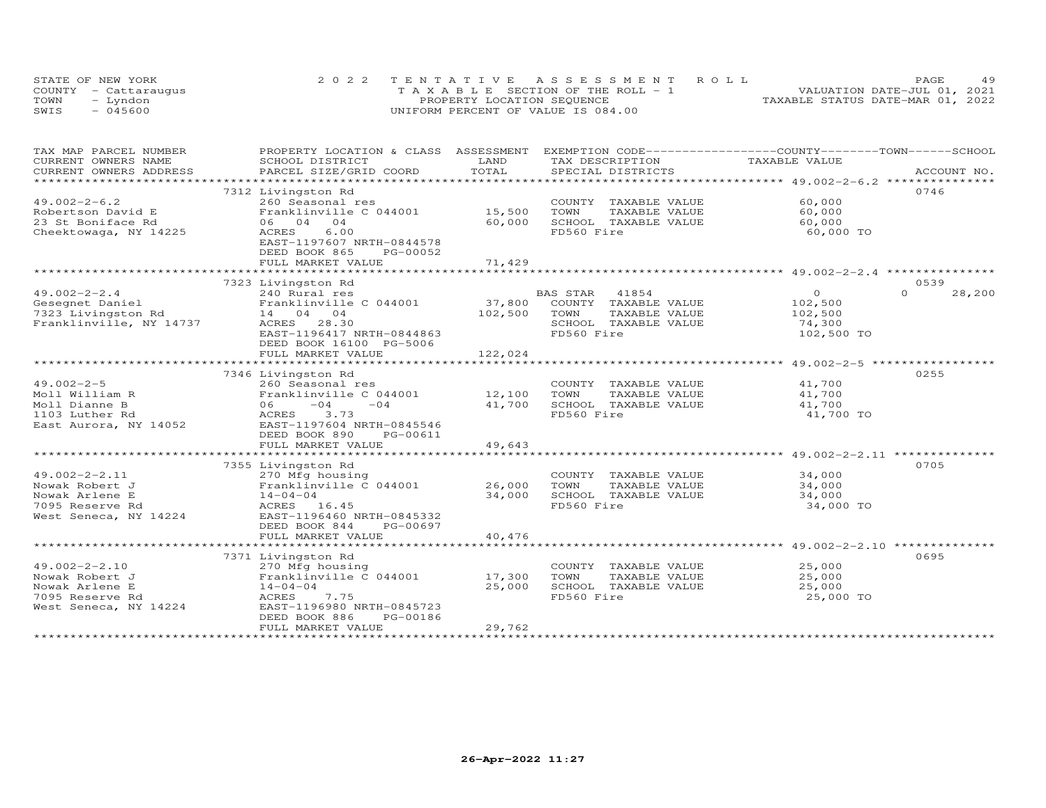STATE OF NEW YORK
COUNTY - Cattaraugus
TOWN - Lyndon
SWIS - 045600

2022 TENTATIVE ASSESSMENT ROLL
TAXABLE SECTION OF THE ROLL - 1
PROPERTY LOCATION SEQUENCE
UNIFORM PERCENT OF VALUE IS 084.00

VALUATION DATE-JUL 01, 2021
TAXABLE STATUS DATE-MAR 01, 2022

| TAX MAP PARCEL NUMBER / CURRENT OWNERS NAME / CURRENT OWNERS ADDRESS | PROPERTY LOCATION & CLASS / SCHOOL DISTRICT / PARCEL SIZE/GRID COORD | ASSESSMENT LAND | TOTAL | EXEMPTION CODE / TAX DESCRIPTION / SPECIAL DISTRICTS | COUNTY / TOWN TAXABLE VALUE | SCHOOL | ACCOUNT NO. |
|---|---|---|---|---|---|---|---|
| **49.002-2-6.2** | 7312 Livingston Rd | | | | | | 0746 |
| Robertson David E | 260 Seasonal res | | | COUNTY TAXABLE VALUE | 60,000 | | |
| 23 St Boniface Rd | Franklinville C 044001 | 15,500 | | TOWN TAXABLE VALUE | 60,000 | | |
| Cheektowaga, NY 14225 | 06 04 04 | | 60,000 | SCHOOL TAXABLE VALUE | 60,000 | | |
| | ACRES 6.00 | | | FD560 Fire | 60,000 TO | | |
| | EAST-1197607 NRTH-0844578 | | | | | | |
| | DEED BOOK 865 PG-00052 | | | | | | |
| | FULL MARKET VALUE | | 71,429 | | | | |
| **49.002-2-2.4** | 7323 Livingston Rd | | | | | | 0539 |
| Gesegnet Daniel | 240 Rural res | | | BAS STAR 41854 | 0 | 0 | 28,200 |
| 7323 Livingston Rd | Franklinville C 044001 | 37,800 | | COUNTY TAXABLE VALUE | 102,500 | | |
| Franklinville, NY 14737 | 14 04 04 | | 102,500 | TOWN TAXABLE VALUE | 102,500 | | |
| | ACRES 28.30 | | | SCHOOL TAXABLE VALUE | 74,300 | | |
| | EAST-1196417 NRTH-0844863 | | | FD560 Fire | 102,500 TO | | |
| | DEED BOOK 16100 PG-5006 | | | | | | |
| | FULL MARKET VALUE | | 122,024 | | | | |
| **49.002-2-5** | 7346 Livingston Rd | | | | | | 0255 |
| Moll William R | 260 Seasonal res | | | COUNTY TAXABLE VALUE | 41,700 | | |
| Moll Dianne B | Franklinville C 044001 | 12,100 | | TOWN TAXABLE VALUE | 41,700 | | |
| 1103 Luther Rd | 06 -04 -04 | | 41,700 | SCHOOL TAXABLE VALUE | 41,700 | | |
| East Aurora, NY 14052 | ACRES 3.73 | | | FD560 Fire | 41,700 TO | | |
| | EAST-1197604 NRTH-0845546 | | | | | | |
| | DEED BOOK 890 PG-00611 | | | | | | |
| | FULL MARKET VALUE | | 49,643 | | | | |
| **49.002-2-2.11** | 7355 Livingston Rd | | | | | | 0705 |
| Nowak Robert J | 270 Mfg housing | | | COUNTY TAXABLE VALUE | 34,000 | | |
| Nowak Arlene E | Franklinville C 044001 | 26,000 | | TOWN TAXABLE VALUE | 34,000 | | |
| 7095 Reserve Rd | 14-04-04 | | 34,000 | SCHOOL TAXABLE VALUE | 34,000 | | |
| West Seneca, NY 14224 | ACRES 16.45 | | | FD560 Fire | 34,000 TO | | |
| | EAST-1196460 NRTH-0845332 | | | | | | |
| | DEED BOOK 844 PG-00697 | | | | | | |
| | FULL MARKET VALUE | | 40,476 | | | | |
| **49.002-2-2.10** | 7371 Livingston Rd | | | | | | 0695 |
| Nowak Robert J | 270 Mfg housing | | | COUNTY TAXABLE VALUE | 25,000 | | |
| Nowak Arlene E | Franklinville C 044001 | 17,300 | | TOWN TAXABLE VALUE | 25,000 | | |
| 7095 Reserve Rd | 14-04-04 | | 25,000 | SCHOOL TAXABLE VALUE | 25,000 | | |
| West Seneca, NY 14224 | ACRES 7.75 | | | FD560 Fire | 25,000 TO | | |
| | EAST-1196980 NRTH-0845723 | | | | | | |
| | DEED BOOK 886 PG-00186 | | | | | | |
| | FULL MARKET VALUE | | 29,762 | | | | |

26-Apr-2022 11:27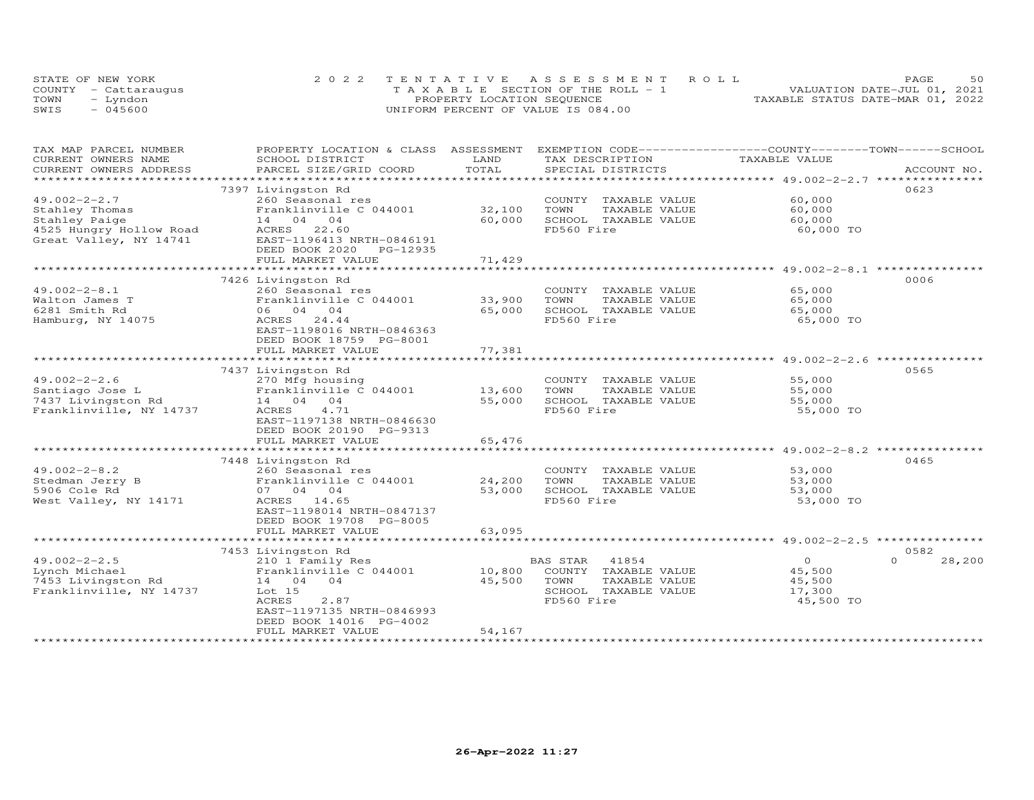STATE OF NEW YORK
COUNTY - Cattaraugus
TOWN - Lyndon
SWIS - 045600

2022 TENTATIVE ASSESSMENT ROLL
TAXABLE SECTION OF THE ROLL - 1
PROPERTY LOCATION SEQUENCE
UNIFORM PERCENT OF VALUE IS 084.00

VALUATION DATE-JUL 01, 2021
TAXABLE STATUS DATE-MAR 01, 2022

| TAX MAP PARCEL NUMBER / CURRENT OWNERS NAME / CURRENT OWNERS ADDRESS | PROPERTY LOCATION & CLASS / SCHOOL DISTRICT / PARCEL SIZE/GRID COORD | ASSESSMENT LAND / TOTAL | EXEMPTION CODE / TAX DESCRIPTION / SPECIAL DISTRICTS | COUNTY / TOWN / SCHOOL TAXABLE VALUE | ACCOUNT NO. |
|---|---|---|---|---|---|
| | 7397 Livingston Rd | | | | 0623 |
| 49.002-2-2.7 | 260 Seasonal res | | COUNTY TAXABLE VALUE | 60,000 | |
| Stahley Thomas | Franklinville C 044001 | 32,100 | TOWN TAXABLE VALUE | 60,000 | |
| Stahley Paige | 14 04 04 | 60,000 | SCHOOL TAXABLE VALUE | 60,000 | |
| 4525 Hungry Hollow Road | ACRES 22.60 | | FD560 Fire | 60,000 TO | |
| Great Valley, NY 14741 | EAST-1196413 NRTH-0846191 | | | | |
| | DEED BOOK 2020 PG-12935 | | | | |
| | FULL MARKET VALUE | 71,429 | | | |
| | 7426 Livingston Rd | | | | 0006 |
| 49.002-2-8.1 | 260 Seasonal res | | COUNTY TAXABLE VALUE | 65,000 | |
| Walton James T | Franklinville C 044001 | 33,900 | TOWN TAXABLE VALUE | 65,000 | |
| 6281 Smith Rd | 06 04 04 | 65,000 | SCHOOL TAXABLE VALUE | 65,000 | |
| Hamburg, NY 14075 | ACRES 24.44 | | FD560 Fire | 65,000 TO | |
| | EAST-1198016 NRTH-0846363 | | | | |
| | DEED BOOK 18759 PG-8001 | | | | |
| | FULL MARKET VALUE | 77,381 | | | |
| | 7437 Livingston Rd | | | | 0565 |
| 49.002-2-2.6 | 270 Mfg housing | | COUNTY TAXABLE VALUE | 55,000 | |
| Santiago Jose L | Franklinville C 044001 | 13,600 | TOWN TAXABLE VALUE | 55,000 | |
| 7437 Livingston Rd | 14 04 04 | 55,000 | SCHOOL TAXABLE VALUE | 55,000 | |
| Franklinville, NY 14737 | ACRES 4.71 | | FD560 Fire | 55,000 TO | |
| | EAST-1197138 NRTH-0846630 | | | | |
| | DEED BOOK 20190 PG-9313 | | | | |
| | FULL MARKET VALUE | 65,476 | | | |
| | 7448 Livingston Rd | | | | 0465 |
| 49.002-2-8.2 | 260 Seasonal res | | COUNTY TAXABLE VALUE | 53,000 | |
| Stedman Jerry B | Franklinville C 044001 | 24,200 | TOWN TAXABLE VALUE | 53,000 | |
| 5906 Cole Rd | 07 04 04 | 53,000 | SCHOOL TAXABLE VALUE | 53,000 | |
| West Valley, NY 14171 | ACRES 14.65 | | FD560 Fire | 53,000 TO | |
| | EAST-1198014 NRTH-0847137 | | | | |
| | DEED BOOK 19708 PG-8005 | | | | |
| | FULL MARKET VALUE | 63,095 | | | |
| | 7453 Livingston Rd | | | | 0582 |
| 49.002-2-2.5 | 210 1 Family Res | | BAS STAR 41854 | 0 | 0 28,200 |
| Lynch Michael | Franklinville C 044001 | 10,800 | COUNTY TAXABLE VALUE | 45,500 | |
| 7453 Livingston Rd | 14 04 04 | 45,500 | TOWN TAXABLE VALUE | 45,500 | |
| Franklinville, NY 14737 | Lot 15 | | SCHOOL TAXABLE VALUE | 17,300 | |
| | ACRES 2.87 | | FD560 Fire | 45,500 TO | |
| | EAST-1197135 NRTH-0846993 | | | | |
| | DEED BOOK 14016 PG-4002 | | | | |
| | FULL MARKET VALUE | 54,167 | | | |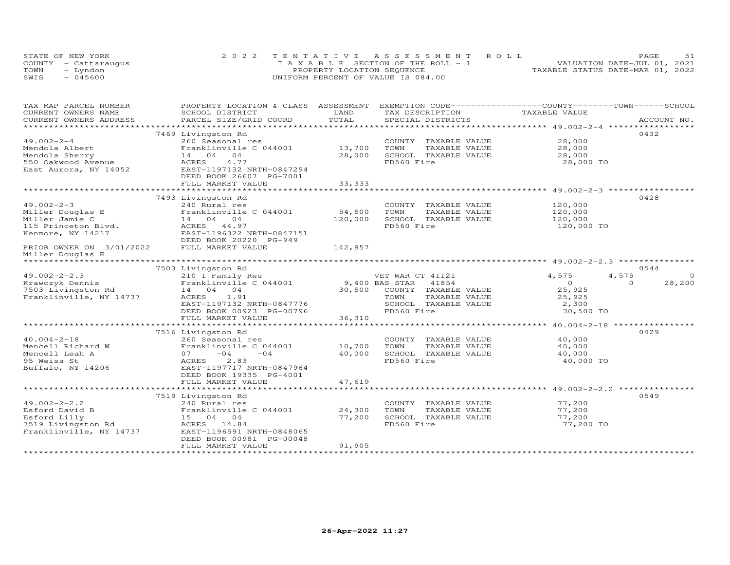STATE OF NEW YORK
COUNTY - Cattaraugus
TOWN - Lyndon
SWIS - 045600

2022 TENTATIVE ASSESSMENT ROLL
TAXABLE SECTION OF THE ROLL - 1
PROPERTY LOCATION SEQUENCE
UNIFORM PERCENT OF VALUE IS 084.00

VALUATION DATE-JUL 01, 2021
TAXABLE STATUS DATE-MAR 01, 2022

| TAX MAP PARCEL NUMBER / CURRENT OWNERS NAME / CURRENT OWNERS ADDRESS | PROPERTY LOCATION & CLASS / SCHOOL DISTRICT / PARCEL SIZE/GRID COORD | ASSESSMENT LAND / TOTAL | EXEMPTION CODE / TAX DESCRIPTION / SPECIAL DISTRICTS | COUNTY TAXABLE VALUE | TOWN | SCHOOL | ACCOUNT NO. |
|---|---|---|---|---|---|---|---|
| **49.002-2-4** | 7469 Livingston Rd | | | | | | 0432 |
| Mendola Albert | 260 Seasonal res | | COUNTY TAXABLE VALUE | 28,000 | | | |
| Mendola Sherry | Franklinville C 044001 | 13,700 | TOWN TAXABLE VALUE | 28,000 | | | |
| 550 Oakwood Avenue | 14 04 04 | 28,000 | SCHOOL TAXABLE VALUE | 28,000 | | | |
| East Aurora, NY 14052 | ACRES 4.77 | | FD560 Fire | 28,000 TO | | | |
| | EAST-1197132 NRTH-0847294 | | | | | | |
| | DEED BOOK 26607 PG-7001 | | | | | | |
| | FULL MARKET VALUE | 33,333 | | | | | |
| **49.002-2-3** | 7493 Livingston Rd | | | | | | 0428 |
| Miller Douglas E | 240 Rural res | | COUNTY TAXABLE VALUE | 120,000 | | | |
| Miller Jamie C | Franklinville C 044001 | 54,500 | TOWN TAXABLE VALUE | 120,000 | | | |
| 115 Princeton Blvd. | 14 04 04 | 120,000 | SCHOOL TAXABLE VALUE | 120,000 | | | |
| Kenmore, NY 14217 | ACRES 44.97 | | FD560 Fire | 120,000 TO | | | |
| | EAST-1196322 NRTH-0847151 | | | | | | |
| | DEED BOOK 20220 PG-949 | | | | | | |
| PRIOR OWNER ON 3/01/2022 | FULL MARKET VALUE | 142,857 | | | | | |
| Miller Douglas E | | | | | | | |
| **49.002-2-2.3** | 7503 Livingston Rd | | | | | | 0544 |
| Krawczyk Dennis | 210 1 Family Res | | VET WAR CT 41121 | 4,575 | 4,575 | 0 | |
| 7503 Livingston Rd | Franklinville C 044001 | 9,400 | BAS STAR 41854 | 0 | 0 | 28,200 | |
| Franklinville, NY 14737 | 14 04 04 | 30,500 | COUNTY TAXABLE VALUE | 25,925 | | | |
| | ACRES 1.91 | | TOWN TAXABLE VALUE | 25,925 | | | |
| | EAST-1197132 NRTH-0847776 | | SCHOOL TAXABLE VALUE | 2,300 | | | |
| | DEED BOOK 00923 PG-00796 | | FD560 Fire | 30,500 TO | | | |
| | FULL MARKET VALUE | 36,310 | | | | | |
| **40.004-2-18** | 7516 Livingston Rd | | | | | | 0429 |
| Mencell Richard W | 260 Seasonal res | | COUNTY TAXABLE VALUE | 40,000 | | | |
| Mencell Leah A | Franklinville C 044001 | 10,700 | TOWN TAXABLE VALUE | 40,000 | | | |
| 95 Weiss St | 07 -04 -04 | 40,000 | SCHOOL TAXABLE VALUE | 40,000 | | | |
| Buffalo, NY 14206 | ACRES 2.83 | | FD560 Fire | 40,000 TO | | | |
| | EAST-1197717 NRTH-0847964 | | | | | | |
| | DEED BOOK 19335 PG-4001 | | | | | | |
| | FULL MARKET VALUE | 47,619 | | | | | |
| **49.002-2-2.2** | 7519 Livingston Rd | | | | | | 0549 |
| Esford David B | 240 Rural res | | COUNTY TAXABLE VALUE | 77,200 | | | |
| Esford Lilly | Franklinville C 044001 | 24,300 | TOWN TAXABLE VALUE | 77,200 | | | |
| 7519 Livingston Rd | 15 04 04 | 77,200 | SCHOOL TAXABLE VALUE | 77,200 | | | |
| Franklinville, NY 14737 | ACRES 14.84 | | FD560 Fire | 77,200 TO | | | |
| | EAST-1196591 NRTH-0848065 | | | | | | |
| | DEED BOOK 00981 PG-00048 | | | | | | |
| | FULL MARKET VALUE | 91,905 | | | | | |

26-Apr-2022 11:27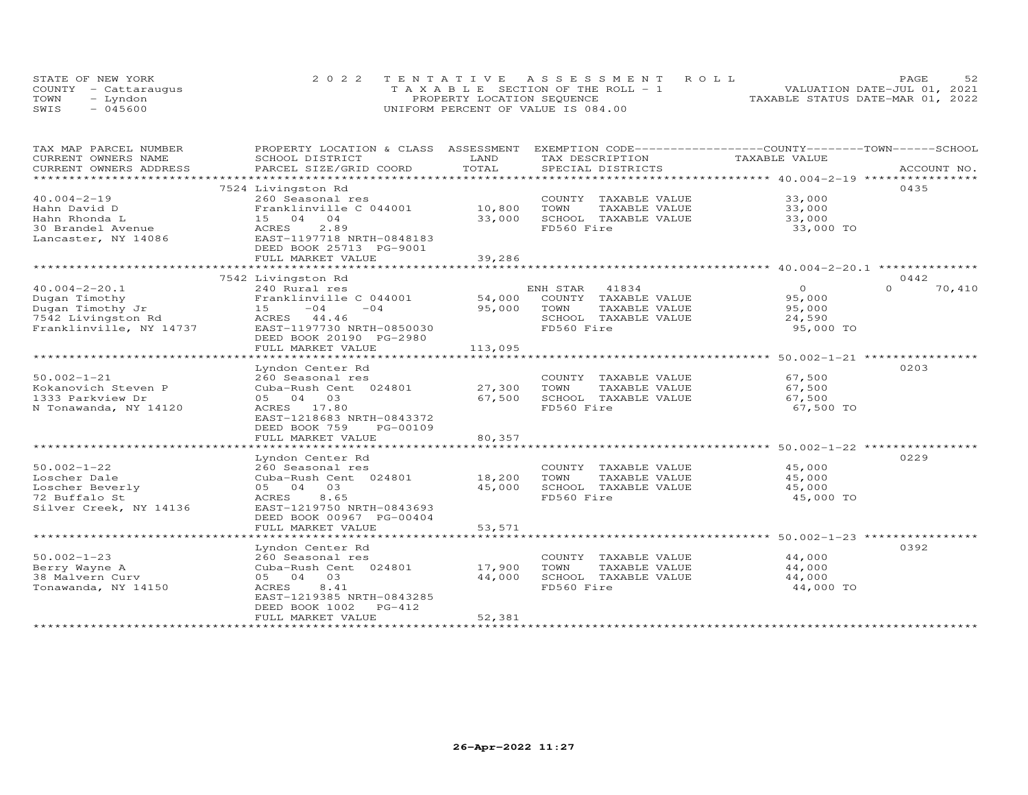STATE OF NEW YORK
COUNTY - Cattaraugus
TOWN - Lyndon
SWIS - 045600

2022 TENTATIVE ASSESSMENT ROLL
TAXABLE SECTION OF THE ROLL - 1
PROPERTY LOCATION SEQUENCE
UNIFORM PERCENT OF VALUE IS 084.00

VALUATION DATE-JUL 01, 2021
TAXABLE STATUS DATE-MAR 01, 2022

| TAX MAP PARCEL NUMBER / CURRENT OWNERS NAME / CURRENT OWNERS ADDRESS | PROPERTY LOCATION & CLASS / SCHOOL DISTRICT / PARCEL SIZE/GRID COORD | ASSESSMENT LAND / TOTAL | EXEMPTION CODE / TAX DESCRIPTION / SPECIAL DISTRICTS | COUNTY / TOWN / SCHOOL TAXABLE VALUE | ACCOUNT NO. |
|---|---|---|---|---|---|
| 40.004-2-19 | 7524 Livingston Rd | | | | 0435 |
| | 260 Seasonal res | | COUNTY TAXABLE VALUE | 33,000 | |
| Hahn David D | Franklinville C 044001 | 10,800 | TOWN TAXABLE VALUE | 33,000 | |
| Hahn Rhonda L | 15 04 04 | 33,000 | SCHOOL TAXABLE VALUE | 33,000 | |
| 30 Brandel Avenue | ACRES 2.89 | | FD560 Fire | 33,000 TO | |
| Lancaster, NY 14086 | EAST-1197718 NRTH-0848183 | | | | |
| | DEED BOOK 25713 PG-9001 | | | | |
| | FULL MARKET VALUE | 39,286 | | | |
| 40.004-2-20.1 | 7542 Livingston Rd | | | | 0442 |
| | 240 Rural res | | ENH STAR 41834 | 0 / 0 / 70,410 | |
| Dugan Timothy | Franklinville C 044001 | 54,000 | COUNTY TAXABLE VALUE | 95,000 | |
| Dugan Timothy Jr | 15 -04 -04 | 95,000 | TOWN TAXABLE VALUE | 95,000 | |
| 7542 Livingston Rd | ACRES 44.46 | | SCHOOL TAXABLE VALUE | 24,590 | |
| Franklinville, NY 14737 | EAST-1197730 NRTH-0850030 | | FD560 Fire | 95,000 TO | |
| | DEED BOOK 20190 PG-2980 | | | | |
| | FULL MARKET VALUE | 113,095 | | | |
| 50.002-1-21 | Lyndon Center Rd | | | | 0203 |
| | 260 Seasonal res | | COUNTY TAXABLE VALUE | 67,500 | |
| Kokanovich Steven P | Cuba-Rush Cent 024801 | 27,300 | TOWN TAXABLE VALUE | 67,500 | |
| 1333 Parkview Dr | 05 04 03 | 67,500 | SCHOOL TAXABLE VALUE | 67,500 | |
| N Tonawanda, NY 14120 | ACRES 17.80 | | FD560 Fire | 67,500 TO | |
| | EAST-1218683 NRTH-0843372 | | | | |
| | DEED BOOK 759 PG-00109 | | | | |
| | FULL MARKET VALUE | 80,357 | | | |
| 50.002-1-22 | Lyndon Center Rd | | | | 0229 |
| | 260 Seasonal res | | COUNTY TAXABLE VALUE | 45,000 | |
| Loscher Dale | Cuba-Rush Cent 024801 | 18,200 | TOWN TAXABLE VALUE | 45,000 | |
| Loscher Beverly | 05 04 03 | 45,000 | SCHOOL TAXABLE VALUE | 45,000 | |
| 72 Buffalo St | ACRES 8.65 | | FD560 Fire | 45,000 TO | |
| Silver Creek, NY 14136 | EAST-1219750 NRTH-0843693 | | | | |
| | DEED BOOK 00967 PG-00404 | | | | |
| | FULL MARKET VALUE | 53,571 | | | |
| 50.002-1-23 | Lyndon Center Rd | | | | 0392 |
| | 260 Seasonal res | | COUNTY TAXABLE VALUE | 44,000 | |
| Berry Wayne A | Cuba-Rush Cent 024801 | 17,900 | TOWN TAXABLE VALUE | 44,000 | |
| 38 Malvern Curv | 05 04 03 | 44,000 | SCHOOL TAXABLE VALUE | 44,000 | |
| Tonawanda, NY 14150 | ACRES 8.41 | | FD560 Fire | 44,000 TO | |
| | EAST-1219385 NRTH-0843285 | | | | |
| | DEED BOOK 1002 PG-412 | | | | |
| | FULL MARKET VALUE | 52,381 | | | |

26-Apr-2022 11:27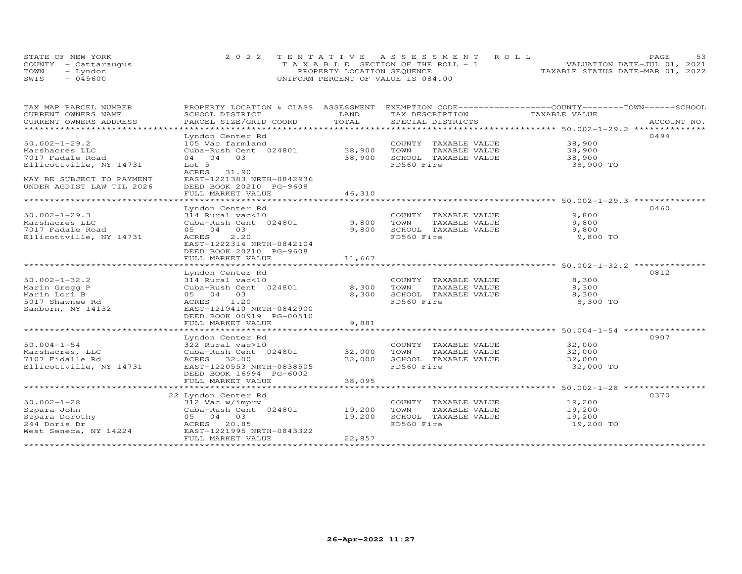STATE OF NEW YORK
COUNTY - Cattaraugus
TOWN - Lyndon
SWIS - 045600

2022 TENTATIVE ASSESSMENT ROLL
TAXABLE SECTION OF THE ROLL - 1
PROPERTY LOCATION SEQUENCE
UNIFORM PERCENT OF VALUE IS 084.00

VALUATION DATE-JUL 01, 2021
TAXABLE STATUS DATE-MAR 01, 2022

| TAX MAP PARCEL NUMBER / CURRENT OWNERS NAME / CURRENT OWNERS ADDRESS | PROPERTY LOCATION & CLASS / SCHOOL DISTRICT / PARCEL SIZE/GRID COORD | ASSESSMENT LAND / TOTAL | EXEMPTION CODE / TAX DESCRIPTION / SPECIAL DISTRICTS | COUNTY / TOWN / SCHOOL TAXABLE VALUE | ACCOUNT NO. |
|---|---|---|---|---|---|
| **50.002-1-29.2** | Lyndon Center Rd | | | | 0494 |
| 50.002-1-29.2 | 105 Vac farmland | | COUNTY TAXABLE VALUE | 38,900 | |
| Marshacres LLC | Cuba-Rush Cent 024801 | 38,900 | TOWN TAXABLE VALUE | 38,900 | |
| 7017 Fadale Road | 04 04 03 | 38,900 | SCHOOL TAXABLE VALUE | 38,900 | |
| Ellicottville, NY 14731 | Lot 5 | | FD560 Fire | 38,900 TO | |
| | ACRES 31.90 | | | | |
| MAY BE SUBJECT TO PAYMENT | EAST-1221383 NRTH-0842936 | | | | |
| UNDER AGDIST LAW TIL 2026 | DEED BOOK 20210 PG-9608 | | | | |
| | FULL MARKET VALUE | 46,310 | | | |
| **50.002-1-29.3** | Lyndon Center Rd | | | | 0460 |
| 50.002-1-29.3 | 314 Rural vac<10 | | COUNTY TAXABLE VALUE | 9,800 | |
| Marshacres LLC | Cuba-Rush Cent 024801 | 9,800 | TOWN TAXABLE VALUE | 9,800 | |
| 7017 Fadale Road | 05 04 03 | 9,800 | SCHOOL TAXABLE VALUE | 9,800 | |
| Ellicottville, NY 14731 | ACRES 2.20 | | FD560 Fire | 9,800 TO | |
| | EAST-1222314 NRTH-0842104 | | | | |
| | DEED BOOK 20210 PG-9608 | | | | |
| | FULL MARKET VALUE | 11,667 | | | |
| **50.002-1-32.2** | Lyndon Center Rd | | | | 0812 |
| 50.002-1-32.2 | 314 Rural vac<10 | | COUNTY TAXABLE VALUE | 8,300 | |
| Marin Gregg P | Cuba-Rush Cent 024801 | 8,300 | TOWN TAXABLE VALUE | 8,300 | |
| Marin Lori B | 05 04 03 | 8,300 | SCHOOL TAXABLE VALUE | 8,300 | |
| 5017 Shawnee Rd | ACRES 1.20 | | FD560 Fire | 8,300 TO | |
| Sanborn, NY 14132 | EAST-1219410 NRTH-0842900 | | | | |
| | DEED BOOK 00919 PG-00510 | | | | |
| | FULL MARKET VALUE | 9,881 | | | |
| **50.004-1-54** | Lyndon Center Rd | | | | 0907 |
| 50.004-1-54 | 322 Rural vac>10 | | COUNTY TAXABLE VALUE | 32,000 | |
| Marshacres, LLC | Cuba-Rush Cent 024801 | 32,000 | TOWN TAXABLE VALUE | 32,000 | |
| 7107 Fidalle Rd | ACRES 32.00 | 32,000 | SCHOOL TAXABLE VALUE | 32,000 | |
| Ellicottville, NY 14731 | EAST-1220553 NRTH-0838505 | | FD560 Fire | 32,000 TO | |
| | DEED BOOK 16994 PG-6002 | | | | |
| | FULL MARKET VALUE | 38,095 | | | |
| **50.002-1-28** | 22 Lyndon Center Rd | | | | 0370 |
| 50.002-1-28 | 312 Vac w/imprv | | COUNTY TAXABLE VALUE | 19,200 | |
| Szpara John | Cuba-Rush Cent 024801 | 19,200 | TOWN TAXABLE VALUE | 19,200 | |
| Szpara Dorothy | 05 04 03 | 19,200 | SCHOOL TAXABLE VALUE | 19,200 | |
| 244 Doris Dr | ACRES 20.85 | | FD560 Fire | 19,200 TO | |
| West Seneca, NY 14224 | EAST-1221995 NRTH-0843322 | | | | |
| | FULL MARKET VALUE | 22,857 | | | |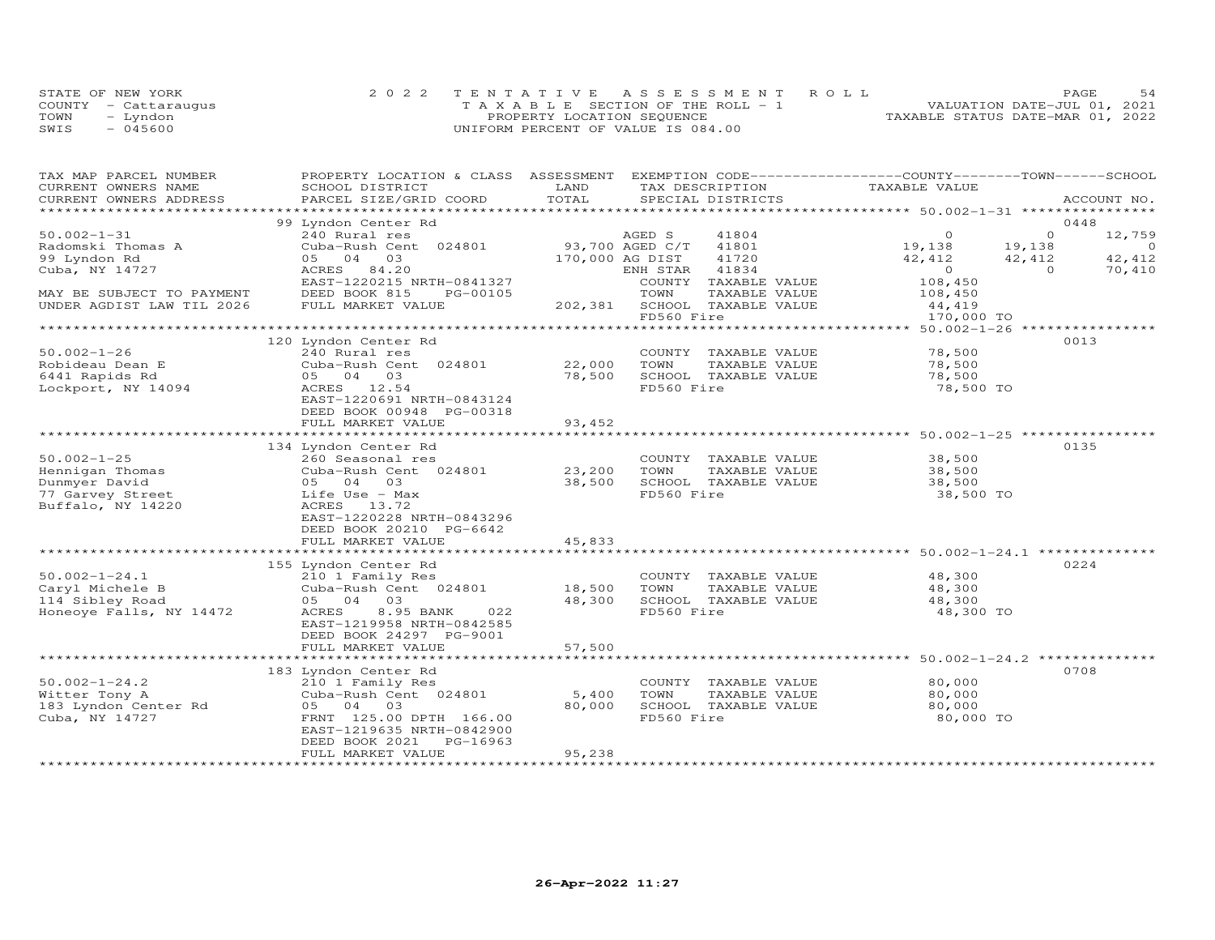STATE OF NEW YORK
COUNTY - Cattaraugus
TOWN - Lyndon
SWIS - 045600

2022 TENTATIVE ASSESSMENT ROLL
TAXABLE SECTION OF THE ROLL - 1
PROPERTY LOCATION SEQUENCE
UNIFORM PERCENT OF VALUE IS 084.00

VALUATION DATE-JUL 01, 2021
TAXABLE STATUS DATE-MAR 01, 2022

| TAX MAP PARCEL NUMBER / CURRENT OWNERS NAME / CURRENT OWNERS ADDRESS | PROPERTY LOCATION & CLASS / SCHOOL DISTRICT / PARCEL SIZE/GRID COORD | ASSESSMENT LAND / TOTAL | EXEMPTION CODE / TAX DESCRIPTION / SPECIAL DISTRICTS | COUNTY TAXABLE VALUE | TOWN | SCHOOL | ACCOUNT NO. |
|---|---|---|---|---|---|---|---|
| **50.002-1-31** | 99 Lyndon Center Rd | | | | | | 0448 |
| 50.002-1-31 | 240 Rural res | | AGED S 41804 | 0 | 0 | 12,759 | |
| Radomski Thomas A | Cuba-Rush Cent 024801 | 93,700 | AGED C/T 41801 | 19,138 | 19,138 | 0 | |
| 99 Lyndon Rd | 05 04 03 | 170,000 | AG DIST 41720 | 42,412 | 42,412 | 42,412 | |
| Cuba, NY 14727 | ACRES 84.20 | | ENH STAR 41834 | 0 | 0 | 70,410 | |
| | EAST-1220215 NRTH-0841327 | | COUNTY TAXABLE VALUE | 108,450 | | | |
| MAY BE SUBJECT TO PAYMENT | DEED BOOK 815 PG-00105 | | TOWN TAXABLE VALUE | 108,450 | | | |
| UNDER AGDIST LAW TIL 2026 | FULL MARKET VALUE | 202,381 | SCHOOL TAXABLE VALUE | 44,419 | | | |
| | | | FD560 Fire | 170,000 TO | | | |
| **50.002-1-26** | 120 Lyndon Center Rd | | | | | | 0013 |
| 50.002-1-26 | 240 Rural res | | COUNTY TAXABLE VALUE | 78,500 | | | |
| Robideau Dean E | Cuba-Rush Cent 024801 | 22,000 | TOWN TAXABLE VALUE | 78,500 | | | |
| 6441 Rapids Rd | 05 04 03 | 78,500 | SCHOOL TAXABLE VALUE | 78,500 | | | |
| Lockport, NY 14094 | ACRES 12.54 | | FD560 Fire | 78,500 TO | | | |
| | EAST-1220691 NRTH-0843124 | | | | | | |
| | DEED BOOK 00948 PG-00318 | | | | | | |
| | FULL MARKET VALUE | 93,452 | | | | | |
| **50.002-1-25** | 134 Lyndon Center Rd | | | | | | 0135 |
| 50.002-1-25 | 260 Seasonal res | | COUNTY TAXABLE VALUE | 38,500 | | | |
| Hennigan Thomas | Cuba-Rush Cent 024801 | 23,200 | TOWN TAXABLE VALUE | 38,500 | | | |
| Dunmyer David | 05 04 03 | 38,500 | SCHOOL TAXABLE VALUE | 38,500 | | | |
| 77 Garvey Street | Life Use - Max | | FD560 Fire | 38,500 TO | | | |
| Buffalo, NY 14220 | ACRES 13.72 | | | | | | |
| | EAST-1220228 NRTH-0843296 | | | | | | |
| | DEED BOOK 20210 PG-6642 | | | | | | |
| | FULL MARKET VALUE | 45,833 | | | | | |
| **50.002-1-24.1** | 155 Lyndon Center Rd | | | | | | 0224 |
| 50.002-1-24.1 | 210 1 Family Res | | COUNTY TAXABLE VALUE | 48,300 | | | |
| Caryl Michele B | Cuba-Rush Cent 024801 | 18,500 | TOWN TAXABLE VALUE | 48,300 | | | |
| 114 Sibley Road | 05 04 03 | 48,300 | SCHOOL TAXABLE VALUE | 48,300 | | | |
| Honeoye Falls, NY 14472 | ACRES 8.95 BANK 022 | | FD560 Fire | 48,300 TO | | | |
| | EAST-1219958 NRTH-0842585 | | | | | | |
| | DEED BOOK 24297 PG-9001 | | | | | | |
| | FULL MARKET VALUE | 57,500 | | | | | |
| **50.002-1-24.2** | 183 Lyndon Center Rd | | | | | | 0708 |
| 50.002-1-24.2 | 210 1 Family Res | | COUNTY TAXABLE VALUE | 80,000 | | | |
| Witter Tony A | Cuba-Rush Cent 024801 | 5,400 | TOWN TAXABLE VALUE | 80,000 | | | |
| 183 Lyndon Center Rd | 05 04 03 | 80,000 | SCHOOL TAXABLE VALUE | 80,000 | | | |
| Cuba, NY 14727 | FRNT 125.00 DPTH 166.00 | | FD560 Fire | 80,000 TO | | | |
| | EAST-1219635 NRTH-0842900 | | | | | | |
| | DEED BOOK 2021 PG-16963 | | | | | | |
| | FULL MARKET VALUE | 95,238 | | | | | |

26-Apr-2022 11:27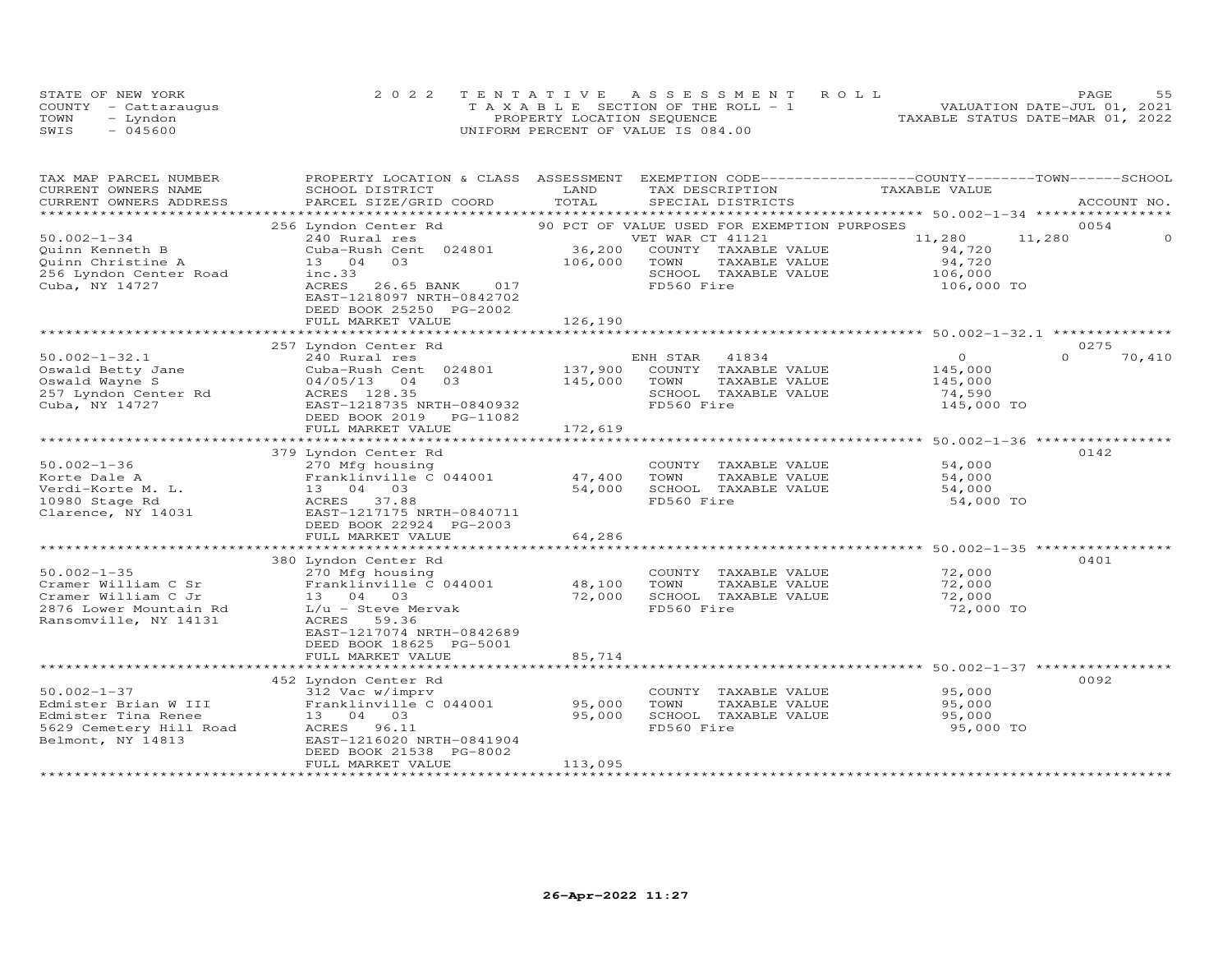STATE OF NEW YORK
COUNTY - Cattaraugus
TOWN - Lyndon
SWIS - 045600

2022 TENTATIVE ASSESSMENT ROLL
TAXABLE SECTION OF THE ROLL - 1
PROPERTY LOCATION SEQUENCE
UNIFORM PERCENT OF VALUE IS 084.00

VALUATION DATE-JUL 01, 2021
TAXABLE STATUS DATE-MAR 01, 2022

| TAX MAP PARCEL NUMBER / CURRENT OWNERS NAME / CURRENT OWNERS ADDRESS | PROPERTY LOCATION & CLASS / SCHOOL DISTRICT / PARCEL SIZE/GRID COORD | ASSESSMENT LAND / TOTAL | EXEMPTION CODE / TAX DESCRIPTION / SPECIAL DISTRICTS | COUNTY | TOWN | SCHOOL | TAXABLE VALUE / ACCOUNT NO. |
|---|---|---|---|---|---|---|---|
| | 256 Lyndon Center Rd | | 90 PCT OF VALUE USED FOR EXEMPTION PURPOSES | | | | 0054 |
| 50.002-1-34 | 240 Rural res | | VET WAR CT 41121 | 11,280 | 11,280 | 0 | |
| Quinn Kenneth B | Cuba-Rush Cent 024801 | 36,200 | COUNTY TAXABLE VALUE | | | | 94,720 |
| Quinn Christine A | 13 04 03 | 106,000 | TOWN TAXABLE VALUE | | | | 94,720 |
| 256 Lyndon Center Road | inc.33 | | SCHOOL TAXABLE VALUE | | | | 106,000 |
| Cuba, NY 14727 | ACRES 26.65 BANK 017 | | FD560 Fire | | | | 106,000 TO |
| | EAST-1218097 NRTH-0842702 | | | | | | |
| | DEED BOOK 25250 PG-2002 | | | | | | |
| | FULL MARKET VALUE | 126,190 | | | | | |
| | 257 Lyndon Center Rd | | | | | | 0275 |
| 50.002-1-32.1 | 240 Rural res | | ENH STAR 41834 | 0 | 0 | 70,410 | |
| Oswald Betty Jane | Cuba-Rush Cent 024801 | 137,900 | COUNTY TAXABLE VALUE | | | | 145,000 |
| Oswald Wayne S | 04/05/13 04 03 | 145,000 | TOWN TAXABLE VALUE | | | | 145,000 |
| 257 Lyndon Center Rd | ACRES 128.35 | | SCHOOL TAXABLE VALUE | | | | 74,590 |
| Cuba, NY 14727 | EAST-1218735 NRTH-0840932 | | FD560 Fire | | | | 145,000 TO |
| | DEED BOOK 2019 PG-11082 | | | | | | |
| | FULL MARKET VALUE | 172,619 | | | | | |
| | 379 Lyndon Center Rd | | | | | | 0142 |
| 50.002-1-36 | 270 Mfg housing | | COUNTY TAXABLE VALUE | | | | 54,000 |
| Korte Dale A | Franklinville C 044001 | 47,400 | TOWN TAXABLE VALUE | | | | 54,000 |
| Verdi-Korte M. L. | 13 04 03 | 54,000 | SCHOOL TAXABLE VALUE | | | | 54,000 |
| 10980 Stage Rd | ACRES 37.88 | | FD560 Fire | | | | 54,000 TO |
| Clarence, NY 14031 | EAST-1217175 NRTH-0840711 | | | | | | |
| | DEED BOOK 22924 PG-2003 | | | | | | |
| | FULL MARKET VALUE | 64,286 | | | | | |
| | 380 Lyndon Center Rd | | | | | | 0401 |
| 50.002-1-35 | 270 Mfg housing | | COUNTY TAXABLE VALUE | | | | 72,000 |
| Cramer William C Sr | Franklinville C 044001 | 48,100 | TOWN TAXABLE VALUE | | | | 72,000 |
| Cramer William C Jr | 13 04 03 | 72,000 | SCHOOL TAXABLE VALUE | | | | 72,000 |
| 2876 Lower Mountain Rd | L/u - Steve Mervak | | FD560 Fire | | | | 72,000 TO |
| Ransomville, NY 14131 | ACRES 59.36 | | | | | | |
| | EAST-1217074 NRTH-0842689 | | | | | | |
| | DEED BOOK 18625 PG-5001 | | | | | | |
| | FULL MARKET VALUE | 85,714 | | | | | |
| | 452 Lyndon Center Rd | | | | | | 0092 |
| 50.002-1-37 | 312 Vac w/imprv | | COUNTY TAXABLE VALUE | | | | 95,000 |
| Edmister Brian W III | Franklinville C 044001 | 95,000 | TOWN TAXABLE VALUE | | | | 95,000 |
| Edmister Tina Renee | 13 04 03 | 95,000 | SCHOOL TAXABLE VALUE | | | | 95,000 |
| 5629 Cemetery Hill Road | ACRES 96.11 | | FD560 Fire | | | | 95,000 TO |
| Belmont, NY 14813 | EAST-1216020 NRTH-0841904 | | | | | | |
| | DEED BOOK 21538 PG-8002 | | | | | | |
| | FULL MARKET VALUE | 113,095 | | | | | |

26-Apr-2022 11:27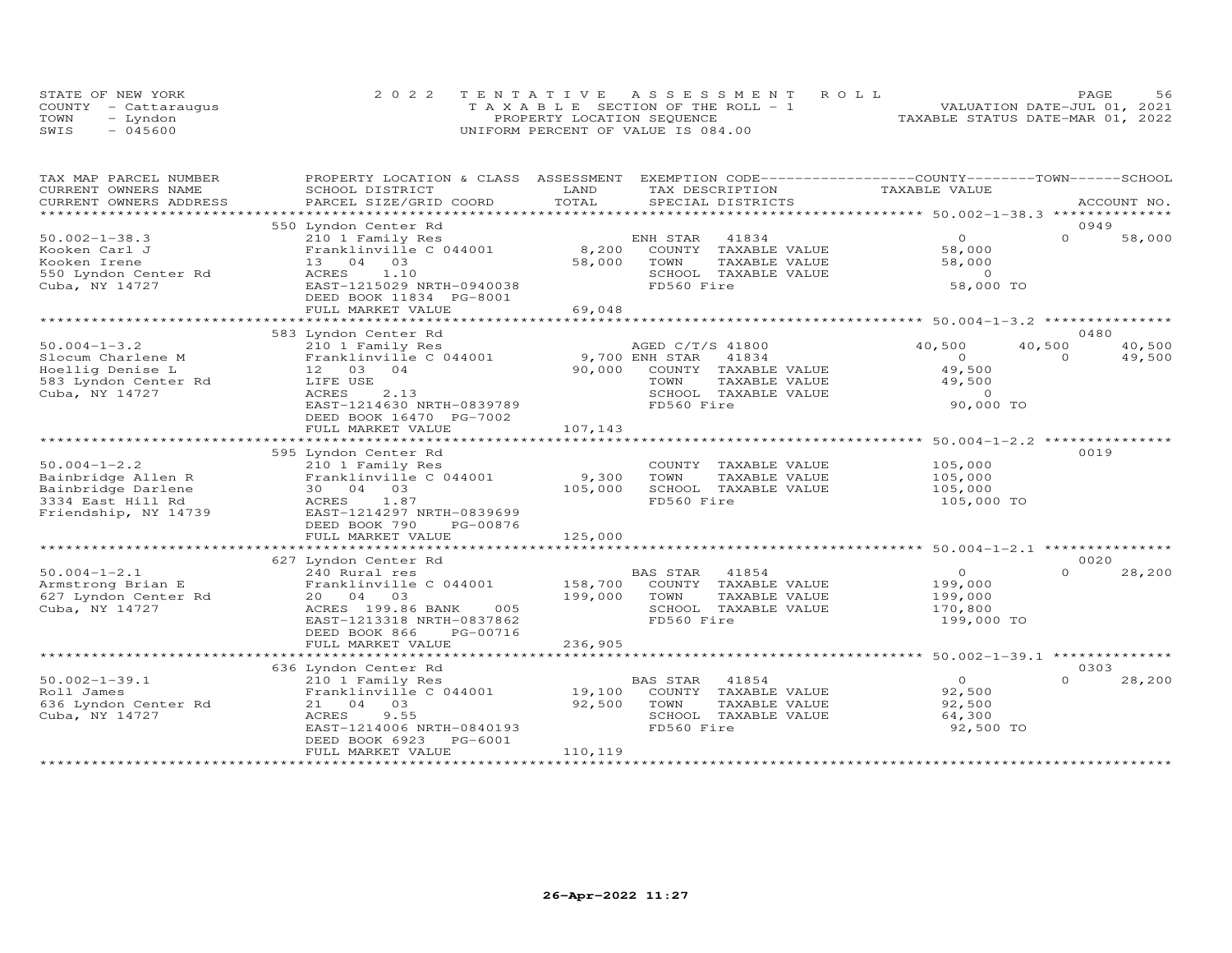STATE OF NEW YORK
COUNTY - Cattaraugus
TOWN - Lyndon
SWIS - 045600

2022 TENTATIVE ASSESSMENT ROLL
TAXABLE SECTION OF THE ROLL - 1
PROPERTY LOCATION SEQUENCE
UNIFORM PERCENT OF VALUE IS 084.00

VALUATION DATE-JUL 01, 2021
TAXABLE STATUS DATE-MAR 01, 2022

| TAX MAP PARCEL NUMBER / CURRENT OWNERS NAME / CURRENT OWNERS ADDRESS | PROPERTY LOCATION & CLASS / SCHOOL DISTRICT / PARCEL SIZE/GRID COORD | ASSESSMENT LAND / TOTAL | EXEMPTION CODE / TAX DESCRIPTION / SPECIAL DISTRICTS | COUNTY TAXABLE VALUE | TOWN | SCHOOL / ACCOUNT NO. |
|---|---|---|---|---|---|---|
| **50.002-1-38.3** | 550 Lyndon Center Rd | | | | | 0949 |
| 50.002-1-38.3 | 210 1 Family Res | | ENH STAR 41834 | 0 | 0 | 58,000 |
| Kooken Carl J | Franklinville C 044001 | 8,200 | COUNTY TAXABLE VALUE | 58,000 | | |
| Kooken Irene | 13 04 03 | 58,000 | TOWN TAXABLE VALUE | 58,000 | | |
| 550 Lyndon Center Rd | ACRES 1.10 | | SCHOOL TAXABLE VALUE | 0 | | |
| Cuba, NY 14727 | EAST-1215029 NRTH-0940038 | | FD560 Fire | 58,000 TO | | |
| | DEED BOOK 11834 PG-8001 | | | | | |
| | FULL MARKET VALUE | 69,048 | | | | |
| **50.004-1-3.2** | 583 Lyndon Center Rd | | | | | 0480 |
| 50.004-1-3.2 | 210 1 Family Res | | AGED C/T/S 41800 | 40,500 | 40,500 | 40,500 |
| Slocum Charlene M | Franklinville C 044001 | 9,700 | ENH STAR 41834 | 0 | 0 | 49,500 |
| Hoellig Denise L | 12 03 04 | 90,000 | COUNTY TAXABLE VALUE | 49,500 | | |
| 583 Lyndon Center Rd | LIFE USE | | TOWN TAXABLE VALUE | 49,500 | | |
| Cuba, NY 14727 | ACRES 2.13 | | SCHOOL TAXABLE VALUE | 0 | | |
| | EAST-1214630 NRTH-0839789 | | FD560 Fire | 90,000 TO | | |
| | DEED BOOK 16470 PG-7002 | | | | | |
| | FULL MARKET VALUE | 107,143 | | | | |
| **50.004-1-2.2** | 595 Lyndon Center Rd | | | | | 0019 |
| 50.004-1-2.2 | 210 1 Family Res | | COUNTY TAXABLE VALUE | 105,000 | | |
| Bainbridge Allen R | Franklinville C 044001 | 9,300 | TOWN TAXABLE VALUE | 105,000 | | |
| Bainbridge Darlene | 30 04 03 | 105,000 | SCHOOL TAXABLE VALUE | 105,000 | | |
| 3334 East Hill Rd | ACRES 1.87 | | FD560 Fire | 105,000 TO | | |
| Friendship, NY 14739 | EAST-1214297 NRTH-0839699 | | | | | |
| | DEED BOOK 790 PG-00876 | | | | | |
| | FULL MARKET VALUE | 125,000 | | | | |
| **50.004-1-2.1** | 627 Lyndon Center Rd | | | | | 0020 |
| 50.004-1-2.1 | 240 Rural res | | BAS STAR 41854 | 0 | 0 | 28,200 |
| Armstrong Brian E | Franklinville C 044001 | 158,700 | COUNTY TAXABLE VALUE | 199,000 | | |
| 627 Lyndon Center Rd | 20 04 03 | 199,000 | TOWN TAXABLE VALUE | 199,000 | | |
| Cuba, NY 14727 | ACRES 199.86 BANK 005 | | SCHOOL TAXABLE VALUE | 170,800 | | |
| | EAST-1213318 NRTH-0837862 | | FD560 Fire | 199,000 TO | | |
| | DEED BOOK 866 PG-00716 | | | | | |
| | FULL MARKET VALUE | 236,905 | | | | |
| **50.002-1-39.1** | 636 Lyndon Center Rd | | | | | 0303 |
| 50.002-1-39.1 | 210 1 Family Res | | BAS STAR 41854 | 0 | 0 | 28,200 |
| Roll James | Franklinville C 044001 | 19,100 | COUNTY TAXABLE VALUE | 92,500 | | |
| 636 Lyndon Center Rd | 21 04 03 | 92,500 | TOWN TAXABLE VALUE | 92,500 | | |
| Cuba, NY 14727 | ACRES 9.55 | | SCHOOL TAXABLE VALUE | 64,300 | | |
| | EAST-1214006 NRTH-0840193 | | FD560 Fire | 92,500 TO | | |
| | DEED BOOK 6923 PG-6001 | | | | | |
| | FULL MARKET VALUE | 110,119 | | | | |

26-Apr-2022 11:27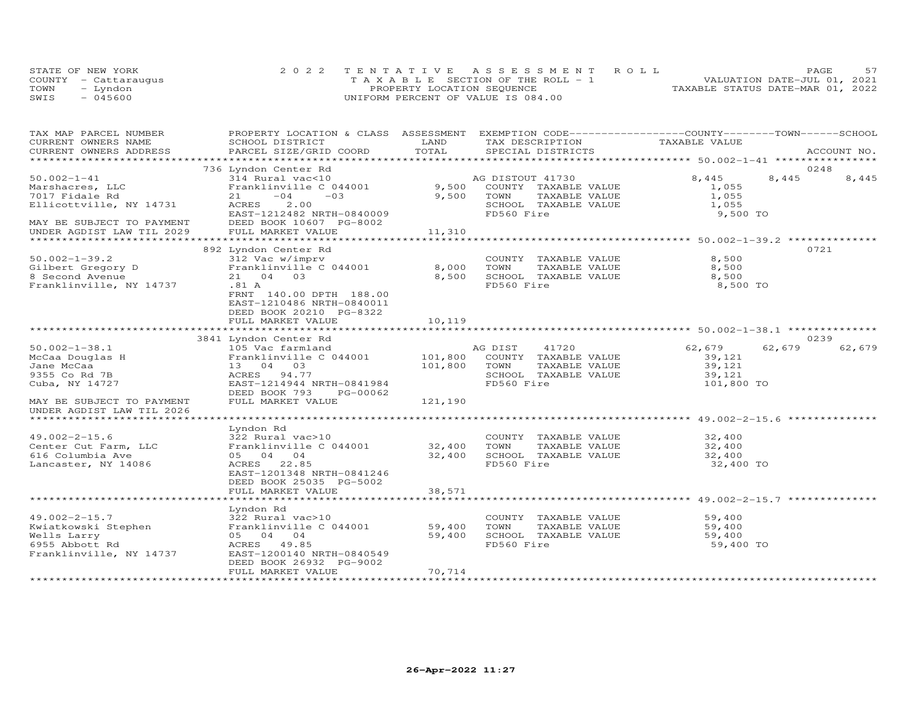STATE OF NEW YORK
COUNTY - Cattaraugus
TOWN - Lyndon
SWIS - 045600

2022 TENTATIVE ASSESSMENT ROLL
TAXABLE SECTION OF THE ROLL - 1
PROPERTY LOCATION SEQUENCE
UNIFORM PERCENT OF VALUE IS 084.00

VALUATION DATE-JUL 01, 2021
TAXABLE STATUS DATE-MAR 01, 2022

| TAX MAP PARCEL NUMBER / CURRENT OWNERS NAME / CURRENT OWNERS ADDRESS | PROPERTY LOCATION & CLASS / SCHOOL DISTRICT / PARCEL SIZE/GRID COORD | ASSESSMENT LAND | TOTAL | EXEMPTION CODE / TAX DESCRIPTION / SPECIAL DISTRICTS | COUNTY TAXABLE VALUE | TOWN | SCHOOL / ACCOUNT NO. |
|---|---|---|---|---|---|---|---|
| **50.002-1-41** | 736 Lyndon Center Rd | | | | | | 0248 |
| Marshacres, LLC | 314 Rural vac<10 | | | AG DISTOUT 41730 | 8,445 | 8,445 | 8,445 |
| 7017 Fidale Rd | Franklinville C 044001 | 9,500 | | COUNTY TAXABLE VALUE | 1,055 | | |
| Ellicottville, NY 14731 | 21 -04 -03 | | 9,500 | TOWN TAXABLE VALUE | 1,055 | | |
| | ACRES 2.00 | | | SCHOOL TAXABLE VALUE | 1,055 | | |
| | EAST-1212482 NRTH-0840009 | | | FD560 Fire | 9,500 TO | | |
| MAY BE SUBJECT TO PAYMENT | DEED BOOK 10607 PG-8002 | | | | | | |
| UNDER AGDIST LAW TIL 2029 | FULL MARKET VALUE | | 11,310 | | | | |
| **50.002-1-39.2** | 892 Lyndon Center Rd | | | | | | 0721 |
| Gilbert Gregory D | 312 Vac w/imprv | | | COUNTY TAXABLE VALUE | 8,500 | | |
| 8 Second Avenue | Franklinville C 044001 | 8,000 | | TOWN TAXABLE VALUE | 8,500 | | |
| Franklinville, NY 14737 | 21 04 03 | | 8,500 | SCHOOL TAXABLE VALUE | 8,500 | | |
| | .81 A | | | FD560 Fire | 8,500 TO | | |
| | FRNT 140.00 DPTH 188.00 | | | | | | |
| | EAST-1210486 NRTH-0840011 | | | | | | |
| | DEED BOOK 20210 PG-8322 | | | | | | |
| | FULL MARKET VALUE | | 10,119 | | | | |
| **50.002-1-38.1** | 3841 Lyndon Center Rd | | | | | | 0239 |
| McCaa Douglas H | 105 Vac farmland | | | AG DIST 41720 | 62,679 | 62,679 | 62,679 |
| Jane McCaa | Franklinville C 044001 | 101,800 | | COUNTY TAXABLE VALUE | 39,121 | | |
| 9355 Co Rd 7B | 13 04 03 | | 101,800 | TOWN TAXABLE VALUE | 39,121 | | |
| Cuba, NY 14727 | ACRES 94.77 | | | SCHOOL TAXABLE VALUE | 39,121 | | |
| | EAST-1214944 NRTH-0841984 | | | FD560 Fire | 101,800 TO | | |
| | DEED BOOK 793 PG-00062 | | | | | | |
| MAY BE SUBJECT TO PAYMENT | FULL MARKET VALUE | | 121,190 | | | | |
| UNDER AGDIST LAW TIL 2026 | | | | | | | |
| **49.002-2-15.6** | Lyndon Rd | | | | | | |
| Center Cut Farm, LLC | 322 Rural vac>10 | | | COUNTY TAXABLE VALUE | 32,400 | | |
| 616 Columbia Ave | Franklinville C 044001 | 32,400 | | TOWN TAXABLE VALUE | 32,400 | | |
| Lancaster, NY 14086 | 05 04 04 | | 32,400 | SCHOOL TAXABLE VALUE | 32,400 | | |
| | ACRES 22.85 | | | FD560 Fire | 32,400 TO | | |
| | EAST-1201348 NRTH-0841246 | | | | | | |
| | DEED BOOK 25035 PG-5002 | | | | | | |
| | FULL MARKET VALUE | | 38,571 | | | | |
| **49.002-2-15.7** | Lyndon Rd | | | | | | |
| Kwiatkowski Stephen | 322 Rural vac>10 | | | COUNTY TAXABLE VALUE | 59,400 | | |
| Wells Larry | Franklinville C 044001 | 59,400 | | TOWN TAXABLE VALUE | 59,400 | | |
| 6955 Abbott Rd | 05 04 04 | | 59,400 | SCHOOL TAXABLE VALUE | 59,400 | | |
| Franklinville, NY 14737 | ACRES 49.85 | | | FD560 Fire | 59,400 TO | | |
| | EAST-1200140 NRTH-0840549 | | | | | | |
| | DEED BOOK 26932 PG-9002 | | | | | | |
| | FULL MARKET VALUE | | 70,714 | | | | |

26-Apr-2022 11:27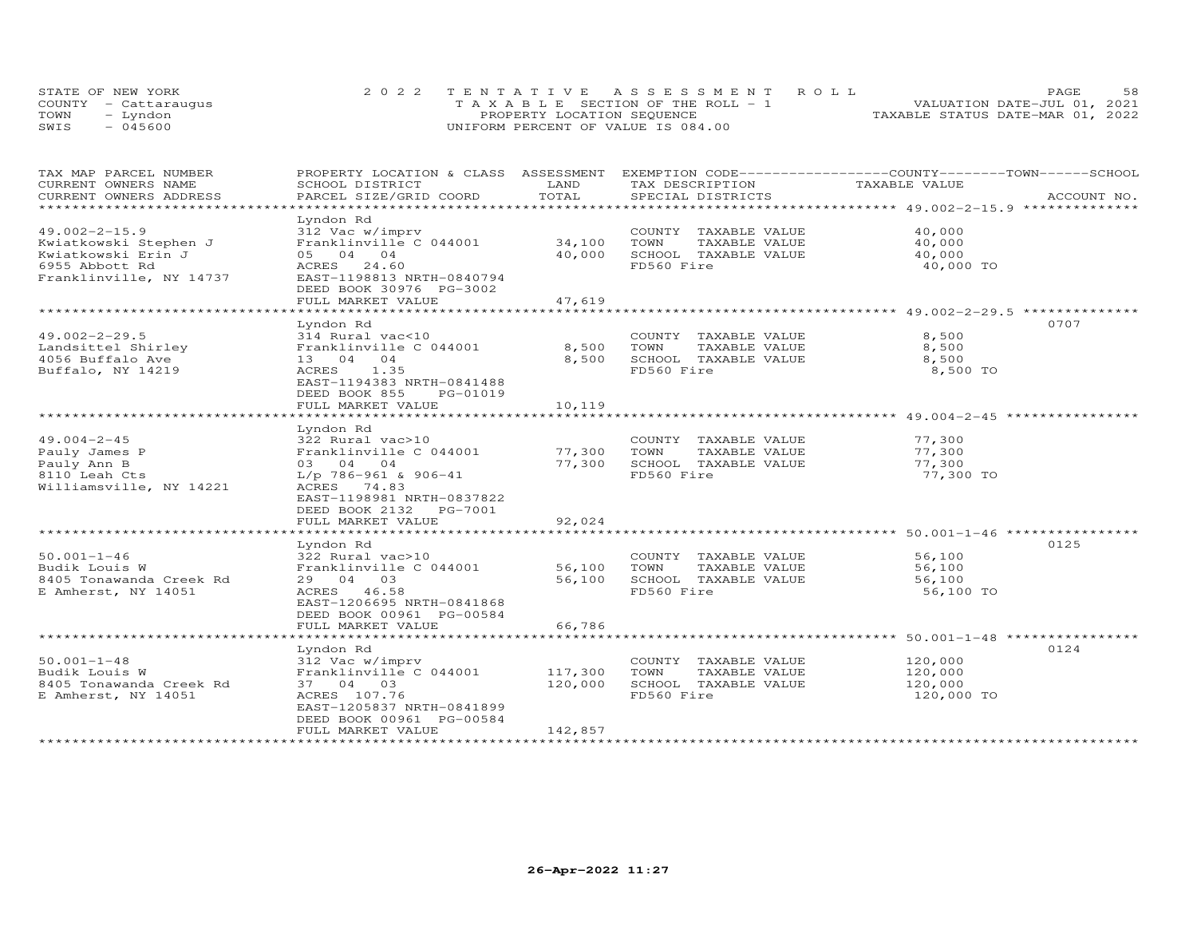STATE OF NEW YORK — 2022 TENTATIVE ASSESSMENT ROLL — VALUATION DATE-JUL 01, 2021
COUNTY - Cattaraugus — TAXABLE SECTION OF THE ROLL - 1 — TAXABLE STATUS DATE-MAR 01, 2022
TOWN - Lyndon — PROPERTY LOCATION SEQUENCE
SWIS - 045600 — UNIFORM PERCENT OF VALUE IS 084.00

| TAX MAP PARCEL NUMBER / CURRENT OWNERS NAME / CURRENT OWNERS ADDRESS | PROPERTY LOCATION & CLASS / SCHOOL DISTRICT / PARCEL SIZE/GRID COORD | ASSESSMENT LAND / TOTAL | EXEMPTION CODE / TAX DESCRIPTION / SPECIAL DISTRICTS | TAXABLE VALUE (COUNTY / TOWN / SCHOOL) | ACCOUNT NO. |
|---|---|---|---|---|---|
| 49.002-2-15.9 | Lyndon Rd | | | | |
| Kwiatkowski Stephen J | 312 Vac w/imprv | | COUNTY TAXABLE VALUE | 40,000 | |
| Kwiatkowski Erin J | Franklinville C 044001 | 34,100 | TOWN TAXABLE VALUE | 40,000 | |
| 6955 Abbott Rd | 05 04 04 | 40,000 | SCHOOL TAXABLE VALUE | 40,000 | |
| Franklinville, NY 14737 | ACRES 24.60 | | FD560 Fire | 40,000 TO | |
| | EAST-1198813 NRTH-0840794 | | | | |
| | DEED BOOK 30976 PG-3002 | | | | |
| | FULL MARKET VALUE | 47,619 | | | |
| 49.002-2-29.5 | Lyndon Rd | | | | 0707 |
| Landsittel Shirley | 314 Rural vac<10 | | COUNTY TAXABLE VALUE | 8,500 | |
| 4056 Buffalo Ave | Franklinville C 044001 | 8,500 | TOWN TAXABLE VALUE | 8,500 | |
| Buffalo, NY 14219 | 13 04 04 | 8,500 | SCHOOL TAXABLE VALUE | 8,500 | |
| | ACRES 1.35 | | FD560 Fire | 8,500 TO | |
| | EAST-1194383 NRTH-0841488 | | | | |
| | DEED BOOK 855 PG-01019 | | | | |
| | FULL MARKET VALUE | 10,119 | | | |
| 49.004-2-45 | Lyndon Rd | | | | |
| Pauly James P | 322 Rural vac>10 | | COUNTY TAXABLE VALUE | 77,300 | |
| Pauly Ann B | Franklinville C 044001 | 77,300 | TOWN TAXABLE VALUE | 77,300 | |
| 8110 Leah Cts | 03 04 04 | 77,300 | SCHOOL TAXABLE VALUE | 77,300 | |
| Williamsville, NY 14221 | L/p 786-961 & 906-41 | | FD560 Fire | 77,300 TO | |
| | ACRES 74.83 | | | | |
| | EAST-1198981 NRTH-0837822 | | | | |
| | DEED BOOK 2132 PG-7001 | | | | |
| | FULL MARKET VALUE | 92,024 | | | |
| 50.001-1-46 | Lyndon Rd | | | | 0125 |
| Budik Louis W | 322 Rural vac>10 | | COUNTY TAXABLE VALUE | 56,100 | |
| 8405 Tonawanda Creek Rd | Franklinville C 044001 | 56,100 | TOWN TAXABLE VALUE | 56,100 | |
| E Amherst, NY 14051 | 29 04 03 | 56,100 | SCHOOL TAXABLE VALUE | 56,100 | |
| | ACRES 46.58 | | FD560 Fire | 56,100 TO | |
| | EAST-1206695 NRTH-0841868 | | | | |
| | DEED BOOK 00961 PG-00584 | | | | |
| | FULL MARKET VALUE | 66,786 | | | |
| 50.001-1-48 | Lyndon Rd | | | | 0124 |
| Budik Louis W | 312 Vac w/imprv | | COUNTY TAXABLE VALUE | 120,000 | |
| 8405 Tonawanda Creek Rd | Franklinville C 044001 | 117,300 | TOWN TAXABLE VALUE | 120,000 | |
| E Amherst, NY 14051 | 37 04 03 | 120,000 | SCHOOL TAXABLE VALUE | 120,000 | |
| | ACRES 107.76 | | FD560 Fire | 120,000 TO | |
| | EAST-1205837 NRTH-0841899 | | | | |
| | DEED BOOK 00961 PG-00584 | | | | |
| | FULL MARKET VALUE | 142,857 | | | |

26-Apr-2022 11:27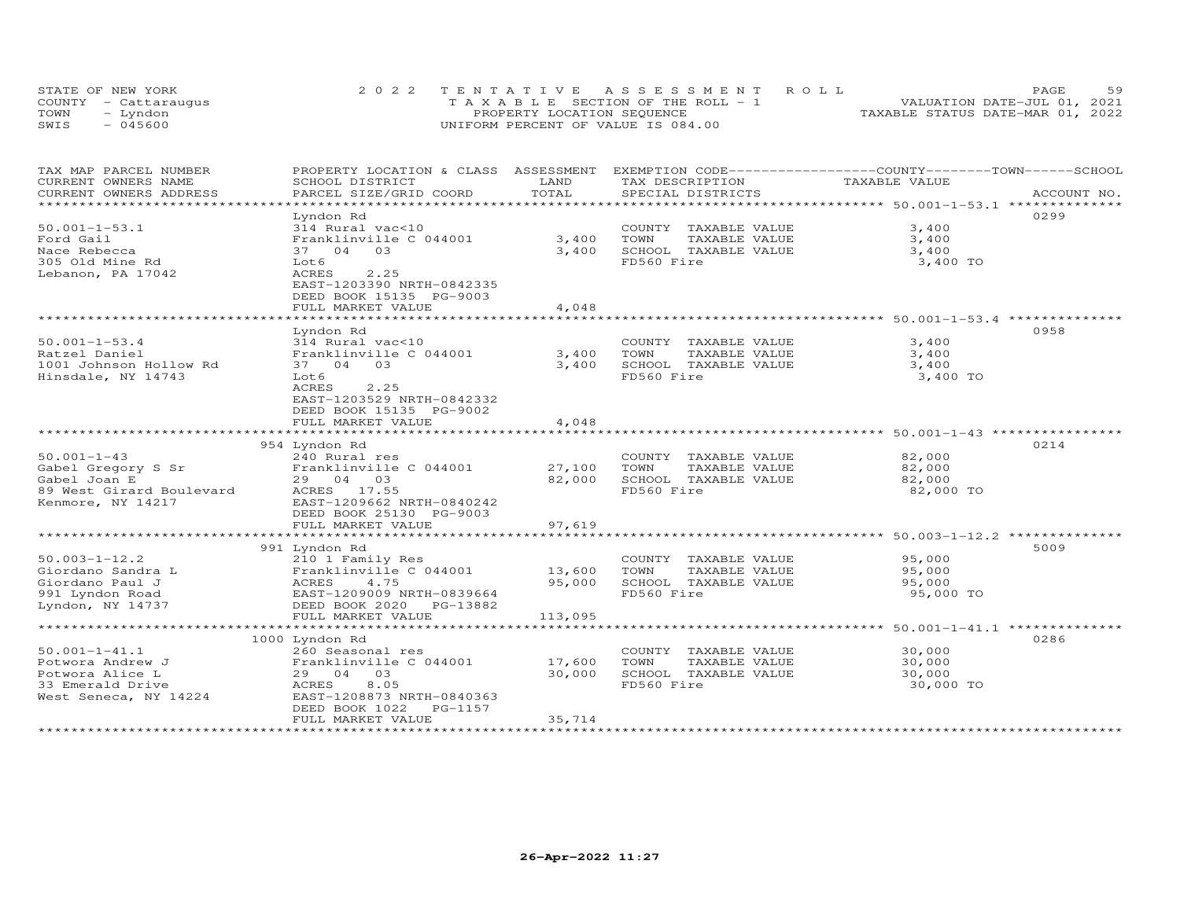STATE OF NEW YORK
COUNTY - Cattaraugus
TOWN - Lyndon
SWIS - 045600

2022 TENTATIVE ASSESSMENT ROLL
TAXABLE SECTION OF THE ROLL - 1
PROPERTY LOCATION SEQUENCE
UNIFORM PERCENT OF VALUE IS 084.00

VALUATION DATE-JUL 01, 2021
TAXABLE STATUS DATE-MAR 01, 2022

| TAX MAP PARCEL NUMBER / CURRENT OWNERS NAME / CURRENT OWNERS ADDRESS | PROPERTY LOCATION & CLASS / SCHOOL DISTRICT / PARCEL SIZE/GRID COORD | ASSESSMENT LAND / TOTAL | EXEMPTION CODE / TAX DESCRIPTION / SPECIAL DISTRICTS | TAXABLE VALUE (COUNTY / TOWN / SCHOOL) | ACCOUNT NO. |
|---|---|---|---|---|---|
| 50.001-1-53.1 | Lyndon Rd | | | | 0299 |
| Ford Gail | 314 Rural vac<10 | | COUNTY TAXABLE VALUE | 3,400 | |
| Nace Rebecca | Franklinville C 044001 | 3,400 | TOWN TAXABLE VALUE | 3,400 | |
| 305 Old Mine Rd | 37 04 03 | 3,400 | SCHOOL TAXABLE VALUE | 3,400 | |
| Lebanon, PA 17042 | Lot6 | | FD560 Fire | 3,400 TO | |
| | ACRES 2.25 | | | | |
| | EAST-1203390 NRTH-0842335 | | | | |
| | DEED BOOK 15135 PG-9003 | | | | |
| | FULL MARKET VALUE | 4,048 | | | |
| 50.001-1-53.4 | Lyndon Rd | | | | 0958 |
| Ratzel Daniel | 314 Rural vac<10 | | COUNTY TAXABLE VALUE | 3,400 | |
| 1001 Johnson Hollow Rd | Franklinville C 044001 | 3,400 | TOWN TAXABLE VALUE | 3,400 | |
| Hinsdale, NY 14743 | 37 04 03 | 3,400 | SCHOOL TAXABLE VALUE | 3,400 | |
| | Lot6 | | FD560 Fire | 3,400 TO | |
| | ACRES 2.25 | | | | |
| | EAST-1203529 NRTH-0842332 | | | | |
| | DEED BOOK 15135 PG-9002 | | | | |
| | FULL MARKET VALUE | 4,048 | | | |
| 50.001-1-43 | 954 Lyndon Rd | | | | 0214 |
| Gabel Gregory S Sr | 240 Rural res | | COUNTY TAXABLE VALUE | 82,000 | |
| Gabel Joan E | Franklinville C 044001 | 27,100 | TOWN TAXABLE VALUE | 82,000 | |
| 89 West Girard Boulevard | 29 04 03 | 82,000 | SCHOOL TAXABLE VALUE | 82,000 | |
| Kenmore, NY 14217 | ACRES 17.55 | | FD560 Fire | 82,000 TO | |
| | EAST-1209662 NRTH-0840242 | | | | |
| | DEED BOOK 25130 PG-9003 | | | | |
| | FULL MARKET VALUE | 97,619 | | | |
| 50.003-1-12.2 | 991 Lyndon Rd | | | | 5009 |
| Giordano Sandra L | 210 1 Family Res | | COUNTY TAXABLE VALUE | 95,000 | |
| Giordano Paul J | Franklinville C 044001 | 13,600 | TOWN TAXABLE VALUE | 95,000 | |
| 991 Lyndon Road | ACRES 4.75 | 95,000 | SCHOOL TAXABLE VALUE | 95,000 | |
| Lyndon, NY 14737 | EAST-1209009 NRTH-0839664 | | FD560 Fire | 95,000 TO | |
| | DEED BOOK 2020 PG-13882 | | | | |
| | FULL MARKET VALUE | 113,095 | | | |
| 50.001-1-41.1 | 1000 Lyndon Rd | | | | 0286 |
| Potwora Andrew J | 260 Seasonal res | | COUNTY TAXABLE VALUE | 30,000 | |
| Potwora Alice L | Franklinville C 044001 | 17,600 | TOWN TAXABLE VALUE | 30,000 | |
| 33 Emerald Drive | 29 04 03 | 30,000 | SCHOOL TAXABLE VALUE | 30,000 | |
| West Seneca, NY 14224 | ACRES 8.05 | | FD560 Fire | 30,000 TO | |
| | EAST-1208873 NRTH-0840363 | | | | |
| | DEED BOOK 1022 PG-1157 | | | | |
| | FULL MARKET VALUE | 35,714 | | | |

26-Apr-2022 11:27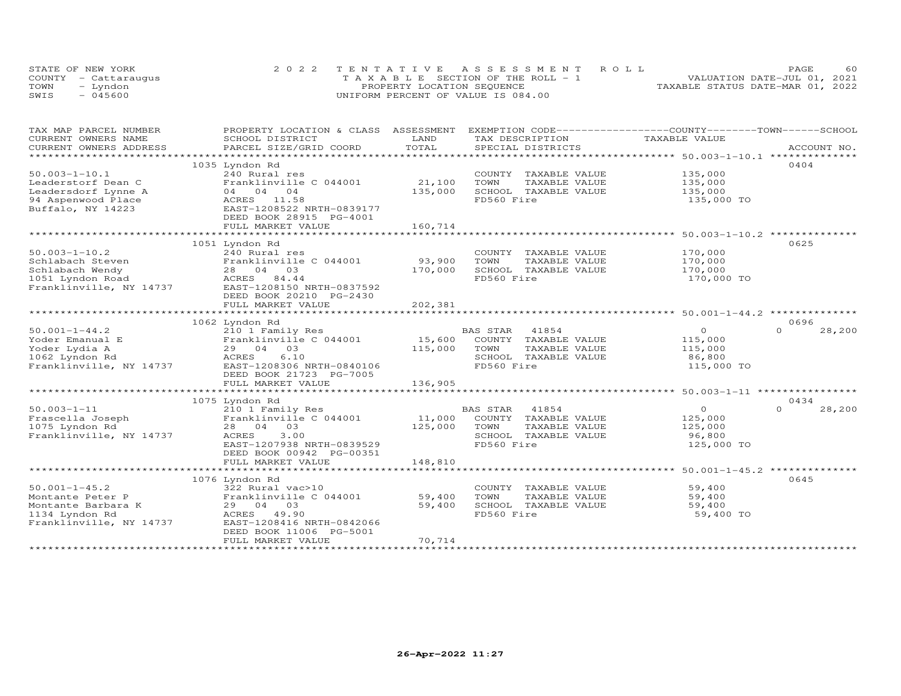STATE OF NEW YORK
COUNTY - Cattaraugus
TOWN - Lyndon
SWIS - 045600

2022 TENTATIVE ASSESSMENT ROLL
TAXABLE SECTION OF THE ROLL - 1
PROPERTY LOCATION SEQUENCE
UNIFORM PERCENT OF VALUE IS 084.00

VALUATION DATE-JUL 01, 2021
TAXABLE STATUS DATE-MAR 01, 2022

| TAX MAP PARCEL NUMBER / CURRENT OWNERS NAME / CURRENT OWNERS ADDRESS | PROPERTY LOCATION & CLASS / SCHOOL DISTRICT / PARCEL SIZE/GRID COORD | ASSESSMENT LAND / TOTAL | EXEMPTION CODE / TAX DESCRIPTION / SPECIAL DISTRICTS | COUNTY / TOWN / SCHOOL TAXABLE VALUE | ACCOUNT NO. |
|---|---|---|---|---|---|
| 50.003-1-10.1 | 1035 Lyndon Rd | | | | 0404 |
| 50.003-1-10.1 | 240 Rural res | | COUNTY TAXABLE VALUE | 135,000 | |
| Leaderstorf Dean C | Franklinville C 044001 | 21,100 | TOWN TAXABLE VALUE | 135,000 | |
| Leadersdorf Lynne A | 04 04 04 | 135,000 | SCHOOL TAXABLE VALUE | 135,000 | |
| 94 Aspenwood Place | ACRES 11.58 | | FD560 Fire | 135,000 TO | |
| Buffalo, NY 14223 | EAST-1208522 NRTH-0839177 | | | | |
| | DEED BOOK 28915 PG-4001 | | | | |
| | FULL MARKET VALUE | 160,714 | | | |
| 50.003-1-10.2 | 1051 Lyndon Rd | | | | 0625 |
| 50.003-1-10.2 | 240 Rural res | | COUNTY TAXABLE VALUE | 170,000 | |
| Schlabach Steven | Franklinville C 044001 | 93,900 | TOWN TAXABLE VALUE | 170,000 | |
| Schlabach Wendy | 28 04 03 | 170,000 | SCHOOL TAXABLE VALUE | 170,000 | |
| 1051 Lyndon Road | ACRES 84.44 | | FD560 Fire | 170,000 TO | |
| Franklinville, NY 14737 | EAST-1208150 NRTH-0837592 | | | | |
| | DEED BOOK 20210 PG-2430 | | | | |
| | FULL MARKET VALUE | 202,381 | | | |
| 50.001-1-44.2 | 1062 Lyndon Rd | | | | 0696 |
| 50.001-1-44.2 | 210 1 Family Res | | BAS STAR 41854 | 0 / 0 / 28,200 | |
| Yoder Emanual E | Franklinville C 044001 | 15,600 | COUNTY TAXABLE VALUE | 115,000 | |
| Yoder Lydia A | 29 04 03 | 115,000 | TOWN TAXABLE VALUE | 115,000 | |
| 1062 Lyndon Rd | ACRES 6.10 | | SCHOOL TAXABLE VALUE | 86,800 | |
| Franklinville, NY 14737 | EAST-1208306 NRTH-0840106 | | FD560 Fire | 115,000 TO | |
| | DEED BOOK 21723 PG-7005 | | | | |
| | FULL MARKET VALUE | 136,905 | | | |
| 50.003-1-11 | 1075 Lyndon Rd | | | | 0434 |
| 50.003-1-11 | 210 1 Family Res | | BAS STAR 41854 | 0 / 0 / 28,200 | |
| Frascella Joseph | Franklinville C 044001 | 11,000 | COUNTY TAXABLE VALUE | 125,000 | |
| 1075 Lyndon Rd | 28 04 03 | 125,000 | TOWN TAXABLE VALUE | 125,000 | |
| Franklinville, NY 14737 | ACRES 3.00 | | SCHOOL TAXABLE VALUE | 96,800 | |
| | EAST-1207938 NRTH-0839529 | | FD560 Fire | 125,000 TO | |
| | DEED BOOK 00942 PG-00351 | | | | |
| | FULL MARKET VALUE | 148,810 | | | |
| 50.001-1-45.2 | 1076 Lyndon Rd | | | | 0645 |
| 50.001-1-45.2 | 322 Rural vac>10 | | COUNTY TAXABLE VALUE | 59,400 | |
| Montante Peter P | Franklinville C 044001 | 59,400 | TOWN TAXABLE VALUE | 59,400 | |
| Montante Barbara K | 29 04 03 | 59,400 | SCHOOL TAXABLE VALUE | 59,400 | |
| 1134 Lyndon Rd | ACRES 49.90 | | FD560 Fire | 59,400 TO | |
| Franklinville, NY 14737 | EAST-1208416 NRTH-0842066 | | | | |
| | DEED BOOK 11006 PG-5001 | | | | |
| | FULL MARKET VALUE | 70,714 | | | |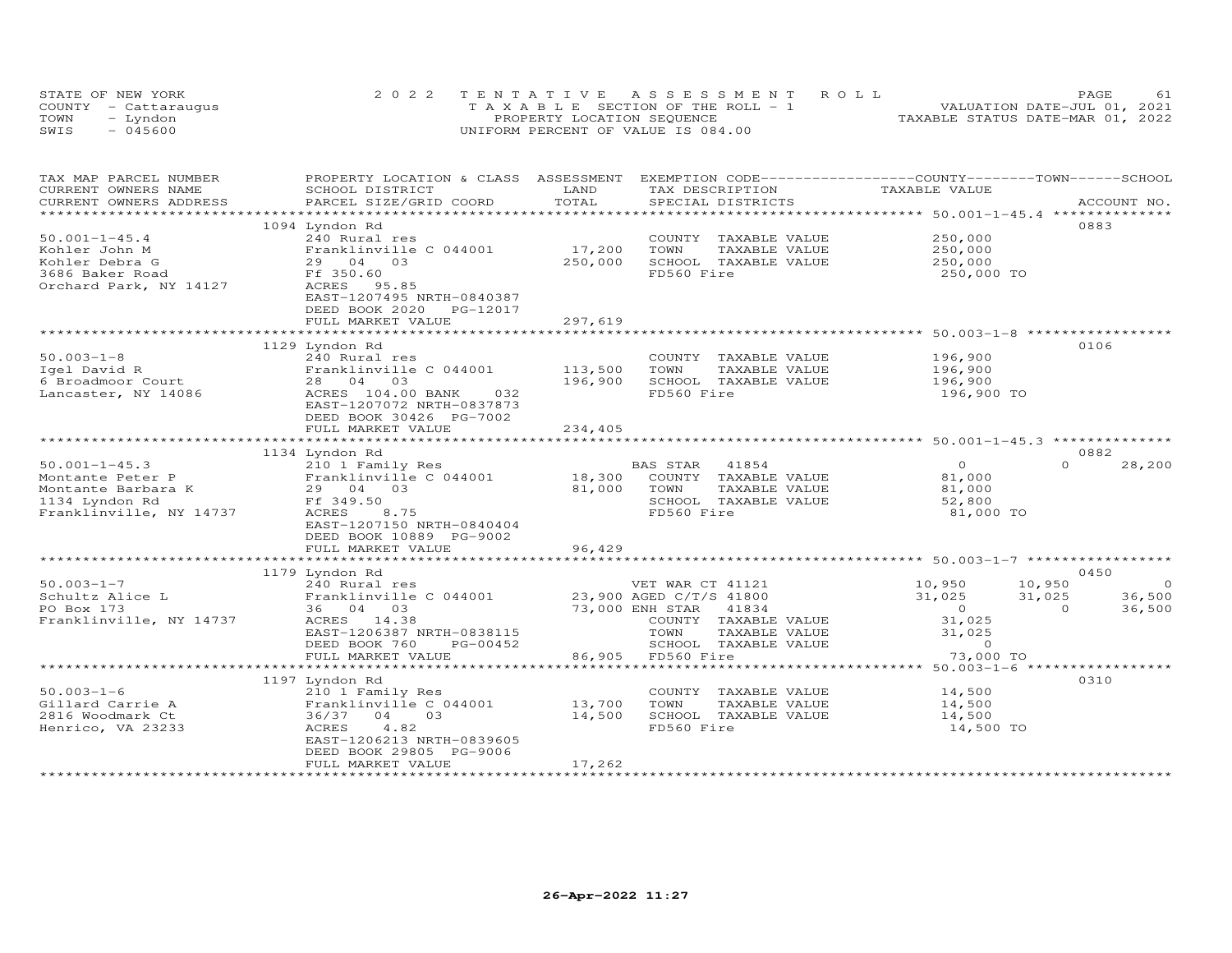STATE OF NEW YORK — 2022 TENTATIVE ASSESSMENT ROLL
COUNTY - Cattaraugus — TAXABLE SECTION OF THE ROLL - 1 — VALUATION DATE-JUL 01, 2021
TOWN - Lyndon — PROPERTY LOCATION SEQUENCE — TAXABLE STATUS DATE-MAR 01, 2022
SWIS - 045600 — UNIFORM PERCENT OF VALUE IS 084.00

| TAX MAP PARCEL NUMBER / CURRENT OWNERS NAME / CURRENT OWNERS ADDRESS | PROPERTY LOCATION & CLASS / SCHOOL DISTRICT / PARCEL SIZE/GRID COORD | ASSESSMENT LAND | TOTAL | EXEMPTION CODE / TAX DESCRIPTION / SPECIAL DISTRICTS | COUNTY TAXABLE VALUE | TOWN | SCHOOL | ACCOUNT NO. |
|---|---|---|---|---|---|---|---|---|
| **50.001-1-45.4** | 1094 Lyndon Rd | | | | | | | 0883 |
| Kohler John M | 240 Rural res | | | COUNTY TAXABLE VALUE | 250,000 | | | |
| Kohler Debra G | Franklinville C 044001 | 17,200 | | TOWN TAXABLE VALUE | 250,000 | | | |
| 3686 Baker Road | 29 04 03 | | 250,000 | SCHOOL TAXABLE VALUE | 250,000 | | | |
| Orchard Park, NY 14127 | Ff 350.60 | | | FD560 Fire | 250,000 TO | | | |
| | ACRES 95.85 | | | | | | | |
| | EAST-1207495 NRTH-0840387 | | | | | | | |
| | DEED BOOK 2020 PG-12017 | | | | | | | |
| | FULL MARKET VALUE | | 297,619 | | | | | |
| **50.003-1-8** | 1129 Lyndon Rd | | | | | | | 0106 |
| Igel David R | 240 Rural res | | | COUNTY TAXABLE VALUE | 196,900 | | | |
| 6 Broadmoor Court | Franklinville C 044001 | 113,500 | | TOWN TAXABLE VALUE | 196,900 | | | |
| Lancaster, NY 14086 | 28 04 03 | | 196,900 | SCHOOL TAXABLE VALUE | 196,900 | | | |
| | ACRES 104.00 BANK 032 | | | FD560 Fire | 196,900 TO | | | |
| | EAST-1207072 NRTH-0837873 | | | | | | | |
| | DEED BOOK 30426 PG-7002 | | | | | | | |
| | FULL MARKET VALUE | | 234,405 | | | | | |
| **50.001-1-45.3** | 1134 Lyndon Rd | | | | | | | 0882 |
| Montante Peter P | 210 1 Family Res | | | BAS STAR 41854 | 0 | 0 | 28,200 | |
| Montante Barbara K | Franklinville C 044001 | 18,300 | | COUNTY TAXABLE VALUE | 81,000 | | | |
| 1134 Lyndon Rd | 29 04 03 | | 81,000 | TOWN TAXABLE VALUE | 81,000 | | | |
| Franklinville, NY 14737 | Ff 349.50 | | | SCHOOL TAXABLE VALUE | 52,800 | | | |
| | ACRES 8.75 | | | FD560 Fire | 81,000 TO | | | |
| | EAST-1207150 NRTH-0840404 | | | | | | | |
| | DEED BOOK 10889 PG-9002 | | | | | | | |
| | FULL MARKET VALUE | | 96,429 | | | | | |
| **50.003-1-7** | 1179 Lyndon Rd | | | | | | | 0450 |
| Schultz Alice L | 240 Rural res | | | VET WAR CT 41121 | 10,950 | 10,950 | 0 | |
| PO Box 173 | Franklinville C 044001 | 23,900 | | AGED C/T/S 41800 | 31,025 | 31,025 | 36,500 | |
| Franklinville, NY 14737 | 36 04 03 | | 73,000 | ENH STAR 41834 | 0 | 0 | 36,500 | |
| | ACRES 14.38 | | | COUNTY TAXABLE VALUE | 31,025 | | | |
| | EAST-1206387 NRTH-0838115 | | | TOWN TAXABLE VALUE | 31,025 | | | |
| | DEED BOOK 760 PG-00452 | | | SCHOOL TAXABLE VALUE | 0 | | | |
| | FULL MARKET VALUE | | 86,905 | FD560 Fire | 73,000 TO | | | |
| **50.003-1-6** | 1197 Lyndon Rd | | | | | | | 0310 |
| Gillard Carrie A | 210 1 Family Res | | | COUNTY TAXABLE VALUE | 14,500 | | | |
| 2816 Woodmark Ct | Franklinville C 044001 | 13,700 | | TOWN TAXABLE VALUE | 14,500 | | | |
| Henrico, VA 23233 | 36/37 04 03 | | 14,500 | SCHOOL TAXABLE VALUE | 14,500 | | | |
| | ACRES 4.82 | | | FD560 Fire | 14,500 TO | | | |
| | EAST-1206213 NRTH-0839605 | | | | | | | |
| | DEED BOOK 29805 PG-9006 | | | | | | | |
| | FULL MARKET VALUE | | 17,262 | | | | | |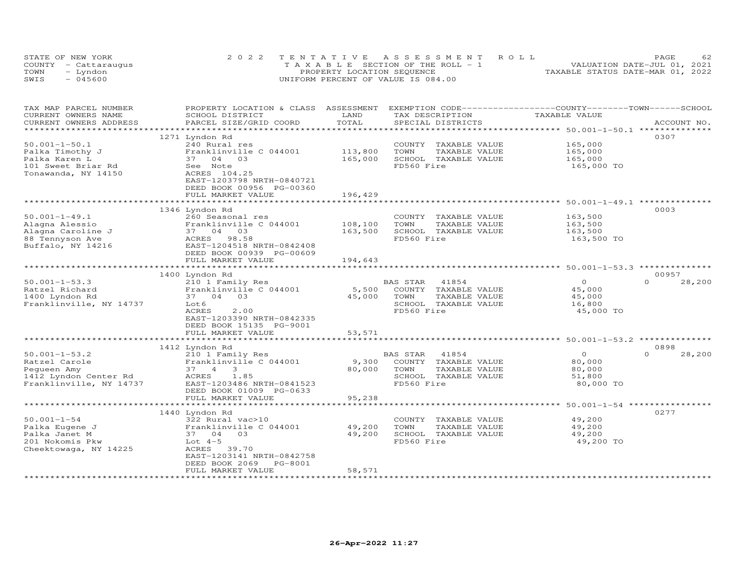STATE OF NEW YORK — COUNTY - Cattaraugus — TOWN - Lyndon — SWIS - 045600

2022 TENTATIVE ASSESSMENT ROLL
TAXABLE SECTION OF THE ROLL - 1
PROPERTY LOCATION SEQUENCE
UNIFORM PERCENT OF VALUE IS 084.00

VALUATION DATE-JUL 01, 2021
TAXABLE STATUS DATE-MAR 01, 2022

| TAX MAP PARCEL NUMBER / CURRENT OWNERS NAME / CURRENT OWNERS ADDRESS | PROPERTY LOCATION & CLASS / SCHOOL DISTRICT / PARCEL SIZE/GRID COORD | ASSESSMENT LAND | TOTAL | EXEMPTION CODE / TAX DESCRIPTION / SPECIAL DISTRICTS | COUNTY / TOWN / SCHOOL TAXABLE VALUE | ACCOUNT NO. |
|---|---|---|---|---|---|---|
| 50.001-1-50.1 | 1271 Lyndon Rd | | | | | 0307 |
| | 240 Rural res | | | COUNTY TAXABLE VALUE | 165,000 | |
| Palka Timothy J | Franklinville C 044001 | 113,800 | | TOWN TAXABLE VALUE | 165,000 | |
| Palka Karen L | 37 04 03 | | 165,000 | SCHOOL TAXABLE VALUE | 165,000 | |
| 101 Sweet Briar Rd | See Note | | | FD560 Fire | 165,000 TO | |
| Tonawanda, NY 14150 | ACRES 104.25 | | | | | |
| | EAST-1203798 NRTH-0840721 | | | | | |
| | DEED BOOK 00956 PG-00360 | | | | | |
| | FULL MARKET VALUE | | 196,429 | | | |
| 50.001-1-49.1 | 1346 Lyndon Rd | | | | | 0003 |
| | 260 Seasonal res | | | COUNTY TAXABLE VALUE | 163,500 | |
| Alagna Alessio | Franklinville C 044001 | 108,100 | | TOWN TAXABLE VALUE | 163,500 | |
| Alagna Caroline J | 37 04 03 | | 163,500 | SCHOOL TAXABLE VALUE | 163,500 | |
| 88 Tennyson Ave | ACRES 98.58 | | | FD560 Fire | 163,500 TO | |
| Buffalo, NY 14216 | EAST-1204518 NRTH-0842408 | | | | | |
| | DEED BOOK 00939 PG-00609 | | | | | |
| | FULL MARKET VALUE | | 194,643 | | | |
| 50.001-1-53.3 | 1400 Lyndon Rd | | | | | 00957 |
| | 210 1 Family Res | | | BAS STAR 41854 | 0 / 0 / 28,200 | |
| Ratzel Richard | Franklinville C 044001 | 5,500 | | COUNTY TAXABLE VALUE | 45,000 | |
| 1400 Lyndon Rd | 37 04 03 | | 45,000 | TOWN TAXABLE VALUE | 45,000 | |
| Franklinville, NY 14737 | Lot6 | | | SCHOOL TAXABLE VALUE | 16,800 | |
| | ACRES 2.00 | | | FD560 Fire | 45,000 TO | |
| | EAST-1203390 NRTH-0842335 | | | | | |
| | DEED BOOK 15135 PG-9001 | | | | | |
| | FULL MARKET VALUE | | 53,571 | | | |
| 50.001-1-53.2 | 1412 Lyndon Rd | | | | | 0898 |
| | 210 1 Family Res | | | BAS STAR 41854 | 0 / 0 / 28,200 | |
| Ratzel Carole | Franklinville C 044001 | 9,300 | | COUNTY TAXABLE VALUE | 80,000 | |
| Pegueen Amy | 37 4 3 | | 80,000 | TOWN TAXABLE VALUE | 80,000 | |
| 1412 Lyndon Center Rd | ACRES 1.85 | | | SCHOOL TAXABLE VALUE | 51,800 | |
| Franklinville, NY 14737 | EAST-1203486 NRTH-0841523 | | | FD560 Fire | 80,000 TO | |
| | DEED BOOK 01009 PG-0633 | | | | | |
| | FULL MARKET VALUE | | 95,238 | | | |
| 50.001-1-54 | 1440 Lyndon Rd | | | | | 0277 |
| | 322 Rural vac>10 | | | COUNTY TAXABLE VALUE | 49,200 | |
| Palka Eugene J | Franklinville C 044001 | 49,200 | | TOWN TAXABLE VALUE | 49,200 | |
| Palka Janet M | 37 04 03 | | 49,200 | SCHOOL TAXABLE VALUE | 49,200 | |
| 201 Nokomis Pkw | Lot 4-5 | | | FD560 Fire | 49,200 TO | |
| Cheektowaga, NY 14225 | ACRES 39.70 | | | | | |
| | EAST-1203141 NRTH-0842758 | | | | | |
| | DEED BOOK 2069 PG-8001 | | | | | |
| | FULL MARKET VALUE | | 58,571 | | | |

26-Apr-2022 11:27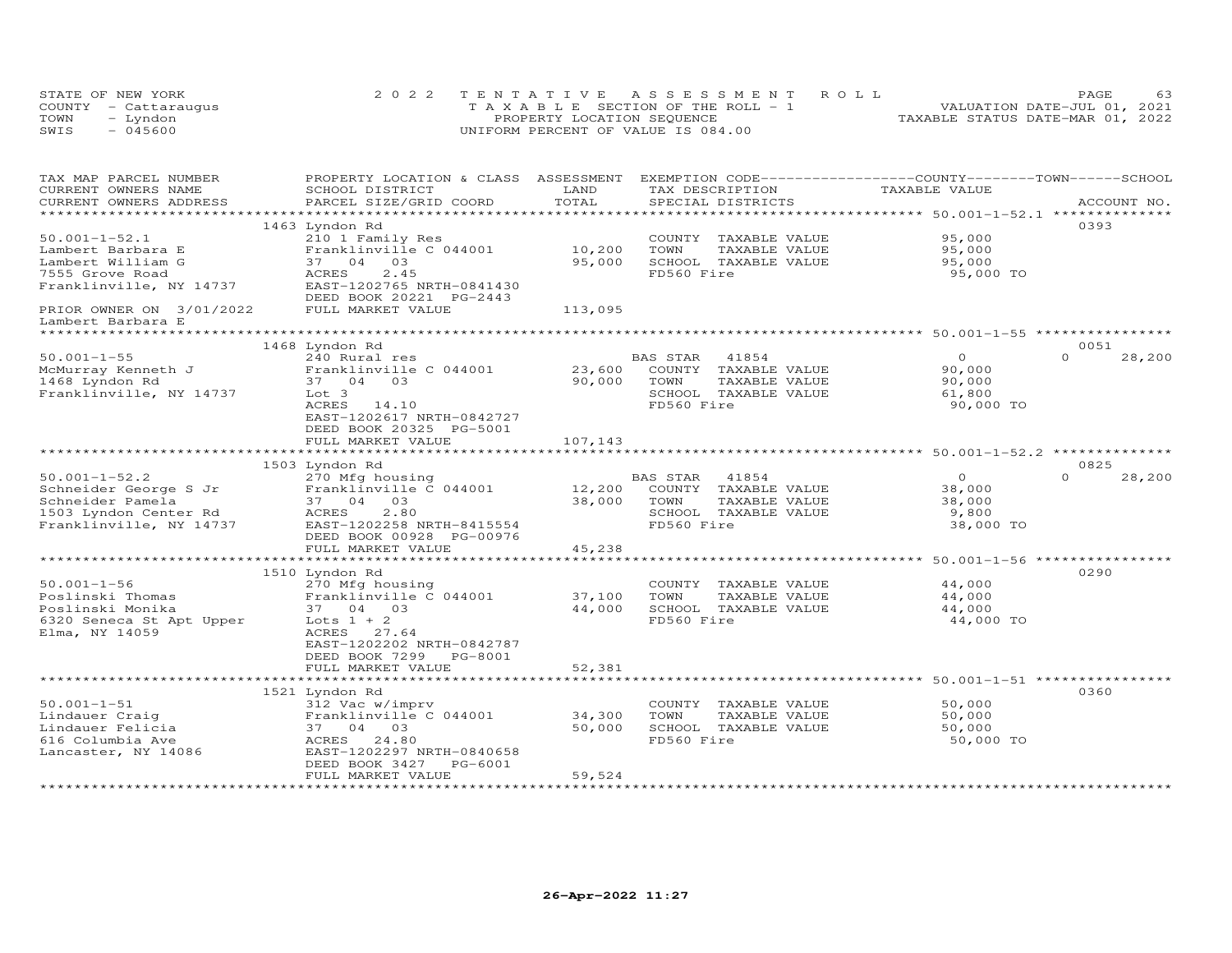STATE OF NEW YORK
COUNTY - Cattaraugus
TOWN - Lyndon
SWIS - 045600

2022 TENTATIVE ASSESSMENT ROLL
TAXABLE SECTION OF THE ROLL - 1
PROPERTY LOCATION SEQUENCE
UNIFORM PERCENT OF VALUE IS 084.00

VALUATION DATE-JUL 01, 2021
TAXABLE STATUS DATE-MAR 01, 2022

| TAX MAP PARCEL NUMBER / CURRENT OWNERS NAME / CURRENT OWNERS ADDRESS | PROPERTY LOCATION & CLASS / SCHOOL DISTRICT / PARCEL SIZE/GRID COORD | ASSESSMENT LAND / TOTAL | EXEMPTION CODE / TAX DESCRIPTION / SPECIAL DISTRICTS | COUNTY / TOWN / SCHOOL TAXABLE VALUE | ACCOUNT NO. |
|---|---|---|---|---|---|
| **50.001-1-52.1** | 1463 Lyndon Rd | | | | 0393 |
| Lambert Barbara E | 210 1 Family Res | | COUNTY TAXABLE VALUE | 95,000 | |
| Lambert William G | Franklinville C 044001 | 10,200 | TOWN TAXABLE VALUE | 95,000 | |
| 7555 Grove Road | 37 04 03 | 95,000 | SCHOOL TAXABLE VALUE | 95,000 | |
| Franklinville, NY 14737 | ACRES 2.45 | | FD560 Fire | 95,000 TO | |
| | EAST-1202765 NRTH-0841430 | | | | |
| | DEED BOOK 20221 PG-2443 | | | | |
| PRIOR OWNER ON 3/01/2022 | FULL MARKET VALUE | 113,095 | | | |
| Lambert Barbara E | | | | | |
| **50.001-1-55** | 1468 Lyndon Rd | | | | 0051 |
| McMurray Kenneth J | 240 Rural res | | BAS STAR 41854 | 0 / 0 / 28,200 | |
| 1468 Lyndon Rd | Franklinville C 044001 | 23,600 | COUNTY TAXABLE VALUE | 90,000 | |
| Franklinville, NY 14737 | 37 04 03 | 90,000 | TOWN TAXABLE VALUE | 90,000 | |
| | Lot 3 | | SCHOOL TAXABLE VALUE | 61,800 | |
| | ACRES 14.10 | | FD560 Fire | 90,000 TO | |
| | EAST-1202617 NRTH-0842727 | | | | |
| | DEED BOOK 20325 PG-5001 | | | | |
| | FULL MARKET VALUE | 107,143 | | | |
| **50.001-1-52.2** | 1503 Lyndon Rd | | | | 0825 |
| Schneider George S Jr | 270 Mfg housing | | BAS STAR 41854 | 0 / 0 / 28,200 | |
| Schneider Pamela | Franklinville C 044001 | 12,200 | COUNTY TAXABLE VALUE | 38,000 | |
| 1503 Lyndon Center Rd | 37 04 03 | 38,000 | TOWN TAXABLE VALUE | 38,000 | |
| Franklinville, NY 14737 | ACRES 2.80 | | SCHOOL TAXABLE VALUE | 9,800 | |
| | EAST-1202258 NRTH-8415554 | | FD560 Fire | 38,000 TO | |
| | DEED BOOK 00928 PG-00976 | | | | |
| | FULL MARKET VALUE | 45,238 | | | |
| **50.001-1-56** | 1510 Lyndon Rd | | | | 0290 |
| Poslinski Thomas | 270 Mfg housing | | COUNTY TAXABLE VALUE | 44,000 | |
| Poslinski Monika | Franklinville C 044001 | 37,100 | TOWN TAXABLE VALUE | 44,000 | |
| 6320 Seneca St Apt Upper | 37 04 03 | 44,000 | SCHOOL TAXABLE VALUE | 44,000 | |
| Elma, NY 14059 | Lots 1 + 2 | | FD560 Fire | 44,000 TO | |
| | ACRES 27.64 | | | | |
| | EAST-1202202 NRTH-0842787 | | | | |
| | DEED BOOK 7299 PG-8001 | | | | |
| | FULL MARKET VALUE | 52,381 | | | |
| **50.001-1-51** | 1521 Lyndon Rd | | | | 0360 |
| Lindauer Craig | 312 Vac w/imprv | | COUNTY TAXABLE VALUE | 50,000 | |
| Lindauer Felicia | Franklinville C 044001 | 34,300 | TOWN TAXABLE VALUE | 50,000 | |
| 616 Columbia Ave | 37 04 03 | 50,000 | SCHOOL TAXABLE VALUE | 50,000 | |
| Lancaster, NY 14086 | ACRES 24.80 | | FD560 Fire | 50,000 TO | |
| | EAST-1202297 NRTH-0840658 | | | | |
| | DEED BOOK 3427 PG-6001 | | | | |
| | FULL MARKET VALUE | 59,524 | | | |

26-Apr-2022 11:27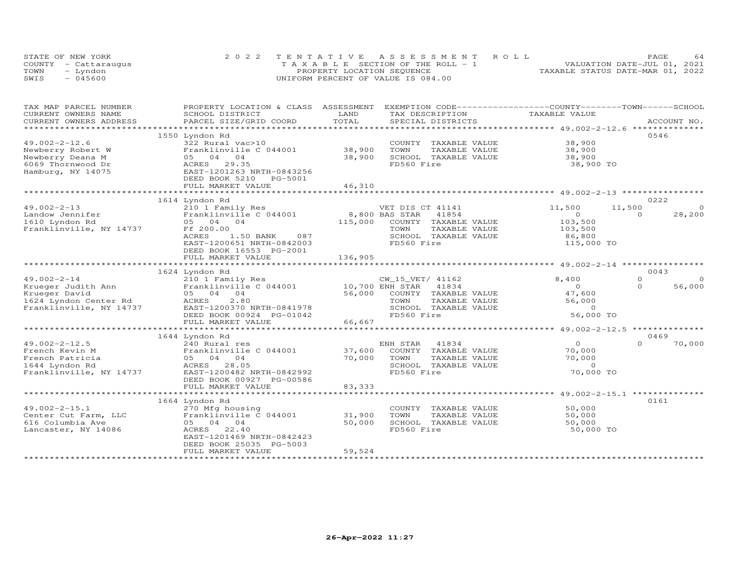STATE OF NEW YORK
COUNTY - Cattaraugus
TOWN - Lyndon
SWIS - 045600

2022 TENTATIVE ASSESSMENT ROLL
TAXABLE SECTION OF THE ROLL - 1
PROPERTY LOCATION SEQUENCE
UNIFORM PERCENT OF VALUE IS 084.00

VALUATION DATE-JUL 01, 2021
TAXABLE STATUS DATE-MAR 01, 2022

| TAX MAP PARCEL NUMBER / CURRENT OWNERS NAME / CURRENT OWNERS ADDRESS | PROPERTY LOCATION & CLASS / SCHOOL DISTRICT / PARCEL SIZE/GRID COORD | ASSESSMENT LAND | TOTAL | EXEMPTION CODE / TAX DESCRIPTION / SPECIAL DISTRICTS | COUNTY TAXABLE VALUE | TOWN | SCHOOL | ACCOUNT NO. |
|---|---|---|---|---|---|---|---|---|
| | 1550 Lyndon Rd | | | | | | | 0546 |
| 49.002-2-12.6 | 322 Rural vac>10 | | | COUNTY TAXABLE VALUE | 38,900 | | | |
| Newberry Robert W | Franklinville C 044001 | 38,900 | | TOWN TAXABLE VALUE | 38,900 | | | |
| Newberry Deana M | 05 04 04 | | 38,900 | SCHOOL TAXABLE VALUE | 38,900 | | | |
| 6069 Thornwood Dr | ACRES 29.35 | | | FD560 Fire | 38,900 TO | | | |
| Hamburg, NY 14075 | EAST-1201263 NRTH-0843256 | | | | | | | |
| | DEED BOOK 5210 PG-5001 | | | | | | | |
| | FULL MARKET VALUE | | 46,310 | | | | | |
| | 1614 Lyndon Rd | | | | | | | 0222 |
| 49.002-2-13 | 210 1 Family Res | | | VET DIS CT 41141 | 11,500 | 11,500 | 0 | |
| Landow Jennifer | Franklinville C 044001 | 8,800 | | BAS STAR 41854 | 0 | 0 | 28,200 | |
| 1610 Lyndon Rd | 05 04 04 | | 115,000 | COUNTY TAXABLE VALUE | 103,500 | | | |
| Franklinville, NY 14737 | Ff 200.00 | | | TOWN TAXABLE VALUE | 103,500 | | | |
| | ACRES 1.50 BANK 087 | | | SCHOOL TAXABLE VALUE | 86,800 | | | |
| | EAST-1200651 NRTH-0842003 | | | FD560 Fire | 115,000 TO | | | |
| | DEED BOOK 16553 PG-2001 | | | | | | | |
| | FULL MARKET VALUE | | 136,905 | | | | | |
| | 1624 Lyndon Rd | | | | | | | 0043 |
| 49.002-2-14 | 210 1 Family Res | | | CW_15_VET/ 41162 | 8,400 | 0 | 0 | |
| Krueger Judith Ann | Franklinville C 044001 | 10,700 | | ENH STAR 41834 | 0 | 0 | 56,000 | |
| Krueger David | 05 04 04 | | 56,000 | COUNTY TAXABLE VALUE | 47,600 | | | |
| 1624 Lyndon Center Rd | ACRES 2.80 | | | TOWN TAXABLE VALUE | 56,000 | | | |
| Franklinville, NY 14737 | EAST-1200370 NRTH-0841978 | | | SCHOOL TAXABLE VALUE | 0 | | | |
| | DEED BOOK 00924 PG-01042 | | | FD560 Fire | 56,000 TO | | | |
| | FULL MARKET VALUE | | 66,667 | | | | | |
| | 1644 Lyndon Rd | | | | | | | 0469 |
| 49.002-2-12.5 | 240 Rural res | | | ENH STAR 41834 | 0 | 0 | 70,000 | |
| French Kevin M | Franklinville C 044001 | 37,600 | | COUNTY TAXABLE VALUE | 70,000 | | | |
| French Patricia | 05 04 04 | | 70,000 | TOWN TAXABLE VALUE | 70,000 | | | |
| 1644 Lyndon Rd | ACRES 28.05 | | | SCHOOL TAXABLE VALUE | 0 | | | |
| Franklinville, NY 14737 | EAST-1200482 NRTH-0842992 | | | FD560 Fire | 70,000 TO | | | |
| | DEED BOOK 00927 PG-00586 | | | | | | | |
| | FULL MARKET VALUE | | 83,333 | | | | | |
| | 1664 Lyndon Rd | | | | | | | 0161 |
| 49.002-2-15.1 | 270 Mfg housing | | | COUNTY TAXABLE VALUE | 50,000 | | | |
| Center Cut Farm, LLC | Franklinville C 044001 | 31,900 | | TOWN TAXABLE VALUE | 50,000 | | | |
| 616 Columbia Ave | 05 04 04 | | 50,000 | SCHOOL TAXABLE VALUE | 50,000 | | | |
| Lancaster, NY 14086 | ACRES 22.40 | | | FD560 Fire | 50,000 TO | | | |
| | EAST-1201469 NRTH-0842423 | | | | | | | |
| | DEED BOOK 25035 PG-5003 | | | | | | | |
| | FULL MARKET VALUE | | 59,524 | | | | | |

26-Apr-2022 11:27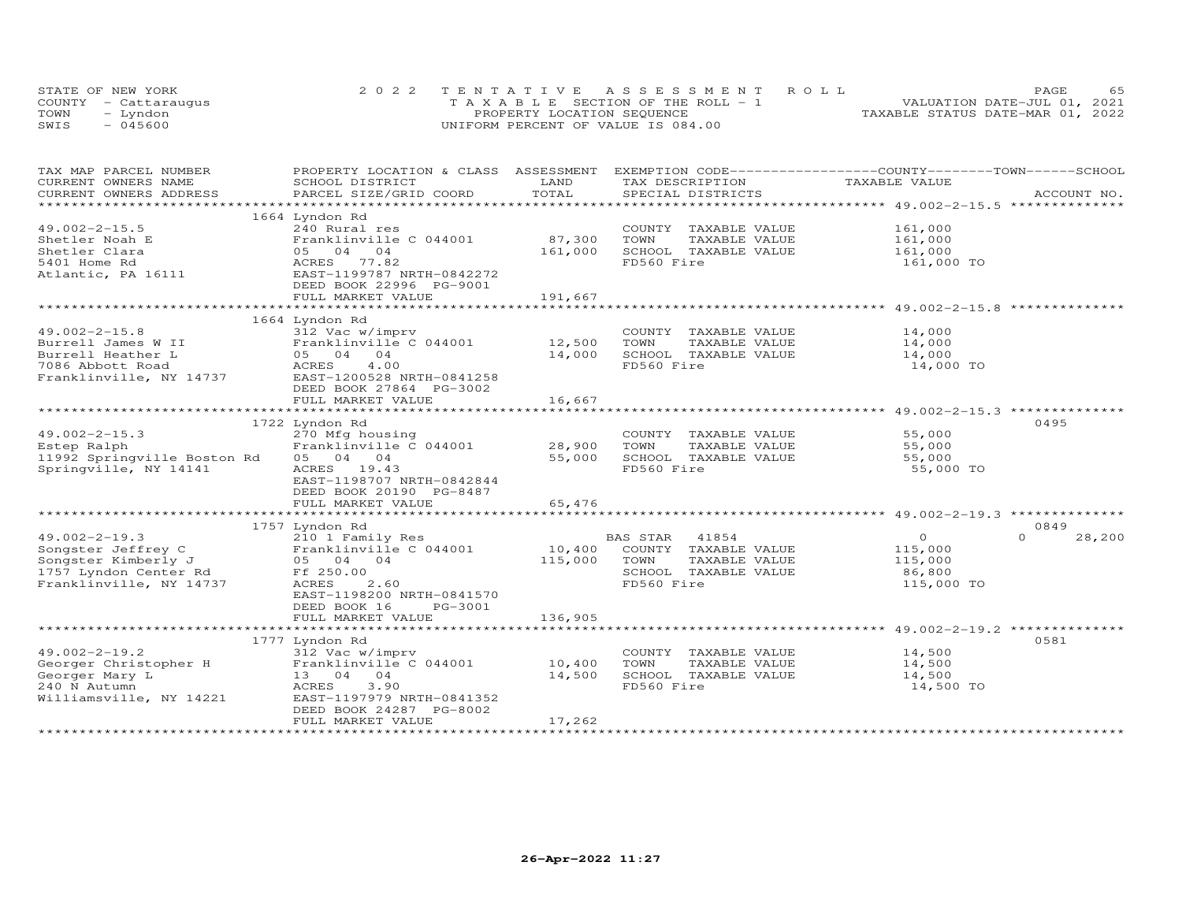STATE OF NEW YORK — COUNTY - Cattaraugus — TOWN - Lyndon — SWIS - 045600

2022 TENTATIVE ASSESSMENT ROLL
TAXABLE SECTION OF THE ROLL - 1
PROPERTY LOCATION SEQUENCE
UNIFORM PERCENT OF VALUE IS 084.00

VALUATION DATE-JUL 01, 2021
TAXABLE STATUS DATE-MAR 01, 2022

| TAX MAP PARCEL NUMBER / CURRENT OWNERS NAME / CURRENT OWNERS ADDRESS | PROPERTY LOCATION & CLASS / SCHOOL DISTRICT / PARCEL SIZE/GRID COORD | ASSESSMENT LAND | TOTAL | EXEMPTION CODE / TAX DESCRIPTION / SPECIAL DISTRICTS | TAXABLE VALUE (COUNTY / TOWN / SCHOOL) | ACCOUNT NO. |
|---|---|---|---|---|---|---|
| 49.002-2-15.5 | 1664 Lyndon Rd | | | | | |
| Shetler Noah E | 240 Rural res | | | COUNTY TAXABLE VALUE | 161,000 | |
| Shetler Clara | Franklinville C 044001 | 87,300 | | TOWN TAXABLE VALUE | 161,000 | |
| 5401 Home Rd | 05 04 04 | | 161,000 | SCHOOL TAXABLE VALUE | 161,000 | |
| Atlantic, PA 16111 | ACRES 77.82 | | | FD560 Fire | 161,000 TO | |
| | EAST-1199787 NRTH-0842272 | | | | | |
| | DEED BOOK 22996 PG-9001 | | | | | |
| | FULL MARKET VALUE | | 191,667 | | | |
| 49.002-2-15.8 | 1664 Lyndon Rd | | | | | |
| Burrell James W II | 312 Vac w/imprv | | | COUNTY TAXABLE VALUE | 14,000 | |
| Burrell Heather L | Franklinville C 044001 | 12,500 | | TOWN TAXABLE VALUE | 14,000 | |
| 7086 Abbott Road | 05 04 04 | | 14,000 | SCHOOL TAXABLE VALUE | 14,000 | |
| Franklinville, NY 14737 | ACRES 4.00 | | | FD560 Fire | 14,000 TO | |
| | EAST-1200528 NRTH-0841258 | | | | | |
| | DEED BOOK 27864 PG-3002 | | | | | |
| | FULL MARKET VALUE | | 16,667 | | | |
| 49.002-2-15.3 | 1722 Lyndon Rd | | | | | 0495 |
| Estep Ralph | 270 Mfg housing | | | COUNTY TAXABLE VALUE | 55,000 | |
| 11992 Springville Boston Rd | Franklinville C 044001 | 28,900 | | TOWN TAXABLE VALUE | 55,000 | |
| Springville, NY 14141 | 05 04 04 | | 55,000 | SCHOOL TAXABLE VALUE | 55,000 | |
| | ACRES 19.43 | | | FD560 Fire | 55,000 TO | |
| | EAST-1198707 NRTH-0842844 | | | | | |
| | DEED BOOK 20190 PG-8487 | | | | | |
| | FULL MARKET VALUE | | 65,476 | | | |
| 49.002-2-19.3 | 1757 Lyndon Rd | | | | | 0849 |
| Songster Jeffrey C | 210 1 Family Res | | | BAS STAR 41854 | 0 / 0 / 28,200 | |
| Songster Kimberly J | Franklinville C 044001 | 10,400 | | COUNTY TAXABLE VALUE | 115,000 | |
| 1757 Lyndon Center Rd | 05 04 04 | | 115,000 | TOWN TAXABLE VALUE | 115,000 | |
| Franklinville, NY 14737 | Ff 250.00 | | | SCHOOL TAXABLE VALUE | 86,800 | |
| | ACRES 2.60 | | | FD560 Fire | 115,000 TO | |
| | EAST-1198200 NRTH-0841570 | | | | | |
| | DEED BOOK 16 PG-3001 | | | | | |
| | FULL MARKET VALUE | | 136,905 | | | |
| 49.002-2-19.2 | 1777 Lyndon Rd | | | | | 0581 |
| Georger Christopher H | 312 Vac w/imprv | | | COUNTY TAXABLE VALUE | 14,500 | |
| Georger Mary L | Franklinville C 044001 | 10,400 | | TOWN TAXABLE VALUE | 14,500 | |
| 240 N Autumn | 13 04 04 | | 14,500 | SCHOOL TAXABLE VALUE | 14,500 | |
| Williamsville, NY 14221 | ACRES 3.90 | | | FD560 Fire | 14,500 TO | |
| | EAST-1197979 NRTH-0841352 | | | | | |
| | DEED BOOK 24287 PG-8002 | | | | | |
| | FULL MARKET VALUE | | 17,262 | | | |

26-Apr-2022 11:27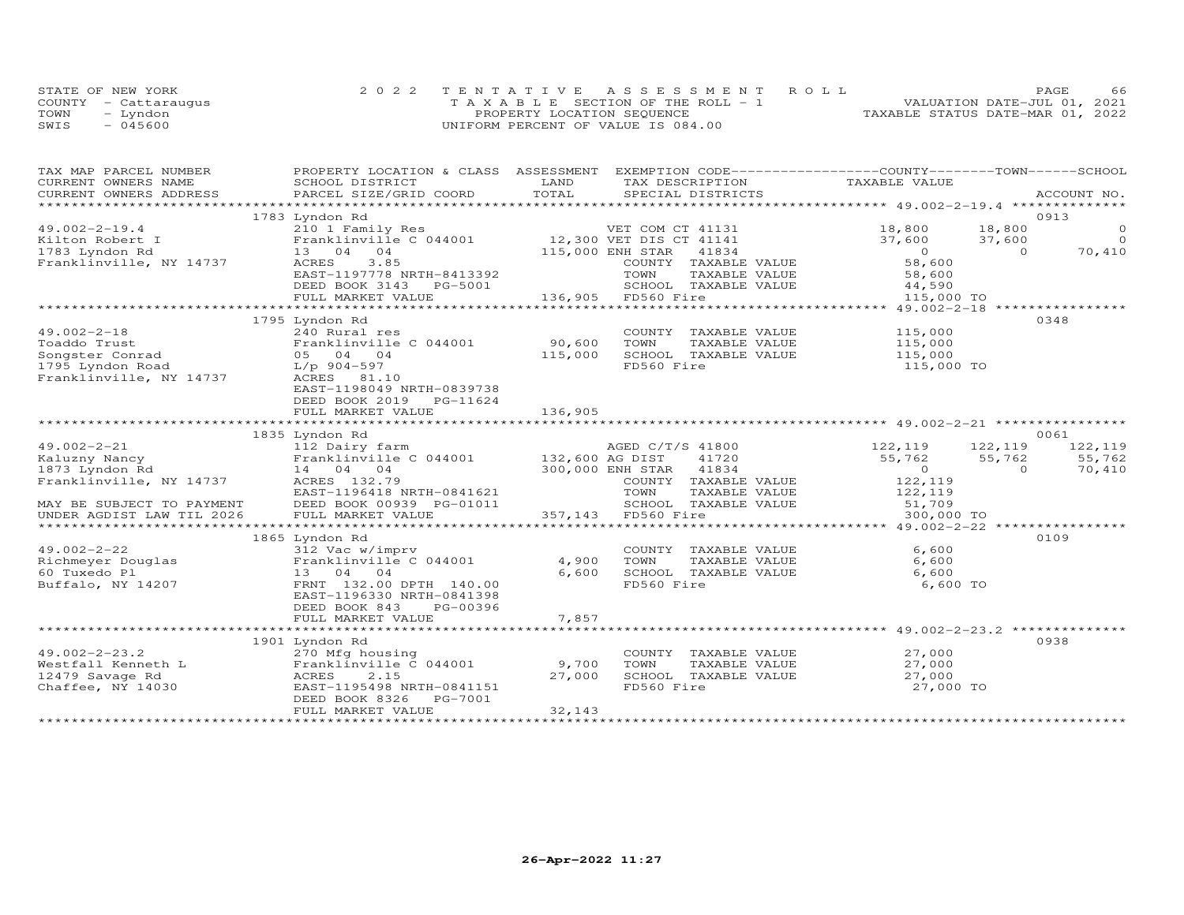STATE OF NEW YORK
COUNTY - Cattaraugus
TOWN - Lyndon
SWIS - 045600

2022 TENTATIVE ASSESSMENT ROLL
TAXABLE SECTION OF THE ROLL - 1
PROPERTY LOCATION SEQUENCE
UNIFORM PERCENT OF VALUE IS 084.00

VALUATION DATE-JUL 01, 2021
TAXABLE STATUS DATE-MAR 01, 2022

| TAX MAP PARCEL NUMBER / CURRENT OWNERS NAME / CURRENT OWNERS ADDRESS | PROPERTY LOCATION & CLASS / SCHOOL DISTRICT / PARCEL SIZE/GRID COORD | ASSESSMENT LAND / TOTAL | EXEMPTION CODE / TAX DESCRIPTION / SPECIAL DISTRICTS | COUNTY TAXABLE VALUE | TOWN | SCHOOL / ACCOUNT NO. |
|---|---|---|---|---|---|---|
| **49.002-2-19.4** | 1783 Lyndon Rd | | | | | 0913 |
| 49.002-2-19.4 | 210 1 Family Res | | VET COM CT 41131 | 18,800 | 18,800 | 0 |
| Kilton Robert I | Franklinville C 044001 | 12,300 | VET DIS CT 41141 | 37,600 | 37,600 | 0 |
| 1783 Lyndon Rd | 13 04 04 | 115,000 | ENH STAR 41834 | 0 | 0 | 70,410 |
| Franklinville, NY 14737 | ACRES 3.85 | | COUNTY TAXABLE VALUE | 58,600 | | |
| | EAST-1197778 NRTH-8413392 | | TOWN TAXABLE VALUE | 58,600 | | |
| | DEED BOOK 3143 PG-5001 | | SCHOOL TAXABLE VALUE | 44,590 | | |
| | FULL MARKET VALUE | 136,905 | FD560 Fire | 115,000 TO | | |
| **49.002-2-18** | 1795 Lyndon Rd | | | | | 0348 |
| 49.002-2-18 | 240 Rural res | | COUNTY TAXABLE VALUE | 115,000 | | |
| Toaddo Trust | Franklinville C 044001 | 90,600 | TOWN TAXABLE VALUE | 115,000 | | |
| Songster Conrad | 05 04 04 | 115,000 | SCHOOL TAXABLE VALUE | 115,000 | | |
| 1795 Lyndon Road | L/p 904-597 | | FD560 Fire | 115,000 TO | | |
| Franklinville, NY 14737 | ACRES 81.10 | | | | | |
| | EAST-1198049 NRTH-0839738 | | | | | |
| | DEED BOOK 2019 PG-11624 | | | | | |
| | FULL MARKET VALUE | 136,905 | | | | |
| **49.002-2-21** | 1835 Lyndon Rd | | | | | 0061 |
| 49.002-2-21 | 112 Dairy farm | | AGED C/T/S 41800 | 122,119 | 122,119 | 122,119 |
| Kaluzny Nancy | Franklinville C 044001 | 132,600 | AG DIST 41720 | 55,762 | 55,762 | 55,762 |
| 1873 Lyndon Rd | 14 04 04 | 300,000 | ENH STAR 41834 | 0 | 0 | 70,410 |
| Franklinville, NY 14737 | ACRES 132.79 | | COUNTY TAXABLE VALUE | 122,119 | | |
| | EAST-1196418 NRTH-0841621 | | TOWN TAXABLE VALUE | 122,119 | | |
| MAY BE SUBJECT TO PAYMENT | DEED BOOK 00939 PG-01011 | | SCHOOL TAXABLE VALUE | 51,709 | | |
| UNDER AGDIST LAW TIL 2026 | FULL MARKET VALUE | 357,143 | FD560 Fire | 300,000 TO | | |
| **49.002-2-22** | 1865 Lyndon Rd | | | | | 0109 |
| 49.002-2-22 | 312 Vac w/imprv | | COUNTY TAXABLE VALUE | 6,600 | | |
| Richmeyer Douglas | Franklinville C 044001 | 4,900 | TOWN TAXABLE VALUE | 6,600 | | |
| 60 Tuxedo Pl | 13 04 04 | 6,600 | SCHOOL TAXABLE VALUE | 6,600 | | |
| Buffalo, NY 14207 | FRNT 132.00 DPTH 140.00 | | FD560 Fire | 6,600 TO | | |
| | EAST-1196330 NRTH-0841398 | | | | | |
| | DEED BOOK 843 PG-00396 | | | | | |
| | FULL MARKET VALUE | 7,857 | | | | |
| **49.002-2-23.2** | 1901 Lyndon Rd | | | | | 0938 |
| 49.002-2-23.2 | 270 Mfg housing | | COUNTY TAXABLE VALUE | 27,000 | | |
| Westfall Kenneth L | Franklinville C 044001 | 9,700 | TOWN TAXABLE VALUE | 27,000 | | |
| 12479 Savage Rd | ACRES 2.15 | 27,000 | SCHOOL TAXABLE VALUE | 27,000 | | |
| Chaffee, NY 14030 | EAST-1195498 NRTH-0841151 | | FD560 Fire | 27,000 TO | | |
| | DEED BOOK 8326 PG-7001 | | | | | |
| | FULL MARKET VALUE | 32,143 | | | | |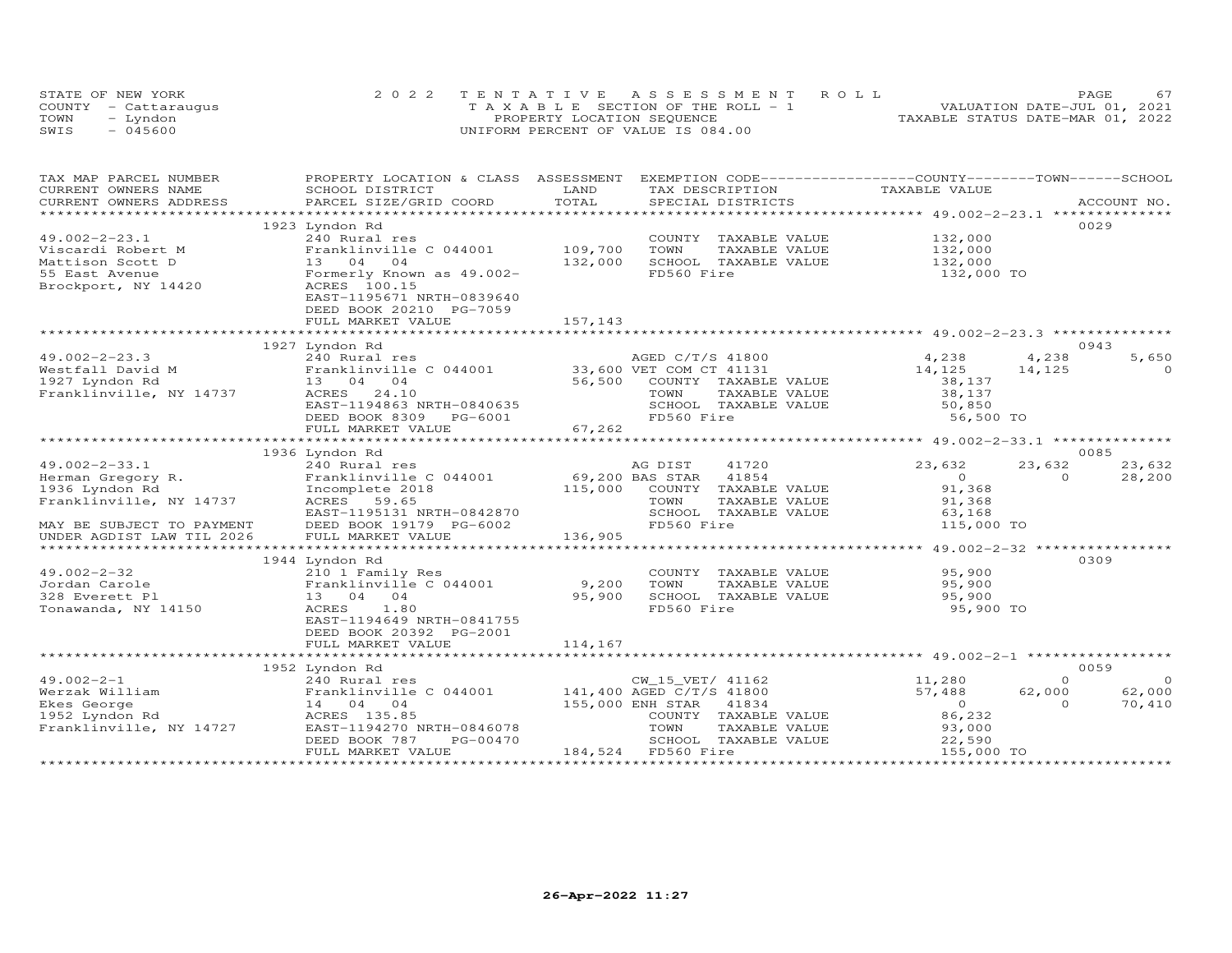STATE OF NEW YORK
COUNTY - Cattaraugus
TOWN - Lyndon
SWIS - 045600

2022 TENTATIVE ASSESSMENT ROLL
TAXABLE SECTION OF THE ROLL - 1
PROPERTY LOCATION SEQUENCE
UNIFORM PERCENT OF VALUE IS 084.00

VALUATION DATE-JUL 01, 2021
TAXABLE STATUS DATE-MAR 01, 2022

| TAX MAP PARCEL NUMBER / CURRENT OWNERS NAME / CURRENT OWNERS ADDRESS | PROPERTY LOCATION & CLASS / SCHOOL DISTRICT / PARCEL SIZE/GRID COORD | ASSESSMENT LAND / TOTAL | EXEMPTION CODE / TAX DESCRIPTION / SPECIAL DISTRICTS | COUNTY TAXABLE VALUE | TOWN | SCHOOL | ACCOUNT NO. |
|---|---|---|---|---|---|---|---|
| 49.002-2-23.1 | 1923 Lyndon Rd | | | | | | 0029 |
| Viscardi Robert M | 240 Rural res | | COUNTY TAXABLE VALUE | 132,000 | | | |
| Mattison Scott D | Franklinville C 044001 | 109,700 | TOWN TAXABLE VALUE | 132,000 | | | |
| 55 East Avenue | 13 04 04 | 132,000 | SCHOOL TAXABLE VALUE | 132,000 | | | |
| Brockport, NY 14420 | Formerly Known as 49.002- | | FD560 Fire | 132,000 TO | | | |
| | ACRES 100.15 | | | | | | |
| | EAST-1195671 NRTH-0839640 | | | | | | |
| | DEED BOOK 20210 PG-7059 | | | | | | |
| | FULL MARKET VALUE | 157,143 | | | | | |
| 49.002-2-23.3 | 1927 Lyndon Rd | | | | | | 0943 |
| Westfall David M | 240 Rural res | | AGED C/T/S 41800 | 4,238 | 4,238 | 5,650 | |
| 1927 Lyndon Rd | Franklinville C 044001 | 33,600 | VET COM CT 41131 | 14,125 | 14,125 | 0 | |
| Franklinville, NY 14737 | 13 04 04 | 56,500 | COUNTY TAXABLE VALUE | 38,137 | | | |
| | ACRES 24.10 | | TOWN TAXABLE VALUE | 38,137 | | | |
| | EAST-1194863 NRTH-0840635 | | SCHOOL TAXABLE VALUE | 50,850 | | | |
| | DEED BOOK 8309 PG-6001 | | FD560 Fire | 56,500 TO | | | |
| | FULL MARKET VALUE | 67,262 | | | | | |
| 49.002-2-33.1 | 1936 Lyndon Rd | | | | | | 0085 |
| Herman Gregory R. | 240 Rural res | | AG DIST 41720 | 23,632 | 23,632 | 23,632 | |
| 1936 Lyndon Rd | Franklinville C 044001 | 69,200 | BAS STAR 41854 | 0 | 0 | 28,200 | |
| Franklinville, NY 14737 | Incomplete 2018 | 115,000 | COUNTY TAXABLE VALUE | 91,368 | | | |
| | ACRES 59.65 | | TOWN TAXABLE VALUE | 91,368 | | | |
| MAY BE SUBJECT TO PAYMENT | EAST-1195131 NRTH-0842870 | | SCHOOL TAXABLE VALUE | 63,168 | | | |
| UNDER AGDIST LAW TIL 2026 | DEED BOOK 19179 PG-6002 | | FD560 Fire | 115,000 TO | | | |
| | FULL MARKET VALUE | 136,905 | | | | | |
| 49.002-2-32 | 1944 Lyndon Rd | | | | | | 0309 |
| Jordan Carole | 210 1 Family Res | | COUNTY TAXABLE VALUE | 95,900 | | | |
| 328 Everett Pl | Franklinville C 044001 | 9,200 | TOWN TAXABLE VALUE | 95,900 | | | |
| Tonawanda, NY 14150 | 13 04 04 | 95,900 | SCHOOL TAXABLE VALUE | 95,900 | | | |
| | ACRES 1.80 | | FD560 Fire | 95,900 TO | | | |
| | EAST-1194649 NRTH-0841755 | | | | | | |
| | DEED BOOK 20392 PG-2001 | | | | | | |
| | FULL MARKET VALUE | 114,167 | | | | | |
| 49.002-2-1 | 1952 Lyndon Rd | | | | | | 0059 |
| Werzak William | 240 Rural res | | CW_15_VET/ 41162 | 11,280 | 0 | 0 | |
| Ekes George | Franklinville C 044001 | 141,400 | AGED C/T/S 41800 | 57,488 | 62,000 | 62,000 | |
| 1952 Lyndon Rd | 14 04 04 | 155,000 | ENH STAR 41834 | 0 | 0 | 70,410 | |
| Franklinville, NY 14727 | ACRES 135.85 | | COUNTY TAXABLE VALUE | 86,232 | | | |
| | EAST-1194270 NRTH-0846078 | | TOWN TAXABLE VALUE | 93,000 | | | |
| | DEED BOOK 787 PG-00470 | | SCHOOL TAXABLE VALUE | 22,590 | | | |
| | FULL MARKET VALUE | 184,524 | FD560 Fire | 155,000 TO | | | |

26-Apr-2022 11:27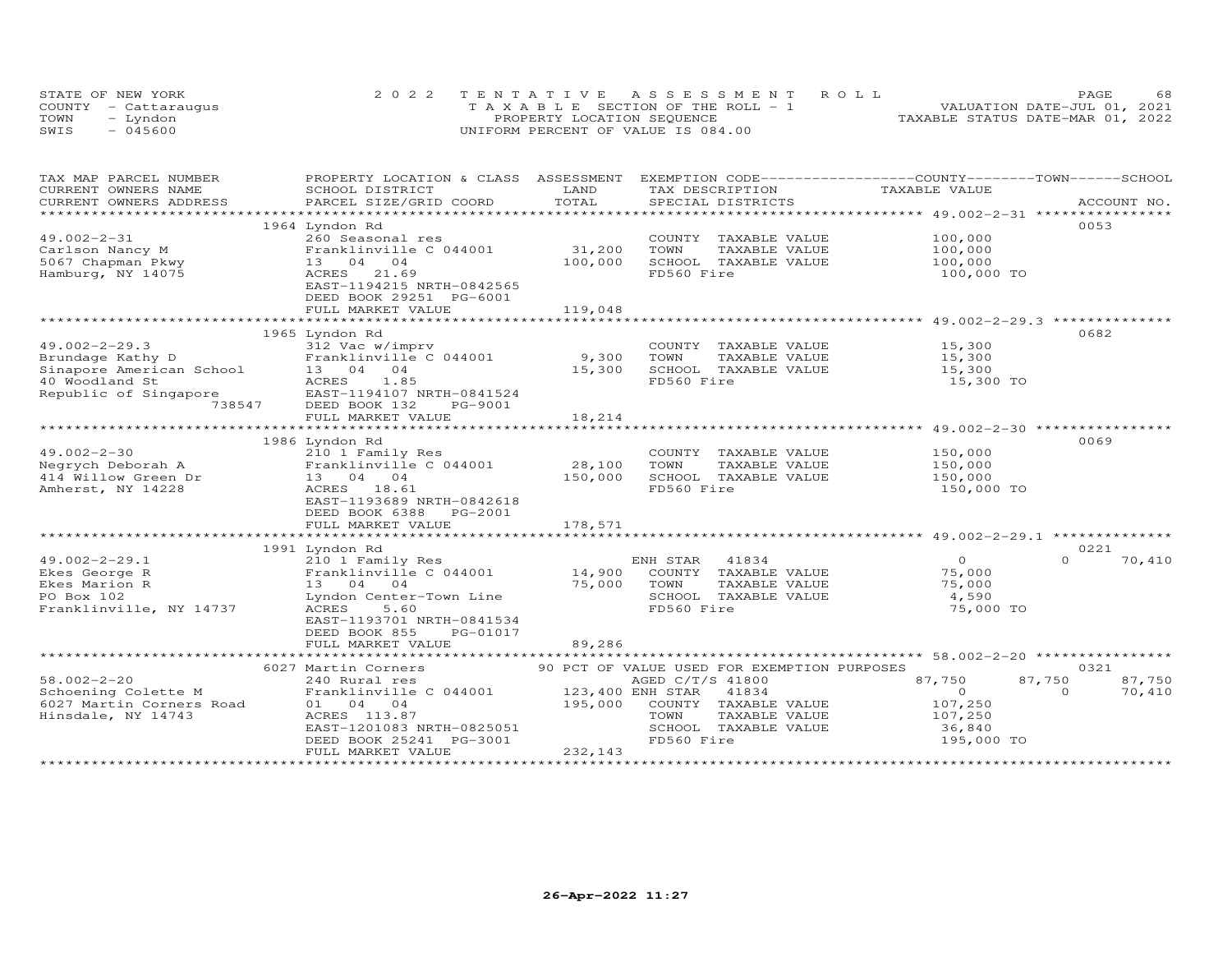STATE OF NEW YORK
COUNTY - Cattaraugus
TOWN - Lyndon
SWIS - 045600

2022 TENTATIVE ASSESSMENT ROLL
TAXABLE SECTION OF THE ROLL - 1
PROPERTY LOCATION SEQUENCE
UNIFORM PERCENT OF VALUE IS 084.00

VALUATION DATE-JUL 01, 2021
TAXABLE STATUS DATE-MAR 01, 2022

| TAX MAP PARCEL NUMBER / CURRENT OWNERS NAME / CURRENT OWNERS ADDRESS | PROPERTY LOCATION & CLASS / SCHOOL DISTRICT / PARCEL SIZE/GRID COORD | ASSESSMENT LAND / TOTAL | EXEMPTION CODE / TAX DESCRIPTION / SPECIAL DISTRICTS | COUNTY TAXABLE VALUE | TOWN | SCHOOL | ACCOUNT NO. |
|---|---|---|---|---|---|---|---|
| 49.002-2-31 | 1964 Lyndon Rd | | | | | | 0053 |
| 49.002-2-31 | 260 Seasonal res | | COUNTY TAXABLE VALUE | 100,000 | | | |
| Carlson Nancy M | Franklinville C 044001 | 31,200 | TOWN TAXABLE VALUE | 100,000 | | | |
| 5067 Chapman Pkwy | 13 04 04 | 100,000 | SCHOOL TAXABLE VALUE | 100,000 | | | |
| Hamburg, NY 14075 | ACRES 21.69 | | FD560 Fire | 100,000 TO | | | |
| | EAST-1194215 NRTH-0842565 | | | | | | |
| | DEED BOOK 29251 PG-6001 | | | | | | |
| | FULL MARKET VALUE | 119,048 | | | | | |
| 49.002-2-29.3 | 1965 Lyndon Rd | | | | | | 0682 |
| 49.002-2-29.3 | 312 Vac w/imprv | | COUNTY TAXABLE VALUE | 15,300 | | | |
| Brundage Kathy D | Franklinville C 044001 | 9,300 | TOWN TAXABLE VALUE | 15,300 | | | |
| Sinapore American School | 13 04 04 | 15,300 | SCHOOL TAXABLE VALUE | 15,300 | | | |
| 40 Woodland St | ACRES 1.85 | | FD560 Fire | 15,300 TO | | | |
| Republic of Singapore | EAST-1194107 NRTH-0841524 | | | | | | |
| 738547 | DEED BOOK 132 PG-9001 | | | | | | |
| | FULL MARKET VALUE | 18,214 | | | | | |
| 49.002-2-30 | 1986 Lyndon Rd | | | | | | 0069 |
| 49.002-2-30 | 210 1 Family Res | | COUNTY TAXABLE VALUE | 150,000 | | | |
| Negrych Deborah A | Franklinville C 044001 | 28,100 | TOWN TAXABLE VALUE | 150,000 | | | |
| 414 Willow Green Dr | 13 04 04 | 150,000 | SCHOOL TAXABLE VALUE | 150,000 | | | |
| Amherst, NY 14228 | ACRES 18.61 | | FD560 Fire | 150,000 TO | | | |
| | EAST-1193689 NRTH-0842618 | | | | | | |
| | DEED BOOK 6388 PG-2001 | | | | | | |
| | FULL MARKET VALUE | 178,571 | | | | | |
| 49.002-2-29.1 | 1991 Lyndon Rd | | | | | | 0221 |
| 49.002-2-29.1 | 210 1 Family Res | | ENH STAR 41834 | 0 | 0 | 70,410 | |
| Ekes George R | Franklinville C 044001 | 14,900 | COUNTY TAXABLE VALUE | 75,000 | | | |
| Ekes Marion R | 13 04 04 | 75,000 | TOWN TAXABLE VALUE | 75,000 | | | |
| PO Box 102 | Lyndon Center-Town Line | | SCHOOL TAXABLE VALUE | 4,590 | | | |
| Franklinville, NY 14737 | ACRES 5.60 | | FD560 Fire | 75,000 TO | | | |
| | EAST-1193701 NRTH-0841534 | | | | | | |
| | DEED BOOK 855 PG-01017 | | | | | | |
| | FULL MARKET VALUE | 89,286 | | | | | |
| 58.002-2-20 | 6027 Martin Corners | | 90 PCT OF VALUE USED FOR EXEMPTION PURPOSES | | | | 0321 |
| 58.002-2-20 | 240 Rural res | | AGED C/T/S 41800 | 87,750 | 87,750 | 87,750 | |
| Schoening Colette M | Franklinville C 044001 | 123,400 | ENH STAR 41834 | 0 | 0 | 70,410 | |
| 6027 Martin Corners Road | 01 04 04 | 195,000 | COUNTY TAXABLE VALUE | 107,250 | | | |
| Hinsdale, NY 14743 | ACRES 113.87 | | TOWN TAXABLE VALUE | 107,250 | | | |
| | EAST-1201083 NRTH-0825051 | | SCHOOL TAXABLE VALUE | 36,840 | | | |
| | DEED BOOK 25241 PG-3001 | | FD560 Fire | 195,000 TO | | | |
| | FULL MARKET VALUE | 232,143 | | | | | |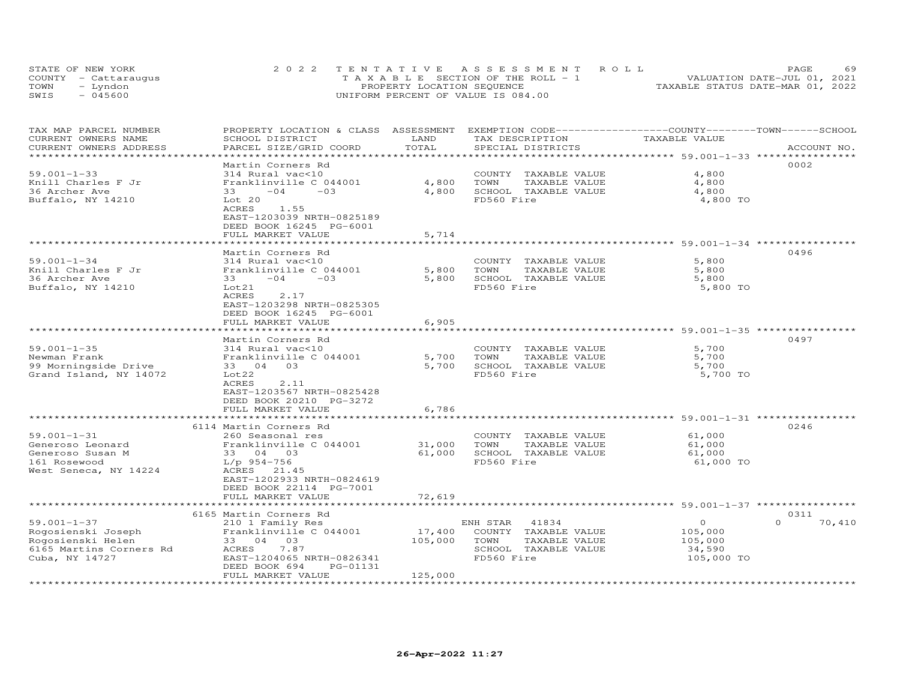STATE OF NEW YORK | 2022 TENTATIVE ASSESSMENT ROLL | VALUATION DATE-JUL 01, 2021
COUNTY - Cattaraugus | TAXABLE SECTION OF THE ROLL - 1 | TAXABLE STATUS DATE-MAR 01, 2022
TOWN - Lyndon | PROPERTY LOCATION SEQUENCE
SWIS - 045600 | UNIFORM PERCENT OF VALUE IS 084.00

| TAX MAP PARCEL NUMBER / CURRENT OWNERS NAME / CURRENT OWNERS ADDRESS | PROPERTY LOCATION & CLASS / SCHOOL DISTRICT / PARCEL SIZE/GRID COORD | ASSESSMENT LAND | ASSESSMENT TOTAL | EXEMPTION CODE / TAX DESCRIPTION / SPECIAL DISTRICTS | COUNTY TAXABLE VALUE | TOWN | SCHOOL | ACCOUNT NO. |
|---|---|---|---|---|---|---|---|---|
| 59.001-1-33 | Martin Corners Rd | | | | | | | 0002 |
| Knill Charles F Jr | 314 Rural vac<10 | | | COUNTY TAXABLE VALUE | 4,800 | | | |
| 36 Archer Ave | Franklinville C 044001 | 4,800 | | TOWN TAXABLE VALUE | 4,800 | | | |
| Buffalo, NY 14210 | 33 -04 -03 | | 4,800 | SCHOOL TAXABLE VALUE | 4,800 | | | |
| | Lot 20 | | | FD560 Fire | 4,800 TO | | | |
| | ACRES 1.55 | | | | | | | |
| | EAST-1203039 NRTH-0825189 | | | | | | | |
| | DEED BOOK 16245 PG-6001 | | | | | | | |
| | FULL MARKET VALUE | | 5,714 | | | | | |
| 59.001-1-34 | Martin Corners Rd | | | | | | | 0496 |
| Knill Charles F Jr | 314 Rural vac<10 | | | COUNTY TAXABLE VALUE | 5,800 | | | |
| 36 Archer Ave | Franklinville C 044001 | 5,800 | | TOWN TAXABLE VALUE | 5,800 | | | |
| Buffalo, NY 14210 | 33 -04 -03 | | 5,800 | SCHOOL TAXABLE VALUE | 5,800 | | | |
| | Lot21 | | | FD560 Fire | 5,800 TO | | | |
| | ACRES 2.17 | | | | | | | |
| | EAST-1203298 NRTH-0825305 | | | | | | | |
| | DEED BOOK 16245 PG-6001 | | | | | | | |
| | FULL MARKET VALUE | | 6,905 | | | | | |
| 59.001-1-35 | Martin Corners Rd | | | | | | | 0497 |
| Newman Frank | 314 Rural vac<10 | | | COUNTY TAXABLE VALUE | 5,700 | | | |
| 99 Morningside Drive | Franklinville C 044001 | 5,700 | | TOWN TAXABLE VALUE | 5,700 | | | |
| Grand Island, NY 14072 | 33 04 03 | | 5,700 | SCHOOL TAXABLE VALUE | 5,700 | | | |
| | Lot22 | | | FD560 Fire | 5,700 TO | | | |
| | ACRES 2.11 | | | | | | | |
| | EAST-1203567 NRTH-0825428 | | | | | | | |
| | DEED BOOK 20210 PG-3272 | | | | | | | |
| | FULL MARKET VALUE | | 6,786 | | | | | |
| 59.001-1-31 | 6114 Martin Corners Rd | | | | | | | 0246 |
| Generoso Leonard | 260 Seasonal res | | | COUNTY TAXABLE VALUE | 61,000 | | | |
| Generoso Susan M | Franklinville C 044001 | 31,000 | | TOWN TAXABLE VALUE | 61,000 | | | |
| 161 Rosewood | 33 04 03 | | 61,000 | SCHOOL TAXABLE VALUE | 61,000 | | | |
| West Seneca, NY 14224 | L/p 954-756 | | | FD560 Fire | 61,000 TO | | | |
| | ACRES 21.45 | | | | | | | |
| | EAST-1202933 NRTH-0824619 | | | | | | | |
| | DEED BOOK 22114 PG-7001 | | | | | | | |
| | FULL MARKET VALUE | | 72,619 | | | | | |
| 59.001-1-37 | 6165 Martin Corners Rd | | | | | | | 0311 |
| Rogosienski Joseph | 210 1 Family Res | | | ENH STAR 41834 | 0 | 0 | 70,410 | |
| Rogosienski Helen | Franklinville C 044001 | 17,400 | | COUNTY TAXABLE VALUE | 105,000 | | | |
| 6165 Martins Corners Rd | 33 04 03 | | 105,000 | TOWN TAXABLE VALUE | 105,000 | | | |
| Cuba, NY 14727 | ACRES 7.87 | | | SCHOOL TAXABLE VALUE | 34,590 | | | |
| | EAST-1204065 NRTH-0826341 | | | FD560 Fire | 105,000 TO | | | |
| | DEED BOOK 694 PG-01131 | | | | | | | |
| | FULL MARKET VALUE | | 125,000 | | | | | |

26-Apr-2022 11:27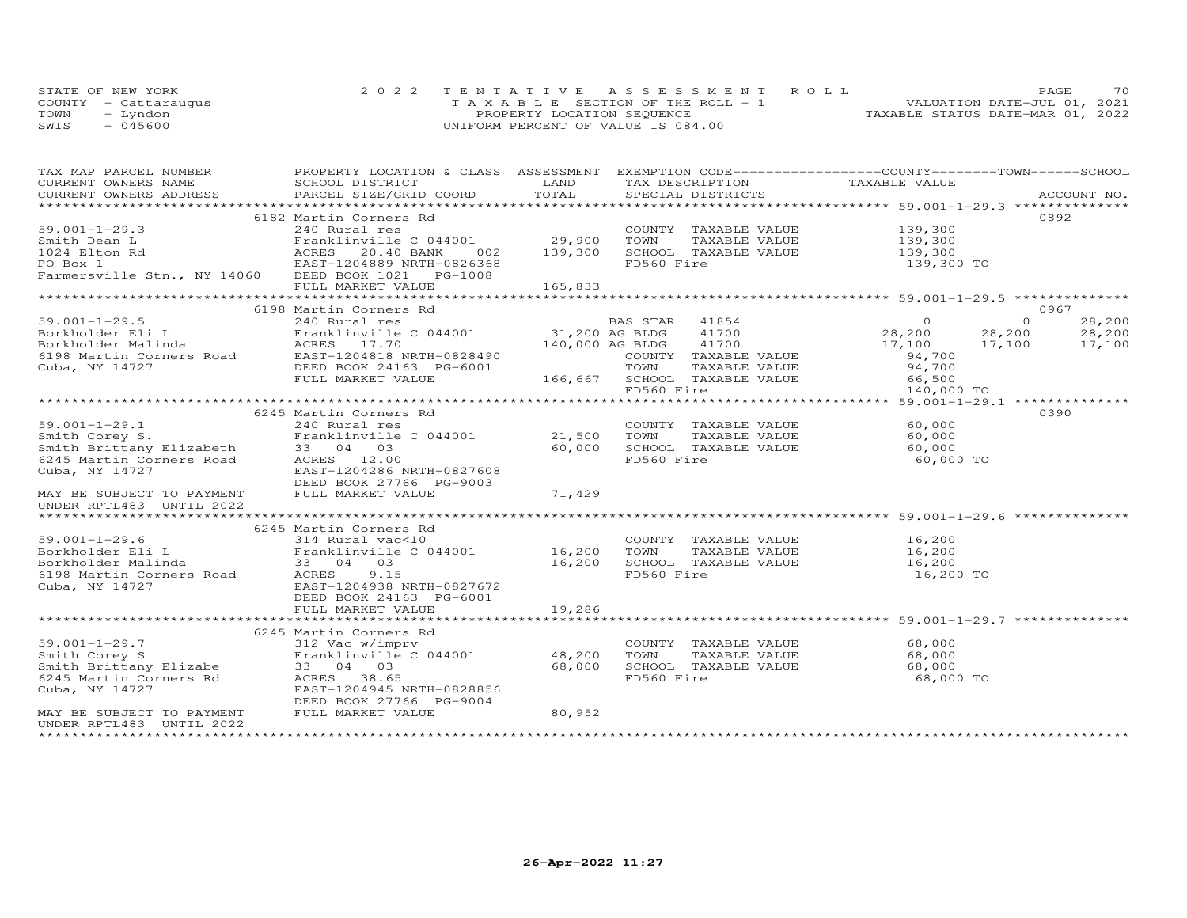STATE OF NEW YORK
COUNTY - Cattaraugus
TOWN - Lyndon
SWIS - 045600

2022 TENTATIVE ASSESSMENT ROLL
TAXABLE SECTION OF THE ROLL - 1
PROPERTY LOCATION SEQUENCE
UNIFORM PERCENT OF VALUE IS 084.00

VALUATION DATE-JUL 01, 2021
TAXABLE STATUS DATE-MAR 01, 2022

| TAX MAP PARCEL NUMBER / CURRENT OWNERS NAME / CURRENT OWNERS ADDRESS | PROPERTY LOCATION & CLASS / SCHOOL DISTRICT / PARCEL SIZE/GRID COORD | ASSESSMENT LAND | TOTAL | EXEMPTION CODE / TAX DESCRIPTION / SPECIAL DISTRICTS | COUNTY TAXABLE VALUE | TOWN | SCHOOL | ACCOUNT NO. |
|---|---|---|---|---|---|---|---|---|
| **59.001-1-29.3** | 6182 Martin Corners Rd | | | | | | | 0892 |
| Smith Dean L | 240 Rural res | | | COUNTY TAXABLE VALUE | 139,300 | | | |
| 1024 Elton Rd | Franklinville C 044001 | 29,900 | | TOWN TAXABLE VALUE | 139,300 | | | |
| PO Box 1 | ACRES 20.40 BANK 002 | | 139,300 | SCHOOL TAXABLE VALUE | 139,300 | | | |
| Farmersville Stn., NY 14060 | EAST-1204889 NRTH-0826368 | | | FD560 Fire | 139,300 TO | | | |
| | DEED BOOK 1021 PG-1008 | | | | | | | |
| | FULL MARKET VALUE | | 165,833 | | | | | |
| **59.001-1-29.5** | 6198 Martin Corners Rd | | | | | | | 0967 |
| Borkholder Eli L | 240 Rural res | | | BAS STAR 41854 | 0 | 0 | 28,200 | |
| Borkholder Malinda | Franklinville C 044001 | 31,200 | | AG BLDG 41700 | 28,200 | 28,200 | 28,200 | |
| 6198 Martin Corners Road | ACRES 17.70 | | 140,000 | AG BLDG 41700 | 17,100 | 17,100 | 17,100 | |
| Cuba, NY 14727 | EAST-1204818 NRTH-0828490 | | | COUNTY TAXABLE VALUE | 94,700 | | | |
| | DEED BOOK 24163 PG-6001 | | | TOWN TAXABLE VALUE | 94,700 | | | |
| | FULL MARKET VALUE | | 166,667 | SCHOOL TAXABLE VALUE | 66,500 | | | |
| | | | | FD560 Fire | 140,000 TO | | | |
| **59.001-1-29.1** | 6245 Martin Corners Rd | | | | | | | 0390 |
| Smith Corey S. | 240 Rural res | | | COUNTY TAXABLE VALUE | 60,000 | | | |
| Smith Brittany Elizabeth | Franklinville C 044001 | 21,500 | | TOWN TAXABLE VALUE | 60,000 | | | |
| 6245 Martin Corners Road | 33 04 03 | | 60,000 | SCHOOL TAXABLE VALUE | 60,000 | | | |
| Cuba, NY 14727 | ACRES 12.00 | | | FD560 Fire | 60,000 TO | | | |
| | EAST-1204286 NRTH-0827608 | | | | | | | |
| | DEED BOOK 27766 PG-9003 | | | | | | | |
| MAY BE SUBJECT TO PAYMENT UNDER RPTL483 UNTIL 2022 | FULL MARKET VALUE | | 71,429 | | | | | |
| **59.001-1-29.6** | 6245 Martin Corners Rd | | | | | | | |
| Borkholder Eli L | 314 Rural vac<10 | | | COUNTY TAXABLE VALUE | 16,200 | | | |
| Borkholder Malinda | Franklinville C 044001 | 16,200 | | TOWN TAXABLE VALUE | 16,200 | | | |
| 6198 Martin Corners Road | 33 04 03 | | 16,200 | SCHOOL TAXABLE VALUE | 16,200 | | | |
| Cuba, NY 14727 | ACRES 9.15 | | | FD560 Fire | 16,200 TO | | | |
| | EAST-1204938 NRTH-0827672 | | | | | | | |
| | DEED BOOK 24163 PG-6001 | | | | | | | |
| | FULL MARKET VALUE | | 19,286 | | | | | |
| **59.001-1-29.7** | 6245 Martin Corners Rd | | | | | | | |
| Smith Corey S | 312 Vac w/imprv | | | COUNTY TAXABLE VALUE | 68,000 | | | |
| Smith Brittany Elizabe | Franklinville C 044001 | 48,200 | | TOWN TAXABLE VALUE | 68,000 | | | |
| 6245 Martin Corners Rd | 33 04 03 | | 68,000 | SCHOOL TAXABLE VALUE | 68,000 | | | |
| Cuba, NY 14727 | ACRES 38.65 | | | FD560 Fire | 68,000 TO | | | |
| | EAST-1204945 NRTH-0828856 | | | | | | | |
| | DEED BOOK 27766 PG-9004 | | | | | | | |
| MAY BE SUBJECT TO PAYMENT UNDER RPTL483 UNTIL 2022 | FULL MARKET VALUE | | 80,952 | | | | | |

26-Apr-2022 11:27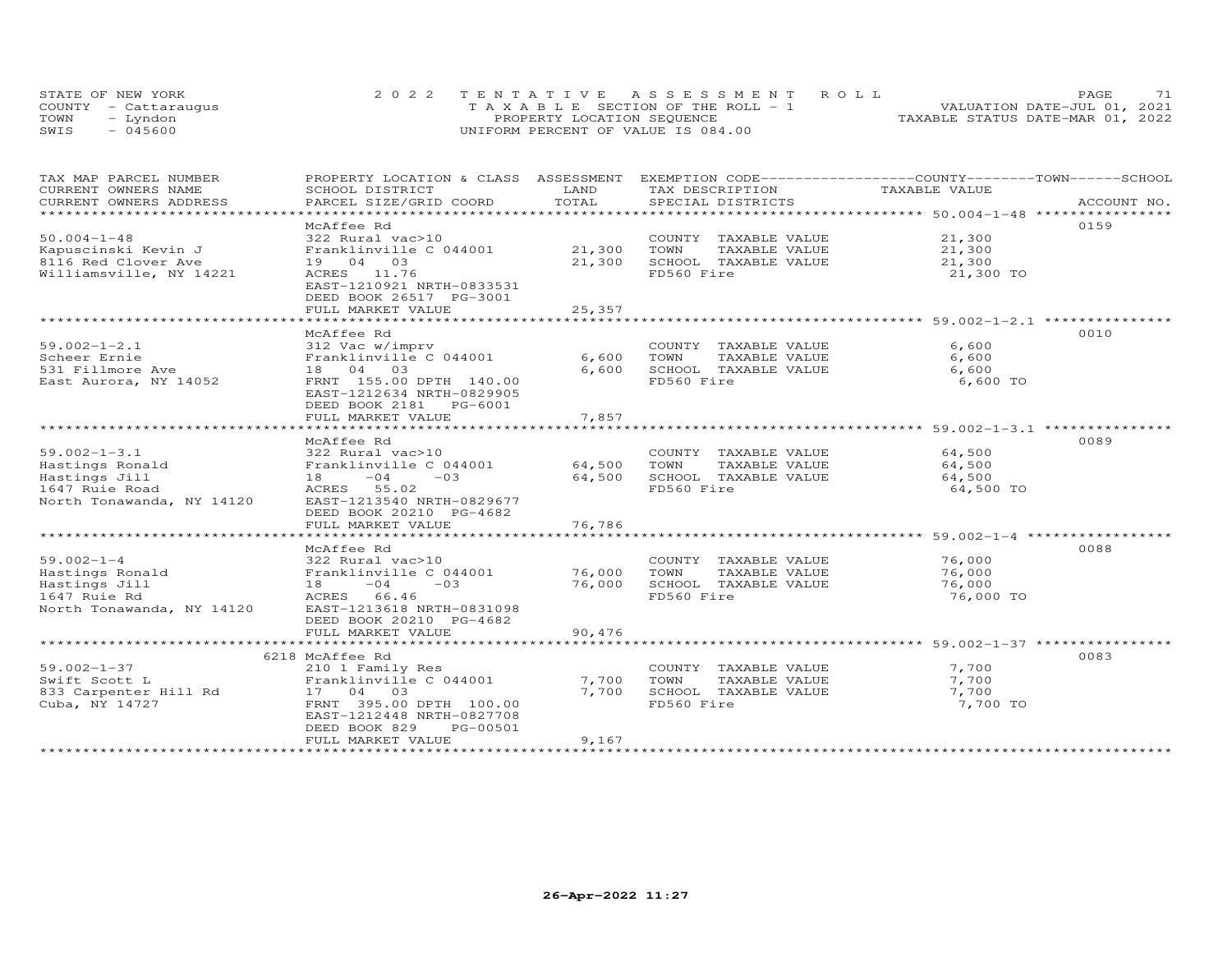STATE OF NEW YORK
COUNTY - Cattaraugus
TOWN - Lyndon
SWIS - 045600

2022 TENTATIVE ASSESSMENT ROLL
TAXABLE SECTION OF THE ROLL - 1
PROPERTY LOCATION SEQUENCE
UNIFORM PERCENT OF VALUE IS 084.00

VALUATION DATE-JUL 01, 2021
TAXABLE STATUS DATE-MAR 01, 2022

| TAX MAP PARCEL NUMBER / CURRENT OWNERS NAME / CURRENT OWNERS ADDRESS | PROPERTY LOCATION & CLASS / SCHOOL DISTRICT / PARCEL SIZE/GRID COORD | ASSESSMENT LAND / TOTAL | EXEMPTION CODE / TAX DESCRIPTION / SPECIAL DISTRICTS | COUNTY / TOWN / SCHOOL TAXABLE VALUE | ACCOUNT NO. |
|---|---|---|---|---|---|
| **50.004-1-48** | McAffee Rd | | | | 0159 |
| 50.004-1-48 | 322 Rural vac>10 | | COUNTY TAXABLE VALUE | 21,300 | |
| Kapuscinski Kevin J | Franklinville C 044001 | 21,300 | TOWN TAXABLE VALUE | 21,300 | |
| 8116 Red Clover Ave | 19 04 03 | 21,300 | SCHOOL TAXABLE VALUE | 21,300 | |
| Williamsville, NY 14221 | ACRES 11.76 | | FD560 Fire | 21,300 TO | |
| | EAST-1210921 NRTH-0833531 | | | | |
| | DEED BOOK 26517 PG-3001 | | | | |
| | FULL MARKET VALUE | 25,357 | | | |
| **59.002-1-2.1** | McAffee Rd | | | | 0010 |
| 59.002-1-2.1 | 312 Vac w/imprv | | COUNTY TAXABLE VALUE | 6,600 | |
| Scheer Ernie | Franklinville C 044001 | 6,600 | TOWN TAXABLE VALUE | 6,600 | |
| 531 Fillmore Ave | 18 04 03 | 6,600 | SCHOOL TAXABLE VALUE | 6,600 | |
| East Aurora, NY 14052 | FRNT 155.00 DPTH 140.00 | | FD560 Fire | 6,600 TO | |
| | EAST-1212634 NRTH-0829905 | | | | |
| | DEED BOOK 2181 PG-6001 | | | | |
| | FULL MARKET VALUE | 7,857 | | | |
| **59.002-1-3.1** | McAffee Rd | | | | 0089 |
| 59.002-1-3.1 | 322 Rural vac>10 | | COUNTY TAXABLE VALUE | 64,500 | |
| Hastings Ronald | Franklinville C 044001 | 64,500 | TOWN TAXABLE VALUE | 64,500 | |
| Hastings Jill | 18 -04 -03 | 64,500 | SCHOOL TAXABLE VALUE | 64,500 | |
| 1647 Ruie Road | ACRES 55.02 | | FD560 Fire | 64,500 TO | |
| North Tonawanda, NY 14120 | EAST-1213540 NRTH-0829677 | | | | |
| | DEED BOOK 20210 PG-4682 | | | | |
| | FULL MARKET VALUE | 76,786 | | | |
| **59.002-1-4** | McAffee Rd | | | | 0088 |
| 59.002-1-4 | 322 Rural vac>10 | | COUNTY TAXABLE VALUE | 76,000 | |
| Hastings Ronald | Franklinville C 044001 | 76,000 | TOWN TAXABLE VALUE | 76,000 | |
| Hastings Jill | 18 -04 -03 | 76,000 | SCHOOL TAXABLE VALUE | 76,000 | |
| 1647 Ruie Rd | ACRES 66.46 | | FD560 Fire | 76,000 TO | |
| North Tonawanda, NY 14120 | EAST-1213618 NRTH-0831098 | | | | |
| | DEED BOOK 20210 PG-4682 | | | | |
| | FULL MARKET VALUE | 90,476 | | | |
| **59.002-1-37** | 6218 McAffee Rd | | | | 0083 |
| 59.002-1-37 | 210 1 Family Res | | COUNTY TAXABLE VALUE | 7,700 | |
| Swift Scott L | Franklinville C 044001 | 7,700 | TOWN TAXABLE VALUE | 7,700 | |
| 833 Carpenter Hill Rd | 17 04 03 | 7,700 | SCHOOL TAXABLE VALUE | 7,700 | |
| Cuba, NY 14727 | FRNT 395.00 DPTH 100.00 | | FD560 Fire | 7,700 TO | |
| | EAST-1212448 NRTH-0827708 | | | | |
| | DEED BOOK 829 PG-00501 | | | | |
| | FULL MARKET VALUE | 9,167 | | | |

26-Apr-2022 11:27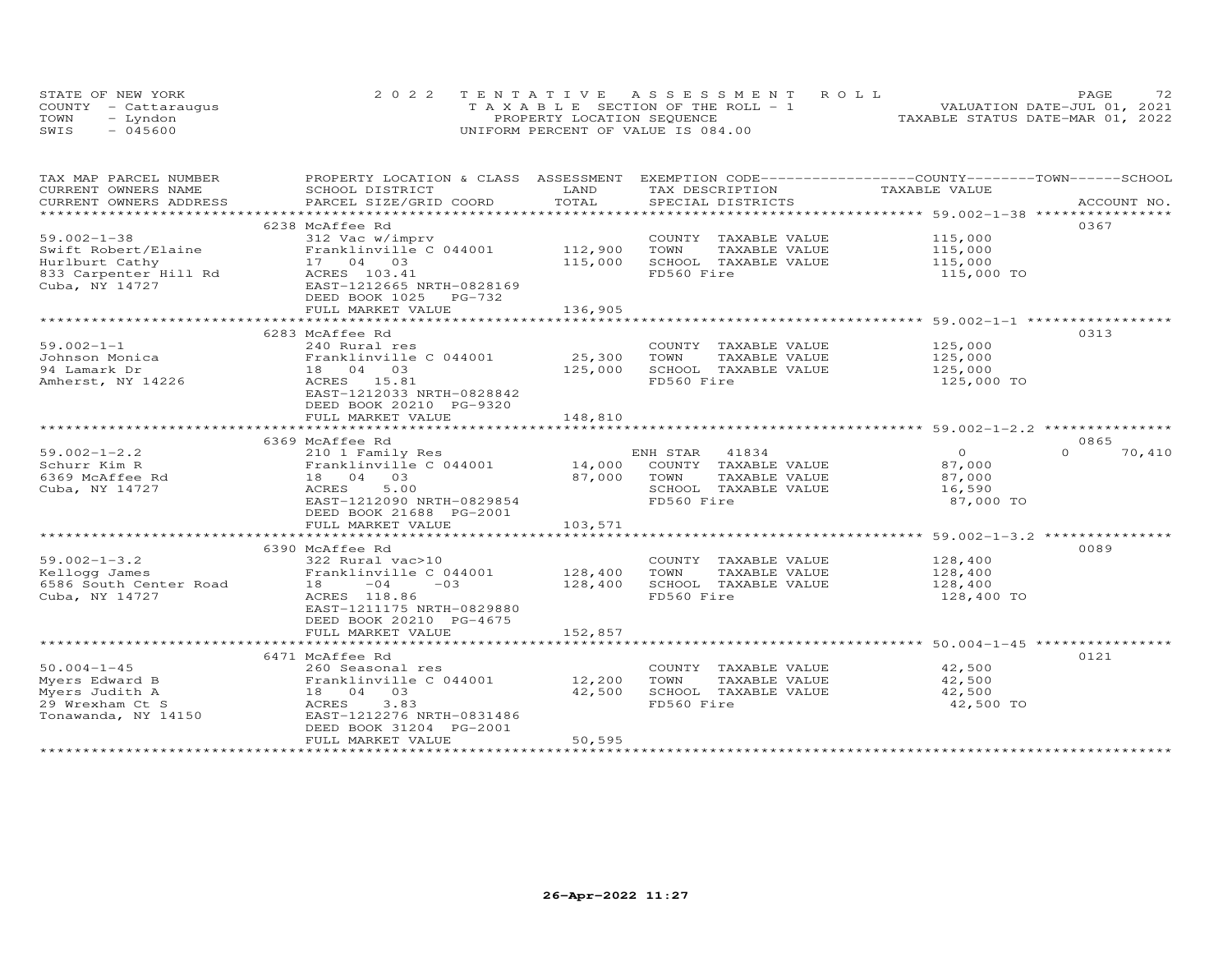STATE OF NEW YORK
COUNTY - Cattaraugus
TOWN - Lyndon
SWIS - 045600

2022 TENTATIVE ASSESSMENT ROLL
TAXABLE SECTION OF THE ROLL - 1
PROPERTY LOCATION SEQUENCE
UNIFORM PERCENT OF VALUE IS 084.00

VALUATION DATE-JUL 01, 2021
TAXABLE STATUS DATE-MAR 01, 2022

| TAX MAP PARCEL NUMBER / CURRENT OWNERS NAME / CURRENT OWNERS ADDRESS | PROPERTY LOCATION & CLASS / SCHOOL DISTRICT / PARCEL SIZE/GRID COORD | ASSESSMENT LAND | TOTAL | EXEMPTION CODE / TAX DESCRIPTION / SPECIAL DISTRICTS | COUNTY TAXABLE VALUE | TOWN | SCHOOL | ACCOUNT NO. |
|---|---|---|---|---|---|---|---|---|
| | 6238 McAffee Rd | | | | | | | 0367 |
| 59.002-1-38 | 312 Vac w/imprv | | | COUNTY TAXABLE VALUE | 115,000 | | | |
| Swift Robert/Elaine | Franklinville C 044001 | 112,900 | | TOWN TAXABLE VALUE | 115,000 | | | |
| Hurlburt Cathy | 17 04 03 | | 115,000 | SCHOOL TAXABLE VALUE | 115,000 | | | |
| 833 Carpenter Hill Rd | ACRES 103.41 | | | FD560 Fire | 115,000 TO | | | |
| Cuba, NY 14727 | EAST-1212665 NRTH-0828169 | | | | | | | |
| | DEED BOOK 1025 PG-732 | | | | | | | |
| | FULL MARKET VALUE | | 136,905 | | | | | |
| | 6283 McAffee Rd | | | | | | | 0313 |
| 59.002-1-1 | 240 Rural res | | | COUNTY TAXABLE VALUE | 125,000 | | | |
| Johnson Monica | Franklinville C 044001 | 25,300 | | TOWN TAXABLE VALUE | 125,000 | | | |
| 94 Lamark Dr | 18 04 03 | | 125,000 | SCHOOL TAXABLE VALUE | 125,000 | | | |
| Amherst, NY 14226 | ACRES 15.81 | | | FD560 Fire | 125,000 TO | | | |
| | EAST-1212033 NRTH-0828842 | | | | | | | |
| | DEED BOOK 20210 PG-9320 | | | | | | | |
| | FULL MARKET VALUE | | 148,810 | | | | | |
| | 6369 McAffee Rd | | | | | | | 0865 |
| 59.002-1-2.2 | 210 1 Family Res | | | ENH STAR 41834 | 0 | 0 | 70,410 | |
| Schurr Kim R | Franklinville C 044001 | 14,000 | | COUNTY TAXABLE VALUE | 87,000 | | | |
| 6369 McAffee Rd | 18 04 03 | | 87,000 | TOWN TAXABLE VALUE | 87,000 | | | |
| Cuba, NY 14727 | ACRES 5.00 | | | SCHOOL TAXABLE VALUE | 16,590 | | | |
| | EAST-1212090 NRTH-0829854 | | | FD560 Fire | 87,000 TO | | | |
| | DEED BOOK 21688 PG-2001 | | | | | | | |
| | FULL MARKET VALUE | | 103,571 | | | | | |
| | 6390 McAffee Rd | | | | | | | 0089 |
| 59.002-1-3.2 | 322 Rural vac>10 | | | COUNTY TAXABLE VALUE | 128,400 | | | |
| Kellogg James | Franklinville C 044001 | 128,400 | | TOWN TAXABLE VALUE | 128,400 | | | |
| 6586 South Center Road | 18 -04 -03 | | 128,400 | SCHOOL TAXABLE VALUE | 128,400 | | | |
| Cuba, NY 14727 | ACRES 118.86 | | | FD560 Fire | 128,400 TO | | | |
| | EAST-1211175 NRTH-0829880 | | | | | | | |
| | DEED BOOK 20210 PG-4675 | | | | | | | |
| | FULL MARKET VALUE | | 152,857 | | | | | |
| | 6471 McAffee Rd | | | | | | | 0121 |
| 50.004-1-45 | 260 Seasonal res | | | COUNTY TAXABLE VALUE | 42,500 | | | |
| Myers Edward B | Franklinville C 044001 | 12,200 | | TOWN TAXABLE VALUE | 42,500 | | | |
| Myers Judith A | 18 04 03 | | 42,500 | SCHOOL TAXABLE VALUE | 42,500 | | | |
| 29 Wrexham Ct S | ACRES 3.83 | | | FD560 Fire | 42,500 TO | | | |
| Tonawanda, NY 14150 | EAST-1212276 NRTH-0831486 | | | | | | | |
| | DEED BOOK 31204 PG-2001 | | | | | | | |
| | FULL MARKET VALUE | | 50,595 | | | | | |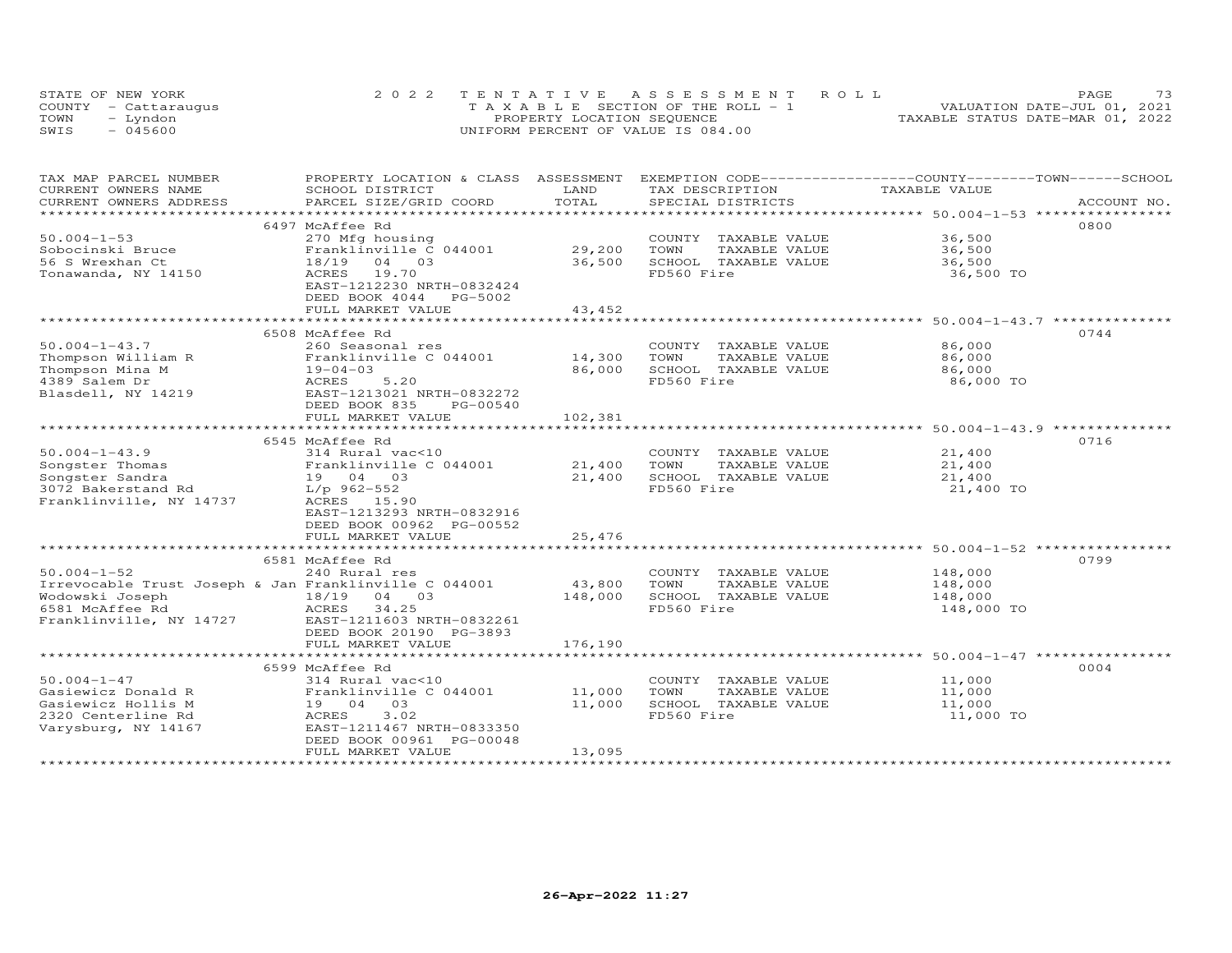STATE OF NEW YORK
COUNTY - Cattaraugus
TOWN - Lyndon
SWIS - 045600

2022 TENTATIVE ASSESSMENT ROLL
TAXABLE SECTION OF THE ROLL - 1
PROPERTY LOCATION SEQUENCE
UNIFORM PERCENT OF VALUE IS 084.00

VALUATION DATE-JUL 01, 2021
TAXABLE STATUS DATE-MAR 01, 2022

| TAX MAP PARCEL NUMBER / CURRENT OWNERS NAME / CURRENT OWNERS ADDRESS | PROPERTY LOCATION & CLASS / SCHOOL DISTRICT / PARCEL SIZE/GRID COORD | ASSESSMENT LAND / TOTAL | EXEMPTION CODE / TAX DESCRIPTION / SPECIAL DISTRICTS | TAXABLE VALUE (COUNTY / TOWN / SCHOOL) | ACCOUNT NO. |
|---|---|---|---|---|---|
| 50.004-1-53 | 6497 McAffee Rd | | | | 0800 |
| Sobocinski Bruce | 270 Mfg housing | | COUNTY TAXABLE VALUE | 36,500 | |
| 56 S Wrexhan Ct | Franklinville C 044001 | 29,200 | TOWN TAXABLE VALUE | 36,500 | |
| Tonawanda, NY 14150 | 18/19 04 03 | 36,500 | SCHOOL TAXABLE VALUE | 36,500 | |
| | ACRES 19.70 | | FD560 Fire | 36,500 TO | |
| | EAST-1212230 NRTH-0832424 | | | | |
| | DEED BOOK 4044 PG-5002 | | | | |
| | FULL MARKET VALUE | 43,452 | | | |
| 50.004-1-43.7 | 6508 McAffee Rd | | | | 0744 |
| Thompson William R | 260 Seasonal res | | COUNTY TAXABLE VALUE | 86,000 | |
| Thompson Mina M | Franklinville C 044001 | 14,300 | TOWN TAXABLE VALUE | 86,000 | |
| 4389 Salem Dr | 19-04-03 | 86,000 | SCHOOL TAXABLE VALUE | 86,000 | |
| Blasdell, NY 14219 | ACRES 5.20 | | FD560 Fire | 86,000 TO | |
| | EAST-1213021 NRTH-0832272 | | | | |
| | DEED BOOK 835 PG-00540 | | | | |
| | FULL MARKET VALUE | 102,381 | | | |
| 50.004-1-43.9 | 6545 McAffee Rd | | | | 0716 |
| Songster Thomas | 314 Rural vac<10 | | COUNTY TAXABLE VALUE | 21,400 | |
| Songster Sandra | Franklinville C 044001 | 21,400 | TOWN TAXABLE VALUE | 21,400 | |
| 3072 Bakerstand Rd | 19 04 03 | 21,400 | SCHOOL TAXABLE VALUE | 21,400 | |
| Franklinville, NY 14737 | L/p 962-552 | | FD560 Fire | 21,400 TO | |
| | ACRES 15.90 | | | | |
| | EAST-1213293 NRTH-0832916 | | | | |
| | DEED BOOK 00962 PG-00552 | | | | |
| | FULL MARKET VALUE | 25,476 | | | |
| 50.004-1-52 | 6581 McAffee Rd | | | | 0799 |
| Irrevocable Trust Joseph & Jan | 240 Rural res | | COUNTY TAXABLE VALUE | 148,000 | |
| Wodowski Joseph | Franklinville C 044001 | 43,800 | TOWN TAXABLE VALUE | 148,000 | |
| 6581 McAffee Rd | 18/19 04 03 | 148,000 | SCHOOL TAXABLE VALUE | 148,000 | |
| Franklinville, NY 14727 | ACRES 34.25 | | FD560 Fire | 148,000 TO | |
| | EAST-1211603 NRTH-0832261 | | | | |
| | DEED BOOK 20190 PG-3893 | | | | |
| | FULL MARKET VALUE | 176,190 | | | |
| 50.004-1-47 | 6599 McAffee Rd | | | | 0004 |
| Gasiewicz Donald R | 314 Rural vac<10 | | COUNTY TAXABLE VALUE | 11,000 | |
| Gasiewicz Hollis M | Franklinville C 044001 | 11,000 | TOWN TAXABLE VALUE | 11,000 | |
| 2320 Centerline Rd | 19 04 03 | 11,000 | SCHOOL TAXABLE VALUE | 11,000 | |
| Varysburg, NY 14167 | ACRES 3.02 | | FD560 Fire | 11,000 TO | |
| | EAST-1211467 NRTH-0833350 | | | | |
| | DEED BOOK 00961 PG-00048 | | | | |
| | FULL MARKET VALUE | 13,095 | | | |

26-Apr-2022 11:27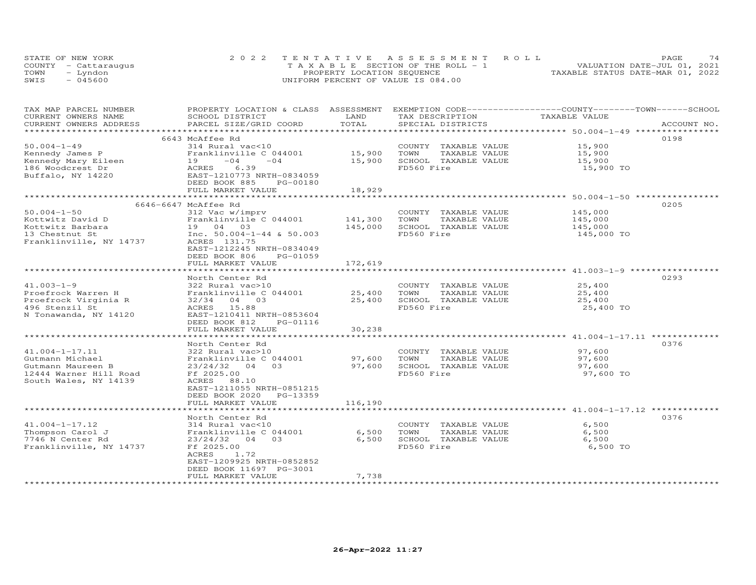STATE OF NEW YORK
COUNTY - Cattaraugus
TOWN - Lyndon
SWIS - 045600

2022 TENTATIVE ASSESSMENT ROLL
TAXABLE SECTION OF THE ROLL - 1
PROPERTY LOCATION SEQUENCE
UNIFORM PERCENT OF VALUE IS 084.00

VALUATION DATE-JUL 01, 2021
TAXABLE STATUS DATE-MAR 01, 2022

| TAX MAP PARCEL NUMBER / CURRENT OWNERS NAME / CURRENT OWNERS ADDRESS | PROPERTY LOCATION & CLASS / SCHOOL DISTRICT / PARCEL SIZE/GRID COORD | ASSESSMENT LAND / TOTAL | EXEMPTION CODE / TAX DESCRIPTION / SPECIAL DISTRICTS | COUNTY--------TOWN------SCHOOL TAXABLE VALUE | ACCOUNT NO. |
|---|---|---|---|---|---|
| | 6643 McAffee Rd | | | | 0198 |
| 50.004-1-49 | 314 Rural vac<10 | | COUNTY TAXABLE VALUE | 15,900 | |
| Kennedy James P | Franklinville C 044001 | 15,900 | TOWN TAXABLE VALUE | 15,900 | |
| Kennedy Mary Eileen | 19 -04 -04 | 15,900 | SCHOOL TAXABLE VALUE | 15,900 | |
| 186 Woodcrest Dr | ACRES 6.39 | | FD560 Fire | 15,900 TO | |
| Buffalo, NY 14220 | EAST-1210773 NRTH-0834059 | | | | |
| | DEED BOOK 885 PG-00180 | | | | |
| | FULL MARKET VALUE | 18,929 | | | |
| | 6646-6647 McAffee Rd | | | | 0205 |
| 50.004-1-50 | 312 Vac w/imprv | | COUNTY TAXABLE VALUE | 145,000 | |
| Kottwitz David D | Franklinville C 044001 | 141,300 | TOWN TAXABLE VALUE | 145,000 | |
| Kottwitz Barbara | 19 04 03 | 145,000 | SCHOOL TAXABLE VALUE | 145,000 | |
| 13 Chestnut St | Inc. 50.004-1-44 & 50.003 | | FD560 Fire | 145,000 TO | |
| Franklinville, NY 14737 | ACRES 131.75 | | | | |
| | EAST-1212245 NRTH-0834049 | | | | |
| | DEED BOOK 806 PG-01059 | | | | |
| | FULL MARKET VALUE | 172,619 | | | |
| | North Center Rd | | | | 0293 |
| 41.003-1-9 | 322 Rural vac>10 | | COUNTY TAXABLE VALUE | 25,400 | |
| Proefrock Warren H | Franklinville C 044001 | 25,400 | TOWN TAXABLE VALUE | 25,400 | |
| Proefrock Virginia R | 32/34 04 03 | 25,400 | SCHOOL TAXABLE VALUE | 25,400 | |
| 496 Stenzil St | ACRES 15.88 | | FD560 Fire | 25,400 TO | |
| N Tonawanda, NY 14120 | EAST-1210411 NRTH-0853604 | | | | |
| | DEED BOOK 812 PG-01116 | | | | |
| | FULL MARKET VALUE | 30,238 | | | |
| | North Center Rd | | | | 0376 |
| 41.004-1-17.11 | 322 Rural vac>10 | | COUNTY TAXABLE VALUE | 97,600 | |
| Gutmann Michael | Franklinville C 044001 | 97,600 | TOWN TAXABLE VALUE | 97,600 | |
| Gutmann Maureen B | 23/24/32 04 03 | 97,600 | SCHOOL TAXABLE VALUE | 97,600 | |
| 12444 Warner Hill Road | Ff 2025.00 | | FD560 Fire | 97,600 TO | |
| South Wales, NY 14139 | ACRES 88.10 | | | | |
| | EAST-1211055 NRTH-0851215 | | | | |
| | DEED BOOK 2020 PG-13359 | | | | |
| | FULL MARKET VALUE | 116,190 | | | |
| | North Center Rd | | | | 0376 |
| 41.004-1-17.12 | 314 Rural vac<10 | | COUNTY TAXABLE VALUE | 6,500 | |
| Thompson Carol J | Franklinville C 044001 | 6,500 | TOWN TAXABLE VALUE | 6,500 | |
| 7746 N Center Rd | 23/24/32 04 03 | 6,500 | SCHOOL TAXABLE VALUE | 6,500 | |
| Franklinville, NY 14737 | Ff 2025.00 | | FD560 Fire | 6,500 TO | |
| | ACRES 1.72 | | | | |
| | EAST-1209925 NRTH-0852852 | | | | |
| | DEED BOOK 11697 PG-3001 | | | | |
| | FULL MARKET VALUE | 7,738 | | | |

26-Apr-2022 11:27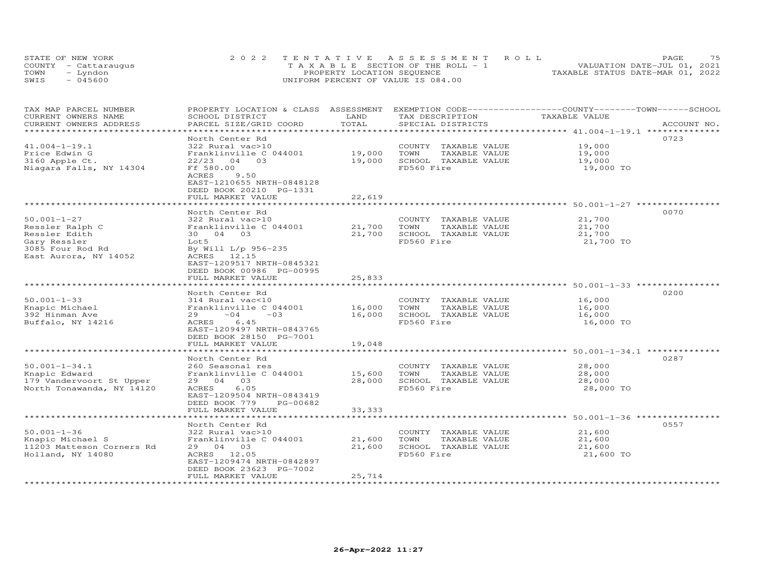STATE OF NEW YORK
COUNTY - Cattaraugus
TOWN - Lyndon
SWIS - 045600

2022 TENTATIVE ASSESSMENT ROLL
TAXABLE SECTION OF THE ROLL - 1
PROPERTY LOCATION SEQUENCE
UNIFORM PERCENT OF VALUE IS 084.00

VALUATION DATE-JUL 01, 2021
TAXABLE STATUS DATE-MAR 01, 2022

| TAX MAP PARCEL NUMBER / CURRENT OWNERS NAME / CURRENT OWNERS ADDRESS | PROPERTY LOCATION & CLASS / SCHOOL DISTRICT / PARCEL SIZE/GRID COORD | ASSESSMENT LAND / TOTAL | EXEMPTION CODE / TAX DESCRIPTION / SPECIAL DISTRICTS | COUNTY--TOWN--SCHOOL TAXABLE VALUE | ACCOUNT NO. |
|---|---|---|---|---|---|
| 41.004-1-19.1 | North Center Rd | | | | 0723 |
| | 322 Rural vac>10 | | COUNTY TAXABLE VALUE | 19,000 | |
| Price Edwin G | Franklinville C 044001 | 19,000 | TOWN TAXABLE VALUE | 19,000 | |
| 3160 Apple Ct. | 22/23 04 03 | 19,000 | SCHOOL TAXABLE VALUE | 19,000 | |
| Niagara Falls, NY 14304 | Ff 580.00 | | FD560 Fire | 19,000 TO | |
| | ACRES 9.50 | | | | |
| | EAST-1210655 NRTH-0848128 | | | | |
| | DEED BOOK 20210 PG-1331 | | | | |
| | FULL MARKET VALUE | 22,619 | | | |
| 50.001-1-27 | North Center Rd | | | | 0070 |
| | 322 Rural vac>10 | | COUNTY TAXABLE VALUE | 21,700 | |
| Ressler Ralph C | Franklinville C 044001 | 21,700 | TOWN TAXABLE VALUE | 21,700 | |
| Ressler Edith | 30 04 03 | 21,700 | SCHOOL TAXABLE VALUE | 21,700 | |
| Gary Ressler | Lot5 | | FD560 Fire | 21,700 TO | |
| 3085 Four Rod Rd | By Will L/p 956-235 | | | | |
| East Aurora, NY 14052 | ACRES 12.15 | | | | |
| | EAST-1209517 NRTH-0845321 | | | | |
| | DEED BOOK 00986 PG-00995 | | | | |
| | FULL MARKET VALUE | 25,833 | | | |
| 50.001-1-33 | North Center Rd | | | | 0200 |
| | 314 Rural vac<10 | | COUNTY TAXABLE VALUE | 16,000 | |
| Knapic Michael | Franklinville C 044001 | 16,000 | TOWN TAXABLE VALUE | 16,000 | |
| 392 Hinman Ave | 29 -04 -03 | 16,000 | SCHOOL TAXABLE VALUE | 16,000 | |
| Buffalo, NY 14216 | ACRES 6.45 | | FD560 Fire | 16,000 TO | |
| | EAST-1209497 NRTH-0843765 | | | | |
| | DEED BOOK 28150 PG-7001 | | | | |
| | FULL MARKET VALUE | 19,048 | | | |
| 50.001-1-34.1 | North Center Rd | | | | 0287 |
| | 260 Seasonal res | | COUNTY TAXABLE VALUE | 28,000 | |
| Knapic Edward | Franklinville C 044001 | 15,600 | TOWN TAXABLE VALUE | 28,000 | |
| 179 Vandervoort St Upper | 29 04 03 | 28,000 | SCHOOL TAXABLE VALUE | 28,000 | |
| North Tonawanda, NY 14120 | ACRES 6.05 | | FD560 Fire | 28,000 TO | |
| | EAST-1209504 NRTH-0843419 | | | | |
| | DEED BOOK 779 PG-00682 | | | | |
| | FULL MARKET VALUE | 33,333 | | | |
| 50.001-1-36 | North Center Rd | | | | 0557 |
| | 322 Rural vac>10 | | COUNTY TAXABLE VALUE | 21,600 | |
| Knapic Michael S | Franklinville C 044001 | 21,600 | TOWN TAXABLE VALUE | 21,600 | |
| 11203 Matteson Corners Rd | 29 04 03 | 21,600 | SCHOOL TAXABLE VALUE | 21,600 | |
| Holland, NY 14080 | ACRES 12.05 | | FD560 Fire | 21,600 TO | |
| | EAST-1209474 NRTH-0842897 | | | | |
| | DEED BOOK 23623 PG-7002 | | | | |
| | FULL MARKET VALUE | 25,714 | | | |

26-Apr-2022 11:27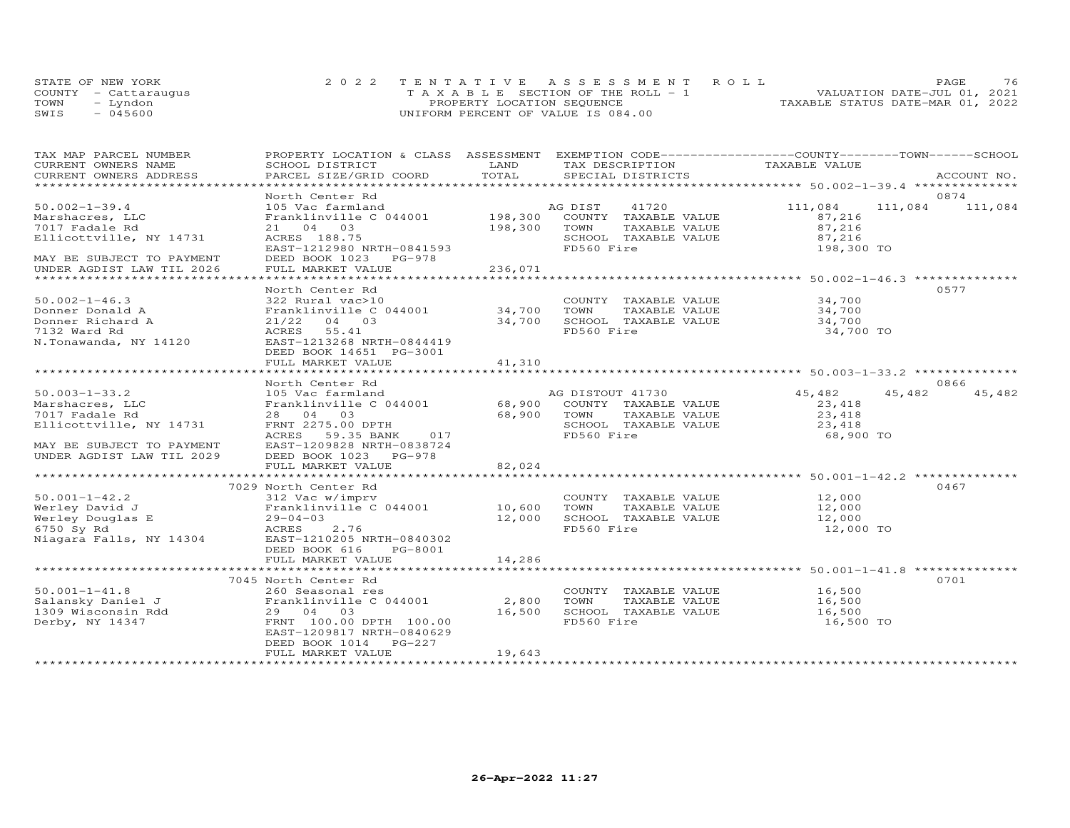STATE OF NEW YORK
COUNTY - Cattaraugus
TOWN - Lyndon
SWIS - 045600

2022 TENTATIVE ASSESSMENT ROLL
TAXABLE SECTION OF THE ROLL - 1
PROPERTY LOCATION SEQUENCE
UNIFORM PERCENT OF VALUE IS 084.00

VALUATION DATE-JUL 01, 2021
TAXABLE STATUS DATE-MAR 01, 2022

| TAX MAP PARCEL NUMBER / CURRENT OWNERS NAME / CURRENT OWNERS ADDRESS | PROPERTY LOCATION & CLASS / SCHOOL DISTRICT / PARCEL SIZE/GRID COORD | ASSESSMENT LAND / TOTAL | EXEMPTION CODE / TAX DESCRIPTION / SPECIAL DISTRICTS | COUNTY TAXABLE VALUE | TOWN | SCHOOL | ACCOUNT NO. |
|---|---|---|---|---|---|---|---|
| **50.002-1-39.4** | North Center Rd | | | | | | 0874 |
| 50.002-1-39.4 | 105 Vac farmland | | AG DIST 41720 | 111,084 | 111,084 | 111,084 | |
| Marshacres, LLC | Franklinville C 044001 | 198,300 | COUNTY TAXABLE VALUE | 87,216 | | | |
| 7017 Fadale Rd | 21 04 03 | 198,300 | TOWN TAXABLE VALUE | 87,216 | | | |
| Ellicottville, NY 14731 | ACRES 188.75 | | SCHOOL TAXABLE VALUE | 87,216 | | | |
| | EAST-1212980 NRTH-0841593 | | FD560 Fire | 198,300 TO | | | |
| MAY BE SUBJECT TO PAYMENT | DEED BOOK 1023 PG-978 | | | | | | |
| UNDER AGDIST LAW TIL 2026 | FULL MARKET VALUE | 236,071 | | | | | |
| **50.002-1-46.3** | North Center Rd | | | | | | 0577 |
| 50.002-1-46.3 | 322 Rural vac>10 | | COUNTY TAXABLE VALUE | 34,700 | | | |
| Donner Donald A | Franklinville C 044001 | 34,700 | TOWN TAXABLE VALUE | 34,700 | | | |
| Donner Richard A | 21/22 04 03 | 34,700 | SCHOOL TAXABLE VALUE | 34,700 | | | |
| 7132 Ward Rd | ACRES 55.41 | | FD560 Fire | 34,700 TO | | | |
| N.Tonawanda, NY 14120 | EAST-1213268 NRTH-0844419 | | | | | | |
| | DEED BOOK 14651 PG-3001 | | | | | | |
| | FULL MARKET VALUE | 41,310 | | | | | |
| **50.003-1-33.2** | North Center Rd | | | | | | 0866 |
| 50.003-1-33.2 | 105 Vac farmland | | AG DISTOUT 41730 | 45,482 | 45,482 | 45,482 | |
| Marshacres, LLC | Franklinville C 044001 | 68,900 | COUNTY TAXABLE VALUE | 23,418 | | | |
| 7017 Fadale Rd | 28 04 03 | 68,900 | TOWN TAXABLE VALUE | 23,418 | | | |
| Ellicottville, NY 14731 | FRNT 2275.00 DPTH | | SCHOOL TAXABLE VALUE | 23,418 | | | |
| | ACRES 59.35 BANK 017 | | FD560 Fire | 68,900 TO | | | |
| MAY BE SUBJECT TO PAYMENT | EAST-1209828 NRTH-0838724 | | | | | | |
| UNDER AGDIST LAW TIL 2029 | DEED BOOK 1023 PG-978 | | | | | | |
| | FULL MARKET VALUE | 82,024 | | | | | |
| **50.001-1-42.2** | 7029 North Center Rd | | | | | | 0467 |
| 50.001-1-42.2 | 312 Vac w/imprv | | COUNTY TAXABLE VALUE | 12,000 | | | |
| Werley David J | Franklinville C 044001 | 10,600 | TOWN TAXABLE VALUE | 12,000 | | | |
| Werley Douglas E | 29-04-03 | 12,000 | SCHOOL TAXABLE VALUE | 12,000 | | | |
| 6750 Sy Rd | ACRES 2.76 | | FD560 Fire | 12,000 TO | | | |
| Niagara Falls, NY 14304 | EAST-1210205 NRTH-0840302 | | | | | | |
| | DEED BOOK 616 PG-8001 | | | | | | |
| | FULL MARKET VALUE | 14,286 | | | | | |
| **50.001-1-41.8** | 7045 North Center Rd | | | | | | 0701 |
| 50.001-1-41.8 | 260 Seasonal res | | COUNTY TAXABLE VALUE | 16,500 | | | |
| Salansky Daniel J | Franklinville C 044001 | 2,800 | TOWN TAXABLE VALUE | 16,500 | | | |
| 1309 Wisconsin Rdd | 29 04 03 | 16,500 | SCHOOL TAXABLE VALUE | 16,500 | | | |
| Derby, NY 14347 | FRNT 100.00 DPTH 100.00 | | FD560 Fire | 16,500 TO | | | |
| | EAST-1209817 NRTH-0840629 | | | | | | |
| | DEED BOOK 1014 PG-227 | | | | | | |
| | FULL MARKET VALUE | 19,643 | | | | | |

26-Apr-2022 11:27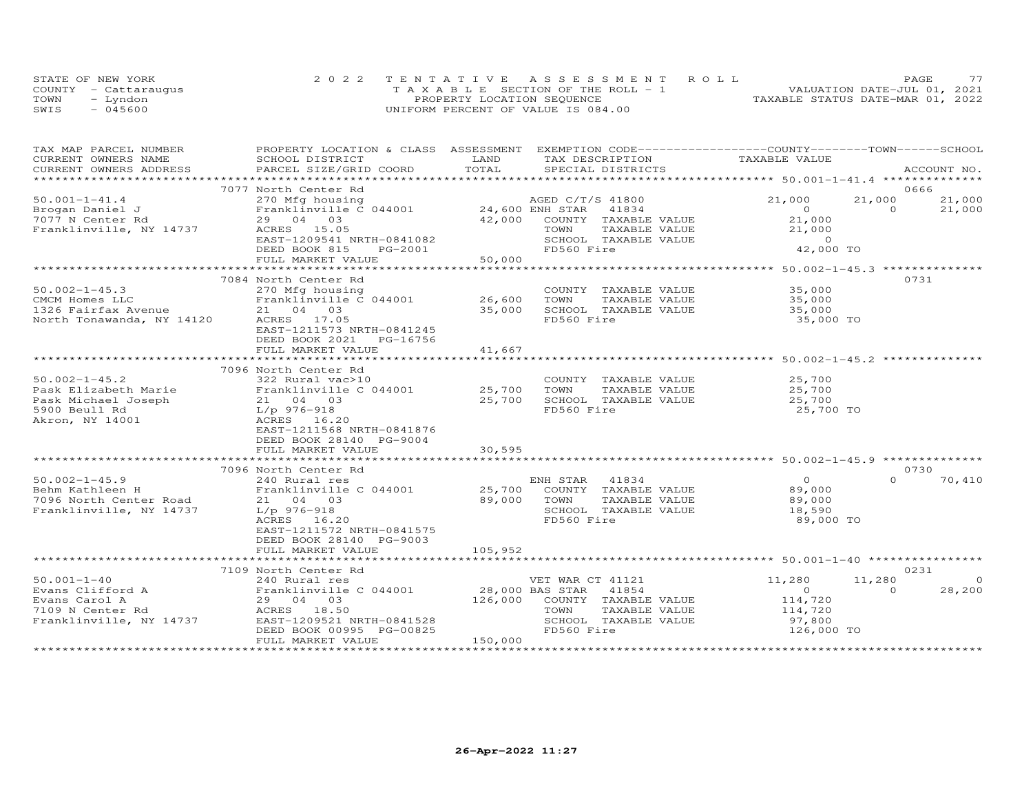STATE OF NEW YORK
COUNTY - Cattaraugus
TOWN - Lyndon
SWIS - 045600

2022 TENTATIVE ASSESSMENT ROLL
TAXABLE SECTION OF THE ROLL - 1
PROPERTY LOCATION SEQUENCE
UNIFORM PERCENT OF VALUE IS 084.00

VALUATION DATE-JUL 01, 2021
TAXABLE STATUS DATE-MAR 01, 2022

| TAX MAP PARCEL NUMBER / CURRENT OWNERS NAME / CURRENT OWNERS ADDRESS | PROPERTY LOCATION & CLASS / SCHOOL DISTRICT / PARCEL SIZE/GRID COORD | ASSESSMENT LAND / TOTAL | EXEMPTION CODE / TAX DESCRIPTION / SPECIAL DISTRICTS | COUNTY TAXABLE VALUE | TOWN | SCHOOL | ACCOUNT NO. |
|---|---|---|---|---|---|---|---|
| | 7077 North Center Rd | | | | | | 0666 |
| 50.001-1-41.4 | 270 Mfg housing | | AGED C/T/S 41800 | 21,000 | 21,000 | 21,000 | |
| Brogan Daniel J | Franklinville C 044001 | 24,600 | ENH STAR 41834 | 0 | 0 | 21,000 | |
| 7077 N Center Rd | 29 04 03 | 42,000 | COUNTY TAXABLE VALUE | 21,000 | | | |
| Franklinville, NY 14737 | ACRES 15.05 | | TOWN TAXABLE VALUE | 21,000 | | | |
| | EAST-1209541 NRTH-0841082 | | SCHOOL TAXABLE VALUE | 0 | | | |
| | DEED BOOK 815 PG-2001 | | FD560 Fire | 42,000 TO | | | |
| | FULL MARKET VALUE | 50,000 | | | | | |
| | 7084 North Center Rd | | | | | | 0731 |
| 50.002-1-45.3 | 270 Mfg housing | | COUNTY TAXABLE VALUE | 35,000 | | | |
| CMCM Homes LLC | Franklinville C 044001 | 26,600 | TOWN TAXABLE VALUE | 35,000 | | | |
| 1326 Fairfax Avenue | 21 04 03 | 35,000 | SCHOOL TAXABLE VALUE | 35,000 | | | |
| North Tonawanda, NY 14120 | ACRES 17.05 | | FD560 Fire | 35,000 TO | | | |
| | EAST-1211573 NRTH-0841245 | | | | | | |
| | DEED BOOK 2021 PG-16756 | | | | | | |
| | FULL MARKET VALUE | 41,667 | | | | | |
| | 7096 North Center Rd | | | | | | |
| 50.002-1-45.2 | 322 Rural vac>10 | | COUNTY TAXABLE VALUE | 25,700 | | | |
| Pask Elizabeth Marie | Franklinville C 044001 | 25,700 | TOWN TAXABLE VALUE | 25,700 | | | |
| Pask Michael Joseph | 21 04 03 | 25,700 | SCHOOL TAXABLE VALUE | 25,700 | | | |
| 5900 Beull Rd | L/p 976-918 | | FD560 Fire | 25,700 TO | | | |
| Akron, NY 14001 | ACRES 16.20 | | | | | | |
| | EAST-1211568 NRTH-0841876 | | | | | | |
| | DEED BOOK 28140 PG-9004 | | | | | | |
| | FULL MARKET VALUE | 30,595 | | | | | |
| | 7096 North Center Rd | | | | | | 0730 |
| 50.002-1-45.9 | 240 Rural res | | ENH STAR 41834 | 0 | 0 | 70,410 | |
| Behm Kathleen H | Franklinville C 044001 | 25,700 | COUNTY TAXABLE VALUE | 89,000 | | | |
| 7096 North Center Road | 21 04 03 | 89,000 | TOWN TAXABLE VALUE | 89,000 | | | |
| Franklinville, NY 14737 | L/p 976-918 | | SCHOOL TAXABLE VALUE | 18,590 | | | |
| | ACRES 16.20 | | FD560 Fire | 89,000 TO | | | |
| | EAST-1211572 NRTH-0841575 | | | | | | |
| | DEED BOOK 28140 PG-9003 | | | | | | |
| | FULL MARKET VALUE | 105,952 | | | | | |
| | 7109 North Center Rd | | | | | | 0231 |
| 50.001-1-40 | 240 Rural res | | VET WAR CT 41121 | 11,280 | 11,280 | 0 | |
| Evans Clifford A | Franklinville C 044001 | 28,000 | BAS STAR 41854 | 0 | 0 | 28,200 | |
| Evans Carol A | 29 04 03 | 126,000 | COUNTY TAXABLE VALUE | 114,720 | | | |
| 7109 N Center Rd | ACRES 18.50 | | TOWN TAXABLE VALUE | 114,720 | | | |
| Franklinville, NY 14737 | EAST-1209521 NRTH-0841528 | | SCHOOL TAXABLE VALUE | 97,800 | | | |
| | DEED BOOK 00995 PG-00825 | | FD560 Fire | 126,000 TO | | | |
| | FULL MARKET VALUE | 150,000 | | | | | |

26-Apr-2022 11:27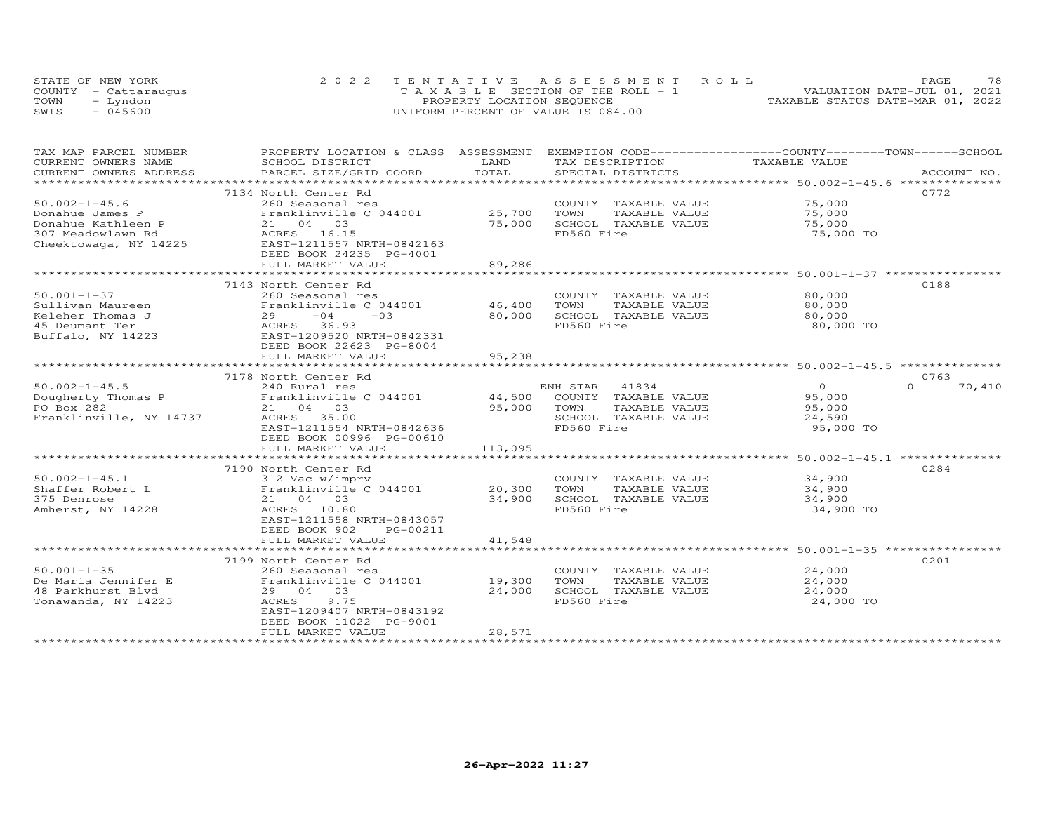STATE OF NEW YORK
COUNTY - Cattaraugus
TOWN - Lyndon
SWIS - 045600

2022 TENTATIVE ASSESSMENT ROLL
TAXABLE SECTION OF THE ROLL - 1
PROPERTY LOCATION SEQUENCE
UNIFORM PERCENT OF VALUE IS 084.00

VALUATION DATE-JUL 01, 2021
TAXABLE STATUS DATE-MAR 01, 2022

| TAX MAP PARCEL NUMBER / CURRENT OWNERS NAME / CURRENT OWNERS ADDRESS | PROPERTY LOCATION & CLASS / SCHOOL DISTRICT / PARCEL SIZE/GRID COORD | ASSESSMENT LAND / TOTAL | EXEMPTION CODE / TAX DESCRIPTION / SPECIAL DISTRICTS | COUNTY TAXABLE VALUE | TOWN | SCHOOL | ACCOUNT NO. |
|---|---|---|---|---|---|---|---|
| 50.002-1-45.6 | 7134 North Center Rd | | | | | | 0772 |
| 50.002-1-45.6 | 260 Seasonal res | | COUNTY TAXABLE VALUE | 75,000 | | | |
| Donahue James P | Franklinville C 044001 | 25,700 | TOWN TAXABLE VALUE | 75,000 | | | |
| Donahue Kathleen P | 21 04 03 | 75,000 | SCHOOL TAXABLE VALUE | 75,000 | | | |
| 307 Meadowlawn Rd | ACRES 16.15 | | FD560 Fire | 75,000 TO | | | |
| Cheektowaga, NY 14225 | EAST-1211557 NRTH-0842163 | | | | | | |
| | DEED BOOK 24235 PG-4001 | | | | | | |
| | FULL MARKET VALUE | 89,286 | | | | | |
| 50.001-1-37 | 7143 North Center Rd | | | | | | 0188 |
| 50.001-1-37 | 260 Seasonal res | | COUNTY TAXABLE VALUE | 80,000 | | | |
| Sullivan Maureen | Franklinville C 044001 | 46,400 | TOWN TAXABLE VALUE | 80,000 | | | |
| Keleher Thomas J | 29 -04 -03 | 80,000 | SCHOOL TAXABLE VALUE | 80,000 | | | |
| 45 Deumant Ter | ACRES 36.93 | | FD560 Fire | 80,000 TO | | | |
| Buffalo, NY 14223 | EAST-1209520 NRTH-0842331 | | | | | | |
| | DEED BOOK 22623 PG-8004 | | | | | | |
| | FULL MARKET VALUE | 95,238 | | | | | |
| 50.002-1-45.5 | 7178 North Center Rd | | | | | | 0763 |
| 50.002-1-45.5 | 240 Rural res | | ENH STAR 41834 | 0 | 0 | 70,410 | |
| Dougherty Thomas P | Franklinville C 044001 | 44,500 | COUNTY TAXABLE VALUE | 95,000 | | | |
| PO Box 282 | 21 04 03 | 95,000 | TOWN TAXABLE VALUE | 95,000 | | | |
| Franklinville, NY 14737 | ACRES 35.00 | | SCHOOL TAXABLE VALUE | 24,590 | | | |
| | EAST-1211554 NRTH-0842636 | | FD560 Fire | 95,000 TO | | | |
| | DEED BOOK 00996 PG-00610 | | | | | | |
| | FULL MARKET VALUE | 113,095 | | | | | |
| 50.002-1-45.1 | 7190 North Center Rd | | | | | | 0284 |
| 50.002-1-45.1 | 312 Vac w/imprv | | COUNTY TAXABLE VALUE | 34,900 | | | |
| Shaffer Robert L | Franklinville C 044001 | 20,300 | TOWN TAXABLE VALUE | 34,900 | | | |
| 375 Denrose | 21 04 03 | 34,900 | SCHOOL TAXABLE VALUE | 34,900 | | | |
| Amherst, NY 14228 | ACRES 10.80 | | FD560 Fire | 34,900 TO | | | |
| | EAST-1211558 NRTH-0843057 | | | | | | |
| | DEED BOOK 902 PG-00211 | | | | | | |
| | FULL MARKET VALUE | 41,548 | | | | | |
| 50.001-1-35 | 7199 North Center Rd | | | | | | 0201 |
| 50.001-1-35 | 260 Seasonal res | | COUNTY TAXABLE VALUE | 24,000 | | | |
| De Maria Jennifer E | Franklinville C 044001 | 19,300 | TOWN TAXABLE VALUE | 24,000 | | | |
| 48 Parkhurst Blvd | 29 04 03 | 24,000 | SCHOOL TAXABLE VALUE | 24,000 | | | |
| Tonawanda, NY 14223 | ACRES 9.75 | | FD560 Fire | 24,000 TO | | | |
| | EAST-1209407 NRTH-0843192 | | | | | | |
| | DEED BOOK 11022 PG-9001 | | | | | | |
| | FULL MARKET VALUE | 28,571 | | | | | |

26-Apr-2022 11:27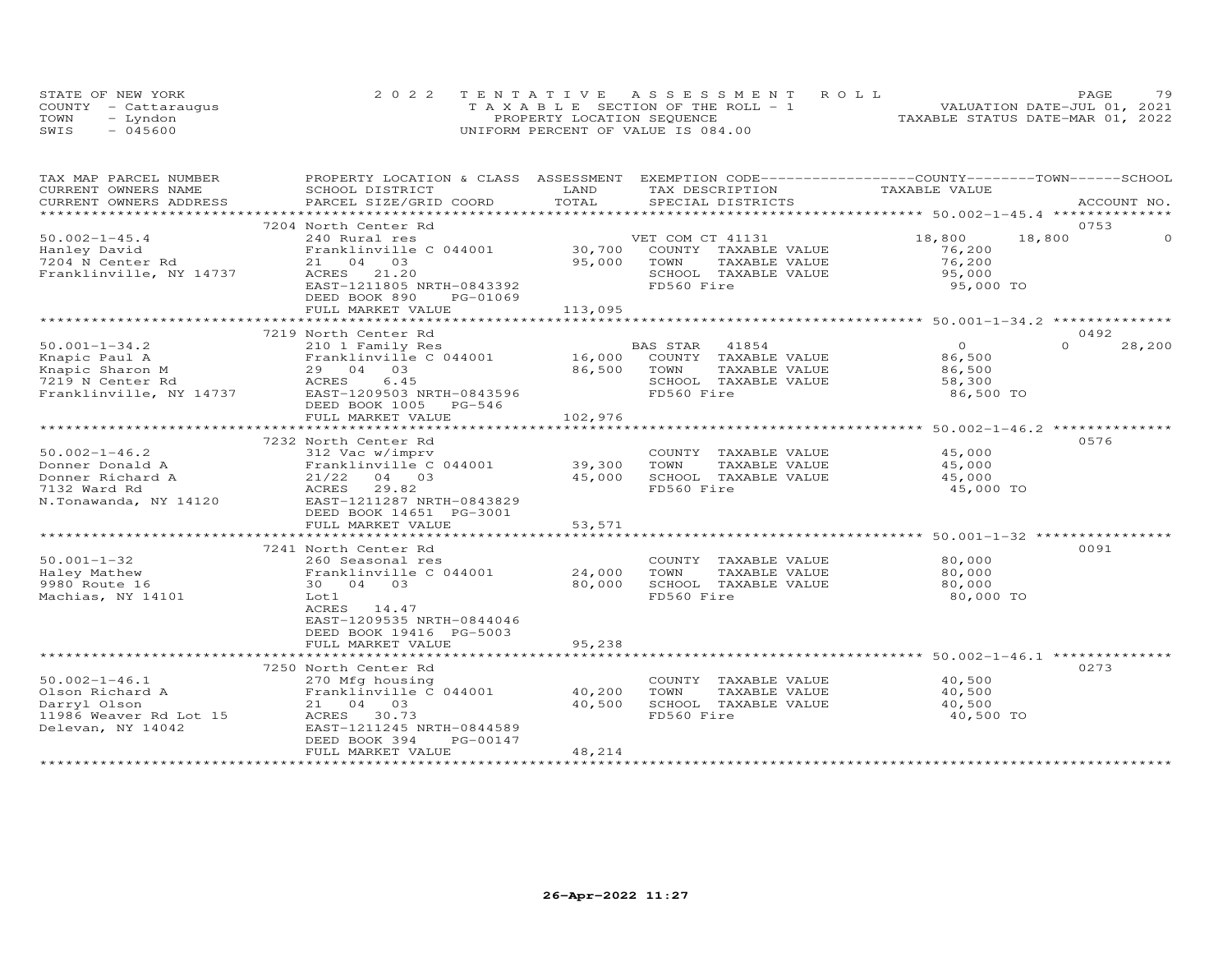STATE OF NEW YORK
COUNTY - Cattaraugus
TOWN - Lyndon
SWIS - 045600

2022 TENTATIVE ASSESSMENT ROLL
TAXABLE SECTION OF THE ROLL - 1
PROPERTY LOCATION SEQUENCE
UNIFORM PERCENT OF VALUE IS 084.00

VALUATION DATE-JUL 01, 2021
TAXABLE STATUS DATE-MAR 01, 2022

| TAX MAP PARCEL NUMBER / CURRENT OWNERS NAME / CURRENT OWNERS ADDRESS | PROPERTY LOCATION & CLASS / SCHOOL DISTRICT / PARCEL SIZE/GRID COORD | ASSESSMENT LAND | TOTAL | EXEMPTION CODE / TAX DESCRIPTION / SPECIAL DISTRICTS | COUNTY TAXABLE VALUE | TOWN | SCHOOL | ACCOUNT NO. |
|---|---|---|---|---|---|---|---|---|
| | 7204 North Center Rd | | | | | | | 0753 |
| 50.002-1-45.4 | 240 Rural res | | | VET COM CT 41131 | 18,800 | 18,800 | 0 | |
| Hanley David | Franklinville C 044001 | 30,700 | | COUNTY TAXABLE VALUE | 76,200 | | | |
| 7204 N Center Rd | 21 04 03 | | 95,000 | TOWN TAXABLE VALUE | 76,200 | | | |
| Franklinville, NY 14737 | ACRES 21.20 | | | SCHOOL TAXABLE VALUE | 95,000 | | | |
| | EAST-1211805 NRTH-0843392 | | | FD560 Fire | 95,000 TO | | | |
| | DEED BOOK 890 PG-01069 | | | | | | | |
| | FULL MARKET VALUE | | 113,095 | | | | | |
| | 7219 North Center Rd | | | | | | | 0492 |
| 50.001-1-34.2 | 210 1 Family Res | | | BAS STAR 41854 | 0 | 0 | 28,200 | |
| Knapic Paul A | Franklinville C 044001 | 16,000 | | COUNTY TAXABLE VALUE | 86,500 | | | |
| Knapic Sharon M | 29 04 03 | | 86,500 | TOWN TAXABLE VALUE | 86,500 | | | |
| 7219 N Center Rd | ACRES 6.45 | | | SCHOOL TAXABLE VALUE | 58,300 | | | |
| Franklinville, NY 14737 | EAST-1209503 NRTH-0843596 | | | FD560 Fire | 86,500 TO | | | |
| | DEED BOOK 1005 PG-546 | | | | | | | |
| | FULL MARKET VALUE | | 102,976 | | | | | |
| | 7232 North Center Rd | | | | | | | 0576 |
| 50.002-1-46.2 | 312 Vac w/imprv | | | COUNTY TAXABLE VALUE | 45,000 | | | |
| Donner Donald A | Franklinville C 044001 | 39,300 | | TOWN TAXABLE VALUE | 45,000 | | | |
| Donner Richard A | 21/22 04 03 | | 45,000 | SCHOOL TAXABLE VALUE | 45,000 | | | |
| 7132 Ward Rd | ACRES 29.82 | | | FD560 Fire | 45,000 TO | | | |
| N.Tonawanda, NY 14120 | EAST-1211287 NRTH-0843829 | | | | | | | |
| | DEED BOOK 14651 PG-3001 | | | | | | | |
| | FULL MARKET VALUE | | 53,571 | | | | | |
| | 7241 North Center Rd | | | | | | | 0091 |
| 50.001-1-32 | 260 Seasonal res | | | COUNTY TAXABLE VALUE | 80,000 | | | |
| Haley Mathew | Franklinville C 044001 | 24,000 | | TOWN TAXABLE VALUE | 80,000 | | | |
| 9980 Route 16 | 30 04 03 | | 80,000 | SCHOOL TAXABLE VALUE | 80,000 | | | |
| Machias, NY 14101 | Lot1 | | | FD560 Fire | 80,000 TO | | | |
| | ACRES 14.47 | | | | | | | |
| | EAST-1209535 NRTH-0844046 | | | | | | | |
| | DEED BOOK 19416 PG-5003 | | | | | | | |
| | FULL MARKET VALUE | | 95,238 | | | | | |
| | 7250 North Center Rd | | | | | | | 0273 |
| 50.002-1-46.1 | 270 Mfg housing | | | COUNTY TAXABLE VALUE | 40,500 | | | |
| Olson Richard A | Franklinville C 044001 | 40,200 | | TOWN TAXABLE VALUE | 40,500 | | | |
| Darryl Olson | 21 04 03 | | 40,500 | SCHOOL TAXABLE VALUE | 40,500 | | | |
| 11986 Weaver Rd Lot 15 | ACRES 30.73 | | | FD560 Fire | 40,500 TO | | | |
| Delevan, NY 14042 | EAST-1211245 NRTH-0844589 | | | | | | | |
| | DEED BOOK 394 PG-00147 | | | | | | | |
| | FULL MARKET VALUE | | 48,214 | | | | | |

26-Apr-2022 11:27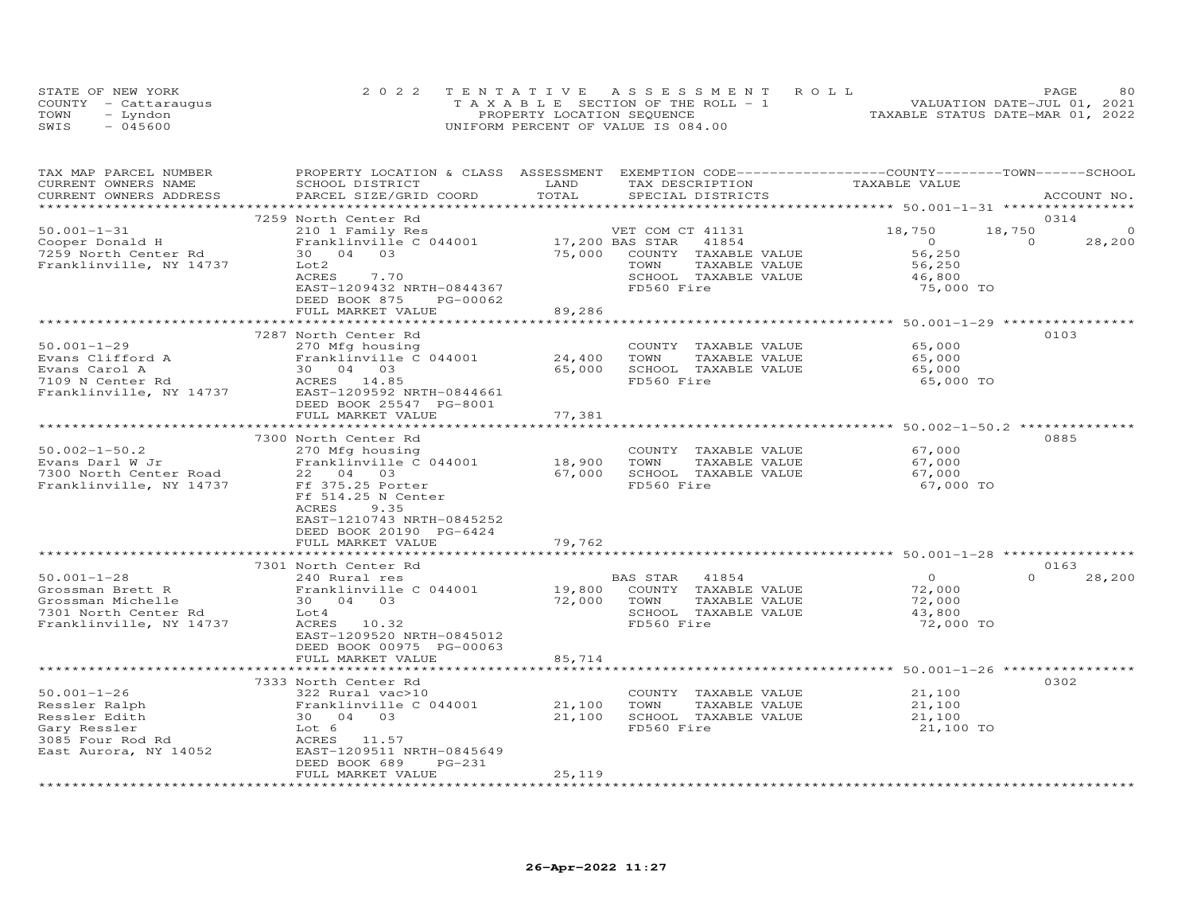STATE OF NEW YORK
COUNTY - Cattaraugus
TOWN - Lyndon
SWIS - 045600

2022 TENTATIVE ASSESSMENT ROLL
TAXABLE SECTION OF THE ROLL - 1
PROPERTY LOCATION SEQUENCE
UNIFORM PERCENT OF VALUE IS 084.00

VALUATION DATE-JUL 01, 2021
TAXABLE STATUS DATE-MAR 01, 2022

| TAX MAP PARCEL NUMBER / CURRENT OWNERS NAME / CURRENT OWNERS ADDRESS | PROPERTY LOCATION & CLASS / SCHOOL DISTRICT / PARCEL SIZE/GRID COORD | ASSESSMENT LAND / TOTAL | EXEMPTION CODE / TAX DESCRIPTION / SPECIAL DISTRICTS | COUNTY TAXABLE VALUE | TOWN | SCHOOL | ACCOUNT NO. |
|---|---|---|---|---|---|---|---|
| 50.001-1-31 | 7259 North Center Rd | | | | | | 0314 |
| Cooper Donald H | 210 1 Family Res | | VET COM CT 41131 | 18,750 | 18,750 | 0 | |
| 7259 North Center Rd | Franklinville C 044001 | 17,200 | BAS STAR 41854 | 0 | 0 | 28,200 | |
| Franklinville, NY 14737 | 30 04 03 | 75,000 | COUNTY TAXABLE VALUE | 56,250 | | | |
| | Lot2 | | TOWN TAXABLE VALUE | 56,250 | | | |
| | ACRES 7.70 | | SCHOOL TAXABLE VALUE | 46,800 | | | |
| | EAST-1209432 NRTH-0844367 | | FD560 Fire | 75,000 TO | | | |
| | DEED BOOK 875 PG-00062 | | | | | | |
| | FULL MARKET VALUE | 89,286 | | | | | |
| 50.001-1-29 | 7287 North Center Rd | | | | | | 0103 |
| Evans Clifford A | 270 Mfg housing | | COUNTY TAXABLE VALUE | 65,000 | | | |
| Evans Carol A | Franklinville C 044001 | 24,400 | TOWN TAXABLE VALUE | 65,000 | | | |
| 7109 N Center Rd | 30 04 03 | 65,000 | SCHOOL TAXABLE VALUE | 65,000 | | | |
| Franklinville, NY 14737 | ACRES 14.85 | | FD560 Fire | 65,000 TO | | | |
| | EAST-1209592 NRTH-0844661 | | | | | | |
| | DEED BOOK 25547 PG-8001 | | | | | | |
| | FULL MARKET VALUE | 77,381 | | | | | |
| 50.002-1-50.2 | 7300 North Center Rd | | | | | | 0885 |
| Evans Darl W Jr | 270 Mfg housing | | COUNTY TAXABLE VALUE | 67,000 | | | |
| 7300 North Center Road | Franklinville C 044001 | 18,900 | TOWN TAXABLE VALUE | 67,000 | | | |
| Franklinville, NY 14737 | 22 04 03 | 67,000 | SCHOOL TAXABLE VALUE | 67,000 | | | |
| | Ff 375.25 Porter | | FD560 Fire | 67,000 TO | | | |
| | Ff 514.25 N Center | | | | | | |
| | ACRES 9.35 | | | | | | |
| | EAST-1210743 NRTH-0845252 | | | | | | |
| | DEED BOOK 20190 PG-6424 | | | | | | |
| | FULL MARKET VALUE | 79,762 | | | | | |
| 50.001-1-28 | 7301 North Center Rd | | | | | | 0163 |
| Grossman Brett R | 240 Rural res | | BAS STAR 41854 | 0 | 0 | 28,200 | |
| Grossman Michelle | Franklinville C 044001 | 19,800 | COUNTY TAXABLE VALUE | 72,000 | | | |
| 7301 North Center Rd | 30 04 03 | 72,000 | TOWN TAXABLE VALUE | 72,000 | | | |
| Franklinville, NY 14737 | Lot4 | | SCHOOL TAXABLE VALUE | 43,800 | | | |
| | ACRES 10.32 | | FD560 Fire | 72,000 TO | | | |
| | EAST-1209520 NRTH-0845012 | | | | | | |
| | DEED BOOK 00975 PG-00063 | | | | | | |
| | FULL MARKET VALUE | 85,714 | | | | | |
| 50.001-1-26 | 7333 North Center Rd | | | | | | 0302 |
| Ressler Ralph | 322 Rural vac>10 | | COUNTY TAXABLE VALUE | 21,100 | | | |
| Ressler Edith | Franklinville C 044001 | 21,100 | TOWN TAXABLE VALUE | 21,100 | | | |
| Gary Ressler | 30 04 03 | 21,100 | SCHOOL TAXABLE VALUE | 21,100 | | | |
| 3085 Four Rod Rd | Lot 6 | | FD560 Fire | 21,100 TO | | | |
| East Aurora, NY 14052 | ACRES 11.57 | | | | | | |
| | EAST-1209511 NRTH-0845649 | | | | | | |
| | DEED BOOK 689 PG-231 | | | | | | |
| | FULL MARKET VALUE | 25,119 | | | | | |

26-Apr-2022 11:27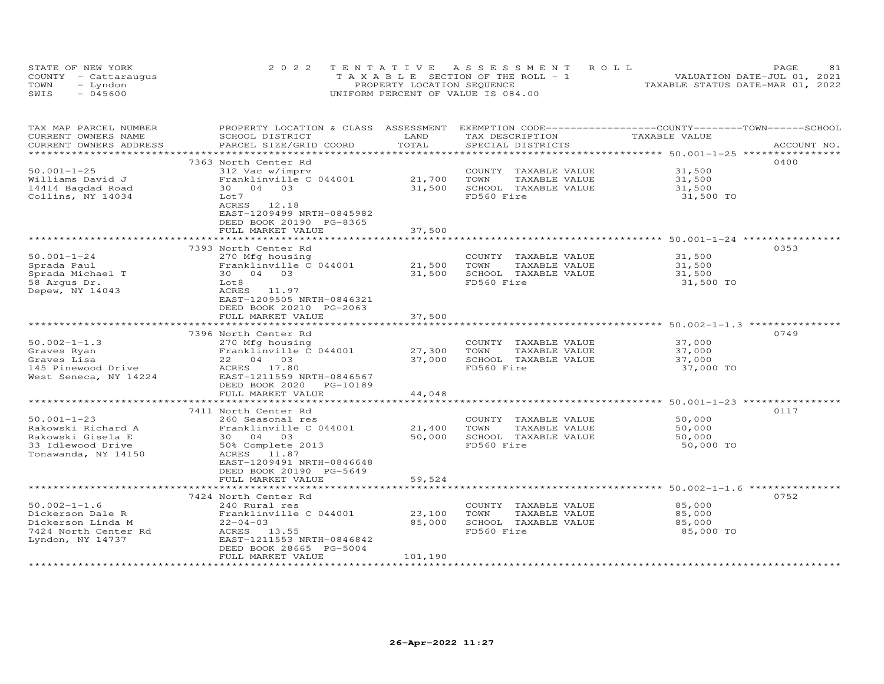STATE OF NEW YORK — 2022 TENTATIVE ASSESSMENT ROLL
COUNTY - Cattaraugus — TAXABLE SECTION OF THE ROLL - 1 — VALUATION DATE-JUL 01, 2021
TOWN - Lyndon — PROPERTY LOCATION SEQUENCE — TAXABLE STATUS DATE-MAR 01, 2022
SWIS - 045600 — UNIFORM PERCENT OF VALUE IS 084.00

| TAX MAP PARCEL NUMBER / CURRENT OWNERS NAME / CURRENT OWNERS ADDRESS | PROPERTY LOCATION & CLASS / SCHOOL DISTRICT / PARCEL SIZE/GRID COORD | ASSESSMENT LAND | TOTAL | EXEMPTION CODE / TAX DESCRIPTION / SPECIAL DISTRICTS | TAXABLE VALUE | ACCOUNT NO. |
|---|---|---|---|---|---|---|
| 50.001-1-25 | 7363 North Center Rd | | | | | 0400 |
| Williams David J | 312 Vac w/imprv | | | COUNTY TAXABLE VALUE | 31,500 | |
| 14414 Bagdad Road | Franklinville C 044001 | 21,700 | | TOWN TAXABLE VALUE | 31,500 | |
| Collins, NY 14034 | 30 04 03 | | 31,500 | SCHOOL TAXABLE VALUE | 31,500 | |
| | Lot7 | | | FD560 Fire | 31,500 TO | |
| | ACRES 12.18 | | | | | |
| | EAST-1209499 NRTH-0845982 | | | | | |
| | DEED BOOK 20190 PG-8365 | | | | | |
| | FULL MARKET VALUE | | 37,500 | | | |
| 50.001-1-24 | 7393 North Center Rd | | | | | 0353 |
| Sprada Paul | 270 Mfg housing | | | COUNTY TAXABLE VALUE | 31,500 | |
| Sprada Michael T | Franklinville C 044001 | 21,500 | | TOWN TAXABLE VALUE | 31,500 | |
| 58 Argus Dr. | 30 04 03 | | 31,500 | SCHOOL TAXABLE VALUE | 31,500 | |
| Depew, NY 14043 | Lot8 | | | FD560 Fire | 31,500 TO | |
| | ACRES 11.97 | | | | | |
| | EAST-1209505 NRTH-0846321 | | | | | |
| | DEED BOOK 20210 PG-2063 | | | | | |
| | FULL MARKET VALUE | | 37,500 | | | |
| 50.002-1-1.3 | 7396 North Center Rd | | | | | 0749 |
| Graves Ryan | 270 Mfg housing | | | COUNTY TAXABLE VALUE | 37,000 | |
| Graves Lisa | Franklinville C 044001 | 27,300 | | TOWN TAXABLE VALUE | 37,000 | |
| 145 Pinewood Drive | 22 04 03 | | 37,000 | SCHOOL TAXABLE VALUE | 37,000 | |
| West Seneca, NY 14224 | ACRES 17.80 | | | FD560 Fire | 37,000 TO | |
| | EAST-1211559 NRTH-0846567 | | | | | |
| | DEED BOOK 2020 PG-10189 | | | | | |
| | FULL MARKET VALUE | | 44,048 | | | |
| 50.001-1-23 | 7411 North Center Rd | | | | | 0117 |
| Rakowski Richard A | 260 Seasonal res | | | COUNTY TAXABLE VALUE | 50,000 | |
| Rakowski Gisela E | Franklinville C 044001 | 21,400 | | TOWN TAXABLE VALUE | 50,000 | |
| 33 Idlewood Drive | 30 04 03 | | 50,000 | SCHOOL TAXABLE VALUE | 50,000 | |
| Tonawanda, NY 14150 | 50% Complete 2013 | | | FD560 Fire | 50,000 TO | |
| | ACRES 11.87 | | | | | |
| | EAST-1209491 NRTH-0846648 | | | | | |
| | DEED BOOK 20190 PG-5649 | | | | | |
| | FULL MARKET VALUE | | 59,524 | | | |
| 50.002-1-1.6 | 7424 North Center Rd | | | | | 0752 |
| Dickerson Dale R | 240 Rural res | | | COUNTY TAXABLE VALUE | 85,000 | |
| Dickerson Linda M | Franklinville C 044001 | 23,100 | | TOWN TAXABLE VALUE | 85,000 | |
| 7424 North Center Rd | 22-04-03 | | 85,000 | SCHOOL TAXABLE VALUE | 85,000 | |
| Lyndon, NY 14737 | ACRES 13.55 | | | FD560 Fire | 85,000 TO | |
| | EAST-1211553 NRTH-0846842 | | | | | |
| | DEED BOOK 28665 PG-5004 | | | | | |
| | FULL MARKET VALUE | | 101,190 | | | |

26-Apr-2022 11:27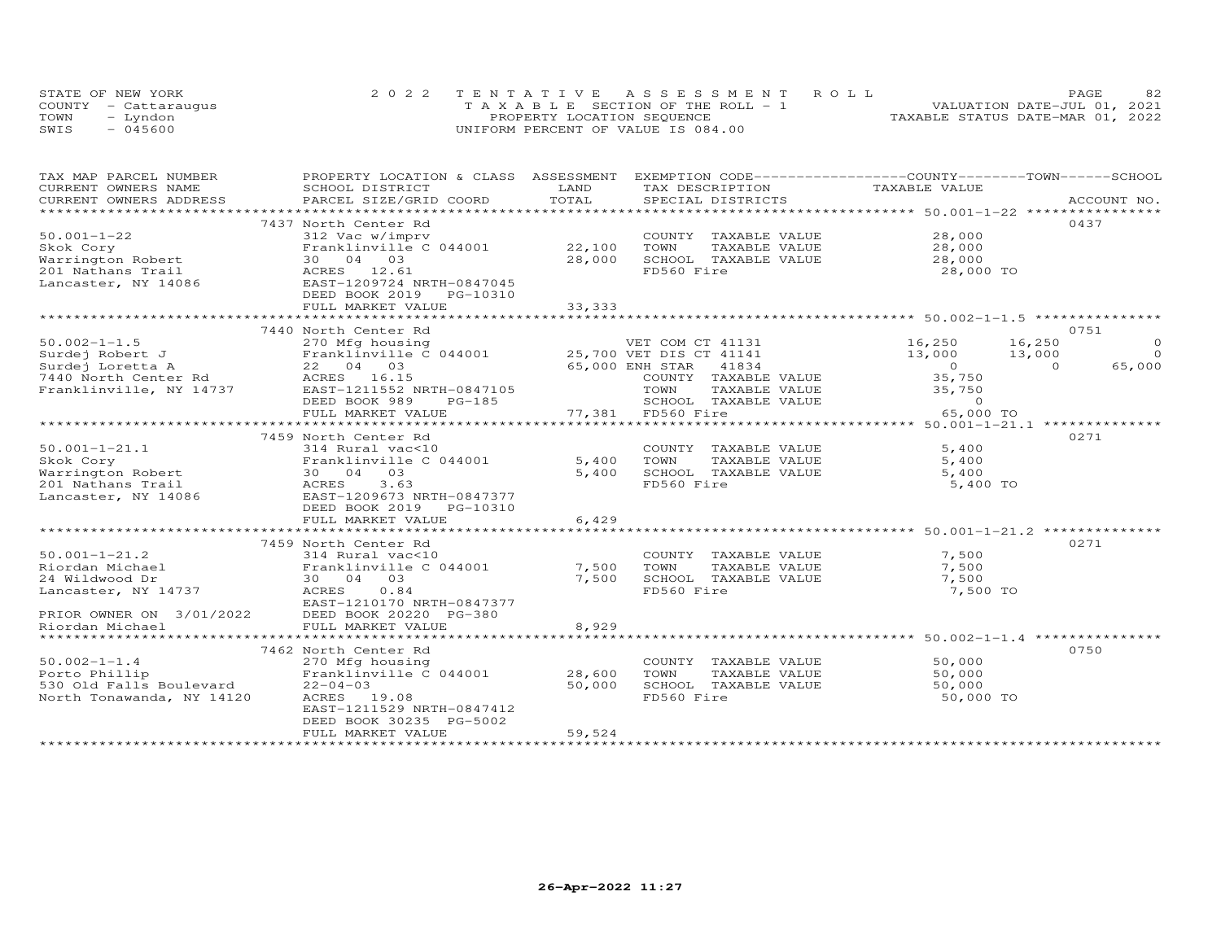STATE OF NEW YORK
COUNTY - Cattaraugus
TOWN - Lyndon
SWIS - 045600

2022 TENTATIVE ASSESSMENT ROLL
TAXABLE SECTION OF THE ROLL - 1
PROPERTY LOCATION SEQUENCE
UNIFORM PERCENT OF VALUE IS 084.00

VALUATION DATE-JUL 01, 2021
TAXABLE STATUS DATE-MAR 01, 2022

| TAX MAP PARCEL NUMBER / CURRENT OWNERS NAME / CURRENT OWNERS ADDRESS | PROPERTY LOCATION & CLASS / SCHOOL DISTRICT / PARCEL SIZE/GRID COORD | ASSESSMENT LAND | TOTAL | EXEMPTION CODE / TAX DESCRIPTION / SPECIAL DISTRICTS | COUNTY TAXABLE VALUE | TOWN | SCHOOL | ACCOUNT NO. |
|---|---|---|---|---|---|---|---|---|
| | 7437 North Center Rd | | | | | | | 0437 |
| 50.001-1-22 | 312 Vac w/imprv | | | COUNTY TAXABLE VALUE | 28,000 | | | |
| Skok Cory | Franklinville C 044001 | 22,100 | | TOWN TAXABLE VALUE | 28,000 | | | |
| Warrington Robert | 30 04 03 | | 28,000 | SCHOOL TAXABLE VALUE | 28,000 | | | |
| 201 Nathans Trail | ACRES 12.61 | | | FD560 Fire | 28,000 TO | | | |
| Lancaster, NY 14086 | EAST-1209724 NRTH-0847045 | | | | | | | |
| | DEED BOOK 2019 PG-10310 | | | | | | | |
| | FULL MARKET VALUE | | 33,333 | | | | | |
| | 7440 North Center Rd | | | | | | | 0751 |
| 50.002-1-1.5 | 270 Mfg housing | | | VET COM CT 41131 | 16,250 | 16,250 | 0 | |
| Surdej Robert J | Franklinville C 044001 | 25,700 | | VET DIS CT 41141 | 13,000 | 13,000 | 0 | |
| Surdej Loretta A | 22 04 03 | | 65,000 | ENH STAR 41834 | 0 | 0 | 65,000 | |
| 7440 North Center Rd | ACRES 16.15 | | | COUNTY TAXABLE VALUE | 35,750 | | | |
| Franklinville, NY 14737 | EAST-1211552 NRTH-0847105 | | | TOWN TAXABLE VALUE | 35,750 | | | |
| | DEED BOOK 989 PG-185 | | | SCHOOL TAXABLE VALUE | 0 | | | |
| | FULL MARKET VALUE | | 77,381 | FD560 Fire | 65,000 TO | | | |
| | 7459 North Center Rd | | | | | | | 0271 |
| 50.001-1-21.1 | 314 Rural vac<10 | | | COUNTY TAXABLE VALUE | 5,400 | | | |
| Skok Cory | Franklinville C 044001 | 5,400 | | TOWN TAXABLE VALUE | 5,400 | | | |
| Warrington Robert | 30 04 03 | | 5,400 | SCHOOL TAXABLE VALUE | 5,400 | | | |
| 201 Nathans Trail | ACRES 3.63 | | | FD560 Fire | 5,400 TO | | | |
| Lancaster, NY 14086 | EAST-1209673 NRTH-0847377 | | | | | | | |
| | DEED BOOK 2019 PG-10310 | | | | | | | |
| | FULL MARKET VALUE | | 6,429 | | | | | |
| | 7459 North Center Rd | | | | | | | 0271 |
| 50.001-1-21.2 | 314 Rural vac<10 | | | COUNTY TAXABLE VALUE | 7,500 | | | |
| Riordan Michael | Franklinville C 044001 | 7,500 | | TOWN TAXABLE VALUE | 7,500 | | | |
| 24 Wildwood Dr | 30 04 03 | | 7,500 | SCHOOL TAXABLE VALUE | 7,500 | | | |
| Lancaster, NY 14737 | ACRES 0.84 | | | FD560 Fire | 7,500 TO | | | |
| | EAST-1210170 NRTH-0847377 | | | | | | | |
| PRIOR OWNER ON 3/01/2022 | DEED BOOK 20220 PG-380 | | | | | | | |
| Riordan Michael | FULL MARKET VALUE | | 8,929 | | | | | |
| | 7462 North Center Rd | | | | | | | 0750 |
| 50.002-1-1.4 | 270 Mfg housing | | | COUNTY TAXABLE VALUE | 50,000 | | | |
| Porto Phillip | Franklinville C 044001 | 28,600 | | TOWN TAXABLE VALUE | 50,000 | | | |
| 530 Old Falls Boulevard | 22-04-03 | | 50,000 | SCHOOL TAXABLE VALUE | 50,000 | | | |
| North Tonawanda, NY 14120 | ACRES 19.08 | | | FD560 Fire | 50,000 TO | | | |
| | EAST-1211529 NRTH-0847412 | | | | | | | |
| | DEED BOOK 30235 PG-5002 | | | | | | | |
| | FULL MARKET VALUE | | 59,524 | | | | | |

26-Apr-2022 11:27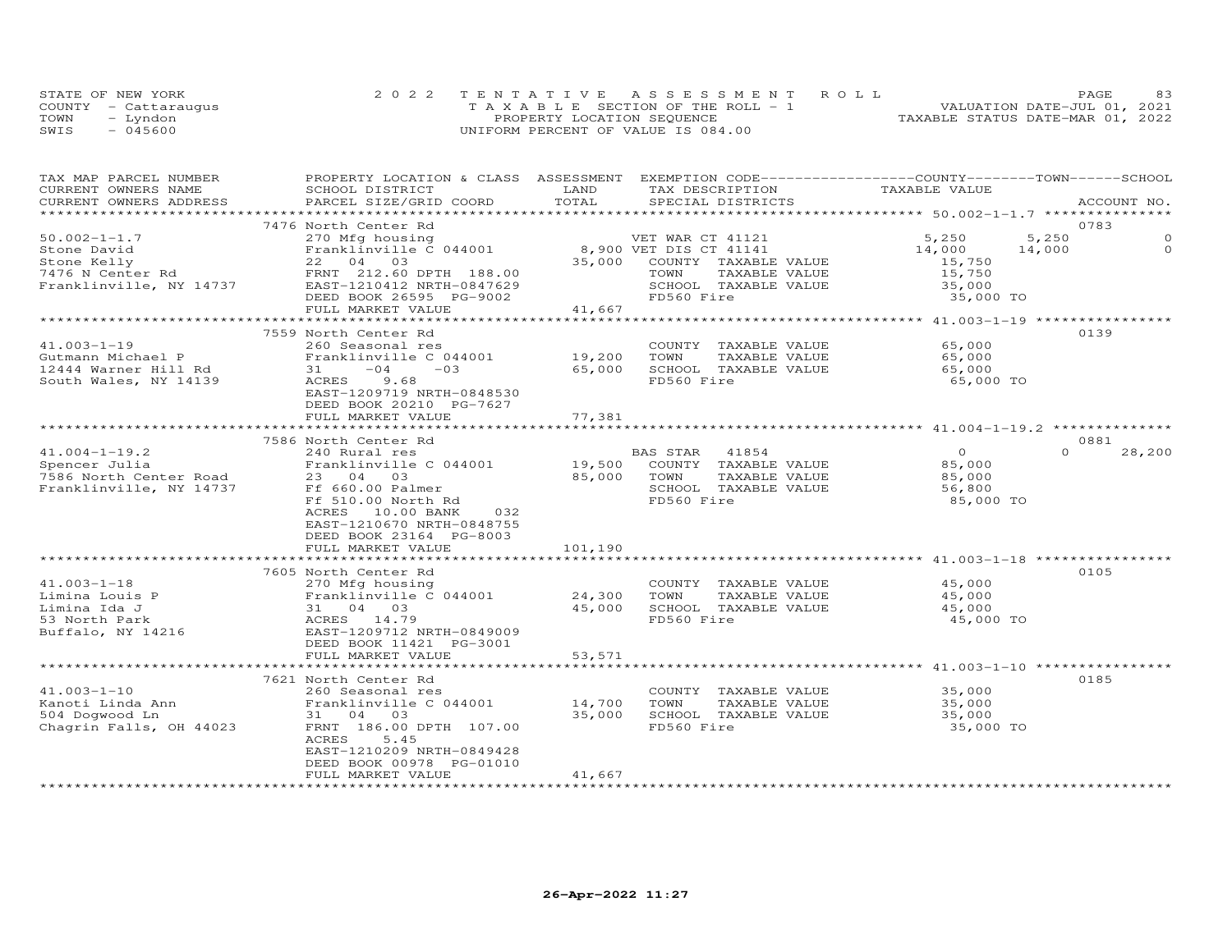STATE OF NEW YORK
COUNTY - Cattaraugus
TOWN - Lyndon
SWIS - 045600

2022 TENTATIVE ASSESSMENT ROLL
TAXABLE SECTION OF THE ROLL - 1
PROPERTY LOCATION SEQUENCE
UNIFORM PERCENT OF VALUE IS 084.00

VALUATION DATE-JUL 01, 2021
TAXABLE STATUS DATE-MAR 01, 2022

| TAX MAP PARCEL NUMBER / CURRENT OWNERS NAME / CURRENT OWNERS ADDRESS | PROPERTY LOCATION & CLASS / SCHOOL DISTRICT / PARCEL SIZE/GRID COORD | ASSESSMENT LAND / TOTAL | EXEMPTION CODE / TAX DESCRIPTION / SPECIAL DISTRICTS | COUNTY | TOWN | SCHOOL | ACCOUNT NO. |
|---|---|---|---|---|---|---|---|
| 50.002-1-1.7 | 7476 North Center Rd | | | | | | 0783 |
| | 270 Mfg housing | | VET WAR CT 41121 | 5,250 | 5,250 | 0 | |
| Stone David | Franklinville C 044001 | 8,900 | VET DIS CT 41141 | 14,000 | 14,000 | 0 | |
| Stone Kelly | 22 04 03 | 35,000 | COUNTY TAXABLE VALUE | 15,750 | | | |
| 7476 N Center Rd | FRNT 212.60 DPTH 188.00 | | TOWN TAXABLE VALUE | | 15,750 | | |
| Franklinville, NY 14737 | EAST-1210412 NRTH-0847629 | | SCHOOL TAXABLE VALUE | | | 35,000 | |
| | DEED BOOK 26595 PG-9002 | | FD560 Fire | 35,000 TO | | | |
| | FULL MARKET VALUE | 41,667 | | | | | |
| 41.003-1-19 | 7559 North Center Rd | | | | | | 0139 |
| | 260 Seasonal res | | COUNTY TAXABLE VALUE | 65,000 | | | |
| Gutmann Michael P | Franklinville C 044001 | 19,200 | TOWN TAXABLE VALUE | | 65,000 | | |
| 12444 Warner Hill Rd | 31 -04 -03 | 65,000 | SCHOOL TAXABLE VALUE | | | 65,000 | |
| South Wales, NY 14139 | ACRES 9.68 | | FD560 Fire | 65,000 TO | | | |
| | EAST-1209719 NRTH-0848530 | | | | | | |
| | DEED BOOK 20210 PG-7627 | | | | | | |
| | FULL MARKET VALUE | 77,381 | | | | | |
| 41.004-1-19.2 | 7586 North Center Rd | | | | | | 0881 |
| | 240 Rural res | | BAS STAR 41854 | 0 | 0 | 28,200 | |
| Spencer Julia | Franklinville C 044001 | 19,500 | COUNTY TAXABLE VALUE | 85,000 | | | |
| 7586 North Center Road | 23 04 03 | 85,000 | TOWN TAXABLE VALUE | | 85,000 | | |
| Franklinville, NY 14737 | Ff 660.00 Palmer | | SCHOOL TAXABLE VALUE | | | 56,800 | |
| | Ff 510.00 North Rd | | FD560 Fire | 85,000 TO | | | |
| | ACRES 10.00 BANK 032 | | | | | | |
| | EAST-1210670 NRTH-0848755 | | | | | | |
| | DEED BOOK 23164 PG-8003 | | | | | | |
| | FULL MARKET VALUE | 101,190 | | | | | |
| 41.003-1-18 | 7605 North Center Rd | | | | | | 0105 |
| | 270 Mfg housing | | COUNTY TAXABLE VALUE | 45,000 | | | |
| Limina Louis P | Franklinville C 044001 | 24,300 | TOWN TAXABLE VALUE | | 45,000 | | |
| Limina Ida J | 31 04 03 | 45,000 | SCHOOL TAXABLE VALUE | | | 45,000 | |
| 53 North Park | ACRES 14.79 | | FD560 Fire | 45,000 TO | | | |
| Buffalo, NY 14216 | EAST-1209712 NRTH-0849009 | | | | | | |
| | DEED BOOK 11421 PG-3001 | | | | | | |
| | FULL MARKET VALUE | 53,571 | | | | | |
| 41.003-1-10 | 7621 North Center Rd | | | | | | 0185 |
| | 260 Seasonal res | | COUNTY TAXABLE VALUE | 35,000 | | | |
| Kanoti Linda Ann | Franklinville C 044001 | 14,700 | TOWN TAXABLE VALUE | | 35,000 | | |
| 504 Dogwood Ln | 31 04 03 | 35,000 | SCHOOL TAXABLE VALUE | | | 35,000 | |
| Chagrin Falls, OH 44023 | FRNT 186.00 DPTH 107.00 | | FD560 Fire | 35,000 TO | | | |
| | ACRES 5.45 | | | | | | |
| | EAST-1210209 NRTH-0849428 | | | | | | |
| | DEED BOOK 00978 PG-01010 | | | | | | |
| | FULL MARKET VALUE | 41,667 | | | | | |

26-Apr-2022 11:27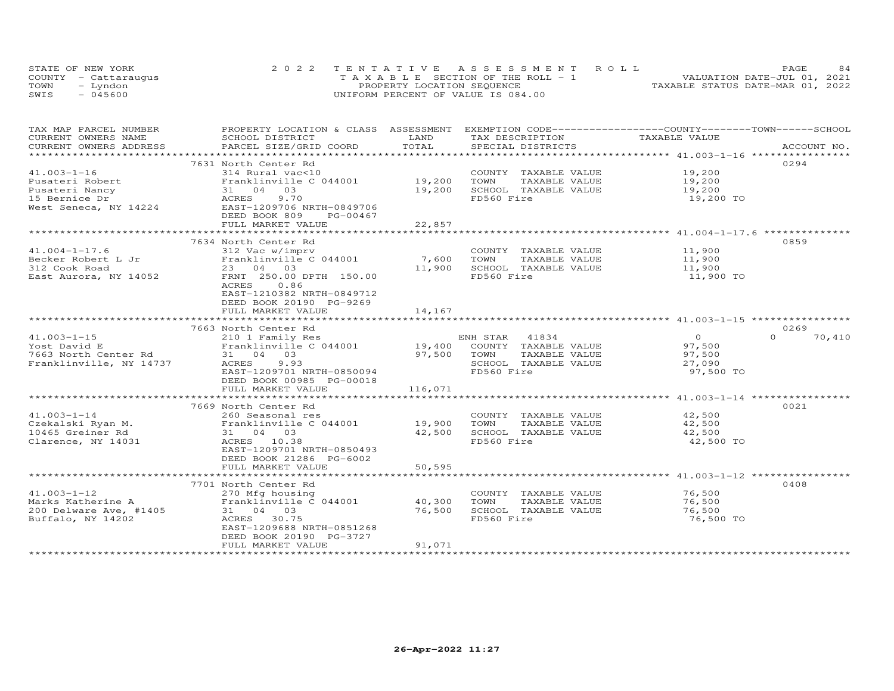STATE OF NEW YORK
COUNTY - Cattaraugus
TOWN - Lyndon
SWIS - 045600

2022 TENTATIVE ASSESSMENT ROLL
TAXABLE SECTION OF THE ROLL - 1
PROPERTY LOCATION SEQUENCE
UNIFORM PERCENT OF VALUE IS 084.00

VALUATION DATE-JUL 01, 2021
TAXABLE STATUS DATE-MAR 01, 2022

| TAX MAP PARCEL NUMBER / CURRENT OWNERS NAME / CURRENT OWNERS ADDRESS | PROPERTY LOCATION & CLASS / SCHOOL DISTRICT / PARCEL SIZE/GRID COORD | ASSESSMENT LAND | TOTAL | EXEMPTION CODE / TAX DESCRIPTION / SPECIAL DISTRICTS | COUNTY TAXABLE VALUE | TOWN | SCHOOL | ACCOUNT NO. |
|---|---|---|---|---|---|---|---|---|
| | 7631 North Center Rd | | | | | | | 0294 |
| 41.003-1-16 | 314 Rural vac<10 | | | COUNTY TAXABLE VALUE | 19,200 | | | |
| Pusateri Robert | Franklinville C 044001 | 19,200 | | TOWN TAXABLE VALUE | 19,200 | | | |
| Pusateri Nancy | 31 04 03 | | 19,200 | SCHOOL TAXABLE VALUE | 19,200 | | | |
| 15 Bernice Dr | ACRES 9.70 | | | FD560 Fire | 19,200 TO | | | |
| West Seneca, NY 14224 | EAST-1209706 NRTH-0849706 | | | | | | | |
| | DEED BOOK 809 PG-00467 | | | | | | | |
| | FULL MARKET VALUE | | 22,857 | | | | | |
| | 7634 North Center Rd | | | | | | | 0859 |
| 41.004-1-17.6 | 312 Vac w/imprv | | | COUNTY TAXABLE VALUE | 11,900 | | | |
| Becker Robert L Jr | Franklinville C 044001 | 7,600 | | TOWN TAXABLE VALUE | 11,900 | | | |
| 312 Cook Road | 23 04 03 | | 11,900 | SCHOOL TAXABLE VALUE | 11,900 | | | |
| East Aurora, NY 14052 | FRNT 250.00 DPTH 150.00 | | | FD560 Fire | 11,900 TO | | | |
| | ACRES 0.86 | | | | | | | |
| | EAST-1210382 NRTH-0849712 | | | | | | | |
| | DEED BOOK 20190 PG-9269 | | | | | | | |
| | FULL MARKET VALUE | | 14,167 | | | | | |
| | 7663 North Center Rd | | | | | | | 0269 |
| 41.003-1-15 | 210 1 Family Res | | | ENH STAR 41834 | 0 | 0 | 70,410 | |
| Yost David E | Franklinville C 044001 | 19,400 | | COUNTY TAXABLE VALUE | 97,500 | | | |
| 7663 North Center Rd | 31 04 03 | | 97,500 | TOWN TAXABLE VALUE | 97,500 | | | |
| Franklinville, NY 14737 | ACRES 9.93 | | | SCHOOL TAXABLE VALUE | 27,090 | | | |
| | EAST-1209701 NRTH-0850094 | | | FD560 Fire | 97,500 TO | | | |
| | DEED BOOK 00985 PG-00018 | | | | | | | |
| | FULL MARKET VALUE | | 116,071 | | | | | |
| | 7669 North Center Rd | | | | | | | 0021 |
| 41.003-1-14 | 260 Seasonal res | | | COUNTY TAXABLE VALUE | 42,500 | | | |
| Czekalski Ryan M. | Franklinville C 044001 | 19,900 | | TOWN TAXABLE VALUE | 42,500 | | | |
| 10465 Greiner Rd | 31 04 03 | | 42,500 | SCHOOL TAXABLE VALUE | 42,500 | | | |
| Clarence, NY 14031 | ACRES 10.38 | | | FD560 Fire | 42,500 TO | | | |
| | EAST-1209701 NRTH-0850493 | | | | | | | |
| | DEED BOOK 21286 PG-6002 | | | | | | | |
| | FULL MARKET VALUE | | 50,595 | | | | | |
| | 7701 North Center Rd | | | | | | | 0408 |
| 41.003-1-12 | 270 Mfg housing | | | COUNTY TAXABLE VALUE | 76,500 | | | |
| Marks Katherine A | Franklinville C 044001 | 40,300 | | TOWN TAXABLE VALUE | 76,500 | | | |
| 200 Delware Ave, #1405 | 31 04 03 | | 76,500 | SCHOOL TAXABLE VALUE | 76,500 | | | |
| Buffalo, NY 14202 | ACRES 30.75 | | | FD560 Fire | 76,500 TO | | | |
| | EAST-1209688 NRTH-0851268 | | | | | | | |
| | DEED BOOK 20190 PG-3727 | | | | | | | |
| | FULL MARKET VALUE | | 91,071 | | | | | |

26-Apr-2022 11:27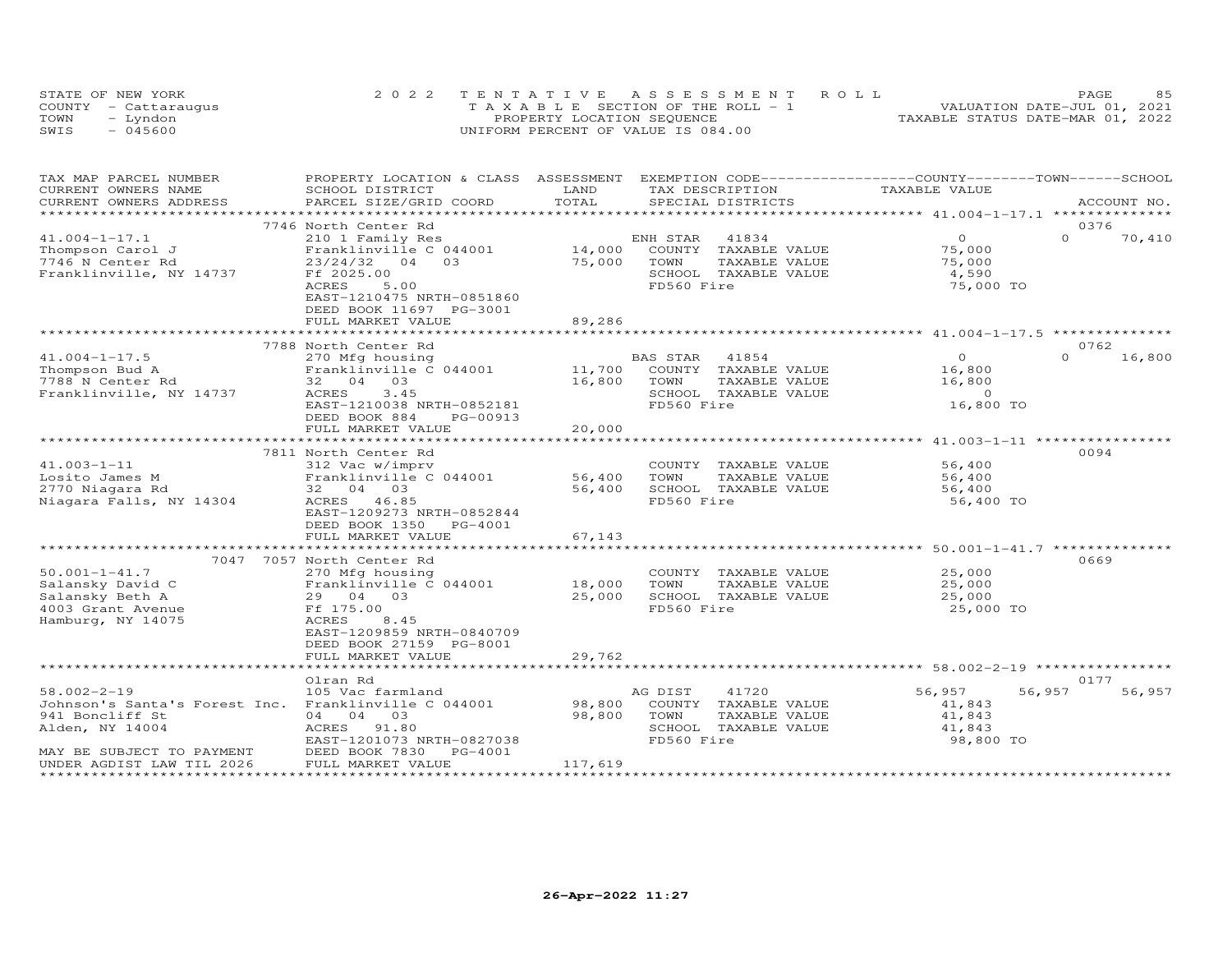STATE OF NEW YORK
COUNTY - Cattaraugus
TOWN - Lyndon
SWIS - 045600

2022 TENTATIVE ASSESSMENT ROLL
TAXABLE SECTION OF THE ROLL - 1
PROPERTY LOCATION SEQUENCE
UNIFORM PERCENT OF VALUE IS 084.00

VALUATION DATE-JUL 01, 2021
TAXABLE STATUS DATE-MAR 01, 2022

| TAX MAP PARCEL NUMBER / CURRENT OWNERS NAME / CURRENT OWNERS ADDRESS | PROPERTY LOCATION & CLASS / SCHOOL DISTRICT / PARCEL SIZE/GRID COORD | ASSESSMENT LAND / TOTAL | EXEMPTION CODE / TAX DESCRIPTION / SPECIAL DISTRICTS | COUNTY TAXABLE VALUE | TOWN | SCHOOL / ACCOUNT NO. |
|---|---|---|---|---|---|---|
| 41.004-1-17.1 | 7746 North Center Rd | | | | | 0376 |
| Thompson Carol J | 210 1 Family Res | | ENH STAR 41834 | 0 | 0 | 70,410 |
| 7746 N Center Rd | Franklinville C 044001 | 14,000 | COUNTY TAXABLE VALUE | 75,000 | | |
| Franklinville, NY 14737 | 23/24/32 04 03 | 75,000 | TOWN TAXABLE VALUE | 75,000 | | |
| | Ff 2025.00 | | SCHOOL TAXABLE VALUE | 4,590 | | |
| | ACRES 5.00 | | FD560 Fire | 75,000 TO | | |
| | EAST-1210475 NRTH-0851860 | | | | | |
| | DEED BOOK 11697 PG-3001 | | | | | |
| | FULL MARKET VALUE | 89,286 | | | | |
| 41.004-1-17.5 | 7788 North Center Rd | | | | | 0762 |
| Thompson Bud A | 270 Mfg housing | | BAS STAR 41854 | 0 | 0 | 16,800 |
| 7788 N Center Rd | Franklinville C 044001 | 11,700 | COUNTY TAXABLE VALUE | 16,800 | | |
| Franklinville, NY 14737 | 32 04 03 | 16,800 | TOWN TAXABLE VALUE | 16,800 | | |
| | ACRES 3.45 | | SCHOOL TAXABLE VALUE | 0 | | |
| | EAST-1210038 NRTH-0852181 | | FD560 Fire | 16,800 TO | | |
| | DEED BOOK 884 PG-00913 | | | | | |
| | FULL MARKET VALUE | 20,000 | | | | |
| 41.003-1-11 | 7811 North Center Rd | | | | | 0094 |
| Losito James M | 312 Vac w/imprv | | COUNTY TAXABLE VALUE | 56,400 | | |
| 2770 Niagara Rd | Franklinville C 044001 | 56,400 | TOWN TAXABLE VALUE | 56,400 | | |
| Niagara Falls, NY 14304 | 32 04 03 | 56,400 | SCHOOL TAXABLE VALUE | 56,400 | | |
| | ACRES 46.85 | | FD560 Fire | 56,400 TO | | |
| | EAST-1209273 NRTH-0852844 | | | | | |
| | DEED BOOK 1350 PG-4001 | | | | | |
| | FULL MARKET VALUE | 67,143 | | | | |
| 50.001-1-41.7 | 7047 7057 North Center Rd | | | | | 0669 |
| Salansky David C | 270 Mfg housing | | COUNTY TAXABLE VALUE | 25,000 | | |
| Salansky Beth A | Franklinville C 044001 | 18,000 | TOWN TAXABLE VALUE | 25,000 | | |
| 4003 Grant Avenue | 29 04 03 | 25,000 | SCHOOL TAXABLE VALUE | 25,000 | | |
| Hamburg, NY 14075 | Ff 175.00 | | FD560 Fire | 25,000 TO | | |
| | ACRES 8.45 | | | | | |
| | EAST-1209859 NRTH-0840709 | | | | | |
| | DEED BOOK 27159 PG-8001 | | | | | |
| | FULL MARKET VALUE | 29,762 | | | | |
| 58.002-2-19 | Olran Rd | | | | | 0177 |
| Johnson's Santa's Forest Inc. | 105 Vac farmland | | AG DIST 41720 | 56,957 | 56,957 | 56,957 |
| 941 Boncliff St | Franklinville C 044001 | 98,800 | COUNTY TAXABLE VALUE | 41,843 | | |
| Alden, NY 14004 | 04 04 03 | 98,800 | TOWN TAXABLE VALUE | 41,843 | | |
| | ACRES 91.80 | | SCHOOL TAXABLE VALUE | 41,843 | | |
| | EAST-1201073 NRTH-0827038 | | FD560 Fire | 98,800 TO | | |
| MAY BE SUBJECT TO PAYMENT | DEED BOOK 7830 PG-4001 | | | | | |
| UNDER AGDIST LAW TIL 2026 | FULL MARKET VALUE | 117,619 | | | | |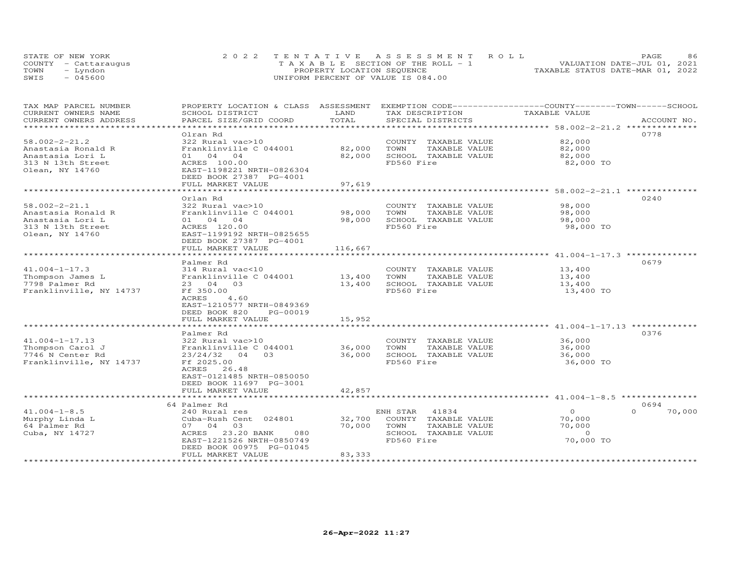STATE OF NEW YORK
COUNTY - Cattaraugus
TOWN - Lyndon
SWIS - 045600

2022 TENTATIVE ASSESSMENT ROLL
TAXABLE SECTION OF THE ROLL - 1
PROPERTY LOCATION SEQUENCE
UNIFORM PERCENT OF VALUE IS 084.00

VALUATION DATE-JUL 01, 2021
TAXABLE STATUS DATE-MAR 01, 2022

| TAX MAP PARCEL NUMBER / CURRENT OWNERS NAME / CURRENT OWNERS ADDRESS | PROPERTY LOCATION & CLASS / SCHOOL DISTRICT / PARCEL SIZE/GRID COORD | ASSESSMENT LAND / TOTAL | EXEMPTION CODE / TAX DESCRIPTION / SPECIAL DISTRICTS | COUNTY / TOWN / SCHOOL TAXABLE VALUE | ACCOUNT NO. |
|---|---|---|---|---|---|
| 58.002-2-21.2 | Olran Rd | | | | 0778 |
| 58.002-2-21.2 | 322 Rural vac>10 | | COUNTY TAXABLE VALUE | 82,000 | |
| Anastasia Ronald R | Franklinville C 044001 | 82,000 | TOWN TAXABLE VALUE | 82,000 | |
| Anastasia Lori L | 01 04 04 | 82,000 | SCHOOL TAXABLE VALUE | 82,000 | |
| 313 N 13th Street | ACRES 100.00 | | FD560 Fire | 82,000 TO | |
| Olean, NY 14760 | EAST-1198221 NRTH-0826304 | | | | |
| | DEED BOOK 27387 PG-4001 | | | | |
| | FULL MARKET VALUE | 97,619 | | | |
| 58.002-2-21.1 | Orlan Rd | | | | 0240 |
| 58.002-2-21.1 | 322 Rural vac>10 | | COUNTY TAXABLE VALUE | 98,000 | |
| Anastasia Ronald R | Franklinville C 044001 | 98,000 | TOWN TAXABLE VALUE | 98,000 | |
| Anastasia Lori L | 01 04 04 | 98,000 | SCHOOL TAXABLE VALUE | 98,000 | |
| 313 N 13th Street | ACRES 120.00 | | FD560 Fire | 98,000 TO | |
| Olean, NY 14760 | EAST-1199192 NRTH-0825655 | | | | |
| | DEED BOOK 27387 PG-4001 | | | | |
| | FULL MARKET VALUE | 116,667 | | | |
| 41.004-1-17.3 | Palmer Rd | | | | 0679 |
| 41.004-1-17.3 | 314 Rural vac<10 | | COUNTY TAXABLE VALUE | 13,400 | |
| Thompson James L | Franklinville C 044001 | 13,400 | TOWN TAXABLE VALUE | 13,400 | |
| 7798 Palmer Rd | 23 04 03 | 13,400 | SCHOOL TAXABLE VALUE | 13,400 | |
| Franklinville, NY 14737 | Ff 350.00 | | FD560 Fire | 13,400 TO | |
| | ACRES 4.60 | | | | |
| | EAST-1210577 NRTH-0849369 | | | | |
| | DEED BOOK 820 PG-00019 | | | | |
| | FULL MARKET VALUE | 15,952 | | | |
| 41.004-1-17.13 | Palmer Rd | | | | 0376 |
| 41.004-1-17.13 | 322 Rural vac>10 | | COUNTY TAXABLE VALUE | 36,000 | |
| Thompson Carol J | Franklinville C 044001 | 36,000 | TOWN TAXABLE VALUE | 36,000 | |
| 7746 N Center Rd | 23/24/32 04 03 | 36,000 | SCHOOL TAXABLE VALUE | 36,000 | |
| Franklinville, NY 14737 | Ff 2025.00 | | FD560 Fire | 36,000 TO | |
| | ACRES 26.48 | | | | |
| | EAST-0121485 NRTH-0850050 | | | | |
| | DEED BOOK 11697 PG-3001 | | | | |
| | FULL MARKET VALUE | 42,857 | | | |
| 41.004-1-8.5 | 64 Palmer Rd | | | | 0694 |
| 41.004-1-8.5 | 240 Rural res | | ENH STAR 41834 | 0 / 0 / 70,000 | |
| Murphy Linda L | Cuba-Rush Cent 024801 | 32,700 | COUNTY TAXABLE VALUE | 70,000 | |
| 64 Palmer Rd | 07 04 03 | 70,000 | TOWN TAXABLE VALUE | 70,000 | |
| Cuba, NY 14727 | ACRES 23.20 BANK 080 | | SCHOOL TAXABLE VALUE | 0 | |
| | EAST-1221526 NRTH-0850749 | | FD560 Fire | 70,000 TO | |
| | DEED BOOK 00975 PG-01045 | | | | |
| | FULL MARKET VALUE | 83,333 | | | |

26-Apr-2022 11:27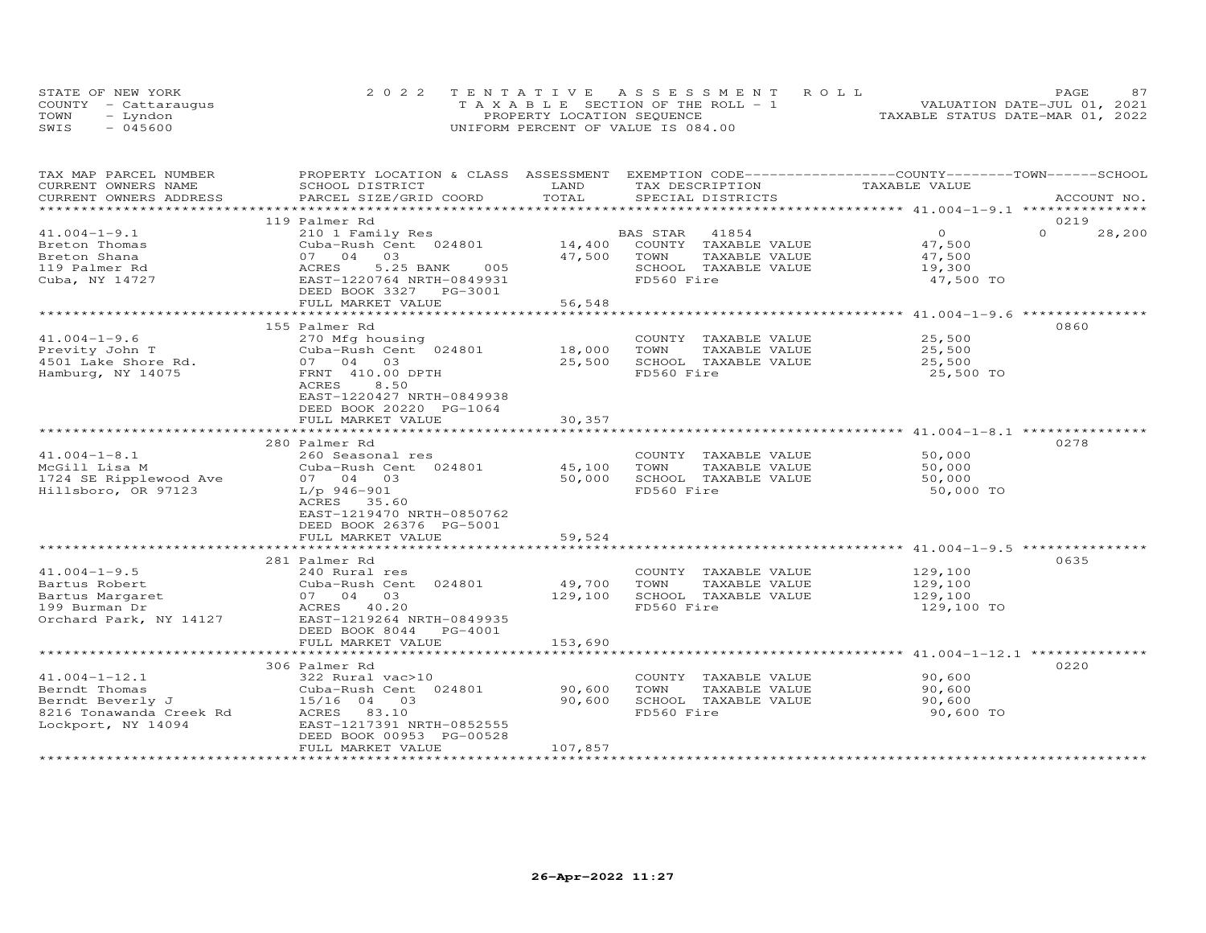STATE OF NEW YORK — 2022 TENTATIVE ASSESSMENT ROLL
COUNTY - Cattaraugus — TAXABLE SECTION OF THE ROLL - 1 — VALUATION DATE-JUL 01, 2021
TOWN - Lyndon — PROPERTY LOCATION SEQUENCE — TAXABLE STATUS DATE-MAR 01, 2022
SWIS - 045600 — UNIFORM PERCENT OF VALUE IS 084.00

| TAX MAP PARCEL NUMBER / CURRENT OWNERS NAME / CURRENT OWNERS ADDRESS | PROPERTY LOCATION & CLASS / SCHOOL DISTRICT / PARCEL SIZE/GRID COORD | ASSESSMENT LAND | TOTAL | EXEMPTION CODE / TAX DESCRIPTION / SPECIAL DISTRICTS | COUNTY TAXABLE VALUE | TOWN | SCHOOL / ACCOUNT NO. |
|---|---|---|---|---|---|---|---|
| **41.004-1-9.1** | 119 Palmer Rd | | | | | | 0219 |
| Breton Thomas | 210 1 Family Res | | | BAS STAR 41854 | 0 | 0 | 28,200 |
| Breton Shana | Cuba-Rush Cent 024801 | 14,400 | | COUNTY TAXABLE VALUE | 47,500 | | |
| 119 Palmer Rd | 07 04 03 | | 47,500 | TOWN TAXABLE VALUE | 47,500 | | |
| Cuba, NY 14727 | ACRES 5.25 BANK 005 | | | SCHOOL TAXABLE VALUE | 19,300 | | |
| | EAST-1220764 NRTH-0849931 | | | FD560 Fire | 47,500 TO | | |
| | DEED BOOK 3327 PG-3001 | | | | | | |
| | FULL MARKET VALUE | | 56,548 | | | | |
| **41.004-1-9.6** | 155 Palmer Rd | | | | | | 0860 |
| Previty John T | 270 Mfg housing | | | COUNTY TAXABLE VALUE | 25,500 | | |
| 4501 Lake Shore Rd. | Cuba-Rush Cent 024801 | 18,000 | | TOWN TAXABLE VALUE | 25,500 | | |
| Hamburg, NY 14075 | 07 04 03 | | 25,500 | SCHOOL TAXABLE VALUE | 25,500 | | |
| | FRNT 410.00 DPTH | | | FD560 Fire | 25,500 TO | | |
| | ACRES 8.50 | | | | | | |
| | EAST-1220427 NRTH-0849938 | | | | | | |
| | DEED BOOK 20220 PG-1064 | | | | | | |
| | FULL MARKET VALUE | | 30,357 | | | | |
| **41.004-1-8.1** | 280 Palmer Rd | | | | | | 0278 |
| McGill Lisa M | 260 Seasonal res | | | COUNTY TAXABLE VALUE | 50,000 | | |
| 1724 SE Ripplewood Ave | Cuba-Rush Cent 024801 | 45,100 | | TOWN TAXABLE VALUE | 50,000 | | |
| Hillsboro, OR 97123 | 07 04 03 | | 50,000 | SCHOOL TAXABLE VALUE | 50,000 | | |
| | L/p 946-901 | | | FD560 Fire | 50,000 TO | | |
| | ACRES 35.60 | | | | | | |
| | EAST-1219470 NRTH-0850762 | | | | | | |
| | DEED BOOK 26376 PG-5001 | | | | | | |
| | FULL MARKET VALUE | | 59,524 | | | | |
| **41.004-1-9.5** | 281 Palmer Rd | | | | | | 0635 |
| Bartus Robert | 240 Rural res | | | COUNTY TAXABLE VALUE | 129,100 | | |
| Bartus Margaret | Cuba-Rush Cent 024801 | 49,700 | | TOWN TAXABLE VALUE | 129,100 | | |
| 199 Burman Dr | 07 04 03 | | 129,100 | SCHOOL TAXABLE VALUE | 129,100 | | |
| Orchard Park, NY 14127 | ACRES 40.20 | | | FD560 Fire | 129,100 TO | | |
| | EAST-1219264 NRTH-0849935 | | | | | | |
| | DEED BOOK 8044 PG-4001 | | | | | | |
| | FULL MARKET VALUE | | 153,690 | | | | |
| **41.004-1-12.1** | 306 Palmer Rd | | | | | | 0220 |
| Berndt Thomas | 322 Rural vac>10 | | | COUNTY TAXABLE VALUE | 90,600 | | |
| Berndt Beverly J | Cuba-Rush Cent 024801 | 90,600 | | TOWN TAXABLE VALUE | 90,600 | | |
| 8216 Tonawanda Creek Rd | 15/16 04 03 | | 90,600 | SCHOOL TAXABLE VALUE | 90,600 | | |
| Lockport, NY 14094 | ACRES 83.10 | | | FD560 Fire | 90,600 TO | | |
| | EAST-1217391 NRTH-0852555 | | | | | | |
| | DEED BOOK 00953 PG-00528 | | | | | | |
| | FULL MARKET VALUE | | 107,857 | | | | |

26-Apr-2022 11:27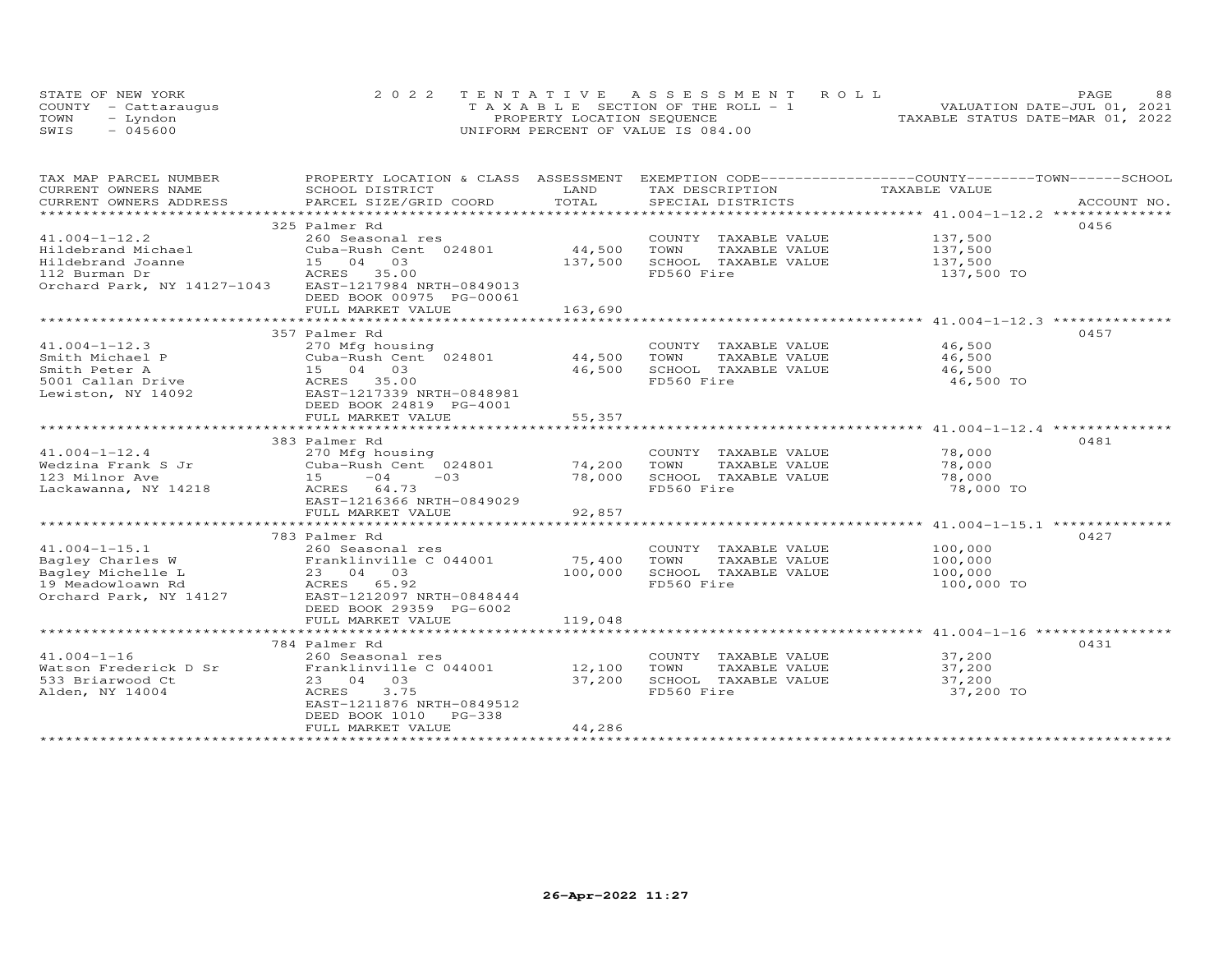STATE OF NEW YORK
COUNTY - Cattaraugus
TOWN - Lyndon
SWIS - 045600

2022 TENTATIVE ASSESSMENT ROLL
TAXABLE SECTION OF THE ROLL - 1
PROPERTY LOCATION SEQUENCE
UNIFORM PERCENT OF VALUE IS 084.00

VALUATION DATE-JUL 01, 2021
TAXABLE STATUS DATE-MAR 01, 2022

| TAX MAP PARCEL NUMBER<br>CURRENT OWNERS NAME<br>CURRENT OWNERS ADDRESS | PROPERTY LOCATION & CLASS<br>SCHOOL DISTRICT<br>PARCEL SIZE/GRID COORD | ASSESSMENT<br>LAND<br>TOTAL | EXEMPTION CODE<br>TAX DESCRIPTION<br>SPECIAL DISTRICTS | COUNTY--------TOWN------SCHOOL<br>TAXABLE VALUE | ACCOUNT NO. |
|---|---|---|---|---|---|
| 41.004-1-12.2<br>Hildebrand Michael<br>Hildebrand Joanne<br>112 Burman Dr<br>Orchard Park, NY 14127-1043 | 325 Palmer Rd<br>260 Seasonal res<br>Cuba-Rush Cent 024801<br>15 04 03<br>ACRES 35.00<br>EAST-1217984 NRTH-0849013<br>DEED BOOK 00975 PG-00061<br>FULL MARKET VALUE | <br><br>44,500<br>137,500<br><br><br><br>163,690 | <br>COUNTY TAXABLE VALUE<br>TOWN TAXABLE VALUE<br>SCHOOL TAXABLE VALUE<br>FD560 Fire | <br>137,500<br>137,500<br>137,500<br>137,500 TO | 0456 |
| 41.004-1-12.3<br>Smith Michael P<br>Smith Peter A<br>5001 Callan Drive<br>Lewiston, NY 14092 | 357 Palmer Rd<br>270 Mfg housing<br>Cuba-Rush Cent 024801<br>15 04 03<br>ACRES 35.00<br>EAST-1217339 NRTH-0848981<br>DEED BOOK 24819 PG-4001<br>FULL MARKET VALUE | <br><br>44,500<br>46,500<br><br><br><br>55,357 | <br>COUNTY TAXABLE VALUE<br>TOWN TAXABLE VALUE<br>SCHOOL TAXABLE VALUE<br>FD560 Fire | <br>46,500<br>46,500<br>46,500<br>46,500 TO | 0457 |
| 41.004-1-12.4<br>Wedzina Frank S Jr<br>123 Milnor Ave<br>Lackawanna, NY 14218 | 383 Palmer Rd<br>270 Mfg housing<br>Cuba-Rush Cent 024801<br>15 -04 -03<br>ACRES 64.73<br>EAST-1216366 NRTH-0849029<br>FULL MARKET VALUE | <br><br>74,200<br>78,000<br><br><br>92,857 | <br>COUNTY TAXABLE VALUE<br>TOWN TAXABLE VALUE<br>SCHOOL TAXABLE VALUE<br>FD560 Fire | <br>78,000<br>78,000<br>78,000<br>78,000 TO | 0481 |
| 41.004-1-15.1<br>Bagley Charles W<br>Bagley Michelle L<br>19 Meadowloawn Rd<br>Orchard Park, NY 14127 | 783 Palmer Rd<br>260 Seasonal res<br>Franklinville C 044001<br>23 04 03<br>ACRES 65.92<br>EAST-1212097 NRTH-0848444<br>DEED BOOK 29359 PG-6002<br>FULL MARKET VALUE | <br><br>75,400<br>100,000<br><br><br><br>119,048 | <br>COUNTY TAXABLE VALUE<br>TOWN TAXABLE VALUE<br>SCHOOL TAXABLE VALUE<br>FD560 Fire | <br>100,000<br>100,000<br>100,000<br>100,000 TO | 0427 |
| 41.004-1-16<br>Watson Frederick D Sr<br>533 Briarwood Ct<br>Alden, NY 14004 | 784 Palmer Rd<br>260 Seasonal res<br>Franklinville C 044001<br>23 04 03<br>ACRES 3.75<br>EAST-1211876 NRTH-0849512<br>DEED BOOK 1010 PG-338<br>FULL MARKET VALUE | <br><br>12,100<br>37,200<br><br><br><br>44,286 | <br>COUNTY TAXABLE VALUE<br>TOWN TAXABLE VALUE<br>SCHOOL TAXABLE VALUE<br>FD560 Fire | <br>37,200<br>37,200<br>37,200<br>37,200 TO | 0431 |

26-Apr-2022 11:27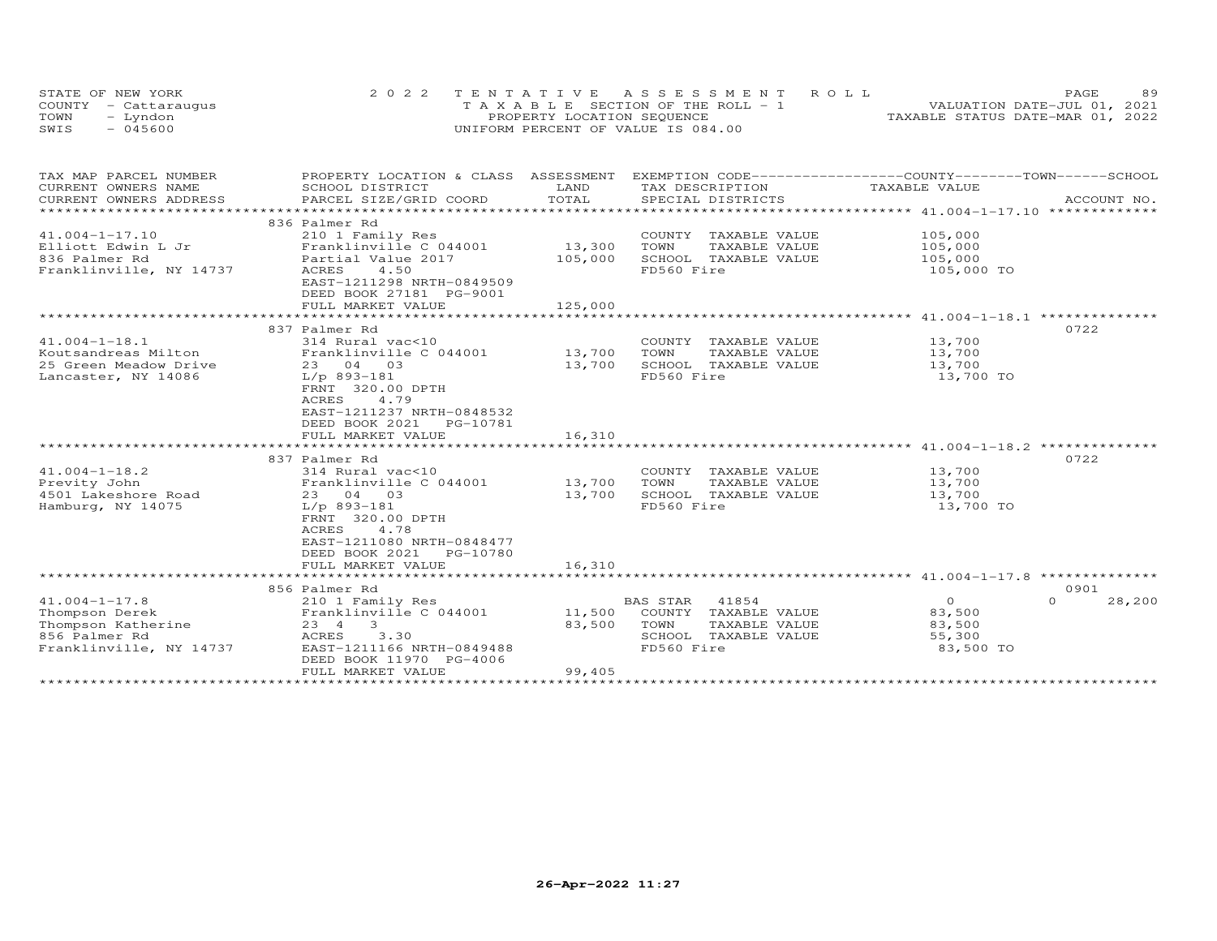STATE OF NEW YORK — COUNTY - Cattaraugus — TOWN - Lyndon — SWIS - 045600

**2022 TENTATIVE ASSESSMENT ROLL**
TAXABLE SECTION OF THE ROLL - 1
PROPERTY LOCATION SEQUENCE
UNIFORM PERCENT OF VALUE IS 084.00

VALUATION DATE-JUL 01, 2021
TAXABLE STATUS DATE-MAR 01, 2022

| TAX MAP PARCEL NUMBER / CURRENT OWNERS NAME / CURRENT OWNERS ADDRESS | PROPERTY LOCATION & CLASS / SCHOOL DISTRICT / PARCEL SIZE/GRID COORD | ASSESSMENT LAND | TOTAL | EXEMPTION CODE / TAX DESCRIPTION / SPECIAL DISTRICTS | COUNTY / TOWN TAXABLE VALUE | SCHOOL | ACCOUNT NO. |
|---|---|---|---|---|---|---|---|
| **41.004-1-17.10** | 836 Palmer Rd | | | | | | |
| Elliott Edwin L Jr | 210 1 Family Res | | | COUNTY TAXABLE VALUE | 105,000 | | |
| 836 Palmer Rd | Franklinville C 044001 | 13,300 | | TOWN TAXABLE VALUE | 105,000 | | |
| Franklinville, NY 14737 | Partial Value 2017 | | 105,000 | SCHOOL TAXABLE VALUE | 105,000 | | |
| | ACRES 4.50 | | | FD560 Fire | 105,000 TO | | |
| | EAST-1211298 NRTH-0849509 | | | | | | |
| | DEED BOOK 27181 PG-9001 | | | | | | |
| | FULL MARKET VALUE | | 125,000 | | | | |
| **41.004-1-18.1** | 837 Palmer Rd | | | | | | 0722 |
| Koutsandreas Milton | 314 Rural vac<10 | | | COUNTY TAXABLE VALUE | 13,700 | | |
| 25 Green Meadow Drive | Franklinville C 044001 | 13,700 | | TOWN TAXABLE VALUE | 13,700 | | |
| Lancaster, NY 14086 | 23 04 03 | | 13,700 | SCHOOL TAXABLE VALUE | 13,700 | | |
| | L/p 893-181 | | | FD560 Fire | 13,700 TO | | |
| | FRNT 320.00 DPTH | | | | | | |
| | ACRES 4.79 | | | | | | |
| | EAST-1211237 NRTH-0848532 | | | | | | |
| | DEED BOOK 2021 PG-10781 | | | | | | |
| | FULL MARKET VALUE | | 16,310 | | | | |
| **41.004-1-18.2** | 837 Palmer Rd | | | | | | 0722 |
| Previty John | 314 Rural vac<10 | | | COUNTY TAXABLE VALUE | 13,700 | | |
| 4501 Lakeshore Road | Franklinville C 044001 | 13,700 | | TOWN TAXABLE VALUE | 13,700 | | |
| Hamburg, NY 14075 | 23 04 03 | | 13,700 | SCHOOL TAXABLE VALUE | 13,700 | | |
| | L/p 893-181 | | | FD560 Fire | 13,700 TO | | |
| | FRNT 320.00 DPTH | | | | | | |
| | ACRES 4.78 | | | | | | |
| | EAST-1211080 NRTH-0848477 | | | | | | |
| | DEED BOOK 2021 PG-10780 | | | | | | |
| | FULL MARKET VALUE | | 16,310 | | | | |
| **41.004-1-17.8** | 856 Palmer Rd | | | | | | 0901 |
| Thompson Derek | 210 1 Family Res | | | BAS STAR 41854 | 0 | 0 | 28,200 |
| Thompson Katherine | Franklinville C 044001 | 11,500 | | COUNTY TAXABLE VALUE | 83,500 | | |
| 856 Palmer Rd | 23 4 3 | | 83,500 | TOWN TAXABLE VALUE | 83,500 | | |
| Franklinville, NY 14737 | ACRES 3.30 | | | SCHOOL TAXABLE VALUE | 55,300 | | |
| | EAST-1211166 NRTH-0849488 | | | FD560 Fire | 83,500 TO | | |
| | DEED BOOK 11970 PG-4006 | | | | | | |
| | FULL MARKET VALUE | | 99,405 | | | | |

26-Apr-2022 11:27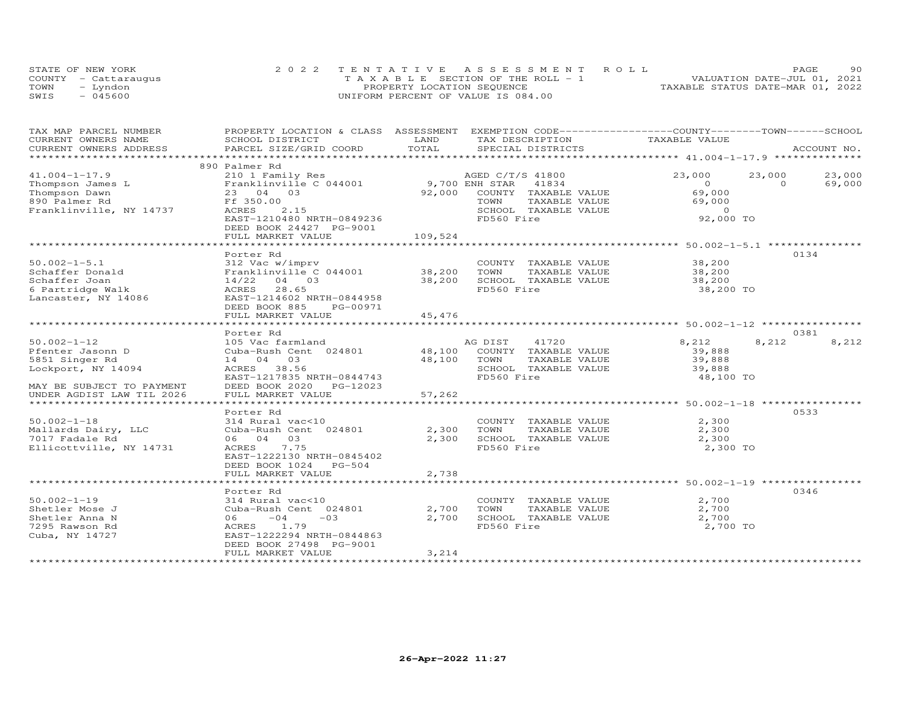STATE OF NEW YORK
COUNTY - Cattaraugus
TOWN - Lyndon
SWIS - 045600

2022 TENTATIVE ASSESSMENT ROLL
TAXABLE SECTION OF THE ROLL - 1
PROPERTY LOCATION SEQUENCE
UNIFORM PERCENT OF VALUE IS 084.00

VALUATION DATE-JUL 01, 2021
TAXABLE STATUS DATE-MAR 01, 2022

| TAX MAP PARCEL NUMBER / CURRENT OWNERS NAME / CURRENT OWNERS ADDRESS | PROPERTY LOCATION & CLASS / SCHOOL DISTRICT / PARCEL SIZE/GRID COORD | ASSESSMENT LAND / TOTAL | EXEMPTION CODE / TAX DESCRIPTION / SPECIAL DISTRICTS | COUNTY | TOWN | SCHOOL | ACCOUNT NO. |
|---|---|---|---|---|---|---|---|
| **41.004-1-17.9** | 890 Palmer Rd | | | | | | |
| 41.004-1-17.9 | 210 1 Family Res | | AGED C/T/S 41800 | 23,000 | 23,000 | 23,000 | |
| Thompson James L | Franklinville C 044001 | 9,700 | ENH STAR 41834 | 0 | 0 | 69,000 | |
| Thompson Dawn | 23 04 03 | 92,000 | COUNTY TAXABLE VALUE | 69,000 | | | |
| 890 Palmer Rd | Ff 350.00 | | TOWN TAXABLE VALUE | | 69,000 | | |
| Franklinville, NY 14737 | ACRES 2.15 | | SCHOOL TAXABLE VALUE | | | 0 | |
| | EAST-1210480 NRTH-0849236 | | FD560 Fire | 92,000 TO | | | |
| | DEED BOOK 24427 PG-9001 | | | | | | |
| | FULL MARKET VALUE | 109,524 | | | | | |
| **50.002-1-5.1** | Porter Rd | | | | | | 0134 |
| 50.002-1-5.1 | 312 Vac w/imprv | | COUNTY TAXABLE VALUE | 38,200 | | | |
| Schaffer Donald | Franklinville C 044001 | 38,200 | TOWN TAXABLE VALUE | | 38,200 | | |
| Schaffer Joan | 14/22 04 03 | 38,200 | SCHOOL TAXABLE VALUE | | | 38,200 | |
| 6 Partridge Walk | ACRES 28.65 | | FD560 Fire | 38,200 TO | | | |
| Lancaster, NY 14086 | EAST-1214602 NRTH-0844958 | | | | | | |
| | DEED BOOK 885 PG-00971 | | | | | | |
| | FULL MARKET VALUE | 45,476 | | | | | |
| **50.002-1-12** | Porter Rd | | | | | | 0381 |
| 50.002-1-12 | 105 Vac farmland | | AG DIST 41720 | 8,212 | 8,212 | 8,212 | |
| Pfenter Jasonn D | Cuba-Rush Cent 024801 | 48,100 | COUNTY TAXABLE VALUE | 39,888 | | | |
| 5851 Singer Rd | 14 04 03 | 48,100 | TOWN TAXABLE VALUE | | 39,888 | | |
| Lockport, NY 14094 | ACRES 38.56 | | SCHOOL TAXABLE VALUE | | | 39,888 | |
| | EAST-1217835 NRTH-0844743 | | FD560 Fire | 48,100 TO | | | |
| MAY BE SUBJECT TO PAYMENT | DEED BOOK 2020 PG-12023 | | | | | | |
| UNDER AGDIST LAW TIL 2026 | FULL MARKET VALUE | 57,262 | | | | | |
| **50.002-1-18** | Porter Rd | | | | | | 0533 |
| 50.002-1-18 | 314 Rural vac<10 | | COUNTY TAXABLE VALUE | 2,300 | | | |
| Mallards Dairy, LLC | Cuba-Rush Cent 024801 | 2,300 | TOWN TAXABLE VALUE | | 2,300 | | |
| 7017 Fadale Rd | 06 04 03 | 2,300 | SCHOOL TAXABLE VALUE | | | 2,300 | |
| Ellicottville, NY 14731 | ACRES 7.75 | | FD560 Fire | 2,300 TO | | | |
| | EAST-1222130 NRTH-0845402 | | | | | | |
| | DEED BOOK 1024 PG-504 | | | | | | |
| | FULL MARKET VALUE | 2,738 | | | | | |
| **50.002-1-19** | Porter Rd | | | | | | 0346 |
| 50.002-1-19 | 314 Rural vac<10 | | COUNTY TAXABLE VALUE | 2,700 | | | |
| Shetler Mose J | Cuba-Rush Cent 024801 | 2,700 | TOWN TAXABLE VALUE | | 2,700 | | |
| Shetler Anna N | 06 -04 -03 | 2,700 | SCHOOL TAXABLE VALUE | | | 2,700 | |
| 7295 Rawson Rd | ACRES 1.79 | | FD560 Fire | 2,700 TO | | | |
| Cuba, NY 14727 | EAST-1222294 NRTH-0844863 | | | | | | |
| | DEED BOOK 27498 PG-9001 | | | | | | |
| | FULL MARKET VALUE | 3,214 | | | | | |

26-Apr-2022 11:27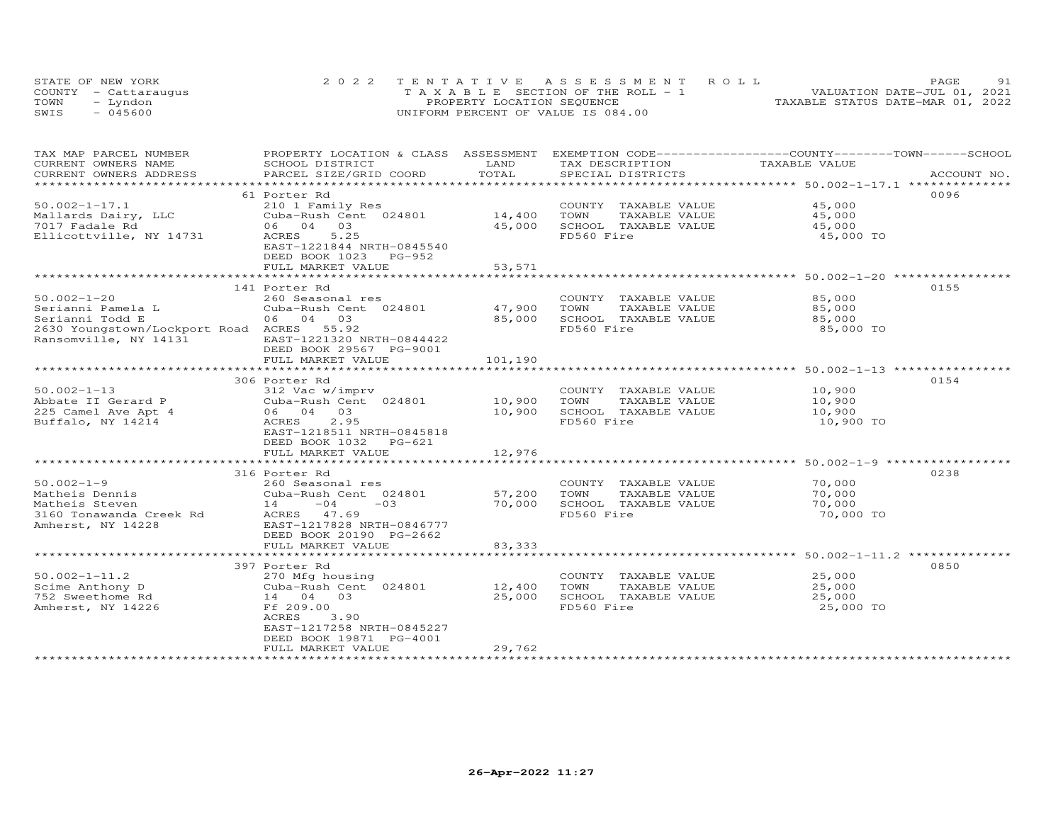STATE OF NEW YORK
COUNTY - Cattaraugus
TOWN - Lyndon
SWIS - 045600

2022 TENTATIVE ASSESSMENT ROLL
TAXABLE SECTION OF THE ROLL - 1
PROPERTY LOCATION SEQUENCE
UNIFORM PERCENT OF VALUE IS 084.00

VALUATION DATE-JUL 01, 2021
TAXABLE STATUS DATE-MAR 01, 2022

| TAX MAP PARCEL NUMBER / CURRENT OWNERS NAME / CURRENT OWNERS ADDRESS | PROPERTY LOCATION & CLASS / SCHOOL DISTRICT / PARCEL SIZE/GRID COORD | ASSESSMENT LAND | TOTAL | EXEMPTION CODE / TAX DESCRIPTION / SPECIAL DISTRICTS | TAXABLE VALUE | ACCOUNT NO. |
|---|---|---|---|---|---|---|
| 50.002-1-17.1 | 61 Porter Rd | | | | | 0096 |
| Mallards Dairy, LLC | 210 1 Family Res | | | COUNTY TAXABLE VALUE | 45,000 | |
| 7017 Fadale Rd | Cuba-Rush Cent 024801 | 14,400 | | TOWN TAXABLE VALUE | 45,000 | |
| Ellicottville, NY 14731 | 06 04 03 | | 45,000 | SCHOOL TAXABLE VALUE | 45,000 | |
| | ACRES 5.25 | | | FD560 Fire | 45,000 TO | |
| | EAST-1221844 NRTH-0845540 | | | | | |
| | DEED BOOK 1023 PG-952 | | | | | |
| | FULL MARKET VALUE | | 53,571 | | | |
| 50.002-1-20 | 141 Porter Rd | | | | | 0155 |
| Serianni Pamela L | 260 Seasonal res | | | COUNTY TAXABLE VALUE | 85,000 | |
| Serianni Todd E | Cuba-Rush Cent 024801 | 47,900 | | TOWN TAXABLE VALUE | 85,000 | |
| 2630 Youngstown/Lockport Road | 06 04 03 | | 85,000 | SCHOOL TAXABLE VALUE | 85,000 | |
| Ransomville, NY 14131 | ACRES 55.92 | | | FD560 Fire | 85,000 TO | |
| | EAST-1221320 NRTH-0844422 | | | | | |
| | DEED BOOK 29567 PG-9001 | | | | | |
| | FULL MARKET VALUE | | 101,190 | | | |
| 50.002-1-13 | 306 Porter Rd | | | | | 0154 |
| Abbate II Gerard P | 312 Vac w/imprv | | | COUNTY TAXABLE VALUE | 10,900 | |
| 225 Camel Ave Apt 4 | Cuba-Rush Cent 024801 | 10,900 | | TOWN TAXABLE VALUE | 10,900 | |
| Buffalo, NY 14214 | 06 04 03 | | 10,900 | SCHOOL TAXABLE VALUE | 10,900 | |
| | ACRES 2.95 | | | FD560 Fire | 10,900 TO | |
| | EAST-1218511 NRTH-0845818 | | | | | |
| | DEED BOOK 1032 PG-621 | | | | | |
| | FULL MARKET VALUE | | 12,976 | | | |
| 50.002-1-9 | 316 Porter Rd | | | | | 0238 |
| Matheis Dennis | 260 Seasonal res | | | COUNTY TAXABLE VALUE | 70,000 | |
| Matheis Steven | Cuba-Rush Cent 024801 | 57,200 | | TOWN TAXABLE VALUE | 70,000 | |
| 3160 Tonawanda Creek Rd | 14 -04 -03 | | 70,000 | SCHOOL TAXABLE VALUE | 70,000 | |
| Amherst, NY 14228 | ACRES 47.69 | | | FD560 Fire | 70,000 TO | |
| | EAST-1217828 NRTH-0846777 | | | | | |
| | DEED BOOK 20190 PG-2662 | | | | | |
| | FULL MARKET VALUE | | 83,333 | | | |
| 50.002-1-11.2 | 397 Porter Rd | | | | | 0850 |
| Scime Anthony D | 270 Mfg housing | | | COUNTY TAXABLE VALUE | 25,000 | |
| 752 Sweethome Rd | Cuba-Rush Cent 024801 | 12,400 | | TOWN TAXABLE VALUE | 25,000 | |
| Amherst, NY 14226 | 14 04 03 | | 25,000 | SCHOOL TAXABLE VALUE | 25,000 | |
| | Ff 209.00 | | | FD560 Fire | 25,000 TO | |
| | ACRES 3.90 | | | | | |
| | EAST-1217258 NRTH-0845227 | | | | | |
| | DEED BOOK 19871 PG-4001 | | | | | |
| | FULL MARKET VALUE | | 29,762 | | | |

26-Apr-2022 11:27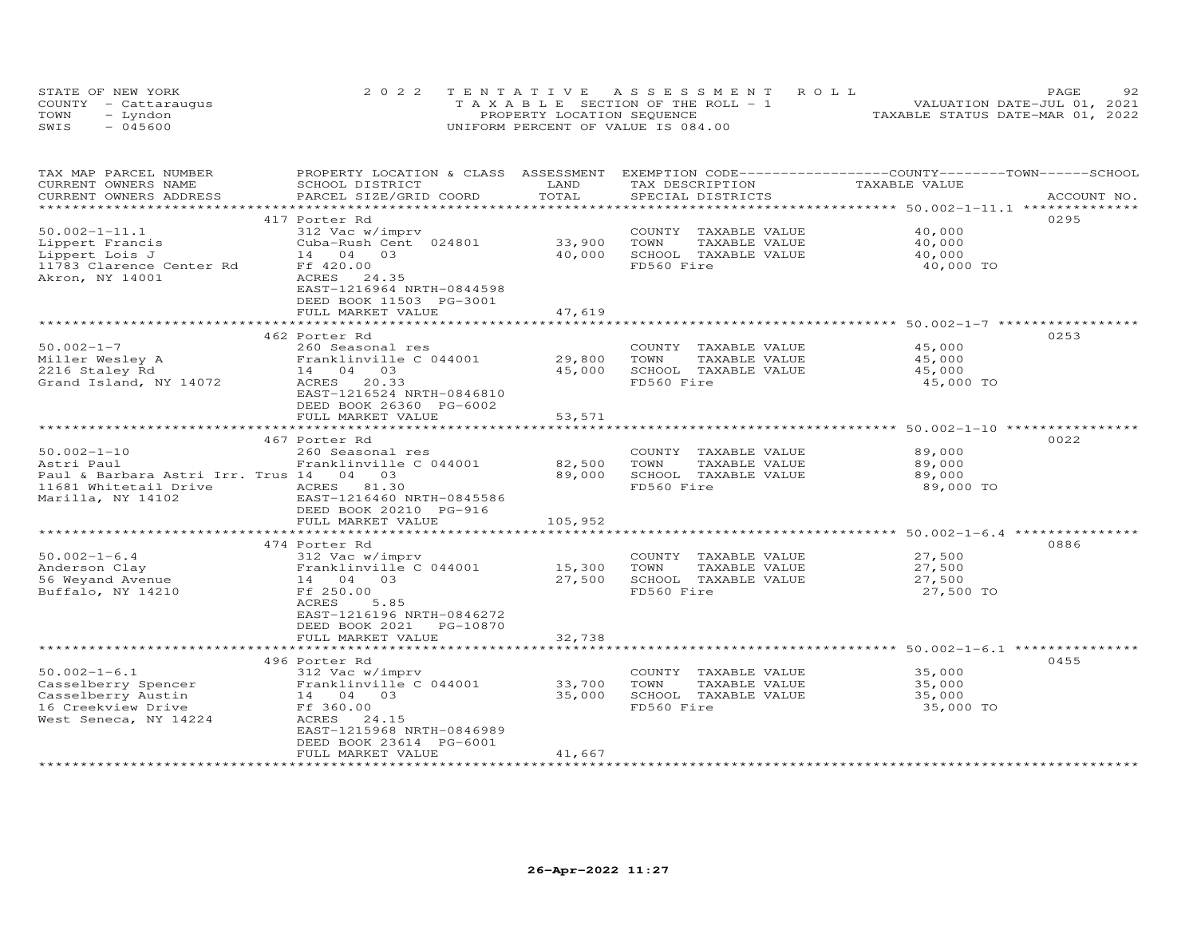STATE OF NEW YORK
COUNTY - Cattaraugus
TOWN - Lyndon
SWIS - 045600

2022 TENTATIVE ASSESSMENT ROLL
TAXABLE SECTION OF THE ROLL - 1
PROPERTY LOCATION SEQUENCE
UNIFORM PERCENT OF VALUE IS 084.00

VALUATION DATE-JUL 01, 2021
TAXABLE STATUS DATE-MAR 01, 2022

| TAX MAP PARCEL NUMBER / CURRENT OWNERS NAME / CURRENT OWNERS ADDRESS | PROPERTY LOCATION & CLASS / SCHOOL DISTRICT / PARCEL SIZE/GRID COORD | ASSESSMENT LAND / TOTAL | EXEMPTION CODE / TAX DESCRIPTION / SPECIAL DISTRICTS | COUNTY--------TOWN------SCHOOL TAXABLE VALUE | ACCOUNT NO. |
|---|---|---|---|---|---|
| | 417 Porter Rd | | | | 0295 |
| 50.002-1-11.1 | 312 Vac w/imprv | | COUNTY TAXABLE VALUE | 40,000 | |
| Lippert Francis | Cuba-Rush Cent 024801 | 33,900 | TOWN TAXABLE VALUE | 40,000 | |
| Lippert Lois J | 14 04 03 | 40,000 | SCHOOL TAXABLE VALUE | 40,000 | |
| 11783 Clarence Center Rd | Ff 420.00 | | FD560 Fire | 40,000 TO | |
| Akron, NY 14001 | ACRES 24.35 | | | | |
| | EAST-1216964 NRTH-0844598 | | | | |
| | DEED BOOK 11503 PG-3001 | | | | |
| | FULL MARKET VALUE | 47,619 | | | |
| | 462 Porter Rd | | | | 0253 |
| 50.002-1-7 | 260 Seasonal res | | COUNTY TAXABLE VALUE | 45,000 | |
| Miller Wesley A | Franklinville C 044001 | 29,800 | TOWN TAXABLE VALUE | 45,000 | |
| 2216 Staley Rd | 14 04 03 | 45,000 | SCHOOL TAXABLE VALUE | 45,000 | |
| Grand Island, NY 14072 | ACRES 20.33 | | FD560 Fire | 45,000 TO | |
| | EAST-1216524 NRTH-0846810 | | | | |
| | DEED BOOK 26360 PG-6002 | | | | |
| | FULL MARKET VALUE | 53,571 | | | |
| | 467 Porter Rd | | | | 0022 |
| 50.002-1-10 | 260 Seasonal res | | COUNTY TAXABLE VALUE | 89,000 | |
| Astri Paul | Franklinville C 044001 | 82,500 | TOWN TAXABLE VALUE | 89,000 | |
| Paul & Barbara Astri Irr. Trus | 14 04 03 | 89,000 | SCHOOL TAXABLE VALUE | 89,000 | |
| 11681 Whitetail Drive | ACRES 81.30 | | FD560 Fire | 89,000 TO | |
| Marilla, NY 14102 | EAST-1216460 NRTH-0845586 | | | | |
| | DEED BOOK 20210 PG-916 | | | | |
| | FULL MARKET VALUE | 105,952 | | | |
| | 474 Porter Rd | | | | 0886 |
| 50.002-1-6.4 | 312 Vac w/imprv | | COUNTY TAXABLE VALUE | 27,500 | |
| Anderson Clay | Franklinville C 044001 | 15,300 | TOWN TAXABLE VALUE | 27,500 | |
| 56 Weyand Avenue | 14 04 03 | 27,500 | SCHOOL TAXABLE VALUE | 27,500 | |
| Buffalo, NY 14210 | Ff 250.00 | | FD560 Fire | 27,500 TO | |
| | ACRES 5.85 | | | | |
| | EAST-1216196 NRTH-0846272 | | | | |
| | DEED BOOK 2021 PG-10870 | | | | |
| | FULL MARKET VALUE | 32,738 | | | |
| | 496 Porter Rd | | | | 0455 |
| 50.002-1-6.1 | 312 Vac w/imprv | | COUNTY TAXABLE VALUE | 35,000 | |
| Casselberry Spencer | Franklinville C 044001 | 33,700 | TOWN TAXABLE VALUE | 35,000 | |
| Casselberry Austin | 14 04 03 | 35,000 | SCHOOL TAXABLE VALUE | 35,000 | |
| 16 Creekview Drive | Ff 360.00 | | FD560 Fire | 35,000 TO | |
| West Seneca, NY 14224 | ACRES 24.15 | | | | |
| | EAST-1215968 NRTH-0846989 | | | | |
| | DEED BOOK 23614 PG-6001 | | | | |
| | FULL MARKET VALUE | 41,667 | | | |

26-Apr-2022 11:27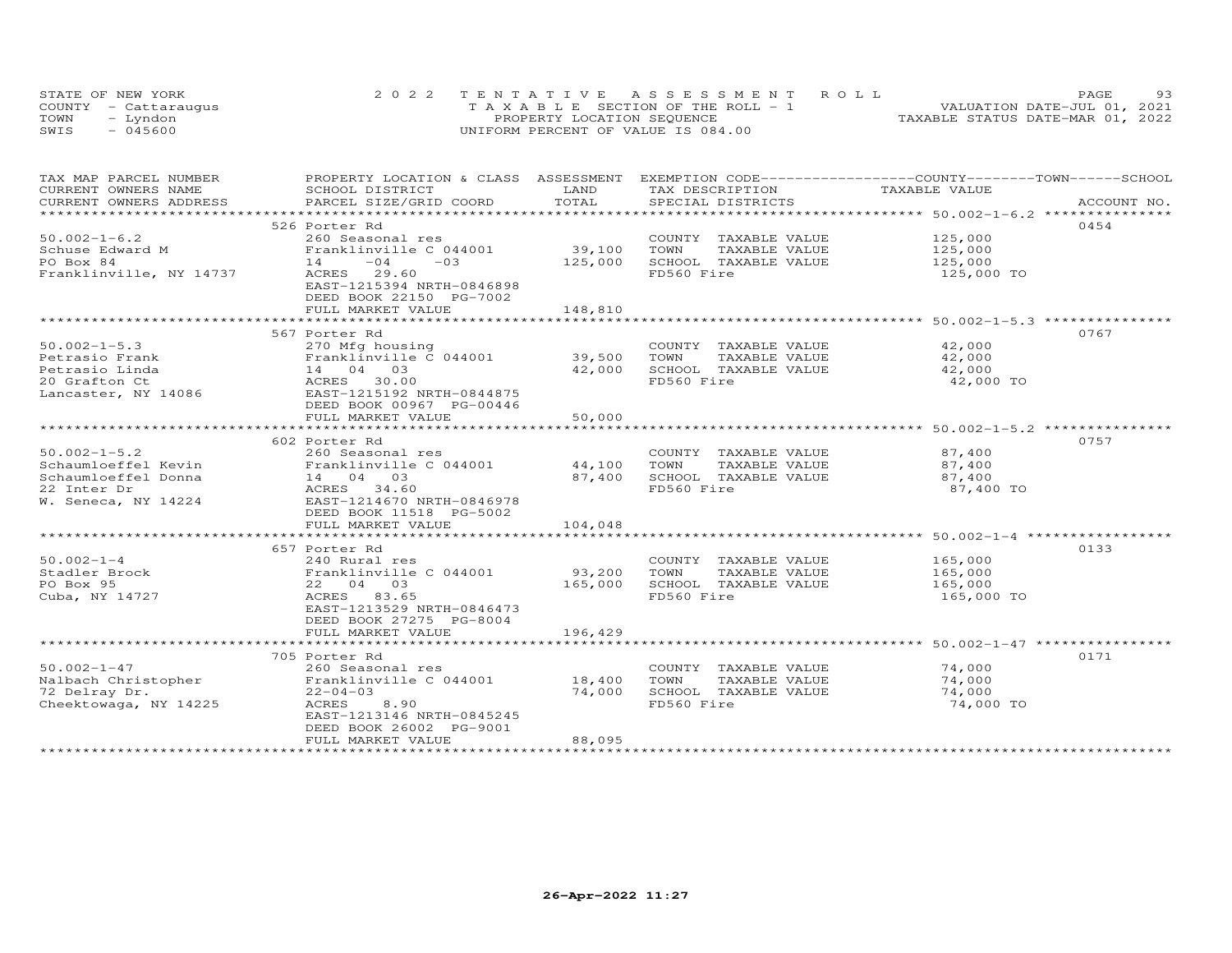STATE OF NEW YORK
COUNTY - Cattaraugus
TOWN - Lyndon
SWIS - 045600

2022 TENTATIVE ASSESSMENT ROLL
TAXABLE SECTION OF THE ROLL - 1
PROPERTY LOCATION SEQUENCE
UNIFORM PERCENT OF VALUE IS 084.00

VALUATION DATE-JUL 01, 2021
TAXABLE STATUS DATE-MAR 01, 2022

| TAX MAP PARCEL NUMBER / CURRENT OWNERS NAME / CURRENT OWNERS ADDRESS | PROPERTY LOCATION & CLASS / SCHOOL DISTRICT / PARCEL SIZE/GRID COORD | ASSESSMENT LAND / TOTAL | EXEMPTION CODE / TAX DESCRIPTION / SPECIAL DISTRICTS | COUNTY--------TOWN------SCHOOL TAXABLE VALUE | ACCOUNT NO. |
|---|---|---|---|---|---|
| 50.002-1-6.2 | 526 Porter Rd | | | | 0454 |
| Schuse Edward M | 260 Seasonal res | | COUNTY TAXABLE VALUE | 125,000 | |
| PO Box 84 | Franklinville C 044001 | 39,100 | TOWN TAXABLE VALUE | 125,000 | |
| Franklinville, NY 14737 | 14 -04 -03 | 125,000 | SCHOOL TAXABLE VALUE | 125,000 | |
| | ACRES 29.60 | | FD560 Fire | 125,000 TO | |
| | EAST-1215394 NRTH-0846898 | | | | |
| | DEED BOOK 22150 PG-7002 | | | | |
| | FULL MARKET VALUE | 148,810 | | | |
| 50.002-1-5.3 | 567 Porter Rd | | | | 0767 |
| Petrasio Frank | 270 Mfg housing | | COUNTY TAXABLE VALUE | 42,000 | |
| Petrasio Linda | Franklinville C 044001 | 39,500 | TOWN TAXABLE VALUE | 42,000 | |
| 20 Grafton Ct | 14 04 03 | 42,000 | SCHOOL TAXABLE VALUE | 42,000 | |
| Lancaster, NY 14086 | ACRES 30.00 | | FD560 Fire | 42,000 TO | |
| | EAST-1215192 NRTH-0844875 | | | | |
| | DEED BOOK 00967 PG-00446 | | | | |
| | FULL MARKET VALUE | 50,000 | | | |
| 50.002-1-5.2 | 602 Porter Rd | | | | 0757 |
| Schaumloeffel Kevin | 260 Seasonal res | | COUNTY TAXABLE VALUE | 87,400 | |
| Schaumloeffel Donna | Franklinville C 044001 | 44,100 | TOWN TAXABLE VALUE | 87,400 | |
| 22 Inter Dr | 14 04 03 | 87,400 | SCHOOL TAXABLE VALUE | 87,400 | |
| W. Seneca, NY 14224 | ACRES 34.60 | | FD560 Fire | 87,400 TO | |
| | EAST-1214670 NRTH-0846978 | | | | |
| | DEED BOOK 11518 PG-5002 | | | | |
| | FULL MARKET VALUE | 104,048 | | | |
| 50.002-1-4 | 657 Porter Rd | | | | 0133 |
| Stadler Brock | 240 Rural res | | COUNTY TAXABLE VALUE | 165,000 | |
| PO Box 95 | Franklinville C 044001 | 93,200 | TOWN TAXABLE VALUE | 165,000 | |
| Cuba, NY 14727 | 22 04 03 | 165,000 | SCHOOL TAXABLE VALUE | 165,000 | |
| | ACRES 83.65 | | FD560 Fire | 165,000 TO | |
| | EAST-1213529 NRTH-0846473 | | | | |
| | DEED BOOK 27275 PG-8004 | | | | |
| | FULL MARKET VALUE | 196,429 | | | |
| 50.002-1-47 | 705 Porter Rd | | | | 0171 |
| Nalbach Christopher | 260 Seasonal res | | COUNTY TAXABLE VALUE | 74,000 | |
| 72 Delray Dr. | Franklinville C 044001 | 18,400 | TOWN TAXABLE VALUE | 74,000 | |
| Cheektowaga, NY 14225 | 22-04-03 | 74,000 | SCHOOL TAXABLE VALUE | 74,000 | |
| | ACRES 8.90 | | FD560 Fire | 74,000 TO | |
| | EAST-1213146 NRTH-0845245 | | | | |
| | DEED BOOK 26002 PG-9001 | | | | |
| | FULL MARKET VALUE | 88,095 | | | |

26-Apr-2022 11:27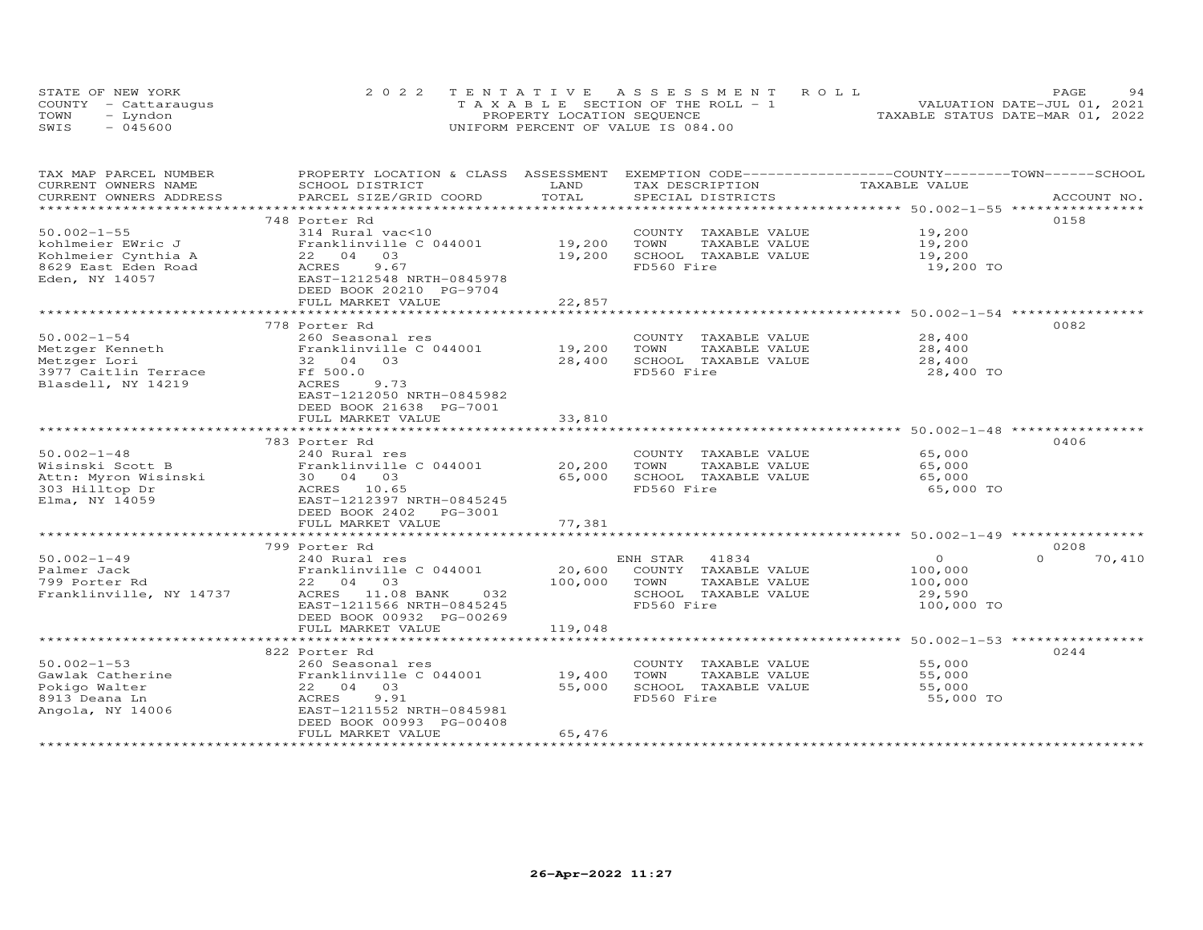STATE OF NEW YORK
COUNTY - Cattaraugus
TOWN - Lyndon
SWIS - 045600

2022 TENTATIVE ASSESSMENT ROLL
TAXABLE SECTION OF THE ROLL - 1
PROPERTY LOCATION SEQUENCE
UNIFORM PERCENT OF VALUE IS 084.00

VALUATION DATE-JUL 01, 2021
TAXABLE STATUS DATE-MAR 01, 2022

| TAX MAP PARCEL NUMBER / CURRENT OWNERS NAME / CURRENT OWNERS ADDRESS | PROPERTY LOCATION & CLASS / SCHOOL DISTRICT / PARCEL SIZE/GRID COORD | ASSESSMENT LAND / TOTAL | EXEMPTION CODE / TAX DESCRIPTION / SPECIAL DISTRICTS | COUNTY TAXABLE VALUE | TOWN | SCHOOL | ACCOUNT NO. |
|---|---|---|---|---|---|---|---|
| | 748 Porter Rd | | | | | | 0158 |
| 50.002-1-55 | 314 Rural vac<10 | | COUNTY TAXABLE VALUE | 19,200 | | | |
| kohlmeier EWric J | Franklinville C 044001 | 19,200 | TOWN TAXABLE VALUE | 19,200 | | | |
| Kohlmeier Cynthia A | 22 04 03 | 19,200 | SCHOOL TAXABLE VALUE | 19,200 | | | |
| 8629 East Eden Road | ACRES 9.67 | | FD560 Fire | 19,200 TO | | | |
| Eden, NY 14057 | EAST-1212548 NRTH-0845978 | | | | | | |
| | DEED BOOK 20210 PG-9704 | | | | | | |
| | FULL MARKET VALUE | 22,857 | | | | | |
| | 778 Porter Rd | | | | | | 0082 |
| 50.002-1-54 | 260 Seasonal res | | COUNTY TAXABLE VALUE | 28,400 | | | |
| Metzger Kenneth | Franklinville C 044001 | 19,200 | TOWN TAXABLE VALUE | 28,400 | | | |
| Metzger Lori | 32 04 03 | 28,400 | SCHOOL TAXABLE VALUE | 28,400 | | | |
| 3977 Caitlin Terrace | Ff 500.0 | | FD560 Fire | 28,400 TO | | | |
| Blasdell, NY 14219 | ACRES 9.73 | | | | | | |
| | EAST-1212050 NRTH-0845982 | | | | | | |
| | DEED BOOK 21638 PG-7001 | | | | | | |
| | FULL MARKET VALUE | 33,810 | | | | | |
| | 783 Porter Rd | | | | | | 0406 |
| 50.002-1-48 | 240 Rural res | | COUNTY TAXABLE VALUE | 65,000 | | | |
| Wisinski Scott B | Franklinville C 044001 | 20,200 | TOWN TAXABLE VALUE | 65,000 | | | |
| Attn: Myron Wisinski | 30 04 03 | 65,000 | SCHOOL TAXABLE VALUE | 65,000 | | | |
| 303 Hilltop Dr | ACRES 10.65 | | FD560 Fire | 65,000 TO | | | |
| Elma, NY 14059 | EAST-1212397 NRTH-0845245 | | | | | | |
| | DEED BOOK 2402 PG-3001 | | | | | | |
| | FULL MARKET VALUE | 77,381 | | | | | |
| | 799 Porter Rd | | | | | | 0208 |
| 50.002-1-49 | 240 Rural res | | ENH STAR 41834 | 0 | 0 | 70,410 | |
| Palmer Jack | Franklinville C 044001 | 20,600 | COUNTY TAXABLE VALUE | 100,000 | | | |
| 799 Porter Rd | 22 04 03 | 100,000 | TOWN TAXABLE VALUE | 100,000 | | | |
| Franklinville, NY 14737 | ACRES 11.08 BANK 032 | | SCHOOL TAXABLE VALUE | 29,590 | | | |
| | EAST-1211566 NRTH-0845245 | | FD560 Fire | 100,000 TO | | | |
| | DEED BOOK 00932 PG-00269 | | | | | | |
| | FULL MARKET VALUE | 119,048 | | | | | |
| | 822 Porter Rd | | | | | | 0244 |
| 50.002-1-53 | 260 Seasonal res | | COUNTY TAXABLE VALUE | 55,000 | | | |
| Gawlak Catherine | Franklinville C 044001 | 19,400 | TOWN TAXABLE VALUE | 55,000 | | | |
| Pokigo Walter | 22 04 03 | 55,000 | SCHOOL TAXABLE VALUE | 55,000 | | | |
| 8913 Deana Ln | ACRES 9.91 | | FD560 Fire | 55,000 TO | | | |
| Angola, NY 14006 | EAST-1211552 NRTH-0845981 | | | | | | |
| | DEED BOOK 00993 PG-00408 | | | | | | |
| | FULL MARKET VALUE | 65,476 | | | | | |

26-Apr-2022 11:27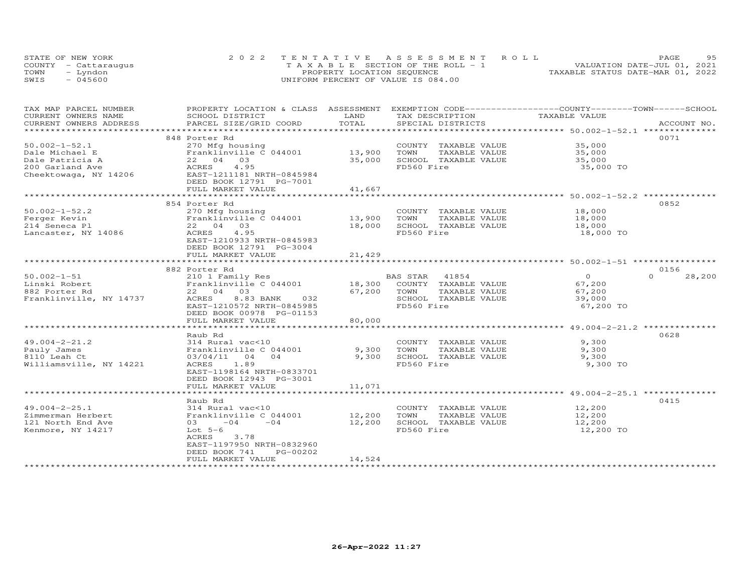STATE OF NEW YORK
COUNTY - Cattaraugus
TOWN - Lyndon
SWIS - 045600

2022 TENTATIVE ASSESSMENT ROLL
TAXABLE SECTION OF THE ROLL - 1
PROPERTY LOCATION SEQUENCE
UNIFORM PERCENT OF VALUE IS 084.00

VALUATION DATE-JUL 01, 2021
TAXABLE STATUS DATE-MAR 01, 2022

| TAX MAP PARCEL NUMBER / CURRENT OWNERS NAME / CURRENT OWNERS ADDRESS | PROPERTY LOCATION & CLASS / SCHOOL DISTRICT / PARCEL SIZE/GRID COORD | ASSESSMENT LAND / TOTAL | EXEMPTION CODE / TAX DESCRIPTION / SPECIAL DISTRICTS | COUNTY / TOWN / SCHOOL TAXABLE VALUE | ACCOUNT NO. |
|---|---|---|---|---|---|
| **50.002-1-52.1** | 848 Porter Rd | | | | 0071 |
| 50.002-1-52.1 | 270 Mfg housing | | COUNTY TAXABLE VALUE | 35,000 | |
| Dale Michael E | Franklinville C 044001 | 13,900 | TOWN TAXABLE VALUE | 35,000 | |
| Dale Patricia A | 22 04 03 | 35,000 | SCHOOL TAXABLE VALUE | 35,000 | |
| 200 Garland Ave | ACRES 4.95 | | FD560 Fire | 35,000 TO | |
| Cheektowaga, NY 14206 | EAST-1211181 NRTH-0845984 | | | | |
| | DEED BOOK 12791 PG-7001 | | | | |
| | FULL MARKET VALUE | 41,667 | | | |
| **50.002-1-52.2** | 854 Porter Rd | | | | 0852 |
| 50.002-1-52.2 | 270 Mfg housing | | COUNTY TAXABLE VALUE | 18,000 | |
| Ferger Kevin | Franklinville C 044001 | 13,900 | TOWN TAXABLE VALUE | 18,000 | |
| 214 Seneca Pl | 22 04 03 | 18,000 | SCHOOL TAXABLE VALUE | 18,000 | |
| Lancaster, NY 14086 | ACRES 4.95 | | FD560 Fire | 18,000 TO | |
| | EAST-1210933 NRTH-0845983 | | | | |
| | DEED BOOK 12791 PG-3004 | | | | |
| | FULL MARKET VALUE | 21,429 | | | |
| **50.002-1-51** | 882 Porter Rd | | | | 0156 |
| 50.002-1-51 | 210 1 Family Res | | BAS STAR 41854 | 0 / 0 / 28,200 | |
| Linski Robert | Franklinville C 044001 | 18,300 | COUNTY TAXABLE VALUE | 67,200 | |
| 882 Porter Rd | 22 04 03 | 67,200 | TOWN TAXABLE VALUE | 67,200 | |
| Franklinville, NY 14737 | ACRES 8.83 BANK 032 | | SCHOOL TAXABLE VALUE | 39,000 | |
| | EAST-1210572 NRTH-0845985 | | FD560 Fire | 67,200 TO | |
| | DEED BOOK 00978 PG-01153 | | | | |
| | FULL MARKET VALUE | 80,000 | | | |
| **49.004-2-21.2** | Raub Rd | | | | 0628 |
| 49.004-2-21.2 | 314 Rural vac<10 | | COUNTY TAXABLE VALUE | 9,300 | |
| Pauly James | Franklinville C 044001 | 9,300 | TOWN TAXABLE VALUE | 9,300 | |
| 8110 Leah Ct | 03/04/11 04 04 | 9,300 | SCHOOL TAXABLE VALUE | 9,300 | |
| Williamsville, NY 14221 | ACRES 1.89 | | FD560 Fire | 9,300 TO | |
| | EAST-1198164 NRTH-0833701 | | | | |
| | DEED BOOK 12943 PG-3001 | | | | |
| | FULL MARKET VALUE | 11,071 | | | |
| **49.004-2-25.1** | Raub Rd | | | | 0415 |
| 49.004-2-25.1 | 314 Rural vac<10 | | COUNTY TAXABLE VALUE | 12,200 | |
| Zimmerman Herbert | Franklinville C 044001 | 12,200 | TOWN TAXABLE VALUE | 12,200 | |
| 121 North End Ave | 03 -04 -04 | 12,200 | SCHOOL TAXABLE VALUE | 12,200 | |
| Kenmore, NY 14217 | Lot 5-6 | | FD560 Fire | 12,200 TO | |
| | ACRES 3.78 | | | | |
| | EAST-1197950 NRTH-0832960 | | | | |
| | DEED BOOK 741 PG-00202 | | | | |
| | FULL MARKET VALUE | 14,524 | | | |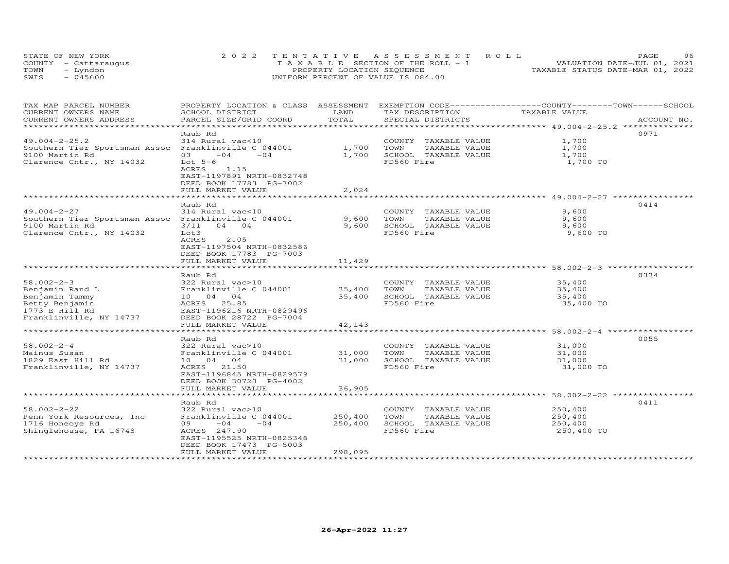STATE OF NEW YORK
COUNTY - Cattaraugus
TOWN - Lyndon
SWIS - 045600

2022 TENTATIVE ASSESSMENT ROLL
TAXABLE SECTION OF THE ROLL - 1
PROPERTY LOCATION SEQUENCE
UNIFORM PERCENT OF VALUE IS 084.00

VALUATION DATE-JUL 01, 2021
TAXABLE STATUS DATE-MAR 01, 2022

| TAX MAP PARCEL NUMBER / CURRENT OWNERS NAME / CURRENT OWNERS ADDRESS | PROPERTY LOCATION & CLASS / SCHOOL DISTRICT / PARCEL SIZE/GRID COORD | ASSESSMENT LAND / TOTAL | EXEMPTION CODE / TAX DESCRIPTION / SPECIAL DISTRICTS | TAXABLE VALUE (COUNTY / TOWN / SCHOOL) | ACCOUNT NO. |
|---|---|---|---|---|---|
| 49.004-2-25.2 | Raub Rd | | | | 0971 |
| Southern Tier Sportsman Assoc | 314 Rural vac<10 | | COUNTY TAXABLE VALUE | 1,700 | |
| 9100 Martin Rd | Franklinville C 044001 | 1,700 | TOWN TAXABLE VALUE | 1,700 | |
| Clarence Cntr., NY 14032 | 03 -04 -04 | 1,700 | SCHOOL TAXABLE VALUE | 1,700 | |
| | Lot 5-6 | | FD560 Fire | 1,700 TO | |
| | ACRES 1.15 | | | | |
| | EAST-1197891 NRTH-0832748 | | | | |
| | DEED BOOK 17783 PG-7002 | | | | |
| | FULL MARKET VALUE | 2,024 | | | |
| 49.004-2-27 | Raub Rd | | | | 0414 |
| Southern Tier Sportsmen Assoc | 314 Rural vac<10 | | COUNTY TAXABLE VALUE | 9,600 | |
| 9100 Martin Rd | Franklinville C 044001 | 9,600 | TOWN TAXABLE VALUE | 9,600 | |
| Clarence Cntr., NY 14032 | 3/11 04 04 | 9,600 | SCHOOL TAXABLE VALUE | 9,600 | |
| | Lot3 | | FD560 Fire | 9,600 TO | |
| | ACRES 2.05 | | | | |
| | EAST-1197504 NRTH-0832586 | | | | |
| | DEED BOOK 17783 PG-7003 | | | | |
| | FULL MARKET VALUE | 11,429 | | | |
| 58.002-2-3 | Raub Rd | | | | 0334 |
| Benjamin Rand L | 322 Rural vac>10 | | COUNTY TAXABLE VALUE | 35,400 | |
| Benjamin Tammy | Franklinville C 044001 | 35,400 | TOWN TAXABLE VALUE | 35,400 | |
| Betty Benjamin | 10 04 04 | 35,400 | SCHOOL TAXABLE VALUE | 35,400 | |
| 1773 E Hill Rd | ACRES 25.85 | | FD560 Fire | 35,400 TO | |
| Franklinville, NY 14737 | EAST-1196216 NRTH-0829496 | | | | |
| | DEED BOOK 28722 PG-7004 | | | | |
| | FULL MARKET VALUE | 42,143 | | | |
| 58.002-2-4 | Raub Rd | | | | 0055 |
| Mainus Susan | 322 Rural vac>10 | | COUNTY TAXABLE VALUE | 31,000 | |
| 1829 East Hill Rd | Franklinville C 044001 | 31,000 | TOWN TAXABLE VALUE | 31,000 | |
| Franklinville, NY 14737 | 10 04 04 | 31,000 | SCHOOL TAXABLE VALUE | 31,000 | |
| | ACRES 21.50 | | FD560 Fire | 31,000 TO | |
| | EAST-1196845 NRTH-0829579 | | | | |
| | DEED BOOK 30723 PG-4002 | | | | |
| | FULL MARKET VALUE | 36,905 | | | |
| 58.002-2-22 | Raub Rd | | | | 0411 |
| Penn York Resources, Inc | 322 Rural vac>10 | | COUNTY TAXABLE VALUE | 250,400 | |
| 1716 Honeoye Rd | Franklinville C 044001 | 250,400 | TOWN TAXABLE VALUE | 250,400 | |
| Shinglehouse, PA 16748 | 09 -04 -04 | 250,400 | SCHOOL TAXABLE VALUE | 250,400 | |
| | ACRES 247.90 | | FD560 Fire | 250,400 TO | |
| | EAST-1195525 NRTH-0825348 | | | | |
| | DEED BOOK 17473 PG-5003 | | | | |
| | FULL MARKET VALUE | 298,095 | | | |

26-Apr-2022 11:27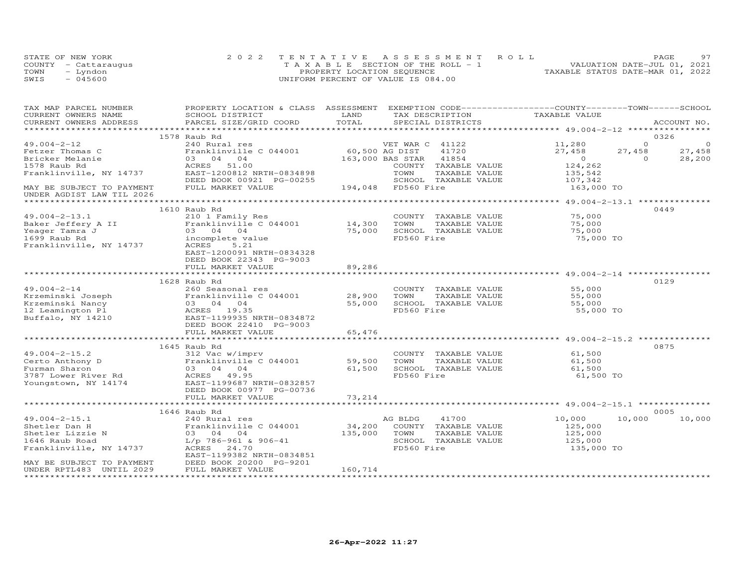STATE OF NEW YORK
COUNTY - Cattaraugus
TOWN - Lyndon
SWIS - 045600

2022 TENTATIVE ASSESSMENT ROLL
TAXABLE SECTION OF THE ROLL - 1
PROPERTY LOCATION SEQUENCE
UNIFORM PERCENT OF VALUE IS 084.00

VALUATION DATE-JUL 01, 2021
TAXABLE STATUS DATE-MAR 01, 2022

| TAX MAP PARCEL NUMBER / CURRENT OWNERS NAME / CURRENT OWNERS ADDRESS | PROPERTY LOCATION & CLASS / SCHOOL DISTRICT / PARCEL SIZE/GRID COORD | ASSESSMENT LAND / TOTAL | EXEMPTION CODE / TAX DESCRIPTION / SPECIAL DISTRICTS | COUNTY TAXABLE VALUE | TOWN | SCHOOL | ACCOUNT NO. |
|---|---|---|---|---|---|---|---|
| | 1578 Raub Rd | | | | | | 0326 |
| 49.004-2-12 | 240 Rural res | | VET WAR C 41122 | 11,280 | 0 | 0 | |
| Fetzer Thomas C | Franklinville C 044001 | 60,500 | AG DIST 41720 | 27,458 | 27,458 | 27,458 | |
| Bricker Melanie | 03 04 04 | 163,000 | BAS STAR 41854 | 0 | 0 | 28,200 | |
| 1578 Raub Rd | ACRES 51.00 | | COUNTY TAXABLE VALUE | 124,262 | | | |
| Franklinville, NY 14737 | EAST-1200812 NRTH-0834898 | | TOWN TAXABLE VALUE | 135,542 | | | |
| | DEED BOOK 00921 PG-00255 | | SCHOOL TAXABLE VALUE | 107,342 | | | |
| MAY BE SUBJECT TO PAYMENT UNDER AGDIST LAW TIL 2026 | FULL MARKET VALUE | 194,048 | FD560 Fire | 163,000 TO | | | |
| | 1610 Raub Rd | | | | | | 0449 |
| 49.004-2-13.1 | 210 1 Family Res | | COUNTY TAXABLE VALUE | 75,000 | | | |
| Baker Jeffery A II | Franklinville C 044001 | 14,300 | TOWN TAXABLE VALUE | 75,000 | | | |
| Yeager Tamra J | 03 04 04 | 75,000 | SCHOOL TAXABLE VALUE | 75,000 | | | |
| 1699 Raub Rd | incomplete value | | FD560 Fire | 75,000 TO | | | |
| Franklinville, NY 14737 | ACRES 5.21 | | | | | | |
| | EAST-1200091 NRTH-0834328 | | | | | | |
| | DEED BOOK 22343 PG-9003 | | | | | | |
| | FULL MARKET VALUE | 89,286 | | | | | |
| | 1628 Raub Rd | | | | | | 0129 |
| 49.004-2-14 | 260 Seasonal res | | COUNTY TAXABLE VALUE | 55,000 | | | |
| Krzeminski Joseph | Franklinville C 044001 | 28,900 | TOWN TAXABLE VALUE | 55,000 | | | |
| Krzeminski Nancy | 03 04 04 | 55,000 | SCHOOL TAXABLE VALUE | 55,000 | | | |
| 12 Leamington Pl | ACRES 19.35 | | FD560 Fire | 55,000 TO | | | |
| Buffalo, NY 14210 | EAST-1199935 NRTH-0834872 | | | | | | |
| | DEED BOOK 22410 PG-9003 | | | | | | |
| | FULL MARKET VALUE | 65,476 | | | | | |
| | 1645 Raub Rd | | | | | | 0875 |
| 49.004-2-15.2 | 312 Vac w/imprv | | COUNTY TAXABLE VALUE | 61,500 | | | |
| Certo Anthony D | Franklinville C 044001 | 59,500 | TOWN TAXABLE VALUE | 61,500 | | | |
| Furman Sharon | 03 04 04 | 61,500 | SCHOOL TAXABLE VALUE | 61,500 | | | |
| 3787 Lower River Rd | ACRES 49.95 | | FD560 Fire | 61,500 TO | | | |
| Youngstown, NY 14174 | EAST-1199687 NRTH-0832857 | | | | | | |
| | DEED BOOK 00977 PG-00736 | | | | | | |
| | FULL MARKET VALUE | 73,214 | | | | | |
| | 1646 Raub Rd | | | | | | 0005 |
| 49.004-2-15.1 | 240 Rural res | | AG BLDG 41700 | 10,000 | 10,000 | 10,000 | |
| Shetler Dan H | Franklinville C 044001 | 34,200 | COUNTY TAXABLE VALUE | 125,000 | | | |
| Shetler Lizzie N | 03 04 04 | 135,000 | TOWN TAXABLE VALUE | 125,000 | | | |
| 1646 Raub Road | L/p 786-961 & 906-41 | | SCHOOL TAXABLE VALUE | 125,000 | | | |
| Franklinville, NY 14737 | ACRES 24.70 | | FD560 Fire | 135,000 TO | | | |
| | EAST-1199382 NRTH-0834851 | | | | | | |
| MAY BE SUBJECT TO PAYMENT | DEED BOOK 20200 PG-9201 | | | | | | |
| UNDER RPTL483 UNTIL 2029 | FULL MARKET VALUE | 160,714 | | | | | |

26-Apr-2022 11:27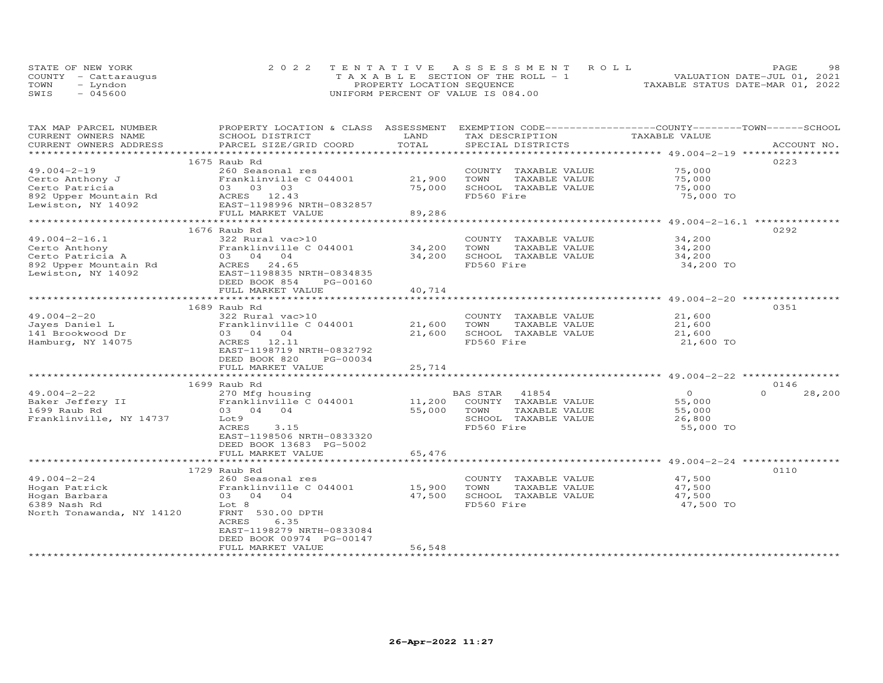STATE OF NEW YORK
COUNTY - Cattaraugus
TOWN - Lyndon
SWIS - 045600

2022 TENTATIVE ASSESSMENT ROLL
TAXABLE SECTION OF THE ROLL - 1
PROPERTY LOCATION SEQUENCE
UNIFORM PERCENT OF VALUE IS 084.00

VALUATION DATE-JUL 01, 2021
TAXABLE STATUS DATE-MAR 01, 2022

| TAX MAP PARCEL NUMBER / CURRENT OWNERS NAME / CURRENT OWNERS ADDRESS | PROPERTY LOCATION & CLASS / SCHOOL DISTRICT / PARCEL SIZE/GRID COORD | ASSESSMENT LAND | TOTAL | EXEMPTION CODE / TAX DESCRIPTION / SPECIAL DISTRICTS | COUNTY TAXABLE VALUE | TOWN | SCHOOL | ACCOUNT NO. |
|---|---|---|---|---|---|---|---|---|
| 49.004-2-19 | 1675 Raub Rd | | | | | | | 0223 |
| Certo Anthony J | 260 Seasonal res | | | COUNTY TAXABLE VALUE | 75,000 | | | |
| Certo Patricia | Franklinville C 044001 | 21,900 | | TOWN TAXABLE VALUE | 75,000 | | | |
| 892 Upper Mountain Rd | 03 03 03 | | 75,000 | SCHOOL TAXABLE VALUE | 75,000 | | | |
| Lewiston, NY 14092 | ACRES 12.43 | | | FD560 Fire | 75,000 TO | | | |
| | EAST-1198996 NRTH-0832857 | | | | | | | |
| | FULL MARKET VALUE | | 89,286 | | | | | |
| 49.004-2-16.1 | 1676 Raub Rd | | | | | | | 0292 |
| Certo Anthony | 322 Rural vac>10 | | | COUNTY TAXABLE VALUE | 34,200 | | | |
| Certo Patricia A | Franklinville C 044001 | 34,200 | | TOWN TAXABLE VALUE | 34,200 | | | |
| 892 Upper Mountain Rd | 03 04 04 | | 34,200 | SCHOOL TAXABLE VALUE | 34,200 | | | |
| Lewiston, NY 14092 | ACRES 24.65 | | | FD560 Fire | 34,200 TO | | | |
| | EAST-1198835 NRTH-0834835 | | | | | | | |
| | DEED BOOK 854 PG-00160 | | | | | | | |
| | FULL MARKET VALUE | | 40,714 | | | | | |
| 49.004-2-20 | 1689 Raub Rd | | | | | | | 0351 |
| Jayes Daniel L | 322 Rural vac>10 | | | COUNTY TAXABLE VALUE | 21,600 | | | |
| 141 Brookwood Dr | Franklinville C 044001 | 21,600 | | TOWN TAXABLE VALUE | 21,600 | | | |
| Hamburg, NY 14075 | 03 04 04 | | 21,600 | SCHOOL TAXABLE VALUE | 21,600 | | | |
| | ACRES 12.11 | | | FD560 Fire | 21,600 TO | | | |
| | EAST-1198719 NRTH-0832792 | | | | | | | |
| | DEED BOOK 820 PG-00034 | | | | | | | |
| | FULL MARKET VALUE | | 25,714 | | | | | |
| 49.004-2-22 | 1699 Raub Rd | | | | | | | 0146 |
| Baker Jeffery II | 270 Mfg housing | | | BAS STAR 41854 | 0 | 0 | 28,200 | |
| 1699 Raub Rd | Franklinville C 044001 | 11,200 | | COUNTY TAXABLE VALUE | 55,000 | | | |
| Franklinville, NY 14737 | 03 04 04 | | 55,000 | TOWN TAXABLE VALUE | 55,000 | | | |
| | Lot9 | | | SCHOOL TAXABLE VALUE | 26,800 | | | |
| | ACRES 3.15 | | | FD560 Fire | 55,000 TO | | | |
| | EAST-1198506 NRTH-0833320 | | | | | | | |
| | DEED BOOK 13683 PG-5002 | | | | | | | |
| | FULL MARKET VALUE | | 65,476 | | | | | |
| 49.004-2-24 | 1729 Raub Rd | | | | | | | 0110 |
| Hogan Patrick | 260 Seasonal res | | | COUNTY TAXABLE VALUE | 47,500 | | | |
| Hogan Barbara | Franklinville C 044001 | 15,900 | | TOWN TAXABLE VALUE | 47,500 | | | |
| 6389 Nash Rd | 03 04 04 | | 47,500 | SCHOOL TAXABLE VALUE | 47,500 | | | |
| North Tonawanda, NY 14120 | Lot 8 | | | FD560 Fire | 47,500 TO | | | |
| | FRNT 530.00 DPTH | | | | | | | |
| | ACRES 6.35 | | | | | | | |
| | EAST-1198279 NRTH-0833084 | | | | | | | |
| | DEED BOOK 00974 PG-00147 | | | | | | | |
| | FULL MARKET VALUE | | 56,548 | | | | | |

26-Apr-2022 11:27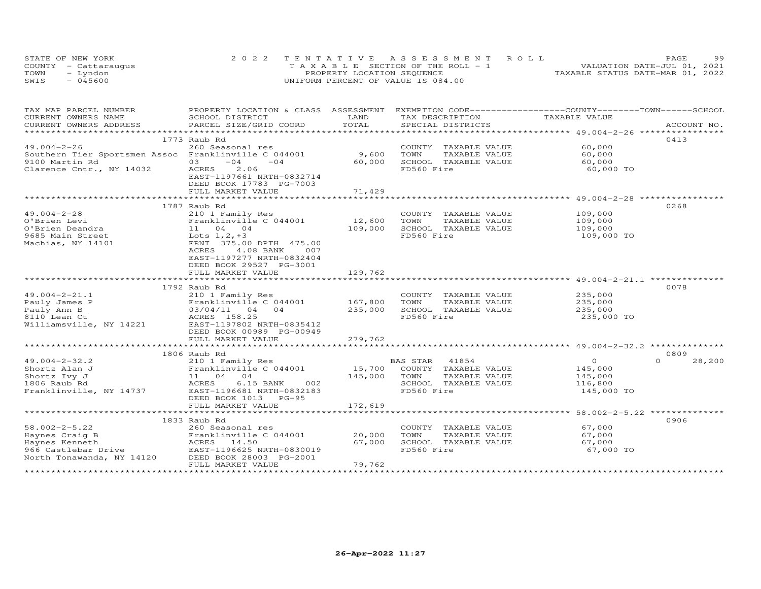STATE OF NEW YORK | COUNTY - Cattaraugus | TOWN - Lyndon | SWIS - 045600

2022 TENTATIVE ASSESSMENT ROLL
TAXABLE SECTION OF THE ROLL - 1
PROPERTY LOCATION SEQUENCE
UNIFORM PERCENT OF VALUE IS 084.00

VALUATION DATE-JUL 01, 2021
TAXABLE STATUS DATE-MAR 01, 2022

| TAX MAP PARCEL NUMBER / CURRENT OWNERS NAME / CURRENT OWNERS ADDRESS | PROPERTY LOCATION & CLASS / SCHOOL DISTRICT / PARCEL SIZE/GRID COORD | ASSESSMENT LAND / TOTAL | EXEMPTION CODE / TAX DESCRIPTION / SPECIAL DISTRICTS | COUNTY / TOWN / SCHOOL TAXABLE VALUE | ACCOUNT NO. |
|---|---|---|---|---|---|
| 49.004-2-26 | 1773 Raub Rd | | | | 0413 |
| 49.004-2-26 | 260 Seasonal res | | COUNTY TAXABLE VALUE | 60,000 | |
| Southern Tier Sportsmen Assoc | Franklinville C 044001 | 9,600 | TOWN TAXABLE VALUE | 60,000 | |
| 9100 Martin Rd | 03 -04 -04 | 60,000 | SCHOOL TAXABLE VALUE | 60,000 | |
| Clarence Cntr., NY 14032 | ACRES 2.06 | | FD560 Fire | 60,000 TO | |
| | EAST-1197661 NRTH-0832714 | | | | |
| | DEED BOOK 17783 PG-7003 | | | | |
| | FULL MARKET VALUE | 71,429 | | | |
| 49.004-2-28 | 1787 Raub Rd | | | | 0268 |
| 49.004-2-28 | 210 1 Family Res | | COUNTY TAXABLE VALUE | 109,000 | |
| O'Brien Levi | Franklinville C 044001 | 12,600 | TOWN TAXABLE VALUE | 109,000 | |
| O'Brien Deandra | 11 04 04 | 109,000 | SCHOOL TAXABLE VALUE | 109,000 | |
| 9685 Main Street | Lots 1,2,+3 | | FD560 Fire | 109,000 TO | |
| Machias, NY 14101 | FRNT 375.00 DPTH 475.00 | | | | |
| | ACRES 4.08 BANK 007 | | | | |
| | EAST-1197277 NRTH-0832404 | | | | |
| | DEED BOOK 29527 PG-3001 | | | | |
| | FULL MARKET VALUE | 129,762 | | | |
| 49.004-2-21.1 | 1792 Raub Rd | | | | 0078 |
| 49.004-2-21.1 | 210 1 Family Res | | COUNTY TAXABLE VALUE | 235,000 | |
| Pauly James P | Franklinville C 044001 | 167,800 | TOWN TAXABLE VALUE | 235,000 | |
| Pauly Ann B | 03/04/11 04 04 | 235,000 | SCHOOL TAXABLE VALUE | 235,000 | |
| 8110 Lean Ct | ACRES 158.25 | | FD560 Fire | 235,000 TO | |
| Williamsville, NY 14221 | EAST-1197802 NRTH-0835412 | | | | |
| | DEED BOOK 00989 PG-00949 | | | | |
| | FULL MARKET VALUE | 279,762 | | | |
| 49.004-2-32.2 | 1806 Raub Rd | | | | 0809 |
| 49.004-2-32.2 | 210 1 Family Res | | BAS STAR 41854 | 0 / 0 / 28,200 | |
| Shortz Alan J | Franklinville C 044001 | 15,700 | COUNTY TAXABLE VALUE | 145,000 | |
| Shortz Ivy J | 11 04 04 | 145,000 | TOWN TAXABLE VALUE | 145,000 | |
| 1806 Raub Rd | ACRES 6.15 BANK 002 | | SCHOOL TAXABLE VALUE | 116,800 | |
| Franklinville, NY 14737 | EAST-1196681 NRTH-0832183 | | FD560 Fire | 145,000 TO | |
| | DEED BOOK 1013 PG-95 | | | | |
| | FULL MARKET VALUE | 172,619 | | | |
| 58.002-2-5.22 | 1833 Raub Rd | | | | 0906 |
| 58.002-2-5.22 | 260 Seasonal res | | COUNTY TAXABLE VALUE | 67,000 | |
| Haynes Craig B | Franklinville C 044001 | 20,000 | TOWN TAXABLE VALUE | 67,000 | |
| Haynes Kenneth | ACRES 14.50 | 67,000 | SCHOOL TAXABLE VALUE | 67,000 | |
| 966 Castlebar Drive | EAST-1196625 NRTH-0830019 | | FD560 Fire | 67,000 TO | |
| North Tonawanda, NY 14120 | DEED BOOK 28003 PG-2001 | | | | |
| | FULL MARKET VALUE | 79,762 | | | |

26-Apr-2022 11:27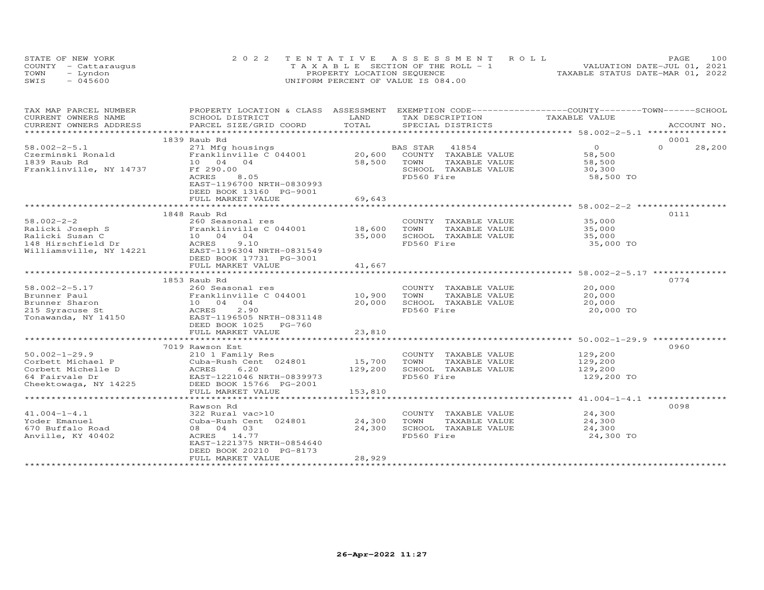STATE OF NEW YORK
COUNTY - Cattaraugus
TOWN - Lyndon
SWIS - 045600

2022 TENTATIVE ASSESSMENT ROLL
TAXABLE SECTION OF THE ROLL - 1
PROPERTY LOCATION SEQUENCE
UNIFORM PERCENT OF VALUE IS 084.00

VALUATION DATE-JUL 01, 2021
TAXABLE STATUS DATE-MAR 01, 2022

| TAX MAP PARCEL NUMBER / CURRENT OWNERS NAME / CURRENT OWNERS ADDRESS | PROPERTY LOCATION & CLASS / SCHOOL DISTRICT / PARCEL SIZE/GRID COORD | ASSESSMENT LAND / TOTAL | EXEMPTION CODE / TAX DESCRIPTION / SPECIAL DISTRICTS | COUNTY / TOWN / SCHOOL TAXABLE VALUE | ACCOUNT NO. |
|---|---|---|---|---|---|
| **58.002-2-5.1** | 1839 Raub Rd | | | | 0001 |
| Czerminski Ronald | 271 Mfg housings | | BAS STAR 41854 | 0 / 0 / 28,200 | |
| 1839 Raub Rd | Franklinville C 044001 | 20,600 | COUNTY TAXABLE VALUE | 58,500 | |
| Franklinville, NY 14737 | 10 04 04 | 58,500 | TOWN TAXABLE VALUE | 58,500 | |
| | Ff 290.00 | | SCHOOL TAXABLE VALUE | 30,300 | |
| | ACRES 8.05 | | FD560 Fire | 58,500 TO | |
| | EAST-1196700 NRTH-0830993 | | | | |
| | DEED BOOK 13160 PG-9001 | | | | |
| | FULL MARKET VALUE | 69,643 | | | |
| **58.002-2-2** | 1848 Raub Rd | | | | 0111 |
| Ralicki Joseph S | 260 Seasonal res | | COUNTY TAXABLE VALUE | 35,000 | |
| Ralicki Susan C | Franklinville C 044001 | 18,600 | TOWN TAXABLE VALUE | 35,000 | |
| 148 Hirschfield Dr | 10 04 04 | 35,000 | SCHOOL TAXABLE VALUE | 35,000 | |
| Williamsville, NY 14221 | ACRES 9.10 | | FD560 Fire | 35,000 TO | |
| | EAST-1196304 NRTH-0831549 | | | | |
| | DEED BOOK 17731 PG-3001 | | | | |
| | FULL MARKET VALUE | 41,667 | | | |
| **58.002-2-5.17** | 1853 Raub Rd | | | | 0774 |
| Brunner Paul | 260 Seasonal res | | COUNTY TAXABLE VALUE | 20,000 | |
| Brunner Sharon | Franklinville C 044001 | 10,900 | TOWN TAXABLE VALUE | 20,000 | |
| 215 Syracuse St | 10 04 04 | 20,000 | SCHOOL TAXABLE VALUE | 20,000 | |
| Tonawanda, NY 14150 | ACRES 2.90 | | FD560 Fire | 20,000 TO | |
| | EAST-1196505 NRTH-0831148 | | | | |
| | DEED BOOK 1025 PG-760 | | | | |
| | FULL MARKET VALUE | 23,810 | | | |
| **50.002-1-29.9** | 7019 Rawson Est | | | | 0960 |
| Corbett Michael P | 210 1 Family Res | | COUNTY TAXABLE VALUE | 129,200 | |
| Corbett Michelle D | Cuba-Rush Cent 024801 | 15,700 | TOWN TAXABLE VALUE | 129,200 | |
| 64 Fairvale Dr | ACRES 6.20 | 129,200 | SCHOOL TAXABLE VALUE | 129,200 | |
| Cheektowaga, NY 14225 | EAST-1221046 NRTH-0839973 | | FD560 Fire | 129,200 TO | |
| | DEED BOOK 15766 PG-2001 | | | | |
| | FULL MARKET VALUE | 153,810 | | | |
| **41.004-1-4.1** | Rawson Rd | | | | 0098 |
| Yoder Emanuel | 322 Rural vac>10 | | COUNTY TAXABLE VALUE | 24,300 | |
| 670 Buffalo Road | Cuba-Rush Cent 024801 | 24,300 | TOWN TAXABLE VALUE | 24,300 | |
| Anville, KY 40402 | 08 04 03 | 24,300 | SCHOOL TAXABLE VALUE | 24,300 | |
| | ACRES 14.77 | | FD560 Fire | 24,300 TO | |
| | EAST-1221375 NRTH-0854640 | | | | |
| | DEED BOOK 20210 PG-8173 | | | | |
| | FULL MARKET VALUE | 28,929 | | | |

26-Apr-2022 11:27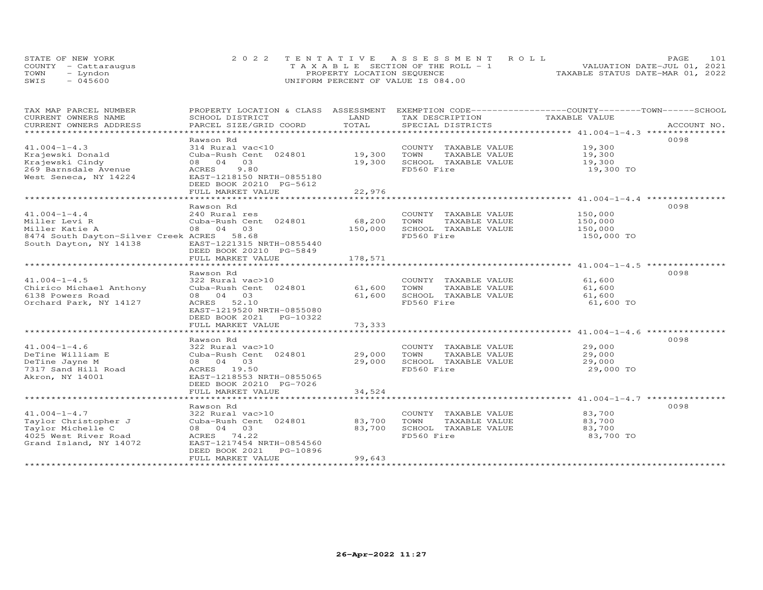STATE OF NEW YORK
COUNTY - Cattaraugus
TOWN - Lyndon
SWIS - 045600

2022 TENTATIVE ASSESSMENT ROLL
TAXABLE SECTION OF THE ROLL - 1
PROPERTY LOCATION SEQUENCE
UNIFORM PERCENT OF VALUE IS 084.00

VALUATION DATE-JUL 01, 2021
TAXABLE STATUS DATE-MAR 01, 2022

| TAX MAP PARCEL NUMBER / CURRENT OWNERS NAME / CURRENT OWNERS ADDRESS | PROPERTY LOCATION & CLASS / SCHOOL DISTRICT / PARCEL SIZE/GRID COORD | ASSESSMENT LAND / TOTAL | EXEMPTION CODE / TAX DESCRIPTION / SPECIAL DISTRICTS | COUNTY / TOWN / SCHOOL TAXABLE VALUE | ACCOUNT NO. |
|---|---|---|---|---|---|
| 41.004-1-4.3 | Rawson Rd | | | | 0098 |
| | 314 Rural vac<10 | | COUNTY TAXABLE VALUE | 19,300 | |
| Krajewski Donald | Cuba-Rush Cent 024801 | 19,300 | TOWN TAXABLE VALUE | 19,300 | |
| Krajewski Cindy | 08 04 03 | 19,300 | SCHOOL TAXABLE VALUE | 19,300 | |
| 269 Barnsdale Avenue | ACRES 9.80 | | FD560 Fire | 19,300 TO | |
| West Seneca, NY 14224 | EAST-1218150 NRTH-0855180 | | | | |
| | DEED BOOK 20210 PG-5612 | | | | |
| | FULL MARKET VALUE | 22,976 | | | |
| 41.004-1-4.4 | Rawson Rd | | | | 0098 |
| | 240 Rural res | | COUNTY TAXABLE VALUE | 150,000 | |
| Miller Levi R | Cuba-Rush Cent 024801 | 68,200 | TOWN TAXABLE VALUE | 150,000 | |
| Miller Katie A | 08 04 03 | 150,000 | SCHOOL TAXABLE VALUE | 150,000 | |
| 8474 South Dayton-Silver Creek | ACRES 58.68 | | FD560 Fire | 150,000 TO | |
| South Dayton, NY 14138 | EAST-1221315 NRTH-0855440 | | | | |
| | DEED BOOK 20210 PG-5849 | | | | |
| | FULL MARKET VALUE | 178,571 | | | |
| 41.004-1-4.5 | Rawson Rd | | | | 0098 |
| | 322 Rural vac>10 | | COUNTY TAXABLE VALUE | 61,600 | |
| Chirico Michael Anthony | Cuba-Rush Cent 024801 | 61,600 | TOWN TAXABLE VALUE | 61,600 | |
| 6138 Powers Road | 08 04 03 | 61,600 | SCHOOL TAXABLE VALUE | 61,600 | |
| Orchard Park, NY 14127 | ACRES 52.10 | | FD560 Fire | 61,600 TO | |
| | EAST-1219520 NRTH-0855080 | | | | |
| | DEED BOOK 2021 PG-10322 | | | | |
| | FULL MARKET VALUE | 73,333 | | | |
| 41.004-1-4.6 | Rawson Rd | | | | 0098 |
| | 322 Rural vac>10 | | COUNTY TAXABLE VALUE | 29,000 | |
| DeTine William E | Cuba-Rush Cent 024801 | 29,000 | TOWN TAXABLE VALUE | 29,000 | |
| DeTine Jayne M | 08 04 03 | 29,000 | SCHOOL TAXABLE VALUE | 29,000 | |
| 7317 Sand Hill Road | ACRES 19.50 | | FD560 Fire | 29,000 TO | |
| Akron, NY 14001 | EAST-1218553 NRTH-0855065 | | | | |
| | DEED BOOK 20210 PG-7026 | | | | |
| | FULL MARKET VALUE | 34,524 | | | |
| 41.004-1-4.7 | Rawson Rd | | | | 0098 |
| | 322 Rural vac>10 | | COUNTY TAXABLE VALUE | 83,700 | |
| Taylor Christopher J | Cuba-Rush Cent 024801 | 83,700 | TOWN TAXABLE VALUE | 83,700 | |
| Taylor Michelle C | 08 04 03 | 83,700 | SCHOOL TAXABLE VALUE | 83,700 | |
| 4025 West River Road | ACRES 74.22 | | FD560 Fire | 83,700 TO | |
| Grand Island, NY 14072 | EAST-1217454 NRTH-0854560 | | | | |
| | DEED BOOK 2021 PG-10896 | | | | |
| | FULL MARKET VALUE | 99,643 | | | |

26-Apr-2022 11:27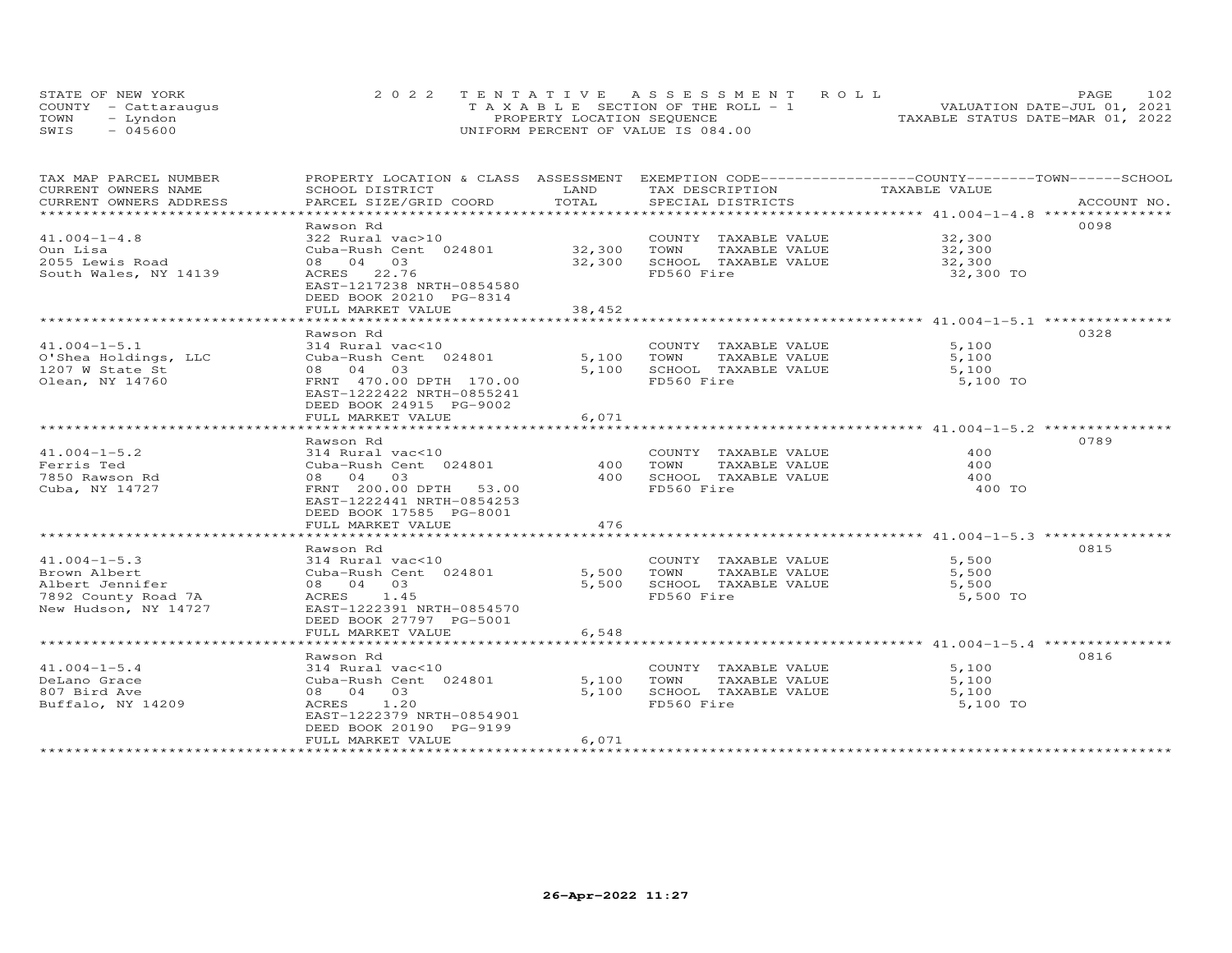STATE OF NEW YORK
COUNTY - Cattaraugus
TOWN - Lyndon
SWIS - 045600

2022 TENTATIVE ASSESSMENT ROLL
TAXABLE SECTION OF THE ROLL - 1
PROPERTY LOCATION SEQUENCE
UNIFORM PERCENT OF VALUE IS 084.00

VALUATION DATE-JUL 01, 2021
TAXABLE STATUS DATE-MAR 01, 2022

| TAX MAP PARCEL NUMBER / CURRENT OWNERS NAME / CURRENT OWNERS ADDRESS | PROPERTY LOCATION & CLASS / SCHOOL DISTRICT / PARCEL SIZE/GRID COORD | ASSESSMENT LAND / TOTAL | EXEMPTION CODE / TAX DESCRIPTION / SPECIAL DISTRICTS | COUNTY--TOWN--SCHOOL TAXABLE VALUE | ACCOUNT NO. |
|---|---|---|---|---|---|
| 41.004-1-4.8 | Rawson Rd | | | | 0098 |
| Oun Lisa | 322 Rural vac>10 | | COUNTY TAXABLE VALUE | 32,300 | |
| 2055 Lewis Road | Cuba-Rush Cent 024801 | 32,300 | TOWN TAXABLE VALUE | 32,300 | |
| South Wales, NY 14139 | 08 04 03 | 32,300 | SCHOOL TAXABLE VALUE | 32,300 | |
| | ACRES 22.76 | | FD560 Fire | 32,300 TO | |
| | EAST-1217238 NRTH-0854580 | | | | |
| | DEED BOOK 20210 PG-8314 | | | | |
| | FULL MARKET VALUE | 38,452 | | | |
| 41.004-1-5.1 | Rawson Rd | | | | 0328 |
| O'Shea Holdings, LLC | 314 Rural vac<10 | | COUNTY TAXABLE VALUE | 5,100 | |
| 1207 W State St | Cuba-Rush Cent 024801 | 5,100 | TOWN TAXABLE VALUE | 5,100 | |
| Olean, NY 14760 | 08 04 03 | 5,100 | SCHOOL TAXABLE VALUE | 5,100 | |
| | FRNT 470.00 DPTH 170.00 | | FD560 Fire | 5,100 TO | |
| | EAST-1222422 NRTH-0855241 | | | | |
| | DEED BOOK 24915 PG-9002 | | | | |
| | FULL MARKET VALUE | 6,071 | | | |
| 41.004-1-5.2 | Rawson Rd | | | | 0789 |
| Ferris Ted | 314 Rural vac<10 | | COUNTY TAXABLE VALUE | 400 | |
| 7850 Rawson Rd | Cuba-Rush Cent 024801 | 400 | TOWN TAXABLE VALUE | 400 | |
| Cuba, NY 14727 | 08 04 03 | 400 | SCHOOL TAXABLE VALUE | 400 | |
| | FRNT 200.00 DPTH 53.00 | | FD560 Fire | 400 TO | |
| | EAST-1222441 NRTH-0854253 | | | | |
| | DEED BOOK 17585 PG-8001 | | | | |
| | FULL MARKET VALUE | 476 | | | |
| 41.004-1-5.3 | Rawson Rd | | | | 0815 |
| Brown Albert | 314 Rural vac<10 | | COUNTY TAXABLE VALUE | 5,500 | |
| Albert Jennifer | Cuba-Rush Cent 024801 | 5,500 | TOWN TAXABLE VALUE | 5,500 | |
| 7892 County Road 7A | 08 04 03 | 5,500 | SCHOOL TAXABLE VALUE | 5,500 | |
| New Hudson, NY 14727 | ACRES 1.45 | | FD560 Fire | 5,500 TO | |
| | EAST-1222391 NRTH-0854570 | | | | |
| | DEED BOOK 27797 PG-5001 | | | | |
| | FULL MARKET VALUE | 6,548 | | | |
| 41.004-1-5.4 | Rawson Rd | | | | 0816 |
| DeLano Grace | 314 Rural vac<10 | | COUNTY TAXABLE VALUE | 5,100 | |
| 807 Bird Ave | Cuba-Rush Cent 024801 | 5,100 | TOWN TAXABLE VALUE | 5,100 | |
| Buffalo, NY 14209 | 08 04 03 | 5,100 | SCHOOL TAXABLE VALUE | 5,100 | |
| | ACRES 1.20 | | FD560 Fire | 5,100 TO | |
| | EAST-1222379 NRTH-0854901 | | | | |
| | DEED BOOK 20190 PG-9199 | | | | |
| | FULL MARKET VALUE | 6,071 | | | |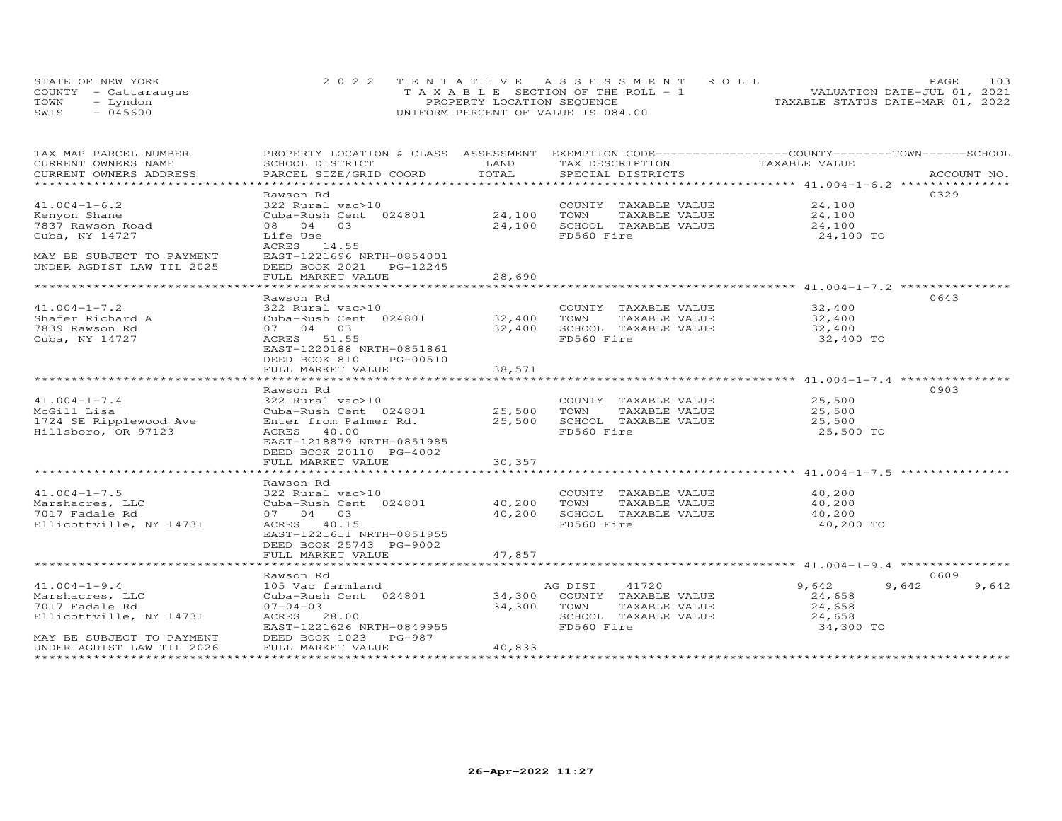STATE OF NEW YORK
COUNTY - Cattaraugus
TOWN - Lyndon
SWIS - 045600

2022 TENTATIVE ASSESSMENT ROLL
TAXABLE SECTION OF THE ROLL - 1
PROPERTY LOCATION SEQUENCE
UNIFORM PERCENT OF VALUE IS 084.00

VALUATION DATE-JUL 01, 2021
TAXABLE STATUS DATE-MAR 01, 2022

| TAX MAP PARCEL NUMBER / CURRENT OWNERS NAME / CURRENT OWNERS ADDRESS | PROPERTY LOCATION & CLASS / SCHOOL DISTRICT / PARCEL SIZE/GRID COORD | ASSESSMENT LAND / TOTAL | EXEMPTION CODE / TAX DESCRIPTION / SPECIAL DISTRICTS | COUNTY | TOWN | SCHOOL / TAXABLE VALUE | ACCOUNT NO. |
|---|---|---|---|---|---|---|---|
| **41.004-1-6.2** | Rawson Rd | | | | | | 0329 |
| 41.004-1-6.2 | 322 Rural vac>10 | | COUNTY TAXABLE VALUE | 24,100 | | | |
| Kenyon Shane | Cuba-Rush Cent 024801 | 24,100 | TOWN TAXABLE VALUE | | 24,100 | | |
| 7837 Rawson Road | 08 04 03 | 24,100 | SCHOOL TAXABLE VALUE | | | 24,100 | |
| Cuba, NY 14727 | Life Use | | FD560 Fire | | | 24,100 TO | |
| | ACRES 14.55 | | | | | | |
| MAY BE SUBJECT TO PAYMENT | EAST-1221696 NRTH-0854001 | | | | | | |
| UNDER AGDIST LAW TIL 2025 | DEED BOOK 2021 PG-12245 | | | | | | |
| | FULL MARKET VALUE | 28,690 | | | | | |
| **41.004-1-7.2** | Rawson Rd | | | | | | 0643 |
| 41.004-1-7.2 | 322 Rural vac>10 | | COUNTY TAXABLE VALUE | 32,400 | | | |
| Shafer Richard A | Cuba-Rush Cent 024801 | 32,400 | TOWN TAXABLE VALUE | | 32,400 | | |
| 7839 Rawson Rd | 07 04 03 | 32,400 | SCHOOL TAXABLE VALUE | | | 32,400 | |
| Cuba, NY 14727 | ACRES 51.55 | | FD560 Fire | | | 32,400 TO | |
| | EAST-1220188 NRTH-0851861 | | | | | | |
| | DEED BOOK 810 PG-00510 | | | | | | |
| | FULL MARKET VALUE | 38,571 | | | | | |
| **41.004-1-7.4** | Rawson Rd | | | | | | 0903 |
| 41.004-1-7.4 | 322 Rural vac>10 | | COUNTY TAXABLE VALUE | 25,500 | | | |
| McGill Lisa | Cuba-Rush Cent 024801 | 25,500 | TOWN TAXABLE VALUE | | 25,500 | | |
| 1724 SE Ripplewood Ave | Enter from Palmer Rd. | 25,500 | SCHOOL TAXABLE VALUE | | | 25,500 | |
| Hillsboro, OR 97123 | ACRES 40.00 | | FD560 Fire | | | 25,500 TO | |
| | EAST-1218879 NRTH-0851985 | | | | | | |
| | DEED BOOK 20110 PG-4002 | | | | | | |
| | FULL MARKET VALUE | 30,357 | | | | | |
| **41.004-1-7.5** | Rawson Rd | | | | | | |
| 41.004-1-7.5 | 322 Rural vac>10 | | COUNTY TAXABLE VALUE | 40,200 | | | |
| Marshacres, LLC | Cuba-Rush Cent 024801 | 40,200 | TOWN TAXABLE VALUE | | 40,200 | | |
| 7017 Fadale Rd | 07 04 03 | 40,200 | SCHOOL TAXABLE VALUE | | | 40,200 | |
| Ellicottville, NY 14731 | ACRES 40.15 | | FD560 Fire | | | 40,200 TO | |
| | EAST-1221611 NRTH-0851955 | | | | | | |
| | DEED BOOK 25743 PG-9002 | | | | | | |
| | FULL MARKET VALUE | 47,857 | | | | | |
| **41.004-1-9.4** | Rawson Rd | | | | | | 0609 |
| 41.004-1-9.4 | 105 Vac farmland | | AG DIST 41720 | 9,642 | 9,642 | 9,642 | |
| Marshacres, LLC | Cuba-Rush Cent 024801 | 34,300 | COUNTY TAXABLE VALUE | 24,658 | | | |
| 7017 Fadale Rd | 07-04-03 | 34,300 | TOWN TAXABLE VALUE | | 24,658 | | |
| Ellicottville, NY 14731 | ACRES 28.00 | | SCHOOL TAXABLE VALUE | | | 24,658 | |
| | EAST-1221626 NRTH-0849955 | | FD560 Fire | | | 34,300 TO | |
| MAY BE SUBJECT TO PAYMENT | DEED BOOK 1023 PG-987 | | | | | | |
| UNDER AGDIST LAW TIL 2026 | FULL MARKET VALUE | 40,833 | | | | | |

26-Apr-2022 11:27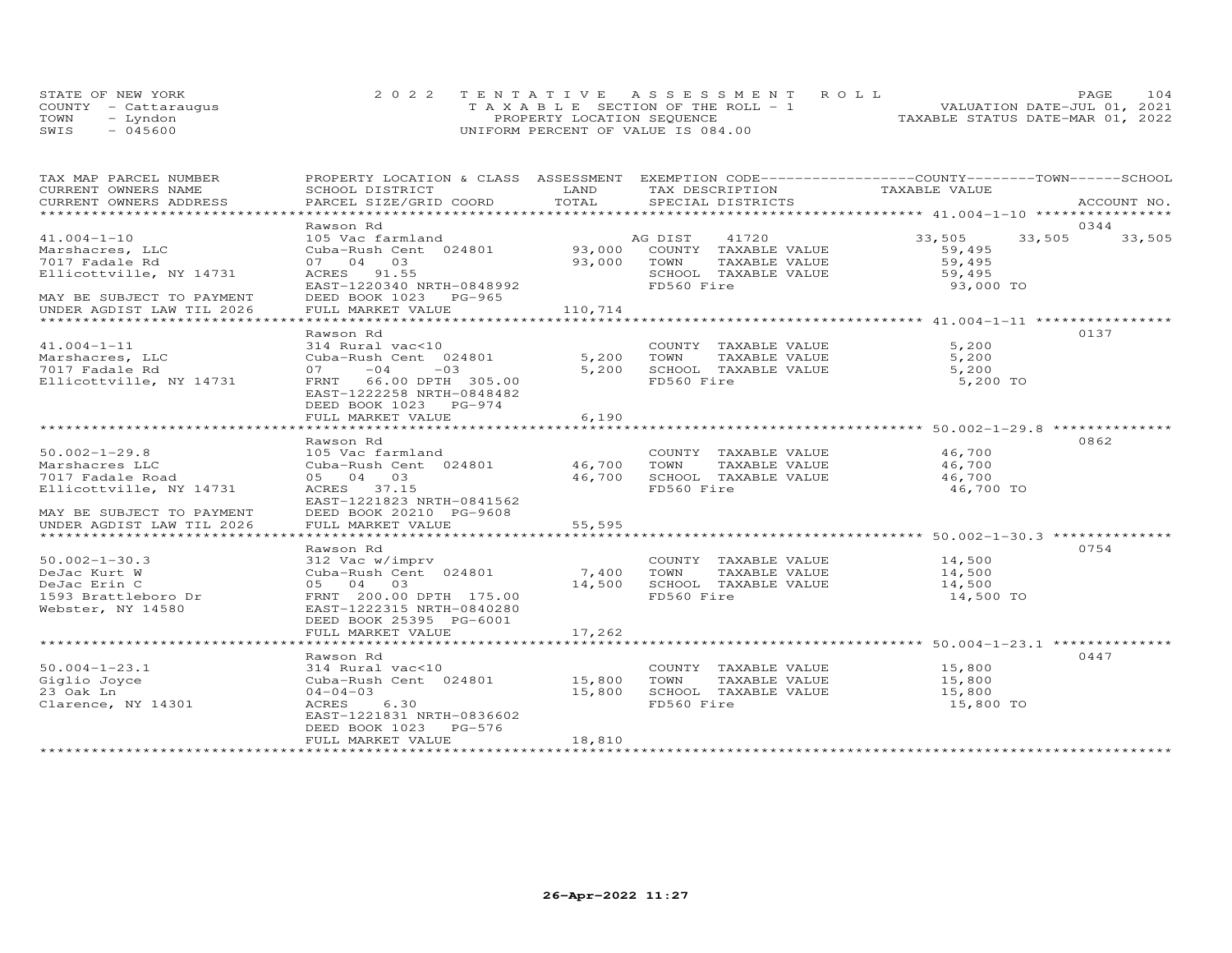STATE OF NEW YORK
COUNTY - Cattaraugus
TOWN - Lyndon
SWIS - 045600

2022 TENTATIVE ASSESSMENT ROLL
TAXABLE SECTION OF THE ROLL - 1
PROPERTY LOCATION SEQUENCE
UNIFORM PERCENT OF VALUE IS 084.00

VALUATION DATE-JUL 01, 2021
TAXABLE STATUS DATE-MAR 01, 2022

| TAX MAP PARCEL NUMBER / CURRENT OWNERS NAME / CURRENT OWNERS ADDRESS | PROPERTY LOCATION & CLASS / SCHOOL DISTRICT / PARCEL SIZE/GRID COORD | ASSESSMENT LAND / TOTAL | EXEMPTION CODE / TAX DESCRIPTION / SPECIAL DISTRICTS | COUNTY | TOWN | SCHOOL / ACCOUNT NO. |
|---|---|---|---|---|---|---|
| **41.004-1-10** | Rawson Rd | | | | | 0344 |
| 41.004-1-10 | 105 Vac farmland | | AG DIST 41720 | 33,505 | 33,505 | 33,505 |
| Marshacres, LLC | Cuba-Rush Cent 024801 | 93,000 | COUNTY TAXABLE VALUE | 59,495 | | |
| 7017 Fadale Rd | 07 04 03 | 93,000 | TOWN TAXABLE VALUE | 59,495 | | |
| Ellicottville, NY 14731 | ACRES 91.55 | | SCHOOL TAXABLE VALUE | 59,495 | | |
| | EAST-1220340 NRTH-0848992 | | FD560 Fire | 93,000 TO | | |
| MAY BE SUBJECT TO PAYMENT | DEED BOOK 1023 PG-965 | | | | | |
| UNDER AGDIST LAW TIL 2026 | FULL MARKET VALUE | 110,714 | | | | |
| **41.004-1-11** | Rawson Rd | | | | | 0137 |
| 41.004-1-11 | 314 Rural vac<10 | | COUNTY TAXABLE VALUE | 5,200 | | |
| Marshacres, LLC | Cuba-Rush Cent 024801 | 5,200 | TOWN TAXABLE VALUE | 5,200 | | |
| 7017 Fadale Rd | 07 -04 -03 | 5,200 | SCHOOL TAXABLE VALUE | 5,200 | | |
| Ellicottville, NY 14731 | FRNT 66.00 DPTH 305.00 | | FD560 Fire | 5,200 TO | | |
| | EAST-1222258 NRTH-0848482 | | | | | |
| | DEED BOOK 1023 PG-974 | | | | | |
| | FULL MARKET VALUE | 6,190 | | | | |
| **50.002-1-29.8** | Rawson Rd | | | | | 0862 |
| 50.002-1-29.8 | 105 Vac farmland | | COUNTY TAXABLE VALUE | 46,700 | | |
| Marshacres LLC | Cuba-Rush Cent 024801 | 46,700 | TOWN TAXABLE VALUE | 46,700 | | |
| 7017 Fadale Road | 05 04 03 | 46,700 | SCHOOL TAXABLE VALUE | 46,700 | | |
| Ellicottville, NY 14731 | ACRES 37.15 | | FD560 Fire | 46,700 TO | | |
| | EAST-1221823 NRTH-0841562 | | | | | |
| MAY BE SUBJECT TO PAYMENT | DEED BOOK 20210 PG-9608 | | | | | |
| UNDER AGDIST LAW TIL 2026 | FULL MARKET VALUE | 55,595 | | | | |
| **50.002-1-30.3** | Rawson Rd | | | | | 0754 |
| 50.002-1-30.3 | 312 Vac w/imprv | | COUNTY TAXABLE VALUE | 14,500 | | |
| DeJac Kurt W | Cuba-Rush Cent 024801 | 7,400 | TOWN TAXABLE VALUE | 14,500 | | |
| DeJac Erin C | 05 04 03 | 14,500 | SCHOOL TAXABLE VALUE | 14,500 | | |
| 1593 Brattleboro Dr | FRNT 200.00 DPTH 175.00 | | FD560 Fire | 14,500 TO | | |
| Webster, NY 14580 | EAST-1222315 NRTH-0840280 | | | | | |
| | DEED BOOK 25395 PG-6001 | | | | | |
| | FULL MARKET VALUE | 17,262 | | | | |
| **50.004-1-23.1** | Rawson Rd | | | | | 0447 |
| 50.004-1-23.1 | 314 Rural vac<10 | | COUNTY TAXABLE VALUE | 15,800 | | |
| Giglio Joyce | Cuba-Rush Cent 024801 | 15,800 | TOWN TAXABLE VALUE | 15,800 | | |
| 23 Oak Ln | 04-04-03 | 15,800 | SCHOOL TAXABLE VALUE | 15,800 | | |
| Clarence, NY 14301 | ACRES 6.30 | | FD560 Fire | 15,800 TO | | |
| | EAST-1221831 NRTH-0836602 | | | | | |
| | DEED BOOK 1023 PG-576 | | | | | |
| | FULL MARKET VALUE | 18,810 | | | | |

26-Apr-2022 11:27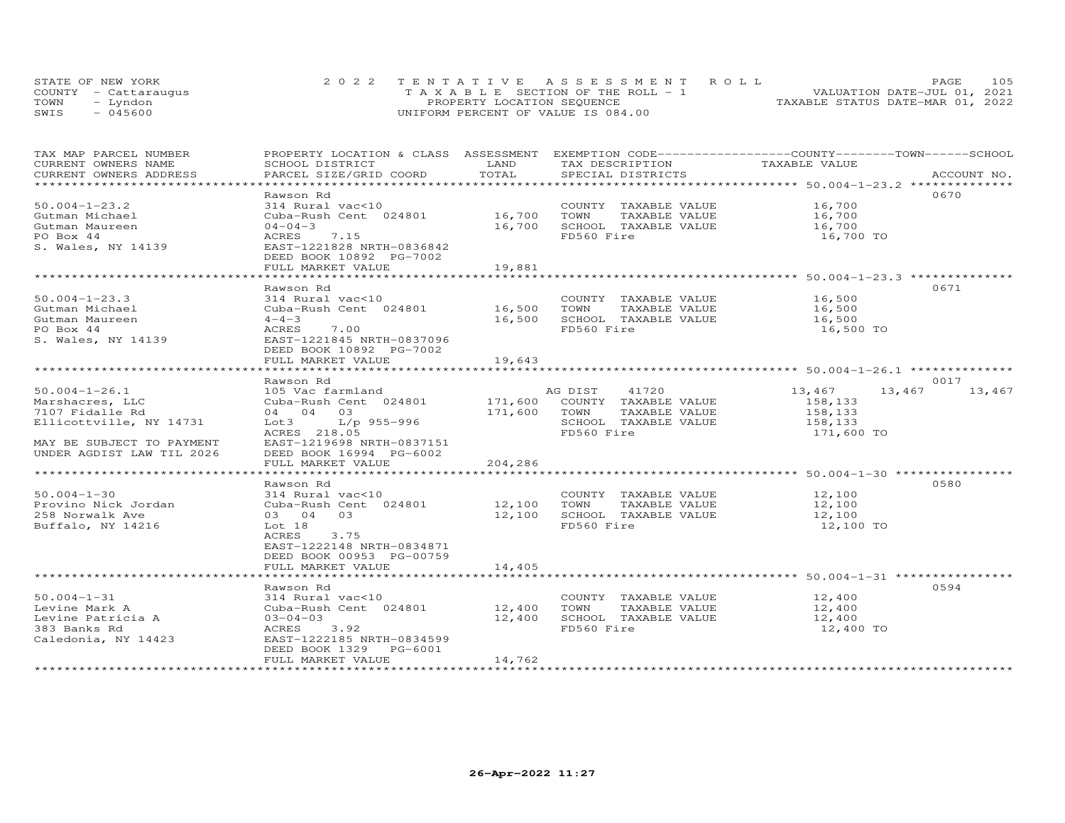STATE OF NEW YORK
COUNTY - Cattaraugus
TOWN - Lyndon
SWIS - 045600

2022 TENTATIVE ASSESSMENT ROLL
TAXABLE SECTION OF THE ROLL - 1
PROPERTY LOCATION SEQUENCE
UNIFORM PERCENT OF VALUE IS 084.00

VALUATION DATE-JUL 01, 2021
TAXABLE STATUS DATE-MAR 01, 2022

| TAX MAP PARCEL NUMBER / CURRENT OWNERS NAME / CURRENT OWNERS ADDRESS | PROPERTY LOCATION & CLASS / SCHOOL DISTRICT / PARCEL SIZE/GRID COORD | ASSESSMENT LAND / TOTAL | EXEMPTION CODE / TAX DESCRIPTION / SPECIAL DISTRICTS | COUNTY / TOWN / SCHOOL TAXABLE VALUE | ACCOUNT NO. |
|---|---|---|---|---|---|
| 50.004-1-23.2 | Rawson Rd | | | | 0670 |
| 50.004-1-23.2 | 314 Rural vac<10 | | COUNTY TAXABLE VALUE | 16,700 | |
| Gutman Michael | Cuba-Rush Cent 024801 | 16,700 | TOWN TAXABLE VALUE | 16,700 | |
| Gutman Maureen | 04-04-3 | 16,700 | SCHOOL TAXABLE VALUE | 16,700 | |
| PO Box 44 | ACRES 7.15 | | FD560 Fire | 16,700 TO | |
| S. Wales, NY 14139 | EAST-1221828 NRTH-0836842 | | | | |
| | DEED BOOK 10892 PG-7002 | | | | |
| | FULL MARKET VALUE | 19,881 | | | |
| 50.004-1-23.3 | Rawson Rd | | | | 0671 |
| 50.004-1-23.3 | 314 Rural vac<10 | | COUNTY TAXABLE VALUE | 16,500 | |
| Gutman Michael | Cuba-Rush Cent 024801 | 16,500 | TOWN TAXABLE VALUE | 16,500 | |
| Gutman Maureen | 4-4-3 | 16,500 | SCHOOL TAXABLE VALUE | 16,500 | |
| PO Box 44 | ACRES 7.00 | | FD560 Fire | 16,500 TO | |
| S. Wales, NY 14139 | EAST-1221845 NRTH-0837096 | | | | |
| | DEED BOOK 10892 PG-7002 | | | | |
| | FULL MARKET VALUE | 19,643 | | | |
| 50.004-1-26.1 | Rawson Rd | | | | 0017 |
| 50.004-1-26.1 | 105 Vac farmland | | AG DIST 41720 | 13,467 13,467 13,467 | |
| Marshacres, LLC | Cuba-Rush Cent 024801 | 171,600 | COUNTY TAXABLE VALUE | 158,133 | |
| 7107 Fidalle Rd | 04 04 03 | 171,600 | TOWN TAXABLE VALUE | 158,133 | |
| Ellicottville, NY 14731 | Lot3 L/p 955-996 | | SCHOOL TAXABLE VALUE | 158,133 | |
| | ACRES 218.05 | | FD560 Fire | 171,600 TO | |
| MAY BE SUBJECT TO PAYMENT | EAST-1219698 NRTH-0837151 | | | | |
| UNDER AGDIST LAW TIL 2026 | DEED BOOK 16994 PG-6002 | | | | |
| | FULL MARKET VALUE | 204,286 | | | |
| 50.004-1-30 | Rawson Rd | | | | 0580 |
| 50.004-1-30 | 314 Rural vac<10 | | COUNTY TAXABLE VALUE | 12,100 | |
| Provino Nick Jordan | Cuba-Rush Cent 024801 | 12,100 | TOWN TAXABLE VALUE | 12,100 | |
| 258 Norwalk Ave | 03 04 03 | 12,100 | SCHOOL TAXABLE VALUE | 12,100 | |
| Buffalo, NY 14216 | Lot 18 | | FD560 Fire | 12,100 TO | |
| | ACRES 3.75 | | | | |
| | EAST-1222148 NRTH-0834871 | | | | |
| | DEED BOOK 00953 PG-00759 | | | | |
| | FULL MARKET VALUE | 14,405 | | | |
| 50.004-1-31 | Rawson Rd | | | | 0594 |
| 50.004-1-31 | 314 Rural vac<10 | | COUNTY TAXABLE VALUE | 12,400 | |
| Levine Mark A | Cuba-Rush Cent 024801 | 12,400 | TOWN TAXABLE VALUE | 12,400 | |
| Levine Patricia A | 03-04-03 | 12,400 | SCHOOL TAXABLE VALUE | 12,400 | |
| 383 Banks Rd | ACRES 3.92 | | FD560 Fire | 12,400 TO | |
| Caledonia, NY 14423 | EAST-1222185 NRTH-0834599 | | | | |
| | DEED BOOK 1329 PG-6001 | | | | |
| | FULL MARKET VALUE | 14,762 | | | |

26-Apr-2022 11:27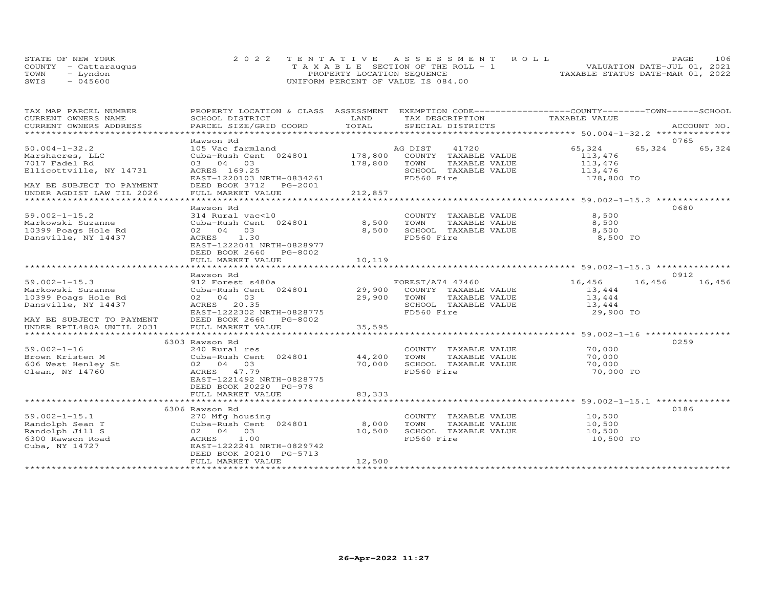STATE OF NEW YORK
COUNTY - Cattaraugus
TOWN - Lyndon
SWIS - 045600

2022 TENTATIVE ASSESSMENT ROLL
TAXABLE SECTION OF THE ROLL - 1
PROPERTY LOCATION SEQUENCE
UNIFORM PERCENT OF VALUE IS 084.00

VALUATION DATE-JUL 01, 2021
TAXABLE STATUS DATE-MAR 01, 2022

| TAX MAP PARCEL NUMBER / CURRENT OWNERS NAME / CURRENT OWNERS ADDRESS | PROPERTY LOCATION & CLASS / SCHOOL DISTRICT / PARCEL SIZE/GRID COORD | ASSESSMENT LAND / TOTAL | EXEMPTION CODE / TAX DESCRIPTION / SPECIAL DISTRICTS | COUNTY | TOWN | SCHOOL / ACCOUNT NO. |
|---|---|---|---|---|---|---|
| **50.004-1-32.2** | Rawson Rd | | | | | 0765 |
| 50.004-1-32.2 | 105 Vac farmland | | AG DIST 41720 | 65,324 | 65,324 | 65,324 |
| Marshacres, LLC | Cuba-Rush Cent 024801 | 178,800 | COUNTY TAXABLE VALUE | 113,476 | | |
| 7017 Fadel Rd | 03 04 03 | 178,800 | TOWN TAXABLE VALUE | 113,476 | | |
| Ellicottville, NY 14731 | ACRES 169.25 | | SCHOOL TAXABLE VALUE | 113,476 | | |
| | EAST-1220103 NRTH-0834261 | | FD560 Fire | 178,800 TO | | |
| MAY BE SUBJECT TO PAYMENT | DEED BOOK 3712 PG-2001 | | | | | |
| UNDER AGDIST LAW TIL 2026 | FULL MARKET VALUE | 212,857 | | | | |
| **59.002-1-15.2** | Rawson Rd | | | | | 0680 |
| 59.002-1-15.2 | 314 Rural vac<10 | | COUNTY TAXABLE VALUE | 8,500 | | |
| Markowski Suzanne | Cuba-Rush Cent 024801 | 8,500 | TOWN TAXABLE VALUE | 8,500 | | |
| 10399 Poags Hole Rd | 02 04 03 | 8,500 | SCHOOL TAXABLE VALUE | 8,500 | | |
| Dansville, NY 14437 | ACRES 1.30 | | FD560 Fire | 8,500 TO | | |
| | EAST-1222041 NRTH-0828977 | | | | | |
| | DEED BOOK 2660 PG-8002 | | | | | |
| | FULL MARKET VALUE | 10,119 | | | | |
| **59.002-1-15.3** | Rawson Rd | | | | | 0912 |
| 59.002-1-15.3 | 912 Forest s480a | | FOREST/A74 47460 | 16,456 | 16,456 | 16,456 |
| Markowski Suzanne | Cuba-Rush Cent 024801 | 29,900 | COUNTY TAXABLE VALUE | 13,444 | | |
| 10399 Poags Hole Rd | 02 04 03 | 29,900 | TOWN TAXABLE VALUE | 13,444 | | |
| Dansville, NY 14437 | ACRES 20.35 | | SCHOOL TAXABLE VALUE | 13,444 | | |
| | EAST-1222302 NRTH-0828775 | | FD560 Fire | 29,900 TO | | |
| MAY BE SUBJECT TO PAYMENT | DEED BOOK 2660 PG-8002 | | | | | |
| UNDER RPTL480A UNTIL 2031 | FULL MARKET VALUE | 35,595 | | | | |
| **59.002-1-16** | 6303 Rawson Rd | | | | | 0259 |
| 59.002-1-16 | 240 Rural res | | COUNTY TAXABLE VALUE | 70,000 | | |
| Brown Kristen M | Cuba-Rush Cent 024801 | 44,200 | TOWN TAXABLE VALUE | 70,000 | | |
| 606 West Henley St | 02 04 03 | 70,000 | SCHOOL TAXABLE VALUE | 70,000 | | |
| Olean, NY 14760 | ACRES 47.79 | | FD560 Fire | 70,000 TO | | |
| | EAST-1221492 NRTH-0828775 | | | | | |
| | DEED BOOK 20220 PG-978 | | | | | |
| | FULL MARKET VALUE | 83,333 | | | | |
| **59.002-1-15.1** | 6306 Rawson Rd | | | | | 0186 |
| 59.002-1-15.1 | 270 Mfg housing | | COUNTY TAXABLE VALUE | 10,500 | | |
| Randolph Sean T | Cuba-Rush Cent 024801 | 8,000 | TOWN TAXABLE VALUE | 10,500 | | |
| Randolph Jill S | 02 04 03 | 10,500 | SCHOOL TAXABLE VALUE | 10,500 | | |
| 6300 Rawson Road | ACRES 1.00 | | FD560 Fire | 10,500 TO | | |
| Cuba, NY 14727 | EAST-1222241 NRTH-0829742 | | | | | |
| | DEED BOOK 20210 PG-5713 | | | | | |
| | FULL MARKET VALUE | 12,500 | | | | |

26-Apr-2022 11:27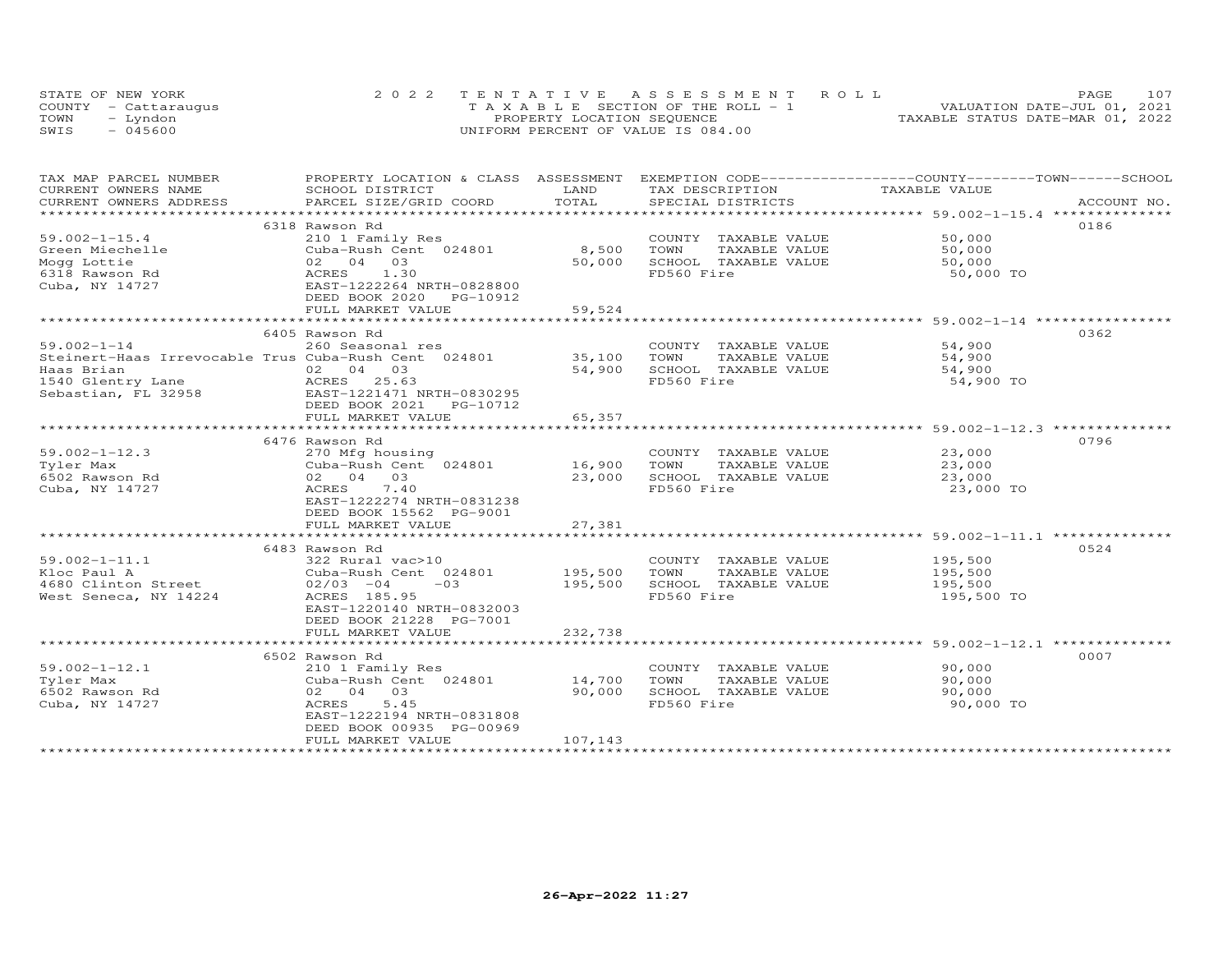STATE OF NEW YORK | 2022 TENTATIVE ASSESSMENT ROLL | VALUATION DATE-JUL 01, 2021
COUNTY - Cattaraugus | TAXABLE SECTION OF THE ROLL - 1 | TAXABLE STATUS DATE-MAR 01, 2022
TOWN - Lyndon | PROPERTY LOCATION SEQUENCE
SWIS - 045600 | UNIFORM PERCENT OF VALUE IS 084.00

| TAX MAP PARCEL NUMBER / CURRENT OWNERS NAME / CURRENT OWNERS ADDRESS | PROPERTY LOCATION & CLASS / SCHOOL DISTRICT / PARCEL SIZE/GRID COORD | ASSESSMENT LAND | ASSESSMENT TOTAL | EXEMPTION CODE / TAX DESCRIPTION / SPECIAL DISTRICTS | TAXABLE VALUE | ACCOUNT NO. |
|---|---|---|---|---|---|---|
| | 6318 Rawson Rd | | | | | 0186 |
| 59.002-1-15.4 | 210 1 Family Res | | | COUNTY TAXABLE VALUE | 50,000 | |
| Green Miechelle | Cuba-Rush Cent 024801 | 8,500 | | TOWN TAXABLE VALUE | 50,000 | |
| Mogg Lottie | 02 04 03 | | 50,000 | SCHOOL TAXABLE VALUE | 50,000 | |
| 6318 Rawson Rd | ACRES 1.30 | | | FD560 Fire | 50,000 TO | |
| Cuba, NY 14727 | EAST-1222264 NRTH-0828800 | | | | | |
| | DEED BOOK 2020 PG-10912 | | | | | |
| | FULL MARKET VALUE | | 59,524 | | | |
| | 6405 Rawson Rd | | | | | 0362 |
| 59.002-1-14 | 260 Seasonal res | | | COUNTY TAXABLE VALUE | 54,900 | |
| Steinert-Haas Irrevocable Trus | Cuba-Rush Cent 024801 | 35,100 | | TOWN TAXABLE VALUE | 54,900 | |
| Haas Brian | 02 04 03 | | 54,900 | SCHOOL TAXABLE VALUE | 54,900 | |
| 1540 Glentry Lane | ACRES 25.63 | | | FD560 Fire | 54,900 TO | |
| Sebastian, FL 32958 | EAST-1221471 NRTH-0830295 | | | | | |
| | DEED BOOK 2021 PG-10712 | | | | | |
| | FULL MARKET VALUE | | 65,357 | | | |
| | 6476 Rawson Rd | | | | | 0796 |
| 59.002-1-12.3 | 270 Mfg housing | | | COUNTY TAXABLE VALUE | 23,000 | |
| Tyler Max | Cuba-Rush Cent 024801 | 16,900 | | TOWN TAXABLE VALUE | 23,000 | |
| 6502 Rawson Rd | 02 04 03 | | 23,000 | SCHOOL TAXABLE VALUE | 23,000 | |
| Cuba, NY 14727 | ACRES 7.40 | | | FD560 Fire | 23,000 TO | |
| | EAST-1222274 NRTH-0831238 | | | | | |
| | DEED BOOK 15562 PG-9001 | | | | | |
| | FULL MARKET VALUE | | 27,381 | | | |
| | 6483 Rawson Rd | | | | | 0524 |
| 59.002-1-11.1 | 322 Rural vac>10 | | | COUNTY TAXABLE VALUE | 195,500 | |
| Kloc Paul A | Cuba-Rush Cent 024801 | 195,500 | | TOWN TAXABLE VALUE | 195,500 | |
| 4680 Clinton Street | 02/03 -04 -03 | | 195,500 | SCHOOL TAXABLE VALUE | 195,500 | |
| West Seneca, NY 14224 | ACRES 185.95 | | | FD560 Fire | 195,500 TO | |
| | EAST-1220140 NRTH-0832003 | | | | | |
| | DEED BOOK 21228 PG-7001 | | | | | |
| | FULL MARKET VALUE | | 232,738 | | | |
| | 6502 Rawson Rd | | | | | 0007 |
| 59.002-1-12.1 | 210 1 Family Res | | | COUNTY TAXABLE VALUE | 90,000 | |
| Tyler Max | Cuba-Rush Cent 024801 | 14,700 | | TOWN TAXABLE VALUE | 90,000 | |
| 6502 Rawson Rd | 02 04 03 | | 90,000 | SCHOOL TAXABLE VALUE | 90,000 | |
| Cuba, NY 14727 | ACRES 5.45 | | | FD560 Fire | 90,000 TO | |
| | EAST-1222194 NRTH-0831808 | | | | | |
| | DEED BOOK 00935 PG-00969 | | | | | |
| | FULL MARKET VALUE | | 107,143 | | | |

26-Apr-2022 11:27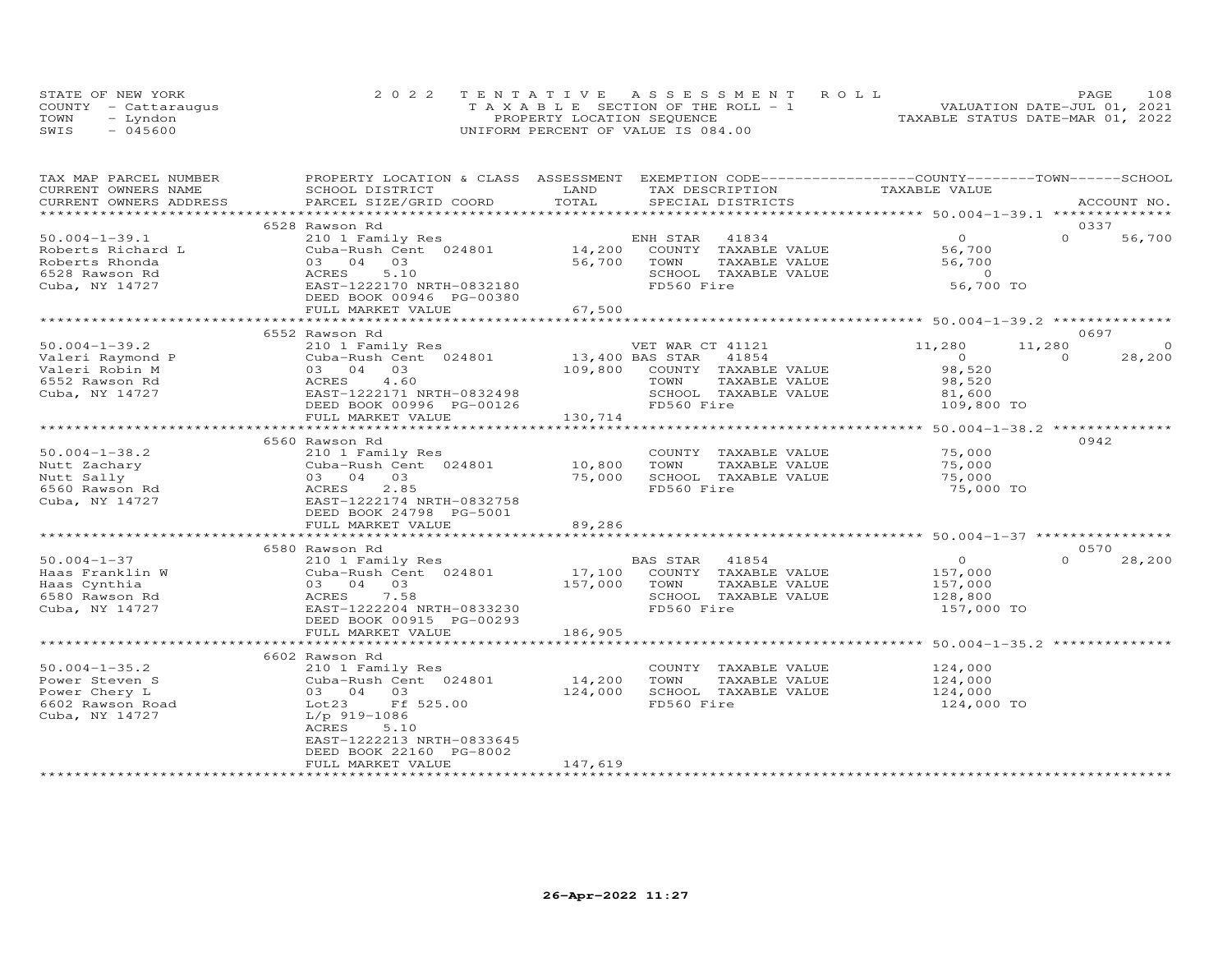STATE OF NEW YORK
COUNTY - Cattaraugus
TOWN - Lyndon
SWIS - 045600

2022 TENTATIVE ASSESSMENT ROLL
TAXABLE SECTION OF THE ROLL - 1
PROPERTY LOCATION SEQUENCE
UNIFORM PERCENT OF VALUE IS 084.00

VALUATION DATE-JUL 01, 2021
TAXABLE STATUS DATE-MAR 01, 2022

| TAX MAP PARCEL NUMBER / CURRENT OWNERS NAME / CURRENT OWNERS ADDRESS | PROPERTY LOCATION & CLASS / SCHOOL DISTRICT / PARCEL SIZE/GRID COORD | ASSESSMENT LAND / TOTAL | EXEMPTION CODE / TAX DESCRIPTION / SPECIAL DISTRICTS | COUNTY TAXABLE VALUE | TOWN | SCHOOL | ACCOUNT NO. |
|---|---|---|---|---|---|---|---|
| | 6528 Rawson Rd | | | | | | 0337 |
| 50.004-1-39.1 | 210 1 Family Res | | ENH STAR 41834 | 0 | 0 | 56,700 | |
| Roberts Richard L | Cuba-Rush Cent 024801 | 14,200 | COUNTY TAXABLE VALUE | 56,700 | | | |
| Roberts Rhonda | 03 04 03 | 56,700 | TOWN TAXABLE VALUE | 56,700 | | | |
| 6528 Rawson Rd | ACRES 5.10 | | SCHOOL TAXABLE VALUE | 0 | | | |
| Cuba, NY 14727 | EAST-1222170 NRTH-0832180 | | FD560 Fire | 56,700 TO | | | |
| | DEED BOOK 00946 PG-00380 | | | | | | |
| | FULL MARKET VALUE | 67,500 | | | | | |
| | 6552 Rawson Rd | | | | | | 0697 |
| 50.004-1-39.2 | 210 1 Family Res | | VET WAR CT 41121 | 11,280 | 11,280 | 0 | |
| Valeri Raymond P | Cuba-Rush Cent 024801 | 13,400 | BAS STAR 41854 | 0 | 0 | 28,200 | |
| Valeri Robin M | 03 04 03 | 109,800 | COUNTY TAXABLE VALUE | 98,520 | | | |
| 6552 Rawson Rd | ACRES 4.60 | | TOWN TAXABLE VALUE | 98,520 | | | |
| Cuba, NY 14727 | EAST-1222171 NRTH-0832498 | | SCHOOL TAXABLE VALUE | 81,600 | | | |
| | DEED BOOK 00996 PG-00126 | | FD560 Fire | 109,800 TO | | | |
| | FULL MARKET VALUE | 130,714 | | | | | |
| | 6560 Rawson Rd | | | | | | 0942 |
| 50.004-1-38.2 | 210 1 Family Res | | COUNTY TAXABLE VALUE | 75,000 | | | |
| Nutt Zachary | Cuba-Rush Cent 024801 | 10,800 | TOWN TAXABLE VALUE | 75,000 | | | |
| Nutt Sally | 03 04 03 | 75,000 | SCHOOL TAXABLE VALUE | 75,000 | | | |
| 6560 Rawson Rd | ACRES 2.85 | | FD560 Fire | 75,000 TO | | | |
| Cuba, NY 14727 | EAST-1222174 NRTH-0832758 | | | | | | |
| | DEED BOOK 24798 PG-5001 | | | | | | |
| | FULL MARKET VALUE | 89,286 | | | | | |
| | 6580 Rawson Rd | | | | | | 0570 |
| 50.004-1-37 | 210 1 Family Res | | BAS STAR 41854 | 0 | 0 | 28,200 | |
| Haas Franklin W | Cuba-Rush Cent 024801 | 17,100 | COUNTY TAXABLE VALUE | 157,000 | | | |
| Haas Cynthia | 03 04 03 | 157,000 | TOWN TAXABLE VALUE | 157,000 | | | |
| 6580 Rawson Rd | ACRES 7.58 | | SCHOOL TAXABLE VALUE | 128,800 | | | |
| Cuba, NY 14727 | EAST-1222204 NRTH-0833230 | | FD560 Fire | 157,000 TO | | | |
| | DEED BOOK 00915 PG-00293 | | | | | | |
| | FULL MARKET VALUE | 186,905 | | | | | |
| | 6602 Rawson Rd | | | | | | |
| 50.004-1-35.2 | 210 1 Family Res | | COUNTY TAXABLE VALUE | 124,000 | | | |
| Power Steven S | Cuba-Rush Cent 024801 | 14,200 | TOWN TAXABLE VALUE | 124,000 | | | |
| Power Chery L | 03 04 03 | 124,000 | SCHOOL TAXABLE VALUE | 124,000 | | | |
| 6602 Rawson Road | Lot23 Ff 525.00 | | FD560 Fire | 124,000 TO | | | |
| Cuba, NY 14727 | L/p 919-1086 | | | | | | |
| | ACRES 5.10 | | | | | | |
| | EAST-1222213 NRTH-0833645 | | | | | | |
| | DEED BOOK 22160 PG-8002 | | | | | | |
| | FULL MARKET VALUE | 147,619 | | | | | |

26-Apr-2022 11:27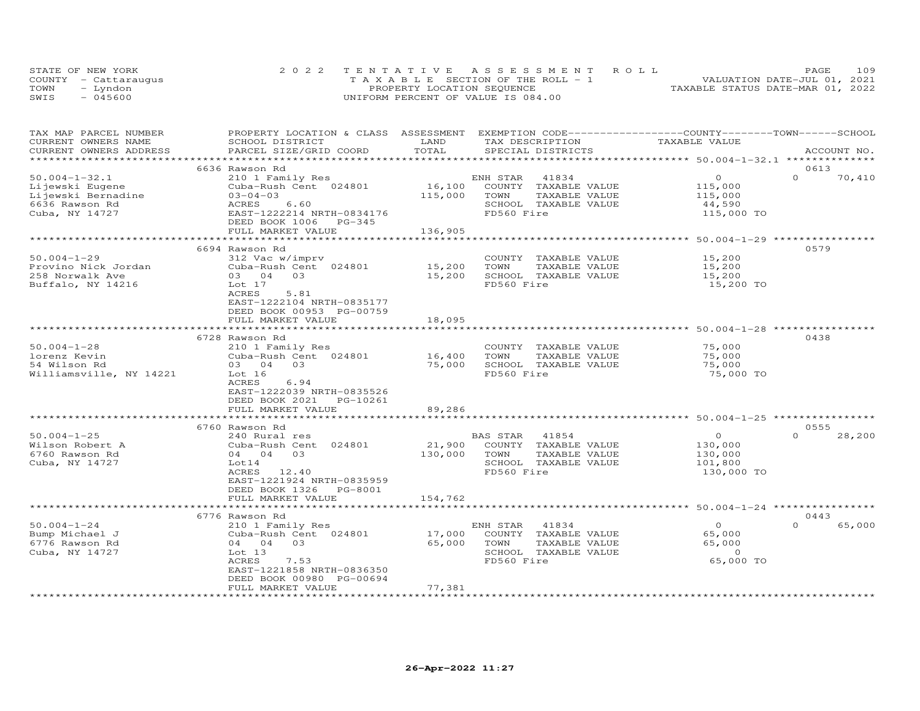STATE OF NEW YORK
COUNTY - Cattaraugus
TOWN - Lyndon
SWIS - 045600

2022 TENTATIVE ASSESSMENT ROLL
TAXABLE SECTION OF THE ROLL - 1
PROPERTY LOCATION SEQUENCE
UNIFORM PERCENT OF VALUE IS 084.00

VALUATION DATE-JUL 01, 2021
TAXABLE STATUS DATE-MAR 01, 2022

| TAX MAP PARCEL NUMBER / CURRENT OWNERS NAME / CURRENT OWNERS ADDRESS | PROPERTY LOCATION & CLASS / SCHOOL DISTRICT / PARCEL SIZE/GRID COORD | ASSESSMENT LAND | TOTAL | EXEMPTION CODE / TAX DESCRIPTION / SPECIAL DISTRICTS | COUNTY / TOWN TAXABLE VALUE | SCHOOL | ACCOUNT NO. |
|---|---|---|---|---|---|---|---|
| 50.004-1-32.1 | 6636 Rawson Rd | | | | | | 0613 |
| | 210 1 Family Res | | | ENH STAR 41834 | 0 | 0 | 70,410 |
| Lijewski Eugene | Cuba-Rush Cent 024801 | 16,100 | | COUNTY TAXABLE VALUE | 115,000 | | |
| Lijewski Bernadine | 03-04-03 | | 115,000 | TOWN TAXABLE VALUE | 115,000 | | |
| 6636 Rawson Rd | ACRES 6.60 | | | SCHOOL TAXABLE VALUE | 44,590 | | |
| Cuba, NY 14727 | EAST-1222214 NRTH-0834176 | | | FD560 Fire | 115,000 TO | | |
| | DEED BOOK 1006 PG-345 | | | | | | |
| | FULL MARKET VALUE | | 136,905 | | | | |
| 50.004-1-29 | 6694 Rawson Rd | | | | | | 0579 |
| | 312 Vac w/imprv | | | COUNTY TAXABLE VALUE | 15,200 | | |
| Provino Nick Jordan | Cuba-Rush Cent 024801 | 15,200 | | TOWN TAXABLE VALUE | 15,200 | | |
| 258 Norwalk Ave | 03 04 03 | | 15,200 | SCHOOL TAXABLE VALUE | 15,200 | | |
| Buffalo, NY 14216 | Lot 17 | | | FD560 Fire | 15,200 TO | | |
| | ACRES 5.81 | | | | | | |
| | EAST-1222104 NRTH-0835177 | | | | | | |
| | DEED BOOK 00953 PG-00759 | | | | | | |
| | FULL MARKET VALUE | | 18,095 | | | | |
| 50.004-1-28 | 6728 Rawson Rd | | | | | | 0438 |
| | 210 1 Family Res | | | COUNTY TAXABLE VALUE | 75,000 | | |
| lorenz Kevin | Cuba-Rush Cent 024801 | 16,400 | | TOWN TAXABLE VALUE | 75,000 | | |
| 54 Wilson Rd | 03 04 03 | | 75,000 | SCHOOL TAXABLE VALUE | 75,000 | | |
| Williamsville, NY 14221 | Lot 16 | | | FD560 Fire | 75,000 TO | | |
| | ACRES 6.94 | | | | | | |
| | EAST-1222039 NRTH-0835526 | | | | | | |
| | DEED BOOK 2021 PG-10261 | | | | | | |
| | FULL MARKET VALUE | | 89,286 | | | | |
| 50.004-1-25 | 6760 Rawson Rd | | | | | | 0555 |
| | 240 Rural res | | | BAS STAR 41854 | 0 | 0 | 28,200 |
| Wilson Robert A | Cuba-Rush Cent 024801 | 21,900 | | COUNTY TAXABLE VALUE | 130,000 | | |
| 6760 Rawson Rd | 04 04 03 | | 130,000 | TOWN TAXABLE VALUE | 130,000 | | |
| Cuba, NY 14727 | Lot14 | | | SCHOOL TAXABLE VALUE | 101,800 | | |
| | ACRES 12.40 | | | FD560 Fire | 130,000 TO | | |
| | EAST-1221924 NRTH-0835959 | | | | | | |
| | DEED BOOK 1326 PG-8001 | | | | | | |
| | FULL MARKET VALUE | | 154,762 | | | | |
| 50.004-1-24 | 6776 Rawson Rd | | | | | | 0443 |
| | 210 1 Family Res | | | ENH STAR 41834 | 0 | 0 | 65,000 |
| Bump Michael J | Cuba-Rush Cent 024801 | 17,000 | | COUNTY TAXABLE VALUE | 65,000 | | |
| 6776 Rawson Rd | 04 04 03 | | 65,000 | TOWN TAXABLE VALUE | 65,000 | | |
| Cuba, NY 14727 | Lot 13 | | | SCHOOL TAXABLE VALUE | 0 | | |
| | ACRES 7.53 | | | FD560 Fire | 65,000 TO | | |
| | EAST-1221858 NRTH-0836350 | | | | | | |
| | DEED BOOK 00980 PG-00694 | | | | | | |
| | FULL MARKET VALUE | | 77,381 | | | | |

26-Apr-2022 11:27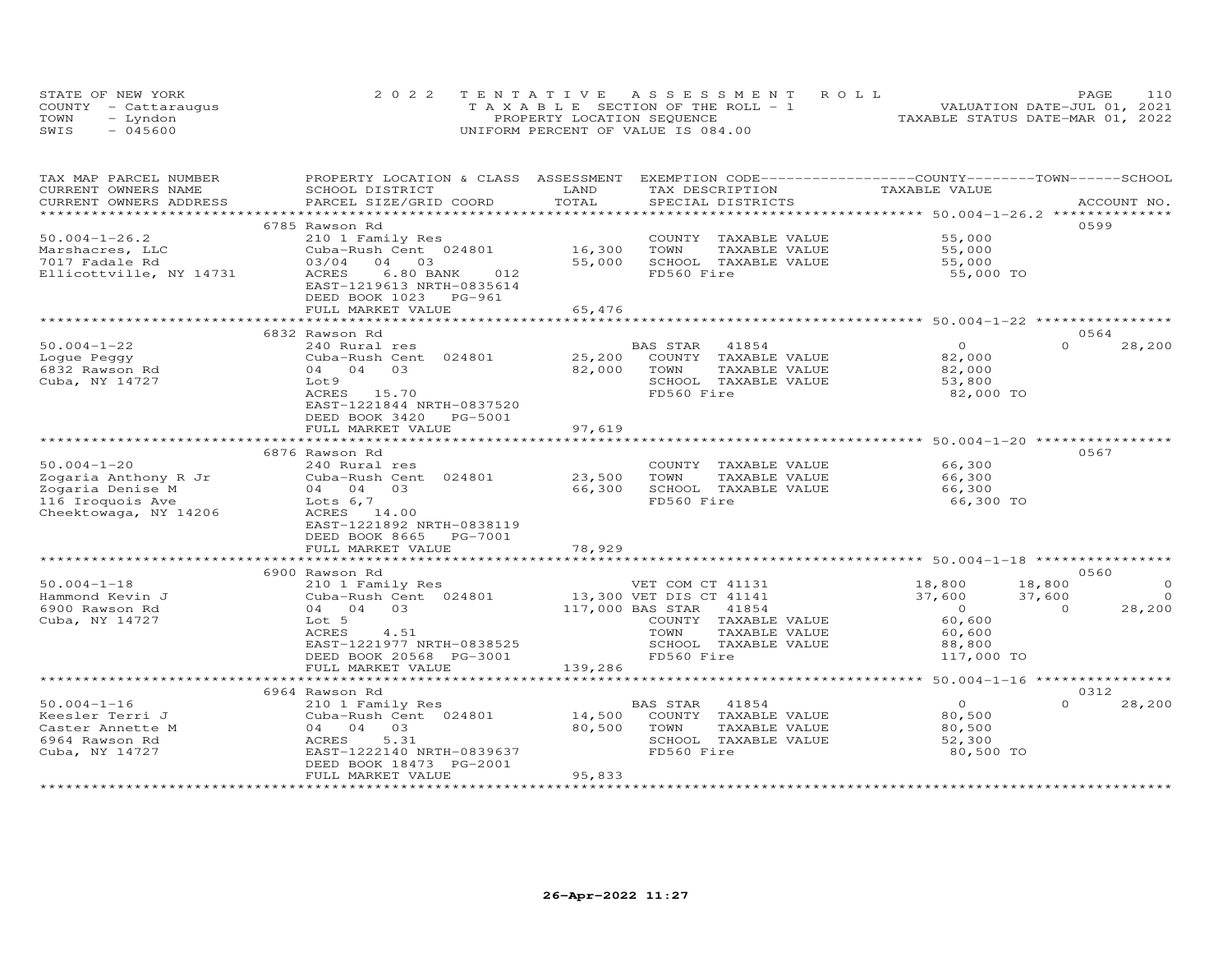STATE OF NEW YORK
COUNTY - Cattaraugus
TOWN - Lyndon
SWIS - 045600

2022 TENTATIVE ASSESSMENT ROLL
TAXABLE SECTION OF THE ROLL - 1
PROPERTY LOCATION SEQUENCE
UNIFORM PERCENT OF VALUE IS 084.00

VALUATION DATE-JUL 01, 2021
TAXABLE STATUS DATE-MAR 01, 2022

| TAX MAP PARCEL NUMBER / CURRENT OWNERS NAME / CURRENT OWNERS ADDRESS | PROPERTY LOCATION & CLASS / SCHOOL DISTRICT / PARCEL SIZE/GRID COORD | ASSESSMENT LAND / TOTAL | EXEMPTION CODE / TAX DESCRIPTION / SPECIAL DISTRICTS | COUNTY TAXABLE VALUE | TOWN | SCHOOL / ACCOUNT NO. |
|---|---|---|---|---|---|---|
| **50.004-1-26.2** | 6785 Rawson Rd | | | | | 0599 |
| Marshacres, LLC | 210 1 Family Res | | COUNTY TAXABLE VALUE | 55,000 | | |
| 7017 Fadale Rd | Cuba-Rush Cent 024801 | 16,300 | TOWN TAXABLE VALUE | 55,000 | | |
| Ellicottville, NY 14731 | 03/04 04 03 | 55,000 | SCHOOL TAXABLE VALUE | 55,000 | | |
| | ACRES 6.80 BANK 012 | | FD560 Fire | 55,000 TO | | |
| | EAST-1219613 NRTH-0835614 | | | | | |
| | DEED BOOK 1023 PG-961 | | | | | |
| | FULL MARKET VALUE | 65,476 | | | | |
| **50.004-1-22** | 6832 Rawson Rd | | | | | 0564 |
| Logue Peggy | 240 Rural res | | BAS STAR 41854 | 0 | 0 | 28,200 |
| 6832 Rawson Rd | Cuba-Rush Cent 024801 | 25,200 | COUNTY TAXABLE VALUE | 82,000 | | |
| Cuba, NY 14727 | 04 04 03 | 82,000 | TOWN TAXABLE VALUE | 82,000 | | |
| | Lot9 | | SCHOOL TAXABLE VALUE | 53,800 | | |
| | ACRES 15.70 | | FD560 Fire | 82,000 TO | | |
| | EAST-1221844 NRTH-0837520 | | | | | |
| | DEED BOOK 3420 PG-5001 | | | | | |
| | FULL MARKET VALUE | 97,619 | | | | |
| **50.004-1-20** | 6876 Rawson Rd | | | | | 0567 |
| Zogaria Anthony R Jr | 240 Rural res | | COUNTY TAXABLE VALUE | 66,300 | | |
| Zogaria Denise M | Cuba-Rush Cent 024801 | 23,500 | TOWN TAXABLE VALUE | 66,300 | | |
| 116 Iroquois Ave | 04 04 03 | 66,300 | SCHOOL TAXABLE VALUE | 66,300 | | |
| Cheektowaga, NY 14206 | Lots 6,7 | | FD560 Fire | 66,300 TO | | |
| | ACRES 14.00 | | | | | |
| | EAST-1221892 NRTH-0838119 | | | | | |
| | DEED BOOK 8665 PG-7001 | | | | | |
| | FULL MARKET VALUE | 78,929 | | | | |
| **50.004-1-18** | 6900 Rawson Rd | | | | | 0560 |
| Hammond Kevin J | 210 1 Family Res | | VET COM CT 41131 | 18,800 | 18,800 | 0 |
| 6900 Rawson Rd | Cuba-Rush Cent 024801 | 13,300 | VET DIS CT 41141 | 37,600 | 37,600 | 0 |
| Cuba, NY 14727 | 04 04 03 | 117,000 | BAS STAR 41854 | 0 | 0 | 28,200 |
| | Lot 5 | | COUNTY TAXABLE VALUE | 60,600 | | |
| | ACRES 4.51 | | TOWN TAXABLE VALUE | 60,600 | | |
| | EAST-1221977 NRTH-0838525 | | SCHOOL TAXABLE VALUE | 88,800 | | |
| | DEED BOOK 20568 PG-3001 | | FD560 Fire | 117,000 TO | | |
| | FULL MARKET VALUE | 139,286 | | | | |
| **50.004-1-16** | 6964 Rawson Rd | | | | | 0312 |
| Keesler Terri J | 210 1 Family Res | | BAS STAR 41854 | 0 | 0 | 28,200 |
| Caster Annette M | Cuba-Rush Cent 024801 | 14,500 | COUNTY TAXABLE VALUE | 80,500 | | |
| 6964 Rawson Rd | 04 04 03 | 80,500 | TOWN TAXABLE VALUE | 80,500 | | |
| Cuba, NY 14727 | ACRES 5.31 | | SCHOOL TAXABLE VALUE | 52,300 | | |
| | EAST-1222140 NRTH-0839637 | | FD560 Fire | 80,500 TO | | |
| | DEED BOOK 18473 PG-2001 | | | | | |
| | FULL MARKET VALUE | 95,833 | | | | |

26-Apr-2022 11:27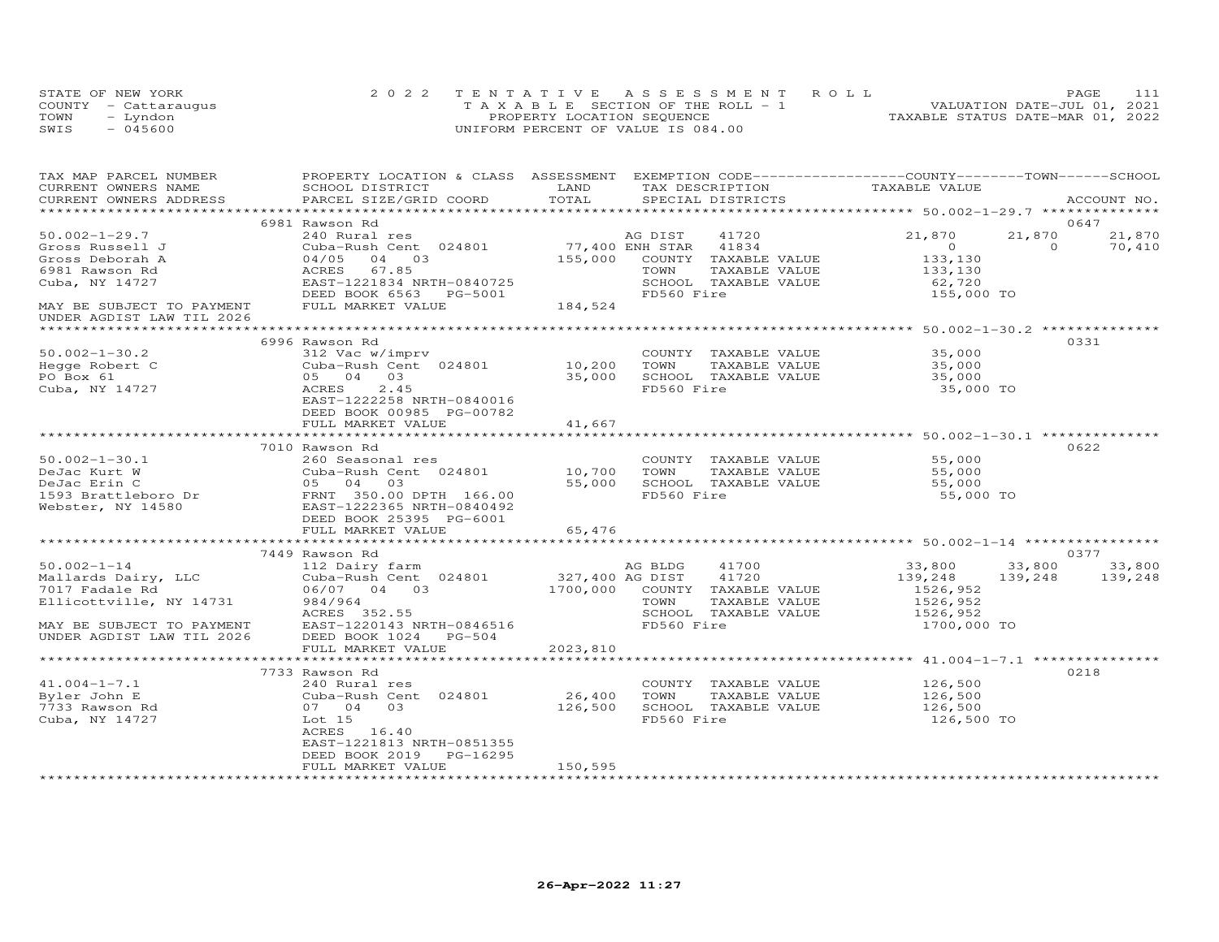STATE OF NEW YORK
COUNTY - Cattaraugus
TOWN - Lyndon
SWIS - 045600

2022 TENTATIVE ASSESSMENT ROLL
TAXABLE SECTION OF THE ROLL - 1
PROPERTY LOCATION SEQUENCE
UNIFORM PERCENT OF VALUE IS 084.00

VALUATION DATE-JUL 01, 2021
TAXABLE STATUS DATE-MAR 01, 2022

| TAX MAP PARCEL NUMBER / CURRENT OWNERS NAME / CURRENT OWNERS ADDRESS | PROPERTY LOCATION & CLASS / SCHOOL DISTRICT / PARCEL SIZE/GRID COORD | ASSESSMENT LAND / TOTAL | EXEMPTION CODE / TAX DESCRIPTION / SPECIAL DISTRICTS | COUNTY TAXABLE VALUE | TOWN | SCHOOL | ACCOUNT NO. |
|---|---|---|---|---|---|---|---|
| | 6981 Rawson Rd | | | | | | 0647 |
| 50.002-1-29.7 | 240 Rural res | | AG DIST 41720 | 21,870 | 21,870 | 21,870 | |
| Gross Russell J | Cuba-Rush Cent 024801 | 77,400 | ENH STAR 41834 | 0 | 0 | 70,410 | |
| Gross Deborah A | 04/05 04 03 | 155,000 | COUNTY TAXABLE VALUE | 133,130 | | | |
| 6981 Rawson Rd | ACRES 67.85 | | TOWN TAXABLE VALUE | 133,130 | | | |
| Cuba, NY 14727 | EAST-1221834 NRTH-0840725 | | SCHOOL TAXABLE VALUE | 62,720 | | | |
| | DEED BOOK 6563 PG-5001 | | FD560 Fire | 155,000 TO | | | |
| MAY BE SUBJECT TO PAYMENT | FULL MARKET VALUE | 184,524 | | | | | |
| UNDER AGDIST LAW TIL 2026 | | | | | | | |
| | 6996 Rawson Rd | | | | | | 0331 |
| 50.002-1-30.2 | 312 Vac w/imprv | | COUNTY TAXABLE VALUE | 35,000 | | | |
| Hegge Robert C | Cuba-Rush Cent 024801 | 10,200 | TOWN TAXABLE VALUE | 35,000 | | | |
| PO Box 61 | 05 04 03 | 35,000 | SCHOOL TAXABLE VALUE | 35,000 | | | |
| Cuba, NY 14727 | ACRES 2.45 | | FD560 Fire | 35,000 TO | | | |
| | EAST-1222258 NRTH-0840016 | | | | | | |
| | DEED BOOK 00985 PG-00782 | | | | | | |
| | FULL MARKET VALUE | 41,667 | | | | | |
| | 7010 Rawson Rd | | | | | | 0622 |
| 50.002-1-30.1 | 260 Seasonal res | | COUNTY TAXABLE VALUE | 55,000 | | | |
| DeJac Kurt W | Cuba-Rush Cent 024801 | 10,700 | TOWN TAXABLE VALUE | 55,000 | | | |
| DeJac Erin C | 05 04 03 | 55,000 | SCHOOL TAXABLE VALUE | 55,000 | | | |
| 1593 Brattleboro Dr | FRNT 350.00 DPTH 166.00 | | FD560 Fire | 55,000 TO | | | |
| Webster, NY 14580 | EAST-1222365 NRTH-0840492 | | | | | | |
| | DEED BOOK 25395 PG-6001 | | | | | | |
| | FULL MARKET VALUE | 65,476 | | | | | |
| | 7449 Rawson Rd | | | | | | 0377 |
| 50.002-1-14 | 112 Dairy farm | | AG BLDG 41700 | 33,800 | 33,800 | 33,800 | |
| Mallards Dairy, LLC | Cuba-Rush Cent 024801 | 327,400 | AG DIST 41720 | 139,248 | 139,248 | 139,248 | |
| 7017 Fadale Rd | 06/07 04 03 | 1700,000 | COUNTY TAXABLE VALUE | 1526,952 | | | |
| Ellicottville, NY 14731 | 984/964 | | TOWN TAXABLE VALUE | 1526,952 | | | |
| | ACRES 352.55 | | SCHOOL TAXABLE VALUE | 1526,952 | | | |
| MAY BE SUBJECT TO PAYMENT | EAST-1220143 NRTH-0846516 | | FD560 Fire | 1700,000 TO | | | |
| UNDER AGDIST LAW TIL 2026 | DEED BOOK 1024 PG-504 | | | | | | |
| | FULL MARKET VALUE | 2023,810 | | | | | |
| | 7733 Rawson Rd | | | | | | 0218 |
| 41.004-1-7.1 | 240 Rural res | | COUNTY TAXABLE VALUE | 126,500 | | | |
| Byler John E | Cuba-Rush Cent 024801 | 26,400 | TOWN TAXABLE VALUE | 126,500 | | | |
| 7733 Rawson Rd | 07 04 03 | 126,500 | SCHOOL TAXABLE VALUE | 126,500 | | | |
| Cuba, NY 14727 | Lot 15 | | FD560 Fire | 126,500 TO | | | |
| | ACRES 16.40 | | | | | | |
| | EAST-1221813 NRTH-0851355 | | | | | | |
| | DEED BOOK 2019 PG-16295 | | | | | | |
| | FULL MARKET VALUE | 150,595 | | | | | |

26-Apr-2022 11:27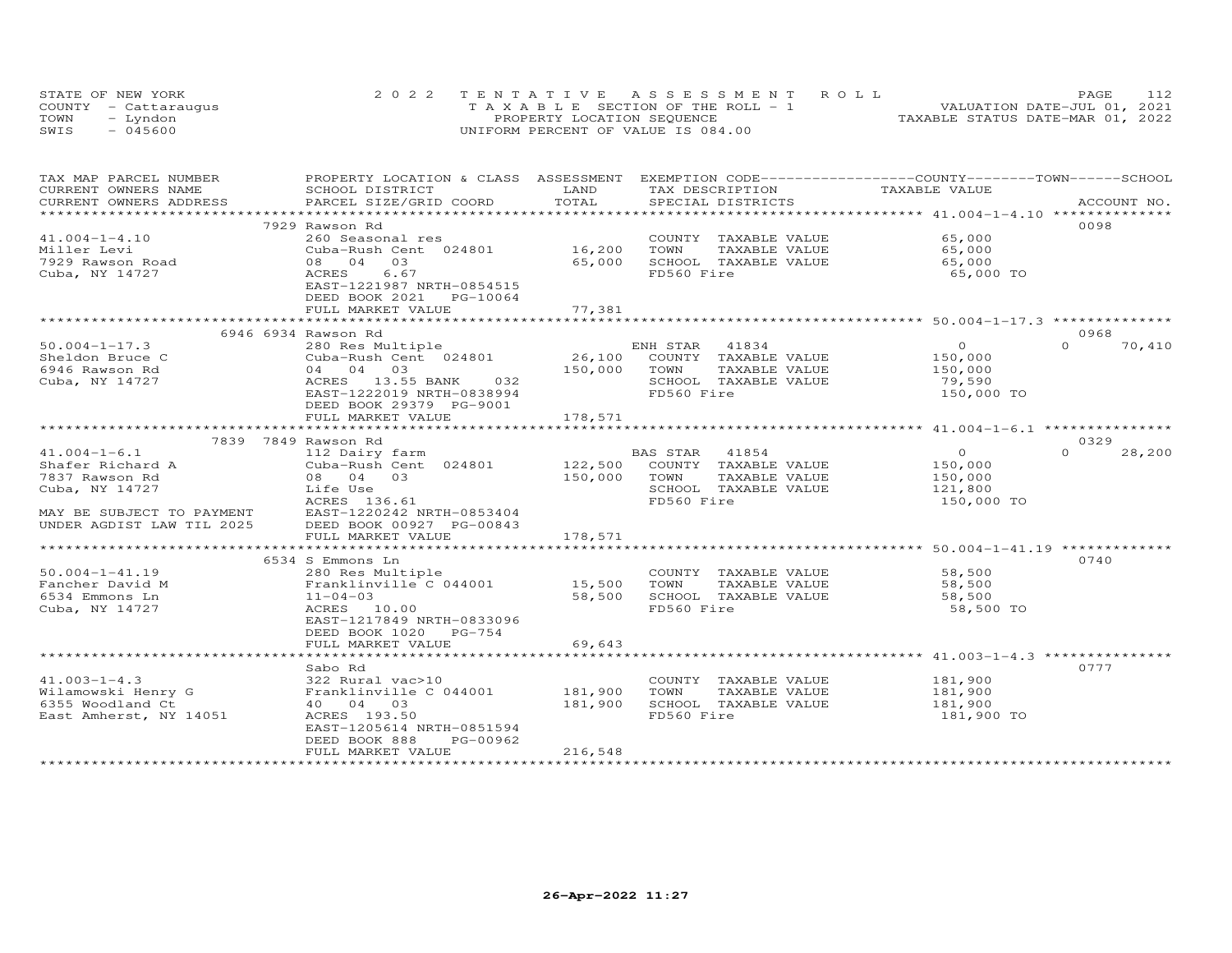STATE OF NEW YORK
COUNTY - Cattaraugus
TOWN - Lyndon
SWIS - 045600

2022 TENTATIVE ASSESSMENT ROLL
TAXABLE SECTION OF THE ROLL - 1
PROPERTY LOCATION SEQUENCE
UNIFORM PERCENT OF VALUE IS 084.00

VALUATION DATE-JUL 01, 2021
TAXABLE STATUS DATE-MAR 01, 2022

| TAX MAP PARCEL NUMBER / CURRENT OWNERS NAME / CURRENT OWNERS ADDRESS | PROPERTY LOCATION & CLASS / SCHOOL DISTRICT / PARCEL SIZE/GRID COORD | ASSESSMENT LAND / TOTAL | EXEMPTION CODE / TAX DESCRIPTION / SPECIAL DISTRICTS | COUNTY / TOWN / SCHOOL TAXABLE VALUE | ACCOUNT NO. |
|---|---|---|---|---|---|
| | 7929 Rawson Rd | | | | 0098 |
| 41.004-1-4.10 | 260 Seasonal res | | COUNTY TAXABLE VALUE | 65,000 | |
| Miller Levi | Cuba-Rush Cent 024801 | 16,200 | TOWN TAXABLE VALUE | 65,000 | |
| 7929 Rawson Road | 08 04 03 | 65,000 | SCHOOL TAXABLE VALUE | 65,000 | |
| Cuba, NY 14727 | ACRES 6.67 | | FD560 Fire | 65,000 TO | |
| | EAST-1221987 NRTH-0854515 | | | | |
| | DEED BOOK 2021 PG-10064 | | | | |
| | FULL MARKET VALUE | 77,381 | | | |
| | 6946 6934 Rawson Rd | | | | 0968 |
| 50.004-1-17.3 | 280 Res Multiple | | ENH STAR 41834 | 0 / 0 / 70,410 | |
| Sheldon Bruce C | Cuba-Rush Cent 024801 | 26,100 | COUNTY TAXABLE VALUE | 150,000 | |
| 6946 Rawson Rd | 04 04 03 | 150,000 | TOWN TAXABLE VALUE | 150,000 | |
| Cuba, NY 14727 | ACRES 13.55 BANK 032 | | SCHOOL TAXABLE VALUE | 79,590 | |
| | EAST-1222019 NRTH-0838994 | | FD560 Fire | 150,000 TO | |
| | DEED BOOK 29379 PG-9001 | | | | |
| | FULL MARKET VALUE | 178,571 | | | |
| | 7839 7849 Rawson Rd | | | | 0329 |
| 41.004-1-6.1 | 112 Dairy farm | | BAS STAR 41854 | 0 / 0 / 28,200 | |
| Shafer Richard A | Cuba-Rush Cent 024801 | 122,500 | COUNTY TAXABLE VALUE | 150,000 | |
| 7837 Rawson Rd | 08 04 03 | 150,000 | TOWN TAXABLE VALUE | 150,000 | |
| Cuba, NY 14727 | Life Use | | SCHOOL TAXABLE VALUE | 121,800 | |
| | ACRES 136.61 | | FD560 Fire | 150,000 TO | |
| MAY BE SUBJECT TO PAYMENT | EAST-1220242 NRTH-0853404 | | | | |
| UNDER AGDIST LAW TIL 2025 | DEED BOOK 00927 PG-00843 | | | | |
| | FULL MARKET VALUE | 178,571 | | | |
| | 6534 S Emmons Ln | | | | 0740 |
| 50.004-1-41.19 | 280 Res Multiple | | COUNTY TAXABLE VALUE | 58,500 | |
| Fancher David M | Franklinville C 044001 | 15,500 | TOWN TAXABLE VALUE | 58,500 | |
| 6534 Emmons Ln | 11-04-03 | 58,500 | SCHOOL TAXABLE VALUE | 58,500 | |
| Cuba, NY 14727 | ACRES 10.00 | | FD560 Fire | 58,500 TO | |
| | EAST-1217849 NRTH-0833096 | | | | |
| | DEED BOOK 1020 PG-754 | | | | |
| | FULL MARKET VALUE | 69,643 | | | |
| | Sabo Rd | | | | 0777 |
| 41.003-1-4.3 | 322 Rural vac>10 | | COUNTY TAXABLE VALUE | 181,900 | |
| Wilamowski Henry G | Franklinville C 044001 | 181,900 | TOWN TAXABLE VALUE | 181,900 | |
| 6355 Woodland Ct | 40 04 03 | 181,900 | SCHOOL TAXABLE VALUE | 181,900 | |
| East Amherst, NY 14051 | ACRES 193.50 | | FD560 Fire | 181,900 TO | |
| | EAST-1205614 NRTH-0851594 | | | | |
| | DEED BOOK 888 PG-00962 | | | | |
| | FULL MARKET VALUE | 216,548 | | | |

26-Apr-2022 11:27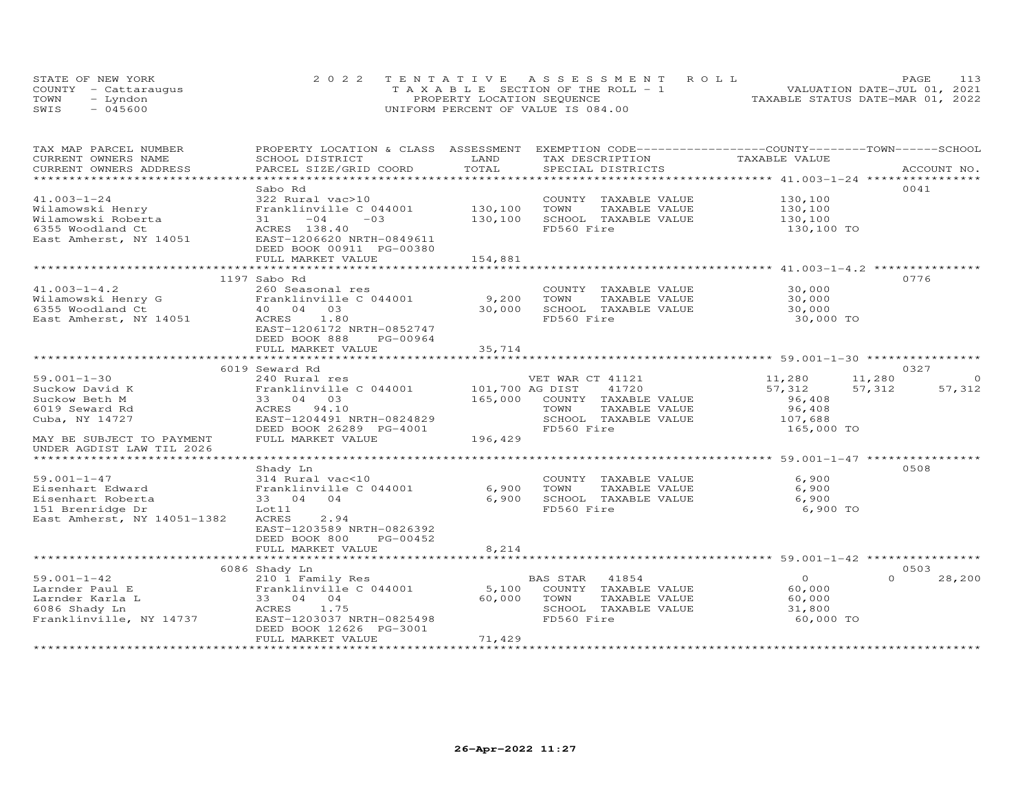STATE OF NEW YORK
COUNTY - Cattaraugus
TOWN - Lyndon
SWIS - 045600

2022 TENTATIVE ASSESSMENT ROLL
TAXABLE SECTION OF THE ROLL - 1
PROPERTY LOCATION SEQUENCE
UNIFORM PERCENT OF VALUE IS 084.00

VALUATION DATE-JUL 01, 2021
TAXABLE STATUS DATE-MAR 01, 2022

| TAX MAP PARCEL NUMBER / CURRENT OWNERS NAME / CURRENT OWNERS ADDRESS | PROPERTY LOCATION & CLASS / SCHOOL DISTRICT / PARCEL SIZE/GRID COORD | ASSESSMENT LAND | TOTAL | EXEMPTION CODE / TAX DESCRIPTION / SPECIAL DISTRICTS | COUNTY TAXABLE VALUE | TOWN | SCHOOL | ACCOUNT NO. |
|---|---|---|---|---|---|---|---|---|
| **41.003-1-24** | Sabo Rd | | | | | | | 0041 |
| 41.003-1-24 | 322 Rural vac>10 | | | COUNTY TAXABLE VALUE | 130,100 | | | |
| Wilamowski Henry | Franklinville C 044001 | 130,100 | | TOWN TAXABLE VALUE | 130,100 | | | |
| Wilamowski Roberta | 31 -04 -03 | | 130,100 | SCHOOL TAXABLE VALUE | 130,100 | | | |
| 6355 Woodland Ct | ACRES 138.40 | | | FD560 Fire | 130,100 TO | | | |
| East Amherst, NY 14051 | EAST-1206620 NRTH-0849611 | | | | | | | |
| | DEED BOOK 00911 PG-00380 | | | | | | | |
| | FULL MARKET VALUE | | 154,881 | | | | | |
| **41.003-1-4.2** | 1197 Sabo Rd | | | | | | | 0776 |
| 41.003-1-4.2 | 260 Seasonal res | | | COUNTY TAXABLE VALUE | 30,000 | | | |
| Wilamowski Henry G | Franklinville C 044001 | 9,200 | | TOWN TAXABLE VALUE | 30,000 | | | |
| 6355 Woodland Ct | 40 04 03 | | 30,000 | SCHOOL TAXABLE VALUE | 30,000 | | | |
| East Amherst, NY 14051 | ACRES 1.80 | | | FD560 Fire | 30,000 TO | | | |
| | EAST-1206172 NRTH-0852747 | | | | | | | |
| | DEED BOOK 888 PG-00964 | | | | | | | |
| | FULL MARKET VALUE | | 35,714 | | | | | |
| **59.001-1-30** | 6019 Seward Rd | | | | | | | 0327 |
| 59.001-1-30 | 240 Rural res | | | VET WAR CT 41121 | 11,280 | 11,280 | 0 | |
| Suckow David K | Franklinville C 044001 | 101,700 | | AG DIST 41720 | 57,312 | 57,312 | 57,312 | |
| Suckow Beth M | 33 04 03 | | 165,000 | COUNTY TAXABLE VALUE | 96,408 | | | |
| 6019 Seward Rd | ACRES 94.10 | | | TOWN TAXABLE VALUE | 96,408 | | | |
| Cuba, NY 14727 | EAST-1204491 NRTH-0824829 | | | SCHOOL TAXABLE VALUE | 107,688 | | | |
| | DEED BOOK 26289 PG-4001 | | | FD560 Fire | 165,000 TO | | | |
| MAY BE SUBJECT TO PAYMENT | FULL MARKET VALUE | | 196,429 | | | | | |
| UNDER AGDIST LAW TIL 2026 | | | | | | | | |
| **59.001-1-47** | Shady Ln | | | | | | | 0508 |
| 59.001-1-47 | 314 Rural vac<10 | | | COUNTY TAXABLE VALUE | 6,900 | | | |
| Eisenhart Edward | Franklinville C 044001 | 6,900 | | TOWN TAXABLE VALUE | 6,900 | | | |
| Eisenhart Roberta | 33 04 04 | | 6,900 | SCHOOL TAXABLE VALUE | 6,900 | | | |
| 151 Brenridge Dr | Lot11 | | | FD560 Fire | 6,900 TO | | | |
| East Amherst, NY 14051-1382 | ACRES 2.94 | | | | | | | |
| | EAST-1203589 NRTH-0826392 | | | | | | | |
| | DEED BOOK 800 PG-00452 | | | | | | | |
| | FULL MARKET VALUE | | 8,214 | | | | | |
| **59.001-1-42** | 6086 Shady Ln | | | | | | | 0503 |
| 59.001-1-42 | 210 1 Family Res | | | BAS STAR 41854 | 0 | 0 | 28,200 | |
| Larnder Paul E | Franklinville C 044001 | 5,100 | | COUNTY TAXABLE VALUE | 60,000 | | | |
| Larnder Karla L | 33 04 04 | | 60,000 | TOWN TAXABLE VALUE | 60,000 | | | |
| 6086 Shady Ln | ACRES 1.75 | | | SCHOOL TAXABLE VALUE | 31,800 | | | |
| Franklinville, NY 14737 | EAST-1203037 NRTH-0825498 | | | FD560 Fire | 60,000 TO | | | |
| | DEED BOOK 12626 PG-3001 | | | | | | | |
| | FULL MARKET VALUE | | 71,429 | | | | | |

26-Apr-2022 11:27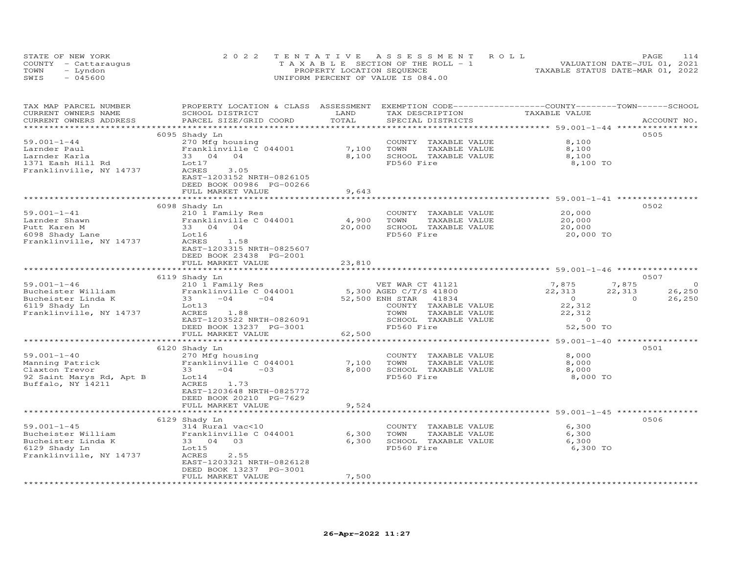STATE OF NEW YORK
COUNTY - Cattaraugus
TOWN - Lyndon
SWIS - 045600

2022 TENTATIVE ASSESSMENT ROLL
TAXABLE SECTION OF THE ROLL - 1
PROPERTY LOCATION SEQUENCE
UNIFORM PERCENT OF VALUE IS 084.00

VALUATION DATE-JUL 01, 2021
TAXABLE STATUS DATE-MAR 01, 2022

| TAX MAP PARCEL NUMBER / CURRENT OWNERS NAME / CURRENT OWNERS ADDRESS | PROPERTY LOCATION & CLASS / SCHOOL DISTRICT / PARCEL SIZE/GRID COORD | ASSESSMENT LAND | TOTAL | EXEMPTION CODE / TAX DESCRIPTION / SPECIAL DISTRICTS | COUNTY TAXABLE VALUE | TOWN | SCHOOL | ACCOUNT NO. |
|---|---|---|---|---|---|---|---|---|
| 59.001-1-44 | 6095 Shady Ln | | | | | | | 0505 |
| 59.001-1-44 | 270 Mfg housing | | | COUNTY TAXABLE VALUE | 8,100 | | | |
| Larnder Paul | Franklinville C 044001 | 7,100 | | TOWN TAXABLE VALUE | 8,100 | | | |
| Larnder Karla | 33 04 04 | | 8,100 | SCHOOL TAXABLE VALUE | 8,100 | | | |
| 1371 Eash Hill Rd | Lot17 | | | FD560 Fire | 8,100 TO | | | |
| Franklinville, NY 14737 | ACRES 3.05 | | | | | | | |
| | EAST-1203152 NRTH-0826105 | | | | | | | |
| | DEED BOOK 00986 PG-00266 | | | | | | | |
| | FULL MARKET VALUE | | 9,643 | | | | | |
| 59.001-1-41 | 6098 Shady Ln | | | | | | | 0502 |
| 59.001-1-41 | 210 1 Family Res | | | COUNTY TAXABLE VALUE | 20,000 | | | |
| Larnder Shawn | Franklinville C 044001 | 4,900 | | TOWN TAXABLE VALUE | 20,000 | | | |
| Putt Karen M | 33 04 04 | | 20,000 | SCHOOL TAXABLE VALUE | 20,000 | | | |
| 6098 Shady Lane | Lot16 | | | FD560 Fire | 20,000 TO | | | |
| Franklinville, NY 14737 | ACRES 1.58 | | | | | | | |
| | EAST-1203315 NRTH-0825607 | | | | | | | |
| | DEED BOOK 23438 PG-2001 | | | | | | | |
| | FULL MARKET VALUE | | 23,810 | | | | | |
| 59.001-1-46 | 6119 Shady Ln | | | | | | | 0507 |
| 59.001-1-46 | 210 1 Family Res | | | VET WAR CT 41121 | 7,875 | 7,875 | 0 | |
| Bucheister William | Franklinville C 044001 | 5,300 | | AGED C/T/S 41800 | 22,313 | 22,313 | 26,250 | |
| Bucheister Linda K | 33 -04 -04 | | 52,500 | ENH STAR 41834 | 0 | 0 | 26,250 | |
| 6119 Shady Ln | Lot13 | | | COUNTY TAXABLE VALUE | 22,312 | | | |
| Franklinville, NY 14737 | ACRES 1.88 | | | TOWN TAXABLE VALUE | 22,312 | | | |
| | EAST-1203522 NRTH-0826091 | | | SCHOOL TAXABLE VALUE | 0 | | | |
| | DEED BOOK 13237 PG-3001 | | | FD560 Fire | 52,500 TO | | | |
| | FULL MARKET VALUE | | 62,500 | | | | | |
| 59.001-1-40 | 6120 Shady Ln | | | | | | | 0501 |
| 59.001-1-40 | 270 Mfg housing | | | COUNTY TAXABLE VALUE | 8,000 | | | |
| Manning Patrick | Franklinville C 044001 | 7,100 | | TOWN TAXABLE VALUE | 8,000 | | | |
| Claxton Trevor | 33 -04 -03 | | 8,000 | SCHOOL TAXABLE VALUE | 8,000 | | | |
| 92 Saint Marys Rd, Apt B | Lot14 | | | FD560 Fire | 8,000 TO | | | |
| Buffalo, NY 14211 | ACRES 1.73 | | | | | | | |
| | EAST-1203648 NRTH-0825772 | | | | | | | |
| | DEED BOOK 20210 PG-7629 | | | | | | | |
| | FULL MARKET VALUE | | 9,524 | | | | | |
| 59.001-1-45 | 6129 Shady Ln | | | | | | | 0506 |
| 59.001-1-45 | 314 Rural vac<10 | | | COUNTY TAXABLE VALUE | 6,300 | | | |
| Bucheister William | Franklinville C 044001 | 6,300 | | TOWN TAXABLE VALUE | 6,300 | | | |
| Bucheister Linda K | 33 04 03 | | 6,300 | SCHOOL TAXABLE VALUE | 6,300 | | | |
| 6129 Shady Ln | Lot15 | | | FD560 Fire | 6,300 TO | | | |
| Franklinville, NY 14737 | ACRES 2.55 | | | | | | | |
| | EAST-1203321 NRTH-0826128 | | | | | | | |
| | DEED BOOK 13237 PG-3001 | | | | | | | |
| | FULL MARKET VALUE | | 7,500 | | | | | |

26-Apr-2022 11:27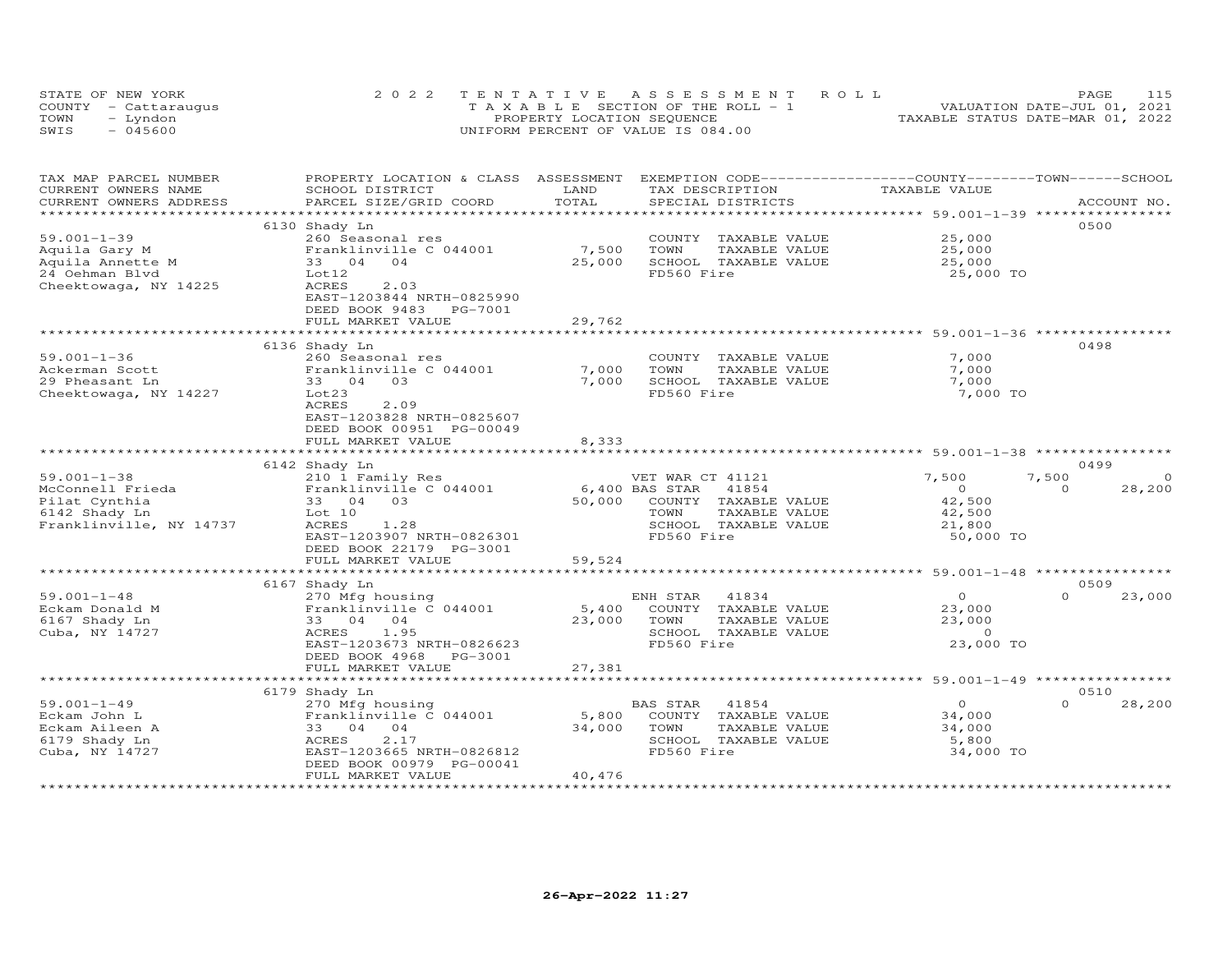STATE OF NEW YORK
COUNTY - Cattaraugus
TOWN - Lyndon
SWIS - 045600

2022 TENTATIVE ASSESSMENT ROLL
TAXABLE SECTION OF THE ROLL - 1
PROPERTY LOCATION SEQUENCE
UNIFORM PERCENT OF VALUE IS 084.00

VALUATION DATE-JUL 01, 2021
TAXABLE STATUS DATE-MAR 01, 2022

| TAX MAP PARCEL NUMBER / CURRENT OWNERS NAME / CURRENT OWNERS ADDRESS | PROPERTY LOCATION & CLASS / SCHOOL DISTRICT / PARCEL SIZE/GRID COORD | ASSESSMENT LAND / TOTAL | EXEMPTION CODE / TAX DESCRIPTION / SPECIAL DISTRICTS | COUNTY TAXABLE VALUE | TOWN | SCHOOL | ACCOUNT NO. |
|---|---|---|---|---|---|---|---|
| **59.001-1-39** | 6130 Shady Ln | | | | | | 0500 |
| Aquila Gary M | 260 Seasonal res | | COUNTY TAXABLE VALUE | 25,000 | | | |
| Aquila Annette M | Franklinville C 044001 | 7,500 | TOWN TAXABLE VALUE | 25,000 | | | |
| 24 Oehman Blvd | 33 04 04 | 25,000 | SCHOOL TAXABLE VALUE | 25,000 | | | |
| Cheektowaga, NY 14225 | Lot12 | | FD560 Fire | 25,000 TO | | | |
| | ACRES 2.03 | | | | | | |
| | EAST-1203844 NRTH-0825990 | | | | | | |
| | DEED BOOK 9483 PG-7001 | | | | | | |
| | FULL MARKET VALUE | 29,762 | | | | | |
| **59.001-1-36** | 6136 Shady Ln | | | | | | 0498 |
| Ackerman Scott | 260 Seasonal res | | COUNTY TAXABLE VALUE | 7,000 | | | |
| 29 Pheasant Ln | Franklinville C 044001 | 7,000 | TOWN TAXABLE VALUE | 7,000 | | | |
| Cheektowaga, NY 14227 | 33 04 03 | 7,000 | SCHOOL TAXABLE VALUE | 7,000 | | | |
| | Lot23 | | FD560 Fire | 7,000 TO | | | |
| | ACRES 2.09 | | | | | | |
| | EAST-1203828 NRTH-0825607 | | | | | | |
| | DEED BOOK 00951 PG-00049 | | | | | | |
| | FULL MARKET VALUE | 8,333 | | | | | |
| **59.001-1-38** | 6142 Shady Ln | | | | | | 0499 |
| McConnell Frieda | 210 1 Family Res | | VET WAR CT 41121 | 7,500 | 7,500 | 0 | |
| Pilat Cynthia | Franklinville C 044001 | 6,400 | BAS STAR 41854 | 0 | 0 | 28,200 | |
| 6142 Shady Ln | 33 04 03 | 50,000 | COUNTY TAXABLE VALUE | 42,500 | | | |
| Franklinville, NY 14737 | Lot 10 | | TOWN TAXABLE VALUE | 42,500 | | | |
| | ACRES 1.28 | | SCHOOL TAXABLE VALUE | 21,800 | | | |
| | EAST-1203907 NRTH-0826301 | | FD560 Fire | 50,000 TO | | | |
| | DEED BOOK 22179 PG-3001 | | | | | | |
| | FULL MARKET VALUE | 59,524 | | | | | |
| **59.001-1-48** | 6167 Shady Ln | | | | | | 0509 |
| Eckam Donald M | 270 Mfg housing | | ENH STAR 41834 | 0 | 0 | 23,000 | |
| 6167 Shady Ln | Franklinville C 044001 | 5,400 | COUNTY TAXABLE VALUE | 23,000 | | | |
| Cuba, NY 14727 | 33 04 04 | 23,000 | TOWN TAXABLE VALUE | 23,000 | | | |
| | ACRES 1.95 | | SCHOOL TAXABLE VALUE | 0 | | | |
| | EAST-1203673 NRTH-0826623 | | FD560 Fire | 23,000 TO | | | |
| | DEED BOOK 4968 PG-3001 | | | | | | |
| | FULL MARKET VALUE | 27,381 | | | | | |
| **59.001-1-49** | 6179 Shady Ln | | | | | | 0510 |
| Eckam John L | 270 Mfg housing | | BAS STAR 41854 | 0 | 0 | 28,200 | |
| Eckam Aileen A | Franklinville C 044001 | 5,800 | COUNTY TAXABLE VALUE | 34,000 | | | |
| 6179 Shady Ln | 33 04 04 | 34,000 | TOWN TAXABLE VALUE | 34,000 | | | |
| Cuba, NY 14727 | ACRES 2.17 | | SCHOOL TAXABLE VALUE | 5,800 | | | |
| | EAST-1203665 NRTH-0826812 | | FD560 Fire | 34,000 TO | | | |
| | DEED BOOK 00979 PG-00041 | | | | | | |
| | FULL MARKET VALUE | 40,476 | | | | | |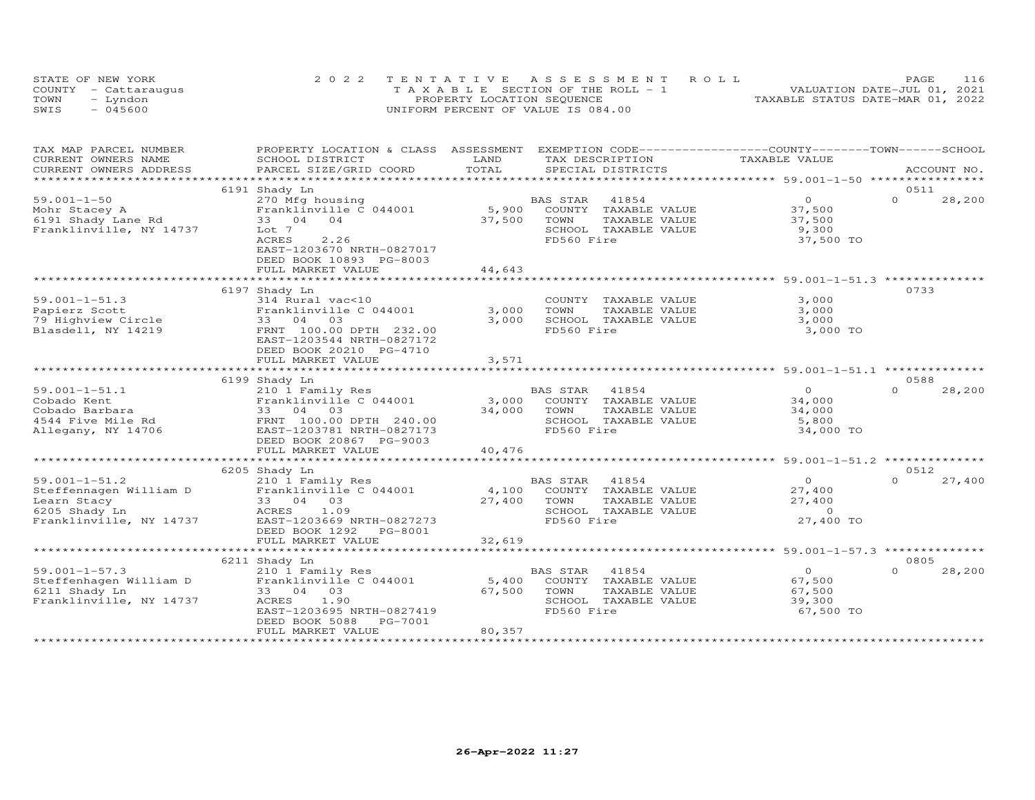STATE OF NEW YORK
COUNTY - Cattaraugus
TOWN - Lyndon
SWIS - 045600

2022 TENTATIVE ASSESSMENT ROLL
TAXABLE SECTION OF THE ROLL - 1
PROPERTY LOCATION SEQUENCE
UNIFORM PERCENT OF VALUE IS 084.00

VALUATION DATE-JUL 01, 2021
TAXABLE STATUS DATE-MAR 01, 2022

| TAX MAP PARCEL NUMBER / CURRENT OWNERS NAME / CURRENT OWNERS ADDRESS | PROPERTY LOCATION & CLASS / SCHOOL DISTRICT / PARCEL SIZE/GRID COORD | ASSESSMENT LAND / TOTAL | EXEMPTION CODE / TAX DESCRIPTION / SPECIAL DISTRICTS | COUNTY / TOWN TAXABLE VALUE | SCHOOL / ACCOUNT NO. |
|---|---|---|---|---|---|
| 59.001-1-50 | 6191 Shady Ln | | | | 0511 |
| Mohr Stacey A | 270 Mfg housing | | BAS STAR 41854 | 0 | 0 28,200 |
| 6191 Shady Lane Rd | Franklinville C 044001 | 5,900 | COUNTY TAXABLE VALUE | 37,500 | |
| Franklinville, NY 14737 | 33 04 04 | 37,500 | TOWN TAXABLE VALUE | 37,500 | |
| | Lot 7 | | SCHOOL TAXABLE VALUE | 9,300 | |
| | ACRES 2.26 | | FD560 Fire | 37,500 TO | |
| | EAST-1203670 NRTH-0827017 | | | | |
| | DEED BOOK 10893 PG-8003 | | | | |
| | FULL MARKET VALUE | 44,643 | | | |
| 59.001-1-51.3 | 6197 Shady Ln | | | | 0733 |
| Papierz Scott | 314 Rural vac<10 | | COUNTY TAXABLE VALUE | 3,000 | |
| 79 Highview Circle | Franklinville C 044001 | 3,000 | TOWN TAXABLE VALUE | 3,000 | |
| Blasdell, NY 14219 | 33 04 03 | 3,000 | SCHOOL TAXABLE VALUE | 3,000 | |
| | FRNT 100.00 DPTH 232.00 | | FD560 Fire | 3,000 TO | |
| | EAST-1203544 NRTH-0827172 | | | | |
| | DEED BOOK 20210 PG-4710 | | | | |
| | FULL MARKET VALUE | 3,571 | | | |
| 59.001-1-51.1 | 6199 Shady Ln | | | | 0588 |
| Cobado Kent | 210 1 Family Res | | BAS STAR 41854 | 0 | 0 28,200 |
| Cobado Barbara | Franklinville C 044001 | 3,000 | COUNTY TAXABLE VALUE | 34,000 | |
| 4544 Five Mile Rd | 33 04 03 | 34,000 | TOWN TAXABLE VALUE | 34,000 | |
| Allegany, NY 14706 | FRNT 100.00 DPTH 240.00 | | SCHOOL TAXABLE VALUE | 5,800 | |
| | EAST-1203781 NRTH-0827173 | | FD560 Fire | 34,000 TO | |
| | DEED BOOK 20867 PG-9003 | | | | |
| | FULL MARKET VALUE | 40,476 | | | |
| 59.001-1-51.2 | 6205 Shady Ln | | | | 0512 |
| Steffennagen William D | 210 1 Family Res | | BAS STAR 41854 | 0 | 0 27,400 |
| Learn Stacy | Franklinville C 044001 | 4,100 | COUNTY TAXABLE VALUE | 27,400 | |
| 6205 Shady Ln | 33 04 03 | 27,400 | TOWN TAXABLE VALUE | 27,400 | |
| Franklinville, NY 14737 | ACRES 1.09 | | SCHOOL TAXABLE VALUE | 0 | |
| | EAST-1203669 NRTH-0827273 | | FD560 Fire | 27,400 TO | |
| | DEED BOOK 1292 PG-8001 | | | | |
| | FULL MARKET VALUE | 32,619 | | | |
| 59.001-1-57.3 | 6211 Shady Ln | | | | 0805 |
| Steffenhagen William D | 210 1 Family Res | | BAS STAR 41854 | 0 | 0 28,200 |
| 6211 Shady Ln | Franklinville C 044001 | 5,400 | COUNTY TAXABLE VALUE | 67,500 | |
| Franklinville, NY 14737 | 33 04 03 | 67,500 | TOWN TAXABLE VALUE | 67,500 | |
| | ACRES 1.90 | | SCHOOL TAXABLE VALUE | 39,300 | |
| | EAST-1203695 NRTH-0827419 | | FD560 Fire | 67,500 TO | |
| | DEED BOOK 5088 PG-7001 | | | | |
| | FULL MARKET VALUE | 80,357 | | | |

26-Apr-2022 11:27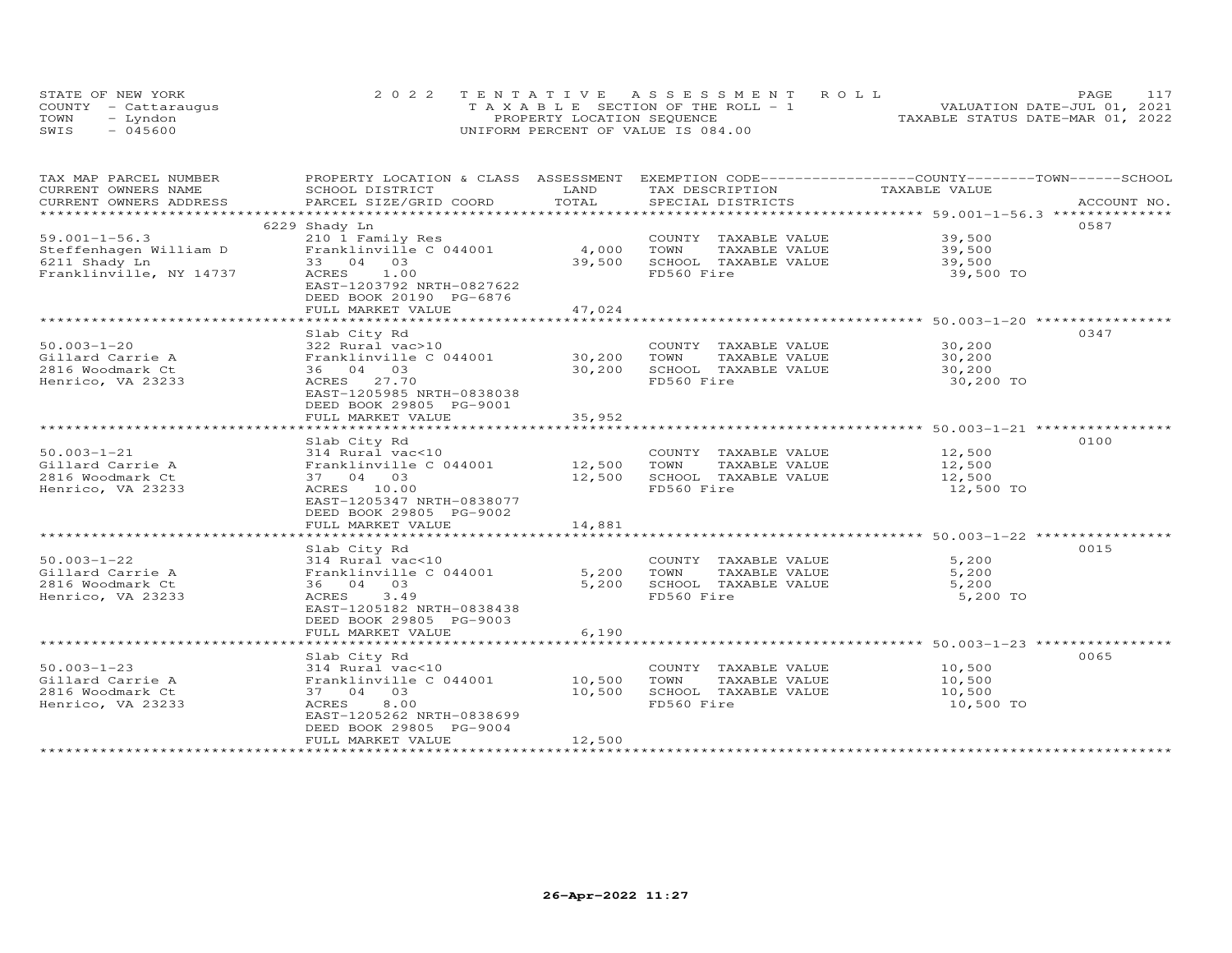STATE OF NEW YORK
COUNTY - Cattaraugus
TOWN - Lyndon
SWIS - 045600

2022 TENTATIVE ASSESSMENT ROLL
TAXABLE SECTION OF THE ROLL - 1
PROPERTY LOCATION SEQUENCE
UNIFORM PERCENT OF VALUE IS 084.00

VALUATION DATE-JUL 01, 2021
TAXABLE STATUS DATE-MAR 01, 2022

| TAX MAP PARCEL NUMBER / CURRENT OWNERS NAME / CURRENT OWNERS ADDRESS | PROPERTY LOCATION & CLASS / SCHOOL DISTRICT / PARCEL SIZE/GRID COORD | ASSESSMENT LAND / TOTAL | EXEMPTION CODE / TAX DESCRIPTION / SPECIAL DISTRICTS | COUNTY / TOWN / SCHOOL TAXABLE VALUE | ACCOUNT NO. |
|---|---|---|---|---|---|
| 59.001-1-56.3 | 6229 Shady Ln | | | | 0587 |
| | 210 1 Family Res | | COUNTY TAXABLE VALUE | 39,500 | |
| Steffenhagen William D | Franklinville C 044001 | 4,000 | TOWN TAXABLE VALUE | 39,500 | |
| 6211 Shady Ln | 33 04 03 | 39,500 | SCHOOL TAXABLE VALUE | 39,500 | |
| Franklinville, NY 14737 | ACRES 1.00 | | FD560 Fire | 39,500 TO | |
| | EAST-1203792 NRTH-0827622 | | | | |
| | DEED BOOK 20190 PG-6876 | | | | |
| | FULL MARKET VALUE | 47,024 | | | |
| 50.003-1-20 | Slab City Rd | | | | 0347 |
| | 322 Rural vac>10 | | COUNTY TAXABLE VALUE | 30,200 | |
| Gillard Carrie A | Franklinville C 044001 | 30,200 | TOWN TAXABLE VALUE | 30,200 | |
| 2816 Woodmark Ct | 36 04 03 | 30,200 | SCHOOL TAXABLE VALUE | 30,200 | |
| Henrico, VA 23233 | ACRES 27.70 | | FD560 Fire | 30,200 TO | |
| | EAST-1205985 NRTH-0838038 | | | | |
| | DEED BOOK 29805 PG-9001 | | | | |
| | FULL MARKET VALUE | 35,952 | | | |
| 50.003-1-21 | Slab City Rd | | | | 0100 |
| | 314 Rural vac<10 | | COUNTY TAXABLE VALUE | 12,500 | |
| Gillard Carrie A | Franklinville C 044001 | 12,500 | TOWN TAXABLE VALUE | 12,500 | |
| 2816 Woodmark Ct | 37 04 03 | 12,500 | SCHOOL TAXABLE VALUE | 12,500 | |
| Henrico, VA 23233 | ACRES 10.00 | | FD560 Fire | 12,500 TO | |
| | EAST-1205347 NRTH-0838077 | | | | |
| | DEED BOOK 29805 PG-9002 | | | | |
| | FULL MARKET VALUE | 14,881 | | | |
| 50.003-1-22 | Slab City Rd | | | | 0015 |
| | 314 Rural vac<10 | | COUNTY TAXABLE VALUE | 5,200 | |
| Gillard Carrie A | Franklinville C 044001 | 5,200 | TOWN TAXABLE VALUE | 5,200 | |
| 2816 Woodmark Ct | 36 04 03 | 5,200 | SCHOOL TAXABLE VALUE | 5,200 | |
| Henrico, VA 23233 | ACRES 3.49 | | FD560 Fire | 5,200 TO | |
| | EAST-1205182 NRTH-0838438 | | | | |
| | DEED BOOK 29805 PG-9003 | | | | |
| | FULL MARKET VALUE | 6,190 | | | |
| 50.003-1-23 | Slab City Rd | | | | 0065 |
| | 314 Rural vac<10 | | COUNTY TAXABLE VALUE | 10,500 | |
| Gillard Carrie A | Franklinville C 044001 | 10,500 | TOWN TAXABLE VALUE | 10,500 | |
| 2816 Woodmark Ct | 37 04 03 | 10,500 | SCHOOL TAXABLE VALUE | 10,500 | |
| Henrico, VA 23233 | ACRES 8.00 | | FD560 Fire | 10,500 TO | |
| | EAST-1205262 NRTH-0838699 | | | | |
| | DEED BOOK 29805 PG-9004 | | | | |
| | FULL MARKET VALUE | 12,500 | | | |

26-Apr-2022 11:27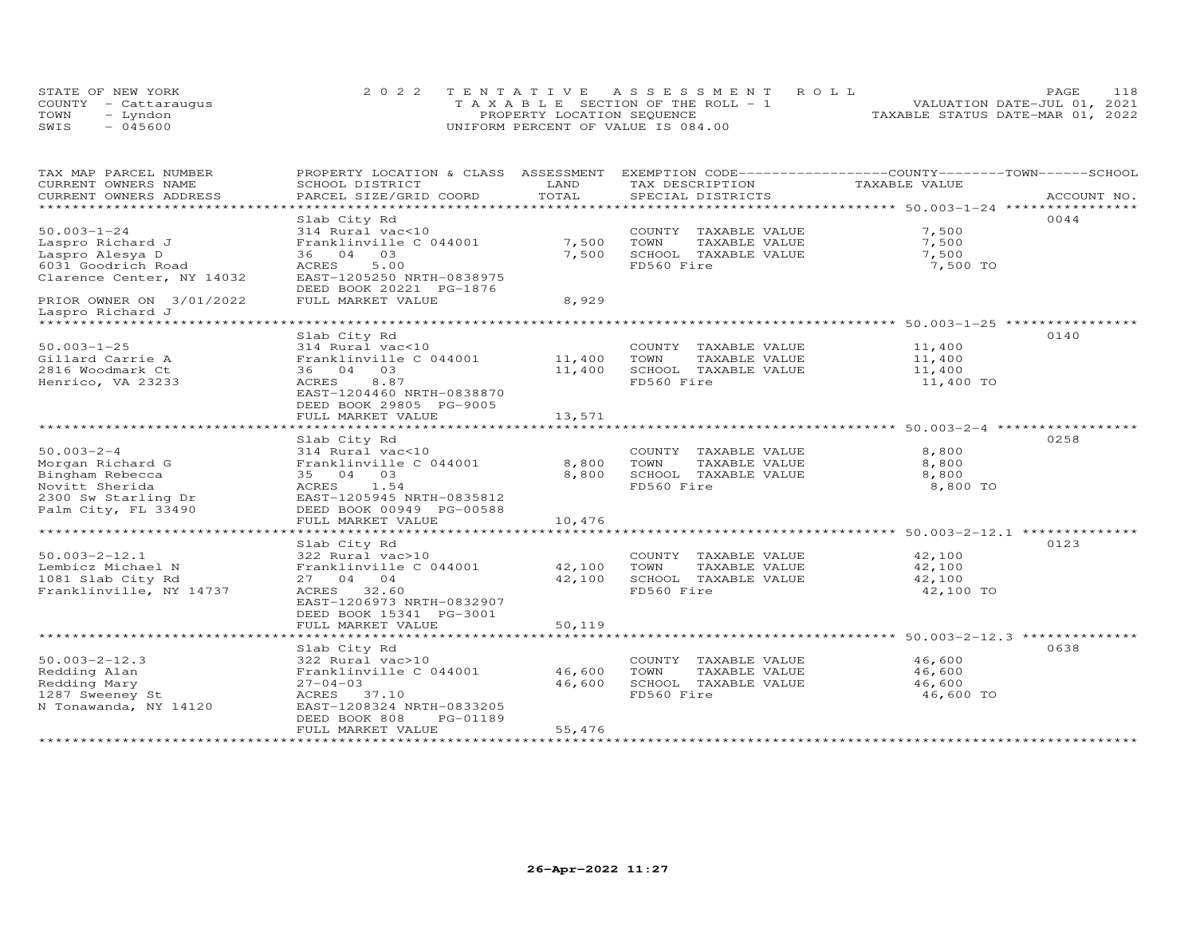STATE OF NEW YORK
COUNTY - Cattaraugus
TOWN - Lyndon
SWIS - 045600

2022 TENTATIVE ASSESSMENT ROLL
TAXABLE SECTION OF THE ROLL - 1
PROPERTY LOCATION SEQUENCE
UNIFORM PERCENT OF VALUE IS 084.00

VALUATION DATE-JUL 01, 2021
TAXABLE STATUS DATE-MAR 01, 2022

| TAX MAP PARCEL NUMBER / CURRENT OWNERS NAME / CURRENT OWNERS ADDRESS | PROPERTY LOCATION & CLASS / SCHOOL DISTRICT / PARCEL SIZE/GRID COORD | ASSESSMENT LAND | TOTAL | EXEMPTION CODE / TAX DESCRIPTION / SPECIAL DISTRICTS | TAXABLE VALUE | ACCOUNT NO. |
|---|---|---|---|---|---|---|
| 50.003-1-24 | Slab City Rd | | | | | 0044 |
| Laspro Richard J | 314 Rural vac<10 | | | COUNTY TAXABLE VALUE | 7,500 | |
| Laspro Alesya D | Franklinville C 044001 | 7,500 | | TOWN TAXABLE VALUE | 7,500 | |
| 6031 Goodrich Road | 36 04 03 | | 7,500 | SCHOOL TAXABLE VALUE | 7,500 | |
| Clarence Center, NY 14032 | ACRES 5.00 | | | FD560 Fire | 7,500 TO | |
| | EAST-1205250 NRTH-0838975 | | | | | |
| | DEED BOOK 20221 PG-1876 | | | | | |
| PRIOR OWNER ON 3/01/2022 | FULL MARKET VALUE | | 8,929 | | | |
| Laspro Richard J | | | | | | |
| 50.003-1-25 | Slab City Rd | | | | | 0140 |
| Gillard Carrie A | 314 Rural vac<10 | | | COUNTY TAXABLE VALUE | 11,400 | |
| 2816 Woodmark Ct | Franklinville C 044001 | 11,400 | | TOWN TAXABLE VALUE | 11,400 | |
| Henrico, VA 23233 | 36 04 03 | | 11,400 | SCHOOL TAXABLE VALUE | 11,400 | |
| | ACRES 8.87 | | | FD560 Fire | 11,400 TO | |
| | EAST-1204460 NRTH-0838870 | | | | | |
| | DEED BOOK 29805 PG-9005 | | | | | |
| | FULL MARKET VALUE | | 13,571 | | | |
| 50.003-2-4 | Slab City Rd | | | | | 0258 |
| Morgan Richard G | 314 Rural vac<10 | | | COUNTY TAXABLE VALUE | 8,800 | |
| Bingham Rebecca | Franklinville C 044001 | 8,800 | | TOWN TAXABLE VALUE | 8,800 | |
| Novitt Sherida | 35 04 03 | | 8,800 | SCHOOL TAXABLE VALUE | 8,800 | |
| 2300 Sw Starling Dr | ACRES 1.54 | | | FD560 Fire | 8,800 TO | |
| Palm City, FL 33490 | EAST-1205945 NRTH-0835812 | | | | | |
| | DEED BOOK 00949 PG-00588 | | | | | |
| | FULL MARKET VALUE | | 10,476 | | | |
| 50.003-2-12.1 | Slab City Rd | | | | | 0123 |
| Lembicz Michael N | 322 Rural vac>10 | | | COUNTY TAXABLE VALUE | 42,100 | |
| 1081 Slab City Rd | Franklinville C 044001 | 42,100 | | TOWN TAXABLE VALUE | 42,100 | |
| Franklinville, NY 14737 | 27 04 04 | | 42,100 | SCHOOL TAXABLE VALUE | 42,100 | |
| | ACRES 32.60 | | | FD560 Fire | 42,100 TO | |
| | EAST-1206973 NRTH-0832907 | | | | | |
| | DEED BOOK 15341 PG-3001 | | | | | |
| | FULL MARKET VALUE | | 50,119 | | | |
| 50.003-2-12.3 | Slab City Rd | | | | | 0638 |
| Redding Alan | 322 Rural vac>10 | | | COUNTY TAXABLE VALUE | 46,600 | |
| Redding Mary | Franklinville C 044001 | 46,600 | | TOWN TAXABLE VALUE | 46,600 | |
| 1287 Sweeney St | 27-04-03 | | 46,600 | SCHOOL TAXABLE VALUE | 46,600 | |
| N Tonawanda, NY 14120 | ACRES 37.10 | | | FD560 Fire | 46,600 TO | |
| | EAST-1208324 NRTH-0833205 | | | | | |
| | DEED BOOK 808 PG-01189 | | | | | |
| | FULL MARKET VALUE | | 55,476 | | | |

26-Apr-2022 11:27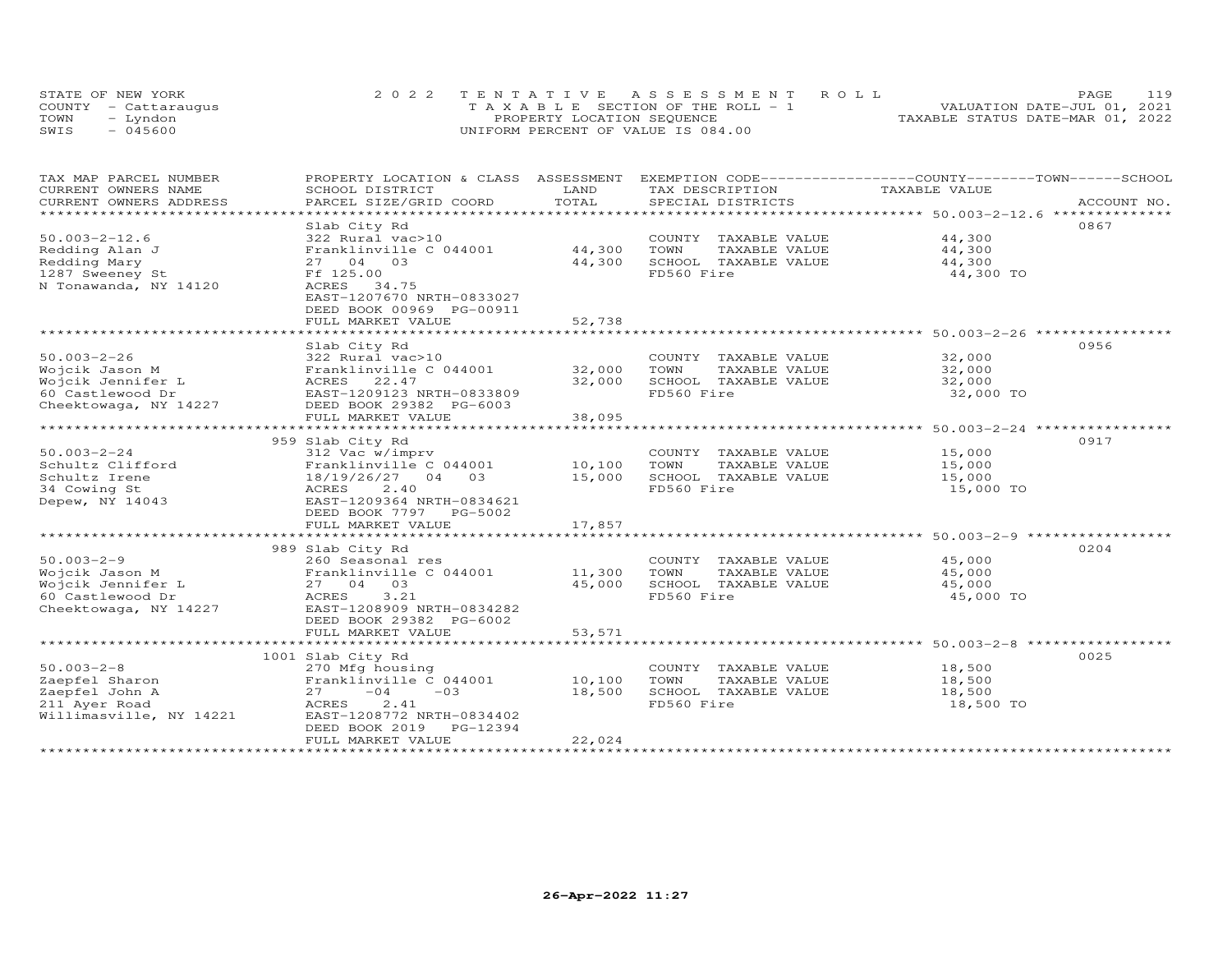STATE OF NEW YORK
COUNTY - Cattaraugus
TOWN - Lyndon
SWIS - 045600

2022 TENTATIVE ASSESSMENT ROLL
TAXABLE SECTION OF THE ROLL - 1
PROPERTY LOCATION SEQUENCE
UNIFORM PERCENT OF VALUE IS 084.00

VALUATION DATE-JUL 01, 2021
TAXABLE STATUS DATE-MAR 01, 2022

| TAX MAP PARCEL NUMBER / CURRENT OWNERS NAME / CURRENT OWNERS ADDRESS | PROPERTY LOCATION & CLASS / SCHOOL DISTRICT / PARCEL SIZE/GRID COORD | ASSESSMENT LAND / TOTAL | EXEMPTION CODE / TAX DESCRIPTION / SPECIAL DISTRICTS | COUNTY--------TOWN------SCHOOL TAXABLE VALUE | ACCOUNT NO. |
|---|---|---|---|---|---|
| 50.003-2-12.6 | Slab City Rd | | | | 0867 |
| | 322 Rural vac>10 | | COUNTY TAXABLE VALUE | 44,300 | |
| Redding Alan J | Franklinville C 044001 | 44,300 | TOWN TAXABLE VALUE | 44,300 | |
| Redding Mary | 27 04 03 | 44,300 | SCHOOL TAXABLE VALUE | 44,300 | |
| 1287 Sweeney St | Ff 125.00 | | FD560 Fire | 44,300 TO | |
| N Tonawanda, NY 14120 | ACRES 34.75 | | | | |
| | EAST-1207670 NRTH-0833027 | | | | |
| | DEED BOOK 00969 PG-00911 | | | | |
| | FULL MARKET VALUE | 52,738 | | | |
| 50.003-2-26 | Slab City Rd | | | | 0956 |
| | 322 Rural vac>10 | | COUNTY TAXABLE VALUE | 32,000 | |
| Wojcik Jason M | Franklinville C 044001 | 32,000 | TOWN TAXABLE VALUE | 32,000 | |
| Wojcik Jennifer L | ACRES 22.47 | 32,000 | SCHOOL TAXABLE VALUE | 32,000 | |
| 60 Castlewood Dr | EAST-1209123 NRTH-0833809 | | FD560 Fire | 32,000 TO | |
| Cheektowaga, NY 14227 | DEED BOOK 29382 PG-6003 | | | | |
| | FULL MARKET VALUE | 38,095 | | | |
| 50.003-2-24 | 959 Slab City Rd | | | | 0917 |
| | 312 Vac w/imprv | | COUNTY TAXABLE VALUE | 15,000 | |
| Schultz Clifford | Franklinville C 044001 | 10,100 | TOWN TAXABLE VALUE | 15,000 | |
| Schultz Irene | 18/19/26/27 04 03 | 15,000 | SCHOOL TAXABLE VALUE | 15,000 | |
| 34 Cowing St | ACRES 2.40 | | FD560 Fire | 15,000 TO | |
| Depew, NY 14043 | EAST-1209364 NRTH-0834621 | | | | |
| | DEED BOOK 7797 PG-5002 | | | | |
| | FULL MARKET VALUE | 17,857 | | | |
| 50.003-2-9 | 989 Slab City Rd | | | | 0204 |
| | 260 Seasonal res | | COUNTY TAXABLE VALUE | 45,000 | |
| Wojcik Jason M | Franklinville C 044001 | 11,300 | TOWN TAXABLE VALUE | 45,000 | |
| Wojcik Jennifer L | 27 04 03 | 45,000 | SCHOOL TAXABLE VALUE | 45,000 | |
| 60 Castlewood Dr | ACRES 3.21 | | FD560 Fire | 45,000 TO | |
| Cheektowaga, NY 14227 | EAST-1208909 NRTH-0834282 | | | | |
| | DEED BOOK 29382 PG-6002 | | | | |
| | FULL MARKET VALUE | 53,571 | | | |
| 50.003-2-8 | 1001 Slab City Rd | | | | 0025 |
| | 270 Mfg housing | | COUNTY TAXABLE VALUE | 18,500 | |
| Zaepfel Sharon | Franklinville C 044001 | 10,100 | TOWN TAXABLE VALUE | 18,500 | |
| Zaepfel John A | 27 -04 -03 | 18,500 | SCHOOL TAXABLE VALUE | 18,500 | |
| 211 Ayer Road | ACRES 2.41 | | FD560 Fire | 18,500 TO | |
| Willimasville, NY 14221 | EAST-1208772 NRTH-0834402 | | | | |
| | DEED BOOK 2019 PG-12394 | | | | |
| | FULL MARKET VALUE | 22,024 | | | |

26-Apr-2022 11:27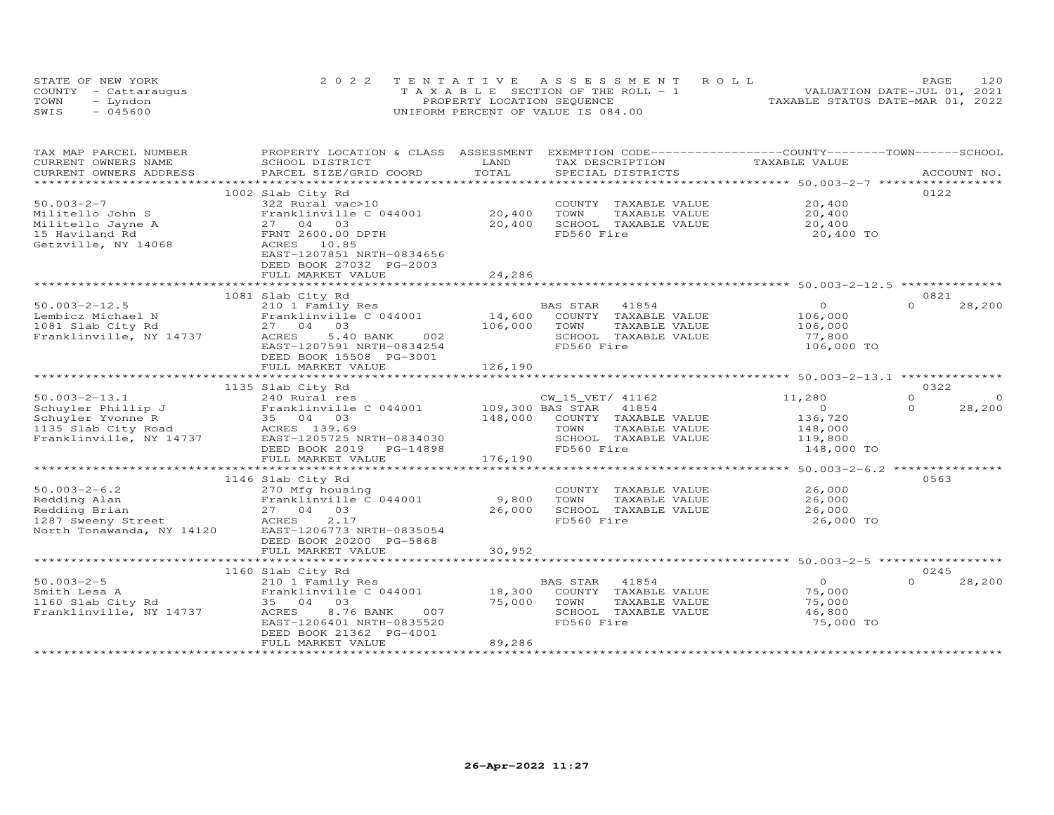STATE OF NEW YORK
COUNTY - Cattaraugus
TOWN - Lyndon
SWIS - 045600

2022 TENTATIVE ASSESSMENT ROLL
TAXABLE SECTION OF THE ROLL - 1
PROPERTY LOCATION SEQUENCE
UNIFORM PERCENT OF VALUE IS 084.00

VALUATION DATE-JUL 01, 2021
TAXABLE STATUS DATE-MAR 01, 2022

| TAX MAP PARCEL NUMBER / CURRENT OWNERS NAME / CURRENT OWNERS ADDRESS | PROPERTY LOCATION & CLASS / SCHOOL DISTRICT / PARCEL SIZE/GRID COORD | ASSESSMENT LAND / TOTAL | EXEMPTION CODE / TAX DESCRIPTION / SPECIAL DISTRICTS | COUNTY TAXABLE VALUE | TOWN | SCHOOL | ACCOUNT NO. |
|---|---|---|---|---|---|---|---|
| 50.003-2-7 | 1002 Slab City Rd | | | | | | 0122 |
| Militello John S | 322 Rural vac>10 | | COUNTY TAXABLE VALUE | 20,400 | | | |
| Militello Jayne A | Franklinville C 044001 | 20,400 | TOWN TAXABLE VALUE | 20,400 | | | |
| 15 Haviland Rd | 27 04 03 | 20,400 | SCHOOL TAXABLE VALUE | 20,400 | | | |
| Getzville, NY 14068 | FRNT 2600.00 DPTH | | FD560 Fire | 20,400 TO | | | |
| | ACRES 10.85 | | | | | | |
| | EAST-1207851 NRTH-0834656 | | | | | | |
| | DEED BOOK 27032 PG-2003 | | | | | | |
| | FULL MARKET VALUE | 24,286 | | | | | |
| 50.003-2-12.5 | 1081 Slab City Rd | | | | | | 0821 |
| Lembicz Michael N | 210 1 Family Res | | BAS STAR 41854 | 0 | 0 | 28,200 | |
| 1081 Slab City Rd | Franklinville C 044001 | 14,600 | COUNTY TAXABLE VALUE | 106,000 | | | |
| Franklinville, NY 14737 | 27 04 03 | 106,000 | TOWN TAXABLE VALUE | 106,000 | | | |
| | ACRES 5.40 BANK 002 | | SCHOOL TAXABLE VALUE | 77,800 | | | |
| | EAST-1207591 NRTH-0834254 | | FD560 Fire | 106,000 TO | | | |
| | DEED BOOK 15508 PG-3001 | | | | | | |
| | FULL MARKET VALUE | 126,190 | | | | | |
| 50.003-2-13.1 | 1135 Slab City Rd | | | | | | 0322 |
| Schuyler Phillip J | 240 Rural res | | CW_15_VET/ 41162 | 11,280 | 0 | 0 | |
| Schuyler Yvonne R | Franklinville C 044001 | 109,300 | BAS STAR 41854 | 0 | 0 | 28,200 | |
| 1135 Slab City Road | 35 04 03 | 148,000 | COUNTY TAXABLE VALUE | 136,720 | | | |
| Franklinville, NY 14737 | ACRES 139.69 | | TOWN TAXABLE VALUE | 148,000 | | | |
| | EAST-1205725 NRTH-0834030 | | SCHOOL TAXABLE VALUE | 119,800 | | | |
| | DEED BOOK 2019 PG-14898 | | FD560 Fire | 148,000 TO | | | |
| | FULL MARKET VALUE | 176,190 | | | | | |
| 50.003-2-6.2 | 1146 Slab City Rd | | | | | | 0563 |
| Redding Alan | 270 Mfg housing | | COUNTY TAXABLE VALUE | 26,000 | | | |
| Redding Brian | Franklinville C 044001 | 9,800 | TOWN TAXABLE VALUE | 26,000 | | | |
| 1287 Sweeny Street | 27 04 03 | 26,000 | SCHOOL TAXABLE VALUE | 26,000 | | | |
| North Tonawanda, NY 14120 | ACRES 2.17 | | FD560 Fire | 26,000 TO | | | |
| | EAST-1206773 NRTH-0835054 | | | | | | |
| | DEED BOOK 20200 PG-5868 | | | | | | |
| | FULL MARKET VALUE | 30,952 | | | | | |
| 50.003-2-5 | 1160 Slab City Rd | | | | | | 0245 |
| Smith Lesa A | 210 1 Family Res | | BAS STAR 41854 | 0 | 0 | 28,200 | |
| 1160 Slab City Rd | Franklinville C 044001 | 18,300 | COUNTY TAXABLE VALUE | 75,000 | | | |
| Franklinville, NY 14737 | 35 04 03 | 75,000 | TOWN TAXABLE VALUE | 75,000 | | | |
| | ACRES 8.76 BANK 007 | | SCHOOL TAXABLE VALUE | 46,800 | | | |
| | EAST-1206401 NRTH-0835520 | | FD560 Fire | 75,000 TO | | | |
| | DEED BOOK 21362 PG-4001 | | | | | | |
| | FULL MARKET VALUE | 89,286 | | | | | |

26-Apr-2022 11:27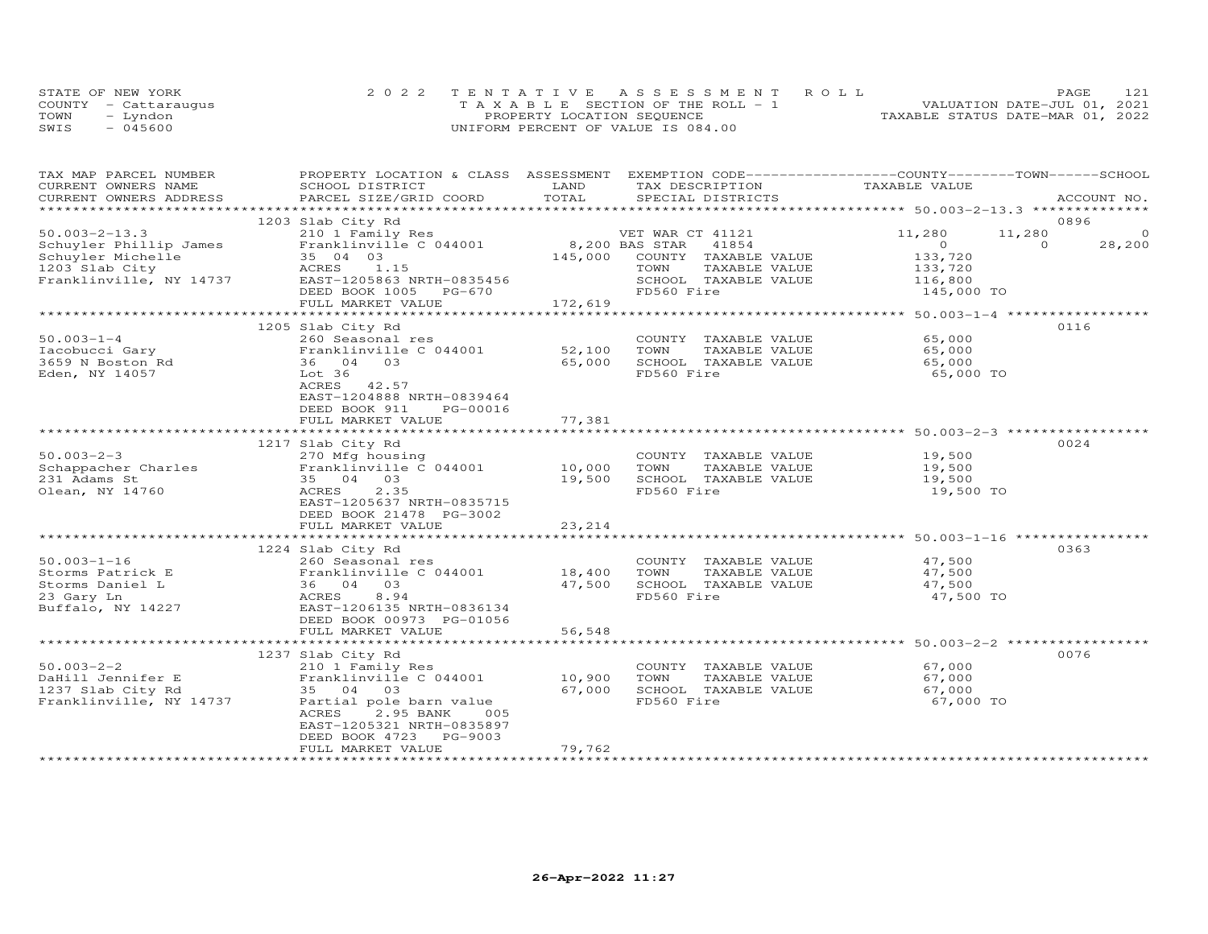STATE OF NEW YORK
COUNTY - Cattaraugus
TOWN - Lyndon
SWIS - 045600

2022 TENTATIVE ASSESSMENT ROLL
TAXABLE SECTION OF THE ROLL - 1
PROPERTY LOCATION SEQUENCE
UNIFORM PERCENT OF VALUE IS 084.00

VALUATION DATE-JUL 01, 2021
TAXABLE STATUS DATE-MAR 01, 2022

| TAX MAP PARCEL NUMBER / CURRENT OWNERS NAME / CURRENT OWNERS ADDRESS | PROPERTY LOCATION & CLASS / SCHOOL DISTRICT / PARCEL SIZE/GRID COORD | ASSESSMENT LAND | TOTAL | EXEMPTION CODE / TAX DESCRIPTION / SPECIAL DISTRICTS | COUNTY TAXABLE VALUE | TOWN | SCHOOL | ACCOUNT NO. |
|---|---|---|---|---|---|---|---|---|
| | 1203 Slab City Rd | | | | | | | 0896 |
| 50.003-2-13.3 | 210 1 Family Res | | | VET WAR CT 41121 | 11,280 | 11,280 | 0 | |
| Schuyler Phillip James | Franklinville C 044001 | 8,200 | | BAS STAR 41854 | 0 | 0 | 28,200 | |
| Schuyler Michelle | 35 04 03 | | 145,000 | COUNTY TAXABLE VALUE | 133,720 | | | |
| 1203 Slab City | ACRES 1.15 | | | TOWN TAXABLE VALUE | 133,720 | | | |
| Franklinville, NY 14737 | EAST-1205863 NRTH-0835456 | | | SCHOOL TAXABLE VALUE | 116,800 | | | |
| | DEED BOOK 1005 PG-670 | | | FD560 Fire | 145,000 TO | | | |
| | FULL MARKET VALUE | | 172,619 | | | | | |
| | 1205 Slab City Rd | | | | | | | 0116 |
| 50.003-1-4 | 260 Seasonal res | | | COUNTY TAXABLE VALUE | 65,000 | | | |
| Iacobucci Gary | Franklinville C 044001 | 52,100 | | TOWN TAXABLE VALUE | 65,000 | | | |
| 3659 N Boston Rd | 36 04 03 | | 65,000 | SCHOOL TAXABLE VALUE | 65,000 | | | |
| Eden, NY 14057 | Lot 36 | | | FD560 Fire | 65,000 TO | | | |
| | ACRES 42.57 | | | | | | | |
| | EAST-1204888 NRTH-0839464 | | | | | | | |
| | DEED BOOK 911 PG-00016 | | | | | | | |
| | FULL MARKET VALUE | | 77,381 | | | | | |
| | 1217 Slab City Rd | | | | | | | 0024 |
| 50.003-2-3 | 270 Mfg housing | | | COUNTY TAXABLE VALUE | 19,500 | | | |
| Schappacher Charles | Franklinville C 044001 | 10,000 | | TOWN TAXABLE VALUE | 19,500 | | | |
| 231 Adams St | 35 04 03 | | 19,500 | SCHOOL TAXABLE VALUE | 19,500 | | | |
| Olean, NY 14760 | ACRES 2.35 | | | FD560 Fire | 19,500 TO | | | |
| | EAST-1205637 NRTH-0835715 | | | | | | | |
| | DEED BOOK 21478 PG-3002 | | | | | | | |
| | FULL MARKET VALUE | | 23,214 | | | | | |
| | 1224 Slab City Rd | | | | | | | 0363 |
| 50.003-1-16 | 260 Seasonal res | | | COUNTY TAXABLE VALUE | 47,500 | | | |
| Storms Patrick E | Franklinville C 044001 | 18,400 | | TOWN TAXABLE VALUE | 47,500 | | | |
| Storms Daniel L | 36 04 03 | | 47,500 | SCHOOL TAXABLE VALUE | 47,500 | | | |
| 23 Gary Ln | ACRES 8.94 | | | FD560 Fire | 47,500 TO | | | |
| Buffalo, NY 14227 | EAST-1206135 NRTH-0836134 | | | | | | | |
| | DEED BOOK 00973 PG-01056 | | | | | | | |
| | FULL MARKET VALUE | | 56,548 | | | | | |
| | 1237 Slab City Rd | | | | | | | 0076 |
| 50.003-2-2 | 210 1 Family Res | | | COUNTY TAXABLE VALUE | 67,000 | | | |
| DaHill Jennifer E | Franklinville C 044001 | 10,900 | | TOWN TAXABLE VALUE | 67,000 | | | |
| 1237 Slab City Rd | 35 04 03 | | 67,000 | SCHOOL TAXABLE VALUE | 67,000 | | | |
| Franklinville, NY 14737 | Partial pole barn value | | | FD560 Fire | 67,000 TO | | | |
| | ACRES 2.95 BANK 005 | | | | | | | |
| | EAST-1205321 NRTH-0835897 | | | | | | | |
| | DEED BOOK 4723 PG-9003 | | | | | | | |
| | FULL MARKET VALUE | | 79,762 | | | | | |

26-Apr-2022 11:27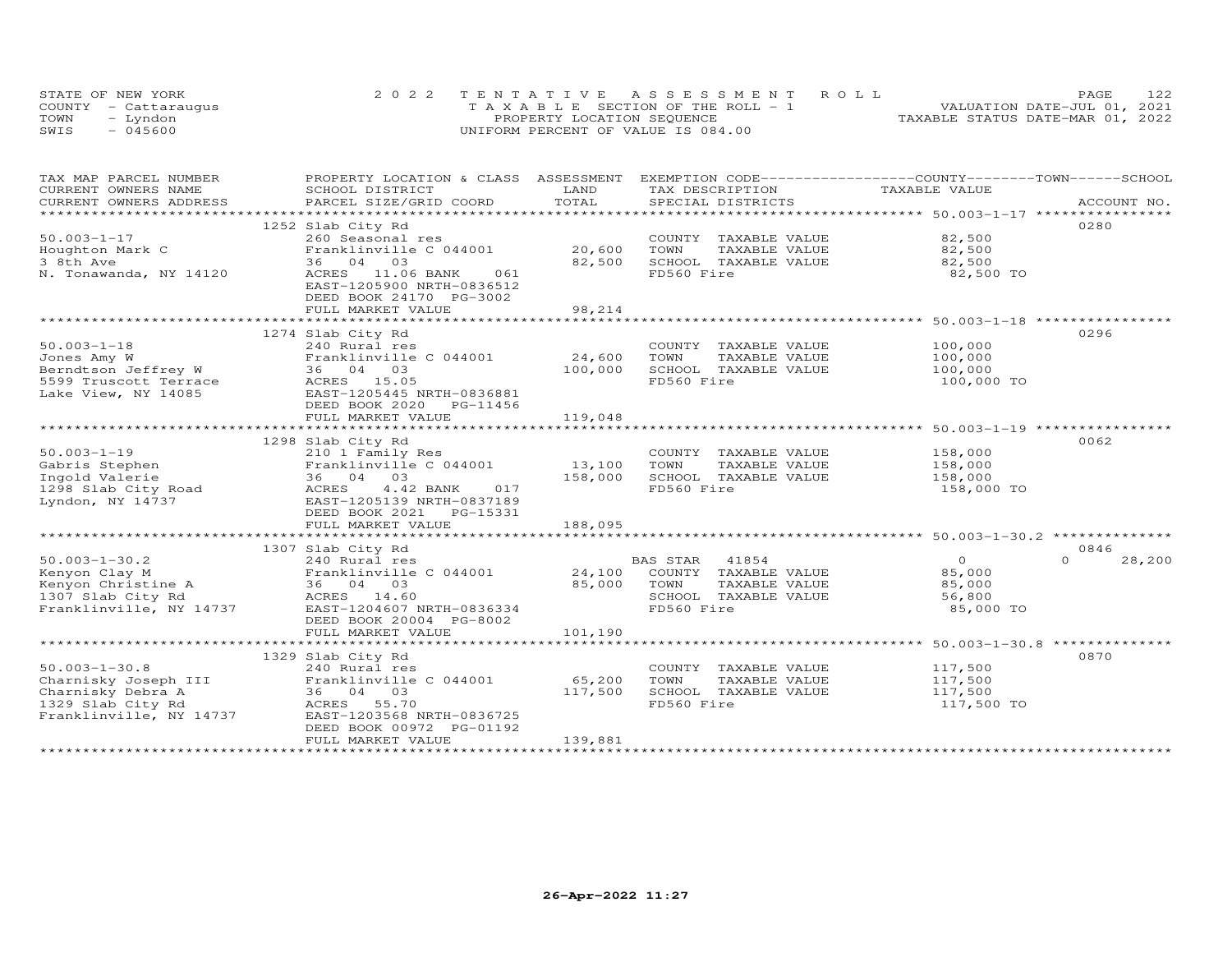STATE OF NEW YORK
COUNTY - Cattaraugus
TOWN - Lyndon
SWIS - 045600

2022 TENTATIVE ASSESSMENT ROLL
TAXABLE SECTION OF THE ROLL - 1
PROPERTY LOCATION SEQUENCE
UNIFORM PERCENT OF VALUE IS 084.00

VALUATION DATE-JUL 01, 2021
TAXABLE STATUS DATE-MAR 01, 2022

| TAX MAP PARCEL NUMBER / CURRENT OWNERS NAME / CURRENT OWNERS ADDRESS | PROPERTY LOCATION & CLASS / SCHOOL DISTRICT / PARCEL SIZE/GRID COORD | ASSESSMENT LAND / TOTAL | EXEMPTION CODE / TAX DESCRIPTION / SPECIAL DISTRICTS | COUNTY / TOWN / SCHOOL TAXABLE VALUE | ACCOUNT NO. |
|---|---|---|---|---|---|
| | 1252 Slab City Rd | | | | 0280 |
| 50.003-1-17 | 260 Seasonal res | | COUNTY TAXABLE VALUE | 82,500 | |
| Houghton Mark C | Franklinville C 044001 | 20,600 | TOWN TAXABLE VALUE | 82,500 | |
| 3 8th Ave | 36 04 03 | 82,500 | SCHOOL TAXABLE VALUE | 82,500 | |
| N. Tonawanda, NY 14120 | ACRES 11.06 BANK 061 | | FD560 Fire | 82,500 TO | |
| | EAST-1205900 NRTH-0836512 | | | | |
| | DEED BOOK 24170 PG-3002 | | | | |
| | FULL MARKET VALUE | 98,214 | | | |
| | 1274 Slab City Rd | | | | 0296 |
| 50.003-1-18 | 240 Rural res | | COUNTY TAXABLE VALUE | 100,000 | |
| Jones Amy W | Franklinville C 044001 | 24,600 | TOWN TAXABLE VALUE | 100,000 | |
| Berndtson Jeffrey W | 36 04 03 | 100,000 | SCHOOL TAXABLE VALUE | 100,000 | |
| 5599 Truscott Terrace | ACRES 15.05 | | FD560 Fire | 100,000 TO | |
| Lake View, NY 14085 | EAST-1205445 NRTH-0836881 | | | | |
| | DEED BOOK 2020 PG-11456 | | | | |
| | FULL MARKET VALUE | 119,048 | | | |
| | 1298 Slab City Rd | | | | 0062 |
| 50.003-1-19 | 210 1 Family Res | | COUNTY TAXABLE VALUE | 158,000 | |
| Gabris Stephen | Franklinville C 044001 | 13,100 | TOWN TAXABLE VALUE | 158,000 | |
| Ingold Valerie | 36 04 03 | 158,000 | SCHOOL TAXABLE VALUE | 158,000 | |
| 1298 Slab City Road | ACRES 4.42 BANK 017 | | FD560 Fire | 158,000 TO | |
| Lyndon, NY 14737 | EAST-1205139 NRTH-0837189 | | | | |
| | DEED BOOK 2021 PG-15331 | | | | |
| | FULL MARKET VALUE | 188,095 | | | |
| | 1307 Slab City Rd | | | | 0846 |
| 50.003-1-30.2 | 240 Rural res | | BAS STAR 41854 | 0 / 0 / 28,200 | |
| Kenyon Clay M | Franklinville C 044001 | 24,100 | COUNTY TAXABLE VALUE | 85,000 | |
| Kenyon Christine A | 36 04 03 | 85,000 | TOWN TAXABLE VALUE | 85,000 | |
| 1307 Slab City Rd | ACRES 14.60 | | SCHOOL TAXABLE VALUE | 56,800 | |
| Franklinville, NY 14737 | EAST-1204607 NRTH-0836334 | | FD560 Fire | 85,000 TO | |
| | DEED BOOK 20004 PG-8002 | | | | |
| | FULL MARKET VALUE | 101,190 | | | |
| | 1329 Slab City Rd | | | | 0870 |
| 50.003-1-30.8 | 240 Rural res | | COUNTY TAXABLE VALUE | 117,500 | |
| Charnisky Joseph III | Franklinville C 044001 | 65,200 | TOWN TAXABLE VALUE | 117,500 | |
| Charnisky Debra A | 36 04 03 | 117,500 | SCHOOL TAXABLE VALUE | 117,500 | |
| 1329 Slab City Rd | ACRES 55.70 | | FD560 Fire | 117,500 TO | |
| Franklinville, NY 14737 | EAST-1203568 NRTH-0836725 | | | | |
| | DEED BOOK 00972 PG-01192 | | | | |
| | FULL MARKET VALUE | 139,881 | | | |

26-Apr-2022 11:27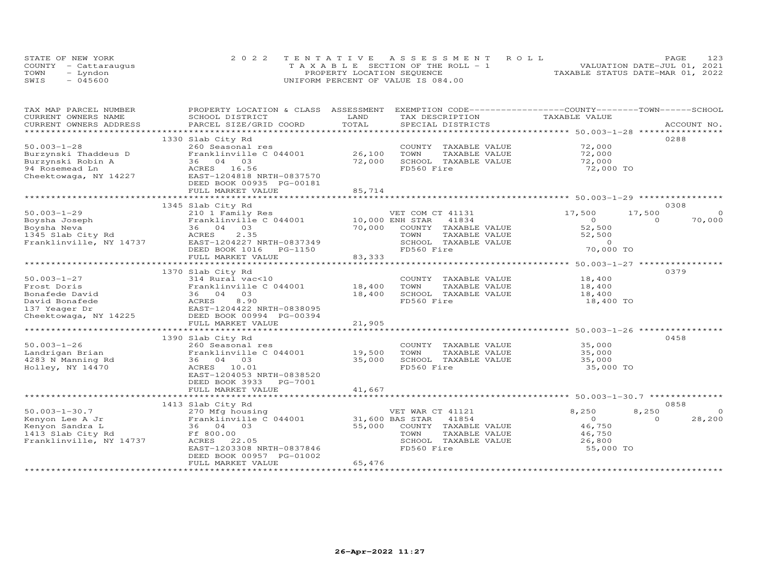STATE OF NEW YORK
COUNTY - Cattaraugus
TOWN - Lyndon
SWIS - 045600

2022 TENTATIVE ASSESSMENT ROLL
TAXABLE SECTION OF THE ROLL - 1
PROPERTY LOCATION SEQUENCE
UNIFORM PERCENT OF VALUE IS 084.00

VALUATION DATE-JUL 01, 2021
TAXABLE STATUS DATE-MAR 01, 2022

| TAX MAP PARCEL NUMBER / CURRENT OWNERS NAME / CURRENT OWNERS ADDRESS | PROPERTY LOCATION & CLASS / SCHOOL DISTRICT / PARCEL SIZE/GRID COORD | ASSESSMENT LAND / TOTAL | EXEMPTION CODE / TAX DESCRIPTION / SPECIAL DISTRICTS | COUNTY TAXABLE VALUE | TOWN | SCHOOL | ACCOUNT NO. |
|---|---|---|---|---|---|---|---|
| | 1330 Slab City Rd | | | | | | 0288 |
| 50.003-1-28 | 260 Seasonal res | | COUNTY TAXABLE VALUE | 72,000 | | | |
| Burzynski Thaddeus D | Franklinville C 044001 | 26,100 | TOWN TAXABLE VALUE | 72,000 | | | |
| Burzynski Robin A | 36 04 03 | 72,000 | SCHOOL TAXABLE VALUE | 72,000 | | | |
| 94 Rosemead Ln | ACRES 16.56 | | FD560 Fire | 72,000 TO | | | |
| Cheektowaga, NY 14227 | EAST-1204818 NRTH-0837570 | | | | | | |
| | DEED BOOK 00935 PG-00181 | | | | | | |
| | FULL MARKET VALUE | 85,714 | | | | | |
| | 1345 Slab City Rd | | | | | | 0308 |
| 50.003-1-29 | 210 1 Family Res | | VET COM CT 41131 | 17,500 | 17,500 | 0 | |
| Boysha Joseph | Franklinville C 044001 | 10,000 | ENH STAR 41834 | 0 | 0 | 70,000 | |
| Boysha Neva | 36 04 03 | 70,000 | COUNTY TAXABLE VALUE | 52,500 | | | |
| 1345 Slab City Rd | ACRES 2.35 | | TOWN TAXABLE VALUE | 52,500 | | | |
| Franklinville, NY 14737 | EAST-1204227 NRTH-0837349 | | SCHOOL TAXABLE VALUE | 0 | | | |
| | DEED BOOK 1016 PG-1150 | | FD560 Fire | 70,000 TO | | | |
| | FULL MARKET VALUE | 83,333 | | | | | |
| | 1370 Slab City Rd | | | | | | 0379 |
| 50.003-1-27 | 314 Rural vac<10 | | COUNTY TAXABLE VALUE | 18,400 | | | |
| Frost Doris | Franklinville C 044001 | 18,400 | TOWN TAXABLE VALUE | 18,400 | | | |
| Bonafede David | 36 04 03 | 18,400 | SCHOOL TAXABLE VALUE | 18,400 | | | |
| David Bonafede | ACRES 8.90 | | FD560 Fire | 18,400 TO | | | |
| 137 Yeager Dr | EAST-1204422 NRTH-0838095 | | | | | | |
| Cheektowaga, NY 14225 | DEED BOOK 00994 PG-00394 | | | | | | |
| | FULL MARKET VALUE | 21,905 | | | | | |
| | 1390 Slab City Rd | | | | | | 0458 |
| 50.003-1-26 | 260 Seasonal res | | COUNTY TAXABLE VALUE | 35,000 | | | |
| Landrigan Brian | Franklinville C 044001 | 19,500 | TOWN TAXABLE VALUE | 35,000 | | | |
| 4283 N Manning Rd | 36 04 03 | 35,000 | SCHOOL TAXABLE VALUE | 35,000 | | | |
| Holley, NY 14470 | ACRES 10.01 | | FD560 Fire | 35,000 TO | | | |
| | EAST-1204053 NRTH-0838520 | | | | | | |
| | DEED BOOK 3933 PG-7001 | | | | | | |
| | FULL MARKET VALUE | 41,667 | | | | | |
| | 1413 Slab City Rd | | | | | | 0858 |
| 50.003-1-30.7 | 270 Mfg housing | | VET WAR CT 41121 | 8,250 | 8,250 | 0 | |
| Kenyon Lee A Jr | Franklinville C 044001 | 31,600 | BAS STAR 41854 | 0 | 0 | 28,200 | |
| Kenyon Sandra L | 36 04 03 | 55,000 | COUNTY TAXABLE VALUE | 46,750 | | | |
| 1413 Slab City Rd | Ff 800.00 | | TOWN TAXABLE VALUE | 46,750 | | | |
| Franklinville, NY 14737 | ACRES 22.05 | | SCHOOL TAXABLE VALUE | 26,800 | | | |
| | EAST-1203308 NRTH-0837846 | | FD560 Fire | 55,000 TO | | | |
| | DEED BOOK 00957 PG-01002 | | | | | | |
| | FULL MARKET VALUE | 65,476 | | | | | |

26-Apr-2022 11:27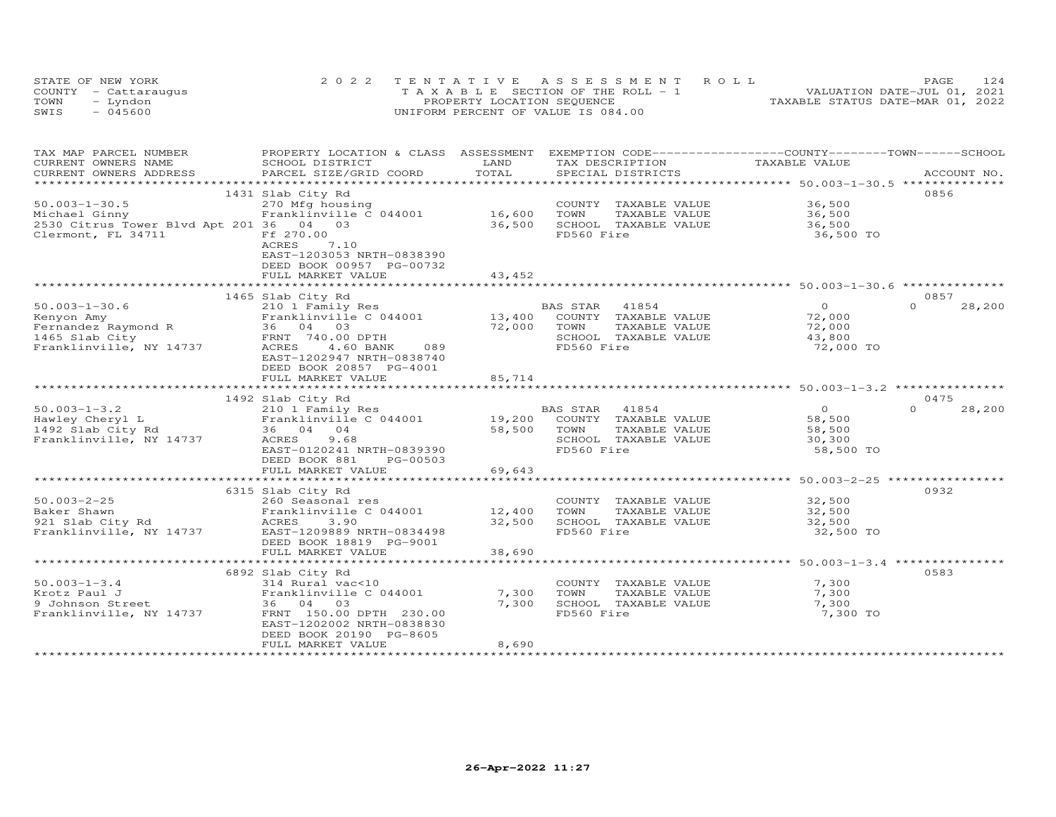STATE OF NEW YORK — 2022 TENTATIVE ASSESSMENT ROLL — VALUATION DATE-JUL 01, 2021
COUNTY - Cattaraugus — TAXABLE SECTION OF THE ROLL - 1 — TAXABLE STATUS DATE-MAR 01, 2022
TOWN - Lyndon — PROPERTY LOCATION SEQUENCE
SWIS - 045600 — UNIFORM PERCENT OF VALUE IS 084.00

| TAX MAP PARCEL NUMBER / CURRENT OWNERS NAME / CURRENT OWNERS ADDRESS | PROPERTY LOCATION & CLASS / SCHOOL DISTRICT / PARCEL SIZE/GRID COORD | ASSESSMENT LAND | TOTAL | EXEMPTION CODE / TAX DESCRIPTION / SPECIAL DISTRICTS | COUNTY TAXABLE VALUE | TOWN | SCHOOL | ACCOUNT NO. |
|---|---|---|---|---|---|---|---|---|
| 50.003-1-30.5 | 1431 Slab City Rd | | | | | | | 0856 |
| Michael Ginny | 270 Mfg housing | | | COUNTY TAXABLE VALUE | 36,500 | | | |
| 2530 Citrus Tower Blvd Apt 201 | Franklinville C 044001 | 16,600 | | TOWN TAXABLE VALUE | 36,500 | | | |
| Clermont, FL 34711 | 36 04 03 | | 36,500 | SCHOOL TAXABLE VALUE | 36,500 | | | |
| | Ff 270.00 | | | FD560 Fire | 36,500 TO | | | |
| | ACRES 7.10 | | | | | | | |
| | EAST-1203053 NRTH-0838390 | | | | | | | |
| | DEED BOOK 00957 PG-00732 | | | | | | | |
| | FULL MARKET VALUE | | 43,452 | | | | | |
| 50.003-1-30.6 | 1465 Slab City Rd | | | | | | | 0857 |
| Kenyon Amy | 210 1 Family Res | | | BAS STAR 41854 | 0 | | 0 | 28,200 |
| Fernandez Raymond R | Franklinville C 044001 | 13,400 | | COUNTY TAXABLE VALUE | 72,000 | | | |
| 1465 Slab City | 36 04 03 | | 72,000 | TOWN TAXABLE VALUE | 72,000 | | | |
| Franklinville, NY 14737 | FRNT 740.00 DPTH | | | SCHOOL TAXABLE VALUE | 43,800 | | | |
| | ACRES 4.60 BANK 089 | | | FD560 Fire | 72,000 TO | | | |
| | EAST-1202947 NRTH-0838740 | | | | | | | |
| | DEED BOOK 20857 PG-4001 | | | | | | | |
| | FULL MARKET VALUE | | 85,714 | | | | | |
| 50.003-1-3.2 | 1492 Slab City Rd | | | | | | | 0475 |
| Hawley Cheryl L | 210 1 Family Res | | | BAS STAR 41854 | 0 | | 0 | 28,200 |
| 1492 Slab City Rd | Franklinville C 044001 | 19,200 | | COUNTY TAXABLE VALUE | 58,500 | | | |
| Franklinville, NY 14737 | 36 04 04 | | 58,500 | TOWN TAXABLE VALUE | 58,500 | | | |
| | ACRES 9.68 | | | SCHOOL TAXABLE VALUE | 30,300 | | | |
| | EAST-0120241 NRTH-0839390 | | | FD560 Fire | 58,500 TO | | | |
| | DEED BOOK 881 PG-00503 | | | | | | | |
| | FULL MARKET VALUE | | 69,643 | | | | | |
| 50.003-2-25 | 6315 Slab City Rd | | | | | | | 0932 |
| Baker Shawn | 260 Seasonal res | | | COUNTY TAXABLE VALUE | 32,500 | | | |
| 921 Slab City Rd | Franklinville C 044001 | 12,400 | | TOWN TAXABLE VALUE | 32,500 | | | |
| Franklinville, NY 14737 | ACRES 3.90 | | 32,500 | SCHOOL TAXABLE VALUE | 32,500 | | | |
| | EAST-1209889 NRTH-0834498 | | | FD560 Fire | 32,500 TO | | | |
| | DEED BOOK 18819 PG-9001 | | | | | | | |
| | FULL MARKET VALUE | | 38,690 | | | | | |
| 50.003-1-3.4 | 6892 Slab City Rd | | | | | | | 0583 |
| Krotz Paul J | 314 Rural vac<10 | | | COUNTY TAXABLE VALUE | 7,300 | | | |
| 9 Johnson Street | Franklinville C 044001 | 7,300 | | TOWN TAXABLE VALUE | 7,300 | | | |
| Franklinville, NY 14737 | 36 04 03 | | 7,300 | SCHOOL TAXABLE VALUE | 7,300 | | | |
| | FRNT 150.00 DPTH 230.00 | | | FD560 Fire | 7,300 TO | | | |
| | EAST-1202002 NRTH-0838830 | | | | | | | |
| | DEED BOOK 20190 PG-8605 | | | | | | | |
| | FULL MARKET VALUE | | 8,690 | | | | | |

26-Apr-2022 11:27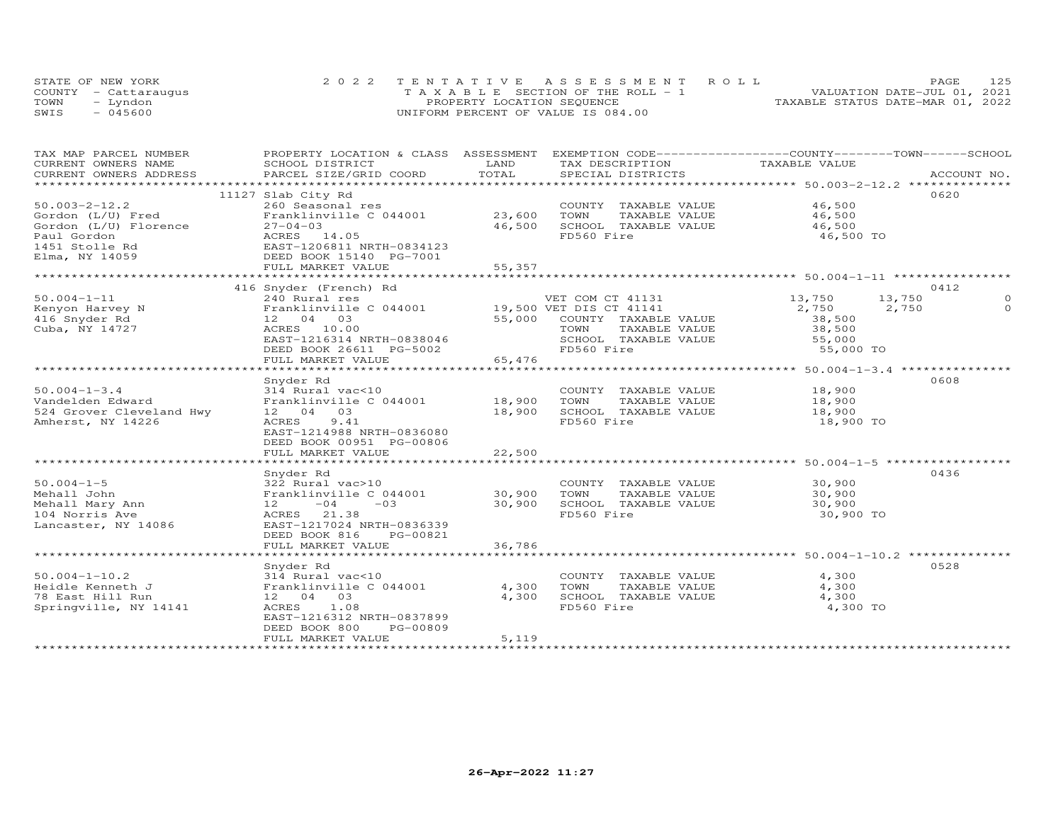STATE OF NEW YORK
COUNTY - Cattaraugus
TOWN - Lyndon
SWIS - 045600

2022 TENTATIVE ASSESSMENT ROLL
TAXABLE SECTION OF THE ROLL - 1
PROPERTY LOCATION SEQUENCE
UNIFORM PERCENT OF VALUE IS 084.00

VALUATION DATE-JUL 01, 2021
TAXABLE STATUS DATE-MAR 01, 2022

| TAX MAP PARCEL NUMBER / CURRENT OWNERS NAME / CURRENT OWNERS ADDRESS | PROPERTY LOCATION & CLASS / SCHOOL DISTRICT / PARCEL SIZE/GRID COORD | ASSESSMENT LAND / TOTAL | EXEMPTION CODE / TAX DESCRIPTION / SPECIAL DISTRICTS | COUNTY | TOWN | SCHOOL | ACCOUNT NO. |
|---|---|---|---|---|---|---|---|
| 50.003-2-12.2 | 11127 Slab City Rd | | | | | | 0620 |
| | 260 Seasonal res | | COUNTY TAXABLE VALUE | 46,500 | | | |
| Gordon (L/U) Fred | Franklinville C 044001 | 23,600 | TOWN TAXABLE VALUE | 46,500 | | | |
| Gordon (L/U) Florence | 27-04-03 | 46,500 | SCHOOL TAXABLE VALUE | 46,500 | | | |
| Paul Gordon | ACRES 14.05 | | FD560 Fire | 46,500 TO | | | |
| 1451 Stolle Rd | EAST-1206811 NRTH-0834123 | | | | | | |
| Elma, NY 14059 | DEED BOOK 15140 PG-7001 | | | | | | |
| | FULL MARKET VALUE | 55,357 | | | | | |
| 50.004-1-11 | 416 Snyder (French) Rd | | | | | | 0412 |
| | 240 Rural res | | VET COM CT 41131 | 13,750 | 13,750 | 0 | |
| Kenyon Harvey N | Franklinville C 044001 | 19,500 | VET DIS CT 41141 | 2,750 | 2,750 | 0 | |
| 416 Snyder Rd | 12 04 03 | 55,000 | COUNTY TAXABLE VALUE | 38,500 | | | |
| Cuba, NY 14727 | ACRES 10.00 | | TOWN TAXABLE VALUE | 38,500 | | | |
| | EAST-1216314 NRTH-0838046 | | SCHOOL TAXABLE VALUE | 55,000 | | | |
| | DEED BOOK 26611 PG-5002 | | FD560 Fire | 55,000 TO | | | |
| | FULL MARKET VALUE | 65,476 | | | | | |
| 50.004-1-3.4 | Snyder Rd | | | | | | 0608 |
| | 314 Rural vac<10 | | COUNTY TAXABLE VALUE | 18,900 | | | |
| Vandelden Edward | Franklinville C 044001 | 18,900 | TOWN TAXABLE VALUE | 18,900 | | | |
| 524 Grover Cleveland Hwy | 12 04 03 | 18,900 | SCHOOL TAXABLE VALUE | 18,900 | | | |
| Amherst, NY 14226 | ACRES 9.41 | | FD560 Fire | 18,900 TO | | | |
| | EAST-1214988 NRTH-0836080 | | | | | | |
| | DEED BOOK 00951 PG-00806 | | | | | | |
| | FULL MARKET VALUE | 22,500 | | | | | |
| 50.004-1-5 | Snyder Rd | | | | | | 0436 |
| | 322 Rural vac>10 | | COUNTY TAXABLE VALUE | 30,900 | | | |
| Mehall John | Franklinville C 044001 | 30,900 | TOWN TAXABLE VALUE | 30,900 | | | |
| Mehall Mary Ann | 12 -04 -03 | 30,900 | SCHOOL TAXABLE VALUE | 30,900 | | | |
| 104 Norris Ave | ACRES 21.38 | | FD560 Fire | 30,900 TO | | | |
| Lancaster, NY 14086 | EAST-1217024 NRTH-0836339 | | | | | | |
| | DEED BOOK 816 PG-00821 | | | | | | |
| | FULL MARKET VALUE | 36,786 | | | | | |
| 50.004-1-10.2 | Snyder Rd | | | | | | 0528 |
| | 314 Rural vac<10 | | COUNTY TAXABLE VALUE | 4,300 | | | |
| Heidle Kenneth J | Franklinville C 044001 | 4,300 | TOWN TAXABLE VALUE | 4,300 | | | |
| 78 East Hill Run | 12 04 03 | 4,300 | SCHOOL TAXABLE VALUE | 4,300 | | | |
| Springville, NY 14141 | ACRES 1.08 | | FD560 Fire | 4,300 TO | | | |
| | EAST-1216312 NRTH-0837899 | | | | | | |
| | DEED BOOK 800 PG-00809 | | | | | | |
| | FULL MARKET VALUE | 5,119 | | | | | |

26-Apr-2022 11:27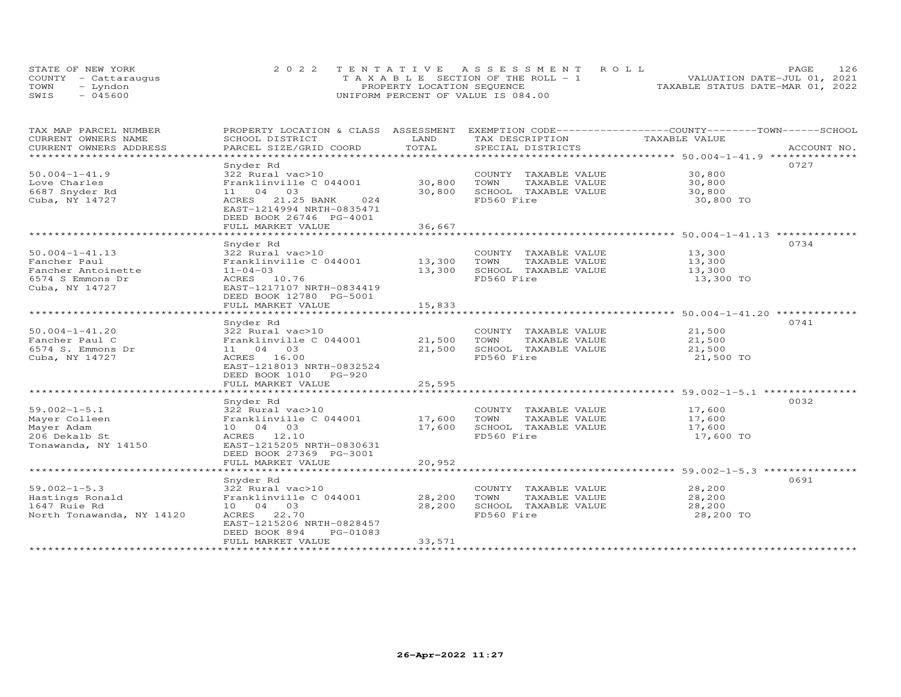STATE OF NEW YORK — 2022 TENTATIVE ASSESSMENT ROLL
COUNTY - Cattaraugus — TAXABLE SECTION OF THE ROLL - 1 — VALUATION DATE-JUL 01, 2021
TOWN - Lyndon — PROPERTY LOCATION SEQUENCE — TAXABLE STATUS DATE-MAR 01, 2022
SWIS - 045600 — UNIFORM PERCENT OF VALUE IS 084.00

| TAX MAP PARCEL NUMBER / CURRENT OWNERS NAME / CURRENT OWNERS ADDRESS | PROPERTY LOCATION & CLASS / SCHOOL DISTRICT / PARCEL SIZE/GRID COORD | ASSESSMENT LAND | TOTAL | EXEMPTION CODE / TAX DESCRIPTION / SPECIAL DISTRICTS | COUNTY--------TOWN------SCHOOL TAXABLE VALUE | ACCOUNT NO. |
|---|---|---|---|---|---|---|
| 50.004-1-41.9 | Snyder Rd | | | | | 0727 |
| Love Charles | 322 Rural vac>10 | | | COUNTY TAXABLE VALUE | 30,800 | |
| 6687 Snyder Rd | Franklinville C 044001 | 30,800 | | TOWN TAXABLE VALUE | 30,800 | |
| Cuba, NY 14727 | 11 04 03 | | 30,800 | SCHOOL TAXABLE VALUE | 30,800 | |
| | ACRES 21.25 BANK 024 | | | FD560 Fire | 30,800 TO | |
| | EAST-1214994 NRTH-0835471 | | | | | |
| | DEED BOOK 26746 PG-4001 | | | | | |
| | FULL MARKET VALUE | | 36,667 | | | |
| 50.004-1-41.13 | Snyder Rd | | | | | 0734 |
| Fancher Paul | 322 Rural vac>10 | | | COUNTY TAXABLE VALUE | 13,300 | |
| Fancher Antoinette | Franklinville C 044001 | 13,300 | | TOWN TAXABLE VALUE | 13,300 | |
| 6574 S Emmons Dr | 11-04-03 | | 13,300 | SCHOOL TAXABLE VALUE | 13,300 | |
| Cuba, NY 14727 | ACRES 10.76 | | | FD560 Fire | 13,300 TO | |
| | EAST-1217107 NRTH-0834419 | | | | | |
| | DEED BOOK 12780 PG-5001 | | | | | |
| | FULL MARKET VALUE | | 15,833 | | | |
| 50.004-1-41.20 | Snyder Rd | | | | | 0741 |
| Fancher Paul C | 322 Rural vac>10 | | | COUNTY TAXABLE VALUE | 21,500 | |
| 6574 S. Emmons Dr | Franklinville C 044001 | 21,500 | | TOWN TAXABLE VALUE | 21,500 | |
| Cuba, NY 14727 | 11 04 03 | | 21,500 | SCHOOL TAXABLE VALUE | 21,500 | |
| | ACRES 16.00 | | | FD560 Fire | 21,500 TO | |
| | EAST-1218013 NRTH-0832524 | | | | | |
| | DEED BOOK 1010 PG-920 | | | | | |
| | FULL MARKET VALUE | | 25,595 | | | |
| 59.002-1-5.1 | Snyder Rd | | | | | 0032 |
| Mayer Colleen | 322 Rural vac>10 | | | COUNTY TAXABLE VALUE | 17,600 | |
| Mayer Adam | Franklinville C 044001 | 17,600 | | TOWN TAXABLE VALUE | 17,600 | |
| 206 Dekalb St | 10 04 03 | | 17,600 | SCHOOL TAXABLE VALUE | 17,600 | |
| Tonawanda, NY 14150 | ACRES 12.10 | | | FD560 Fire | 17,600 TO | |
| | EAST-1215205 NRTH-0830631 | | | | | |
| | DEED BOOK 27369 PG-3001 | | | | | |
| | FULL MARKET VALUE | | 20,952 | | | |
| 59.002-1-5.3 | Snyder Rd | | | | | 0691 |
| Hastings Ronald | 322 Rural vac>10 | | | COUNTY TAXABLE VALUE | 28,200 | |
| 1647 Ruie Rd | Franklinville C 044001 | 28,200 | | TOWN TAXABLE VALUE | 28,200 | |
| North Tonawanda, NY 14120 | 10 04 03 | | 28,200 | SCHOOL TAXABLE VALUE | 28,200 | |
| | ACRES 22.70 | | | FD560 Fire | 28,200 TO | |
| | EAST-1215206 NRTH-0828457 | | | | | |
| | DEED BOOK 894 PG-01083 | | | | | |
| | FULL MARKET VALUE | | 33,571 | | | |

26-Apr-2022 11:27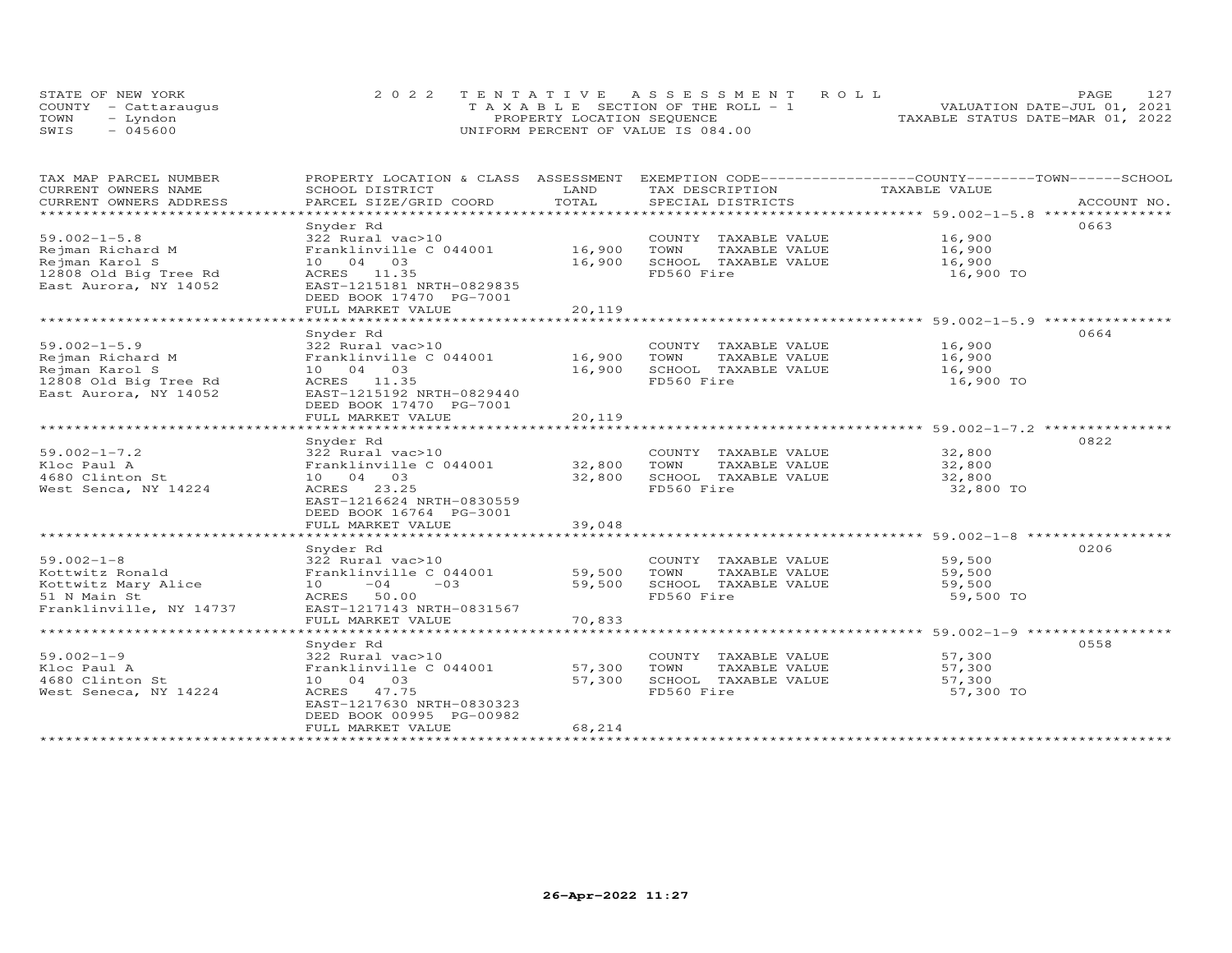STATE OF NEW YORK
COUNTY - Cattaraugus
TOWN - Lyndon
SWIS - 045600

2022 TENTATIVE ASSESSMENT ROLL
TAXABLE SECTION OF THE ROLL - 1
PROPERTY LOCATION SEQUENCE
UNIFORM PERCENT OF VALUE IS 084.00

VALUATION DATE-JUL 01, 2021
TAXABLE STATUS DATE-MAR 01, 2022

| TAX MAP PARCEL NUMBER / CURRENT OWNERS NAME / CURRENT OWNERS ADDRESS | PROPERTY LOCATION & CLASS / SCHOOL DISTRICT / PARCEL SIZE/GRID COORD | ASSESSMENT LAND / TOTAL | EXEMPTION CODE / TAX DESCRIPTION / SPECIAL DISTRICTS | TAXABLE VALUE (COUNTY / TOWN / SCHOOL) | ACCOUNT NO. |
|---|---|---|---|---|---|
| 59.002-1-5.8 | Snyder Rd | | | | 0663 |
| | 322 Rural vac>10 | | COUNTY TAXABLE VALUE | 16,900 | |
| Rejman Richard M | Franklinville C 044001 | 16,900 | TOWN TAXABLE VALUE | 16,900 | |
| Rejman Karol S | 10 04 03 | 16,900 | SCHOOL TAXABLE VALUE | 16,900 | |
| 12808 Old Big Tree Rd | ACRES 11.35 | | FD560 Fire | 16,900 TO | |
| East Aurora, NY 14052 | EAST-1215181 NRTH-0829835 | | | | |
| | DEED BOOK 17470 PG-7001 | | | | |
| | FULL MARKET VALUE | 20,119 | | | |
| 59.002-1-5.9 | Snyder Rd | | | | 0664 |
| | 322 Rural vac>10 | | COUNTY TAXABLE VALUE | 16,900 | |
| Rejman Richard M | Franklinville C 044001 | 16,900 | TOWN TAXABLE VALUE | 16,900 | |
| Rejman Karol S | 10 04 03 | 16,900 | SCHOOL TAXABLE VALUE | 16,900 | |
| 12808 Old Big Tree Rd | ACRES 11.35 | | FD560 Fire | 16,900 TO | |
| East Aurora, NY 14052 | EAST-1215192 NRTH-0829440 | | | | |
| | DEED BOOK 17470 PG-7001 | | | | |
| | FULL MARKET VALUE | 20,119 | | | |
| 59.002-1-7.2 | Snyder Rd | | | | 0822 |
| | 322 Rural vac>10 | | COUNTY TAXABLE VALUE | 32,800 | |
| Kloc Paul A | Franklinville C 044001 | 32,800 | TOWN TAXABLE VALUE | 32,800 | |
| 4680 Clinton St | 10 04 03 | 32,800 | SCHOOL TAXABLE VALUE | 32,800 | |
| West Senca, NY 14224 | ACRES 23.25 | | FD560 Fire | 32,800 TO | |
| | EAST-1216624 NRTH-0830559 | | | | |
| | DEED BOOK 16764 PG-3001 | | | | |
| | FULL MARKET VALUE | 39,048 | | | |
| 59.002-1-8 | Snyder Rd | | | | 0206 |
| | 322 Rural vac>10 | | COUNTY TAXABLE VALUE | 59,500 | |
| Kottwitz Ronald | Franklinville C 044001 | 59,500 | TOWN TAXABLE VALUE | 59,500 | |
| Kottwitz Mary Alice | 10 -04 -03 | 59,500 | SCHOOL TAXABLE VALUE | 59,500 | |
| 51 N Main St | ACRES 50.00 | | FD560 Fire | 59,500 TO | |
| Franklinville, NY 14737 | EAST-1217143 NRTH-0831567 | | | | |
| | FULL MARKET VALUE | 70,833 | | | |
| 59.002-1-9 | Snyder Rd | | | | 0558 |
| | 322 Rural vac>10 | | COUNTY TAXABLE VALUE | 57,300 | |
| Kloc Paul A | Franklinville C 044001 | 57,300 | TOWN TAXABLE VALUE | 57,300 | |
| 4680 Clinton St | 10 04 03 | 57,300 | SCHOOL TAXABLE VALUE | 57,300 | |
| West Seneca, NY 14224 | ACRES 47.75 | | FD560 Fire | 57,300 TO | |
| | EAST-1217630 NRTH-0830323 | | | | |
| | DEED BOOK 00995 PG-00982 | | | | |
| | FULL MARKET VALUE | 68,214 | | | |

26-Apr-2022 11:27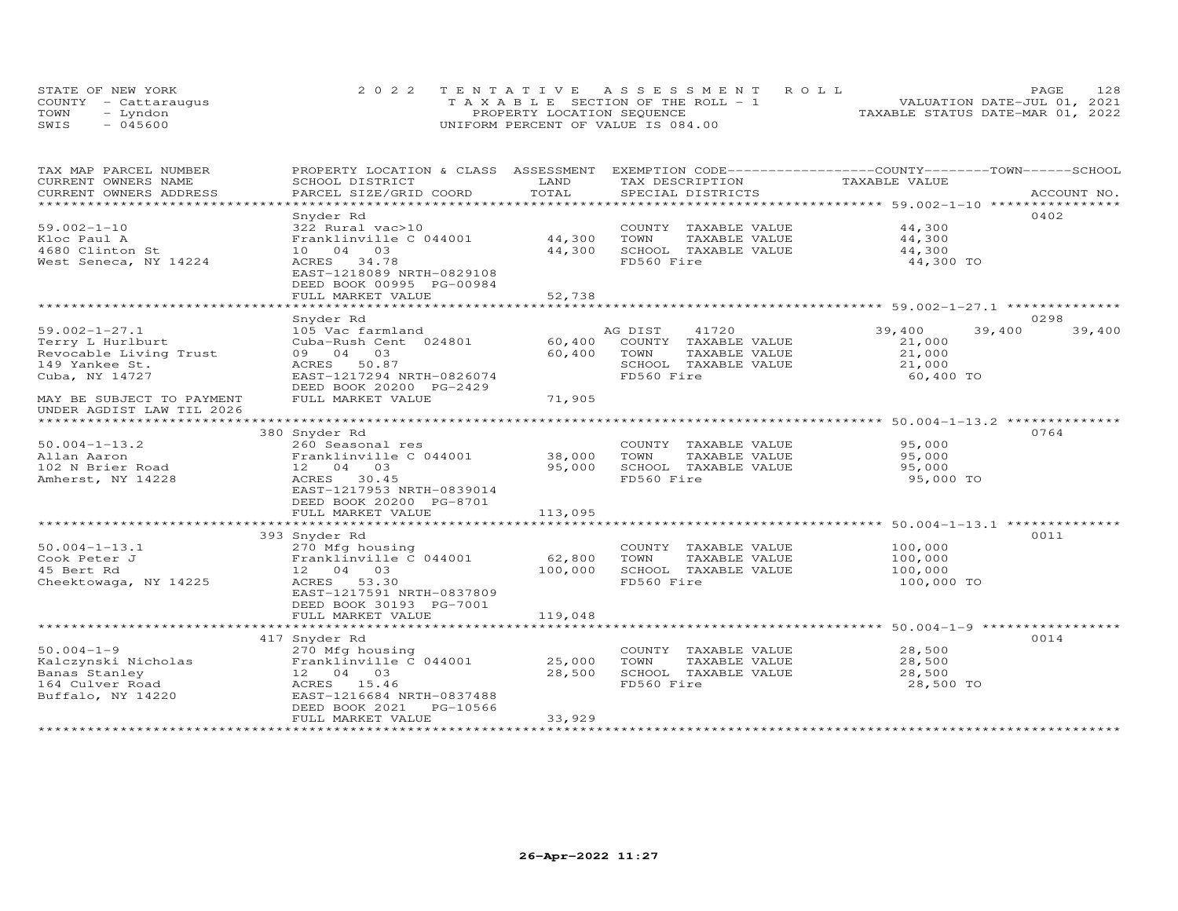STATE OF NEW YORK
COUNTY - Cattaraugus
TOWN - Lyndon
SWIS - 045600

2022 TENTATIVE ASSESSMENT ROLL
TAXABLE SECTION OF THE ROLL - 1
PROPERTY LOCATION SEQUENCE
UNIFORM PERCENT OF VALUE IS 084.00

VALUATION DATE-JUL 01, 2021
TAXABLE STATUS DATE-MAR 01, 2022

| TAX MAP PARCEL NUMBER / CURRENT OWNERS NAME / CURRENT OWNERS ADDRESS | PROPERTY LOCATION & CLASS / SCHOOL DISTRICT / PARCEL SIZE/GRID COORD | ASSESSMENT LAND / TOTAL | EXEMPTION CODE / TAX DESCRIPTION / SPECIAL DISTRICTS | COUNTY | TOWN | SCHOOL / TAXABLE VALUE | ACCOUNT NO. |
|---|---|---|---|---|---|---|---|
| **59.002-1-10** | Snyder Rd | | | | | | 0402 |
| 59.002-1-10 | 322 Rural vac>10 | | COUNTY TAXABLE VALUE | 44,300 | | | |
| Kloc Paul A | Franklinville C 044001 | 44,300 | TOWN TAXABLE VALUE | 44,300 | | | |
| 4680 Clinton St | 10 04 03 | 44,300 | SCHOOL TAXABLE VALUE | 44,300 | | | |
| West Seneca, NY 14224 | ACRES 34.78 | | FD560 Fire | 44,300 TO | | | |
| | EAST-1218089 NRTH-0829108 | | | | | | |
| | DEED BOOK 00995 PG-00984 | | | | | | |
| | FULL MARKET VALUE | 52,738 | | | | | |
| **59.002-1-27.1** | Snyder Rd | | | | | | 0298 |
| 59.002-1-27.1 | 105 Vac farmland | | AG DIST 41720 | 39,400 | 39,400 | 39,400 | |
| Terry L Hurlburt | Cuba-Rush Cent 024801 | 60,400 | COUNTY TAXABLE VALUE | 21,000 | | | |
| Revocable Living Trust | 09 04 03 | 60,400 | TOWN TAXABLE VALUE | 21,000 | | | |
| 149 Yankee St. | ACRES 50.87 | | SCHOOL TAXABLE VALUE | 21,000 | | | |
| Cuba, NY 14727 | EAST-1217294 NRTH-0826074 | | FD560 Fire | 60,400 TO | | | |
| | DEED BOOK 20200 PG-2429 | | | | | | |
| MAY BE SUBJECT TO PAYMENT | FULL MARKET VALUE | 71,905 | | | | | |
| UNDER AGDIST LAW TIL 2026 | | | | | | | |
| **50.004-1-13.2** | 380 Snyder Rd | | | | | | 0764 |
| 50.004-1-13.2 | 260 Seasonal res | | COUNTY TAXABLE VALUE | 95,000 | | | |
| Allan Aaron | Franklinville C 044001 | 38,000 | TOWN TAXABLE VALUE | 95,000 | | | |
| 102 N Brier Road | 12 04 03 | 95,000 | SCHOOL TAXABLE VALUE | 95,000 | | | |
| Amherst, NY 14228 | ACRES 30.45 | | FD560 Fire | 95,000 TO | | | |
| | EAST-1217953 NRTH-0839014 | | | | | | |
| | DEED BOOK 20200 PG-8701 | | | | | | |
| | FULL MARKET VALUE | 113,095 | | | | | |
| **50.004-1-13.1** | 393 Snyder Rd | | | | | | 0011 |
| 50.004-1-13.1 | 270 Mfg housing | | COUNTY TAXABLE VALUE | 100,000 | | | |
| Cook Peter J | Franklinville C 044001 | 62,800 | TOWN TAXABLE VALUE | 100,000 | | | |
| 45 Bert Rd | 12 04 03 | 100,000 | SCHOOL TAXABLE VALUE | 100,000 | | | |
| Cheektowaga, NY 14225 | ACRES 53.30 | | FD560 Fire | 100,000 TO | | | |
| | EAST-1217591 NRTH-0837809 | | | | | | |
| | DEED BOOK 30193 PG-7001 | | | | | | |
| | FULL MARKET VALUE | 119,048 | | | | | |
| **50.004-1-9** | 417 Snyder Rd | | | | | | 0014 |
| 50.004-1-9 | 270 Mfg housing | | COUNTY TAXABLE VALUE | 28,500 | | | |
| Kalczynski Nicholas | Franklinville C 044001 | 25,000 | TOWN TAXABLE VALUE | 28,500 | | | |
| Banas Stanley | 12 04 03 | 28,500 | SCHOOL TAXABLE VALUE | 28,500 | | | |
| 164 Culver Road | ACRES 15.46 | | FD560 Fire | 28,500 TO | | | |
| Buffalo, NY 14220 | EAST-1216684 NRTH-0837488 | | | | | | |
| | DEED BOOK 2021 PG-10566 | | | | | | |
| | FULL MARKET VALUE | 33,929 | | | | | |

26-Apr-2022 11:27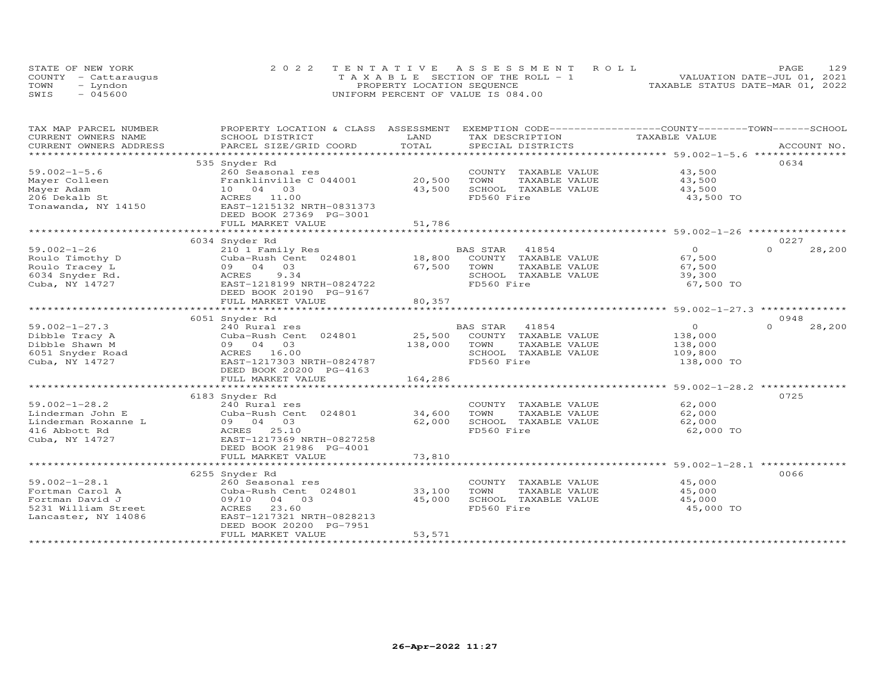STATE OF NEW YORK
COUNTY - Cattaraugus
TOWN - Lyndon
SWIS - 045600

2022 TENTATIVE ASSESSMENT ROLL
TAXABLE SECTION OF THE ROLL - 1
PROPERTY LOCATION SEQUENCE
UNIFORM PERCENT OF VALUE IS 084.00

VALUATION DATE-JUL 01, 2021
TAXABLE STATUS DATE-MAR 01, 2022

| TAX MAP PARCEL NUMBER / CURRENT OWNERS NAME / CURRENT OWNERS ADDRESS | PROPERTY LOCATION & CLASS / SCHOOL DISTRICT / PARCEL SIZE/GRID COORD | ASSESSMENT LAND / TOTAL | EXEMPTION CODE / TAX DESCRIPTION / SPECIAL DISTRICTS | COUNTY / TOWN / SCHOOL TAXABLE VALUE | ACCOUNT NO. |
|---|---|---|---|---|---|
| **59.002-1-5.6** | 535 Snyder Rd | | | | 0634 |
| 59.002-1-5.6 | 260 Seasonal res | | COUNTY TAXABLE VALUE | 43,500 | |
| Mayer Colleen | Franklinville C 044001 | 20,500 | TOWN TAXABLE VALUE | 43,500 | |
| Mayer Adam | 10 04 03 | 43,500 | SCHOOL TAXABLE VALUE | 43,500 | |
| 206 Dekalb St | ACRES 11.00 | | FD560 Fire | 43,500 TO | |
| Tonawanda, NY 14150 | EAST-1215132 NRTH-0831373 | | | | |
| | DEED BOOK 27369 PG-3001 | | | | |
| | FULL MARKET VALUE | 51,786 | | | |
| **59.002-1-26** | 6034 Snyder Rd | | | | 0227 |
| 59.002-1-26 | 210 1 Family Res | | BAS STAR 41854 | 0 / 0 / 28,200 | |
| Roulo Timothy D | Cuba-Rush Cent 024801 | 18,800 | COUNTY TAXABLE VALUE | 67,500 | |
| Roulo Tracey L | 09 04 03 | 67,500 | TOWN TAXABLE VALUE | 67,500 | |
| 6034 Snyder Rd. | ACRES 9.34 | | SCHOOL TAXABLE VALUE | 39,300 | |
| Cuba, NY 14727 | EAST-1218199 NRTH-0824722 | | FD560 Fire | 67,500 TO | |
| | DEED BOOK 20190 PG-9167 | | | | |
| | FULL MARKET VALUE | 80,357 | | | |
| **59.002-1-27.3** | 6051 Snyder Rd | | | | 0948 |
| 59.002-1-27.3 | 240 Rural res | | BAS STAR 41854 | 0 / 0 / 28,200 | |
| Dibble Tracy A | Cuba-Rush Cent 024801 | 25,500 | COUNTY TAXABLE VALUE | 138,000 | |
| Dibble Shawn M | 09 04 03 | 138,000 | TOWN TAXABLE VALUE | 138,000 | |
| 6051 Snyder Road | ACRES 16.00 | | SCHOOL TAXABLE VALUE | 109,800 | |
| Cuba, NY 14727 | EAST-1217303 NRTH-0824787 | | FD560 Fire | 138,000 TO | |
| | DEED BOOK 20200 PG-4163 | | | | |
| | FULL MARKET VALUE | 164,286 | | | |
| **59.002-1-28.2** | 6183 Snyder Rd | | | | 0725 |
| 59.002-1-28.2 | 240 Rural res | | COUNTY TAXABLE VALUE | 62,000 | |
| Linderman John E | Cuba-Rush Cent 024801 | 34,600 | TOWN TAXABLE VALUE | 62,000 | |
| Linderman Roxanne L | 09 04 03 | 62,000 | SCHOOL TAXABLE VALUE | 62,000 | |
| 416 Abbott Rd | ACRES 25.10 | | FD560 Fire | 62,000 TO | |
| Cuba, NY 14727 | EAST-1217369 NRTH-0827258 | | | | |
| | DEED BOOK 21986 PG-4001 | | | | |
| | FULL MARKET VALUE | 73,810 | | | |
| **59.002-1-28.1** | 6255 Snyder Rd | | | | 0066 |
| 59.002-1-28.1 | 260 Seasonal res | | COUNTY TAXABLE VALUE | 45,000 | |
| Fortman Carol A | Cuba-Rush Cent 024801 | 33,100 | TOWN TAXABLE VALUE | 45,000 | |
| Fortman David J | 09/10 04 03 | 45,000 | SCHOOL TAXABLE VALUE | 45,000 | |
| 5231 William Street | ACRES 23.60 | | FD560 Fire | 45,000 TO | |
| Lancaster, NY 14086 | EAST-1217321 NRTH-0828213 | | | | |
| | DEED BOOK 20200 PG-7951 | | | | |
| | FULL MARKET VALUE | 53,571 | | | |

26-Apr-2022 11:27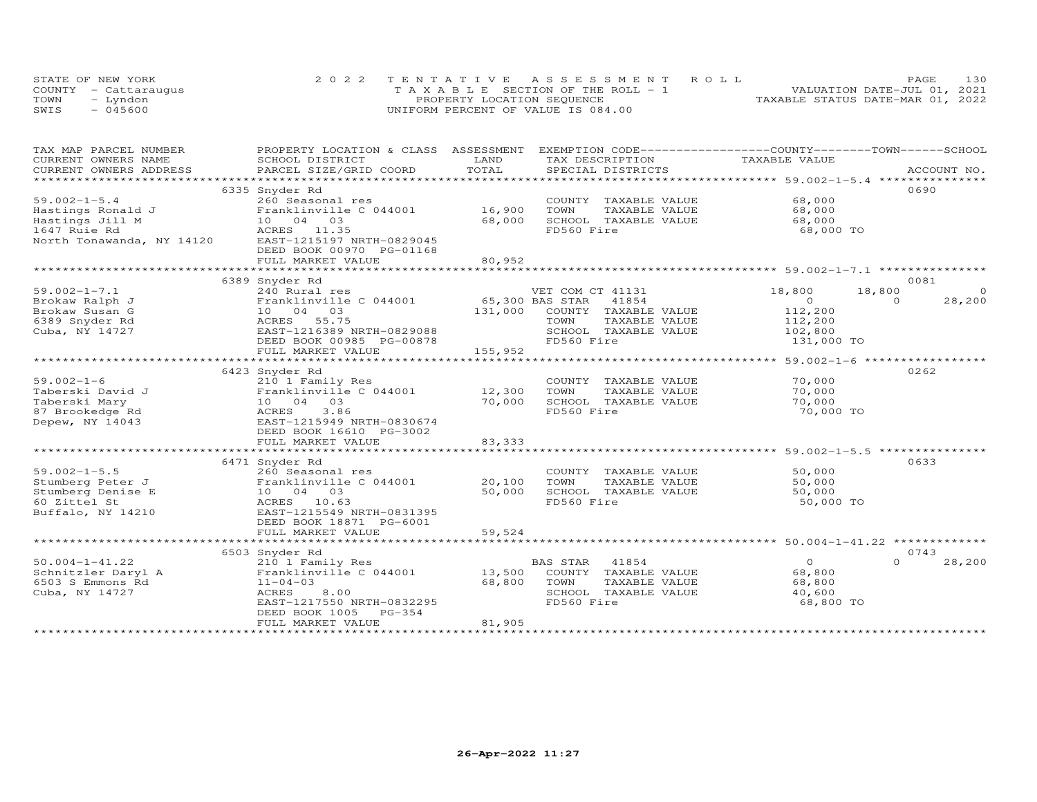STATE OF NEW YORK
COUNTY - Cattaraugus
TOWN - Lyndon
SWIS - 045600

2022 TENTATIVE ASSESSMENT ROLL
TAXABLE SECTION OF THE ROLL - 1
PROPERTY LOCATION SEQUENCE
UNIFORM PERCENT OF VALUE IS 084.00

VALUATION DATE-JUL 01, 2021
TAXABLE STATUS DATE-MAR 01, 2022

| TAX MAP PARCEL NUMBER / CURRENT OWNERS NAME / CURRENT OWNERS ADDRESS | PROPERTY LOCATION & CLASS / SCHOOL DISTRICT / PARCEL SIZE/GRID COORD | ASSESSMENT LAND / TOTAL | EXEMPTION CODE / TAX DESCRIPTION / SPECIAL DISTRICTS | COUNTY | TOWN | SCHOOL | ACCOUNT NO. |
|---|---|---|---|---|---|---|---|
| 59.002-1-5.4 | 6335 Snyder Rd | | | | | | 0690 |
| | 260 Seasonal res | | COUNTY TAXABLE VALUE | 68,000 | | | |
| Hastings Ronald J | Franklinville C 044001 | 16,900 | TOWN TAXABLE VALUE | | 68,000 | | |
| Hastings Jill M | 10 04 03 | 68,000 | SCHOOL TAXABLE VALUE | | | 68,000 | |
| 1647 Ruie Rd | ACRES 11.35 | | FD560 Fire | 68,000 TO | | | |
| North Tonawanda, NY 14120 | EAST-1215197 NRTH-0829045 | | | | | | |
| | DEED BOOK 00970 PG-01168 | | | | | | |
| | FULL MARKET VALUE | 80,952 | | | | | |
| 59.002-1-7.1 | 6389 Snyder Rd | | | | | | 0081 |
| | 240 Rural res | | VET COM CT 41131 | 18,800 | 18,800 | 0 | |
| Brokaw Ralph J | Franklinville C 044001 | 65,300 | BAS STAR 41854 | 0 | 0 | 28,200 | |
| Brokaw Susan G | 10 04 03 | 131,000 | COUNTY TAXABLE VALUE | 112,200 | | | |
| 6389 Snyder Rd | ACRES 55.75 | | TOWN TAXABLE VALUE | | 112,200 | | |
| Cuba, NY 14727 | EAST-1216389 NRTH-0829088 | | SCHOOL TAXABLE VALUE | | | 102,800 | |
| | DEED BOOK 00985 PG-00878 | | FD560 Fire | 131,000 TO | | | |
| | FULL MARKET VALUE | 155,952 | | | | | |
| 59.002-1-6 | 6423 Snyder Rd | | | | | | 0262 |
| | 210 1 Family Res | | COUNTY TAXABLE VALUE | 70,000 | | | |
| Taberski David J | Franklinville C 044001 | 12,300 | TOWN TAXABLE VALUE | | 70,000 | | |
| Taberski Mary | 10 04 03 | 70,000 | SCHOOL TAXABLE VALUE | | | 70,000 | |
| 87 Brookedge Rd | ACRES 3.86 | | FD560 Fire | 70,000 TO | | | |
| Depew, NY 14043 | EAST-1215949 NRTH-0830674 | | | | | | |
| | DEED BOOK 16610 PG-3002 | | | | | | |
| | FULL MARKET VALUE | 83,333 | | | | | |
| 59.002-1-5.5 | 6471 Snyder Rd | | | | | | 0633 |
| | 260 Seasonal res | | COUNTY TAXABLE VALUE | 50,000 | | | |
| Stumberg Peter J | Franklinville C 044001 | 20,100 | TOWN TAXABLE VALUE | | 50,000 | | |
| Stumberg Denise E | 10 04 03 | 50,000 | SCHOOL TAXABLE VALUE | | | 50,000 | |
| 60 Zittel St | ACRES 10.63 | | FD560 Fire | 50,000 TO | | | |
| Buffalo, NY 14210 | EAST-1215549 NRTH-0831395 | | | | | | |
| | DEED BOOK 18871 PG-6001 | | | | | | |
| | FULL MARKET VALUE | 59,524 | | | | | |
| 50.004-1-41.22 | 6503 Snyder Rd | | | | | | 0743 |
| | 210 1 Family Res | | BAS STAR 41854 | 0 | 0 | 28,200 | |
| Schnitzler Daryl A | Franklinville C 044001 | 13,500 | COUNTY TAXABLE VALUE | 68,800 | | | |
| 6503 S Emmons Rd | 11-04-03 | 68,800 | TOWN TAXABLE VALUE | | 68,800 | | |
| Cuba, NY 14727 | ACRES 8.00 | | SCHOOL TAXABLE VALUE | | | 40,600 | |
| | EAST-1217550 NRTH-0832295 | | FD560 Fire | 68,800 TO | | | |
| | DEED BOOK 1005 PG-354 | | | | | | |
| | FULL MARKET VALUE | 81,905 | | | | | |

26-Apr-2022 11:27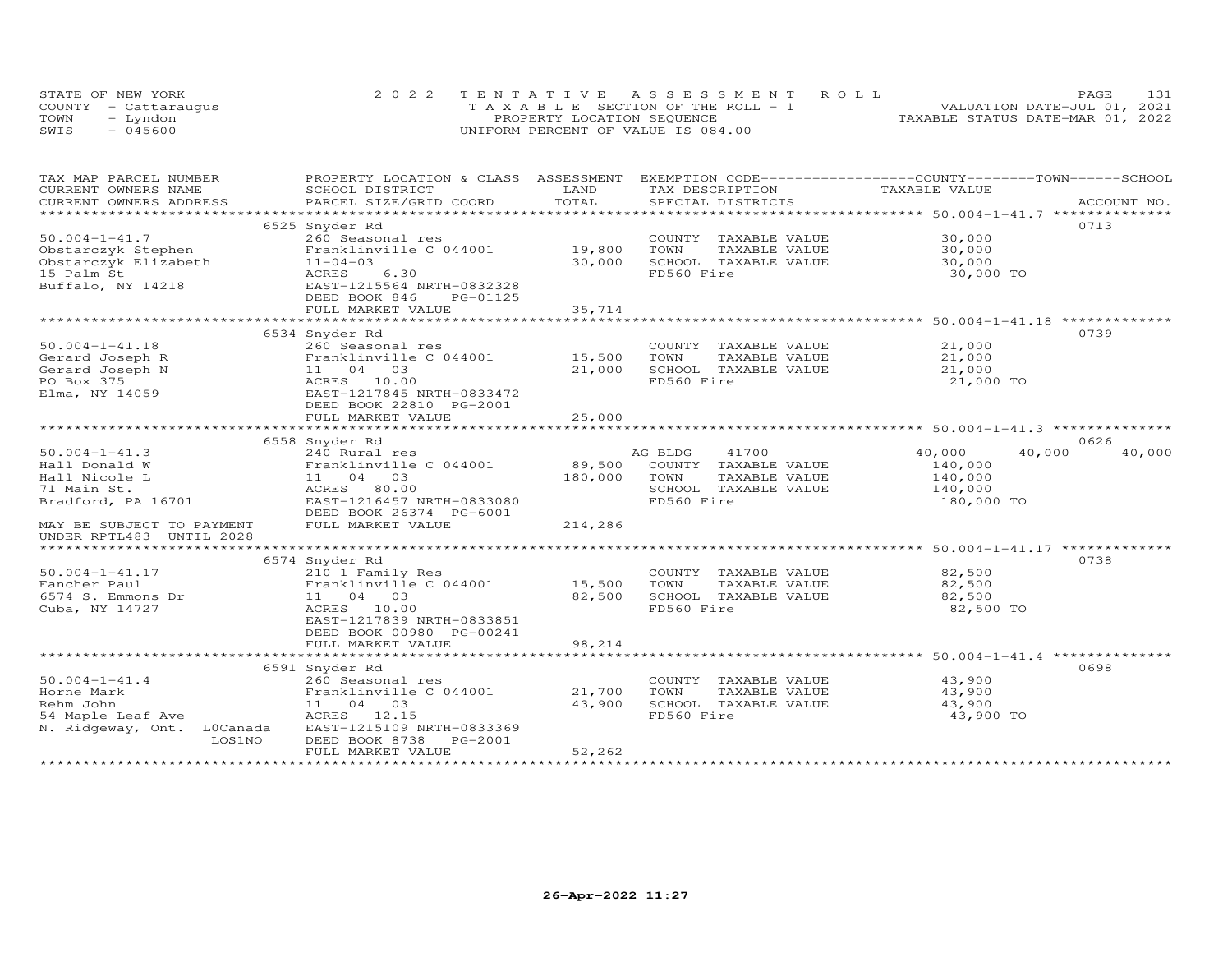STATE OF NEW YORK
COUNTY - Cattaraugus
TOWN - Lyndon
SWIS - 045600

2022 TENTATIVE ASSESSMENT ROLL
TAXABLE SECTION OF THE ROLL - 1
PROPERTY LOCATION SEQUENCE
UNIFORM PERCENT OF VALUE IS 084.00

VALUATION DATE-JUL 01, 2021
TAXABLE STATUS DATE-MAR 01, 2022

| TAX MAP PARCEL NUMBER / CURRENT OWNERS NAME / CURRENT OWNERS ADDRESS | PROPERTY LOCATION & CLASS / SCHOOL DISTRICT / PARCEL SIZE/GRID COORD | ASSESSMENT LAND / TOTAL | EXEMPTION CODE / TAX DESCRIPTION / SPECIAL DISTRICTS | COUNTY | TOWN | SCHOOL | ACCOUNT NO. |
|---|---|---|---|---|---|---|---|
| 50.004-1-41.7 | 6525 Snyder Rd | | | | | | 0713 |
| 50.004-1-41.7 | 260 Seasonal res | | COUNTY TAXABLE VALUE | 30,000 | | | |
| Obstarczyk Stephen | Franklinville C 044001 | 19,800 | TOWN TAXABLE VALUE | | 30,000 | | |
| Obstarczyk Elizabeth | 11-04-03 | 30,000 | SCHOOL TAXABLE VALUE | | | 30,000 | |
| 15 Palm St | ACRES 6.30 | | FD560 Fire | 30,000 TO | | | |
| Buffalo, NY 14218 | EAST-1215564 NRTH-0832328 | | | | | | |
| | DEED BOOK 846 PG-01125 | | | | | | |
| | FULL MARKET VALUE | 35,714 | | | | | |
| 50.004-1-41.18 | 6534 Snyder Rd | | | | | | 0739 |
| 50.004-1-41.18 | 260 Seasonal res | | COUNTY TAXABLE VALUE | 21,000 | | | |
| Gerard Joseph R | Franklinville C 044001 | 15,500 | TOWN TAXABLE VALUE | | 21,000 | | |
| Gerard Joseph N | 11 04 03 | 21,000 | SCHOOL TAXABLE VALUE | | | 21,000 | |
| PO Box 375 | ACRES 10.00 | | FD560 Fire | 21,000 TO | | | |
| Elma, NY 14059 | EAST-1217845 NRTH-0833472 | | | | | | |
| | DEED BOOK 22810 PG-2001 | | | | | | |
| | FULL MARKET VALUE | 25,000 | | | | | |
| 50.004-1-41.3 | 6558 Snyder Rd | | | | | | 0626 |
| 50.004-1-41.3 | 240 Rural res | | AG BLDG 41700 | 40,000 | 40,000 | 40,000 | |
| Hall Donald W | Franklinville C 044001 | 89,500 | COUNTY TAXABLE VALUE | 140,000 | | | |
| Hall Nicole L | 11 04 03 | 180,000 | TOWN TAXABLE VALUE | | 140,000 | | |
| 71 Main St. | ACRES 80.00 | | SCHOOL TAXABLE VALUE | | | 140,000 | |
| Bradford, PA 16701 | EAST-1216457 NRTH-0833080 | | FD560 Fire | 180,000 TO | | | |
| | DEED BOOK 26374 PG-6001 | | | | | | |
| MAY BE SUBJECT TO PAYMENT UNDER RPTL483 UNTIL 2028 | FULL MARKET VALUE | 214,286 | | | | | |
| 50.004-1-41.17 | 6574 Snyder Rd | | | | | | 0738 |
| 50.004-1-41.17 | 210 1 Family Res | | COUNTY TAXABLE VALUE | 82,500 | | | |
| Fancher Paul | Franklinville C 044001 | 15,500 | TOWN TAXABLE VALUE | | 82,500 | | |
| 6574 S. Emmons Dr | 11 04 03 | 82,500 | SCHOOL TAXABLE VALUE | | | 82,500 | |
| Cuba, NY 14727 | ACRES 10.00 | | FD560 Fire | 82,500 TO | | | |
| | EAST-1217839 NRTH-0833851 | | | | | | |
| | DEED BOOK 00980 PG-00241 | | | | | | |
| | FULL MARKET VALUE | 98,214 | | | | | |
| 50.004-1-41.4 | 6591 Snyder Rd | | | | | | 0698 |
| 50.004-1-41.4 | 260 Seasonal res | | COUNTY TAXABLE VALUE | 43,900 | | | |
| Horne Mark | Franklinville C 044001 | 21,700 | TOWN TAXABLE VALUE | | 43,900 | | |
| Rehm John | 11 04 03 | 43,900 | SCHOOL TAXABLE VALUE | | | 43,900 | |
| 54 Maple Leaf Ave | ACRES 12.15 | | FD560 Fire | 43,900 TO | | | |
| N. Ridgeway, Ont. L0Canada LOS1NO | EAST-1215109 NRTH-0833369 | | | | | | |
| | DEED BOOK 8738 PG-2001 | | | | | | |
| | FULL MARKET VALUE | 52,262 | | | | | |

26-Apr-2022 11:27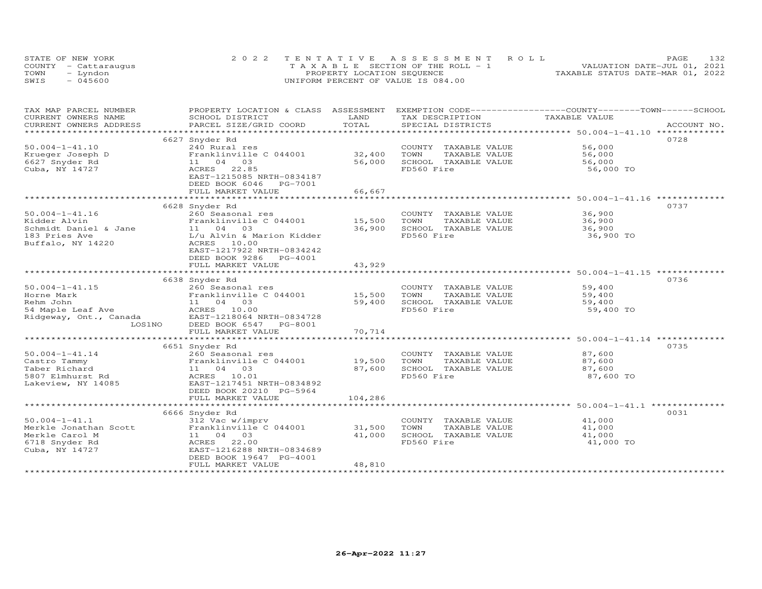STATE OF NEW YORK
COUNTY - Cattaraugus
TOWN - Lyndon
SWIS - 045600

2022 TENTATIVE ASSESSMENT ROLL
TAXABLE SECTION OF THE ROLL - 1
PROPERTY LOCATION SEQUENCE
UNIFORM PERCENT OF VALUE IS 084.00

VALUATION DATE-JUL 01, 2021
TAXABLE STATUS DATE-MAR 01, 2022

| TAX MAP PARCEL NUMBER / CURRENT OWNERS NAME / CURRENT OWNERS ADDRESS | PROPERTY LOCATION & CLASS / SCHOOL DISTRICT / PARCEL SIZE/GRID COORD | ASSESSMENT LAND / TOTAL | EXEMPTION CODE / TAX DESCRIPTION / SPECIAL DISTRICTS | COUNTY / TOWN / SCHOOL TAXABLE VALUE | ACCOUNT NO. |
|---|---|---|---|---|---|
| 50.004-1-41.10 | 6627 Snyder Rd | | | | 0728 |
| | 240 Rural res | | COUNTY TAXABLE VALUE | 56,000 | |
| Krueger Joseph D | Franklinville C 044001 | 32,400 | TOWN TAXABLE VALUE | 56,000 | |
| 6627 Snyder Rd | 11 04 03 | 56,000 | SCHOOL TAXABLE VALUE | 56,000 | |
| Cuba, NY 14727 | ACRES 22.85 | | FD560 Fire | 56,000 TO | |
| | EAST-1215085 NRTH-0834187 | | | | |
| | DEED BOOK 6046 PG-7001 | | | | |
| | FULL MARKET VALUE | 66,667 | | | |
| 50.004-1-41.16 | 6628 Snyder Rd | | | | 0737 |
| | 260 Seasonal res | | COUNTY TAXABLE VALUE | 36,900 | |
| Kidder Alvin | Franklinville C 044001 | 15,500 | TOWN TAXABLE VALUE | 36,900 | |
| Schmidt Daniel & Jane | 11 04 03 | 36,900 | SCHOOL TAXABLE VALUE | 36,900 | |
| 183 Pries Ave | L/u Alvin & Marion Kidder | | FD560 Fire | 36,900 TO | |
| Buffalo, NY 14220 | ACRES 10.00 | | | | |
| | EAST-1217922 NRTH-0834242 | | | | |
| | DEED BOOK 9286 PG-4001 | | | | |
| | FULL MARKET VALUE | 43,929 | | | |
| 50.004-1-41.15 | 6638 Snyder Rd | | | | 0736 |
| | 260 Seasonal res | | COUNTY TAXABLE VALUE | 59,400 | |
| Horne Mark | Franklinville C 044001 | 15,500 | TOWN TAXABLE VALUE | 59,400 | |
| Rehm John | 11 04 03 | 59,400 | SCHOOL TAXABLE VALUE | 59,400 | |
| 54 Maple Leaf Ave | ACRES 10.00 | | FD560 Fire | 59,400 TO | |
| Ridgeway, Ont., Canada | EAST-1218064 NRTH-0834728 | | | | |
| LOS1NO | DEED BOOK 6547 PG-8001 | | | | |
| | FULL MARKET VALUE | 70,714 | | | |
| 50.004-1-41.14 | 6651 Snyder Rd | | | | 0735 |
| | 260 Seasonal res | | COUNTY TAXABLE VALUE | 87,600 | |
| Castro Tammy | Franklinville C 044001 | 19,500 | TOWN TAXABLE VALUE | 87,600 | |
| Taber Richard | 11 04 03 | 87,600 | SCHOOL TAXABLE VALUE | 87,600 | |
| 5807 Elmhurst Rd | ACRES 10.01 | | FD560 Fire | 87,600 TO | |
| Lakeview, NY 14085 | EAST-1217451 NRTH-0834892 | | | | |
| | DEED BOOK 20210 PG-5964 | | | | |
| | FULL MARKET VALUE | 104,286 | | | |
| 50.004-1-41.1 | 6666 Snyder Rd | | | | 0031 |
| | 312 Vac w/imprv | | COUNTY TAXABLE VALUE | 41,000 | |
| Merkle Jonathan Scott | Franklinville C 044001 | 31,500 | TOWN TAXABLE VALUE | 41,000 | |
| Merkle Carol M | 11 04 03 | 41,000 | SCHOOL TAXABLE VALUE | 41,000 | |
| 6718 Snyder Rd | ACRES 22.00 | | FD560 Fire | 41,000 TO | |
| Cuba, NY 14727 | EAST-1216288 NRTH-0834689 | | | | |
| | DEED BOOK 19647 PG-4001 | | | | |
| | FULL MARKET VALUE | 48,810 | | | |

26-Apr-2022 11:27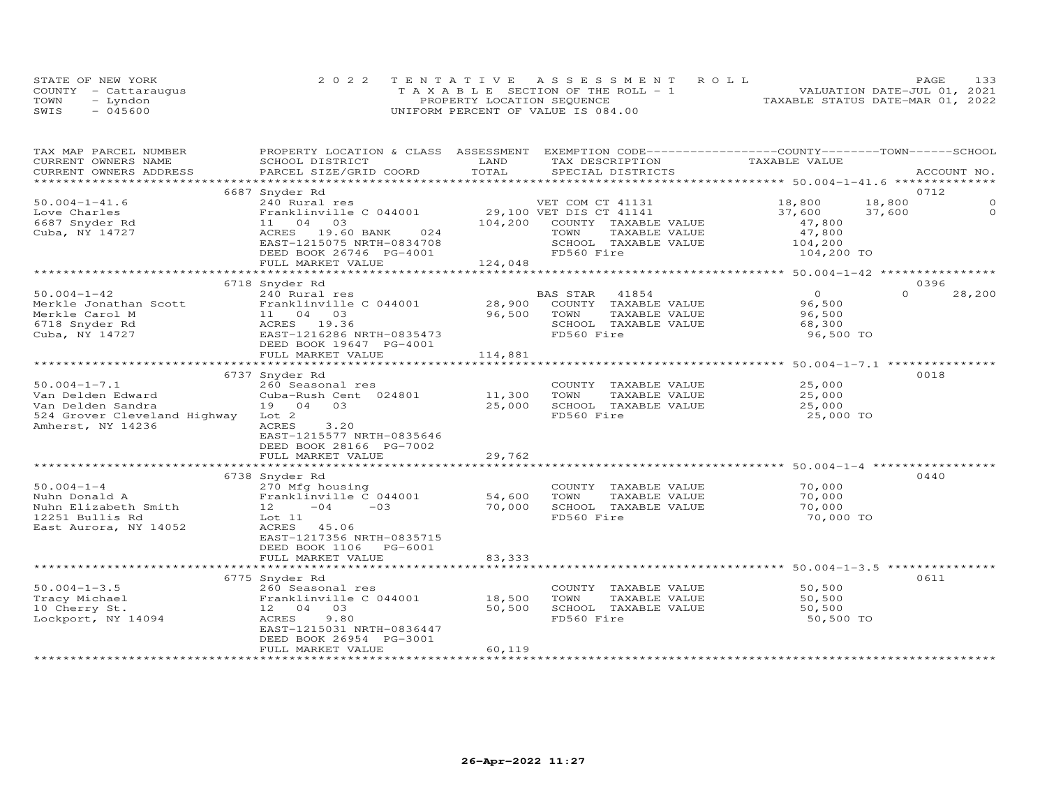STATE OF NEW YORK
COUNTY - Cattaraugus
TOWN - Lyndon
SWIS - 045600

2022 TENTATIVE ASSESSMENT ROLL
TAXABLE SECTION OF THE ROLL - 1
PROPERTY LOCATION SEQUENCE
UNIFORM PERCENT OF VALUE IS 084.00

VALUATION DATE-JUL 01, 2021
TAXABLE STATUS DATE-MAR 01, 2022

| TAX MAP PARCEL NUMBER / CURRENT OWNERS NAME / CURRENT OWNERS ADDRESS | PROPERTY LOCATION & CLASS / SCHOOL DISTRICT / PARCEL SIZE/GRID COORD | ASSESSMENT LAND | TOTAL | EXEMPTION CODE / TAX DESCRIPTION / SPECIAL DISTRICTS | COUNTY TAXABLE VALUE | TOWN | SCHOOL | ACCOUNT NO. |
|---|---|---|---|---|---|---|---|---|
| | 6687 Snyder Rd | | | | | | | 0712 |
| 50.004-1-41.6 | 240 Rural res | | | VET COM CT 41131 | 18,800 | 18,800 | 0 | |
| Love Charles | Franklinville C 044001 | 29,100 | | VET DIS CT 41141 | 37,600 | 37,600 | 0 | |
| 6687 Snyder Rd | 11 04 03 | | 104,200 | COUNTY TAXABLE VALUE | 47,800 | | | |
| Cuba, NY 14727 | ACRES 19.60 BANK 024 | | | TOWN TAXABLE VALUE | 47,800 | | | |
| | EAST-1215075 NRTH-0834708 | | | SCHOOL TAXABLE VALUE | 104,200 | | | |
| | DEED BOOK 26746 PG-4001 | | | FD560 Fire | 104,200 TO | | | |
| | FULL MARKET VALUE | | 124,048 | | | | | |
| | 6718 Snyder Rd | | | | | | | 0396 |
| 50.004-1-42 | 240 Rural res | | | BAS STAR 41854 | 0 | 0 | 28,200 | |
| Merkle Jonathan Scott | Franklinville C 044001 | 28,900 | | COUNTY TAXABLE VALUE | 96,500 | | | |
| Merkle Carol M | 11 04 03 | | 96,500 | TOWN TAXABLE VALUE | 96,500 | | | |
| 6718 Snyder Rd | ACRES 19.36 | | | SCHOOL TAXABLE VALUE | 68,300 | | | |
| Cuba, NY 14727 | EAST-1216286 NRTH-0835473 | | | FD560 Fire | 96,500 TO | | | |
| | DEED BOOK 19647 PG-4001 | | | | | | | |
| | FULL MARKET VALUE | | 114,881 | | | | | |
| | 6737 Snyder Rd | | | | | | | 0018 |
| 50.004-1-7.1 | 260 Seasonal res | | | COUNTY TAXABLE VALUE | 25,000 | | | |
| Van Delden Edward | Cuba-Rush Cent 024801 | 11,300 | | TOWN TAXABLE VALUE | 25,000 | | | |
| Van Delden Sandra | 19 04 03 | | 25,000 | SCHOOL TAXABLE VALUE | 25,000 | | | |
| 524 Grover Cleveland Highway | Lot 2 | | | FD560 Fire | 25,000 TO | | | |
| Amherst, NY 14236 | ACRES 3.20 | | | | | | | |
| | EAST-1215577 NRTH-0835646 | | | | | | | |
| | DEED BOOK 28166 PG-7002 | | | | | | | |
| | FULL MARKET VALUE | | 29,762 | | | | | |
| | 6738 Snyder Rd | | | | | | | 0440 |
| 50.004-1-4 | 270 Mfg housing | | | COUNTY TAXABLE VALUE | 70,000 | | | |
| Nuhn Donald A | Franklinville C 044001 | 54,600 | | TOWN TAXABLE VALUE | 70,000 | | | |
| Nuhn Elizabeth Smith | 12 -04 -03 | | 70,000 | SCHOOL TAXABLE VALUE | 70,000 | | | |
| 12251 Bullis Rd | Lot 11 | | | FD560 Fire | 70,000 TO | | | |
| East Aurora, NY 14052 | ACRES 45.06 | | | | | | | |
| | EAST-1217356 NRTH-0835715 | | | | | | | |
| | DEED BOOK 1106 PG-6001 | | | | | | | |
| | FULL MARKET VALUE | | 83,333 | | | | | |
| | 6775 Snyder Rd | | | | | | | 0611 |
| 50.004-1-3.5 | 260 Seasonal res | | | COUNTY TAXABLE VALUE | 50,500 | | | |
| Tracy Michael | Franklinville C 044001 | 18,500 | | TOWN TAXABLE VALUE | 50,500 | | | |
| 10 Cherry St. | 12 04 03 | | 50,500 | SCHOOL TAXABLE VALUE | 50,500 | | | |
| Lockport, NY 14094 | ACRES 9.80 | | | FD560 Fire | 50,500 TO | | | |
| | EAST-1215031 NRTH-0836447 | | | | | | | |
| | DEED BOOK 26954 PG-3001 | | | | | | | |
| | FULL MARKET VALUE | | 60,119 | | | | | |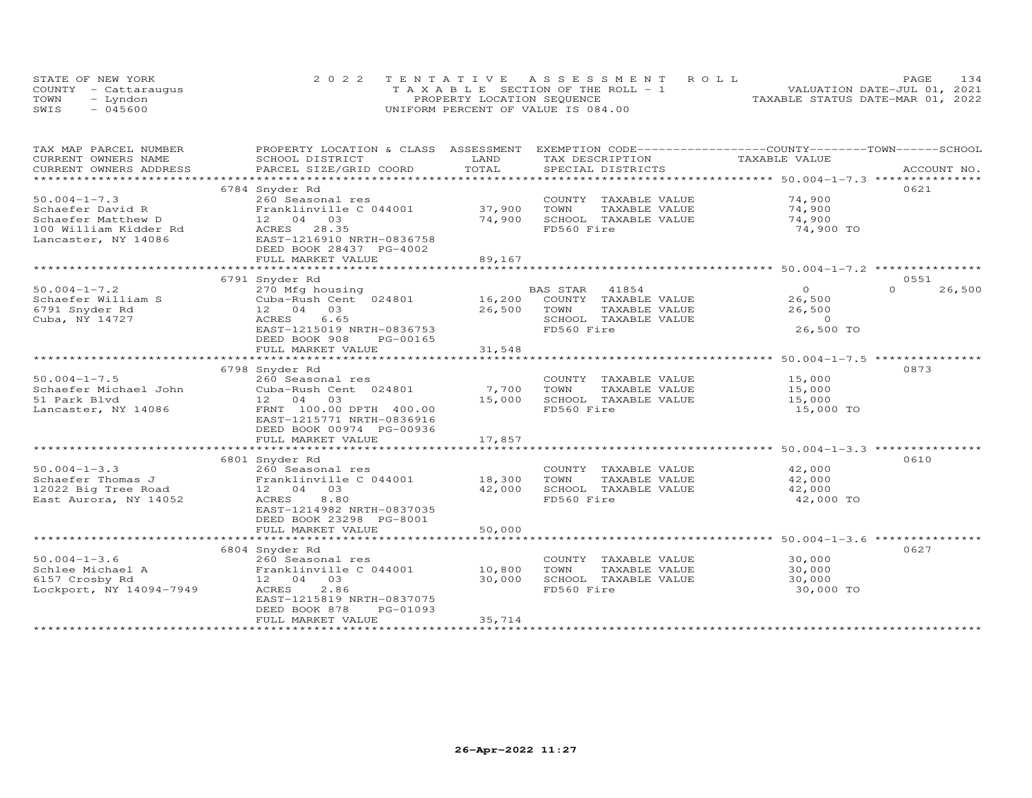STATE OF NEW YORK
COUNTY - Cattaraugus
TOWN - Lyndon
SWIS - 045600

2022 TENTATIVE ASSESSMENT ROLL
TAXABLE SECTION OF THE ROLL - 1
PROPERTY LOCATION SEQUENCE
UNIFORM PERCENT OF VALUE IS 084.00

VALUATION DATE-JUL 01, 2021
TAXABLE STATUS DATE-MAR 01, 2022

| TAX MAP PARCEL NUMBER / CURRENT OWNERS NAME / CURRENT OWNERS ADDRESS | PROPERTY LOCATION & CLASS / SCHOOL DISTRICT / PARCEL SIZE/GRID COORD | ASSESSMENT LAND / TOTAL | EXEMPTION CODE / TAX DESCRIPTION / SPECIAL DISTRICTS | COUNTY / TOWN / SCHOOL TAXABLE VALUE | ACCOUNT NO. |
|---|---|---|---|---|---|
| 50.004-1-7.3 | 6784 Snyder Rd | | | | 0621 |
| | 260 Seasonal res | | COUNTY TAXABLE VALUE | 74,900 | |
| Schaefer David R | Franklinville C 044001 | 37,900 | TOWN TAXABLE VALUE | 74,900 | |
| Schaefer Matthew D | 12 04 03 | 74,900 | SCHOOL TAXABLE VALUE | 74,900 | |
| 100 William Kidder Rd | ACRES 28.35 | | FD560 Fire | 74,900 TO | |
| Lancaster, NY 14086 | EAST-1216910 NRTH-0836758 | | | | |
| | DEED BOOK 28437 PG-4002 | | | | |
| | FULL MARKET VALUE | 89,167 | | | |
| 50.004-1-7.2 | 6791 Snyder Rd | | | | 0551 |
| | 270 Mfg housing | | BAS STAR 41854 | 0 / 0 / 26,500 | |
| Schaefer William S | Cuba-Rush Cent 024801 | 16,200 | COUNTY TAXABLE VALUE | 26,500 | |
| 6791 Snyder Rd | 12 04 03 | 26,500 | TOWN TAXABLE VALUE | 26,500 | |
| Cuba, NY 14727 | ACRES 6.65 | | SCHOOL TAXABLE VALUE | 0 | |
| | EAST-1215019 NRTH-0836753 | | FD560 Fire | 26,500 TO | |
| | DEED BOOK 908 PG-00165 | | | | |
| | FULL MARKET VALUE | 31,548 | | | |
| 50.004-1-7.5 | 6798 Snyder Rd | | | | 0873 |
| | 260 Seasonal res | | COUNTY TAXABLE VALUE | 15,000 | |
| Schaefer Michael John | Cuba-Rush Cent 024801 | 7,700 | TOWN TAXABLE VALUE | 15,000 | |
| 51 Park Blvd | 12 04 03 | 15,000 | SCHOOL TAXABLE VALUE | 15,000 | |
| Lancaster, NY 14086 | FRNT 100.00 DPTH 400.00 | | FD560 Fire | 15,000 TO | |
| | EAST-1215771 NRTH-0836916 | | | | |
| | DEED BOOK 00974 PG-00936 | | | | |
| | FULL MARKET VALUE | 17,857 | | | |
| 50.004-1-3.3 | 6801 Snyder Rd | | | | 0610 |
| | 260 Seasonal res | | COUNTY TAXABLE VALUE | 42,000 | |
| Schaefer Thomas J | Franklinville C 044001 | 18,300 | TOWN TAXABLE VALUE | 42,000 | |
| 12022 Big Tree Road | 12 04 03 | 42,000 | SCHOOL TAXABLE VALUE | 42,000 | |
| East Aurora, NY 14052 | ACRES 8.80 | | FD560 Fire | 42,000 TO | |
| | EAST-1214982 NRTH-0837035 | | | | |
| | DEED BOOK 23298 PG-8001 | | | | |
| | FULL MARKET VALUE | 50,000 | | | |
| 50.004-1-3.6 | 6804 Snyder Rd | | | | 0627 |
| | 260 Seasonal res | | COUNTY TAXABLE VALUE | 30,000 | |
| Schlee Michael A | Franklinville C 044001 | 10,800 | TOWN TAXABLE VALUE | 30,000 | |
| 6157 Crosby Rd | 12 04 03 | 30,000 | SCHOOL TAXABLE VALUE | 30,000 | |
| Lockport, NY 14094-7949 | ACRES 2.86 | | FD560 Fire | 30,000 TO | |
| | EAST-1215819 NRTH-0837075 | | | | |
| | DEED BOOK 878 PG-01093 | | | | |
| | FULL MARKET VALUE | 35,714 | | | |

26-Apr-2022 11:27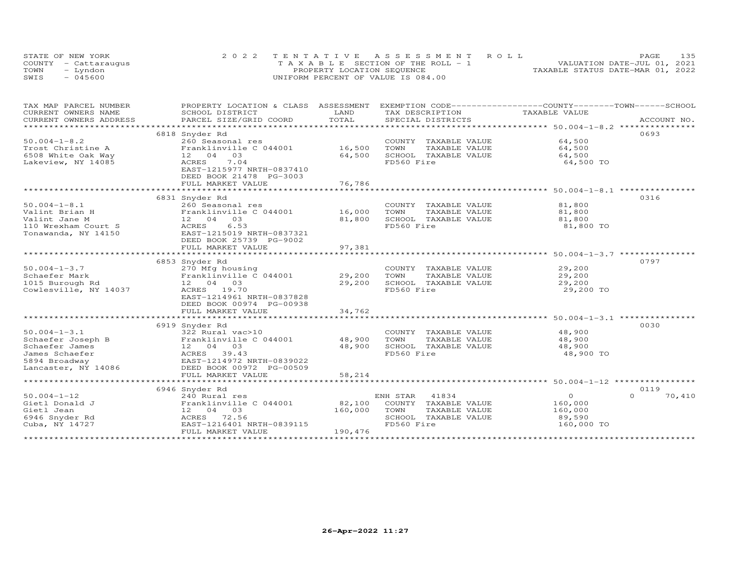STATE OF NEW YORK — COUNTY - Cattaraugus — TOWN - Lyndon — SWIS - 045600

2022 TENTATIVE ASSESSMENT ROLL
TAXABLE SECTION OF THE ROLL - 1
PROPERTY LOCATION SEQUENCE
UNIFORM PERCENT OF VALUE IS 084.00

VALUATION DATE-JUL 01, 2021
TAXABLE STATUS DATE-MAR 01, 2022

| TAX MAP PARCEL NUMBER / CURRENT OWNERS NAME / CURRENT OWNERS ADDRESS | PROPERTY LOCATION & CLASS / SCHOOL DISTRICT / PARCEL SIZE/GRID COORD | ASSESSMENT LAND / TOTAL | EXEMPTION CODE / TAX DESCRIPTION / SPECIAL DISTRICTS | COUNTY / TOWN / SCHOOL TAXABLE VALUE | ACCOUNT NO. |
|---|---|---|---|---|---|
| **50.004-1-8.2** | 6818 Snyder Rd | | | | 0693 |
| 50.004-1-8.2 | 260 Seasonal res | | COUNTY TAXABLE VALUE | 64,500 | |
| Trost Christine A | Franklinville C 044001 | 16,500 | TOWN TAXABLE VALUE | 64,500 | |
| 6508 White Oak Way | 12 04 03 | 64,500 | SCHOOL TAXABLE VALUE | 64,500 | |
| Lakeview, NY 14085 | ACRES 7.04 | | FD560 Fire | 64,500 TO | |
| | EAST-1215977 NRTH-0837410 | | | | |
| | DEED BOOK 21478 PG-3003 | | | | |
| | FULL MARKET VALUE | 76,786 | | | |
| **50.004-1-8.1** | 6831 Snyder Rd | | | | 0316 |
| 50.004-1-8.1 | 260 Seasonal res | | COUNTY TAXABLE VALUE | 81,800 | |
| Valint Brian H | Franklinville C 044001 | 16,000 | TOWN TAXABLE VALUE | 81,800 | |
| Valint Jane M | 12 04 03 | 81,800 | SCHOOL TAXABLE VALUE | 81,800 | |
| 110 Wrexham Court S | ACRES 6.53 | | FD560 Fire | 81,800 TO | |
| Tonawanda, NY 14150 | EAST-1215019 NRTH-0837321 | | | | |
| | DEED BOOK 25739 PG-9002 | | | | |
| | FULL MARKET VALUE | 97,381 | | | |
| **50.004-1-3.7** | 6853 Snyder Rd | | | | 0797 |
| 50.004-1-3.7 | 270 Mfg housing | | COUNTY TAXABLE VALUE | 29,200 | |
| Schaefer Mark | Franklinville C 044001 | 29,200 | TOWN TAXABLE VALUE | 29,200 | |
| 1015 Burough Rd | 12 04 03 | 29,200 | SCHOOL TAXABLE VALUE | 29,200 | |
| Cowlesville, NY 14037 | ACRES 19.70 | | FD560 Fire | 29,200 TO | |
| | EAST-1214961 NRTH-0837828 | | | | |
| | DEED BOOK 00974 PG-00938 | | | | |
| | FULL MARKET VALUE | 34,762 | | | |
| **50.004-1-3.1** | 6919 Snyder Rd | | | | 0030 |
| 50.004-1-3.1 | 322 Rural vac>10 | | COUNTY TAXABLE VALUE | 48,900 | |
| Schaefer Joseph B | Franklinville C 044001 | 48,900 | TOWN TAXABLE VALUE | 48,900 | |
| Schaefer James | 12 04 03 | 48,900 | SCHOOL TAXABLE VALUE | 48,900 | |
| James Schaefer | ACRES 39.43 | | FD560 Fire | 48,900 TO | |
| 5894 Broadway | EAST-1214972 NRTH-0839022 | | | | |
| Lancaster, NY 14086 | DEED BOOK 00972 PG-00509 | | | | |
| | FULL MARKET VALUE | 58,214 | | | |
| **50.004-1-12** | 6946 Snyder Rd | | | | 0119 |
| 50.004-1-12 | 240 Rural res | | ENH STAR 41834 | 0 | 0 70,410 |
| Gietl Donald J | Franklinville C 044001 | 82,100 | COUNTY TAXABLE VALUE | 160,000 | |
| Gietl Jean | 12 04 03 | 160,000 | TOWN TAXABLE VALUE | 160,000 | |
| 6946 Snyder Rd | ACRES 72.56 | | SCHOOL TAXABLE VALUE | 89,590 | |
| Cuba, NY 14727 | EAST-1216401 NRTH-0839115 | | FD560 Fire | 160,000 TO | |
| | FULL MARKET VALUE | 190,476 | | | |

26-Apr-2022 11:27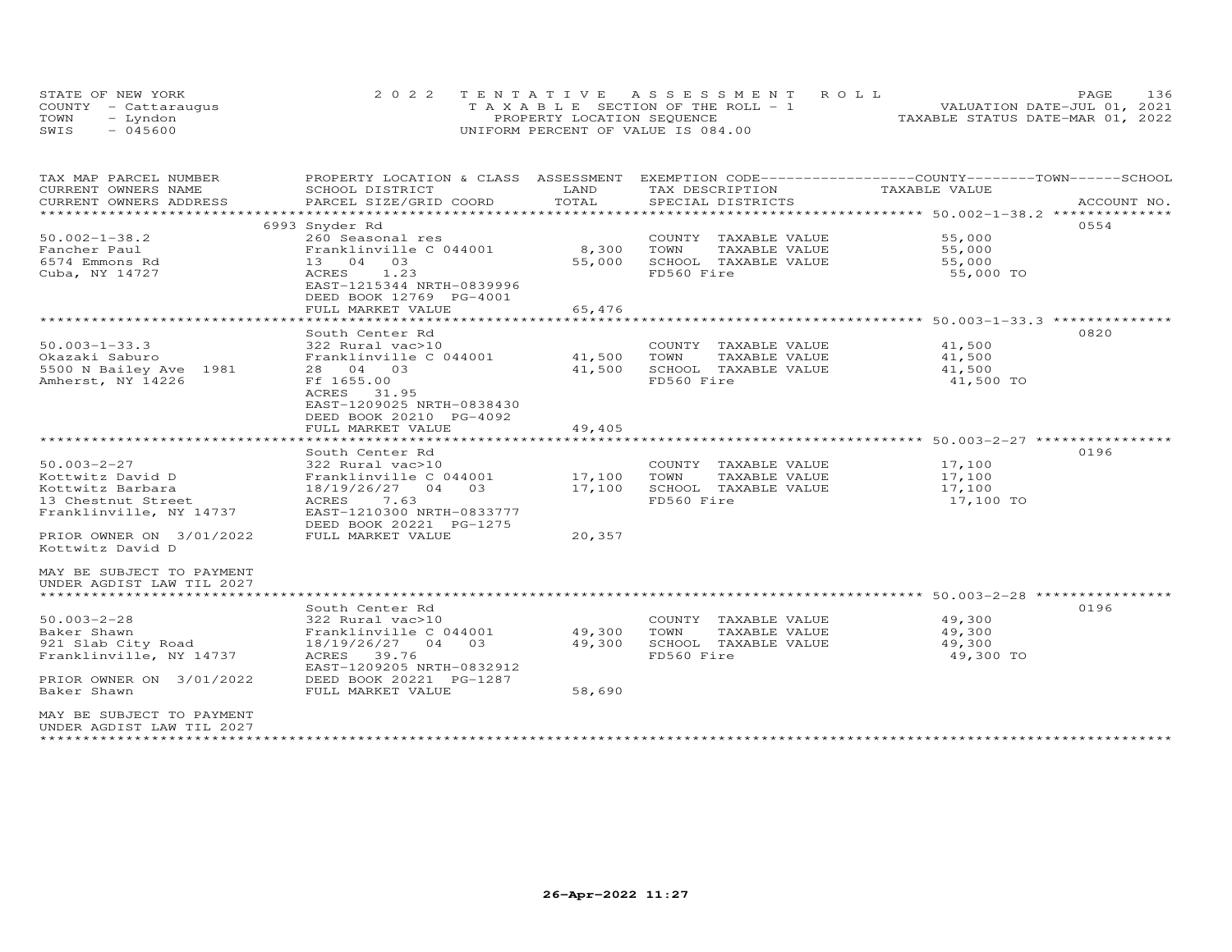STATE OF NEW YORK | 2022 TENTATIVE ASSESSMENT ROLL | PAGE 136
COUNTY - Cattaraugus | TAXABLE SECTION OF THE ROLL - 1 | VALUATION DATE-JUL 01, 2021
TOWN - Lyndon | PROPERTY LOCATION SEQUENCE | TAXABLE STATUS DATE-MAR 01, 2022
SWIS - 045600 | UNIFORM PERCENT OF VALUE IS 084.00

| TAX MAP PARCEL NUMBER / CURRENT OWNERS NAME / CURRENT OWNERS ADDRESS | PROPERTY LOCATION & CLASS / SCHOOL DISTRICT / PARCEL SIZE/GRID COORD | ASSESSMENT LAND / TOTAL | EXEMPTION CODE / TAX DESCRIPTION / SPECIAL DISTRICTS | COUNTY / TOWN / SCHOOL TAXABLE VALUE | ACCOUNT NO. |
|---|---|---|---|---|---|
| **50.002-1-38.2** | 6993 Snyder Rd | | | | 0554 |
| 50.002-1-38.2 | 260 Seasonal res | | COUNTY TAXABLE VALUE | 55,000 | |
| Fancher Paul | Franklinville C 044001 | 8,300 | TOWN TAXABLE VALUE | 55,000 | |
| 6574 Emmons Rd | 13 04 03 | 55,000 | SCHOOL TAXABLE VALUE | 55,000 | |
| Cuba, NY 14727 | ACRES 1.23 | | FD560 Fire | 55,000 TO | |
| | EAST-1215344 NRTH-0839996 | | | | |
| | DEED BOOK 12769 PG-4001 | | | | |
| | FULL MARKET VALUE | 65,476 | | | |
| **50.003-1-33.3** | South Center Rd | | | | 0820 |
| 50.003-1-33.3 | 322 Rural vac>10 | | COUNTY TAXABLE VALUE | 41,500 | |
| Okazaki Saburo | Franklinville C 044001 | 41,500 | TOWN TAXABLE VALUE | 41,500 | |
| 5500 N Bailey Ave 1981 | 28 04 03 | 41,500 | SCHOOL TAXABLE VALUE | 41,500 | |
| Amherst, NY 14226 | Ff 1655.00 | | FD560 Fire | 41,500 TO | |
| | ACRES 31.95 | | | | |
| | EAST-1209025 NRTH-0838430 | | | | |
| | DEED BOOK 20210 PG-4092 | | | | |
| | FULL MARKET VALUE | 49,405 | | | |
| **50.003-2-27** | South Center Rd | | | | 0196 |
| 50.003-2-27 | 322 Rural vac>10 | | COUNTY TAXABLE VALUE | 17,100 | |
| Kottwitz David D | Franklinville C 044001 | 17,100 | TOWN TAXABLE VALUE | 17,100 | |
| Kottwitz Barbara | 18/19/26/27 04 03 | 17,100 | SCHOOL TAXABLE VALUE | 17,100 | |
| 13 Chestnut Street | ACRES 7.63 | | FD560 Fire | 17,100 TO | |
| Franklinville, NY 14737 | EAST-1210300 NRTH-0833777 | | | | |
| | DEED BOOK 20221 PG-1275 | | | | |
| PRIOR OWNER ON 3/01/2022 | FULL MARKET VALUE | 20,357 | | | |
| Kottwitz David D | | | | | |
| MAY BE SUBJECT TO PAYMENT UNDER AGDIST LAW TIL 2027 | | | | | |
| **50.003-2-28** | South Center Rd | | | | 0196 |
| 50.003-2-28 | 322 Rural vac>10 | | COUNTY TAXABLE VALUE | 49,300 | |
| Baker Shawn | Franklinville C 044001 | 49,300 | TOWN TAXABLE VALUE | 49,300 | |
| 921 Slab City Road | 18/19/26/27 04 03 | 49,300 | SCHOOL TAXABLE VALUE | 49,300 | |
| Franklinville, NY 14737 | ACRES 39.76 | | FD560 Fire | 49,300 TO | |
| | EAST-1209205 NRTH-0832912 | | | | |
| PRIOR OWNER ON 3/01/2022 | DEED BOOK 20221 PG-1287 | | | | |
| Baker Shawn | FULL MARKET VALUE | 58,690 | | | |
| MAY BE SUBJECT TO PAYMENT UNDER AGDIST LAW TIL 2027 | | | | | |

26-Apr-2022 11:27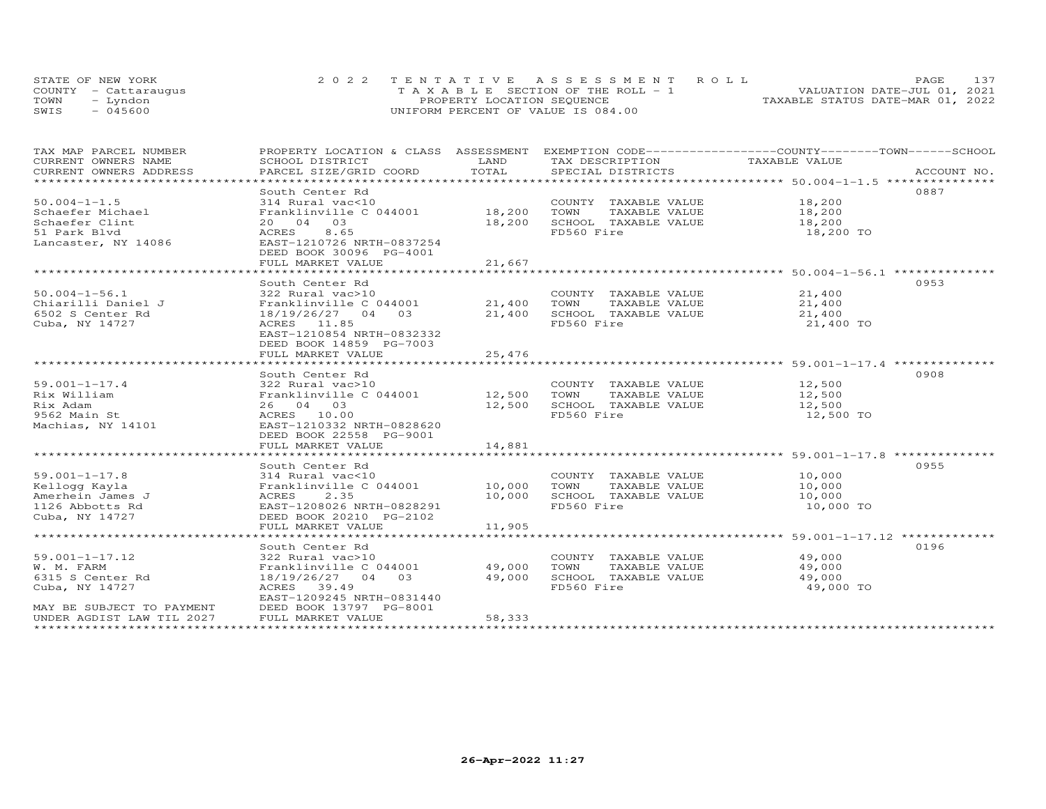STATE OF NEW YORK
COUNTY - Cattaraugus
TOWN - Lyndon
SWIS - 045600

2022 TENTATIVE ASSESSMENT ROLL
TAXABLE SECTION OF THE ROLL - 1
PROPERTY LOCATION SEQUENCE
UNIFORM PERCENT OF VALUE IS 084.00

VALUATION DATE-JUL 01, 2021
TAXABLE STATUS DATE-MAR 01, 2022

| TAX MAP PARCEL NUMBER / CURRENT OWNERS NAME / CURRENT OWNERS ADDRESS | PROPERTY LOCATION & CLASS / SCHOOL DISTRICT / PARCEL SIZE/GRID COORD | ASSESSMENT LAND / TOTAL | EXEMPTION CODE / TAX DESCRIPTION / SPECIAL DISTRICTS | COUNTY/TOWN/SCHOOL TAXABLE VALUE | ACCOUNT NO. |
|---|---|---|---|---|---|
| 50.004-1-1.5 | South Center Rd | | | | 0887 |
| Schaefer Michael | 314 Rural vac<10 | | COUNTY TAXABLE VALUE | 18,200 | |
| Schaefer Clint | Franklinville C 044001 | 18,200 | TOWN TAXABLE VALUE | 18,200 | |
| 51 Park Blvd | 20 04 03 | 18,200 | SCHOOL TAXABLE VALUE | 18,200 | |
| Lancaster, NY 14086 | ACRES 8.65 | | FD560 Fire | 18,200 TO | |
| | EAST-1210726 NRTH-0837254 | | | | |
| | DEED BOOK 30096 PG-4001 | | | | |
| | FULL MARKET VALUE | 21,667 | | | |
| 50.004-1-56.1 | South Center Rd | | | | 0953 |
| Chiarilli Daniel J | 322 Rural vac>10 | | COUNTY TAXABLE VALUE | 21,400 | |
| 6502 S Center Rd | Franklinville C 044001 | 21,400 | TOWN TAXABLE VALUE | 21,400 | |
| Cuba, NY 14727 | 18/19/26/27 04 03 | 21,400 | SCHOOL TAXABLE VALUE | 21,400 | |
| | ACRES 11.85 | | FD560 Fire | 21,400 TO | |
| | EAST-1210854 NRTH-0832332 | | | | |
| | DEED BOOK 14859 PG-7003 | | | | |
| | FULL MARKET VALUE | 25,476 | | | |
| 59.001-1-17.4 | South Center Rd | | | | 0908 |
| Rix William | 322 Rural vac>10 | | COUNTY TAXABLE VALUE | 12,500 | |
| Rix Adam | Franklinville C 044001 | 12,500 | TOWN TAXABLE VALUE | 12,500 | |
| 9562 Main St | 26 04 03 | 12,500 | SCHOOL TAXABLE VALUE | 12,500 | |
| Machias, NY 14101 | ACRES 10.00 | | FD560 Fire | 12,500 TO | |
| | EAST-1210332 NRTH-0828620 | | | | |
| | DEED BOOK 22558 PG-9001 | | | | |
| | FULL MARKET VALUE | 14,881 | | | |
| 59.001-1-17.8 | South Center Rd | | | | 0955 |
| Kellogg Kayla | 314 Rural vac<10 | | COUNTY TAXABLE VALUE | 10,000 | |
| Amerhein James J | Franklinville C 044001 | 10,000 | TOWN TAXABLE VALUE | 10,000 | |
| 1126 Abbotts Rd | ACRES 2.35 | 10,000 | SCHOOL TAXABLE VALUE | 10,000 | |
| Cuba, NY 14727 | EAST-1208026 NRTH-0828291 | | FD560 Fire | 10,000 TO | |
| | DEED BOOK 20210 PG-2102 | | | | |
| | FULL MARKET VALUE | 11,905 | | | |
| 59.001-1-17.12 | South Center Rd | | | | 0196 |
| W. M. FARM | 322 Rural vac>10 | | COUNTY TAXABLE VALUE | 49,000 | |
| 6315 S Center Rd | Franklinville C 044001 | 49,000 | TOWN TAXABLE VALUE | 49,000 | |
| Cuba, NY 14727 | 18/19/26/27 04 03 | 49,000 | SCHOOL TAXABLE VALUE | 49,000 | |
| | ACRES 39.49 | | FD560 Fire | 49,000 TO | |
| | EAST-1209245 NRTH-0831440 | | | | |
| MAY BE SUBJECT TO PAYMENT | DEED BOOK 13797 PG-8001 | | | | |
| UNDER AGDIST LAW TIL 2027 | FULL MARKET VALUE | 58,333 | | | |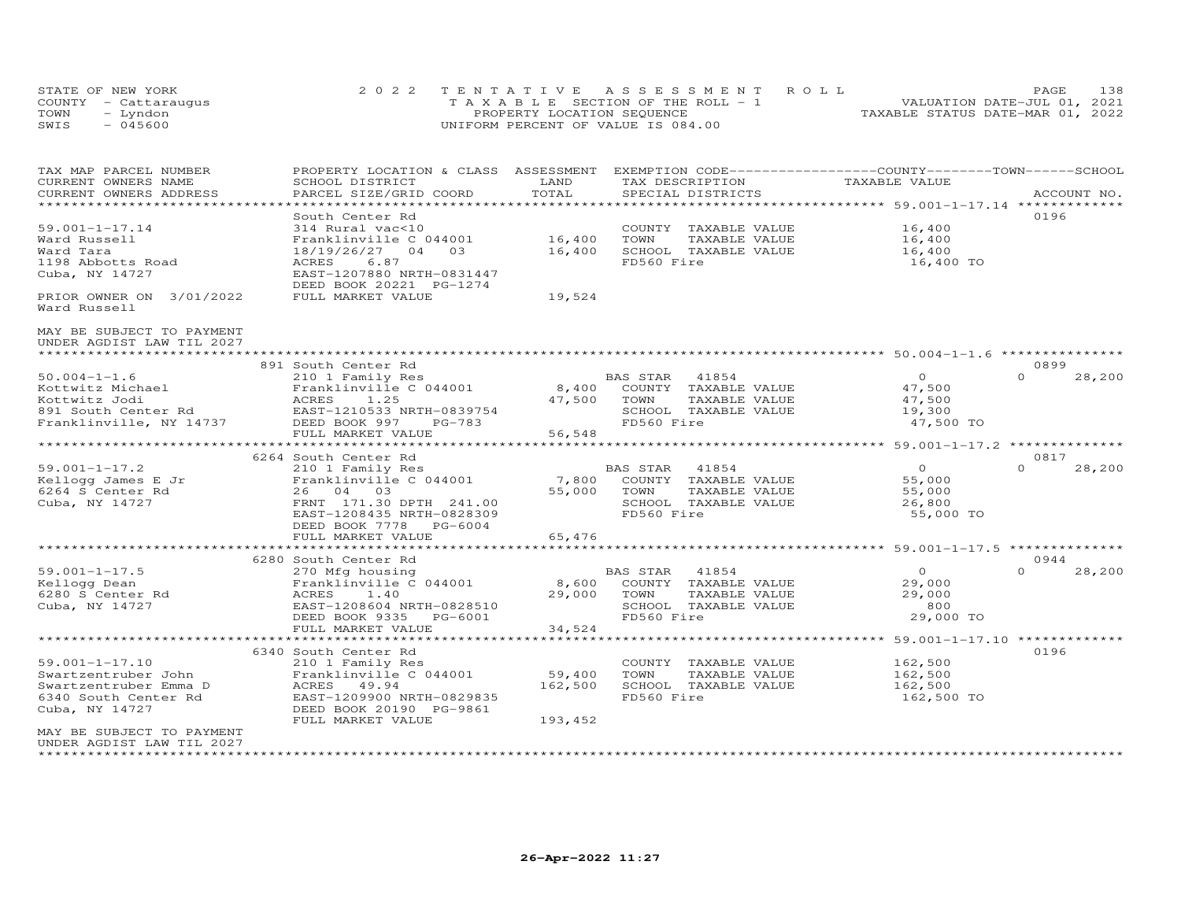STATE OF NEW YORK
COUNTY - Cattaraugus
TOWN - Lyndon
SWIS - 045600

2022 TENTATIVE ASSESSMENT ROLL
TAXABLE SECTION OF THE ROLL - 1
PROPERTY LOCATION SEQUENCE
UNIFORM PERCENT OF VALUE IS 084.00

VALUATION DATE-JUL 01, 2021
TAXABLE STATUS DATE-MAR 01, 2022

| TAX MAP PARCEL NUMBER / CURRENT OWNERS NAME / CURRENT OWNERS ADDRESS | PROPERTY LOCATION & CLASS / SCHOOL DISTRICT / PARCEL SIZE/GRID COORD | ASSESSMENT LAND / TOTAL | EXEMPTION CODE / TAX DESCRIPTION / SPECIAL DISTRICTS | COUNTY / TOWN / SCHOOL TAXABLE VALUE | ACCOUNT NO. |
|---|---|---|---|---|---|
| **59.001-1-17.14** | South Center Rd | | | | 0196 |
| 59.001-1-17.14 | 314 Rural vac<10 | | COUNTY TAXABLE VALUE | 16,400 | |
| Ward Russell | Franklinville C 044001 | 16,400 | TOWN TAXABLE VALUE | 16,400 | |
| Ward Tara | 18/19/26/27 04 03 | 16,400 | SCHOOL TAXABLE VALUE | 16,400 | |
| 1198 Abbotts Road | ACRES 6.87 | | FD560 Fire | 16,400 TO | |
| Cuba, NY 14727 | EAST-1207880 NRTH-0831447 | | | | |
| | DEED BOOK 20221 PG-1274 | | | | |
| PRIOR OWNER ON 3/01/2022 | FULL MARKET VALUE | 19,524 | | | |
| Ward Russell | | | | | |
| MAY BE SUBJECT TO PAYMENT UNDER AGDIST LAW TIL 2027 | | | | | |
| **50.004-1-1.6** | 891 South Center Rd | | | | 0899 |
| 50.004-1-1.6 | 210 1 Family Res | | BAS STAR 41854 | 0 | 0 28,200 |
| Kottwitz Michael | Franklinville C 044001 | 8,400 | COUNTY TAXABLE VALUE | 47,500 | |
| Kottwitz Jodi | ACRES 1.25 | 47,500 | TOWN TAXABLE VALUE | 47,500 | |
| 891 South Center Rd | EAST-1210533 NRTH-0839754 | | SCHOOL TAXABLE VALUE | 19,300 | |
| Franklinville, NY 14737 | DEED BOOK 997 PG-783 | | FD560 Fire | 47,500 TO | |
| | FULL MARKET VALUE | 56,548 | | | |
| **59.001-1-17.2** | 6264 South Center Rd | | | | 0817 |
| 59.001-1-17.2 | 210 1 Family Res | | BAS STAR 41854 | 0 | 0 28,200 |
| Kellogg James E Jr | Franklinville C 044001 | 7,800 | COUNTY TAXABLE VALUE | 55,000 | |
| 6264 S Center Rd | 26 04 03 | 55,000 | TOWN TAXABLE VALUE | 55,000 | |
| Cuba, NY 14727 | FRNT 171.30 DPTH 241.00 | | SCHOOL TAXABLE VALUE | 26,800 | |
| | EAST-1208435 NRTH-0828309 | | FD560 Fire | 55,000 TO | |
| | DEED BOOK 7778 PG-6004 | | | | |
| | FULL MARKET VALUE | 65,476 | | | |
| **59.001-1-17.5** | 6280 South Center Rd | | | | 0944 |
| 59.001-1-17.5 | 270 Mfg housing | | BAS STAR 41854 | 0 | 0 28,200 |
| Kellogg Dean | Franklinville C 044001 | 8,600 | COUNTY TAXABLE VALUE | 29,000 | |
| 6280 S Center Rd | ACRES 1.40 | 29,000 | TOWN TAXABLE VALUE | 29,000 | |
| Cuba, NY 14727 | EAST-1208604 NRTH-0828510 | | SCHOOL TAXABLE VALUE | 800 | |
| | DEED BOOK 9335 PG-6001 | | FD560 Fire | 29,000 TO | |
| | FULL MARKET VALUE | 34,524 | | | |
| **59.001-1-17.10** | 6340 South Center Rd | | | | 0196 |
| 59.001-1-17.10 | 210 1 Family Res | | COUNTY TAXABLE VALUE | 162,500 | |
| Swartzentruber John | Franklinville C 044001 | 59,400 | TOWN TAXABLE VALUE | 162,500 | |
| Swartzentruber Emma D | ACRES 49.94 | 162,500 | SCHOOL TAXABLE VALUE | 162,500 | |
| 6340 South Center Rd | EAST-1209900 NRTH-0829835 | | FD560 Fire | 162,500 TO | |
| Cuba, NY 14727 | DEED BOOK 20190 PG-9861 | | | | |
| | FULL MARKET VALUE | 193,452 | | | |
| MAY BE SUBJECT TO PAYMENT UNDER AGDIST LAW TIL 2027 | | | | | |

26-Apr-2022 11:27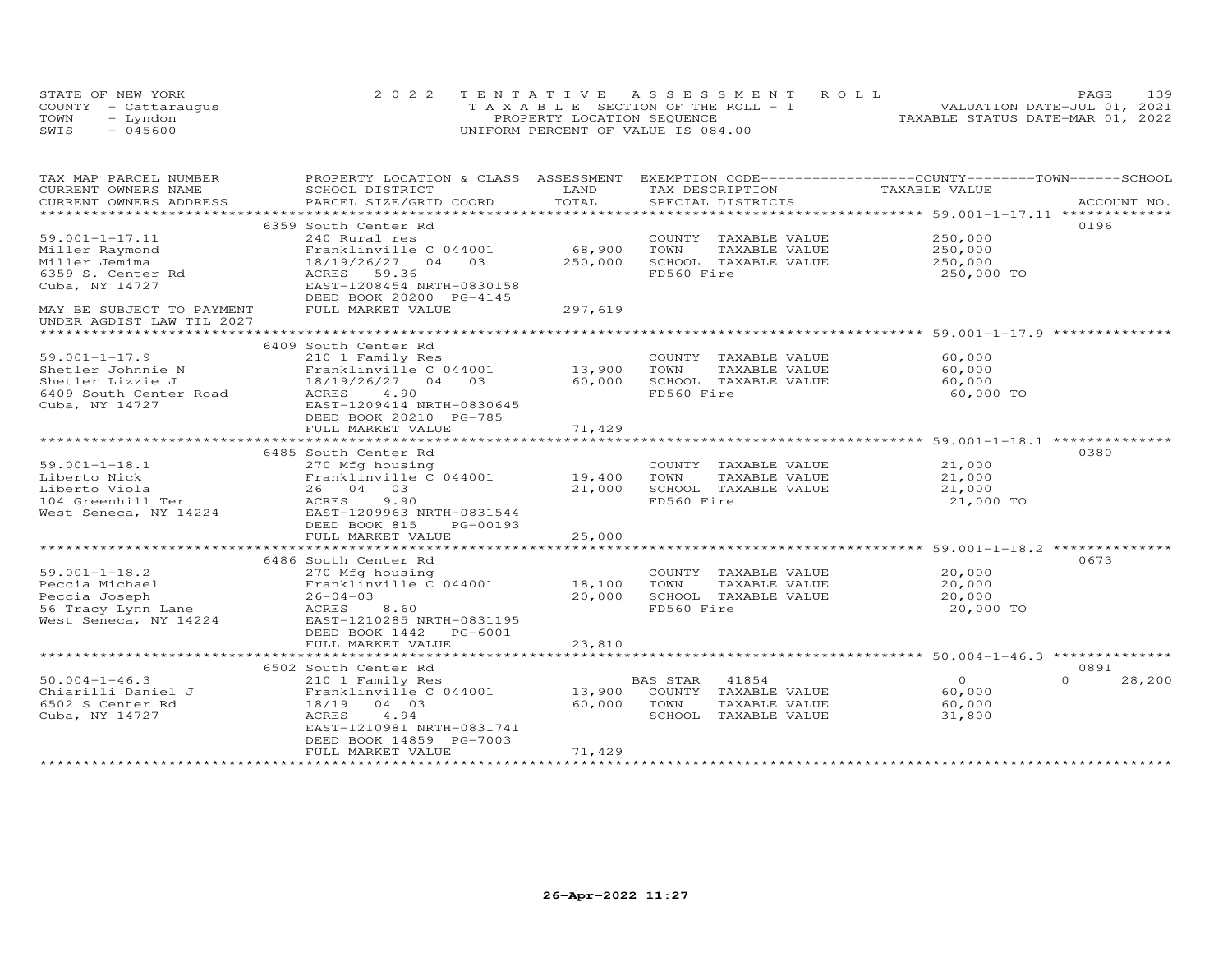STATE OF NEW YORK | 2022 TENTATIVE ASSESSMENT ROLL
COUNTY - Cattaraugus | TAXABLE SECTION OF THE ROLL - 1 | VALUATION DATE-JUL 01, 2021
TOWN - Lyndon | PROPERTY LOCATION SEQUENCE | TAXABLE STATUS DATE-MAR 01, 2022
SWIS - 045600 | UNIFORM PERCENT OF VALUE IS 084.00

| TAX MAP PARCEL NUMBER / CURRENT OWNERS NAME / CURRENT OWNERS ADDRESS | PROPERTY LOCATION & CLASS / SCHOOL DISTRICT / PARCEL SIZE/GRID COORD | ASSESSMENT LAND | TOTAL | EXEMPTION CODE / TAX DESCRIPTION / SPECIAL DISTRICTS | COUNTY | TOWN | SCHOOL TAXABLE VALUE | ACCOUNT NO. |
|---|---|---|---|---|---|---|---|---|
| **59.001-1-17.11** | 6359 South Center Rd | | | | | | | 0196 |
| Miller Raymond | 240 Rural res | | | COUNTY TAXABLE VALUE | 250,000 | | | |
| Miller Jemima | Franklinville C 044001 | 68,900 | | TOWN TAXABLE VALUE | | 250,000 | | |
| 6359 S. Center Rd | 18/19/26/27 04 03 | | 250,000 | SCHOOL TAXABLE VALUE | | | 250,000 | |
| Cuba, NY 14727 | ACRES 59.36 | | | FD560 Fire | 250,000 TO | | | |
| | EAST-1208454 NRTH-0830158 | | | | | | | |
| | DEED BOOK 20200 PG-4145 | | | | | | | |
| MAY BE SUBJECT TO PAYMENT UNDER AGDIST LAW TIL 2027 | FULL MARKET VALUE | | 297,619 | | | | | |
| **59.001-1-17.9** | 6409 South Center Rd | | | | | | | |
| Shetler Johnnie N | 210 1 Family Res | | | COUNTY TAXABLE VALUE | 60,000 | | | |
| Shetler Lizzie J | Franklinville C 044001 | 13,900 | | TOWN TAXABLE VALUE | | 60,000 | | |
| 6409 South Center Road | 18/19/26/27 04 03 | | 60,000 | SCHOOL TAXABLE VALUE | | | 60,000 | |
| Cuba, NY 14727 | ACRES 4.90 | | | FD560 Fire | 60,000 TO | | | |
| | EAST-1209414 NRTH-0830645 | | | | | | | |
| | DEED BOOK 20210 PG-785 | | | | | | | |
| | FULL MARKET VALUE | | 71,429 | | | | | |
| **59.001-1-18.1** | 6485 South Center Rd | | | | | | | 0380 |
| Liberto Nick | 270 Mfg housing | | | COUNTY TAXABLE VALUE | 21,000 | | | |
| Liberto Viola | Franklinville C 044001 | 19,400 | | TOWN TAXABLE VALUE | | 21,000 | | |
| 104 Greenhill Ter | 26 04 03 | | 21,000 | SCHOOL TAXABLE VALUE | | | 21,000 | |
| West Seneca, NY 14224 | ACRES 9.90 | | | FD560 Fire | 21,000 TO | | | |
| | EAST-1209963 NRTH-0831544 | | | | | | | |
| | DEED BOOK 815 PG-00193 | | | | | | | |
| | FULL MARKET VALUE | | 25,000 | | | | | |
| **59.001-1-18.2** | 6486 South Center Rd | | | | | | | 0673 |
| Peccia Michael | 270 Mfg housing | | | COUNTY TAXABLE VALUE | 20,000 | | | |
| Peccia Joseph | Franklinville C 044001 | 18,100 | | TOWN TAXABLE VALUE | | 20,000 | | |
| 56 Tracy Lynn Lane | 26-04-03 | | 20,000 | SCHOOL TAXABLE VALUE | | | 20,000 | |
| West Seneca, NY 14224 | ACRES 8.60 | | | FD560 Fire | 20,000 TO | | | |
| | EAST-1210285 NRTH-0831195 | | | | | | | |
| | DEED BOOK 1442 PG-6001 | | | | | | | |
| | FULL MARKET VALUE | | 23,810 | | | | | |
| **50.004-1-46.3** | 6502 South Center Rd | | | | | | | 0891 |
| Chiarilli Daniel J | 210 1 Family Res | | | BAS STAR 41854 | 0 | | 0 | 28,200 |
| 6502 S Center Rd | Franklinville C 044001 | 13,900 | | COUNTY TAXABLE VALUE | 60,000 | | | |
| Cuba, NY 14727 | 18/19 04 03 | | 60,000 | TOWN TAXABLE VALUE | | 60,000 | | |
| | ACRES 4.94 | | | SCHOOL TAXABLE VALUE | | | 31,800 | |
| | EAST-1210981 NRTH-0831741 | | | | | | | |
| | DEED BOOK 14859 PG-7003 | | | | | | | |
| | FULL MARKET VALUE | | 71,429 | | | | | |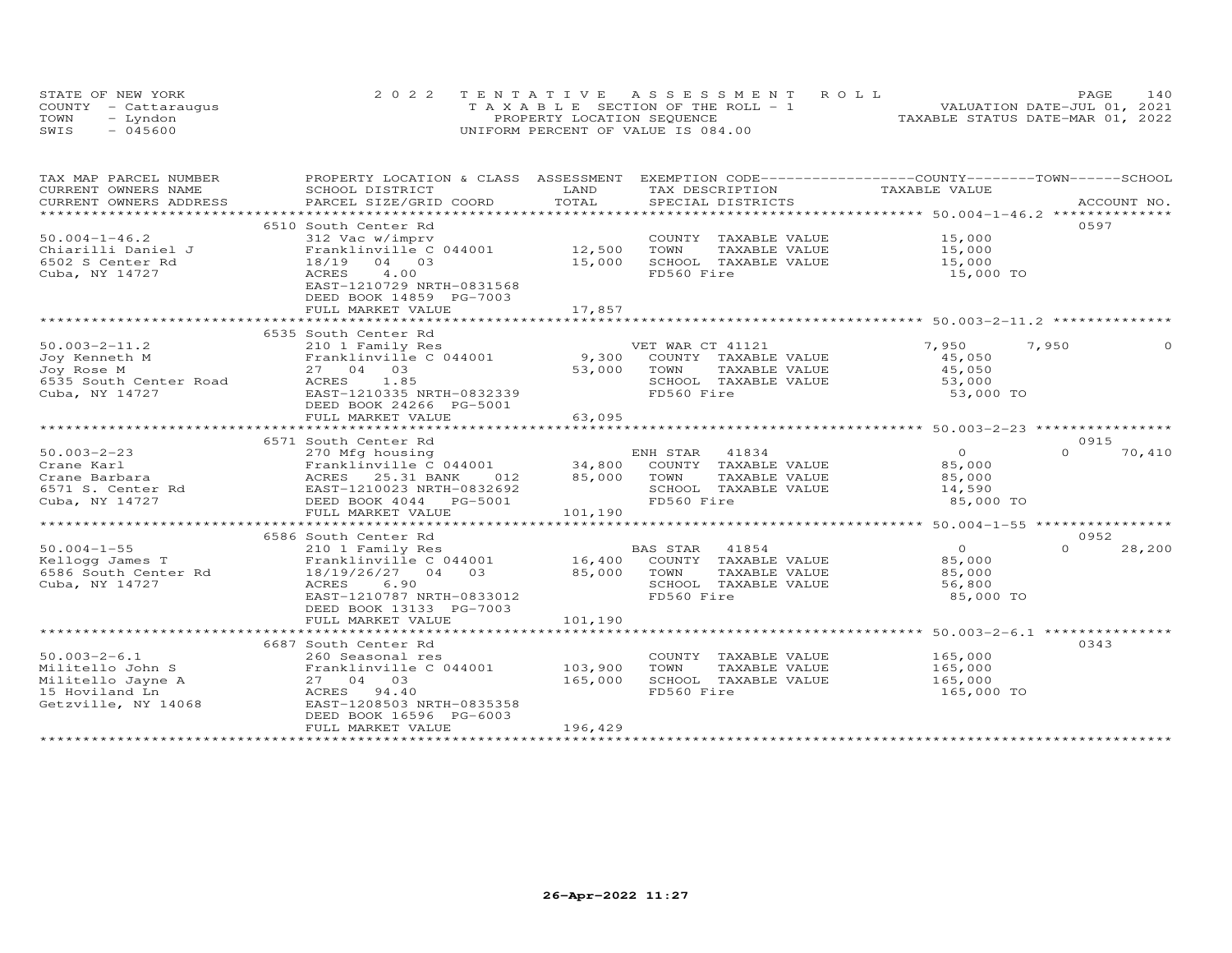STATE OF NEW YORK
COUNTY - Cattaraugus
TOWN - Lyndon
SWIS - 045600

2022 TENTATIVE ASSESSMENT ROLL
TAXABLE SECTION OF THE ROLL - 1
PROPERTY LOCATION SEQUENCE
UNIFORM PERCENT OF VALUE IS 084.00

VALUATION DATE-JUL 01, 2021
TAXABLE STATUS DATE-MAR 01, 2022

| TAX MAP PARCEL NUMBER / CURRENT OWNERS NAME / CURRENT OWNERS ADDRESS | PROPERTY LOCATION & CLASS / SCHOOL DISTRICT / PARCEL SIZE/GRID COORD | ASSESSMENT LAND / TOTAL | EXEMPTION CODE / TAX DESCRIPTION / SPECIAL DISTRICTS | COUNTY TAXABLE VALUE | TOWN | SCHOOL | ACCOUNT NO. |
|---|---|---|---|---|---|---|---|
| 50.004-1-46.2 | 6510 South Center Rd | | | | | | 0597 |
| Chiarilli Daniel J | 312 Vac w/imprv | | COUNTY TAXABLE VALUE | 15,000 | | | |
| 6502 S Center Rd | Franklinville C 044001 | 12,500 | TOWN TAXABLE VALUE | 15,000 | | | |
| Cuba, NY 14727 | 18/19 04 03 | 15,000 | SCHOOL TAXABLE VALUE | 15,000 | | | |
| | ACRES 4.00 | | FD560 Fire | 15,000 TO | | | |
| | EAST-1210729 NRTH-0831568 | | | | | | |
| | DEED BOOK 14859 PG-7003 | | | | | | |
| | FULL MARKET VALUE | 17,857 | | | | | |
| 50.003-2-11.2 | 6535 South Center Rd | | | | | | |
| Joy Kenneth M | 210 1 Family Res | | VET WAR CT 41121 | 7,950 | 7,950 | 0 | |
| Joy Rose M | Franklinville C 044001 | 9,300 | COUNTY TAXABLE VALUE | 45,050 | | | |
| 6535 South Center Road | 27 04 03 | 53,000 | TOWN TAXABLE VALUE | 45,050 | | | |
| Cuba, NY 14727 | ACRES 1.85 | | SCHOOL TAXABLE VALUE | 53,000 | | | |
| | EAST-1210335 NRTH-0832339 | | FD560 Fire | 53,000 TO | | | |
| | DEED BOOK 24266 PG-5001 | | | | | | |
| | FULL MARKET VALUE | 63,095 | | | | | |
| 50.003-2-23 | 6571 South Center Rd | | | | | | 0915 |
| Crane Karl | 270 Mfg housing | | ENH STAR 41834 | 0 | 0 | 70,410 | |
| Crane Barbara | Franklinville C 044001 | 34,800 | COUNTY TAXABLE VALUE | 85,000 | | | |
| 6571 S. Center Rd | ACRES 25.31 BANK 012 | 85,000 | TOWN TAXABLE VALUE | 85,000 | | | |
| Cuba, NY 14727 | EAST-1210023 NRTH-0832692 | | SCHOOL TAXABLE VALUE | 14,590 | | | |
| | DEED BOOK 4044 PG-5001 | | FD560 Fire | 85,000 TO | | | |
| | FULL MARKET VALUE | 101,190 | | | | | |
| 50.004-1-55 | 6586 South Center Rd | | | | | | 0952 |
| Kellogg James T | 210 1 Family Res | | BAS STAR 41854 | 0 | 0 | 28,200 | |
| 6586 South Center Rd | Franklinville C 044001 | 16,400 | COUNTY TAXABLE VALUE | 85,000 | | | |
| Cuba, NY 14727 | 18/19/26/27 04 03 | 85,000 | TOWN TAXABLE VALUE | 85,000 | | | |
| | ACRES 6.90 | | SCHOOL TAXABLE VALUE | 56,800 | | | |
| | EAST-1210787 NRTH-0833012 | | FD560 Fire | 85,000 TO | | | |
| | DEED BOOK 13133 PG-7003 | | | | | | |
| | FULL MARKET VALUE | 101,190 | | | | | |
| 50.003-2-6.1 | 6687 South Center Rd | | | | | | 0343 |
| Militello John S | 260 Seasonal res | | COUNTY TAXABLE VALUE | 165,000 | | | |
| Militello Jayne A | Franklinville C 044001 | 103,900 | TOWN TAXABLE VALUE | 165,000 | | | |
| 15 Hoviland Ln | 27 04 03 | 165,000 | SCHOOL TAXABLE VALUE | 165,000 | | | |
| Getzville, NY 14068 | ACRES 94.40 | | FD560 Fire | 165,000 TO | | | |
| | EAST-1208503 NRTH-0835358 | | | | | | |
| | DEED BOOK 16596 PG-6003 | | | | | | |
| | FULL MARKET VALUE | 196,429 | | | | | |

26-Apr-2022 11:27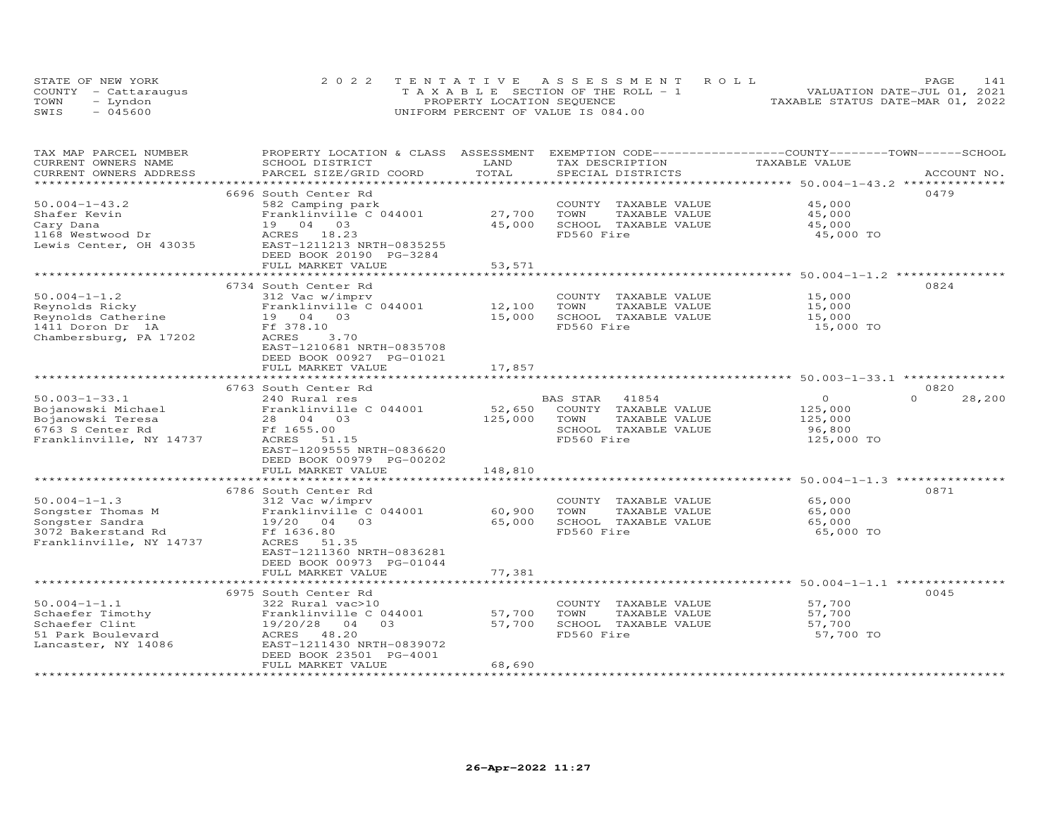STATE OF NEW YORK
COUNTY - Cattaraugus
TOWN - Lyndon
SWIS - 045600

2022 TENTATIVE ASSESSMENT ROLL
TAXABLE SECTION OF THE ROLL - 1
PROPERTY LOCATION SEQUENCE
UNIFORM PERCENT OF VALUE IS 084.00

VALUATION DATE-JUL 01, 2021
TAXABLE STATUS DATE-MAR 01, 2022

| TAX MAP PARCEL NUMBER / CURRENT OWNERS NAME / CURRENT OWNERS ADDRESS | PROPERTY LOCATION & CLASS / SCHOOL DISTRICT / PARCEL SIZE/GRID COORD | ASSESSMENT LAND | TOTAL | EXEMPTION CODE / TAX DESCRIPTION / SPECIAL DISTRICTS | COUNTY / TOWN TAXABLE VALUE | SCHOOL | ACCOUNT NO. |
|---|---|---|---|---|---|---|---|
| **50.004-1-43.2** | 6696 South Center Rd | | | | | | 0479 |
| 50.004-1-43.2 | 582 Camping park | | | COUNTY TAXABLE VALUE | 45,000 | | |
| Shafer Kevin | Franklinville C 044001 | 27,700 | | TOWN TAXABLE VALUE | 45,000 | | |
| Cary Dana | 19 04 03 | | 45,000 | SCHOOL TAXABLE VALUE | 45,000 | | |
| 1168 Westwood Dr | ACRES 18.23 | | | FD560 Fire | 45,000 TO | | |
| Lewis Center, OH 43035 | EAST-1211213 NRTH-0835255 | | | | | | |
| | DEED BOOK 20190 PG-3284 | | | | | | |
| | FULL MARKET VALUE | | 53,571 | | | | |
| **50.004-1-1.2** | 6734 South Center Rd | | | | | | 0824 |
| 50.004-1-1.2 | 312 Vac w/imprv | | | COUNTY TAXABLE VALUE | 15,000 | | |
| Reynolds Ricky | Franklinville C 044001 | 12,100 | | TOWN TAXABLE VALUE | 15,000 | | |
| Reynolds Catherine | 19 04 03 | | 15,000 | SCHOOL TAXABLE VALUE | 15,000 | | |
| 1411 Doron Dr 1A | Ff 378.10 | | | FD560 Fire | 15,000 TO | | |
| Chambersburg, PA 17202 | ACRES 3.70 | | | | | | |
| | EAST-1210681 NRTH-0835708 | | | | | | |
| | DEED BOOK 00927 PG-01021 | | | | | | |
| | FULL MARKET VALUE | | 17,857 | | | | |
| **50.003-1-33.1** | 6763 South Center Rd | | | | | | 0820 |
| 50.003-1-33.1 | 240 Rural res | | | BAS STAR 41854 | 0 | 0 | 28,200 |
| Bojanowski Michael | Franklinville C 044001 | 52,650 | | COUNTY TAXABLE VALUE | 125,000 | | |
| Bojanowski Teresa | 28 04 03 | | 125,000 | TOWN TAXABLE VALUE | 125,000 | | |
| 6763 S Center Rd | Ff 1655.00 | | | SCHOOL TAXABLE VALUE | 96,800 | | |
| Franklinville, NY 14737 | ACRES 51.15 | | | FD560 Fire | 125,000 TO | | |
| | EAST-1209555 NRTH-0836620 | | | | | | |
| | DEED BOOK 00979 PG-00202 | | | | | | |
| | FULL MARKET VALUE | | 148,810 | | | | |
| **50.004-1-1.3** | 6786 South Center Rd | | | | | | 0871 |
| 50.004-1-1.3 | 312 Vac w/imprv | | | COUNTY TAXABLE VALUE | 65,000 | | |
| Songster Thomas M | Franklinville C 044001 | 60,900 | | TOWN TAXABLE VALUE | 65,000 | | |
| Songster Sandra | 19/20 04 03 | | 65,000 | SCHOOL TAXABLE VALUE | 65,000 | | |
| 3072 Bakerstand Rd | Ff 1636.80 | | | FD560 Fire | 65,000 TO | | |
| Franklinville, NY 14737 | ACRES 51.35 | | | | | | |
| | EAST-1211360 NRTH-0836281 | | | | | | |
| | DEED BOOK 00973 PG-01044 | | | | | | |
| | FULL MARKET VALUE | | 77,381 | | | | |
| **50.004-1-1.1** | 6975 South Center Rd | | | | | | 0045 |
| 50.004-1-1.1 | 322 Rural vac>10 | | | COUNTY TAXABLE VALUE | 57,700 | | |
| Schaefer Timothy | Franklinville C 044001 | 57,700 | | TOWN TAXABLE VALUE | 57,700 | | |
| Schaefer Clint | 19/20/28 04 03 | | 57,700 | SCHOOL TAXABLE VALUE | 57,700 | | |
| 51 Park Boulevard | ACRES 48.20 | | | FD560 Fire | 57,700 TO | | |
| Lancaster, NY 14086 | EAST-1211430 NRTH-0839072 | | | | | | |
| | DEED BOOK 23501 PG-4001 | | | | | | |
| | FULL MARKET VALUE | | 68,690 | | | | |

26-Apr-2022 11:27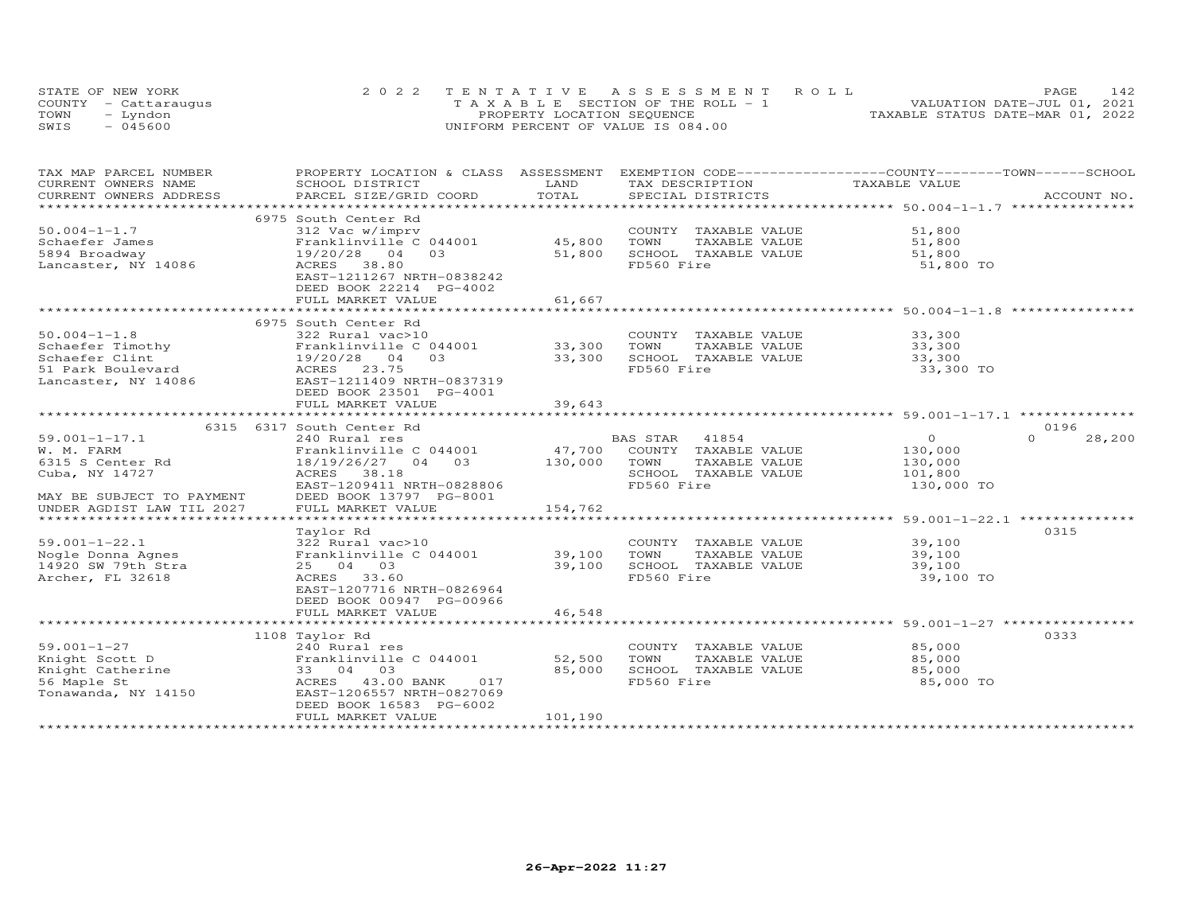STATE OF NEW YORK — 2022 TENTATIVE ASSESSMENT ROLL
COUNTY - Cattaraugus — TAXABLE SECTION OF THE ROLL - 1 — VALUATION DATE-JUL 01, 2021
TOWN - Lyndon — PROPERTY LOCATION SEQUENCE — TAXABLE STATUS DATE-MAR 01, 2022
SWIS - 045600 — UNIFORM PERCENT OF VALUE IS 084.00

| TAX MAP PARCEL NUMBER / CURRENT OWNERS NAME / CURRENT OWNERS ADDRESS | PROPERTY LOCATION & CLASS / SCHOOL DISTRICT / PARCEL SIZE/GRID COORD | ASSESSMENT LAND / TOTAL | EXEMPTION CODE / TAX DESCRIPTION / SPECIAL DISTRICTS | COUNTY / TOWN / SCHOOL TAXABLE VALUE | ACCOUNT NO. |
|---|---|---|---|---|---|
| **50.004-1-1.7** | 6975 South Center Rd | | | | |
| 50.004-1-1.7 | 312 Vac w/imprv | | COUNTY TAXABLE VALUE | 51,800 | |
| Schaefer James | Franklinville C 044001 | 45,800 | TOWN TAXABLE VALUE | 51,800 | |
| 5894 Broadway | 19/20/28 04 03 | 51,800 | SCHOOL TAXABLE VALUE | 51,800 | |
| Lancaster, NY 14086 | ACRES 38.80 | | FD560 Fire | 51,800 TO | |
| | EAST-1211267 NRTH-0838242 | | | | |
| | DEED BOOK 22214 PG-4002 | | | | |
| | FULL MARKET VALUE | 61,667 | | | |
| **50.004-1-1.8** | 6975 South Center Rd | | | | |
| 50.004-1-1.8 | 322 Rural vac>10 | | COUNTY TAXABLE VALUE | 33,300 | |
| Schaefer Timothy | Franklinville C 044001 | 33,300 | TOWN TAXABLE VALUE | 33,300 | |
| Schaefer Clint | 19/20/28 04 03 | 33,300 | SCHOOL TAXABLE VALUE | 33,300 | |
| 51 Park Boulevard | ACRES 23.75 | | FD560 Fire | 33,300 TO | |
| Lancaster, NY 14086 | EAST-1211409 NRTH-0837319 | | | | |
| | DEED BOOK 23501 PG-4001 | | | | |
| | FULL MARKET VALUE | 39,643 | | | |
| **59.001-1-17.1** | 6315 6317 South Center Rd | | | | 0196 |
| 59.001-1-17.1 | 240 Rural res | | BAS STAR 41854 | 0 / 0 / 28,200 | |
| W. M. FARM | Franklinville C 044001 | 47,700 | COUNTY TAXABLE VALUE | 130,000 | |
| 6315 S Center Rd | 18/19/26/27 04 03 | 130,000 | TOWN TAXABLE VALUE | 130,000 | |
| Cuba, NY 14727 | ACRES 38.18 | | SCHOOL TAXABLE VALUE | 101,800 | |
| | EAST-1209411 NRTH-0828806 | | FD560 Fire | 130,000 TO | |
| MAY BE SUBJECT TO PAYMENT | DEED BOOK 13797 PG-8001 | | | | |
| UNDER AGDIST LAW TIL 2027 | FULL MARKET VALUE | 154,762 | | | |
| **59.001-1-22.1** | Taylor Rd | | | | 0315 |
| 59.001-1-22.1 | 322 Rural vac>10 | | COUNTY TAXABLE VALUE | 39,100 | |
| Nogle Donna Agnes | Franklinville C 044001 | 39,100 | TOWN TAXABLE VALUE | 39,100 | |
| 14920 SW 79th Stra | 25 04 03 | 39,100 | SCHOOL TAXABLE VALUE | 39,100 | |
| Archer, FL 32618 | ACRES 33.60 | | FD560 Fire | 39,100 TO | |
| | EAST-1207716 NRTH-0826964 | | | | |
| | DEED BOOK 00947 PG-00966 | | | | |
| | FULL MARKET VALUE | 46,548 | | | |
| **59.001-1-27** | 1108 Taylor Rd | | | | 0333 |
| 59.001-1-27 | 240 Rural res | | COUNTY TAXABLE VALUE | 85,000 | |
| Knight Scott D | Franklinville C 044001 | 52,500 | TOWN TAXABLE VALUE | 85,000 | |
| Knight Catherine | 33 04 03 | 85,000 | SCHOOL TAXABLE VALUE | 85,000 | |
| 56 Maple St | ACRES 43.00 BANK 017 | | FD560 Fire | 85,000 TO | |
| Tonawanda, NY 14150 | EAST-1206557 NRTH-0827069 | | | | |
| | DEED BOOK 16583 PG-6002 | | | | |
| | FULL MARKET VALUE | 101,190 | | | |

26-Apr-2022 11:27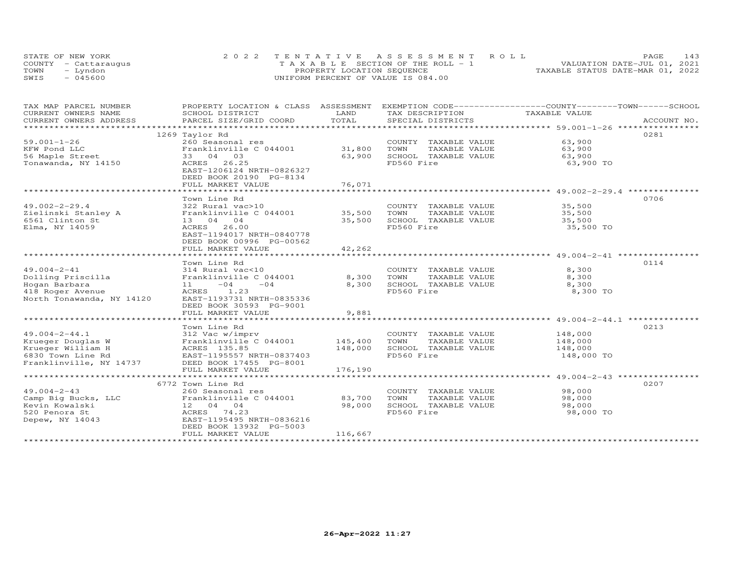STATE OF NEW YORK
COUNTY - Cattaraugus
TOWN - Lyndon
SWIS - 045600

2022 TENTATIVE ASSESSMENT ROLL
TAXABLE SECTION OF THE ROLL - 1
PROPERTY LOCATION SEQUENCE
UNIFORM PERCENT OF VALUE IS 084.00

VALUATION DATE-JUL 01, 2021
TAXABLE STATUS DATE-MAR 01, 2022

| TAX MAP PARCEL NUMBER / CURRENT OWNERS NAME / CURRENT OWNERS ADDRESS | PROPERTY LOCATION & CLASS / SCHOOL DISTRICT / PARCEL SIZE/GRID COORD | ASSESSMENT LAND / TOTAL | EXEMPTION CODE / TAX DESCRIPTION / SPECIAL DISTRICTS | COUNTY--------TOWN------SCHOOL TAXABLE VALUE | ACCOUNT NO. |
|---|---|---|---|---|---|
| 59.001-1-26 | 1269 Taylor Rd | | | | 0281 |
| 59.001-1-26 | 260 Seasonal res | | COUNTY TAXABLE VALUE | 63,900 | |
| KFW Pond LLC | Franklinville C 044001 | 31,800 | TOWN TAXABLE VALUE | 63,900 | |
| 56 Maple Street | 33 04 03 | 63,900 | SCHOOL TAXABLE VALUE | 63,900 | |
| Tonawanda, NY 14150 | ACRES 26.25 | | FD560 Fire | 63,900 TO | |
| | EAST-1206124 NRTH-0826327 | | | | |
| | DEED BOOK 20190 PG-8134 | | | | |
| | FULL MARKET VALUE | 76,071 | | | |
| 49.002-2-29.4 | Town Line Rd | | | | 0706 |
| 49.002-2-29.4 | 322 Rural vac>10 | | COUNTY TAXABLE VALUE | 35,500 | |
| Zielinski Stanley A | Franklinville C 044001 | 35,500 | TOWN TAXABLE VALUE | 35,500 | |
| 6561 Clinton St | 13 04 04 | 35,500 | SCHOOL TAXABLE VALUE | 35,500 | |
| Elma, NY 14059 | ACRES 26.00 | | FD560 Fire | 35,500 TO | |
| | EAST-1194017 NRTH-0840778 | | | | |
| | DEED BOOK 00996 PG-00562 | | | | |
| | FULL MARKET VALUE | 42,262 | | | |
| 49.004-2-41 | Town Line Rd | | | | 0114 |
| 49.004-2-41 | 314 Rural vac<10 | | COUNTY TAXABLE VALUE | 8,300 | |
| Dolling Priscilla | Franklinville C 044001 | 8,300 | TOWN TAXABLE VALUE | 8,300 | |
| Hogan Barbara | 11 -04 -04 | 8,300 | SCHOOL TAXABLE VALUE | 8,300 | |
| 418 Roger Avenue | ACRES 1.23 | | FD560 Fire | 8,300 TO | |
| North Tonawanda, NY 14120 | EAST-1193731 NRTH-0835336 | | | | |
| | DEED BOOK 30593 PG-9001 | | | | |
| | FULL MARKET VALUE | 9,881 | | | |
| 49.004-2-44.1 | Town Line Rd | | | | 0213 |
| 49.004-2-44.1 | 312 Vac w/imprv | | COUNTY TAXABLE VALUE | 148,000 | |
| Krueger Douglas W | Franklinville C 044001 | 145,400 | TOWN TAXABLE VALUE | 148,000 | |
| Krueger William H | ACRES 135.85 | 148,000 | SCHOOL TAXABLE VALUE | 148,000 | |
| 6830 Town Line Rd | EAST-1195557 NRTH-0837403 | | FD560 Fire | 148,000 TO | |
| Franklinville, NY 14737 | DEED BOOK 17455 PG-8001 | | | | |
| | FULL MARKET VALUE | 176,190 | | | |
| 49.004-2-43 | 6772 Town Line Rd | | | | 0207 |
| 49.004-2-43 | 260 Seasonal res | | COUNTY TAXABLE VALUE | 98,000 | |
| Camp Big Bucks, LLC | Franklinville C 044001 | 83,700 | TOWN TAXABLE VALUE | 98,000 | |
| Kevin Kowalski | 12 04 04 | 98,000 | SCHOOL TAXABLE VALUE | 98,000 | |
| 520 Penora St | ACRES 74.23 | | FD560 Fire | 98,000 TO | |
| Depew, NY 14043 | EAST-1195495 NRTH-0836216 | | | | |
| | DEED BOOK 13932 PG-5003 | | | | |
| | FULL MARKET VALUE | 116,667 | | | |

26-Apr-2022 11:27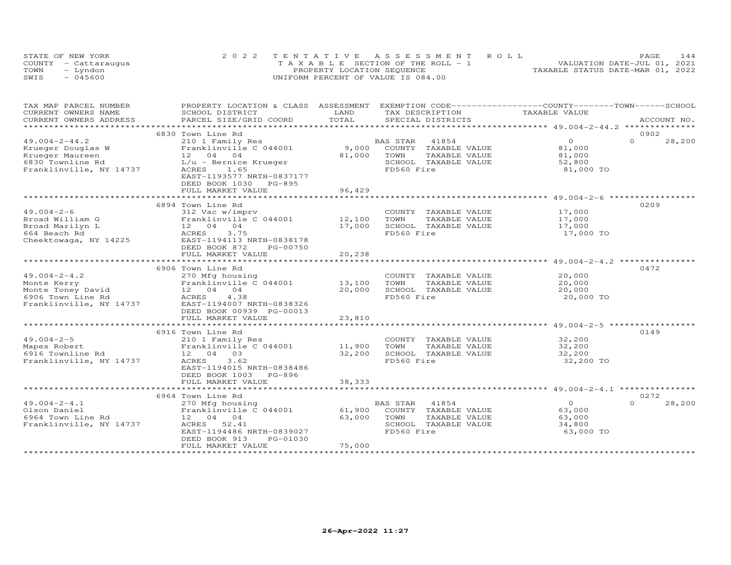STATE OF NEW YORK — COUNTY - Cattaraugus — TOWN - Lyndon — SWIS - 045600

2022 TENTATIVE ASSESSMENT ROLL
TAXABLE SECTION OF THE ROLL - 1
PROPERTY LOCATION SEQUENCE
UNIFORM PERCENT OF VALUE IS 084.00

VALUATION DATE-JUL 01, 2021
TAXABLE STATUS DATE-MAR 01, 2022

| TAX MAP PARCEL NUMBER / CURRENT OWNERS NAME / CURRENT OWNERS ADDRESS | PROPERTY LOCATION & CLASS / SCHOOL DISTRICT / PARCEL SIZE/GRID COORD | ASSESSMENT LAND | TOTAL | EXEMPTION CODE / TAX DESCRIPTION / SPECIAL DISTRICTS | COUNTY TAXABLE VALUE | TOWN | SCHOOL | ACCOUNT NO. |
|---|---|---|---|---|---|---|---|---|
| **49.004-2-44.2** | 6830 Town Line Rd | | | | | | | 0902 |
| 49.004-2-44.2 | 210 1 Family Res | | | BAS STAR 41854 | 0 | 0 | 28,200 | |
| Krueger Douglas W | Franklinville C 044001 | 9,000 | | COUNTY TAXABLE VALUE | 81,000 | | | |
| Krueger Maureen | 12 04 04 | | 81,000 | TOWN TAXABLE VALUE | 81,000 | | | |
| 6830 Townline Rd | L/u - Bernice Krueger | | | SCHOOL TAXABLE VALUE | 52,800 | | | |
| Franklinville, NY 14737 | ACRES 1.65 | | | FD560 Fire | 81,000 TO | | | |
| | EAST-1193577 NRTH-0837177 | | | | | | | |
| | DEED BOOK 1030 PG-895 | | | | | | | |
| | FULL MARKET VALUE | | 96,429 | | | | | |
| **49.004-2-6** | 6894 Town Line Rd | | | | | | | 0209 |
| 49.004-2-6 | 312 Vac w/imprv | | | COUNTY TAXABLE VALUE | 17,000 | | | |
| Broad William G | Franklinville C 044001 | 12,100 | | TOWN TAXABLE VALUE | 17,000 | | | |
| Broad Marilyn L | 12 04 04 | | 17,000 | SCHOOL TAXABLE VALUE | 17,000 | | | |
| 664 Beach Rd | ACRES 3.75 | | | FD560 Fire | 17,000 TO | | | |
| Cheektowaga, NY 14225 | EAST-1194113 NRTH-0838178 | | | | | | | |
| | DEED BOOK 872 PG-00750 | | | | | | | |
| | FULL MARKET VALUE | | 20,238 | | | | | |
| **49.004-2-4.2** | 6906 Town Line Rd | | | | | | | 0472 |
| 49.004-2-4.2 | 270 Mfg housing | | | COUNTY TAXABLE VALUE | 20,000 | | | |
| Monte Kerry | Franklinville C 044001 | 13,100 | | TOWN TAXABLE VALUE | 20,000 | | | |
| Monte Toney David | 12 04 04 | | 20,000 | SCHOOL TAXABLE VALUE | 20,000 | | | |
| 6906 Town Line Rd | ACRES 4.38 | | | FD560 Fire | 20,000 TO | | | |
| Franklinville, NY 14737 | EAST-1194007 NRTH-0838326 | | | | | | | |
| | DEED BOOK 00939 PG-00013 | | | | | | | |
| | FULL MARKET VALUE | | 23,810 | | | | | |
| **49.004-2-5** | 6916 Town Line Rd | | | | | | | 0149 |
| 49.004-2-5 | 210 1 Family Res | | | COUNTY TAXABLE VALUE | 32,200 | | | |
| Mapes Robert | Franklinville C 044001 | 11,900 | | TOWN TAXABLE VALUE | 32,200 | | | |
| 6916 Townline Rd | 12 04 03 | | 32,200 | SCHOOL TAXABLE VALUE | 32,200 | | | |
| Franklinville, NY 14737 | ACRES 3.62 | | | FD560 Fire | 32,200 TO | | | |
| | EAST-1194015 NRTH-0838486 | | | | | | | |
| | DEED BOOK 1003 PG-896 | | | | | | | |
| | FULL MARKET VALUE | | 38,333 | | | | | |
| **49.004-2-4.1** | 6964 Town Line Rd | | | | | | | 0272 |
| 49.004-2-4.1 | 270 Mfg housing | | | BAS STAR 41854 | 0 | 0 | 28,200 | |
| Olson Daniel | Franklinville C 044001 | 61,900 | | COUNTY TAXABLE VALUE | 63,000 | | | |
| 6964 Town Line Rd | 12 04 04 | | 63,000 | TOWN TAXABLE VALUE | 63,000 | | | |
| Franklinville, NY 14737 | ACRES 52.41 | | | SCHOOL TAXABLE VALUE | 34,800 | | | |
| | EAST-1194486 NRTH-0839027 | | | FD560 Fire | 63,000 TO | | | |
| | DEED BOOK 913 PG-01030 | | | | | | | |
| | FULL MARKET VALUE | | 75,000 | | | | | |

26-Apr-2022 11:27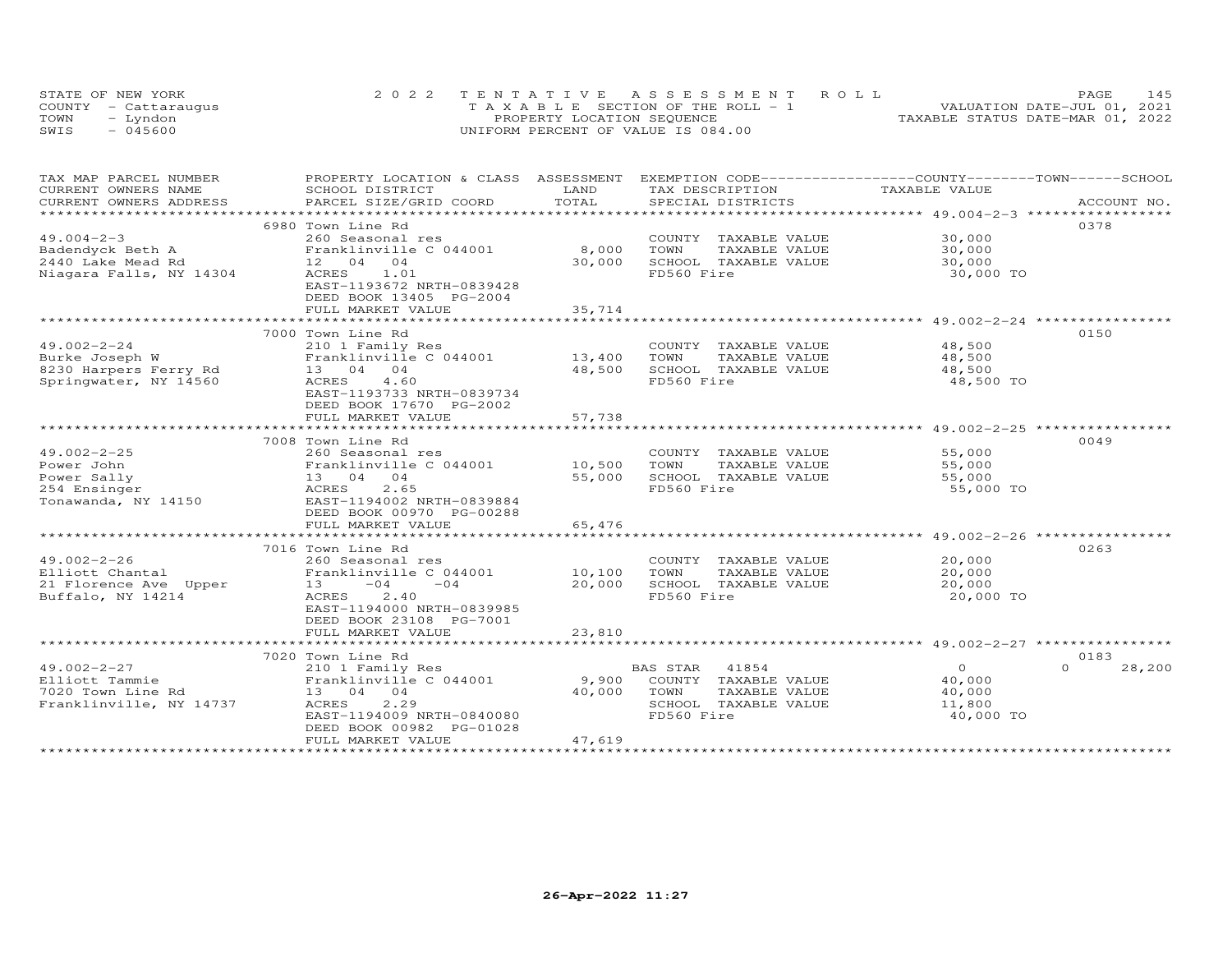STATE OF NEW YORK
COUNTY - Cattaraugus
TOWN - Lyndon
SWIS - 045600

2022 TENTATIVE ASSESSMENT ROLL
TAXABLE SECTION OF THE ROLL - 1
PROPERTY LOCATION SEQUENCE
UNIFORM PERCENT OF VALUE IS 084.00

VALUATION DATE-JUL 01, 2021
TAXABLE STATUS DATE-MAR 01, 2022

| TAX MAP PARCEL NUMBER / CURRENT OWNERS NAME / CURRENT OWNERS ADDRESS | PROPERTY LOCATION & CLASS / SCHOOL DISTRICT / PARCEL SIZE/GRID COORD | ASSESSMENT LAND / TOTAL | EXEMPTION CODE / TAX DESCRIPTION / SPECIAL DISTRICTS | COUNTY / TOWN / SCHOOL TAXABLE VALUE | ACCOUNT NO. |
|---|---|---|---|---|---|
| | 6980 Town Line Rd | | | | 0378 |
| 49.004-2-3 | 260 Seasonal res | | COUNTY TAXABLE VALUE | 30,000 | |
| Badendyck Beth A | Franklinville C 044001 | 8,000 | TOWN TAXABLE VALUE | 30,000 | |
| 2440 Lake Mead Rd | 12 04 04 | 30,000 | SCHOOL TAXABLE VALUE | 30,000 | |
| Niagara Falls, NY 14304 | ACRES 1.01 | | FD560 Fire | 30,000 TO | |
| | EAST-1193672 NRTH-0839428 | | | | |
| | DEED BOOK 13405 PG-2004 | | | | |
| | FULL MARKET VALUE | 35,714 | | | |
| | 7000 Town Line Rd | | | | 0150 |
| 49.002-2-24 | 210 1 Family Res | | COUNTY TAXABLE VALUE | 48,500 | |
| Burke Joseph W | Franklinville C 044001 | 13,400 | TOWN TAXABLE VALUE | 48,500 | |
| 8230 Harpers Ferry Rd | 13 04 04 | 48,500 | SCHOOL TAXABLE VALUE | 48,500 | |
| Springwater, NY 14560 | ACRES 4.60 | | FD560 Fire | 48,500 TO | |
| | EAST-1193733 NRTH-0839734 | | | | |
| | DEED BOOK 17670 PG-2002 | | | | |
| | FULL MARKET VALUE | 57,738 | | | |
| | 7008 Town Line Rd | | | | 0049 |
| 49.002-2-25 | 260 Seasonal res | | COUNTY TAXABLE VALUE | 55,000 | |
| Power John | Franklinville C 044001 | 10,500 | TOWN TAXABLE VALUE | 55,000 | |
| Power Sally | 13 04 04 | 55,000 | SCHOOL TAXABLE VALUE | 55,000 | |
| 254 Ensinger | ACRES 2.65 | | FD560 Fire | 55,000 TO | |
| Tonawanda, NY 14150 | EAST-1194002 NRTH-0839884 | | | | |
| | DEED BOOK 00970 PG-00288 | | | | |
| | FULL MARKET VALUE | 65,476 | | | |
| | 7016 Town Line Rd | | | | 0263 |
| 49.002-2-26 | 260 Seasonal res | | COUNTY TAXABLE VALUE | 20,000 | |
| Elliott Chantal | Franklinville C 044001 | 10,100 | TOWN TAXABLE VALUE | 20,000 | |
| 21 Florence Ave Upper | 13 -04 -04 | 20,000 | SCHOOL TAXABLE VALUE | 20,000 | |
| Buffalo, NY 14214 | ACRES 2.40 | | FD560 Fire | 20,000 TO | |
| | EAST-1194000 NRTH-0839985 | | | | |
| | DEED BOOK 23108 PG-7001 | | | | |
| | FULL MARKET VALUE | 23,810 | | | |
| | 7020 Town Line Rd | | | | 0183 |
| 49.002-2-27 | 210 1 Family Res | | BAS STAR 41854 | 0 0 | 28,200 |
| Elliott Tammie | Franklinville C 044001 | 9,900 | COUNTY TAXABLE VALUE | 40,000 | |
| 7020 Town Line Rd | 13 04 04 | 40,000 | TOWN TAXABLE VALUE | 40,000 | |
| Franklinville, NY 14737 | ACRES 2.29 | | SCHOOL TAXABLE VALUE | 11,800 | |
| | EAST-1194009 NRTH-0840080 | | FD560 Fire | 40,000 TO | |
| | DEED BOOK 00982 PG-01028 | | | | |
| | FULL MARKET VALUE | 47,619 | | | |

26-Apr-2022 11:27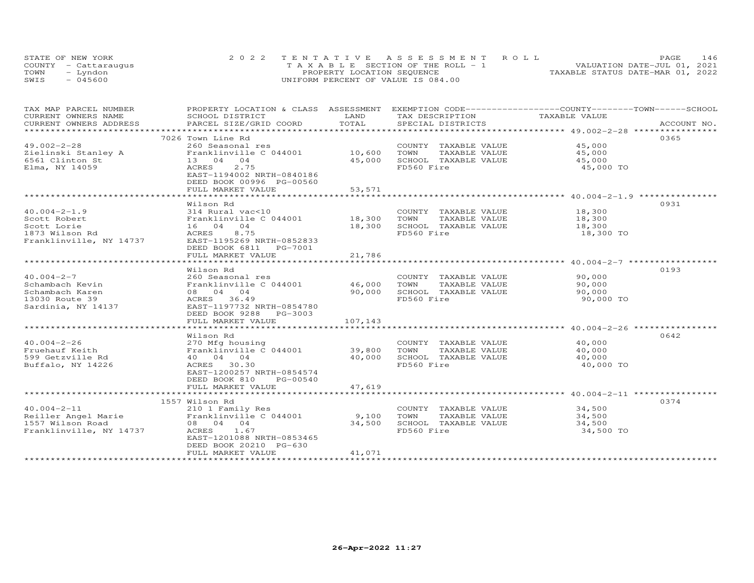STATE OF NEW YORK
COUNTY - Cattaraugus
TOWN - Lyndon
SWIS - 045600

2022 TENTATIVE ASSESSMENT ROLL
TAXABLE SECTION OF THE ROLL - 1
PROPERTY LOCATION SEQUENCE
UNIFORM PERCENT OF VALUE IS 084.00

VALUATION DATE-JUL 01, 2021
TAXABLE STATUS DATE-MAR 01, 2022

| TAX MAP PARCEL NUMBER / CURRENT OWNERS NAME / CURRENT OWNERS ADDRESS | PROPERTY LOCATION & CLASS / SCHOOL DISTRICT / PARCEL SIZE/GRID COORD | ASSESSMENT LAND / TOTAL | EXEMPTION CODE / TAX DESCRIPTION / SPECIAL DISTRICTS | TAXABLE VALUE (COUNTY / TOWN / SCHOOL) | ACCOUNT NO. |
|---|---|---|---|---|---|
| 49.002-2-28 | 7026 Town Line Rd | | | | 0365 |
| Zielinski Stanley A | 260 Seasonal res | | COUNTY TAXABLE VALUE | 45,000 | |
| 6561 Clinton St | Franklinville C 044001 | 10,600 | TOWN TAXABLE VALUE | 45,000 | |
| Elma, NY 14059 | 13 04 04 | 45,000 | SCHOOL TAXABLE VALUE | 45,000 | |
| | ACRES 2.75 | | FD560 Fire | 45,000 TO | |
| | EAST-1194002 NRTH-0840186 | | | | |
| | DEED BOOK 00996 PG-00560 | | | | |
| | FULL MARKET VALUE | 53,571 | | | |
| 40.004-2-1.9 | Wilson Rd | | | | 0931 |
| Scott Robert | 314 Rural vac<10 | | COUNTY TAXABLE VALUE | 18,300 | |
| Scott Lorie | Franklinville C 044001 | 18,300 | TOWN TAXABLE VALUE | 18,300 | |
| 1873 Wilson Rd | 16 04 04 | 18,300 | SCHOOL TAXABLE VALUE | 18,300 | |
| Franklinville, NY 14737 | ACRES 8.75 | | FD560 Fire | 18,300 TO | |
| | EAST-1195269 NRTH-0852833 | | | | |
| | DEED BOOK 6811 PG-7001 | | | | |
| | FULL MARKET VALUE | 21,786 | | | |
| 40.004-2-7 | Wilson Rd | | | | 0193 |
| Schambach Kevin | 260 Seasonal res | | COUNTY TAXABLE VALUE | 90,000 | |
| Schambach Karen | Franklinville C 044001 | 46,000 | TOWN TAXABLE VALUE | 90,000 | |
| 13030 Route 39 | 08 04 04 | 90,000 | SCHOOL TAXABLE VALUE | 90,000 | |
| Sardinia, NY 14137 | ACRES 36.49 | | FD560 Fire | 90,000 TO | |
| | EAST-1197732 NRTH-0854780 | | | | |
| | DEED BOOK 9288 PG-3003 | | | | |
| | FULL MARKET VALUE | 107,143 | | | |
| 40.004-2-26 | Wilson Rd | | | | 0642 |
| Fruehauf Keith | 270 Mfg housing | | COUNTY TAXABLE VALUE | 40,000 | |
| 599 Getzville Rd | Franklinville C 044001 | 39,800 | TOWN TAXABLE VALUE | 40,000 | |
| Buffalo, NY 14226 | 40 04 04 | 40,000 | SCHOOL TAXABLE VALUE | 40,000 | |
| | ACRES 30.30 | | FD560 Fire | 40,000 TO | |
| | EAST-1200257 NRTH-0854574 | | | | |
| | DEED BOOK 810 PG-00540 | | | | |
| | FULL MARKET VALUE | 47,619 | | | |
| 40.004-2-11 | 1557 Wilson Rd | | | | 0374 |
| Reiller Angel Marie | 210 1 Family Res | | COUNTY TAXABLE VALUE | 34,500 | |
| 1557 Wilson Road | Franklinville C 044001 | 9,100 | TOWN TAXABLE VALUE | 34,500 | |
| Franklinville, NY 14737 | 08 04 04 | 34,500 | SCHOOL TAXABLE VALUE | 34,500 | |
| | ACRES 1.67 | | FD560 Fire | 34,500 TO | |
| | EAST-1201088 NRTH-0853465 | | | | |
| | DEED BOOK 20210 PG-630 | | | | |
| | FULL MARKET VALUE | 41,071 | | | |

26-Apr-2022 11:27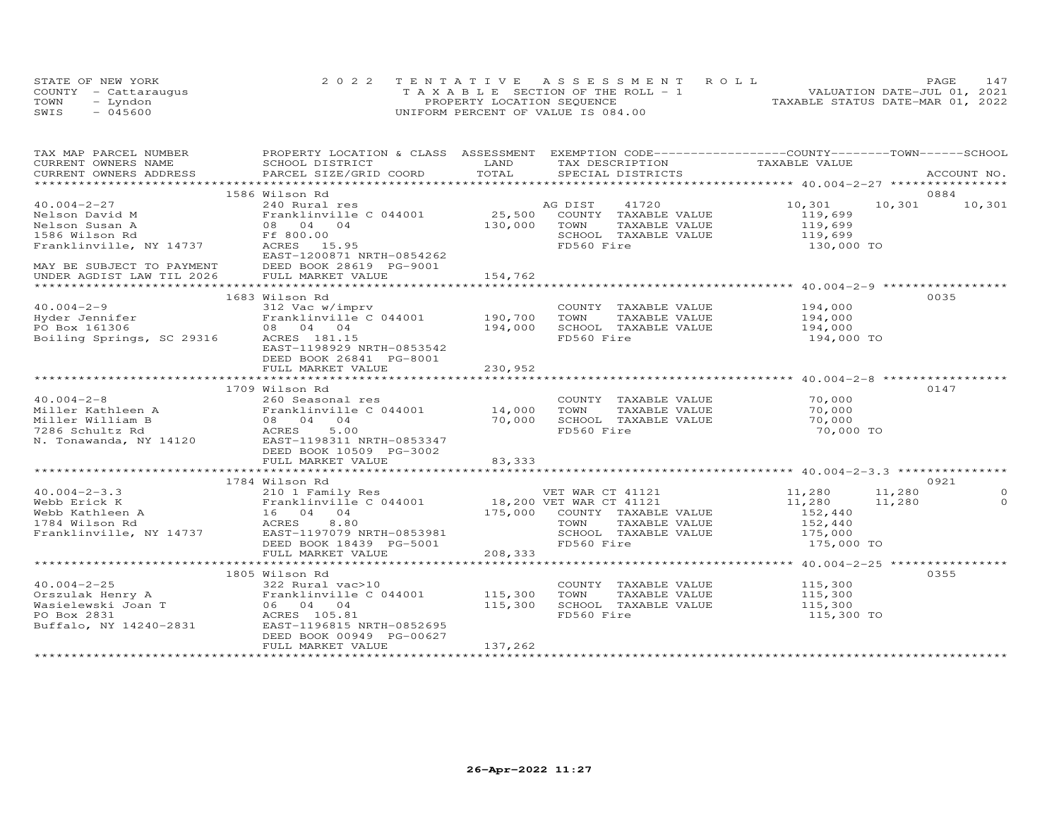STATE OF NEW YORK
COUNTY - Cattaraugus
TOWN - Lyndon
SWIS - 045600

2022 TENTATIVE ASSESSMENT ROLL
TAXABLE SECTION OF THE ROLL - 1
PROPERTY LOCATION SEQUENCE
UNIFORM PERCENT OF VALUE IS 084.00

VALUATION DATE-JUL 01, 2021
TAXABLE STATUS DATE-MAR 01, 2022

| TAX MAP PARCEL NUMBER / CURRENT OWNERS NAME / CURRENT OWNERS ADDRESS | PROPERTY LOCATION & CLASS / SCHOOL DISTRICT / PARCEL SIZE/GRID COORD | ASSESSMENT LAND / TOTAL | EXEMPTION CODE / TAX DESCRIPTION / SPECIAL DISTRICTS | COUNTY TAXABLE VALUE | TOWN | SCHOOL | ACCOUNT NO. |
|---|---|---|---|---|---|---|---|
| **40.004-2-27** | 1586 Wilson Rd | | | | | | 0884 |
| Nelson David M | 240 Rural res | | AG DIST 41720 | 10,301 | 10,301 | 10,301 | |
| Nelson Susan A | Franklinville C 044001 | 25,500 | COUNTY TAXABLE VALUE | 119,699 | | | |
| 1586 Wilson Rd | 08 04 04 | 130,000 | TOWN TAXABLE VALUE | 119,699 | | | |
| Franklinville, NY 14737 | Ff 800.00 | | SCHOOL TAXABLE VALUE | 119,699 | | | |
| | ACRES 15.95 | | FD560 Fire | 130,000 TO | | | |
| | EAST-1200871 NRTH-0854262 | | | | | | |
| MAY BE SUBJECT TO PAYMENT | DEED BOOK 28619 PG-9001 | | | | | | |
| UNDER AGDIST LAW TIL 2026 | FULL MARKET VALUE | 154,762 | | | | | |
| **40.004-2-9** | 1683 Wilson Rd | | | | | | 0035 |
| Hyder Jennifer | 312 Vac w/imprv | | COUNTY TAXABLE VALUE | 194,000 | | | |
| PO Box 161306 | Franklinville C 044001 | 190,700 | TOWN TAXABLE VALUE | 194,000 | | | |
| Boiling Springs, SC 29316 | 08 04 04 | 194,000 | SCHOOL TAXABLE VALUE | 194,000 | | | |
| | ACRES 181.15 | | FD560 Fire | 194,000 TO | | | |
| | EAST-1198929 NRTH-0853542 | | | | | | |
| | DEED BOOK 26841 PG-8001 | | | | | | |
| | FULL MARKET VALUE | 230,952 | | | | | |
| **40.004-2-8** | 1709 Wilson Rd | | | | | | 0147 |
| Miller Kathleen A | 260 Seasonal res | | COUNTY TAXABLE VALUE | 70,000 | | | |
| Miller William B | Franklinville C 044001 | 14,000 | TOWN TAXABLE VALUE | 70,000 | | | |
| 7286 Schultz Rd | 08 04 04 | 70,000 | SCHOOL TAXABLE VALUE | 70,000 | | | |
| N. Tonawanda, NY 14120 | ACRES 5.00 | | FD560 Fire | 70,000 TO | | | |
| | EAST-1198311 NRTH-0853347 | | | | | | |
| | DEED BOOK 10509 PG-3002 | | | | | | |
| | FULL MARKET VALUE | 83,333 | | | | | |
| **40.004-2-3.3** | 1784 Wilson Rd | | | | | | 0921 |
| Webb Erick K | 210 1 Family Res | | VET WAR CT 41121 | 11,280 | 11,280 | 0 | |
| Webb Kathleen A | Franklinville C 044001 | 18,200 | VET WAR CT 41121 | 11,280 | 11,280 | 0 | |
| 1784 Wilson Rd | 16 04 04 | 175,000 | COUNTY TAXABLE VALUE | 152,440 | | | |
| Franklinville, NY 14737 | ACRES 8.80 | | TOWN TAXABLE VALUE | 152,440 | | | |
| | EAST-1197079 NRTH-0853981 | | SCHOOL TAXABLE VALUE | 175,000 | | | |
| | DEED BOOK 18439 PG-5001 | | FD560 Fire | 175,000 TO | | | |
| | FULL MARKET VALUE | 208,333 | | | | | |
| **40.004-2-25** | 1805 Wilson Rd | | | | | | 0355 |
| Orszulak Henry A | 322 Rural vac>10 | | COUNTY TAXABLE VALUE | 115,300 | | | |
| Wasielewski Joan T | Franklinville C 044001 | 115,300 | TOWN TAXABLE VALUE | 115,300 | | | |
| PO Box 2831 | 06 04 04 | 115,300 | SCHOOL TAXABLE VALUE | 115,300 | | | |
| Buffalo, NY 14240-2831 | ACRES 105.81 | | FD560 Fire | 115,300 TO | | | |
| | EAST-1196815 NRTH-0852695 | | | | | | |
| | DEED BOOK 00949 PG-00627 | | | | | | |
| | FULL MARKET VALUE | 137,262 | | | | | |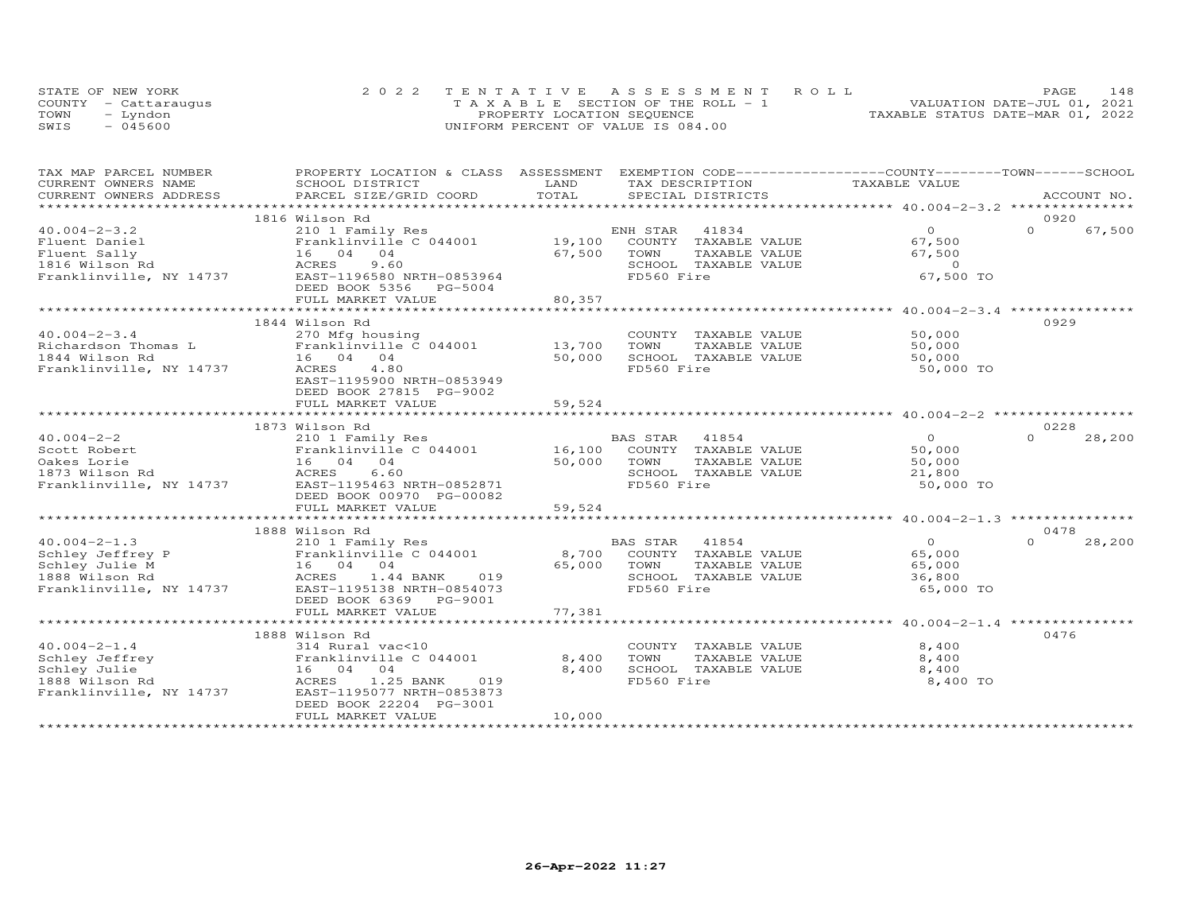STATE OF NEW YORK
COUNTY - Cattaraugus
TOWN - Lyndon
SWIS - 045600

2022 TENTATIVE ASSESSMENT ROLL
TAXABLE SECTION OF THE ROLL - 1
PROPERTY LOCATION SEQUENCE
UNIFORM PERCENT OF VALUE IS 084.00

VALUATION DATE-JUL 01, 2021
TAXABLE STATUS DATE-MAR 01, 2022

| TAX MAP PARCEL NUMBER / CURRENT OWNERS NAME / CURRENT OWNERS ADDRESS | PROPERTY LOCATION & CLASS / SCHOOL DISTRICT / PARCEL SIZE/GRID COORD | ASSESSMENT LAND | TOTAL | EXEMPTION CODE / TAX DESCRIPTION / SPECIAL DISTRICTS | COUNTY TAXABLE VALUE | TOWN | SCHOOL | ACCOUNT NO. |
|---|---|---|---|---|---|---|---|---|
| 40.004-2-3.2 | 1816 Wilson Rd | | | | | | | 0920 |
| | 210 1 Family Res | | | ENH STAR 41834 | 0 | 0 | 67,500 | |
| Fluent Daniel | Franklinville C 044001 | 19,100 | | COUNTY TAXABLE VALUE | 67,500 | | | |
| Fluent Sally | 16 04 04 | | 67,500 | TOWN TAXABLE VALUE | 67,500 | | | |
| 1816 Wilson Rd | ACRES 9.60 | | | SCHOOL TAXABLE VALUE | 0 | | | |
| Franklinville, NY 14737 | EAST-1196580 NRTH-0853964 | | | FD560 Fire | 67,500 TO | | | |
| | DEED BOOK 5356 PG-5004 | | | | | | | |
| | FULL MARKET VALUE | | 80,357 | | | | | |
| 40.004-2-3.4 | 1844 Wilson Rd | | | | | | | 0929 |
| | 270 Mfg housing | | | COUNTY TAXABLE VALUE | 50,000 | | | |
| Richardson Thomas L | Franklinville C 044001 | 13,700 | | TOWN TAXABLE VALUE | 50,000 | | | |
| 1844 Wilson Rd | 16 04 04 | | 50,000 | SCHOOL TAXABLE VALUE | 50,000 | | | |
| Franklinville, NY 14737 | ACRES 4.80 | | | FD560 Fire | 50,000 TO | | | |
| | EAST-1195900 NRTH-0853949 | | | | | | | |
| | DEED BOOK 27815 PG-9002 | | | | | | | |
| | FULL MARKET VALUE | | 59,524 | | | | | |
| 40.004-2-2 | 1873 Wilson Rd | | | | | | | 0228 |
| | 210 1 Family Res | | | BAS STAR 41854 | 0 | 0 | 28,200 | |
| Scott Robert | Franklinville C 044001 | 16,100 | | COUNTY TAXABLE VALUE | 50,000 | | | |
| Oakes Lorie | 16 04 04 | | 50,000 | TOWN TAXABLE VALUE | 50,000 | | | |
| 1873 Wilson Rd | ACRES 6.60 | | | SCHOOL TAXABLE VALUE | 21,800 | | | |
| Franklinville, NY 14737 | EAST-1195463 NRTH-0852871 | | | FD560 Fire | 50,000 TO | | | |
| | DEED BOOK 00970 PG-00082 | | | | | | | |
| | FULL MARKET VALUE | | 59,524 | | | | | |
| 40.004-2-1.3 | 1888 Wilson Rd | | | | | | | 0478 |
| | 210 1 Family Res | | | BAS STAR 41854 | 0 | 0 | 28,200 | |
| Schley Jeffrey P | Franklinville C 044001 | 8,700 | | COUNTY TAXABLE VALUE | 65,000 | | | |
| Schley Julie M | 16 04 04 | | 65,000 | TOWN TAXABLE VALUE | 65,000 | | | |
| 1888 Wilson Rd | ACRES 1.44 BANK 019 | | | SCHOOL TAXABLE VALUE | 36,800 | | | |
| Franklinville, NY 14737 | EAST-1195138 NRTH-0854073 | | | FD560 Fire | 65,000 TO | | | |
| | DEED BOOK 6369 PG-9001 | | | | | | | |
| | FULL MARKET VALUE | | 77,381 | | | | | |
| 40.004-2-1.4 | 1888 Wilson Rd | | | | | | | 0476 |
| | 314 Rural vac<10 | | | COUNTY TAXABLE VALUE | 8,400 | | | |
| Schley Jeffrey | Franklinville C 044001 | 8,400 | | TOWN TAXABLE VALUE | 8,400 | | | |
| Schley Julie | 16 04 04 | | 8,400 | SCHOOL TAXABLE VALUE | 8,400 | | | |
| 1888 Wilson Rd | ACRES 1.25 BANK 019 | | | FD560 Fire | 8,400 TO | | | |
| Franklinville, NY 14737 | EAST-1195077 NRTH-0853873 | | | | | | | |
| | DEED BOOK 22204 PG-3001 | | | | | | | |
| | FULL MARKET VALUE | | 10,000 | | | | | |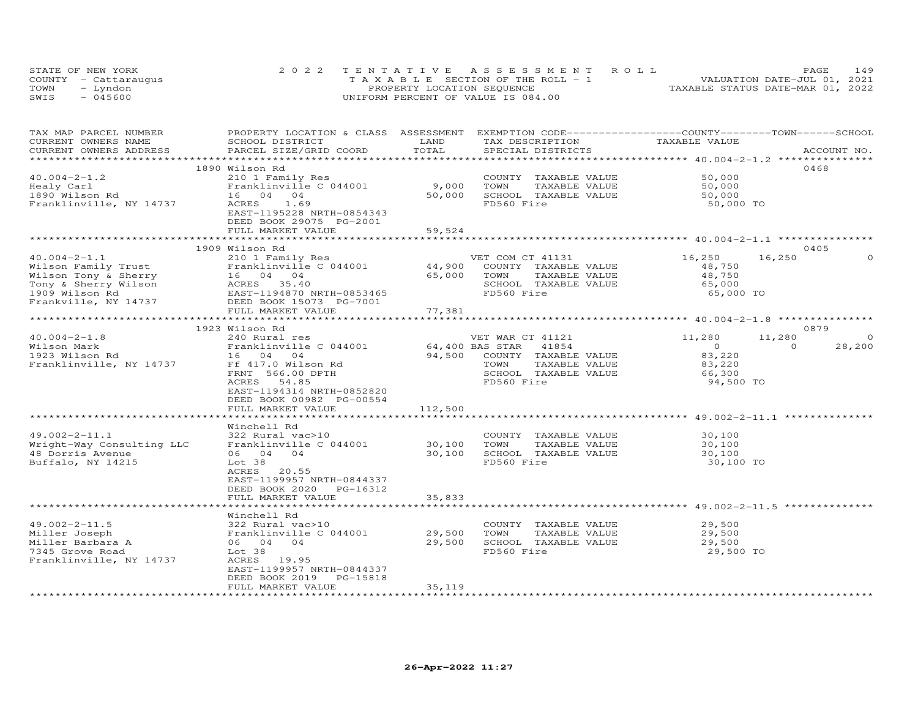STATE OF NEW YORK
COUNTY - Cattaraugus
TOWN - Lyndon
SWIS - 045600

2022 TENTATIVE ASSESSMENT ROLL
TAXABLE SECTION OF THE ROLL - 1
PROPERTY LOCATION SEQUENCE
UNIFORM PERCENT OF VALUE IS 084.00

VALUATION DATE-JUL 01, 2021
TAXABLE STATUS DATE-MAR 01, 2022

| TAX MAP PARCEL NUMBER / CURRENT OWNERS NAME / CURRENT OWNERS ADDRESS | PROPERTY LOCATION & CLASS / SCHOOL DISTRICT / PARCEL SIZE/GRID COORD | ASSESSMENT LAND / TOTAL | EXEMPTION CODE / TAX DESCRIPTION / SPECIAL DISTRICTS | COUNTY TAXABLE VALUE | TOWN | SCHOOL | ACCOUNT NO. |
|---|---|---|---|---|---|---|---|
| 40.004-2-1.2 | 1890 Wilson Rd | | | | | | 0468 |
| Healy Carl | 210 1 Family Res | | COUNTY TAXABLE VALUE | 50,000 | | | |
| 1890 Wilson Rd | Franklinville C 044001 | 9,000 | TOWN TAXABLE VALUE | 50,000 | | | |
| Franklinville, NY 14737 | 16 04 04 | 50,000 | SCHOOL TAXABLE VALUE | 50,000 | | | |
| | ACRES 1.69 | | FD560 Fire | 50,000 TO | | | |
| | EAST-1195228 NRTH-0854343 | | | | | | |
| | DEED BOOK 29075 PG-2001 | | | | | | |
| | FULL MARKET VALUE | 59,524 | | | | | |
| 40.004-2-1.1 | 1909 Wilson Rd | | | | | | 0405 |
| Wilson Family Trust | 210 1 Family Res | | VET COM CT 41131 | 16,250 | 16,250 | 0 | |
| Wilson Tony & Sherry | Franklinville C 044001 | 44,900 | COUNTY TAXABLE VALUE | 48,750 | | | |
| Tony & Sherry Wilson | 16 04 04 | 65,000 | TOWN TAXABLE VALUE | 48,750 | | | |
| 1909 Wilson Rd | ACRES 35.40 | | SCHOOL TAXABLE VALUE | 65,000 | | | |
| Frankville, NY 14737 | EAST-1194870 NRTH-0853465 | | FD560 Fire | 65,000 TO | | | |
| | DEED BOOK 15073 PG-7001 | | | | | | |
| | FULL MARKET VALUE | 77,381 | | | | | |
| 40.004-2-1.8 | 1923 Wilson Rd | | | | | | 0879 |
| Wilson Mark | 240 Rural res | | VET WAR CT 41121 | 11,280 | 11,280 | 0 | |
| 1923 Wilson Rd | Franklinville C 044001 | 64,400 | BAS STAR 41854 | 0 | 0 | 28,200 | |
| Franklinville, NY 14737 | 16 04 04 | 94,500 | COUNTY TAXABLE VALUE | 83,220 | | | |
| | Ff 417.0 Wilson Rd | | TOWN TAXABLE VALUE | 83,220 | | | |
| | FRNT 566.00 DPTH | | SCHOOL TAXABLE VALUE | 66,300 | | | |
| | ACRES 54.85 | | FD560 Fire | 94,500 TO | | | |
| | EAST-1194314 NRTH-0852820 | | | | | | |
| | DEED BOOK 00982 PG-00554 | | | | | | |
| | FULL MARKET VALUE | 112,500 | | | | | |
| 49.002-2-11.1 | Winchell Rd | | | | | | |
| Wright-Way Consulting LLC | 322 Rural vac>10 | | COUNTY TAXABLE VALUE | 30,100 | | | |
| 48 Dorris Avenue | Franklinville C 044001 | 30,100 | TOWN TAXABLE VALUE | 30,100 | | | |
| Buffalo, NY 14215 | 06 04 04 | 30,100 | SCHOOL TAXABLE VALUE | 30,100 | | | |
| | Lot 38 | | FD560 Fire | 30,100 TO | | | |
| | ACRES 20.55 | | | | | | |
| | EAST-1199957 NRTH-0844337 | | | | | | |
| | DEED BOOK 2020 PG-16312 | | | | | | |
| | FULL MARKET VALUE | 35,833 | | | | | |
| 49.002-2-11.5 | Winchell Rd | | | | | | |
| Miller Joseph | 322 Rural vac>10 | | COUNTY TAXABLE VALUE | 29,500 | | | |
| Miller Barbara A | Franklinville C 044001 | 29,500 | TOWN TAXABLE VALUE | 29,500 | | | |
| 7345 Grove Road | 06 04 04 | 29,500 | SCHOOL TAXABLE VALUE | 29,500 | | | |
| Franklinville, NY 14737 | Lot 38 | | FD560 Fire | 29,500 TO | | | |
| | ACRES 19.95 | | | | | | |
| | EAST-1199957 NRTH-0844337 | | | | | | |
| | DEED BOOK 2019 PG-15818 | | | | | | |
| | FULL MARKET VALUE | 35,119 | | | | | |

26-Apr-2022 11:27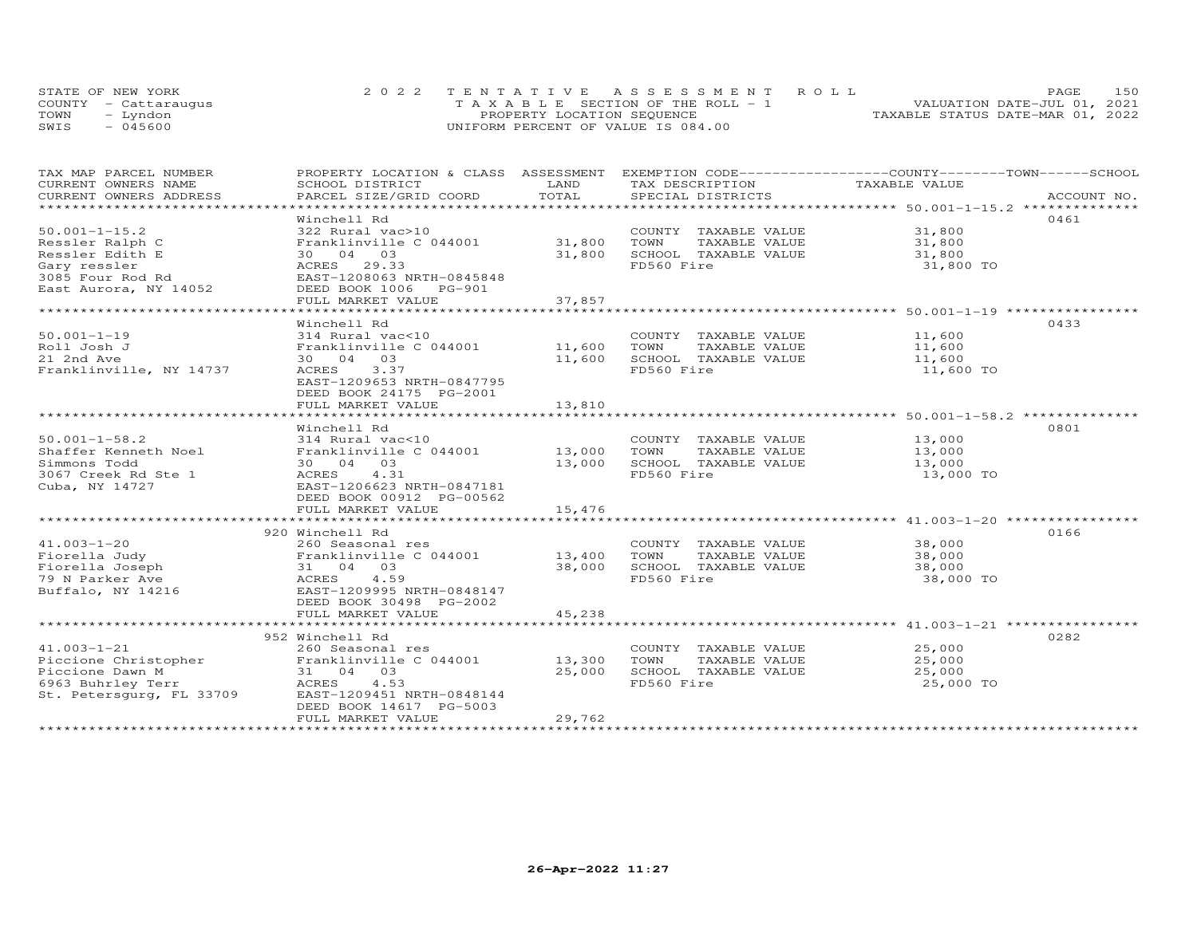STATE OF NEW YORK
COUNTY - Cattaraugus
TOWN - Lyndon
SWIS - 045600

2022 TENTATIVE ASSESSMENT ROLL
TAXABLE SECTION OF THE ROLL - 1
PROPERTY LOCATION SEQUENCE
UNIFORM PERCENT OF VALUE IS 084.00

VALUATION DATE-JUL 01, 2021
TAXABLE STATUS DATE-MAR 01, 2022

| TAX MAP PARCEL NUMBER / CURRENT OWNERS NAME / CURRENT OWNERS ADDRESS | PROPERTY LOCATION & CLASS / SCHOOL DISTRICT / PARCEL SIZE/GRID COORD | ASSESSMENT LAND / TOTAL | EXEMPTION CODE / TAX DESCRIPTION / SPECIAL DISTRICTS | COUNTY / TOWN / SCHOOL TAXABLE VALUE | ACCOUNT NO. |
|---|---|---|---|---|---|
| **50.001-1-15.2** | Winchell Rd | | | | 0461 |
| 50.001-1-15.2 | 322 Rural vac>10 | | COUNTY TAXABLE VALUE | 31,800 | |
| Ressler Ralph C | Franklinville C 044001 | 31,800 | TOWN TAXABLE VALUE | 31,800 | |
| Ressler Edith E | 30 04 03 | 31,800 | SCHOOL TAXABLE VALUE | 31,800 | |
| Gary ressler | ACRES 29.33 | | FD560 Fire | 31,800 TO | |
| 3085 Four Rod Rd | EAST-1208063 NRTH-0845848 | | | | |
| East Aurora, NY 14052 | DEED BOOK 1006 PG-901 | | | | |
| | FULL MARKET VALUE | 37,857 | | | |
| **50.001-1-19** | Winchell Rd | | | | 0433 |
| 50.001-1-19 | 314 Rural vac<10 | | COUNTY TAXABLE VALUE | 11,600 | |
| Roll Josh J | Franklinville C 044001 | 11,600 | TOWN TAXABLE VALUE | 11,600 | |
| 21 2nd Ave | 30 04 03 | 11,600 | SCHOOL TAXABLE VALUE | 11,600 | |
| Franklinville, NY 14737 | ACRES 3.37 | | FD560 Fire | 11,600 TO | |
| | EAST-1209653 NRTH-0847795 | | | | |
| | DEED BOOK 24175 PG-2001 | | | | |
| | FULL MARKET VALUE | 13,810 | | | |
| **50.001-1-58.2** | Winchell Rd | | | | 0801 |
| 50.001-1-58.2 | 314 Rural vac<10 | | COUNTY TAXABLE VALUE | 13,000 | |
| Shaffer Kenneth Noel | Franklinville C 044001 | 13,000 | TOWN TAXABLE VALUE | 13,000 | |
| Simmons Todd | 30 04 03 | 13,000 | SCHOOL TAXABLE VALUE | 13,000 | |
| 3067 Creek Rd Ste 1 | ACRES 4.31 | | FD560 Fire | 13,000 TO | |
| Cuba, NY 14727 | EAST-1206623 NRTH-0847181 | | | | |
| | DEED BOOK 00912 PG-00562 | | | | |
| | FULL MARKET VALUE | 15,476 | | | |
| **41.003-1-20** | 920 Winchell Rd | | | | 0166 |
| 41.003-1-20 | 260 Seasonal res | | COUNTY TAXABLE VALUE | 38,000 | |
| Fiorella Judy | Franklinville C 044001 | 13,400 | TOWN TAXABLE VALUE | 38,000 | |
| Fiorella Joseph | 31 04 03 | 38,000 | SCHOOL TAXABLE VALUE | 38,000 | |
| 79 N Parker Ave | ACRES 4.59 | | FD560 Fire | 38,000 TO | |
| Buffalo, NY 14216 | EAST-1209995 NRTH-0848147 | | | | |
| | DEED BOOK 30498 PG-2002 | | | | |
| | FULL MARKET VALUE | 45,238 | | | |
| **41.003-1-21** | 952 Winchell Rd | | | | 0282 |
| 41.003-1-21 | 260 Seasonal res | | COUNTY TAXABLE VALUE | 25,000 | |
| Piccione Christopher | Franklinville C 044001 | 13,300 | TOWN TAXABLE VALUE | 25,000 | |
| Piccione Dawn M | 31 04 03 | 25,000 | SCHOOL TAXABLE VALUE | 25,000 | |
| 6963 Buhrley Terr | ACRES 4.53 | | FD560 Fire | 25,000 TO | |
| St. Petersgurg, FL 33709 | EAST-1209451 NRTH-0848144 | | | | |
| | DEED BOOK 14617 PG-5003 | | | | |
| | FULL MARKET VALUE | 29,762 | | | |

26-Apr-2022 11:27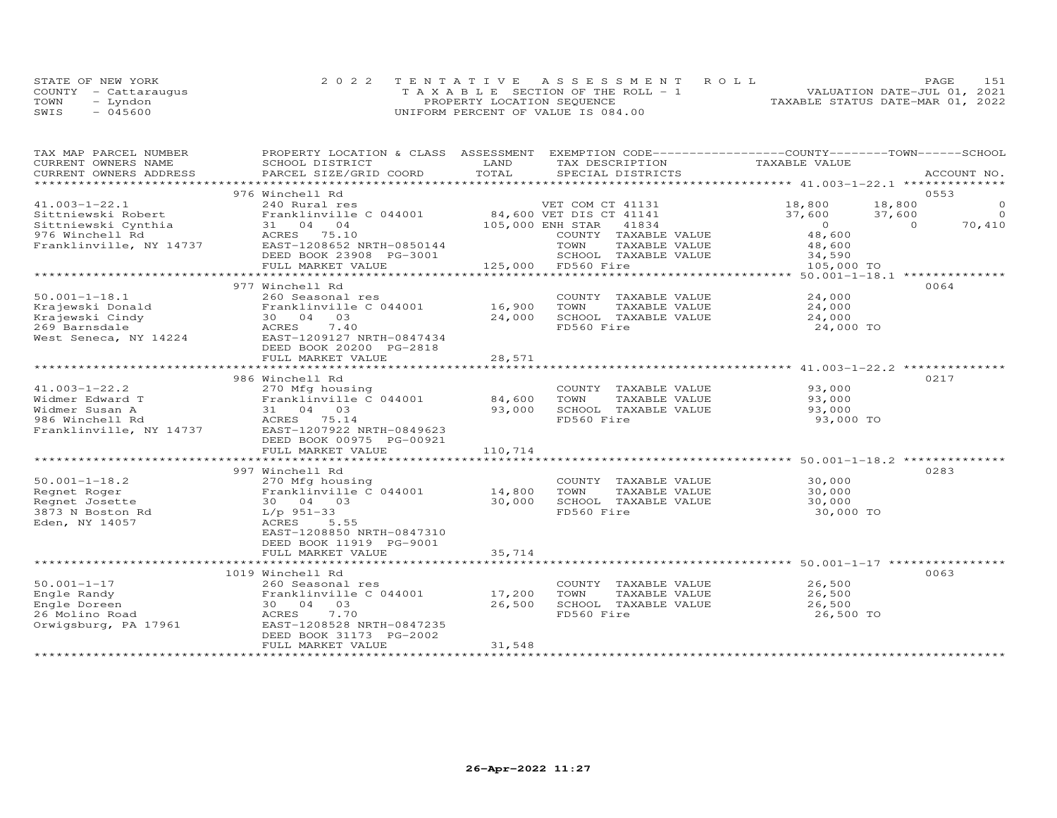STATE OF NEW YORK
COUNTY - Cattaraugus
TOWN - Lyndon
SWIS - 045600

2022 TENTATIVE ASSESSMENT ROLL
TAXABLE SECTION OF THE ROLL - 1
PROPERTY LOCATION SEQUENCE
UNIFORM PERCENT OF VALUE IS 084.00

VALUATION DATE-JUL 01, 2021
TAXABLE STATUS DATE-MAR 01, 2022

| TAX MAP PARCEL NUMBER / CURRENT OWNERS NAME / CURRENT OWNERS ADDRESS | PROPERTY LOCATION & CLASS / SCHOOL DISTRICT / PARCEL SIZE/GRID COORD | ASSESSMENT LAND / TOTAL | EXEMPTION CODE / TAX DESCRIPTION / SPECIAL DISTRICTS | COUNTY TAXABLE VALUE | TOWN | SCHOOL | ACCOUNT NO. |
|---|---|---|---|---|---|---|---|
| 41.003-1-22.1 | 976 Winchell Rd | | | | | | 0553 |
| | 240 Rural res | | VET COM CT 41131 | 18,800 | 18,800 | 0 | |
| Sittniewski Robert | Franklinville C 044001 | 84,600 | VET DIS CT 41141 | 37,600 | 37,600 | 0 | |
| Sittniewski Cynthia | 31 04 04 | 105,000 | ENH STAR 41834 | 0 | 0 | 70,410 | |
| 976 Winchell Rd | ACRES 75.10 | | COUNTY TAXABLE VALUE | 48,600 | | | |
| Franklinville, NY 14737 | EAST-1208652 NRTH-0850144 | | TOWN TAXABLE VALUE | 48,600 | | | |
| | DEED BOOK 23908 PG-3001 | | SCHOOL TAXABLE VALUE | 34,590 | | | |
| | FULL MARKET VALUE | 125,000 | FD560 Fire | 105,000 TO | | | |
| 50.001-1-18.1 | 977 Winchell Rd | | | | | | 0064 |
| | 260 Seasonal res | | COUNTY TAXABLE VALUE | 24,000 | | | |
| Krajewski Donald | Franklinville C 044001 | 16,900 | TOWN TAXABLE VALUE | 24,000 | | | |
| Krajewski Cindy | 30 04 03 | 24,000 | SCHOOL TAXABLE VALUE | 24,000 | | | |
| 269 Barnsdale | ACRES 7.40 | | FD560 Fire | 24,000 TO | | | |
| West Seneca, NY 14224 | EAST-1209127 NRTH-0847434 | | | | | | |
| | DEED BOOK 20200 PG-2818 | | | | | | |
| | FULL MARKET VALUE | 28,571 | | | | | |
| 41.003-1-22.2 | 986 Winchell Rd | | | | | | 0217 |
| | 270 Mfg housing | | COUNTY TAXABLE VALUE | 93,000 | | | |
| Widmer Edward T | Franklinville C 044001 | 84,600 | TOWN TAXABLE VALUE | 93,000 | | | |
| Widmer Susan A | 31 04 03 | 93,000 | SCHOOL TAXABLE VALUE | 93,000 | | | |
| 986 Winchell Rd | ACRES 75.14 | | FD560 Fire | 93,000 TO | | | |
| Franklinville, NY 14737 | EAST-1207922 NRTH-0849623 | | | | | | |
| | DEED BOOK 00975 PG-00921 | | | | | | |
| | FULL MARKET VALUE | 110,714 | | | | | |
| 50.001-1-18.2 | 997 Winchell Rd | | | | | | 0283 |
| | 270 Mfg housing | | COUNTY TAXABLE VALUE | 30,000 | | | |
| Regnet Roger | Franklinville C 044001 | 14,800 | TOWN TAXABLE VALUE | 30,000 | | | |
| Regnet Josette | 30 04 03 | 30,000 | SCHOOL TAXABLE VALUE | 30,000 | | | |
| 3873 N Boston Rd | L/p 951-33 | | FD560 Fire | 30,000 TO | | | |
| Eden, NY 14057 | ACRES 5.55 | | | | | | |
| | EAST-1208850 NRTH-0847310 | | | | | | |
| | DEED BOOK 11919 PG-9001 | | | | | | |
| | FULL MARKET VALUE | 35,714 | | | | | |
| 50.001-1-17 | 1019 Winchell Rd | | | | | | 0063 |
| | 260 Seasonal res | | COUNTY TAXABLE VALUE | 26,500 | | | |
| Engle Randy | Franklinville C 044001 | 17,200 | TOWN TAXABLE VALUE | 26,500 | | | |
| Engle Doreen | 30 04 03 | 26,500 | SCHOOL TAXABLE VALUE | 26,500 | | | |
| 26 Molino Road | ACRES 7.70 | | FD560 Fire | 26,500 TO | | | |
| Orwigsburg, PA 17961 | EAST-1208528 NRTH-0847235 | | | | | | |
| | DEED BOOK 31173 PG-2002 | | | | | | |
| | FULL MARKET VALUE | 31,548 | | | | | |

26-Apr-2022 11:27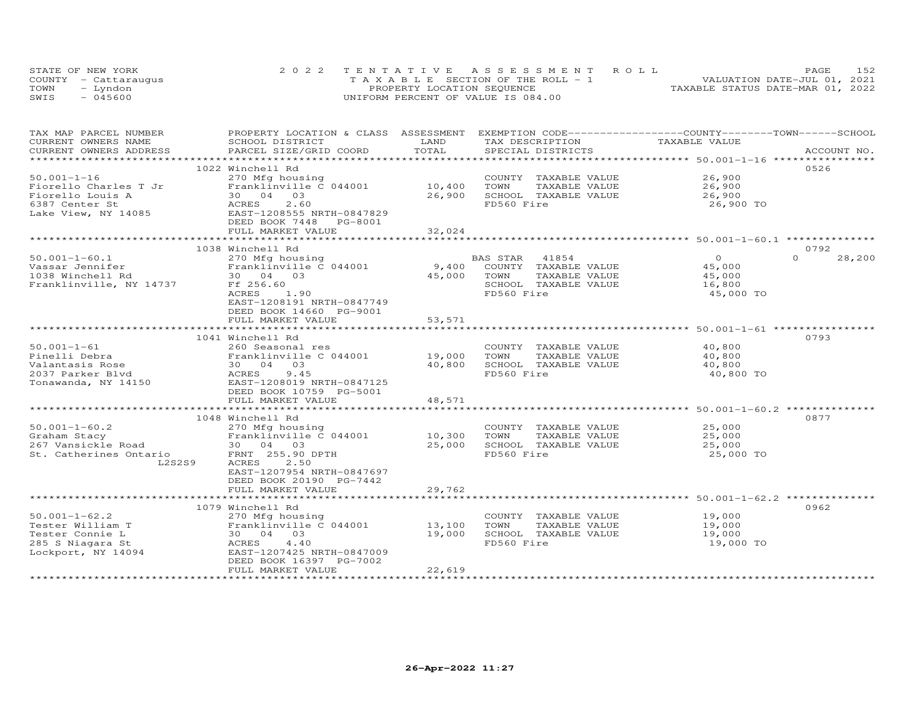STATE OF NEW YORK
COUNTY - Cattaraugus
TOWN - Lyndon
SWIS - 045600

2022 TENTATIVE ASSESSMENT ROLL
TAXABLE SECTION OF THE ROLL - 1
PROPERTY LOCATION SEQUENCE
UNIFORM PERCENT OF VALUE IS 084.00

VALUATION DATE-JUL 01, 2021
TAXABLE STATUS DATE-MAR 01, 2022

| TAX MAP PARCEL NUMBER / CURRENT OWNERS NAME / CURRENT OWNERS ADDRESS | PROPERTY LOCATION & CLASS / SCHOOL DISTRICT / PARCEL SIZE/GRID COORD | ASSESSMENT LAND / TOTAL | EXEMPTION CODE / TAX DESCRIPTION / SPECIAL DISTRICTS | COUNTY / TOWN / SCHOOL TAXABLE VALUE | ACCOUNT NO. |
|---|---|---|---|---|---|
| | 1022 Winchell Rd | | | | 0526 |
| 50.001-1-16 | 270 Mfg housing | | COUNTY TAXABLE VALUE | 26,900 | |
| Fiorello Charles T Jr | Franklinville C 044001 | 10,400 | TOWN TAXABLE VALUE | 26,900 | |
| Fiorello Louis A | 30 04 03 | 26,900 | SCHOOL TAXABLE VALUE | 26,900 | |
| 6387 Center St | ACRES 2.60 | | FD560 Fire | 26,900 TO | |
| Lake View, NY 14085 | EAST-1208555 NRTH-0847829 | | | | |
| | DEED BOOK 7448 PG-8001 | | | | |
| | FULL MARKET VALUE | 32,024 | | | |
| | 1038 Winchell Rd | | | | 0792 |
| 50.001-1-60.1 | 270 Mfg housing | | BAS STAR 41854 | 0 0 28,200 | |
| Vassar Jennifer | Franklinville C 044001 | 9,400 | COUNTY TAXABLE VALUE | 45,000 | |
| 1038 Winchell Rd | 30 04 03 | 45,000 | TOWN TAXABLE VALUE | 45,000 | |
| Franklinville, NY 14737 | Ff 256.60 | | SCHOOL TAXABLE VALUE | 16,800 | |
| | ACRES 1.90 | | FD560 Fire | 45,000 TO | |
| | EAST-1208191 NRTH-0847749 | | | | |
| | DEED BOOK 14660 PG-9001 | | | | |
| | FULL MARKET VALUE | 53,571 | | | |
| | 1041 Winchell Rd | | | | 0793 |
| 50.001-1-61 | 260 Seasonal res | | COUNTY TAXABLE VALUE | 40,800 | |
| Pinelli Debra | Franklinville C 044001 | 19,000 | TOWN TAXABLE VALUE | 40,800 | |
| Valantasis Rose | 30 04 03 | 40,800 | SCHOOL TAXABLE VALUE | 40,800 | |
| 2037 Parker Blvd | ACRES 9.45 | | FD560 Fire | 40,800 TO | |
| Tonawanda, NY 14150 | EAST-1208019 NRTH-0847125 | | | | |
| | DEED BOOK 10759 PG-5001 | | | | |
| | FULL MARKET VALUE | 48,571 | | | |
| | 1048 Winchell Rd | | | | 0877 |
| 50.001-1-60.2 | 270 Mfg housing | | COUNTY TAXABLE VALUE | 25,000 | |
| Graham Stacy | Franklinville C 044001 | 10,300 | TOWN TAXABLE VALUE | 25,000 | |
| 267 Vansickle Road | 30 04 03 | 25,000 | SCHOOL TAXABLE VALUE | 25,000 | |
| St. Catherines Ontario L2S2S9 | FRNT 255.90 DPTH | | FD560 Fire | 25,000 TO | |
| | ACRES 2.50 | | | | |
| | EAST-1207954 NRTH-0847697 | | | | |
| | DEED BOOK 20190 PG-7442 | | | | |
| | FULL MARKET VALUE | 29,762 | | | |
| | 1079 Winchell Rd | | | | 0962 |
| 50.001-1-62.2 | 270 Mfg housing | | COUNTY TAXABLE VALUE | 19,000 | |
| Tester William T | Franklinville C 044001 | 13,100 | TOWN TAXABLE VALUE | 19,000 | |
| Tester Connie L | 30 04 03 | 19,000 | SCHOOL TAXABLE VALUE | 19,000 | |
| 285 S Niagara St | ACRES 4.40 | | FD560 Fire | 19,000 TO | |
| Lockport, NY 14094 | EAST-1207425 NRTH-0847009 | | | | |
| | DEED BOOK 16397 PG-7002 | | | | |
| | FULL MARKET VALUE | 22,619 | | | |

26-Apr-2022 11:27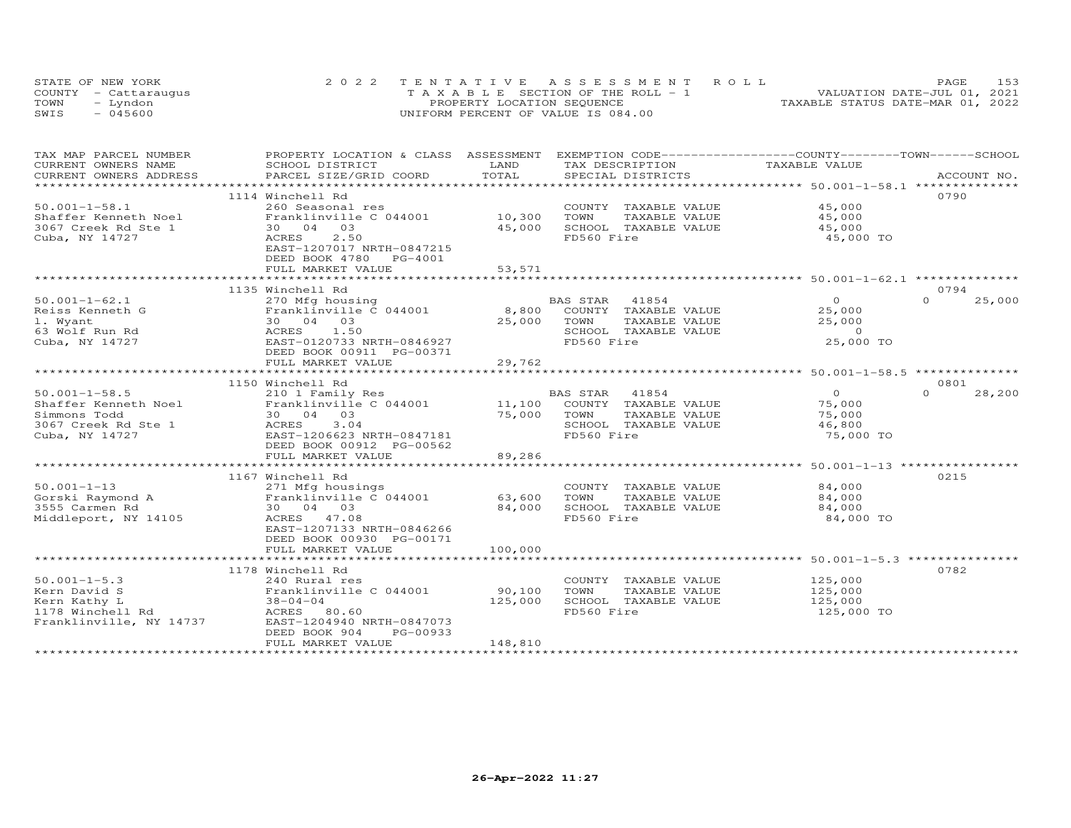STATE OF NEW YORK
COUNTY - Cattaraugus
TOWN - Lyndon
SWIS - 045600

2022 TENTATIVE ASSESSMENT ROLL
TAXABLE SECTION OF THE ROLL - 1
PROPERTY LOCATION SEQUENCE
UNIFORM PERCENT OF VALUE IS 084.00

VALUATION DATE-JUL 01, 2021
TAXABLE STATUS DATE-MAR 01, 2022

| TAX MAP PARCEL NUMBER / CURRENT OWNERS NAME / CURRENT OWNERS ADDRESS | PROPERTY LOCATION & CLASS / SCHOOL DISTRICT / PARCEL SIZE/GRID COORD | ASSESSMENT LAND / TOTAL | EXEMPTION CODE / TAX DESCRIPTION / SPECIAL DISTRICTS | COUNTY / TOWN / SCHOOL TAXABLE VALUE | ACCOUNT NO. |
|---|---|---|---|---|---|
| **50.001-1-58.1** | 1114 Winchell Rd | | | | 0790 |
| 50.001-1-58.1 | 260 Seasonal res | | COUNTY TAXABLE VALUE | 45,000 | |
| Shaffer Kenneth Noel | Franklinville C 044001 | 10,300 | TOWN TAXABLE VALUE | 45,000 | |
| 3067 Creek Rd Ste 1 | 30 04 03 | 45,000 | SCHOOL TAXABLE VALUE | 45,000 | |
| Cuba, NY 14727 | ACRES 2.50 | | FD560 Fire | 45,000 TO | |
| | EAST-1207017 NRTH-0847215 | | | | |
| | DEED BOOK 4780 PG-4001 | | | | |
| | FULL MARKET VALUE | 53,571 | | | |
| **50.001-1-62.1** | 1135 Winchell Rd | | | | 0794 |
| 50.001-1-62.1 | 270 Mfg housing | | BAS STAR 41854 | 0 | 0 25,000 |
| Reiss Kenneth G | Franklinville C 044001 | 8,800 | COUNTY TAXABLE VALUE | 25,000 | |
| l. Wyant | 30 04 03 | 25,000 | TOWN TAXABLE VALUE | 25,000 | |
| 63 Wolf Run Rd | ACRES 1.50 | | SCHOOL TAXABLE VALUE | 0 | |
| Cuba, NY 14727 | EAST-0120733 NRTH-0846927 | | FD560 Fire | 25,000 TO | |
| | DEED BOOK 00911 PG-00371 | | | | |
| | FULL MARKET VALUE | 29,762 | | | |
| **50.001-1-58.5** | 1150 Winchell Rd | | | | 0801 |
| 50.001-1-58.5 | 210 1 Family Res | | BAS STAR 41854 | 0 | 0 28,200 |
| Shaffer Kenneth Noel | Franklinville C 044001 | 11,100 | COUNTY TAXABLE VALUE | 75,000 | |
| Simmons Todd | 30 04 03 | 75,000 | TOWN TAXABLE VALUE | 75,000 | |
| 3067 Creek Rd Ste 1 | ACRES 3.04 | | SCHOOL TAXABLE VALUE | 46,800 | |
| Cuba, NY 14727 | EAST-1206623 NRTH-0847181 | | FD560 Fire | 75,000 TO | |
| | DEED BOOK 00912 PG-00562 | | | | |
| | FULL MARKET VALUE | 89,286 | | | |
| **50.001-1-13** | 1167 Winchell Rd | | | | 0215 |
| 50.001-1-13 | 271 Mfg housings | | COUNTY TAXABLE VALUE | 84,000 | |
| Gorski Raymond A | Franklinville C 044001 | 63,600 | TOWN TAXABLE VALUE | 84,000 | |
| 3555 Carmen Rd | 30 04 03 | 84,000 | SCHOOL TAXABLE VALUE | 84,000 | |
| Middleport, NY 14105 | ACRES 47.08 | | FD560 Fire | 84,000 TO | |
| | EAST-1207133 NRTH-0846266 | | | | |
| | DEED BOOK 00930 PG-00171 | | | | |
| | FULL MARKET VALUE | 100,000 | | | |
| **50.001-1-5.3** | 1178 Winchell Rd | | | | 0782 |
| 50.001-1-5.3 | 240 Rural res | | COUNTY TAXABLE VALUE | 125,000 | |
| Kern David S | Franklinville C 044001 | 90,100 | TOWN TAXABLE VALUE | 125,000 | |
| Kern Kathy L | 38-04-04 | 125,000 | SCHOOL TAXABLE VALUE | 125,000 | |
| 1178 Winchell Rd | ACRES 80.60 | | FD560 Fire | 125,000 TO | |
| Franklinville, NY 14737 | EAST-1204940 NRTH-0847073 | | | | |
| | DEED BOOK 904 PG-00933 | | | | |
| | FULL MARKET VALUE | 148,810 | | | |

26-Apr-2022 11:27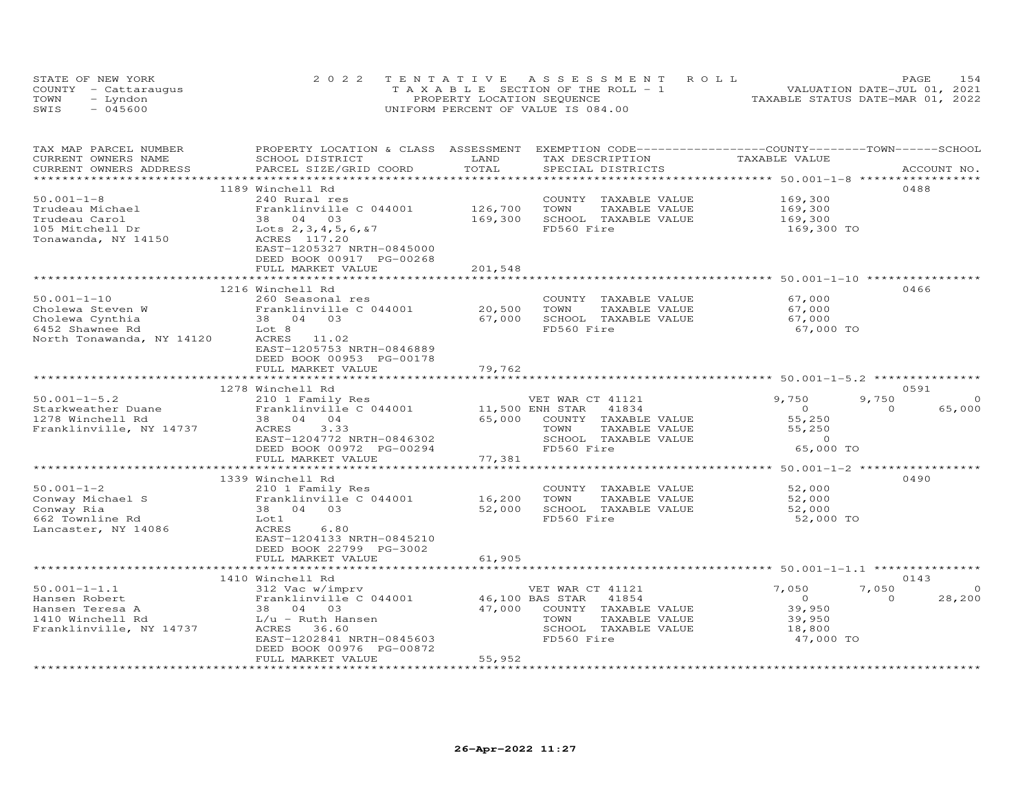STATE OF NEW YORK
COUNTY - Cattaraugus
TOWN - Lyndon
SWIS - 045600

2022 TENTATIVE ASSESSMENT ROLL
TAXABLE SECTION OF THE ROLL - 1
PROPERTY LOCATION SEQUENCE
UNIFORM PERCENT OF VALUE IS 084.00

VALUATION DATE-JUL 01, 2021
TAXABLE STATUS DATE-MAR 01, 2022

| TAX MAP PARCEL NUMBER / CURRENT OWNERS NAME / CURRENT OWNERS ADDRESS | PROPERTY LOCATION & CLASS / SCHOOL DISTRICT / PARCEL SIZE/GRID COORD | ASSESSMENT LAND / TOTAL | EXEMPTION CODE / TAX DESCRIPTION / SPECIAL DISTRICTS | COUNTY TAXABLE VALUE | TOWN | SCHOOL | ACCOUNT NO. |
|---|---|---|---|---|---|---|---|
| | 1189 Winchell Rd | | | | | | 0488 |
| 50.001-1-8 | 240 Rural res | | COUNTY TAXABLE VALUE | 169,300 | | | |
| Trudeau Michael | Franklinville C 044001 | 126,700 | TOWN TAXABLE VALUE | 169,300 | | | |
| Trudeau Carol | 38 04 03 | 169,300 | SCHOOL TAXABLE VALUE | 169,300 | | | |
| 105 Mitchell Dr | Lots 2,3,4,5,6,&7 | | FD560 Fire | 169,300 TO | | | |
| Tonawanda, NY 14150 | ACRES 117.20 | | | | | | |
| | EAST-1205327 NRTH-0845000 | | | | | | |
| | DEED BOOK 00917 PG-00268 | | | | | | |
| | FULL MARKET VALUE | 201,548 | | | | | |
| | 1216 Winchell Rd | | | | | | 0466 |
| 50.001-1-10 | 260 Seasonal res | | COUNTY TAXABLE VALUE | 67,000 | | | |
| Cholewa Steven W | Franklinville C 044001 | 20,500 | TOWN TAXABLE VALUE | 67,000 | | | |
| Cholewa Cynthia | 38 04 03 | 67,000 | SCHOOL TAXABLE VALUE | 67,000 | | | |
| 6452 Shawnee Rd | Lot 8 | | FD560 Fire | 67,000 TO | | | |
| North Tonawanda, NY 14120 | ACRES 11.02 | | | | | | |
| | EAST-1205753 NRTH-0846889 | | | | | | |
| | DEED BOOK 00953 PG-00178 | | | | | | |
| | FULL MARKET VALUE | 79,762 | | | | | |
| | 1278 Winchell Rd | | | | | | 0591 |
| 50.001-1-5.2 | 210 1 Family Res | | VET WAR CT 41121 | 9,750 | 9,750 | 0 | |
| Starkweather Duane | Franklinville C 044001 | 11,500 | ENH STAR 41834 | 0 | 0 | 65,000 | |
| 1278 Winchell Rd | 38 04 04 | 65,000 | COUNTY TAXABLE VALUE | 55,250 | | | |
| Franklinville, NY 14737 | ACRES 3.33 | | TOWN TAXABLE VALUE | 55,250 | | | |
| | EAST-1204772 NRTH-0846302 | | SCHOOL TAXABLE VALUE | 0 | | | |
| | DEED BOOK 00972 PG-00294 | | FD560 Fire | 65,000 TO | | | |
| | FULL MARKET VALUE | 77,381 | | | | | |
| | 1339 Winchell Rd | | | | | | 0490 |
| 50.001-1-2 | 210 1 Family Res | | COUNTY TAXABLE VALUE | 52,000 | | | |
| Conway Michael S | Franklinville C 044001 | 16,200 | TOWN TAXABLE VALUE | 52,000 | | | |
| Conway Ria | 38 04 03 | 52,000 | SCHOOL TAXABLE VALUE | 52,000 | | | |
| 662 Townline Rd | Lot1 | | FD560 Fire | 52,000 TO | | | |
| Lancaster, NY 14086 | ACRES 6.80 | | | | | | |
| | EAST-1204133 NRTH-0845210 | | | | | | |
| | DEED BOOK 22799 PG-3002 | | | | | | |
| | FULL MARKET VALUE | 61,905 | | | | | |
| | 1410 Winchell Rd | | | | | | 0143 |
| 50.001-1-1.1 | 312 Vac w/imprv | | VET WAR CT 41121 | 7,050 | 7,050 | 0 | |
| Hansen Robert | Franklinville C 044001 | 46,100 | BAS STAR 41854 | 0 | 0 | 28,200 | |
| Hansen Teresa A | 38 04 03 | 47,000 | COUNTY TAXABLE VALUE | 39,950 | | | |
| 1410 Winchell Rd | L/u - Ruth Hansen | | TOWN TAXABLE VALUE | 39,950 | | | |
| Franklinville, NY 14737 | ACRES 36.60 | | SCHOOL TAXABLE VALUE | 18,800 | | | |
| | EAST-1202841 NRTH-0845603 | | FD560 Fire | 47,000 TO | | | |
| | DEED BOOK 00976 PG-00872 | | | | | | |
| | FULL MARKET VALUE | 55,952 | | | | | |

26-Apr-2022 11:27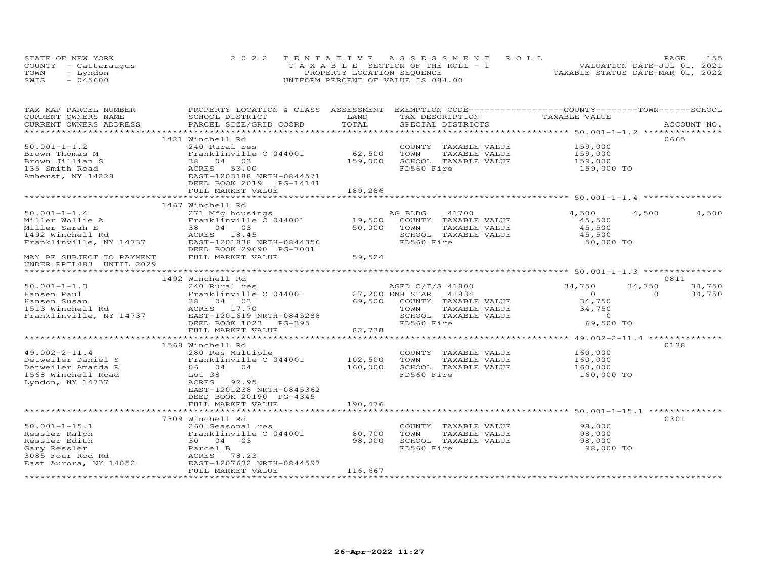STATE OF NEW YORK
COUNTY - Cattaraugus
TOWN - Lyndon
SWIS - 045600

2022 TENTATIVE ASSESSMENT ROLL
TAXABLE SECTION OF THE ROLL - 1
PROPERTY LOCATION SEQUENCE
UNIFORM PERCENT OF VALUE IS 084.00

VALUATION DATE-JUL 01, 2021
TAXABLE STATUS DATE-MAR 01, 2022

| TAX MAP PARCEL NUMBER / CURRENT OWNERS NAME / CURRENT OWNERS ADDRESS | PROPERTY LOCATION & CLASS / SCHOOL DISTRICT / PARCEL SIZE/GRID COORD | ASSESSMENT LAND | TOTAL | EXEMPTION CODE / TAX DESCRIPTION / SPECIAL DISTRICTS | COUNTY TAXABLE VALUE | TOWN | SCHOOL | ACCOUNT NO. |
|---|---|---|---|---|---|---|---|---|
| **50.001-1-1.2** | 1421 Winchell Rd | | | | | | | 0665 |
| 50.001-1-1.2 | 240 Rural res | | | COUNTY TAXABLE VALUE | 159,000 | | | |
| Brown Thomas M | Franklinville C 044001 | 62,500 | | TOWN TAXABLE VALUE | 159,000 | | | |
| Brown Jillian S | 38 04 03 | | 159,000 | SCHOOL TAXABLE VALUE | 159,000 | | | |
| 135 Smith Road | ACRES 53.00 | | | FD560 Fire | 159,000 TO | | | |
| Amherst, NY 14228 | EAST-1203188 NRTH-0844571 | | | | | | | |
| | DEED BOOK 2019 PG-14141 | | | | | | | |
| | FULL MARKET VALUE | | 189,286 | | | | | |
| **50.001-1-1.4** | 1467 Winchell Rd | | | | | | | |
| 50.001-1-1.4 | 271 Mfg housings | | | AG BLDG 41700 | 4,500 | 4,500 | 4,500 | |
| Miller Wollie A | Franklinville C 044001 | 19,500 | | COUNTY TAXABLE VALUE | 45,500 | | | |
| Miller Sarah E | 38 04 03 | | 50,000 | TOWN TAXABLE VALUE | 45,500 | | | |
| 1492 Winchell Rd | ACRES 18.45 | | | SCHOOL TAXABLE VALUE | 45,500 | | | |
| Franklinville, NY 14737 | EAST-1201838 NRTH-0844356 | | | FD560 Fire | 50,000 TO | | | |
| | DEED BOOK 29690 PG-7001 | | | | | | | |
| MAY BE SUBJECT TO PAYMENT | FULL MARKET VALUE | | 59,524 | | | | | |
| UNDER RPTL483 UNTIL 2029 | | | | | | | | |
| **50.001-1-1.3** | 1492 Winchell Rd | | | | | | | 0811 |
| 50.001-1-1.3 | 240 Rural res | | | AGED C/T/S 41800 | 34,750 | 34,750 | 34,750 | |
| Hansen Paul | Franklinville C 044001 | 27,200 | | ENH STAR 41834 | 0 | 0 | 34,750 | |
| Hansen Susan | 38 04 03 | | 69,500 | COUNTY TAXABLE VALUE | 34,750 | | | |
| 1513 Winchell Rd | ACRES 17.70 | | | TOWN TAXABLE VALUE | 34,750 | | | |
| Franklinville, NY 14737 | EAST-1201619 NRTH-0845288 | | | SCHOOL TAXABLE VALUE | 0 | | | |
| | DEED BOOK 1023 PG-395 | | | FD560 Fire | 69,500 TO | | | |
| | FULL MARKET VALUE | | 82,738 | | | | | |
| **49.002-2-11.4** | 1568 Winchell Rd | | | | | | | 0138 |
| 49.002-2-11.4 | 280 Res Multiple | | | COUNTY TAXABLE VALUE | 160,000 | | | |
| Detweiler Daniel S | Franklinville C 044001 | 102,500 | | TOWN TAXABLE VALUE | 160,000 | | | |
| Detweiler Amanda R | 06 04 04 | | 160,000 | SCHOOL TAXABLE VALUE | 160,000 | | | |
| 1568 Winchell Road | Lot 38 | | | FD560 Fire | 160,000 TO | | | |
| Lyndon, NY 14737 | ACRES 92.95 | | | | | | | |
| | EAST-1201238 NRTH-0845362 | | | | | | | |
| | DEED BOOK 20190 PG-4345 | | | | | | | |
| | FULL MARKET VALUE | | 190,476 | | | | | |
| **50.001-1-15.1** | 7309 Winchell Rd | | | | | | | 0301 |
| 50.001-1-15.1 | 260 Seasonal res | | | COUNTY TAXABLE VALUE | 98,000 | | | |
| Ressler Ralph | Franklinville C 044001 | 80,700 | | TOWN TAXABLE VALUE | 98,000 | | | |
| Ressler Edith | 30 04 03 | | 98,000 | SCHOOL TAXABLE VALUE | 98,000 | | | |
| Gary Ressler | Parcel B | | | FD560 Fire | 98,000 TO | | | |
| 3085 Four Rod Rd | ACRES 78.23 | | | | | | | |
| East Aurora, NY 14052 | EAST-1207632 NRTH-0844597 | | | | | | | |
| | FULL MARKET VALUE | | 116,667 | | | | | |

26-Apr-2022 11:27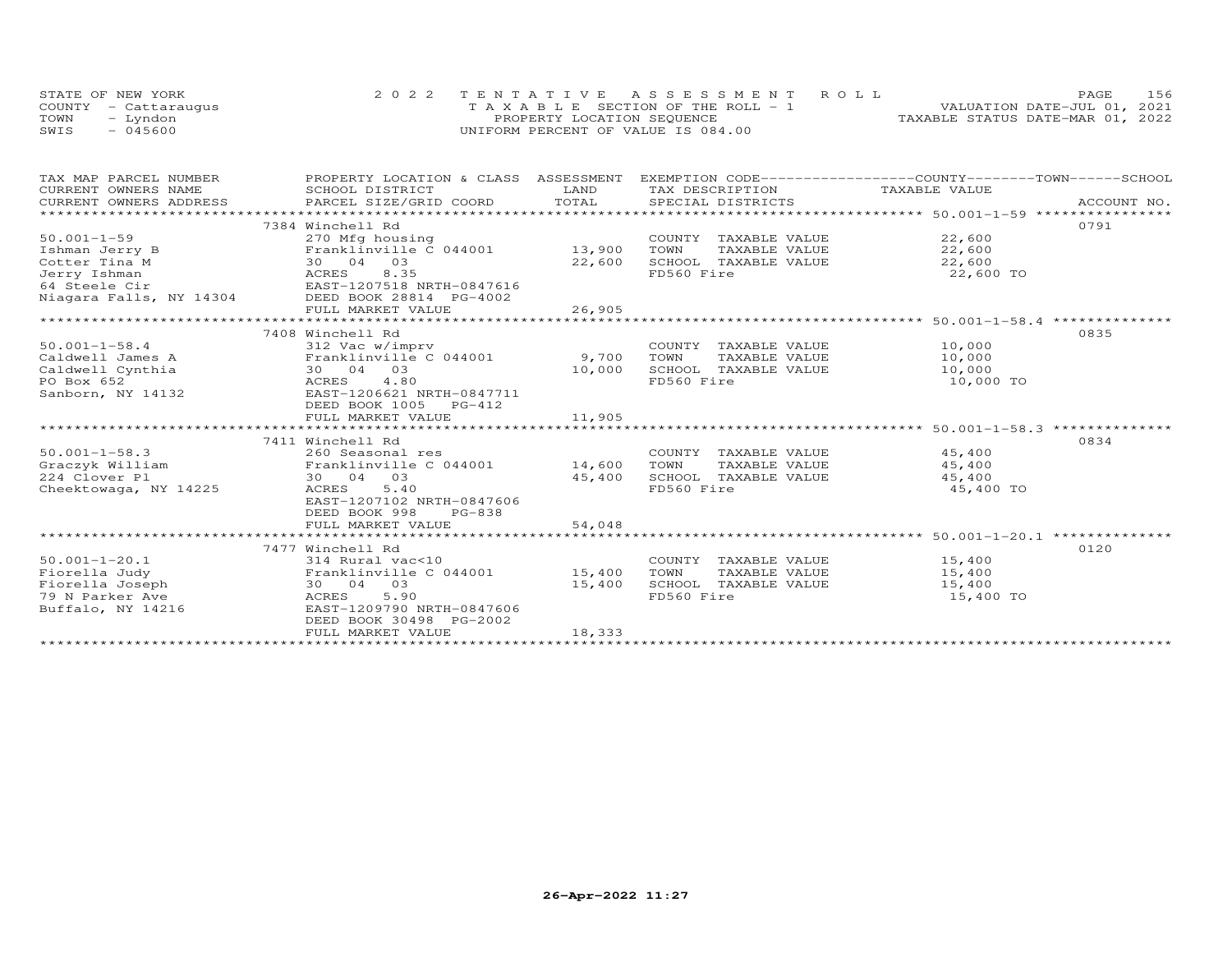STATE OF NEW YORK
COUNTY - Cattaraugus
TOWN - Lyndon
SWIS - 045600

2022 TENTATIVE ASSESSMENT ROLL
TAXABLE SECTION OF THE ROLL - 1
PROPERTY LOCATION SEQUENCE
UNIFORM PERCENT OF VALUE IS 084.00

VALUATION DATE-JUL 01, 2021
TAXABLE STATUS DATE-MAR 01, 2022

| TAX MAP PARCEL NUMBER / CURRENT OWNERS NAME / CURRENT OWNERS ADDRESS | PROPERTY LOCATION & CLASS / SCHOOL DISTRICT / PARCEL SIZE/GRID COORD | ASSESSMENT LAND | TOTAL | EXEMPTION CODE / TAX DESCRIPTION / SPECIAL DISTRICTS | TAXABLE VALUE (COUNTY / TOWN / SCHOOL) | ACCOUNT NO. |
|---|---|---|---|---|---|---|
| 50.001-1-59 | 7384 Winchell Rd | | | | | 0791 |
| 50.001-1-59 | 270 Mfg housing | | | COUNTY TAXABLE VALUE | 22,600 | |
| Ishman Jerry B | Franklinville C 044001 | 13,900 | | TOWN TAXABLE VALUE | 22,600 | |
| Cotter Tina M | 30 04 03 | | 22,600 | SCHOOL TAXABLE VALUE | 22,600 | |
| Jerry Ishman | ACRES 8.35 | | | FD560 Fire | 22,600 TO | |
| 64 Steele Cir | EAST-1207518 NRTH-0847616 | | | | | |
| Niagara Falls, NY 14304 | DEED BOOK 28814 PG-4002 | | | | | |
| | FULL MARKET VALUE | | 26,905 | | | |
| 50.001-1-58.4 | 7408 Winchell Rd | | | | | 0835 |
| 50.001-1-58.4 | 312 Vac w/imprv | | | COUNTY TAXABLE VALUE | 10,000 | |
| Caldwell James A | Franklinville C 044001 | 9,700 | | TOWN TAXABLE VALUE | 10,000 | |
| Caldwell Cynthia | 30 04 03 | | 10,000 | SCHOOL TAXABLE VALUE | 10,000 | |
| PO Box 652 | ACRES 4.80 | | | FD560 Fire | 10,000 TO | |
| Sanborn, NY 14132 | EAST-1206621 NRTH-0847711 | | | | | |
| | DEED BOOK 1005 PG-412 | | | | | |
| | FULL MARKET VALUE | | 11,905 | | | |
| 50.001-1-58.3 | 7411 Winchell Rd | | | | | 0834 |
| 50.001-1-58.3 | 260 Seasonal res | | | COUNTY TAXABLE VALUE | 45,400 | |
| Graczyk William | Franklinville C 044001 | 14,600 | | TOWN TAXABLE VALUE | 45,400 | |
| 224 Clover Pl | 30 04 03 | | 45,400 | SCHOOL TAXABLE VALUE | 45,400 | |
| Cheektowaga, NY 14225 | ACRES 5.40 | | | FD560 Fire | 45,400 TO | |
| | EAST-1207102 NRTH-0847606 | | | | | |
| | DEED BOOK 998 PG-838 | | | | | |
| | FULL MARKET VALUE | | 54,048 | | | |
| 50.001-1-20.1 | 7477 Winchell Rd | | | | | 0120 |
| 50.001-1-20.1 | 314 Rural vac<10 | | | COUNTY TAXABLE VALUE | 15,400 | |
| Fiorella Judy | Franklinville C 044001 | 15,400 | | TOWN TAXABLE VALUE | 15,400 | |
| Fiorella Joseph | 30 04 03 | | 15,400 | SCHOOL TAXABLE VALUE | 15,400 | |
| 79 N Parker Ave | ACRES 5.90 | | | FD560 Fire | 15,400 TO | |
| Buffalo, NY 14216 | EAST-1209790 NRTH-0847606 | | | | | |
| | DEED BOOK 30498 PG-2002 | | | | | |
| | FULL MARKET VALUE | | 18,333 | | | |

26-Apr-2022 11:27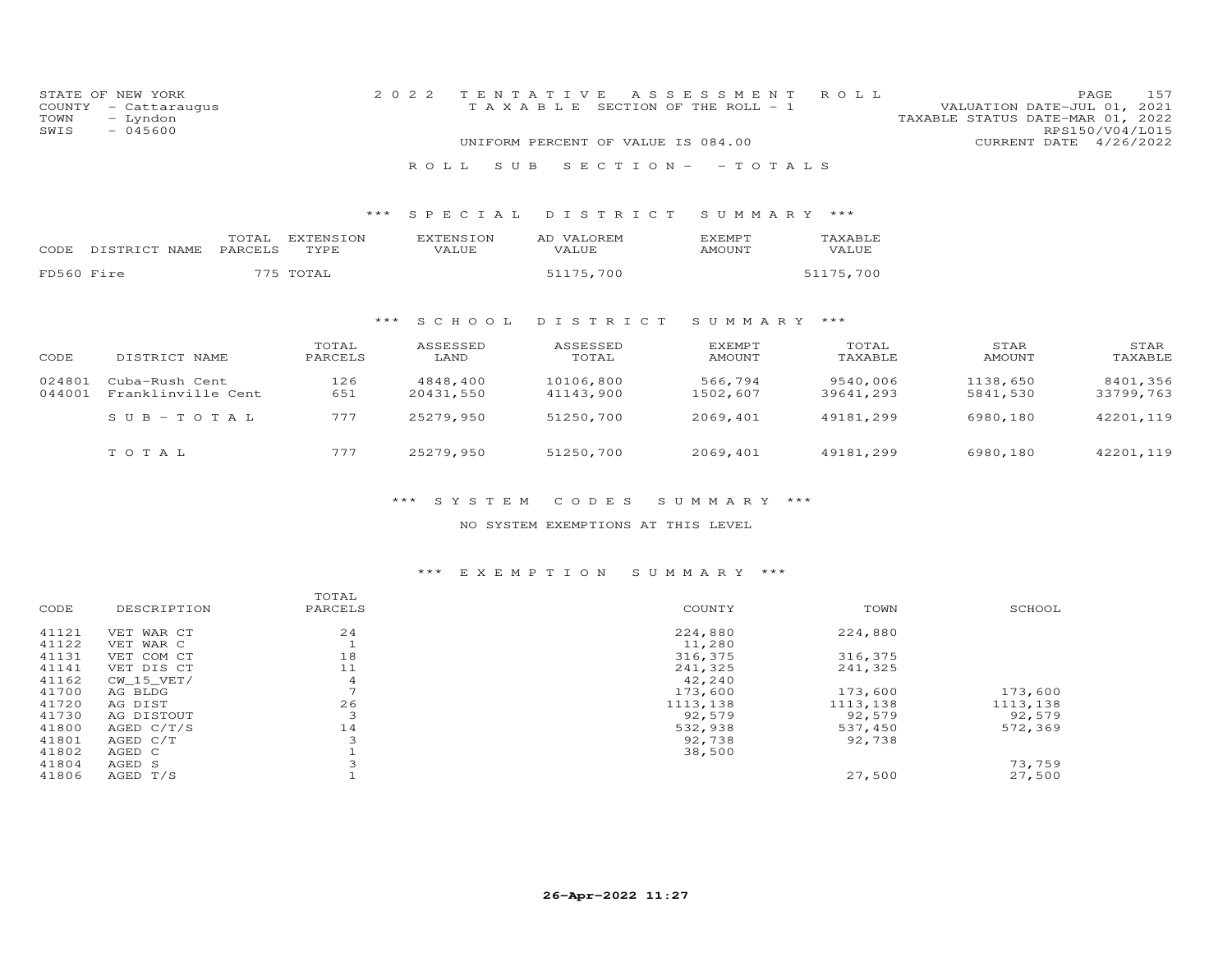STATE OF NEW YORK
COUNTY - Cattaraugus
TOWN - Lyndon
SWIS - 045600

2022 TENTATIVE ASSESSMENT ROLL
TAXABLE SECTION OF THE ROLL - 1
UNIFORM PERCENT OF VALUE IS 084.00

VALUATION DATE-JUL 01, 2021
TAXABLE STATUS DATE-MAR 01, 2022
RPS150/V04/L015
CURRENT DATE 4/26/2022

ROLL SUB SECTION - - TOTALS

*** SPECIAL DISTRICT SUMMARY ***

| CODE | DISTRICT NAME | TOTAL PARCELS | EXTENSION TYPE | EXTENSION VALUE | AD VALOREM VALUE | EXEMPT AMOUNT | TAXABLE VALUE |
|---|---|---|---|---|---|---|---|
| FD560 | Fire | 775 | TOTAL | | 51175,700 | | 51175,700 |

*** SCHOOL DISTRICT SUMMARY ***

| CODE | DISTRICT NAME | TOTAL PARCELS | ASSESSED LAND | ASSESSED TOTAL | EXEMPT AMOUNT | TOTAL TAXABLE | STAR AMOUNT | STAR TAXABLE |
|---|---|---|---|---|---|---|---|---|
| 024801 | Cuba-Rush Cent | 126 | 4848,400 | 10106,800 | 566,794 | 9540,006 | 1138,650 | 8401,356 |
| 044001 | Franklinville Cent | 651 | 20431,550 | 41143,900 | 1502,607 | 39641,293 | 5841,530 | 33799,763 |
| | SUB-TOTAL | 777 | 25279,950 | 51250,700 | 2069,401 | 49181,299 | 6980,180 | 42201,119 |
| | TOTAL | 777 | 25279,950 | 51250,700 | 2069,401 | 49181,299 | 6980,180 | 42201,119 |

*** SYSTEM CODES SUMMARY ***

NO SYSTEM EXEMPTIONS AT THIS LEVEL

*** EXEMPTION SUMMARY ***

| CODE | DESCRIPTION | TOTAL PARCELS | COUNTY | TOWN | SCHOOL |
|---|---|---|---|---|---|
| 41121 | VET WAR CT | 24 | 224,880 | 224,880 | |
| 41122 | VET WAR C | 1 | 11,280 | | |
| 41131 | VET COM CT | 18 | 316,375 | 316,375 | |
| 41141 | VET DIS CT | 11 | 241,325 | 241,325 | |
| 41162 | CW_15_VET/ | 4 | 42,240 | | |
| 41700 | AG BLDG | 7 | 173,600 | 173,600 | 173,600 |
| 41720 | AG DIST | 26 | 1113,138 | 1113,138 | 1113,138 |
| 41730 | AG DISTOUT | 3 | 92,579 | 92,579 | 92,579 |
| 41800 | AGED C/T/S | 14 | 532,938 | 537,450 | 572,369 |
| 41801 | AGED C/T | 3 | 92,738 | 92,738 | |
| 41802 | AGED C | 1 | 38,500 | | |
| 41804 | AGED S | 3 | | | 73,759 |
| 41806 | AGED T/S | 1 | | 27,500 | 27,500 |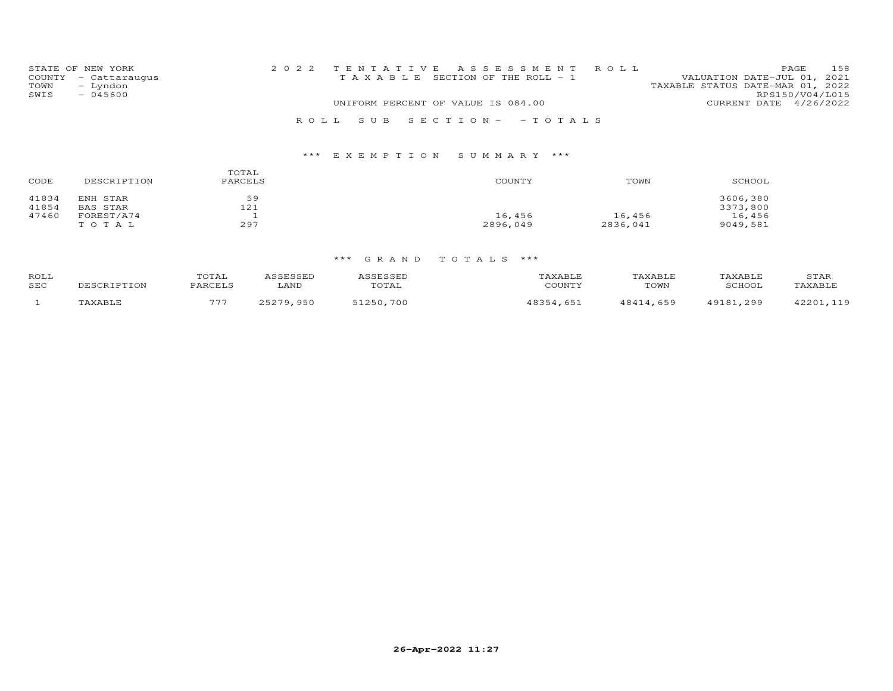STATE OF NEW YORK
COUNTY - Cattaraugus
TOWN - Lyndon
SWIS - 045600

2022 TENTATIVE ASSESSMENT ROLL
TAXABLE SECTION OF THE ROLL - 1

VALUATION DATE-JUL 01, 2021
TAXABLE STATUS DATE-MAR 01, 2022
RPS150/V04/L015
CURRENT DATE 4/26/2022

UNIFORM PERCENT OF VALUE IS 084.00

ROLL SUB SECTION- - TOTALS

### *** EXEMPTION SUMMARY ***

| CODE | DESCRIPTION | TOTAL PARCELS | COUNTY | TOWN | SCHOOL |
|---|---|---|---|---|---|
| 41834 | ENH STAR | 59 | | | 3606,380 |
| 41854 | BAS STAR | 121 | | | 3373,800 |
| 47460 | FOREST/A74 | 1 | 16,456 | 16,456 | 16,456 |
| | TOTAL | 297 | 2896,049 | 2836,041 | 9049,581 |

### *** GRAND TOTALS ***

| ROLL SEC | DESCRIPTION | TOTAL PARCELS | ASSESSED LAND | ASSESSED TOTAL | TAXABLE COUNTY | TAXABLE TOWN | TAXABLE SCHOOL | STAR TAXABLE |
|---|---|---|---|---|---|---|---|---|
| 1 | TAXABLE | 777 | 25279,950 | 51250,700 | 48354,651 | 48414,659 | 49181,299 | 42201,119 |

26-Apr-2022 11:27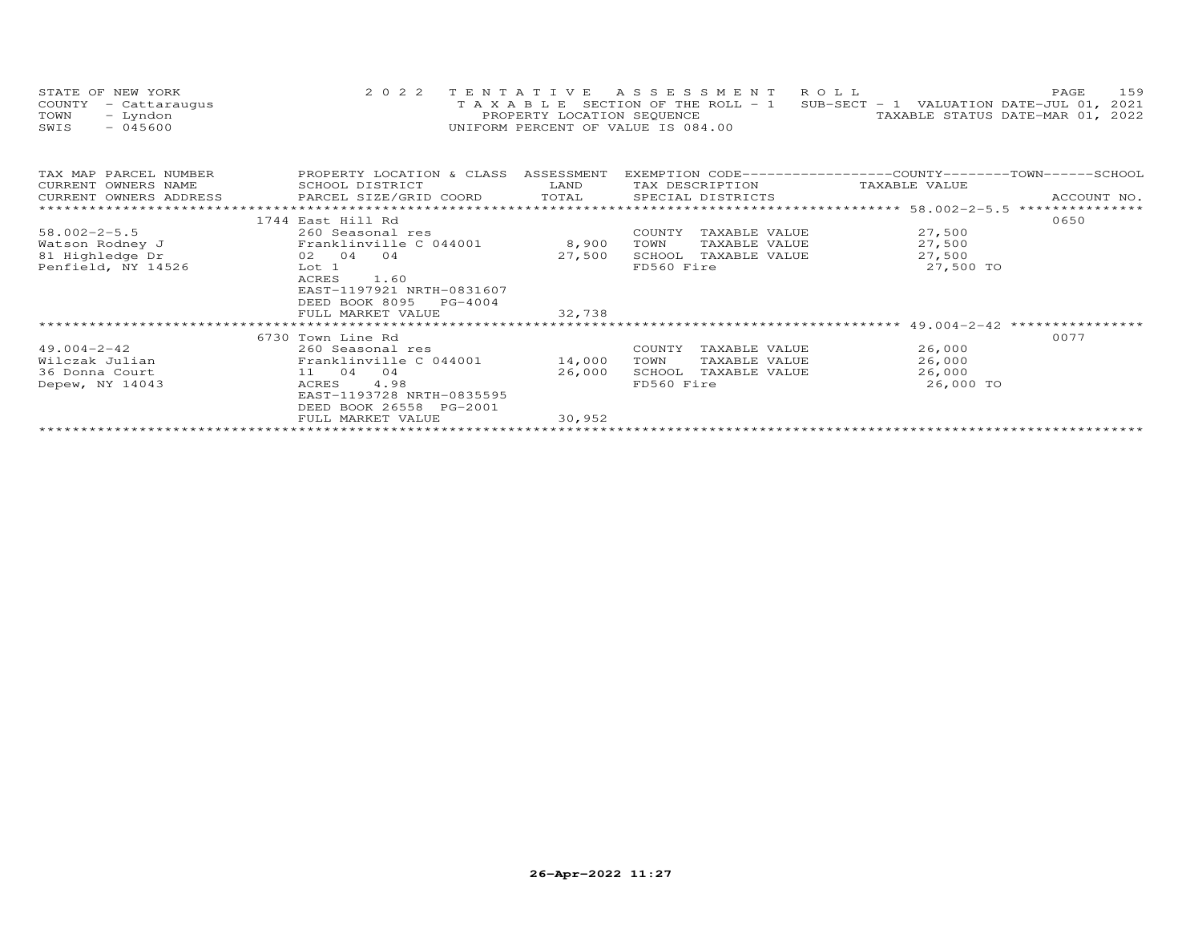STATE OF NEW YORK
COUNTY - Cattaraugus
TOWN - Lyndon
SWIS - 045600

2022 TENTATIVE ASSESSMENT ROLL
TAXABLE SECTION OF THE ROLL - 1
PROPERTY LOCATION SEQUENCE
UNIFORM PERCENT OF VALUE IS 084.00

SUB-SECT - 1 VALUATION DATE-JUL 01, 2021
TAXABLE STATUS DATE-MAR 01, 2022

| TAX MAP PARCEL NUMBER / CURRENT OWNERS NAME / CURRENT OWNERS ADDRESS | PROPERTY LOCATION & CLASS / SCHOOL DISTRICT / PARCEL SIZE/GRID COORD | ASSESSMENT LAND / TOTAL | EXEMPTION CODE / TAX DESCRIPTION / SPECIAL DISTRICTS | COUNTY / TOWN / SCHOOL TAXABLE VALUE | ACCOUNT NO. |
|---|---|---|---|---|---|
| | 1744 East Hill Rd | | | | 0650 |
| 58.002-2-5.5 | 260 Seasonal res | | COUNTY TAXABLE VALUE | 27,500 | |
| Watson Rodney J | Franklinville C 044001 | 8,900 | TOWN TAXABLE VALUE | 27,500 | |
| 81 Highledge Dr | 02 04 04 | 27,500 | SCHOOL TAXABLE VALUE | 27,500 | |
| Penfield, NY 14526 | Lot 1 | | FD560 Fire | 27,500 TO | |
| | ACRES 1.60 | | | | |
| | EAST-1197921 NRTH-0831607 | | | | |
| | DEED BOOK 8095 PG-4004 | | | | |
| | FULL MARKET VALUE | 32,738 | | | |
| | 6730 Town Line Rd | | | | 0077 |
| 49.004-2-42 | 260 Seasonal res | | COUNTY TAXABLE VALUE | 26,000 | |
| Wilczak Julian | Franklinville C 044001 | 14,000 | TOWN TAXABLE VALUE | 26,000 | |
| 36 Donna Court | 11 04 04 | 26,000 | SCHOOL TAXABLE VALUE | 26,000 | |
| Depew, NY 14043 | ACRES 4.98 | | FD560 Fire | 26,000 TO | |
| | EAST-1193728 NRTH-0835595 | | | | |
| | DEED BOOK 26558 PG-2001 | | | | |
| | FULL MARKET VALUE | 30,952 | | | |

26-Apr-2022 11:27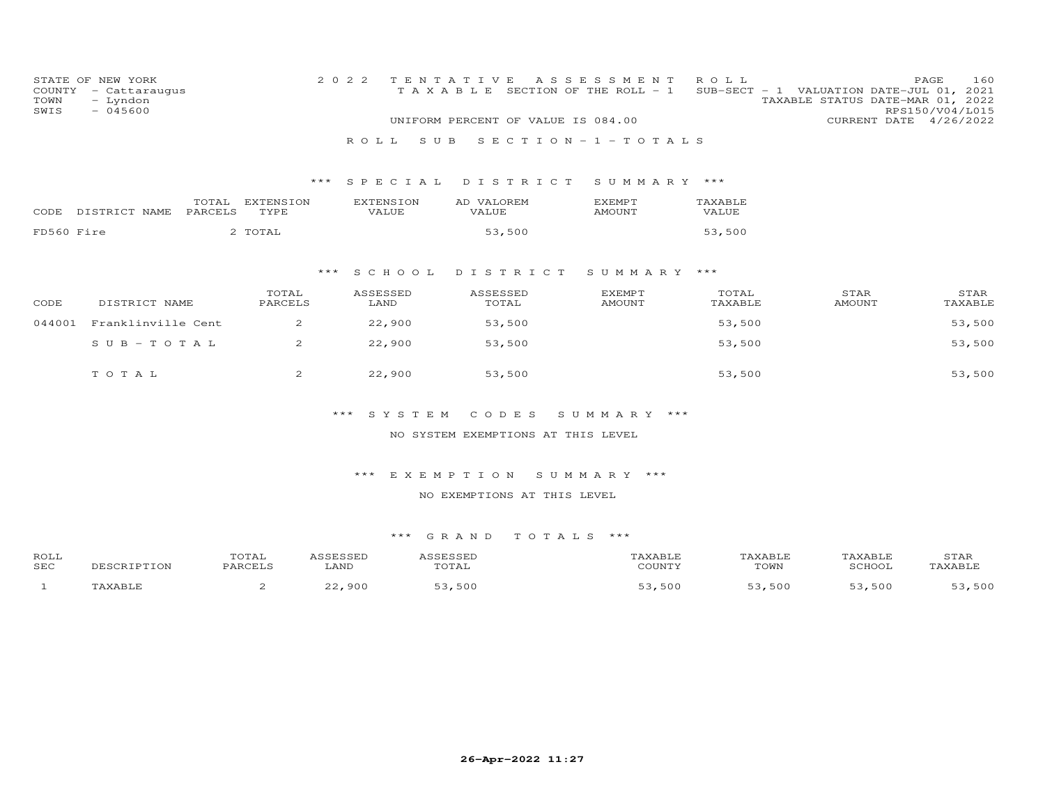STATE OF NEW YORK — 2022 TENTATIVE ASSESSMENT ROLL
COUNTY - Cattaraugus — TAXABLE SECTION OF THE ROLL - 1 — SUB-SECT - 1 VALUATION DATE-JUL 01, 2021
TOWN - Lyndon — TAXABLE STATUS DATE-MAR 01, 2022
SWIS - 045600 — RPS150/V04/L015
UNIFORM PERCENT OF VALUE IS 084.00 — CURRENT DATE 4/26/2022

## ROLL SUB SECTION - 1 - TOTALS

### *** SPECIAL DISTRICT SUMMARY ***

| CODE | DISTRICT NAME | TOTAL PARCELS | EXTENSION TYPE | EXTENSION VALUE | AD VALOREM VALUE | EXEMPT AMOUNT | TAXABLE VALUE |
|---|---|---|---|---|---|---|---|
| FD560 | Fire | 2 | TOTAL | | 53,500 | | 53,500 |

### *** SCHOOL DISTRICT SUMMARY ***

| CODE | DISTRICT NAME | TOTAL PARCELS | ASSESSED LAND | ASSESSED TOTAL | EXEMPT AMOUNT | TOTAL TAXABLE | STAR AMOUNT | STAR TAXABLE |
|---|---|---|---|---|---|---|---|---|
| 044001 | Franklinville Cent | 2 | 22,900 | 53,500 | | 53,500 | | 53,500 |
| | SUB-TOTAL | 2 | 22,900 | 53,500 | | 53,500 | | 53,500 |
| | TOTAL | 2 | 22,900 | 53,500 | | 53,500 | | 53,500 |

### *** SYSTEM CODES SUMMARY ***

NO SYSTEM EXEMPTIONS AT THIS LEVEL

### *** EXEMPTION SUMMARY ***

NO EXEMPTIONS AT THIS LEVEL

### *** GRAND TOTALS ***

| ROLL SEC | DESCRIPTION | TOTAL PARCELS | ASSESSED LAND | ASSESSED TOTAL | TAXABLE COUNTY | TAXABLE TOWN | TAXABLE SCHOOL | STAR TAXABLE |
|---|---|---|---|---|---|---|---|---|
| 1 | TAXABLE | 2 | 22,900 | 53,500 | 53,500 | 53,500 | 53,500 | 53,500 |

26-Apr-2022 11:27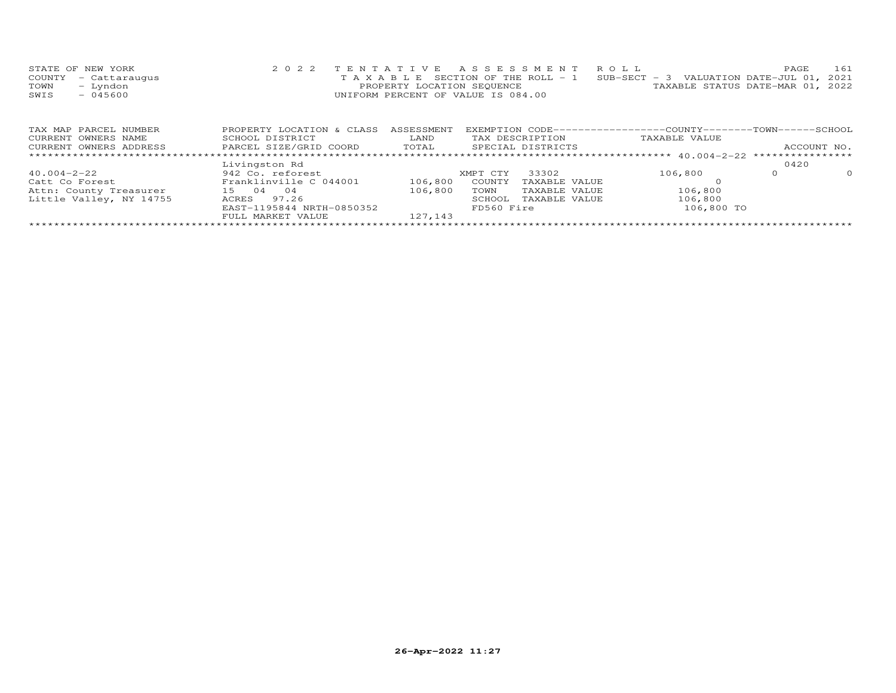STATE OF NEW YORK
COUNTY - Cattaraugus
TOWN - Lyndon
SWIS - 045600

2022 TENTATIVE ASSESSMENT ROLL
TAXABLE SECTION OF THE ROLL - 1
PROPERTY LOCATION SEQUENCE
UNIFORM PERCENT OF VALUE IS 084.00

SUB-SECT - 3 VALUATION DATE-JUL 01, 2021
TAXABLE STATUS DATE-MAR 01, 2022

| TAX MAP PARCEL NUMBER<br>CURRENT OWNERS NAME<br>CURRENT OWNERS ADDRESS | PROPERTY LOCATION & CLASS<br>SCHOOL DISTRICT<br>PARCEL SIZE/GRID COORD | ASSESSMENT<br>LAND<br>TOTAL | EXEMPTION CODE<br>TAX DESCRIPTION<br>SPECIAL DISTRICTS | COUNTY<br>TAXABLE VALUE | TOWN | SCHOOL<br>ACCOUNT NO. |
|---|---|---|---|---|---|---|
| 40.004-2-22 | Livingston Rd | | | | | 0420 |
| | 942 Co. reforest | | XMPT CTY 33302 | 106,800 | 0 | 0 |
| Catt Co Forest | Franklinville C 044001 | 106,800 | COUNTY TAXABLE VALUE | 0 | | |
| Attn: County Treasurer | 15 04 04 | 106,800 | TOWN TAXABLE VALUE | 106,800 | | |
| Little Valley, NY 14755 | ACRES 97.26 | | SCHOOL TAXABLE VALUE | 106,800 | | |
| | EAST-1195844 NRTH-0850352 | | FD560 Fire | 106,800 TO | | |
| | FULL MARKET VALUE | 127,143 | | | | |

26-Apr-2022 11:27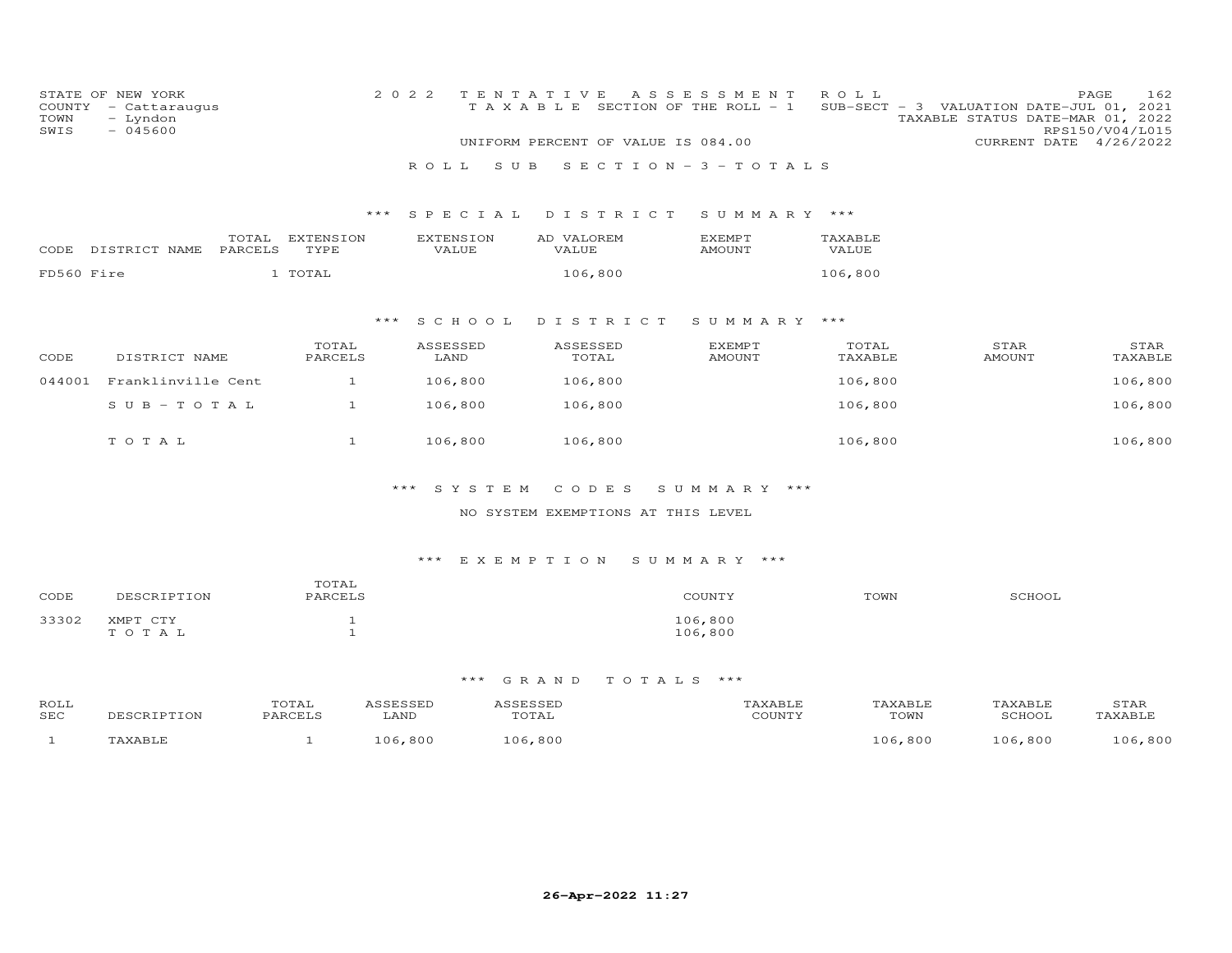STATE OF NEW YORK
COUNTY - Cattaraugus
TOWN - Lyndon
SWIS - 045600

2022 TENTATIVE ASSESSMENT ROLL
TAXABLE SECTION OF THE ROLL - 1 SUB-SECT - 3 VALUATION DATE-JUL 01, 2021
TAXABLE STATUS DATE-MAR 01, 2022
RPS150/V04/L015
UNIFORM PERCENT OF VALUE IS 084.00
CURRENT DATE 4/26/2022

## ROLL SUB SECTION - 3 - TOTALS

### *** SPECIAL DISTRICT SUMMARY ***

| CODE | DISTRICT NAME | TOTAL PARCELS | EXTENSION TYPE | EXTENSION VALUE | AD VALOREM VALUE | EXEMPT AMOUNT | TAXABLE VALUE |
|---|---|---|---|---|---|---|---|
| FD560 | Fire | 1 | TOTAL | | 106,800 | | 106,800 |

### *** SCHOOL DISTRICT SUMMARY ***

| CODE | DISTRICT NAME | TOTAL PARCELS | ASSESSED LAND | ASSESSED TOTAL | EXEMPT AMOUNT | TOTAL TAXABLE | STAR AMOUNT | STAR TAXABLE |
|---|---|---|---|---|---|---|---|---|
| 044001 | Franklinville Cent | 1 | 106,800 | 106,800 | | 106,800 | | 106,800 |
| | SUB-TOTAL | 1 | 106,800 | 106,800 | | 106,800 | | 106,800 |
| | TOTAL | 1 | 106,800 | 106,800 | | 106,800 | | 106,800 |

### *** SYSTEM CODES SUMMARY ***

NO SYSTEM EXEMPTIONS AT THIS LEVEL

### *** EXEMPTION SUMMARY ***

| CODE | DESCRIPTION | TOTAL PARCELS | COUNTY | TOWN | SCHOOL |
|---|---|---|---|---|---|
| 33302 | XMPT CTY | 1 | 106,800 | | |
| | TOTAL | 1 | 106,800 | | |

### *** GRAND TOTALS ***

| ROLL SEC | DESCRIPTION | TOTAL PARCELS | ASSESSED LAND | ASSESSED TOTAL | TAXABLE COUNTY | TAXABLE TOWN | TAXABLE SCHOOL | STAR TAXABLE |
|---|---|---|---|---|---|---|---|---|
| 1 | TAXABLE | 1 | 106,800 | 106,800 | | 106,800 | 106,800 | 106,800 |

26-Apr-2022 11:27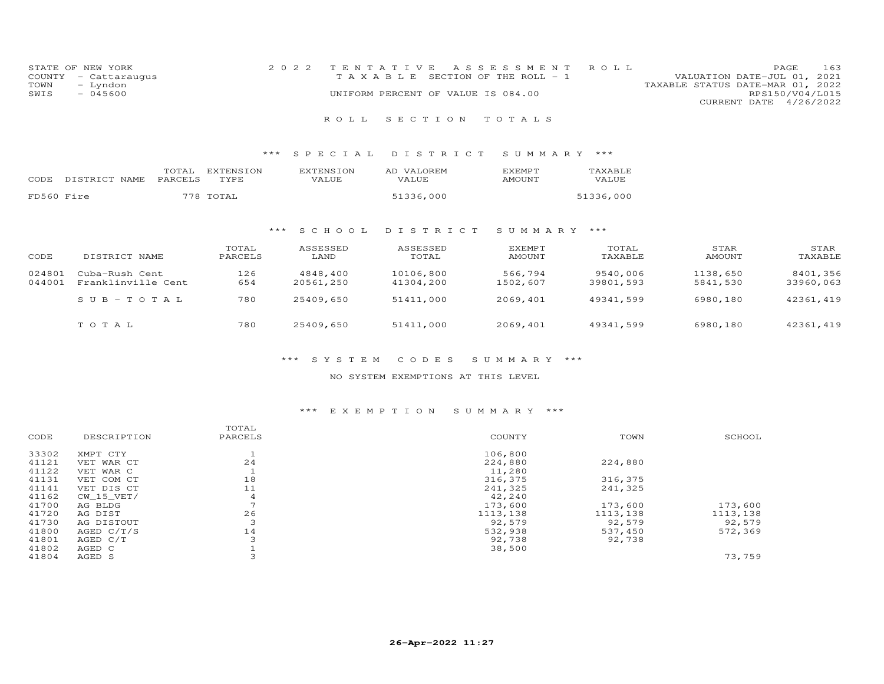STATE OF NEW YORK
COUNTY - Cattaraugus
TOWN - Lyndon
SWIS - 045600

2022 TENTATIVE ASSESSMENT ROLL
TAXABLE SECTION OF THE ROLL - 1
UNIFORM PERCENT OF VALUE IS 084.00

VALUATION DATE-JUL 01, 2021
TAXABLE STATUS DATE-MAR 01, 2022
RPS150/V04/L015
CURRENT DATE 4/26/2022

## ROLL SECTION TOTALS

### *** SPECIAL DISTRICT SUMMARY ***

| CODE | DISTRICT NAME | TOTAL PARCELS | EXTENSION TYPE | EXTENSION VALUE | AD VALOREM VALUE | EXEMPT AMOUNT | TAXABLE VALUE |
|---|---|---|---|---|---|---|---|
| FD560 | Fire | 778 | TOTAL | | 51336,000 | | 51336,000 |

### *** SCHOOL DISTRICT SUMMARY ***

| CODE | DISTRICT NAME | TOTAL PARCELS | ASSESSED LAND | ASSESSED TOTAL | EXEMPT AMOUNT | TOTAL TAXABLE | STAR AMOUNT | STAR TAXABLE |
|---|---|---|---|---|---|---|---|---|
| 024801 | Cuba-Rush Cent | 126 | 4848,400 | 10106,800 | 566,794 | 9540,006 | 1138,650 | 8401,356 |
| 044001 | Franklinville Cent | 654 | 20561,250 | 41304,200 | 1502,607 | 39801,593 | 5841,530 | 33960,063 |
| | SUB-TOTAL | 780 | 25409,650 | 51411,000 | 2069,401 | 49341,599 | 6980,180 | 42361,419 |
| | TOTAL | 780 | 25409,650 | 51411,000 | 2069,401 | 49341,599 | 6980,180 | 42361,419 |

### *** SYSTEM CODES SUMMARY ***

NO SYSTEM EXEMPTIONS AT THIS LEVEL

### *** EXEMPTION SUMMARY ***

| CODE | DESCRIPTION | TOTAL PARCELS | COUNTY | TOWN | SCHOOL |
|---|---|---|---|---|---|
| 33302 | XMPT CTY | 1 | 106,800 | | |
| 41121 | VET WAR CT | 24 | 224,880 | 224,880 | |
| 41122 | VET WAR C | 1 | 11,280 | | |
| 41131 | VET COM CT | 18 | 316,375 | 316,375 | |
| 41141 | VET DIS CT | 11 | 241,325 | 241,325 | |
| 41162 | CW_15_VET/ | 4 | 42,240 | | |
| 41700 | AG BLDG | 7 | 173,600 | 173,600 | 173,600 |
| 41720 | AG DIST | 26 | 1113,138 | 1113,138 | 1113,138 |
| 41730 | AG DISTOUT | 3 | 92,579 | 92,579 | 92,579 |
| 41800 | AGED C/T/S | 14 | 532,938 | 537,450 | 572,369 |
| 41801 | AGED C/T | 3 | 92,738 | 92,738 | |
| 41802 | AGED C | 1 | 38,500 | | |
| 41804 | AGED S | 3 | | | 73,759 |

26-Apr-2022 11:27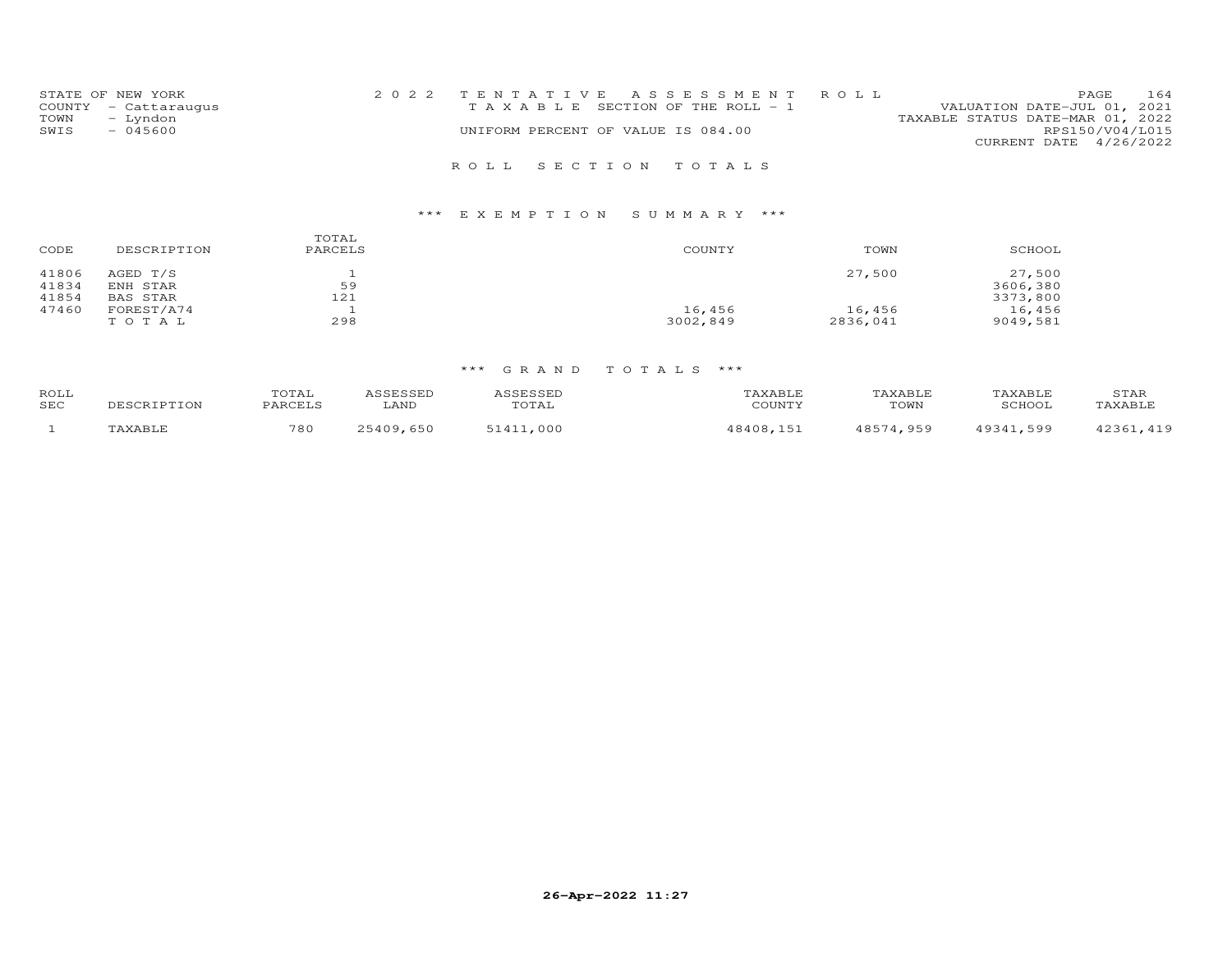STATE OF NEW YORK
COUNTY - Cattaraugus
TOWN - Lyndon
SWIS - 045600

# 2022 TENTATIVE ASSESSMENT ROLL

TAXABLE SECTION OF THE ROLL - 1

UNIFORM PERCENT OF VALUE IS 084.00

VALUATION DATE-JUL 01, 2021
TAXABLE STATUS DATE-MAR 01, 2022
RPS150/V04/L015
CURRENT DATE 4/26/2022

## ROLL SECTION TOTALS

### *** EXEMPTION SUMMARY ***

| CODE | DESCRIPTION | TOTAL PARCELS | COUNTY | TOWN | SCHOOL |
|---|---|---|---|---|---|
| 41806 | AGED T/S | 1 | | 27,500 | 27,500 |
| 41834 | ENH STAR | 59 | | | 3606,380 |
| 41854 | BAS STAR | 121 | | | 3373,800 |
| 47460 | FOREST/A74 | 1 | 16,456 | 16,456 | 16,456 |
| | TOTAL | 298 | 3002,849 | 2836,041 | 9049,581 |

### *** GRAND TOTALS ***

| ROLL SEC | DESCRIPTION | TOTAL PARCELS | ASSESSED LAND | ASSESSED TOTAL | TAXABLE COUNTY | TAXABLE TOWN | TAXABLE SCHOOL | STAR TAXABLE |
|---|---|---|---|---|---|---|---|---|
| 1 | TAXABLE | 780 | 25409,650 | 51411,000 | 48408,151 | 48574,959 | 49341,599 | 42361,419 |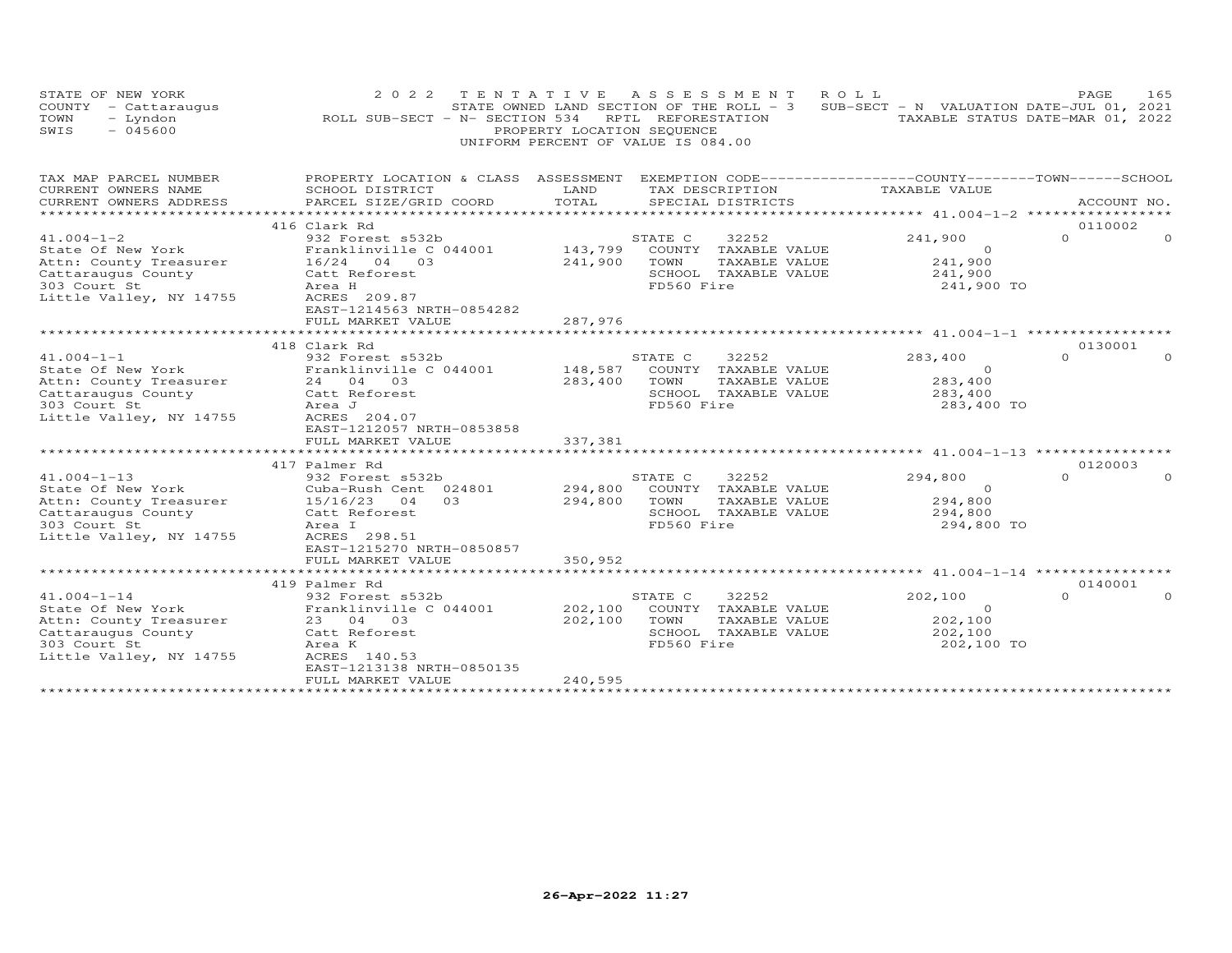STATE OF NEW YORK
COUNTY - Cattaraugus
TOWN - Lyndon
SWIS - 045600

2 0 2 2 T E N T A T I V E A S S E S S M E N T R O L L
STATE OWNED LAND SECTION OF THE ROLL - 3 SUB-SECT - N VALUATION DATE-JUL 01, 2021
ROLL SUB-SECT - N- SECTION 534 RPTL REFORESTATION TAXABLE STATUS DATE-MAR 01, 2022
PROPERTY LOCATION SEQUENCE
UNIFORM PERCENT OF VALUE IS 084.00

| TAX MAP PARCEL NUMBER / CURRENT OWNERS NAME / CURRENT OWNERS ADDRESS | PROPERTY LOCATION & CLASS / SCHOOL DISTRICT / PARCEL SIZE/GRID COORD | ASSESSMENT LAND / TOTAL | EXEMPTION CODE / TAX DESCRIPTION / SPECIAL DISTRICTS | COUNTY TAXABLE VALUE | TOWN | SCHOOL / ACCOUNT NO. |
|---|---|---|---|---|---|---|
| 41.004-1-2 | 416 Clark Rd | | | | | 0110002 |
| | 932 Forest s532b | | STATE C 32252 | 241,900 | 0 | 0 |
| State Of New York | Franklinville C 044001 | 143,799 | COUNTY TAXABLE VALUE | 0 | | |
| Attn: County Treasurer | 16/24 04 03 | 241,900 | TOWN TAXABLE VALUE | 241,900 | | |
| Cattaraugus County | Catt Reforest | | SCHOOL TAXABLE VALUE | 241,900 | | |
| 303 Court St | Area H | | FD560 Fire | 241,900 TO | | |
| Little Valley, NY 14755 | ACRES 209.87 | | | | | |
| | EAST-1214563 NRTH-0854282 | | | | | |
| | FULL MARKET VALUE | 287,976 | | | | |
| 41.004-1-1 | 418 Clark Rd | | | | | 0130001 |
| | 932 Forest s532b | | STATE C 32252 | 283,400 | 0 | 0 |
| State Of New York | Franklinville C 044001 | 148,587 | COUNTY TAXABLE VALUE | 0 | | |
| Attn: County Treasurer | 24 04 03 | 283,400 | TOWN TAXABLE VALUE | 283,400 | | |
| Cattaraugus County | Catt Reforest | | SCHOOL TAXABLE VALUE | 283,400 | | |
| 303 Court St | Area J | | FD560 Fire | 283,400 TO | | |
| Little Valley, NY 14755 | ACRES 204.07 | | | | | |
| | EAST-1212057 NRTH-0853858 | | | | | |
| | FULL MARKET VALUE | 337,381 | | | | |
| 41.004-1-13 | 417 Palmer Rd | | | | | 0120003 |
| | 932 Forest s532b | | STATE C 32252 | 294,800 | 0 | 0 |
| State Of New York | Cuba-Rush Cent 024801 | 294,800 | COUNTY TAXABLE VALUE | 0 | | |
| Attn: County Treasurer | 15/16/23 04 03 | 294,800 | TOWN TAXABLE VALUE | 294,800 | | |
| Cattaraugus County | Catt Reforest | | SCHOOL TAXABLE VALUE | 294,800 | | |
| 303 Court St | Area I | | FD560 Fire | 294,800 TO | | |
| Little Valley, NY 14755 | ACRES 298.51 | | | | | |
| | EAST-1215270 NRTH-0850857 | | | | | |
| | FULL MARKET VALUE | 350,952 | | | | |
| 41.004-1-14 | 419 Palmer Rd | | | | | 0140001 |
| | 932 Forest s532b | | STATE C 32252 | 202,100 | 0 | 0 |
| State Of New York | Franklinville C 044001 | 202,100 | COUNTY TAXABLE VALUE | 0 | | |
| Attn: County Treasurer | 23 04 03 | 202,100 | TOWN TAXABLE VALUE | 202,100 | | |
| Cattaraugus County | Catt Reforest | | SCHOOL TAXABLE VALUE | 202,100 | | |
| 303 Court St | Area K | | FD560 Fire | 202,100 TO | | |
| Little Valley, NY 14755 | ACRES 140.53 | | | | | |
| | EAST-1213138 NRTH-0850135 | | | | | |
| | FULL MARKET VALUE | 240,595 | | | | |

26-Apr-2022 11:27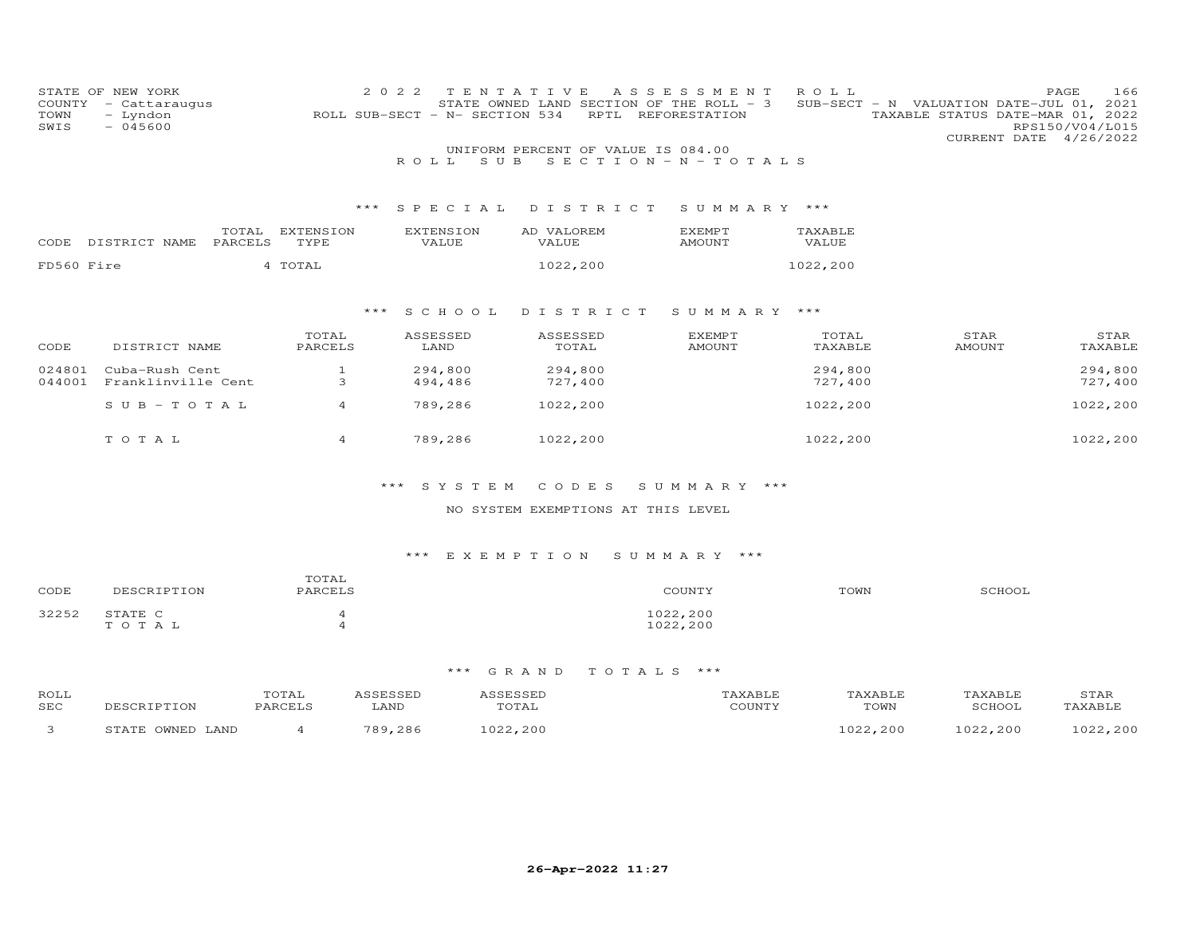STATE OF NEW YORK
COUNTY - Cattaraugus
TOWN - Lyndon
SWIS - 045600

2022 TENTATIVE ASSESSMENT ROLL
STATE OWNED LAND SECTION OF THE ROLL - 3 SUB-SECT - N VALUATION DATE-JUL 01, 2021
ROLL SUB-SECT - N- SECTION 534 RPTL REFORESTATION TAXABLE STATUS DATE-MAR 01, 2022
RPS150/V04/L015
CURRENT DATE 4/26/2022

UNIFORM PERCENT OF VALUE IS 084.00

## ROLL SUB SECTION - N - TOTALS

### *** SPECIAL DISTRICT SUMMARY ***

| CODE | DISTRICT NAME | TOTAL PARCELS | EXTENSION TYPE | EXTENSION VALUE | AD VALOREM VALUE | EXEMPT AMOUNT | TAXABLE VALUE |
|---|---|---|---|---|---|---|---|
| FD560 | Fire | 4 | TOTAL | | 1022,200 | | 1022,200 |

### *** SCHOOL DISTRICT SUMMARY ***

| CODE | DISTRICT NAME | TOTAL PARCELS | ASSESSED LAND | ASSESSED TOTAL | EXEMPT AMOUNT | TOTAL TAXABLE | STAR AMOUNT | STAR TAXABLE |
|---|---|---|---|---|---|---|---|---|
| 024801 | Cuba-Rush Cent | 1 | 294,800 | 294,800 | | 294,800 | | 294,800 |
| 044001 | Franklinville Cent | 3 | 494,486 | 727,400 | | 727,400 | | 727,400 |
| | S U B - T O T A L | 4 | 789,286 | 1022,200 | | 1022,200 | | 1022,200 |
| | T O T A L | 4 | 789,286 | 1022,200 | | 1022,200 | | 1022,200 |

### *** SYSTEM CODES SUMMARY ***

NO SYSTEM EXEMPTIONS AT THIS LEVEL

### *** EXEMPTION SUMMARY ***

| CODE | DESCRIPTION | TOTAL PARCELS | COUNTY | TOWN | SCHOOL |
|---|---|---|---|---|---|
| 32252 | STATE C | 4 | 1022,200 | | |
| | T O T A L | 4 | 1022,200 | | |

### *** GRAND TOTALS ***

| ROLL SEC | DESCRIPTION | TOTAL PARCELS | ASSESSED LAND | ASSESSED TOTAL | TAXABLE COUNTY | TAXABLE TOWN | TAXABLE SCHOOL | STAR TAXABLE |
|---|---|---|---|---|---|---|---|---|
| 3 | STATE OWNED LAND | 4 | 789,286 | 1022,200 | | 1022,200 | 1022,200 | 1022,200 |

26-Apr-2022 11:27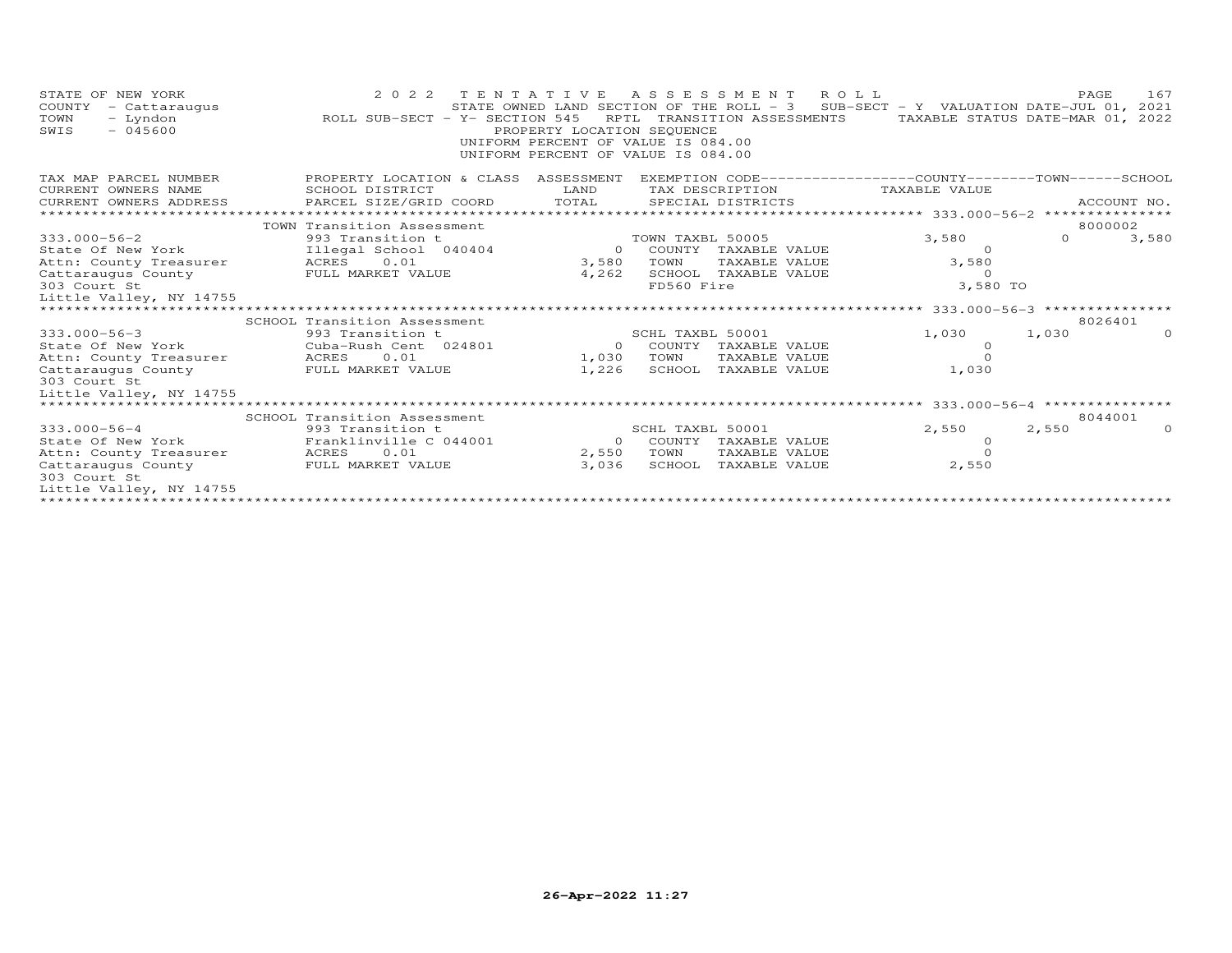STATE OF NEW YORK
COUNTY - Cattaraugus
TOWN - Lyndon
SWIS - 045600

2 0 2 2 T E N T A T I V E A S S E S S M E N T R O L L
STATE OWNED LAND SECTION OF THE ROLL - 3 SUB-SECT - Y VALUATION DATE-JUL 01, 2021
ROLL SUB-SECT - Y- SECTION 545 RPTL TRANSITION ASSESSMENTS TAXABLE STATUS DATE-MAR 01, 2022
PROPERTY LOCATION SEQUENCE
UNIFORM PERCENT OF VALUE IS 084.00
UNIFORM PERCENT OF VALUE IS 084.00

| TAX MAP PARCEL NUMBER / CURRENT OWNERS NAME / CURRENT OWNERS ADDRESS | PROPERTY LOCATION & CLASS / SCHOOL DISTRICT / PARCEL SIZE/GRID COORD | ASSESSMENT LAND / TOTAL | EXEMPTION CODE / TAX DESCRIPTION / SPECIAL DISTRICTS | COUNTY TAXABLE VALUE | TOWN | SCHOOL / ACCOUNT NO. |
|---|---|---|---|---|---|---|
| 333.000-56-2 | TOWN Transition Assessment | | | | | 8000002 |
| 333.000-56-2 | 993 Transition t | | TOWN TAXBL 50005 | 3,580 | 0 | 3,580 |
| State Of New York | Illegal School 040404 | 0 | COUNTY TAXABLE VALUE | 0 | | |
| Attn: County Treasurer | ACRES 0.01 | 3,580 | TOWN TAXABLE VALUE | 3,580 | | |
| Cattaraugus County | FULL MARKET VALUE | 4,262 | SCHOOL TAXABLE VALUE | 0 | | |
| 303 Court St | | | FD560 Fire | 3,580 TO | | |
| Little Valley, NY 14755 | | | | | | |
| 333.000-56-3 | SCHOOL Transition Assessment | | | | | 8026401 |
| 333.000-56-3 | 993 Transition t | | SCHL TAXBL 50001 | 1,030 | 1,030 | 0 |
| State Of New York | Cuba-Rush Cent 024801 | 0 | COUNTY TAXABLE VALUE | 0 | | |
| Attn: County Treasurer | ACRES 0.01 | 1,030 | TOWN TAXABLE VALUE | 0 | | |
| Cattaraugus County | FULL MARKET VALUE | 1,226 | SCHOOL TAXABLE VALUE | 1,030 | | |
| 303 Court St | | | | | | |
| Little Valley, NY 14755 | | | | | | |
| 333.000-56-4 | SCHOOL Transition Assessment | | | | | 8044001 |
| 333.000-56-4 | 993 Transition t | | SCHL TAXBL 50001 | 2,550 | 2,550 | 0 |
| State Of New York | Franklinville C 044001 | 0 | COUNTY TAXABLE VALUE | 0 | | |
| Attn: County Treasurer | ACRES 0.01 | 2,550 | TOWN TAXABLE VALUE | 0 | | |
| Cattaraugus County | FULL MARKET VALUE | 3,036 | SCHOOL TAXABLE VALUE | 2,550 | | |
| 303 Court St | | | | | | |
| Little Valley, NY 14755 | | | | | | |

26-Apr-2022 11:27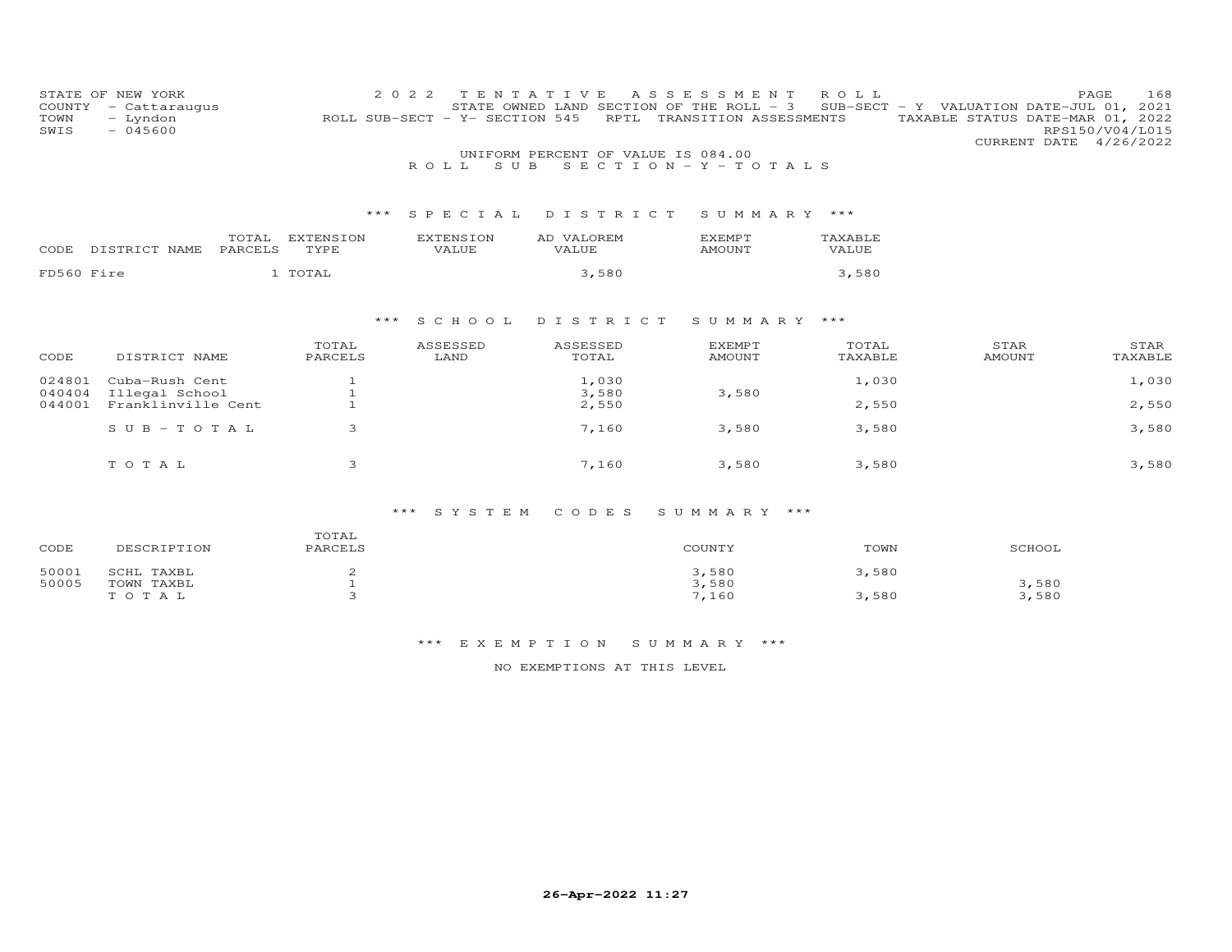STATE OF NEW YORK
COUNTY - Cattaraugus
TOWN - Lyndon
SWIS - 045600

2022 TENTATIVE ASSESSMENT ROLL
STATE OWNED LAND SECTION OF THE ROLL - 3 SUB-SECT - Y VALUATION DATE-JUL 01, 2021
ROLL SUB-SECT - Y- SECTION 545 RPTL TRANSITION ASSESSMENTS TAXABLE STATUS DATE-MAR 01, 2022
RPS150/V04/L015
CURRENT DATE 4/26/2022

UNIFORM PERCENT OF VALUE IS 084.00

ROLL SUB SECTION - Y - TOTALS

### *** SPECIAL DISTRICT SUMMARY ***

| CODE | DISTRICT NAME | TOTAL PARCELS | EXTENSION TYPE | EXTENSION VALUE | AD VALOREM VALUE | EXEMPT AMOUNT | TAXABLE VALUE |
|---|---|---|---|---|---|---|---|
| FD560 | Fire | 1 | TOTAL | | 3,580 | | 3,580 |

### *** SCHOOL DISTRICT SUMMARY ***

| CODE | DISTRICT NAME | TOTAL PARCELS | ASSESSED LAND | ASSESSED TOTAL | EXEMPT AMOUNT | TOTAL TAXABLE | STAR AMOUNT | STAR TAXABLE |
|---|---|---|---|---|---|---|---|---|
| 024801 | Cuba-Rush Cent | 1 | | 1,030 | | 1,030 | | 1,030 |
| 040404 | Illegal School | 1 | | 3,580 | 3,580 | | | |
| 044001 | Franklinville Cent | 1 | | 2,550 | | 2,550 | | 2,550 |
| | SUB-TOTAL | 3 | | 7,160 | 3,580 | 3,580 | | 3,580 |
| | TOTAL | 3 | | 7,160 | 3,580 | 3,580 | | 3,580 |

### *** SYSTEM CODES SUMMARY ***

| CODE | DESCRIPTION | TOTAL PARCELS | COUNTY | TOWN | SCHOOL |
|---|---|---|---|---|---|
| 50001 | SCHL TAXBL | 2 | 3,580 | 3,580 | |
| 50005 | TOWN TAXBL | 1 | 3,580 | | 3,580 |
| | TOTAL | 3 | 7,160 | 3,580 | 3,580 |

### *** EXEMPTION SUMMARY ***

NO EXEMPTIONS AT THIS LEVEL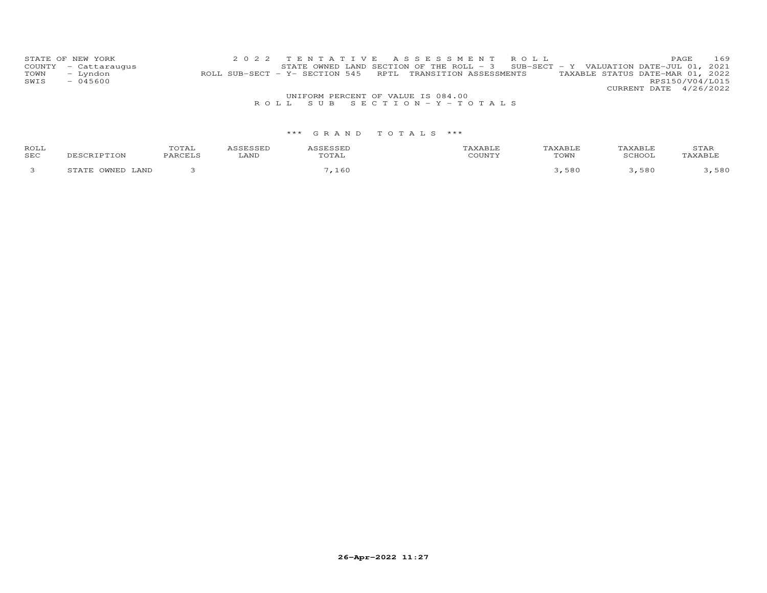STATE OF NEW YORK
COUNTY - Cattaraugus
TOWN - Lyndon
SWIS - 045600

2022 TENTATIVE ASSESSMENT ROLL
STATE OWNED LAND SECTION OF THE ROLL - 3 SUB-SECT - Y VALUATION DATE-JUL 01, 2021
ROLL SUB-SECT - Y- SECTION 545 RPTL TRANSITION ASSESSMENTS TAXABLE STATUS DATE-MAR 01, 2022
RPS150/V04/L015
CURRENT DATE 4/26/2022

UNIFORM PERCENT OF VALUE IS 084.00

ROLL SUB SECTION - Y - TOTALS

*** GRAND TOTALS ***

| ROLL SEC | DESCRIPTION | TOTAL PARCELS | ASSESSED LAND | ASSESSED TOTAL | TAXABLE COUNTY | TAXABLE TOWN | TAXABLE SCHOOL | STAR TAXABLE |
|---|---|---|---|---|---|---|---|---|
| 3 | STATE OWNED LAND | 3 | | 7,160 | | 3,580 | 3,580 | 3,580 |

26-Apr-2022 11:27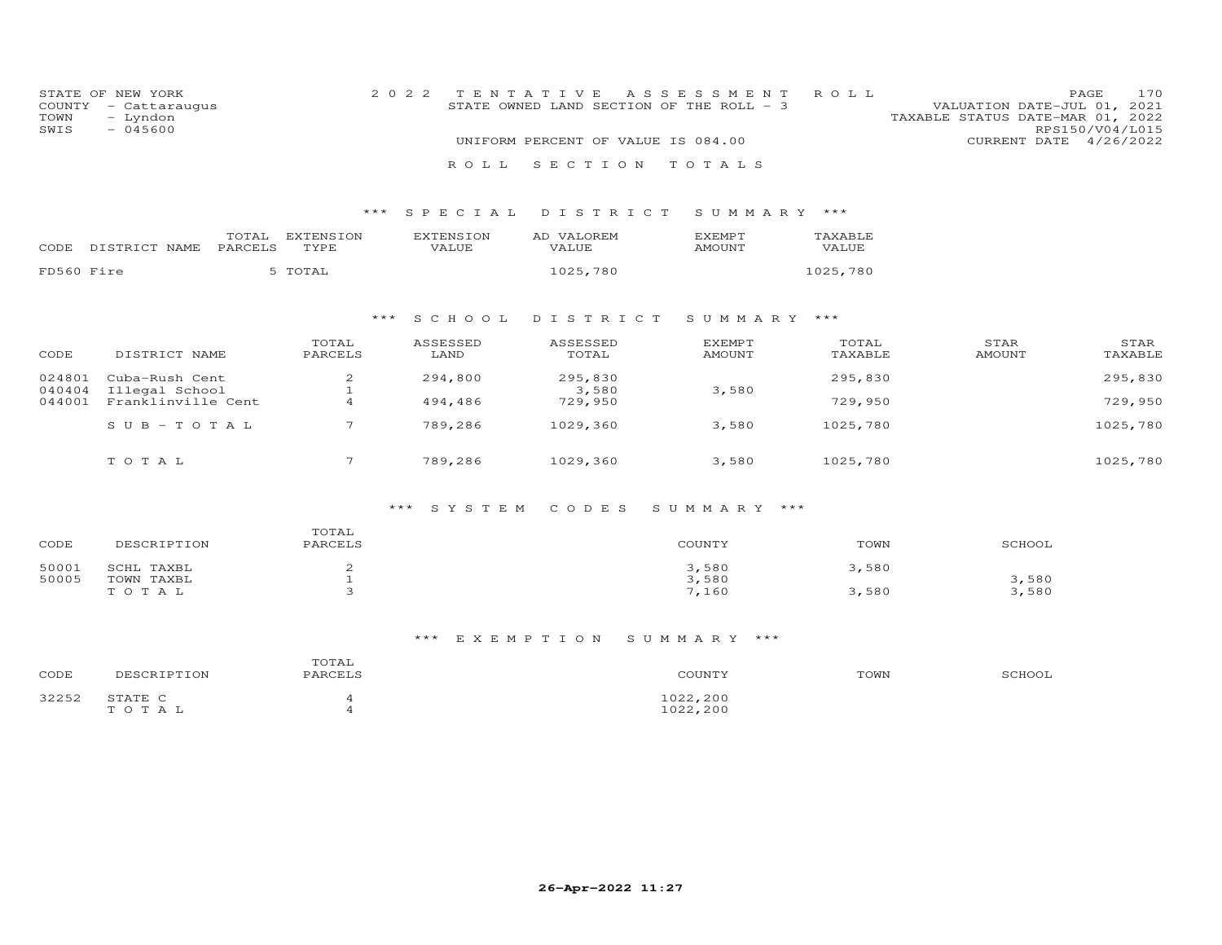STATE OF NEW YORK
COUNTY - Cattaraugus
TOWN - Lyndon
SWIS - 045600

2022 TENTATIVE ASSESSMENT ROLL
STATE OWNED LAND SECTION OF THE ROLL - 3

UNIFORM PERCENT OF VALUE IS 084.00

VALUATION DATE-JUL 01, 2021
TAXABLE STATUS DATE-MAR 01, 2022
RPS150/V04/L015
CURRENT DATE 4/26/2022

ROLL SECTION TOTALS

## *** SPECIAL DISTRICT SUMMARY ***

| CODE | DISTRICT NAME | TOTAL PARCELS | EXTENSION TYPE | EXTENSION VALUE | AD VALOREM VALUE | EXEMPT AMOUNT | TAXABLE VALUE |
|---|---|---|---|---|---|---|---|
| FD560 | Fire | 5 | TOTAL | | 1025,780 | | 1025,780 |

## *** SCHOOL DISTRICT SUMMARY ***

| CODE | DISTRICT NAME | TOTAL PARCELS | ASSESSED LAND | ASSESSED TOTAL | EXEMPT AMOUNT | TOTAL TAXABLE | STAR AMOUNT | STAR TAXABLE |
|---|---|---|---|---|---|---|---|---|
| 024801 | Cuba-Rush Cent | 2 | 294,800 | 295,830 | | 295,830 | | 295,830 |
| 040404 | Illegal School | 1 | | 3,580 | 3,580 | | | |
| 044001 | Franklinville Cent | 4 | 494,486 | 729,950 | | 729,950 | | 729,950 |
| | SUB-TOTAL | 7 | 789,286 | 1029,360 | 3,580 | 1025,780 | | 1025,780 |
| | TOTAL | 7 | 789,286 | 1029,360 | 3,580 | 1025,780 | | 1025,780 |

## *** SYSTEM CODES SUMMARY ***

| CODE | DESCRIPTION | TOTAL PARCELS | COUNTY | TOWN | SCHOOL |
|---|---|---|---|---|---|
| 50001 | SCHL TAXBL | 2 | 3,580 | 3,580 | |
| 50005 | TOWN TAXBL | 1 | 3,580 | | 3,580 |
| | TOTAL | 3 | 7,160 | 3,580 | 3,580 |

## *** EXEMPTION SUMMARY ***

| CODE | DESCRIPTION | TOTAL PARCELS | COUNTY | TOWN | SCHOOL |
|---|---|---|---|---|---|
| 32252 | STATE C | 4 | 1022,200 | | |
| | TOTAL | 4 | 1022,200 | | |

26-Apr-2022 11:27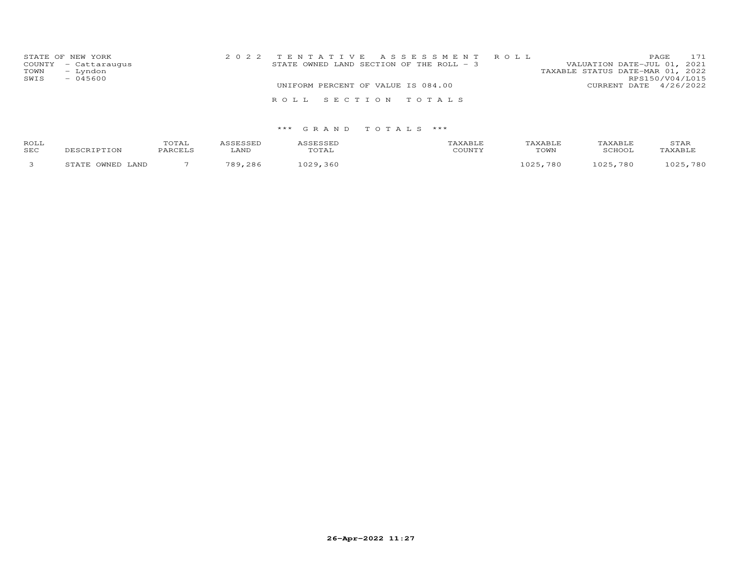STATE OF NEW YORK
COUNTY - Cattaraugus
TOWN - Lyndon
SWIS - 045600

2 0 2 2 T E N T A T I V E A S S E S S M E N T R O L L
STATE OWNED LAND SECTION OF THE ROLL - 3
UNIFORM PERCENT OF VALUE IS 084.00

VALUATION DATE-JUL 01, 2021
TAXABLE STATUS DATE-MAR 01, 2022
RPS150/V04/L015
CURRENT DATE 4/26/2022

R O L L S E C T I O N T O T A L S

*** G R A N D T O T A L S ***

| ROLL SEC | DESCRIPTION | TOTAL PARCELS | ASSESSED LAND | ASSESSED TOTAL | TAXABLE COUNTY | TAXABLE TOWN | TAXABLE SCHOOL | STAR TAXABLE |
|---|---|---|---|---|---|---|---|---|
| 3 | STATE OWNED LAND | 7 | 789,286 | 1029,360 | | 1025,780 | 1025,780 | 1025,780 |

26-Apr-2022 11:27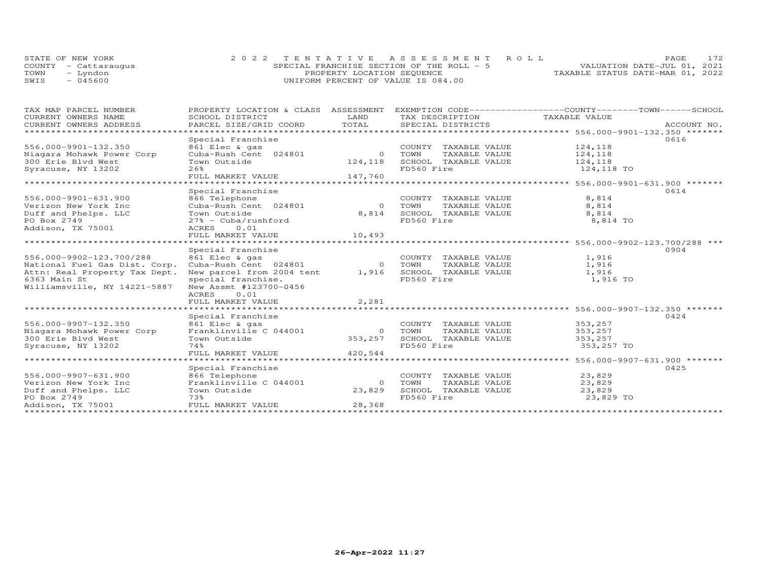STATE OF NEW YORK
COUNTY - Cattaraugus
TOWN - Lyndon
SWIS - 045600

2022 TENTATIVE ASSESSMENT ROLL
SPECIAL FRANCHISE SECTION OF THE ROLL - 5
PROPERTY LOCATION SEQUENCE
UNIFORM PERCENT OF VALUE IS 084.00

VALUATION DATE-JUL 01, 2021
TAXABLE STATUS DATE-MAR 01, 2022

| TAX MAP PARCEL NUMBER / CURRENT OWNERS NAME / CURRENT OWNERS ADDRESS | PROPERTY LOCATION & CLASS / SCHOOL DISTRICT / PARCEL SIZE/GRID COORD | ASSESSMENT LAND / TOTAL | EXEMPTION CODE / TAX DESCRIPTION / SPECIAL DISTRICTS | COUNTY--TOWN--SCHOOL TAXABLE VALUE | ACCOUNT NO. |
|---|---|---|---|---|---|
| **556.000-9901-132.350** | | | | | |
| | Special Franchise | | | | 0616 |
| 556.000-9901-132.350 | 861 Elec & gas | | COUNTY TAXABLE VALUE | 124,118 | |
| Niagara Mohawk Power Corp | Cuba-Rush Cent 024801 | 0 | TOWN TAXABLE VALUE | 124,118 | |
| 300 Erie Blvd West | Town Outside | 124,118 | SCHOOL TAXABLE VALUE | 124,118 | |
| Syracuse, NY 13202 | 26% | | FD560 Fire | 124,118 TO | |
| | FULL MARKET VALUE | 147,760 | | | |
| **556.000-9901-631.900** | | | | | |
| | Special Franchise | | | | 0614 |
| 556.000-9901-631.900 | 866 Telephone | | COUNTY TAXABLE VALUE | 8,814 | |
| Verizon New York Inc | Cuba-Rush Cent 024801 | 0 | TOWN TAXABLE VALUE | 8,814 | |
| Duff and Phelps. LLC | Town Outside | 8,814 | SCHOOL TAXABLE VALUE | 8,814 | |
| PO Box 2749 | 27% - Cuba/rushford | | FD560 Fire | 8,814 TO | |
| Addison, TX 75001 | ACRES 0.01 | | | | |
| | FULL MARKET VALUE | 10,493 | | | |
| **556.000-9902-123.700/288** | | | | | |
| | Special Franchise | | | | 0904 |
| 556.000-9902-123.700/288 | 861 Elec & gas | | COUNTY TAXABLE VALUE | 1,916 | |
| National Fuel Gas Dist. Corp. | Cuba-Rush Cent 024801 | 0 | TOWN TAXABLE VALUE | 1,916 | |
| Attn: Real Property Tax Dept. | New parcel from 2004 tent | 1,916 | SCHOOL TAXABLE VALUE | 1,916 | |
| 6363 Main St | special franchise. | | FD560 Fire | 1,916 TO | |
| Williamsville, NY 14221-5887 | New Assmt #123700-0456 | | | | |
| | ACRES 0.01 | | | | |
| | FULL MARKET VALUE | 2,281 | | | |
| **556.000-9907-132.350** | | | | | |
| | Special Franchise | | | | 0424 |
| 556.000-9907-132.350 | 861 Elec & gas | | COUNTY TAXABLE VALUE | 353,257 | |
| Niagara Mohawk Power Corp | Franklinville C 044001 | 0 | TOWN TAXABLE VALUE | 353,257 | |
| 300 Erie Blvd West | Town Outside | 353,257 | SCHOOL TAXABLE VALUE | 353,257 | |
| Syracuse, NY 13202 | 74% | | FD560 Fire | 353,257 TO | |
| | FULL MARKET VALUE | 420,544 | | | |
| **556.000-9907-631.900** | | | | | |
| | Special Franchise | | | | 0425 |
| 556.000-9907-631.900 | 866 Telephone | | COUNTY TAXABLE VALUE | 23,829 | |
| Verizon New York Inc | Franklinville C 044001 | 0 | TOWN TAXABLE VALUE | 23,829 | |
| Duff and Phelps. LLC | Town Outside | 23,829 | SCHOOL TAXABLE VALUE | 23,829 | |
| PO Box 2749 | 73% | | FD560 Fire | 23,829 TO | |
| Addison, TX 75001 | FULL MARKET VALUE | 28,368 | | | |

26-Apr-2022 11:27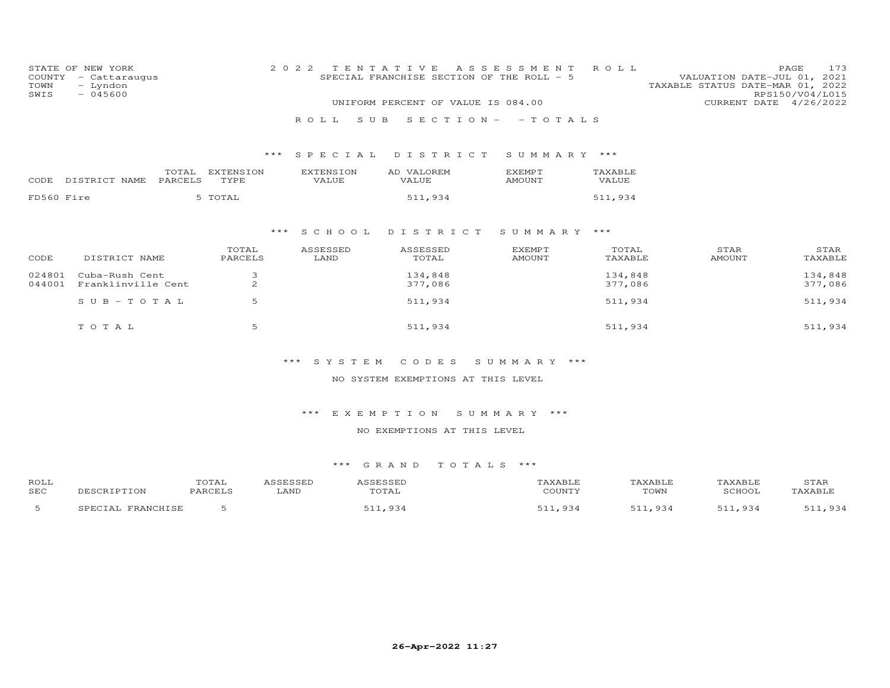STATE OF NEW YORK
COUNTY - Cattaraugus
TOWN - Lyndon
SWIS - 045600

2022 TENTATIVE ASSESSMENT ROLL
SPECIAL FRANCHISE SECTION OF THE ROLL - 5
UNIFORM PERCENT OF VALUE IS 084.00

VALUATION DATE-JUL 01, 2021
TAXABLE STATUS DATE-MAR 01, 2022
RPS150/V04/L015
CURRENT DATE 4/26/2022

ROLL SUB SECTION- - TOTALS

### *** SPECIAL DISTRICT SUMMARY ***

| CODE | DISTRICT NAME | TOTAL PARCELS | EXTENSION TYPE | EXTENSION VALUE | AD VALOREM VALUE | EXEMPT AMOUNT | TAXABLE VALUE |
|---|---|---|---|---|---|---|---|
| FD560 | Fire | 5 | TOTAL | | 511,934 | | 511,934 |

### *** SCHOOL DISTRICT SUMMARY ***

| CODE | DISTRICT NAME | TOTAL PARCELS | ASSESSED LAND | ASSESSED TOTAL | EXEMPT AMOUNT | TOTAL TAXABLE | STAR AMOUNT | STAR TAXABLE |
|---|---|---|---|---|---|---|---|---|
| 024801 | Cuba-Rush Cent | 3 | | 134,848 | | 134,848 | | 134,848 |
| 044001 | Franklinville Cent | 2 | | 377,086 | | 377,086 | | 377,086 |
| | SUB-TOTAL | 5 | | 511,934 | | 511,934 | | 511,934 |
| | TOTAL | 5 | | 511,934 | | 511,934 | | 511,934 |

### *** SYSTEM CODES SUMMARY ***

NO SYSTEM EXEMPTIONS AT THIS LEVEL

### *** EXEMPTION SUMMARY ***

NO EXEMPTIONS AT THIS LEVEL

### *** GRAND TOTALS ***

| ROLL SEC | DESCRIPTION | TOTAL PARCELS | ASSESSED LAND | ASSESSED TOTAL | TAXABLE COUNTY | TAXABLE TOWN | TAXABLE SCHOOL | STAR TAXABLE |
|---|---|---|---|---|---|---|---|---|
| 5 | SPECIAL FRANCHISE | 5 | | 511,934 | 511,934 | 511,934 | 511,934 | 511,934 |

26-Apr-2022 11:27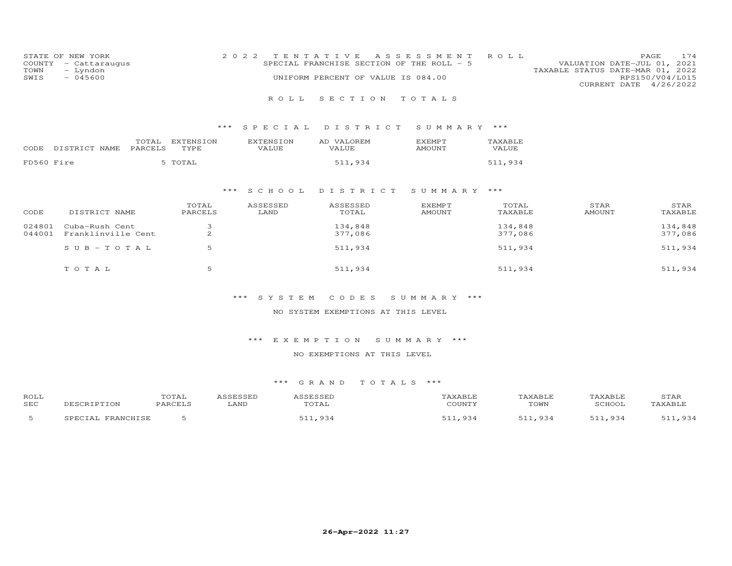STATE OF NEW YORK
COUNTY - Cattaraugus
TOWN - Lyndon
SWIS - 045600

2022 TENTATIVE ASSESSMENT ROLL
SPECIAL FRANCHISE SECTION OF THE ROLL - 5
UNIFORM PERCENT OF VALUE IS 084.00

VALUATION DATE-JUL 01, 2021
TAXABLE STATUS DATE-MAR 01, 2022
RPS150/V04/L015
CURRENT DATE 4/26/2022

## ROLL SECTION TOTALS

### *** SPECIAL DISTRICT SUMMARY ***

| CODE | DISTRICT NAME | TOTAL PARCELS | EXTENSION TYPE | EXTENSION VALUE | AD VALOREM VALUE | EXEMPT AMOUNT | TAXABLE VALUE |
|---|---|---|---|---|---|---|---|
| FD560 | Fire | 5 | TOTAL | | 511,934 | | 511,934 |

### *** SCHOOL DISTRICT SUMMARY ***

| CODE | DISTRICT NAME | TOTAL PARCELS | ASSESSED LAND | ASSESSED TOTAL | EXEMPT AMOUNT | TOTAL TAXABLE | STAR AMOUNT | STAR TAXABLE |
|---|---|---|---|---|---|---|---|---|
| 024801 | Cuba-Rush Cent | 3 | | 134,848 | | 134,848 | | 134,848 |
| 044001 | Franklinville Cent | 2 | | 377,086 | | 377,086 | | 377,086 |
| | SUB-TOTAL | 5 | | 511,934 | | 511,934 | | 511,934 |
| | TOTAL | 5 | | 511,934 | | 511,934 | | 511,934 |

### *** SYSTEM CODES SUMMARY ***

NO SYSTEM EXEMPTIONS AT THIS LEVEL

### *** EXEMPTION SUMMARY ***

NO EXEMPTIONS AT THIS LEVEL

### *** GRAND TOTALS ***

| ROLL SEC | DESCRIPTION | TOTAL PARCELS | ASSESSED LAND | ASSESSED TOTAL | TAXABLE COUNTY | TAXABLE TOWN | TAXABLE SCHOOL | STAR TAXABLE |
|---|---|---|---|---|---|---|---|---|
| 5 | SPECIAL FRANCHISE | 5 | | 511,934 | 511,934 | 511,934 | 511,934 | 511,934 |

26-Apr-2022 11:27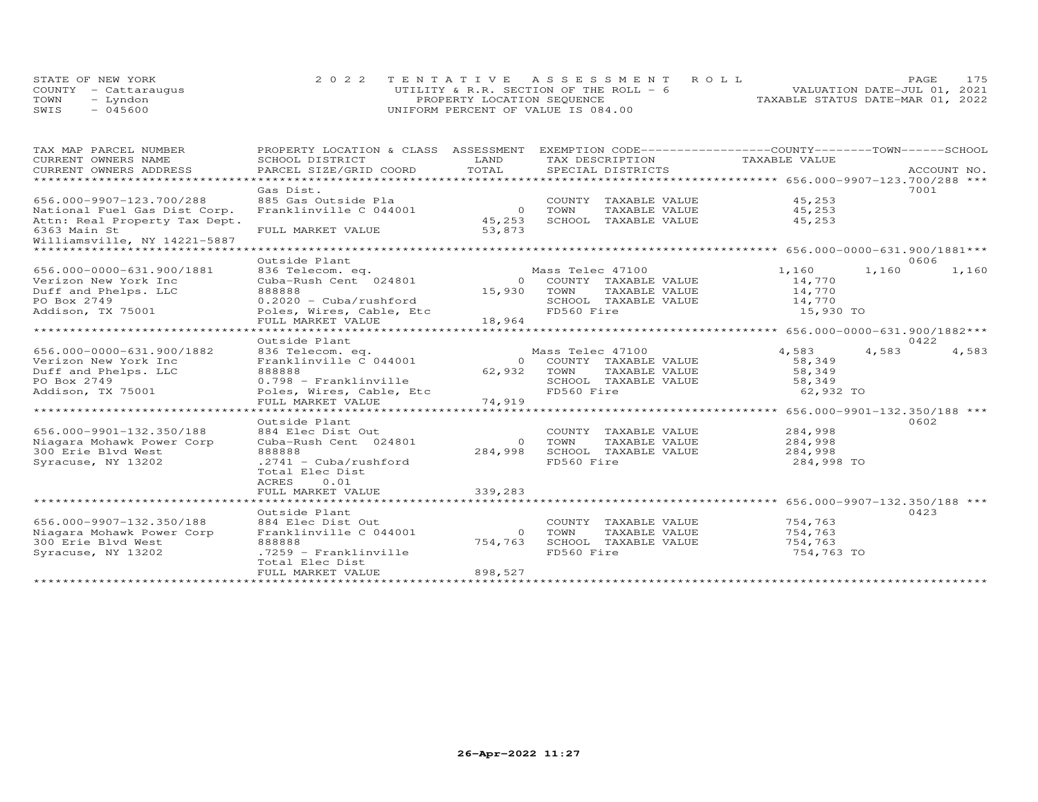STATE OF NEW YORK
COUNTY - Cattaraugus
TOWN - Lyndon
SWIS - 045600

2022 TENTATIVE ASSESSMENT ROLL
UTILITY & R.R. SECTION OF THE ROLL - 6
PROPERTY LOCATION SEQUENCE
UNIFORM PERCENT OF VALUE IS 084.00

VALUATION DATE-JUL 01, 2021
TAXABLE STATUS DATE-MAR 01, 2022

| TAX MAP PARCEL NUMBER / CURRENT OWNERS NAME / CURRENT OWNERS ADDRESS | PROPERTY LOCATION & CLASS / SCHOOL DISTRICT / PARCEL SIZE/GRID COORD | ASSESSMENT LAND / TOTAL | EXEMPTION CODE / TAX DESCRIPTION / SPECIAL DISTRICTS | COUNTY TAXABLE VALUE | TOWN | SCHOOL | ACCOUNT NO. |
|---|---|---|---|---|---|---|---|
| **656.000-9907-123.700/288** | Gas Dist. | | | | | | 7001 |
| 656.000-9907-123.700/288 | 885 Gas Outside Pla | | COUNTY TAXABLE VALUE | 45,253 | | | |
| National Fuel Gas Dist Corp. | Franklinville C 044001 | 0 | TOWN TAXABLE VALUE | 45,253 | | | |
| Attn: Real Property Tax Dept. | | 45,253 | SCHOOL TAXABLE VALUE | 45,253 | | | |
| 6363 Main St | FULL MARKET VALUE | 53,873 | | | | | |
| Williamsville, NY 14221-5887 | | | | | | | |
| **656.000-0000-631.900/1881** | Outside Plant | | | | | | 0606 |
| 656.000-0000-631.900/1881 | 836 Telecom. eq. | | Mass Telec 47100 | 1,160 | 1,160 | 1,160 | |
| Verizon New York Inc | Cuba-Rush Cent 024801 | 0 | COUNTY TAXABLE VALUE | 14,770 | | | |
| Duff and Phelps. LLC | 888888 | 15,930 | TOWN TAXABLE VALUE | 14,770 | | | |
| PO Box 2749 | 0.2020 - Cuba/rushford | | SCHOOL TAXABLE VALUE | 14,770 | | | |
| Addison, TX 75001 | Poles, Wires, Cable, Etc | | FD560 Fire | 15,930 TO | | | |
| | FULL MARKET VALUE | 18,964 | | | | | |
| **656.000-0000-631.900/1882** | Outside Plant | | | | | | 0422 |
| 656.000-0000-631.900/1882 | 836 Telecom. eq. | | Mass Telec 47100 | 4,583 | 4,583 | 4,583 | |
| Verizon New York Inc | Franklinville C 044001 | 0 | COUNTY TAXABLE VALUE | 58,349 | | | |
| Duff and Phelps. LLC | 888888 | 62,932 | TOWN TAXABLE VALUE | 58,349 | | | |
| PO Box 2749 | 0.798 - Franklinville | | SCHOOL TAXABLE VALUE | 58,349 | | | |
| Addison, TX 75001 | Poles, Wires, Cable, Etc | | FD560 Fire | 62,932 TO | | | |
| | FULL MARKET VALUE | 74,919 | | | | | |
| **656.000-9901-132.350/188** | Outside Plant | | | | | | 0602 |
| 656.000-9901-132.350/188 | 884 Elec Dist Out | | COUNTY TAXABLE VALUE | 284,998 | | | |
| Niagara Mohawk Power Corp | Cuba-Rush Cent 024801 | 0 | TOWN TAXABLE VALUE | 284,998 | | | |
| 300 Erie Blvd West | 888888 | 284,998 | SCHOOL TAXABLE VALUE | 284,998 | | | |
| Syracuse, NY 13202 | .2741 - Cuba/rushford | | FD560 Fire | 284,998 TO | | | |
| | Total Elec Dist | | | | | | |
| | ACRES 0.01 | | | | | | |
| | FULL MARKET VALUE | 339,283 | | | | | |
| **656.000-9907-132.350/188** | Outside Plant | | | | | | 0423 |
| 656.000-9907-132.350/188 | 884 Elec Dist Out | | COUNTY TAXABLE VALUE | 754,763 | | | |
| Niagara Mohawk Power Corp | Franklinville C 044001 | 0 | TOWN TAXABLE VALUE | 754,763 | | | |
| 300 Erie Blvd West | 888888 | 754,763 | SCHOOL TAXABLE VALUE | 754,763 | | | |
| Syracuse, NY 13202 | .7259 - Franklinville | | FD560 Fire | 754,763 TO | | | |
| | Total Elec Dist | | | | | | |
| | FULL MARKET VALUE | 898,527 | | | | | |

26-Apr-2022 11:27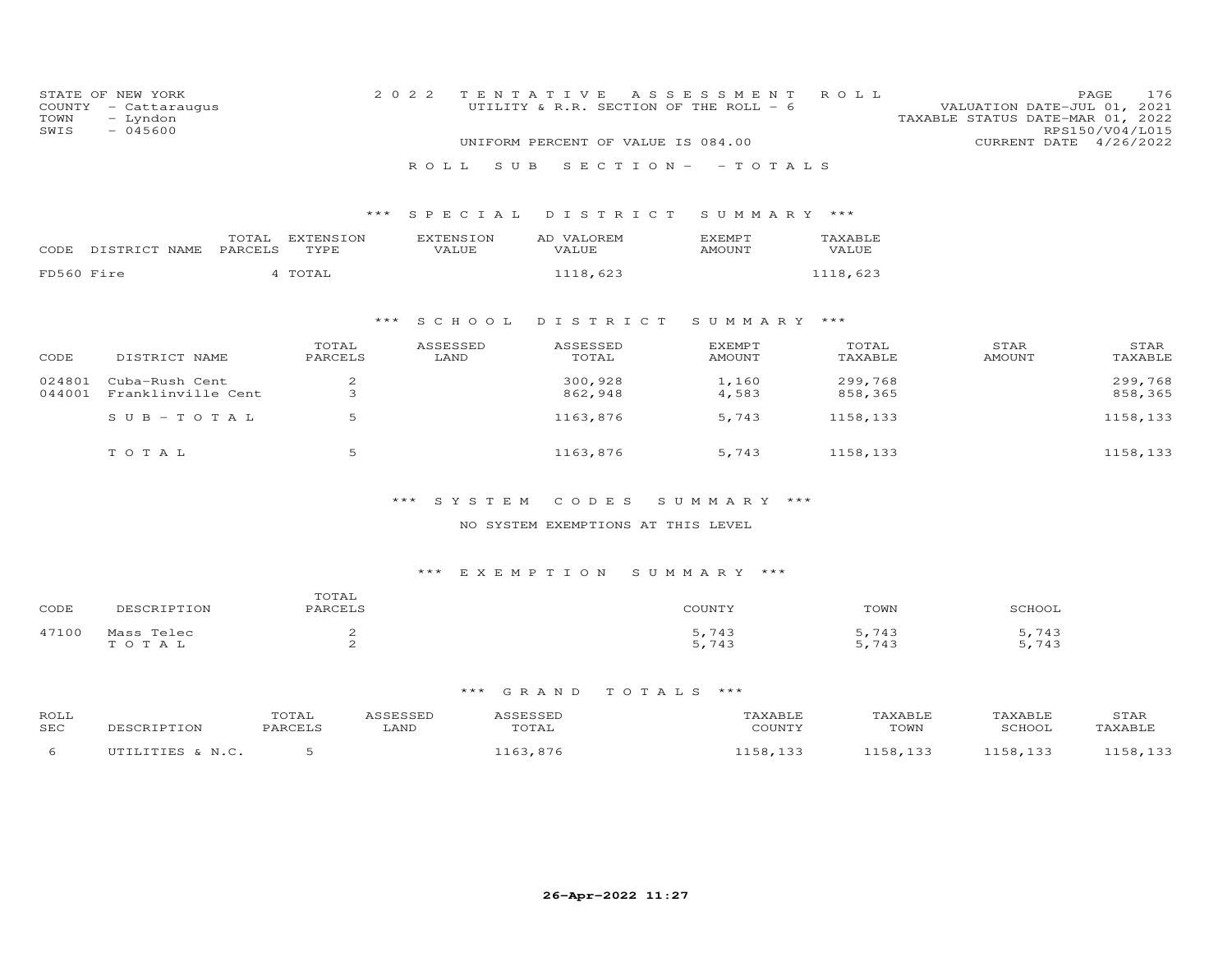STATE OF NEW YORK
COUNTY - Cattaraugus
TOWN - Lyndon
SWIS - 045600

2022 TENTATIVE ASSESSMENT ROLL
UTILITY & R.R. SECTION OF THE ROLL - 6
UNIFORM PERCENT OF VALUE IS 084.00

VALUATION DATE-JUL 01, 2021
TAXABLE STATUS DATE-MAR 01, 2022
RPS150/V04/L015
CURRENT DATE 4/26/2022

ROLL SUB SECTION- - TOTALS

### *** SPECIAL DISTRICT SUMMARY ***

| CODE | DISTRICT NAME | TOTAL PARCELS | EXTENSION TYPE | EXTENSION VALUE | AD VALOREM VALUE | EXEMPT AMOUNT | TAXABLE VALUE |
|---|---|---|---|---|---|---|---|
| FD560 | Fire | 4 | TOTAL | | 1118,623 | | 1118,623 |

### *** SCHOOL DISTRICT SUMMARY ***

| CODE | DISTRICT NAME | TOTAL PARCELS | ASSESSED LAND | ASSESSED TOTAL | EXEMPT AMOUNT | TOTAL TAXABLE | STAR AMOUNT | STAR TAXABLE |
|---|---|---|---|---|---|---|---|---|
| 024801 | Cuba-Rush Cent | 2 | | 300,928 | 1,160 | 299,768 | | 299,768 |
| 044001 | Franklinville Cent | 3 | | 862,948 | 4,583 | 858,365 | | 858,365 |
| | SUB-TOTAL | 5 | | 1163,876 | 5,743 | 1158,133 | | 1158,133 |
| | TOTAL | 5 | | 1163,876 | 5,743 | 1158,133 | | 1158,133 |

### *** SYSTEM CODES SUMMARY ***

NO SYSTEM EXEMPTIONS AT THIS LEVEL

### *** EXEMPTION SUMMARY ***

| CODE | DESCRIPTION | TOTAL PARCELS | COUNTY | TOWN | SCHOOL |
|---|---|---|---|---|---|
| 47100 | Mass Telec | 2 | 5,743 | 5,743 | 5,743 |
| | TOTAL | 2 | 5,743 | 5,743 | 5,743 |

### *** GRAND TOTALS ***

| ROLL SEC | DESCRIPTION | TOTAL PARCELS | ASSESSED LAND | ASSESSED TOTAL | TAXABLE COUNTY | TAXABLE TOWN | TAXABLE SCHOOL | STAR TAXABLE |
|---|---|---|---|---|---|---|---|---|
| 6 | UTILITIES & N.C. | 5 | | 1163,876 | 1158,133 | 1158,133 | 1158,133 | 1158,133 |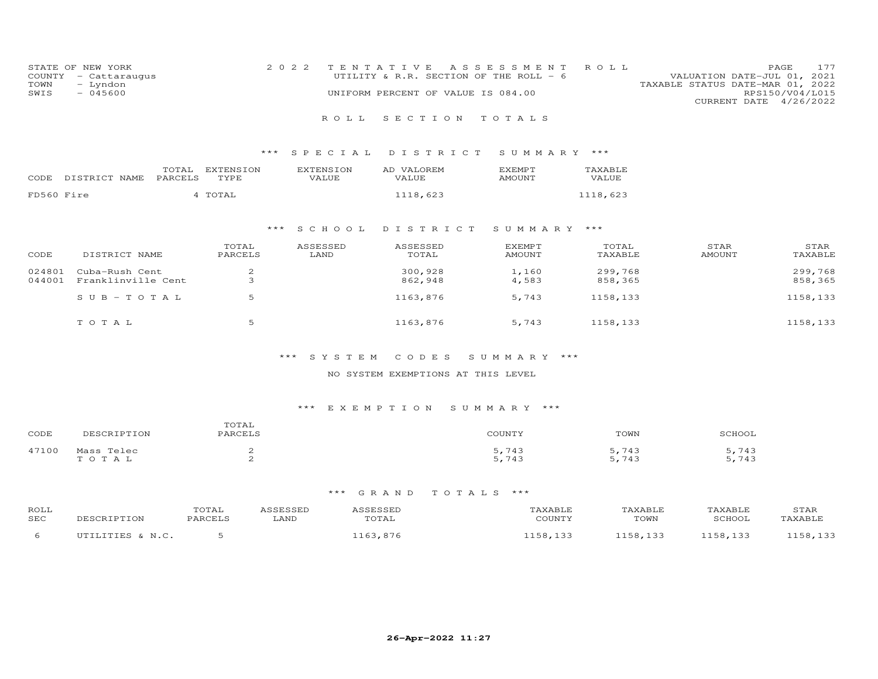STATE OF NEW YORK
COUNTY - Cattaraugus
TOWN - Lyndon
SWIS - 045600

2 0 2 2 TENTATIVE ASSESSMENT ROLL
UTILITY & R.R. SECTION OF THE ROLL - 6
UNIFORM PERCENT OF VALUE IS 084.00

VALUATION DATE-JUL 01, 2021
TAXABLE STATUS DATE-MAR 01, 2022
RPS150/V04/L015
CURRENT DATE 4/26/2022

## ROLL SECTION TOTALS

### *** SPECIAL DISTRICT SUMMARY ***

| CODE | DISTRICT NAME | TOTAL PARCELS | EXTENSION TYPE | EXTENSION VALUE | AD VALOREM VALUE | EXEMPT AMOUNT | TAXABLE VALUE |
|---|---|---|---|---|---|---|---|
| FD560 | Fire | 4 | TOTAL | | 1118,623 | | 1118,623 |

### *** SCHOOL DISTRICT SUMMARY ***

| CODE | DISTRICT NAME | TOTAL PARCELS | ASSESSED LAND | ASSESSED TOTAL | EXEMPT AMOUNT | TOTAL TAXABLE | STAR AMOUNT | STAR TAXABLE |
|---|---|---|---|---|---|---|---|---|
| 024801 | Cuba-Rush Cent | 2 | | 300,928 | 1,160 | 299,768 | | 299,768 |
| 044001 | Franklinville Cent | 3 | | 862,948 | 4,583 | 858,365 | | 858,365 |
| | S U B - T O T A L | 5 | | 1163,876 | 5,743 | 1158,133 | | 1158,133 |
| | T O T A L | 5 | | 1163,876 | 5,743 | 1158,133 | | 1158,133 |

### *** SYSTEM CODES SUMMARY ***

NO SYSTEM EXEMPTIONS AT THIS LEVEL

### *** EXEMPTION SUMMARY ***

| CODE | DESCRIPTION | TOTAL PARCELS | COUNTY | TOWN | SCHOOL |
|---|---|---|---|---|---|
| 47100 | Mass Telec | 2 | 5,743 | 5,743 | 5,743 |
| | T O T A L | 2 | 5,743 | 5,743 | 5,743 |

### *** GRAND TOTALS ***

| ROLL SEC | DESCRIPTION | TOTAL PARCELS | ASSESSED LAND | ASSESSED TOTAL | TAXABLE COUNTY | TAXABLE TOWN | TAXABLE SCHOOL | STAR TAXABLE |
|---|---|---|---|---|---|---|---|---|
| 6 | UTILITIES & N.C. | 5 | | 1163,876 | 1158,133 | 1158,133 | 1158,133 | 1158,133 |

26-Apr-2022 11:27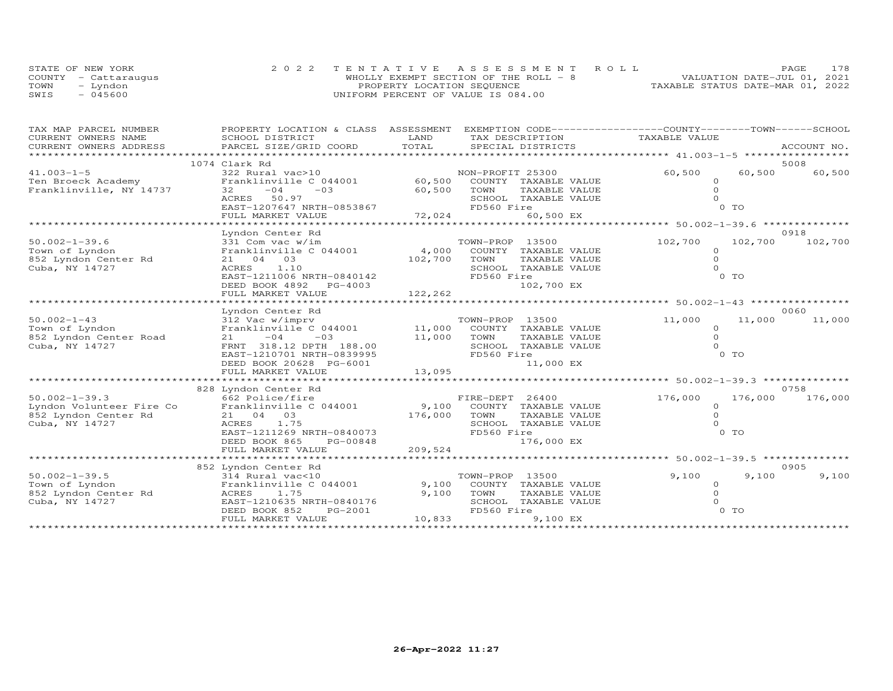STATE OF NEW YORK
COUNTY - Cattaraugus
TOWN - Lyndon
SWIS - 045600

2022 TENTATIVE ASSESSMENT ROLL
WHOLLY EXEMPT SECTION OF THE ROLL - 8
PROPERTY LOCATION SEQUENCE
UNIFORM PERCENT OF VALUE IS 084.00

VALUATION DATE-JUL 01, 2021
TAXABLE STATUS DATE-MAR 01, 2022

| TAX MAP PARCEL NUMBER / CURRENT OWNERS NAME / CURRENT OWNERS ADDRESS | PROPERTY LOCATION & CLASS / SCHOOL DISTRICT / PARCEL SIZE/GRID COORD | ASSESSMENT LAND / TOTAL | EXEMPTION CODE / TAX DESCRIPTION / SPECIAL DISTRICTS | COUNTY TAXABLE VALUE | TOWN | SCHOOL / ACCOUNT NO. |
|---|---|---|---|---|---|---|
| **41.003-1-5** | 1074 Clark Rd | | | | | 5008 |
| 41.003-1-5 | 322 Rural vac>10 | | NON-PROFIT 25300 | 60,500 | 60,500 | 60,500 |
| Ten Broeck Academy | Franklinville C 044001 | 60,500 | COUNTY TAXABLE VALUE | 0 | | |
| Franklinville, NY 14737 | 32 -04 -03 | 60,500 | TOWN TAXABLE VALUE | 0 | | |
| | ACRES 50.97 | | SCHOOL TAXABLE VALUE | 0 | | |
| | EAST-1207647 NRTH-0853867 | | FD560 Fire | 0 TO | | |
| | FULL MARKET VALUE | 72,024 | 60,500 EX | | | |
| **50.002-1-39.6** | Lyndon Center Rd | | | | | 0918 |
| 50.002-1-39.6 | 331 Com vac w/im | | TOWN-PROP 13500 | 102,700 | 102,700 | 102,700 |
| Town of Lyndon | Franklinville C 044001 | 4,000 | COUNTY TAXABLE VALUE | 0 | | |
| 852 Lyndon Center Rd | 21 04 03 | 102,700 | TOWN TAXABLE VALUE | 0 | | |
| Cuba, NY 14727 | ACRES 1.10 | | SCHOOL TAXABLE VALUE | 0 | | |
| | EAST-1211006 NRTH-0840142 | | FD560 Fire | 0 TO | | |
| | DEED BOOK 4892 PG-4003 | | 102,700 EX | | | |
| | FULL MARKET VALUE | 122,262 | | | | |
| **50.002-1-43** | Lyndon Center Rd | | | | | 0060 |
| 50.002-1-43 | 312 Vac w/imprv | | TOWN-PROP 13500 | 11,000 | 11,000 | 11,000 |
| Town of Lyndon | Franklinville C 044001 | 11,000 | COUNTY TAXABLE VALUE | 0 | | |
| 852 Lyndon Center Road | 21 -04 -03 | 11,000 | TOWN TAXABLE VALUE | 0 | | |
| Cuba, NY 14727 | FRNT 318.12 DPTH 188.00 | | SCHOOL TAXABLE VALUE | 0 | | |
| | EAST-1210701 NRTH-0839995 | | FD560 Fire | 0 TO | | |
| | DEED BOOK 20628 PG-6001 | | 11,000 EX | | | |
| | FULL MARKET VALUE | 13,095 | | | | |
| **50.002-1-39.3** | 828 Lyndon Center Rd | | | | | 0758 |
| 50.002-1-39.3 | 662 Police/fire | | FIRE-DEPT 26400 | 176,000 | 176,000 | 176,000 |
| Lyndon Volunteer Fire Co | Franklinville C 044001 | 9,100 | COUNTY TAXABLE VALUE | 0 | | |
| 852 Lyndon Center Rd | 21 04 03 | 176,000 | TOWN TAXABLE VALUE | 0 | | |
| Cuba, NY 14727 | ACRES 1.75 | | SCHOOL TAXABLE VALUE | 0 | | |
| | EAST-1211269 NRTH-0840073 | | FD560 Fire | 0 TO | | |
| | DEED BOOK 865 PG-00848 | | 176,000 EX | | | |
| | FULL MARKET VALUE | 209,524 | | | | |
| **50.002-1-39.5** | 852 Lyndon Center Rd | | | | | 0905 |
| 50.002-1-39.5 | 314 Rural vac<10 | | TOWN-PROP 13500 | 9,100 | 9,100 | 9,100 |
| Town of Lyndon | Franklinville C 044001 | 9,100 | COUNTY TAXABLE VALUE | 0 | | |
| 852 Lyndon Center Rd | ACRES 1.75 | 9,100 | TOWN TAXABLE VALUE | 0 | | |
| Cuba, NY 14727 | EAST-1210635 NRTH-0840176 | | SCHOOL TAXABLE VALUE | 0 | | |
| | DEED BOOK 852 PG-2001 | | FD560 Fire | 0 TO | | |
| | FULL MARKET VALUE | 10,833 | 9,100 EX | | | |

26-Apr-2022 11:27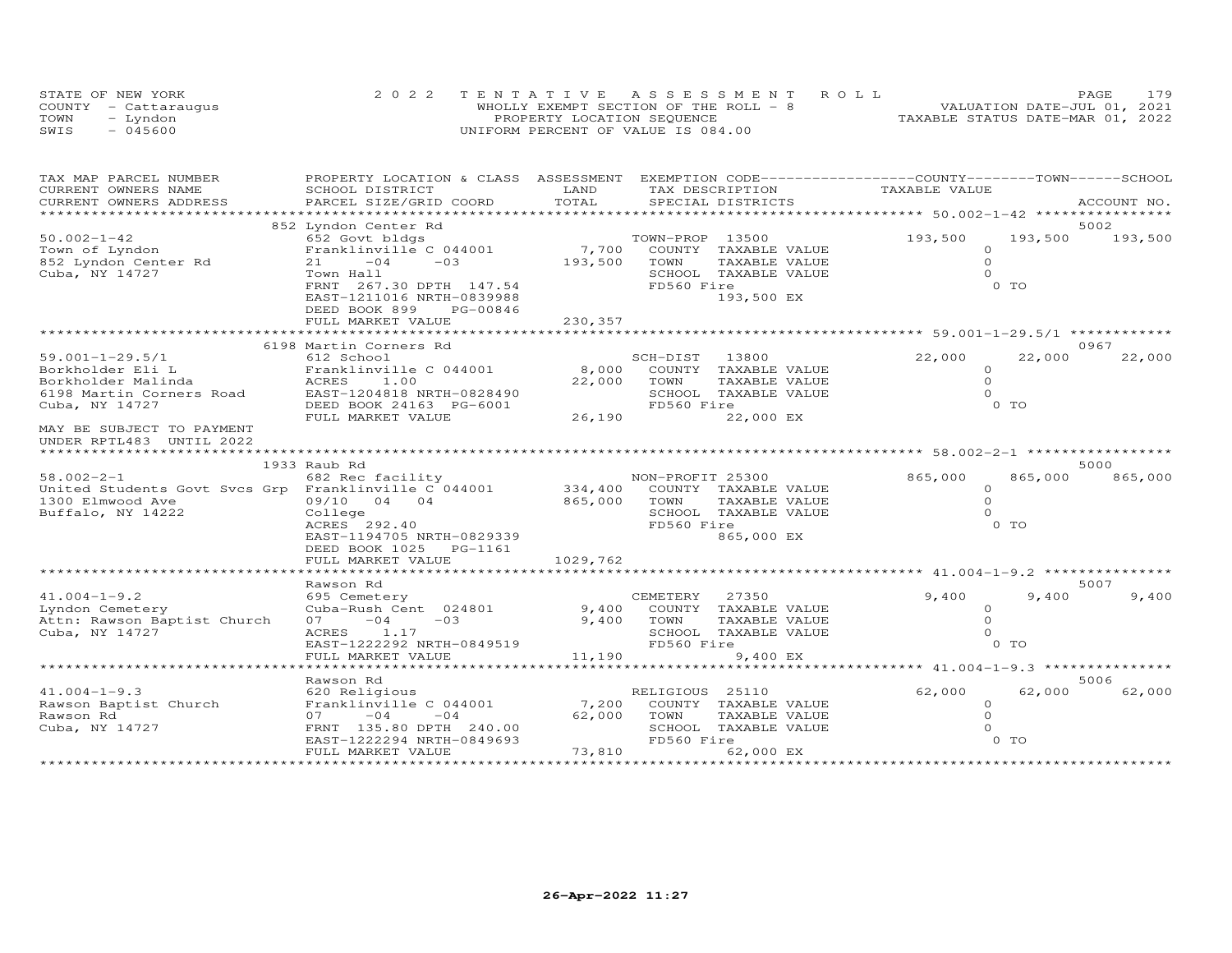STATE OF NEW YORK
COUNTY - Cattaraugus
TOWN - Lyndon
SWIS - 045600

2022 TENTATIVE ASSESSMENT ROLL
WHOLLY EXEMPT SECTION OF THE ROLL - 8
PROPERTY LOCATION SEQUENCE
UNIFORM PERCENT OF VALUE IS 084.00

VALUATION DATE-JUL 01, 2021
TAXABLE STATUS DATE-MAR 01, 2022

| TAX MAP PARCEL NUMBER / CURRENT OWNERS NAME / CURRENT OWNERS ADDRESS | PROPERTY LOCATION & CLASS / SCHOOL DISTRICT / PARCEL SIZE/GRID COORD | ASSESSMENT LAND / TOTAL | EXEMPTION CODE / TAX DESCRIPTION / SPECIAL DISTRICTS | COUNTY TAXABLE VALUE | TOWN | SCHOOL / ACCOUNT NO. |
|---|---|---|---|---|---|---|
| **50.002-1-42** | 852 Lyndon Center Rd | | | | | 5002 |
| 50.002-1-42 | 652 Govt bldgs | | TOWN-PROP 13500 | 193,500 | 193,500 | 193,500 |
| Town of Lyndon | Franklinville C 044001 | 7,700 | COUNTY TAXABLE VALUE | 0 | | |
| 852 Lyndon Center Rd | 21 -04 -03 | 193,500 | TOWN TAXABLE VALUE | 0 | | |
| Cuba, NY 14727 | Town Hall | | SCHOOL TAXABLE VALUE | 0 | | |
| | FRNT 267.30 DPTH 147.54 | | FD560 Fire | 0 TO | | |
| | EAST-1211016 NRTH-0839988 | | 193,500 EX | | | |
| | DEED BOOK 899 PG-00846 | | | | | |
| | FULL MARKET VALUE | 230,357 | | | | |
| **59.001-1-29.5/1** | 6198 Martin Corners Rd | | | | | 0967 |
| 59.001-1-29.5/1 | 612 School | | SCH-DIST 13800 | 22,000 | 22,000 | 22,000 |
| Borkholder Eli L | Franklinville C 044001 | 8,000 | COUNTY TAXABLE VALUE | 0 | | |
| Borkholder Malinda | ACRES 1.00 | 22,000 | TOWN TAXABLE VALUE | 0 | | |
| 6198 Martin Corners Road | EAST-1204818 NRTH-0828490 | | SCHOOL TAXABLE VALUE | 0 | | |
| Cuba, NY 14727 | DEED BOOK 24163 PG-6001 | | FD560 Fire | 0 TO | | |
| | FULL MARKET VALUE | 26,190 | 22,000 EX | | | |
| MAY BE SUBJECT TO PAYMENT UNDER RPTL483 UNTIL 2022 | | | | | | |
| **58.002-2-1** | 1933 Raub Rd | | | | | 5000 |
| 58.002-2-1 | 682 Rec facility | | NON-PROFIT 25300 | 865,000 | 865,000 | 865,000 |
| United Students Govt Svcs Grp | Franklinville C 044001 | 334,400 | COUNTY TAXABLE VALUE | 0 | | |
| 1300 Elmwood Ave | 09/10 04 04 | 865,000 | TOWN TAXABLE VALUE | 0 | | |
| Buffalo, NY 14222 | College | | SCHOOL TAXABLE VALUE | 0 | | |
| | ACRES 292.40 | | FD560 Fire | 0 TO | | |
| | EAST-1194705 NRTH-0829339 | | 865,000 EX | | | |
| | DEED BOOK 1025 PG-1161 | | | | | |
| | FULL MARKET VALUE | 1029,762 | | | | |
| **41.004-1-9.2** | Rawson Rd | | | | | 5007 |
| 41.004-1-9.2 | 695 Cemetery | | CEMETERY 27350 | 9,400 | 9,400 | 9,400 |
| Lyndon Cemetery | Cuba-Rush Cent 024801 | 9,400 | COUNTY TAXABLE VALUE | 0 | | |
| Attn: Rawson Baptist Church | 07 -04 -03 | 9,400 | TOWN TAXABLE VALUE | 0 | | |
| Cuba, NY 14727 | ACRES 1.17 | | SCHOOL TAXABLE VALUE | 0 | | |
| | EAST-1222292 NRTH-0849519 | | FD560 Fire | 0 TO | | |
| | FULL MARKET VALUE | 11,190 | 9,400 EX | | | |
| **41.004-1-9.3** | Rawson Rd | | | | | 5006 |
| 41.004-1-9.3 | 620 Religious | | RELIGIOUS 25110 | 62,000 | 62,000 | 62,000 |
| Rawson Baptist Church | Franklinville C 044001 | 7,200 | COUNTY TAXABLE VALUE | 0 | | |
| Rawson Rd | 07 -04 -04 | 62,000 | TOWN TAXABLE VALUE | 0 | | |
| Cuba, NY 14727 | FRNT 135.80 DPTH 240.00 | | SCHOOL TAXABLE VALUE | 0 | | |
| | EAST-1222294 NRTH-0849693 | | FD560 Fire | 0 TO | | |
| | FULL MARKET VALUE | 73,810 | 62,000 EX | | | |

26-Apr-2022 11:27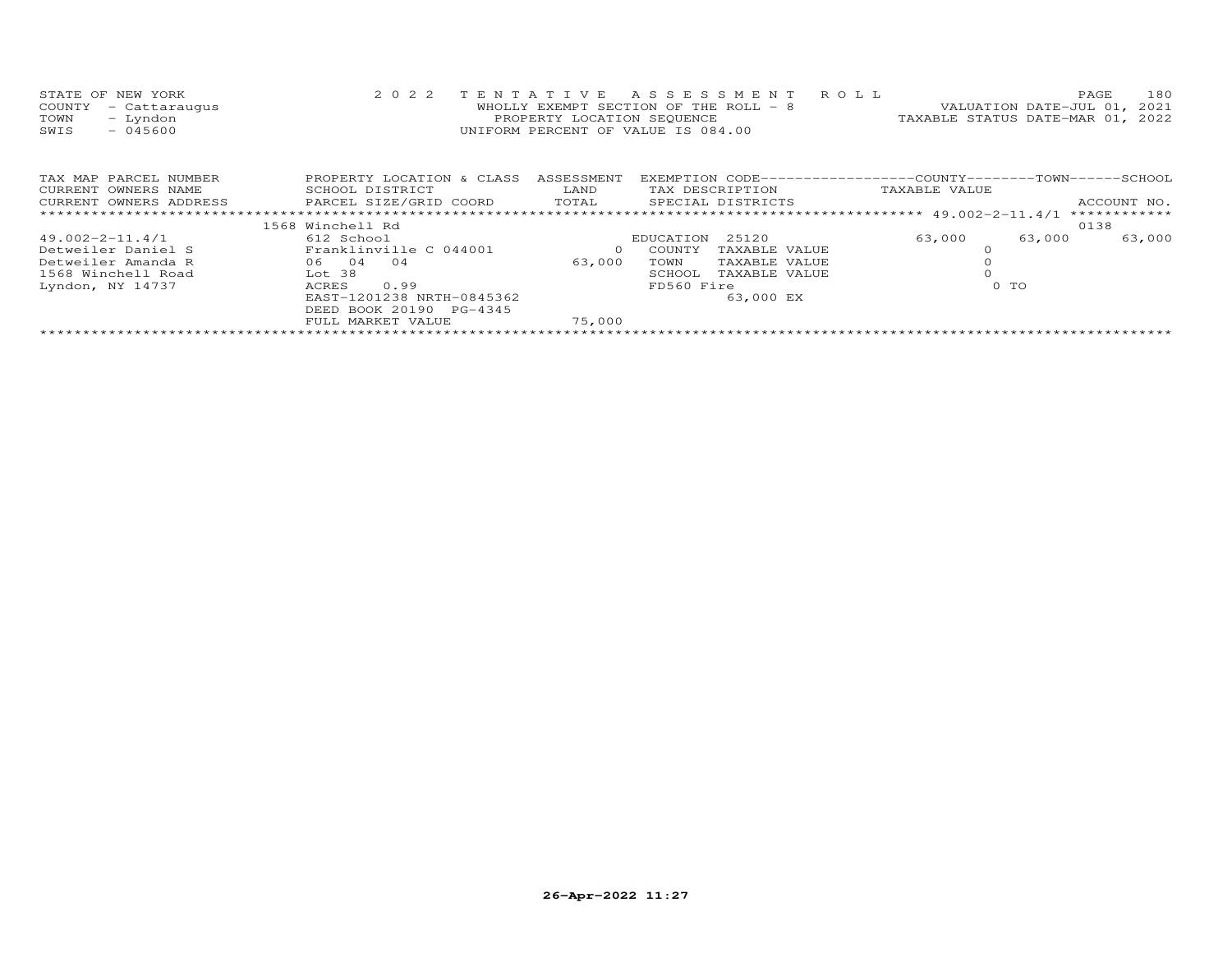STATE OF NEW YORK
COUNTY - Cattaraugus
TOWN - Lyndon
SWIS - 045600

2022 TENTATIVE ASSESSMENT ROLL
WHOLLY EXEMPT SECTION OF THE ROLL - 8
PROPERTY LOCATION SEQUENCE
UNIFORM PERCENT OF VALUE IS 084.00

VALUATION DATE-JUL 01, 2021
TAXABLE STATUS DATE-MAR 01, 2022

| TAX MAP PARCEL NUMBER<br>CURRENT OWNERS NAME<br>CURRENT OWNERS ADDRESS | PROPERTY LOCATION & CLASS<br>SCHOOL DISTRICT<br>PARCEL SIZE/GRID COORD | ASSESSMENT<br>LAND<br>TOTAL | EXEMPTION CODE<br>TAX DESCRIPTION<br>SPECIAL DISTRICTS | COUNTY<br>TAXABLE VALUE | TOWN | SCHOOL<br>ACCOUNT NO. |
|---|---|---|---|---|---|---|
| 49.002-2-11.4/1 | 1568 Winchell Rd | | | | | 0138 |
| 49.002-2-11.4/1 | 612 School | | EDUCATION 25120 | 63,000 | 63,000 | 63,000 |
| Detweiler Daniel S | Franklinville C 044001 | 0 | COUNTY TAXABLE VALUE | 0 | | |
| Detweiler Amanda R | 06 04 04 | 63,000 | TOWN TAXABLE VALUE | 0 | | |
| 1568 Winchell Road | Lot 38 | | SCHOOL TAXABLE VALUE | 0 | | |
| Lyndon, NY 14737 | ACRES 0.99 | | FD560 Fire | 0 TO | | |
| | EAST-1201238 NRTH-0845362 | | 63,000 EX | | | |
| | DEED BOOK 20190 PG-4345 | | | | | |
| | FULL MARKET VALUE | 75,000 | | | | |

26-Apr-2022 11:27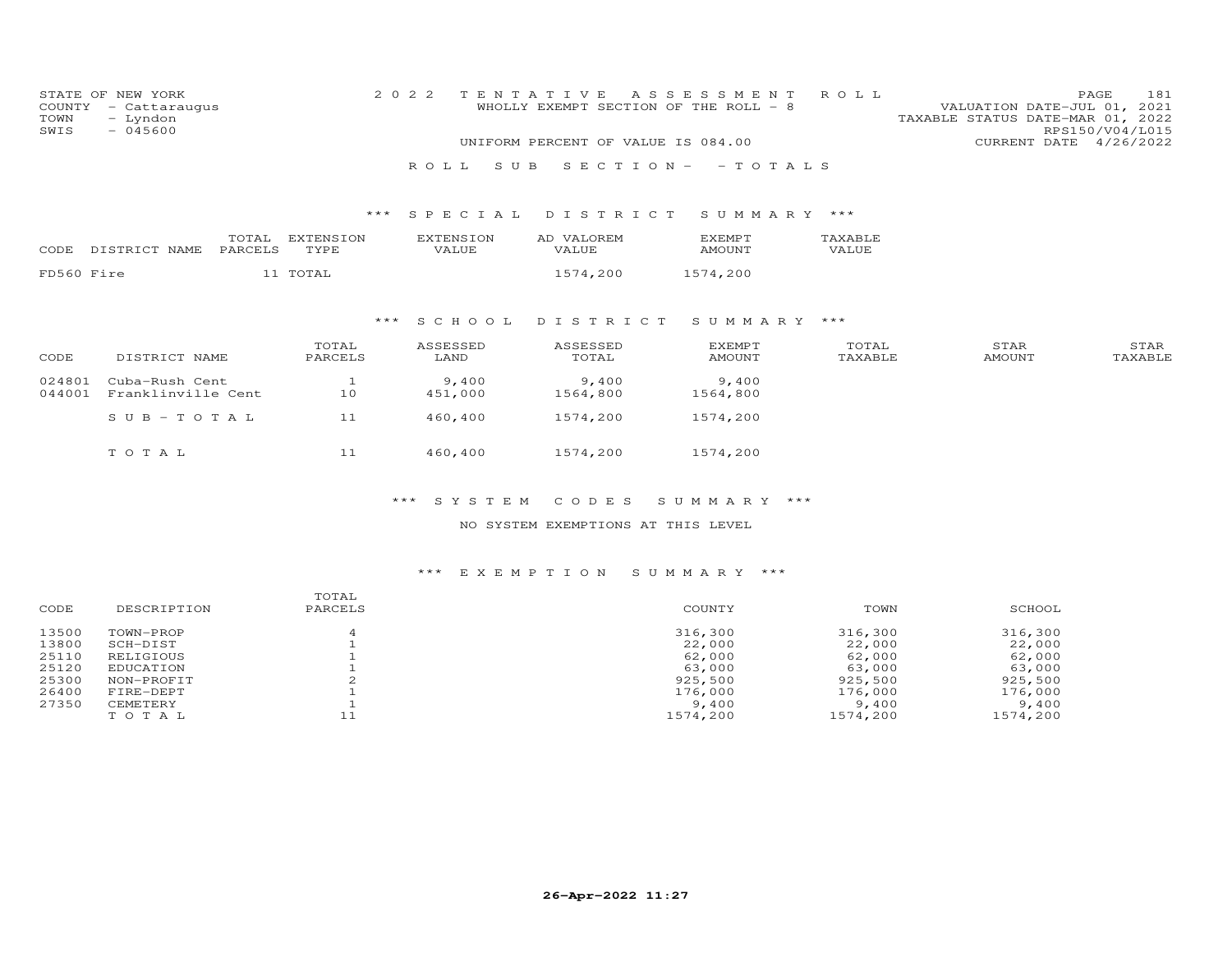STATE OF NEW YORK
COUNTY - Cattaraugus
TOWN - Lyndon
SWIS - 045600

2022 TENTATIVE ASSESSMENT ROLL
WHOLLY EXEMPT SECTION OF THE ROLL - 8
UNIFORM PERCENT OF VALUE IS 084.00

VALUATION DATE-JUL 01, 2021
TAXABLE STATUS DATE-MAR 01, 2022
RPS150/V04/L015
CURRENT DATE 4/26/2022

ROLL SUB SECTION - - TOTALS

### *** SPECIAL DISTRICT SUMMARY ***

| CODE | DISTRICT NAME | TOTAL PARCELS | EXTENSION TYPE | EXTENSION VALUE | AD VALOREM VALUE | EXEMPT AMOUNT | TAXABLE VALUE |
|---|---|---|---|---|---|---|---|
| FD560 | Fire | 11 | TOTAL | | 1574,200 | 1574,200 | |

### *** SCHOOL DISTRICT SUMMARY ***

| CODE | DISTRICT NAME | TOTAL PARCELS | ASSESSED LAND | ASSESSED TOTAL | EXEMPT AMOUNT | TOTAL TAXABLE | STAR AMOUNT | STAR TAXABLE |
|---|---|---|---|---|---|---|---|---|
| 024801 | Cuba-Rush Cent | 1 | 9,400 | 9,400 | 9,400 | | | |
| 044001 | Franklinville Cent | 10 | 451,000 | 1564,800 | 1564,800 | | | |
| | SUB-TOTAL | 11 | 460,400 | 1574,200 | 1574,200 | | | |
| | TOTAL | 11 | 460,400 | 1574,200 | 1574,200 | | | |

### *** SYSTEM CODES SUMMARY ***

NO SYSTEM EXEMPTIONS AT THIS LEVEL

### *** EXEMPTION SUMMARY ***

| CODE | DESCRIPTION | TOTAL PARCELS | COUNTY | TOWN | SCHOOL |
|---|---|---|---|---|---|
| 13500 | TOWN-PROP | 4 | 316,300 | 316,300 | 316,300 |
| 13800 | SCH-DIST | 1 | 22,000 | 22,000 | 22,000 |
| 25110 | RELIGIOUS | 1 | 62,000 | 62,000 | 62,000 |
| 25120 | EDUCATION | 1 | 63,000 | 63,000 | 63,000 |
| 25300 | NON-PROFIT | 2 | 925,500 | 925,500 | 925,500 |
| 26400 | FIRE-DEPT | 1 | 176,000 | 176,000 | 176,000 |
| 27350 | CEMETERY | 1 | 9,400 | 9,400 | 9,400 |
| | TOTAL | 11 | 1574,200 | 1574,200 | 1574,200 |

26-Apr-2022 11:27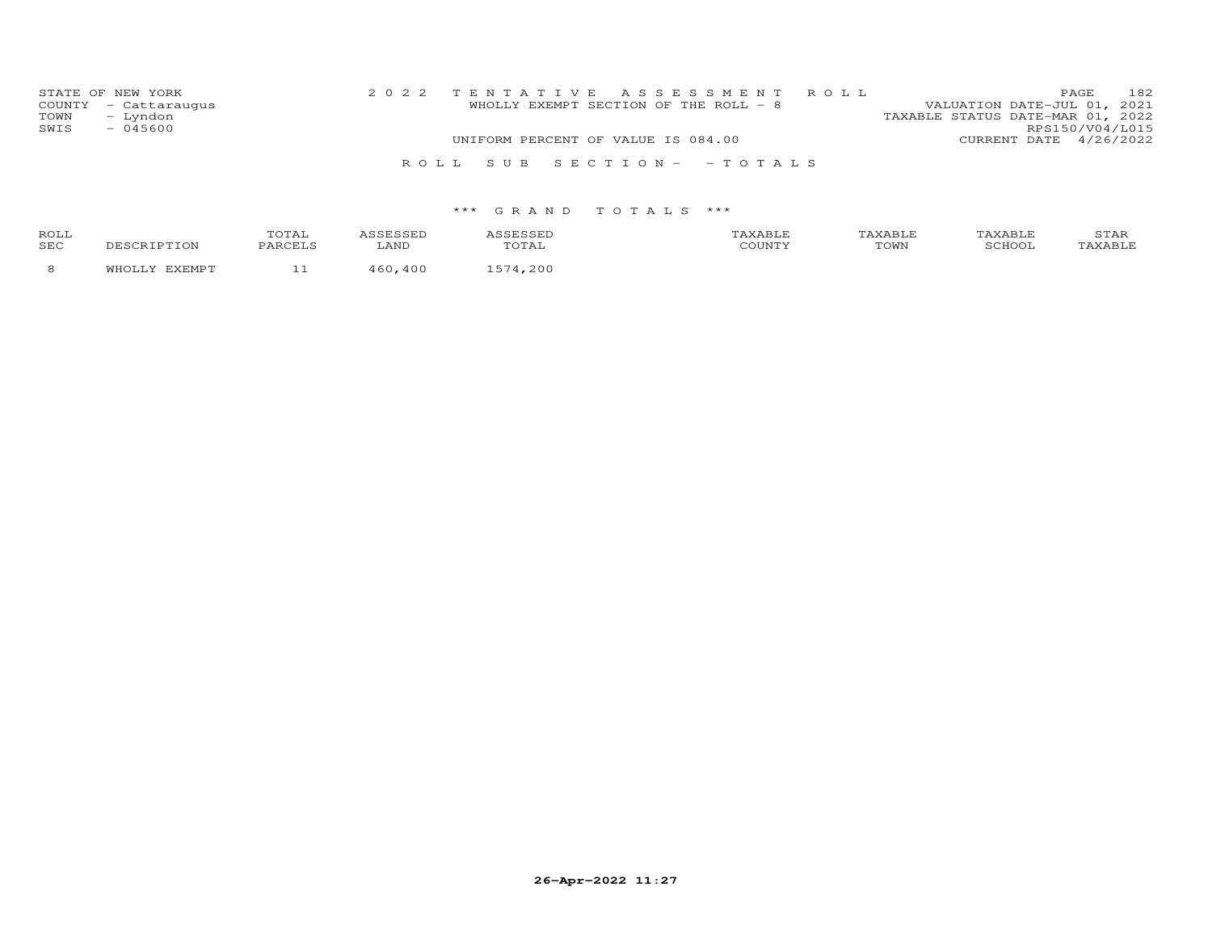STATE OF NEW YORK
COUNTY - Cattaraugus
TOWN - Lyndon
SWIS - 045600

2 0 2 2 T E N T A T I V E A S S E S S M E N T R O L L
WHOLLY EXEMPT SECTION OF THE ROLL - 8
UNIFORM PERCENT OF VALUE IS 084.00

VALUATION DATE-JUL 01, 2021
TAXABLE STATUS DATE-MAR 01, 2022
RPS150/V04/L015
CURRENT DATE 4/26/2022

R O L L S U B S E C T I O N - - T O T A L S

*** G R A N D T O T A L S ***

| ROLL SEC | DESCRIPTION | TOTAL PARCELS | ASSESSED LAND | ASSESSED TOTAL | TAXABLE COUNTY | TAXABLE TOWN | TAXABLE SCHOOL | STAR TAXABLE |
|---|---|---|---|---|---|---|---|---|
| 8 | WHOLLY EXEMPT | 11 | 460,400 | 1574,200 | | | | |

26-Apr-2022 11:27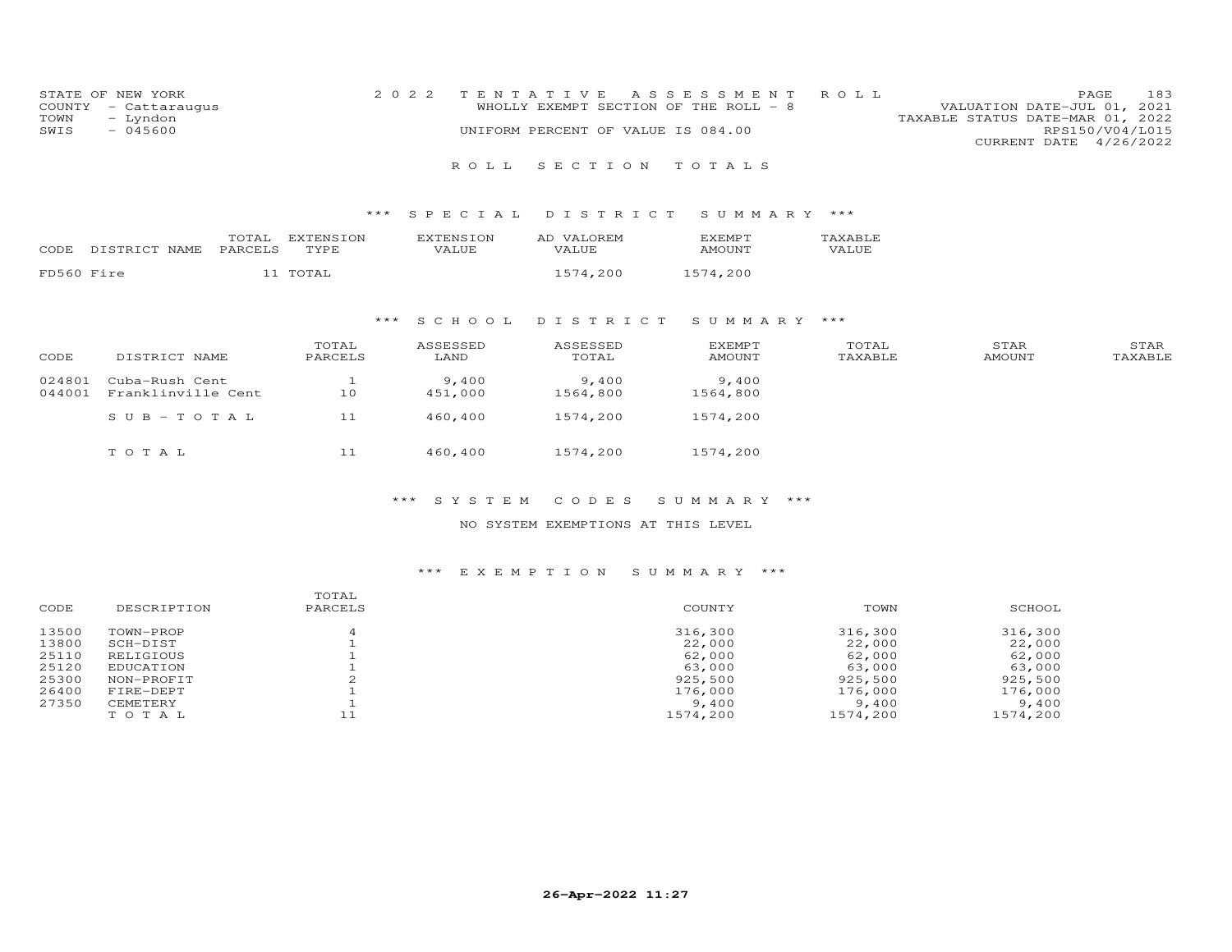STATE OF NEW YORK
COUNTY - Cattaraugus
TOWN - Lyndon
SWIS - 045600

2022 TENTATIVE ASSESSMENT ROLL
WHOLLY EXEMPT SECTION OF THE ROLL - 8
UNIFORM PERCENT OF VALUE IS 084.00

VALUATION DATE-JUL 01, 2021
TAXABLE STATUS DATE-MAR 01, 2022
RPS150/V04/L015
CURRENT DATE 4/26/2022

## ROLL SECTION TOTALS

### *** SPECIAL DISTRICT SUMMARY ***

| CODE | DISTRICT NAME | TOTAL PARCELS | EXTENSION TYPE | EXTENSION VALUE | AD VALOREM VALUE | EXEMPT AMOUNT | TAXABLE VALUE |
|---|---|---|---|---|---|---|---|
| FD560 | Fire | 11 | TOTAL | | 1574,200 | 1574,200 | |

### *** SCHOOL DISTRICT SUMMARY ***

| CODE | DISTRICT NAME | TOTAL PARCELS | ASSESSED LAND | ASSESSED TOTAL | EXEMPT AMOUNT | TOTAL TAXABLE | STAR AMOUNT | STAR TAXABLE |
|---|---|---|---|---|---|---|---|---|
| 024801 | Cuba-Rush Cent | 1 | 9,400 | 9,400 | 9,400 | | | |
| 044001 | Franklinville Cent | 10 | 451,000 | 1564,800 | 1564,800 | | | |
| | SUB-TOTAL | 11 | 460,400 | 1574,200 | 1574,200 | | | |
| | TOTAL | 11 | 460,400 | 1574,200 | 1574,200 | | | |

### *** SYSTEM CODES SUMMARY ***

NO SYSTEM EXEMPTIONS AT THIS LEVEL

### *** EXEMPTION SUMMARY ***

| CODE | DESCRIPTION | TOTAL PARCELS | COUNTY | TOWN | SCHOOL |
|---|---|---|---|---|---|
| 13500 | TOWN-PROP | 4 | 316,300 | 316,300 | 316,300 |
| 13800 | SCH-DIST | 1 | 22,000 | 22,000 | 22,000 |
| 25110 | RELIGIOUS | 1 | 62,000 | 62,000 | 62,000 |
| 25120 | EDUCATION | 1 | 63,000 | 63,000 | 63,000 |
| 25300 | NON-PROFIT | 2 | 925,500 | 925,500 | 925,500 |
| 26400 | FIRE-DEPT | 1 | 176,000 | 176,000 | 176,000 |
| 27350 | CEMETERY | 1 | 9,400 | 9,400 | 9,400 |
| | TOTAL | 11 | 1574,200 | 1574,200 | 1574,200 |

26-Apr-2022 11:27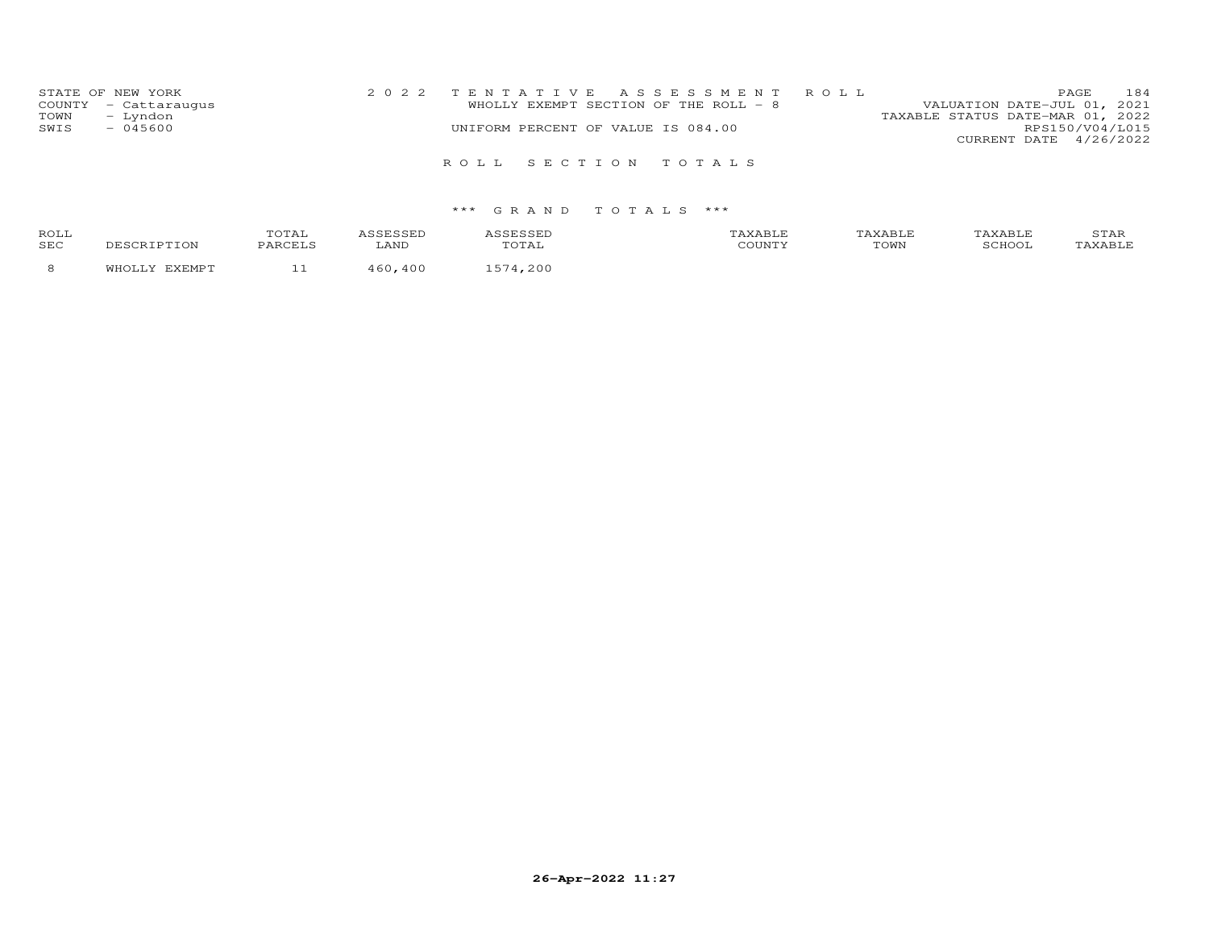STATE OF NEW YORK
COUNTY - Cattaraugus
TOWN - Lyndon
SWIS - 045600

2 0 2 2 T E N T A T I V E A S S E S S M E N T R O L L
WHOLLY EXEMPT SECTION OF THE ROLL - 8
UNIFORM PERCENT OF VALUE IS 084.00

VALUATION DATE-JUL 01, 2021
TAXABLE STATUS DATE-MAR 01, 2022
RPS150/V04/L015
CURRENT DATE 4/26/2022

R O L L S E C T I O N T O T A L S

\*\*\* G R A N D T O T A L S \*\*\*

| ROLL SEC | DESCRIPTION | TOTAL PARCELS | ASSESSED LAND | ASSESSED TOTAL | TAXABLE COUNTY | TAXABLE TOWN | TAXABLE SCHOOL | STAR TAXABLE |
|---|---|---|---|---|---|---|---|---|
| 8 | WHOLLY EXEMPT | 11 | 460,400 | 1574,200 | | | | |

26-Apr-2022 11:27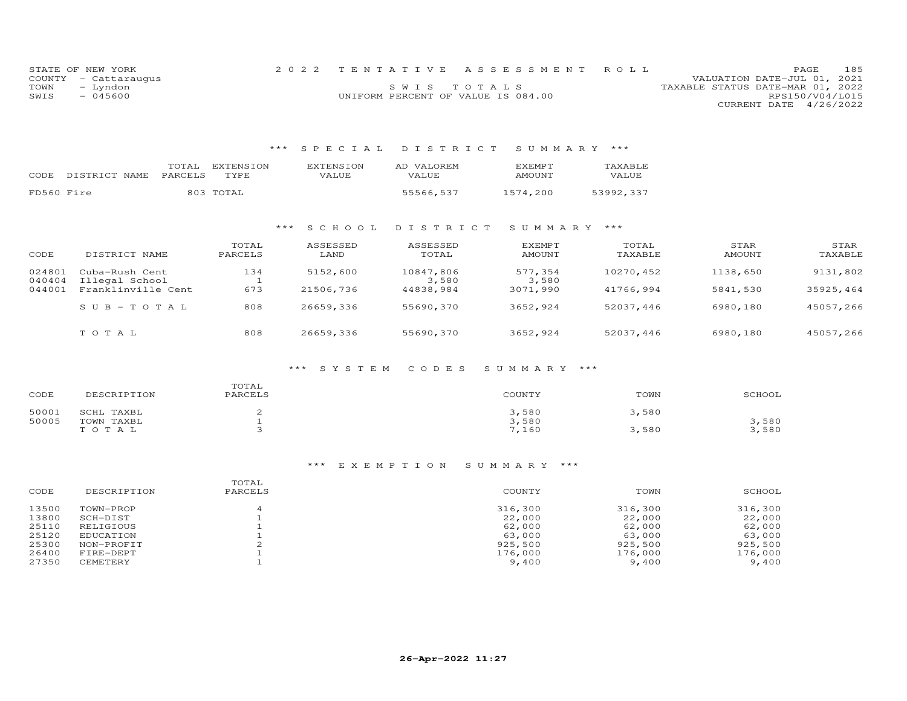STATE OF NEW YORK
COUNTY - Cattaraugus
TOWN - Lyndon
SWIS - 045600

2022 TENTATIVE ASSESSMENT ROLL
SWIS TOTALS
UNIFORM PERCENT OF VALUE IS 084.00

VALUATION DATE-JUL 01, 2021
TAXABLE STATUS DATE-MAR 01, 2022
RPS150/V04/L015
CURRENT DATE 4/26/2022

## *** SPECIAL DISTRICT SUMMARY ***

| CODE | DISTRICT NAME | TOTAL PARCELS | EXTENSION TYPE | EXTENSION VALUE | AD VALOREM VALUE | EXEMPT AMOUNT | TAXABLE VALUE |
|---|---|---|---|---|---|---|---|
| FD560 | Fire | 803 | TOTAL | | 55566,537 | 1574,200 | 53992,337 |

## *** SCHOOL DISTRICT SUMMARY ***

| CODE | DISTRICT NAME | TOTAL PARCELS | ASSESSED LAND | ASSESSED TOTAL | EXEMPT AMOUNT | TOTAL TAXABLE | STAR AMOUNT | STAR TAXABLE |
|---|---|---|---|---|---|---|---|---|
| 024801 | Cuba-Rush Cent | 134 | 5152,600 | 10847,806 | 577,354 | 10270,452 | 1138,650 | 9131,802 |
| 040404 | Illegal School | 1 | | 3,580 | 3,580 | | | |
| 044001 | Franklinville Cent | 673 | 21506,736 | 44838,984 | 3071,990 | 41766,994 | 5841,530 | 35925,464 |
| | SUB-TOTAL | 808 | 26659,336 | 55690,370 | 3652,924 | 52037,446 | 6980,180 | 45057,266 |
| | TOTAL | 808 | 26659,336 | 55690,370 | 3652,924 | 52037,446 | 6980,180 | 45057,266 |

## *** SYSTEM CODES SUMMARY ***

| CODE | DESCRIPTION | TOTAL PARCELS | COUNTY | TOWN | SCHOOL |
|---|---|---|---|---|---|
| 50001 | SCHL TAXBL | 2 | 3,580 | 3,580 | |
| 50005 | TOWN TAXBL | 1 | 3,580 | | 3,580 |
| | TOTAL | 3 | 7,160 | 3,580 | 3,580 |

## *** EXEMPTION SUMMARY ***

| CODE | DESCRIPTION | TOTAL PARCELS | COUNTY | TOWN | SCHOOL |
|---|---|---|---|---|---|
| 13500 | TOWN-PROP | 4 | 316,300 | 316,300 | 316,300 |
| 13800 | SCH-DIST | 1 | 22,000 | 22,000 | 22,000 |
| 25110 | RELIGIOUS | 1 | 62,000 | 62,000 | 62,000 |
| 25120 | EDUCATION | 1 | 63,000 | 63,000 | 63,000 |
| 25300 | NON-PROFIT | 2 | 925,500 | 925,500 | 925,500 |
| 26400 | FIRE-DEPT | 1 | 176,000 | 176,000 | 176,000 |
| 27350 | CEMETERY | 1 | 9,400 | 9,400 | 9,400 |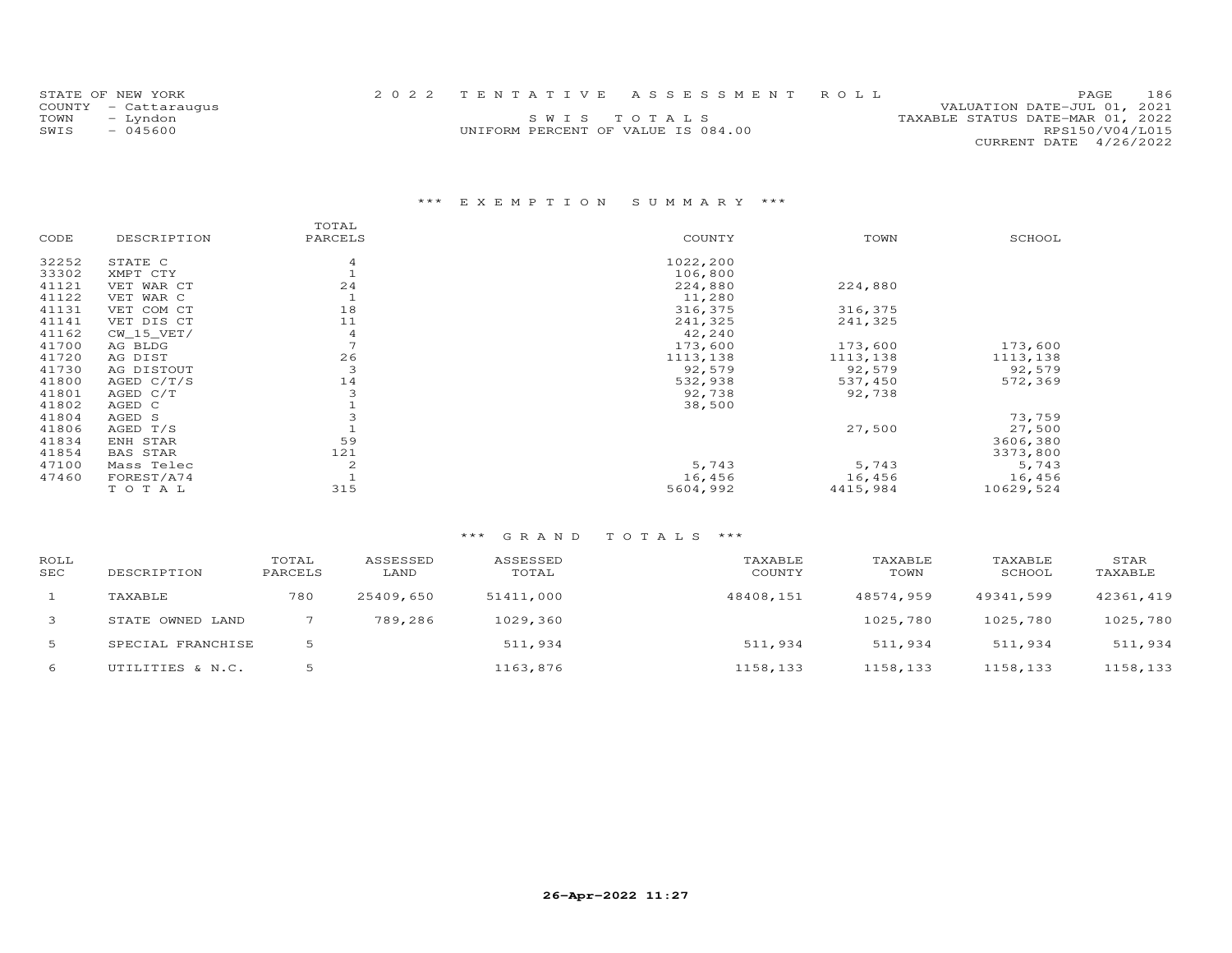STATE OF NEW YORK
COUNTY - Cattaraugus
TOWN - Lyndon
SWIS - 045600

2022 TENTATIVE ASSESSMENT ROLL
SWIS TOTALS
UNIFORM PERCENT OF VALUE IS 084.00

VALUATION DATE-JUL 01, 2021
TAXABLE STATUS DATE-MAR 01, 2022
RPS150/V04/L015
CURRENT DATE 4/26/2022

### *** EXEMPTION SUMMARY ***

| CODE | DESCRIPTION | TOTAL PARCELS | COUNTY | TOWN | SCHOOL |
|---|---|---|---|---|---|
| 32252 | STATE C | 4 | 1022,200 | | |
| 33302 | XMPT CTY | 1 | 106,800 | | |
| 41121 | VET WAR CT | 24 | 224,880 | 224,880 | |
| 41122 | VET WAR C | 1 | 11,280 | | |
| 41131 | VET COM CT | 18 | 316,375 | 316,375 | |
| 41141 | VET DIS CT | 11 | 241,325 | 241,325 | |
| 41162 | CW_15_VET/ | 4 | 42,240 | | |
| 41700 | AG BLDG | 7 | 173,600 | 173,600 | 173,600 |
| 41720 | AG DIST | 26 | 1113,138 | 1113,138 | 1113,138 |
| 41730 | AG DISTOUT | 3 | 92,579 | 92,579 | 92,579 |
| 41800 | AGED C/T/S | 14 | 532,938 | 537,450 | 572,369 |
| 41801 | AGED C/T | 3 | 92,738 | 92,738 | |
| 41802 | AGED C | 1 | 38,500 | | |
| 41804 | AGED S | 3 | | | 73,759 |
| 41806 | AGED T/S | 1 | | 27,500 | 27,500 |
| 41834 | ENH STAR | 59 | | | 3606,380 |
| 41854 | BAS STAR | 121 | | | 3373,800 |
| 47100 | Mass Telec | 2 | 5,743 | 5,743 | 5,743 |
| 47460 | FOREST/A74 | 1 | 16,456 | 16,456 | 16,456 |
| | TOTAL | 315 | 5604,992 | 4415,984 | 10629,524 |

### *** GRAND TOTALS ***

| ROLL SEC | DESCRIPTION | TOTAL PARCELS | ASSESSED LAND | ASSESSED TOTAL | TAXABLE COUNTY | TAXABLE TOWN | TAXABLE SCHOOL | STAR TAXABLE |
|---|---|---|---|---|---|---|---|---|
| 1 | TAXABLE | 780 | 25409,650 | 51411,000 | 48408,151 | 48574,959 | 49341,599 | 42361,419 |
| 3 | STATE OWNED LAND | 7 | 789,286 | 1029,360 | | 1025,780 | 1025,780 | 1025,780 |
| 5 | SPECIAL FRANCHISE | 5 | | 511,934 | 511,934 | 511,934 | 511,934 | 511,934 |
| 6 | UTILITIES & N.C. | 5 | | 1163,876 | 1158,133 | 1158,133 | 1158,133 | 1158,133 |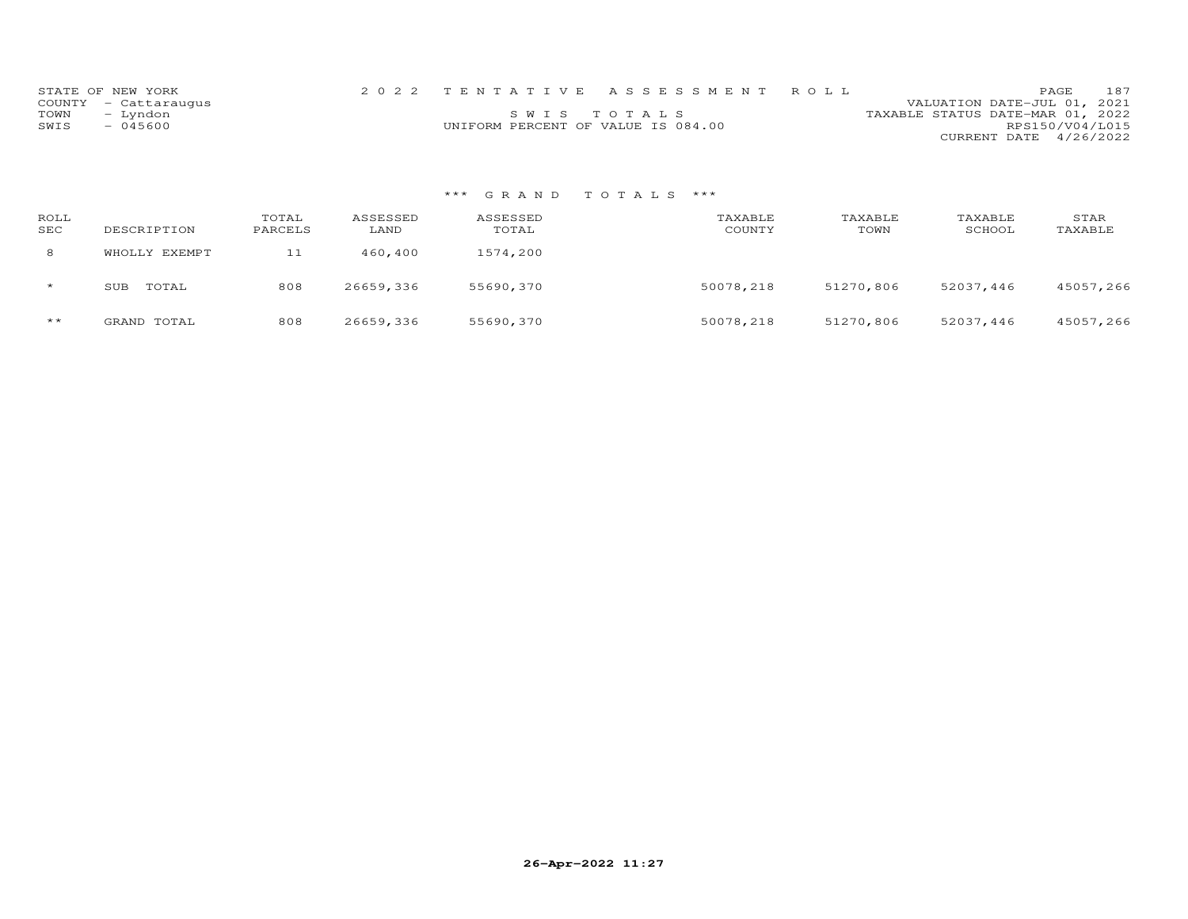STATE OF NEW YORK
COUNTY - Cattaraugus
TOWN - Lyndon
SWIS - 045600

2022 TENTATIVE ASSESSMENT ROLL

SWIS TOTALS

UNIFORM PERCENT OF VALUE IS 084.00

VALUATION DATE-JUL 01, 2021
TAXABLE STATUS DATE-MAR 01, 2022
RPS150/V04/L015
CURRENT DATE 4/26/2022

*** GRAND TOTALS ***

| ROLL SEC | DESCRIPTION | TOTAL PARCELS | ASSESSED LAND | ASSESSED TOTAL | TAXABLE COUNTY | TAXABLE TOWN | TAXABLE SCHOOL | STAR TAXABLE |
|---|---|---|---|---|---|---|---|---|
| 8 | WHOLLY EXEMPT | 11 | 460,400 | 1574,200 | | | | |
| * | SUB TOTAL | 808 | 26659,336 | 55690,370 | 50078,218 | 51270,806 | 52037,446 | 45057,266 |
| ** | GRAND TOTAL | 808 | 26659,336 | 55690,370 | 50078,218 | 51270,806 | 52037,446 | 45057,266 |

26-Apr-2022 11:27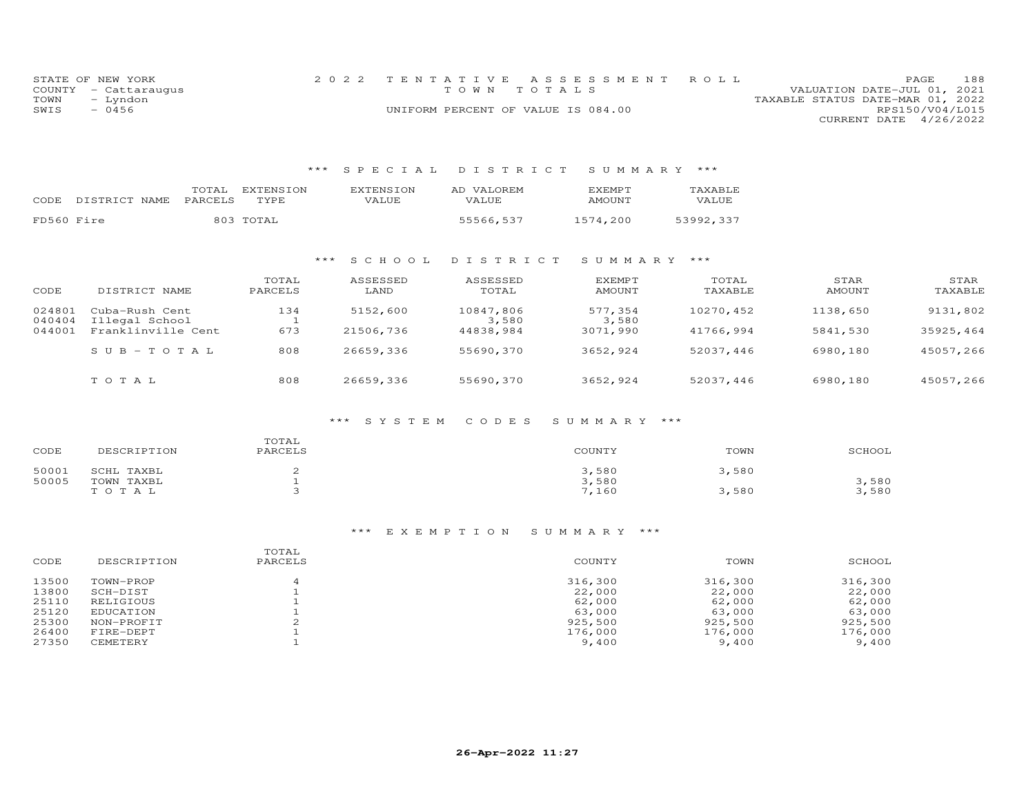STATE OF NEW YORK
COUNTY - Cattaraugus
TOWN - Lyndon
SWIS - 0456

2 0 2 2 T E N T A T I V E A S S E S S M E N T R O L L
T O W N T O T A L S
UNIFORM PERCENT OF VALUE IS 084.00

VALUATION DATE-JUL 01, 2021
TAXABLE STATUS DATE-MAR 01, 2022
RPS150/V04/L015
CURRENT DATE 4/26/2022

## \*\*\* S P E C I A L D I S T R I C T S U M M A R Y \*\*\*

| CODE | DISTRICT NAME | TOTAL PARCELS | EXTENSION TYPE | EXTENSION VALUE | AD VALOREM VALUE | EXEMPT AMOUNT | TAXABLE VALUE |
|---|---|---|---|---|---|---|---|
| FD560 | Fire | 803 | TOTAL | | 55566,537 | 1574,200 | 53992,337 |

## \*\*\* S C H O O L D I S T R I C T S U M M A R Y \*\*\*

| CODE | DISTRICT NAME | TOTAL PARCELS | ASSESSED LAND | ASSESSED TOTAL | EXEMPT AMOUNT | TOTAL TAXABLE | STAR AMOUNT | STAR TAXABLE |
|---|---|---|---|---|---|---|---|---|
| 024801 | Cuba-Rush Cent | 134 | 5152,600 | 10847,806 | 577,354 | 10270,452 | 1138,650 | 9131,802 |
| 040404 | Illegal School | 1 | | 3,580 | 3,580 | | | |
| 044001 | Franklinville Cent | 673 | 21506,736 | 44838,984 | 3071,990 | 41766,994 | 5841,530 | 35925,464 |
| | S U B - T O T A L | 808 | 26659,336 | 55690,370 | 3652,924 | 52037,446 | 6980,180 | 45057,266 |
| | T O T A L | 808 | 26659,336 | 55690,370 | 3652,924 | 52037,446 | 6980,180 | 45057,266 |

## \*\*\* S Y S T E M C O D E S S U M M A R Y \*\*\*

| CODE | DESCRIPTION | TOTAL PARCELS | COUNTY | TOWN | SCHOOL |
|---|---|---|---|---|---|
| 50001 | SCHL TAXBL | 2 | 3,580 | 3,580 | |
| 50005 | TOWN TAXBL | 1 | 3,580 | | 3,580 |
| | T O T A L | 3 | 7,160 | 3,580 | 3,580 |

## \*\*\* E X E M P T I O N S U M M A R Y \*\*\*

| CODE | DESCRIPTION | TOTAL PARCELS | COUNTY | TOWN | SCHOOL |
|---|---|---|---|---|---|
| 13500 | TOWN-PROP | 4 | 316,300 | 316,300 | 316,300 |
| 13800 | SCH-DIST | 1 | 22,000 | 22,000 | 22,000 |
| 25110 | RELIGIOUS | 1 | 62,000 | 62,000 | 62,000 |
| 25120 | EDUCATION | 1 | 63,000 | 63,000 | 63,000 |
| 25300 | NON-PROFIT | 2 | 925,500 | 925,500 | 925,500 |
| 26400 | FIRE-DEPT | 1 | 176,000 | 176,000 | 176,000 |
| 27350 | CEMETERY | 1 | 9,400 | 9,400 | 9,400 |

26-Apr-2022 11:27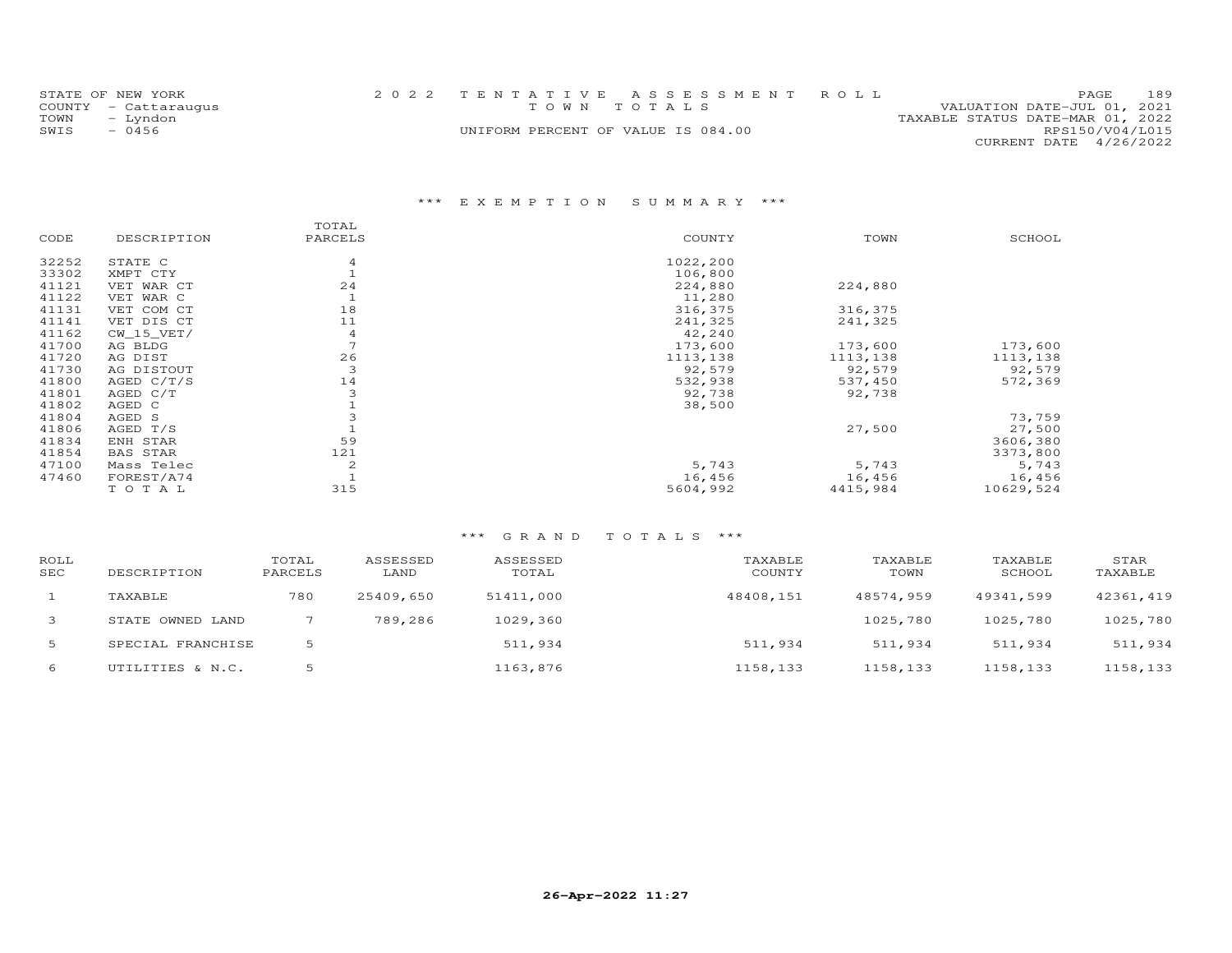STATE OF NEW YORK
COUNTY - Cattaraugus
TOWN - Lyndon
SWIS - 0456

2022 TENTATIVE ASSESSMENT ROLL
TOWN TOTALS
UNIFORM PERCENT OF VALUE IS 084.00

VALUATION DATE-JUL 01, 2021
TAXABLE STATUS DATE-MAR 01, 2022
RPS150/V04/L015
CURRENT DATE 4/26/2022

## *** EXEMPTION SUMMARY ***

| CODE | DESCRIPTION | TOTAL PARCELS | COUNTY | TOWN | SCHOOL |
|---|---|---|---|---|---|
| 32252 | STATE C | 4 | 1022,200 | | |
| 33302 | XMPT CTY | 1 | 106,800 | | |
| 41121 | VET WAR CT | 24 | 224,880 | 224,880 | |
| 41122 | VET WAR C | 1 | 11,280 | | |
| 41131 | VET COM CT | 18 | 316,375 | 316,375 | |
| 41141 | VET DIS CT | 11 | 241,325 | 241,325 | |
| 41162 | CW_15_VET/ | 4 | 42,240 | | |
| 41700 | AG BLDG | 7 | 173,600 | 173,600 | 173,600 |
| 41720 | AG DIST | 26 | 1113,138 | 1113,138 | 1113,138 |
| 41730 | AG DISTOUT | 3 | 92,579 | 92,579 | 92,579 |
| 41800 | AGED C/T/S | 14 | 532,938 | 537,450 | 572,369 |
| 41801 | AGED C/T | 3 | 92,738 | 92,738 | |
| 41802 | AGED C | 1 | 38,500 | | |
| 41804 | AGED S | 3 | | | 73,759 |
| 41806 | AGED T/S | 1 | | 27,500 | 27,500 |
| 41834 | ENH STAR | 59 | | | 3606,380 |
| 41854 | BAS STAR | 121 | | | 3373,800 |
| 47100 | Mass Telec | 2 | 5,743 | 5,743 | 5,743 |
| 47460 | FOREST/A74 | 1 | 16,456 | 16,456 | 16,456 |
| | TOTAL | 315 | 5604,992 | 4415,984 | 10629,524 |

## *** GRAND TOTALS ***

| ROLL SEC | DESCRIPTION | TOTAL PARCELS | ASSESSED LAND | ASSESSED TOTAL | TAXABLE COUNTY | TAXABLE TOWN | TAXABLE SCHOOL | STAR TAXABLE |
|---|---|---|---|---|---|---|---|---|
| 1 | TAXABLE | 780 | 25409,650 | 51411,000 | 48408,151 | 48574,959 | 49341,599 | 42361,419 |
| 3 | STATE OWNED LAND | 7 | 789,286 | 1029,360 | | 1025,780 | 1025,780 | 1025,780 |
| 5 | SPECIAL FRANCHISE | 5 | | 511,934 | 511,934 | 511,934 | 511,934 | 511,934 |
| 6 | UTILITIES & N.C. | 5 | | 1163,876 | 1158,133 | 1158,133 | 1158,133 | 1158,133 |

26-Apr-2022 11:27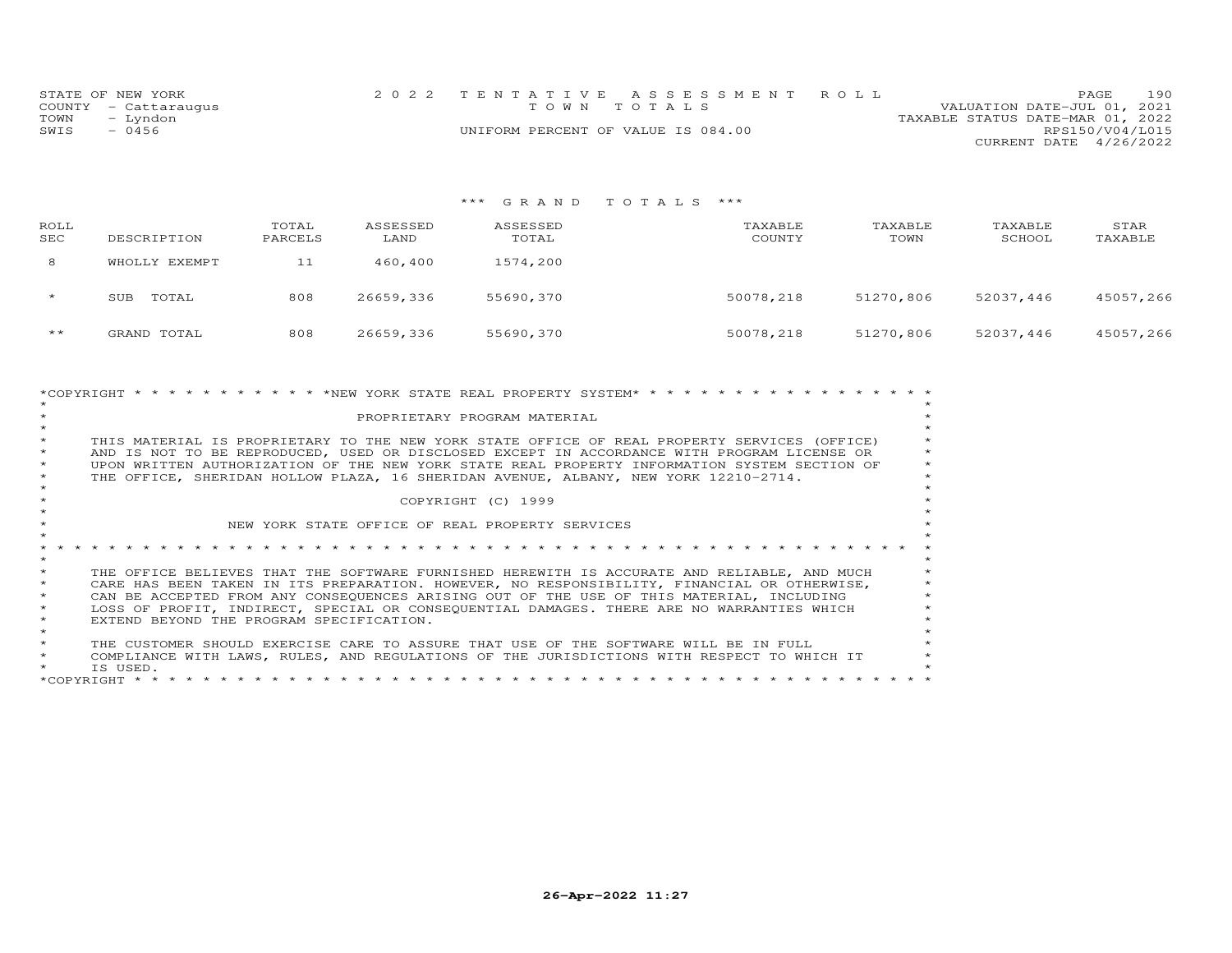STATE OF NEW YORK
COUNTY - Cattaraugus
TOWN - Lyndon
SWIS - 0456

2022 TENTATIVE ASSESSMENT ROLL
TOWN TOTALS
UNIFORM PERCENT OF VALUE IS 084.00

VALUATION DATE-JUL 01, 2021
TAXABLE STATUS DATE-MAR 01, 2022
RPS150/V04/L015
CURRENT DATE 4/26/2022

*** GRAND TOTALS ***

| ROLL SEC | DESCRIPTION | TOTAL PARCELS | ASSESSED LAND | ASSESSED TOTAL | TAXABLE COUNTY | TAXABLE TOWN | TAXABLE SCHOOL | STAR TAXABLE |
|---|---|---|---|---|---|---|---|---|
| 8 | WHOLLY EXEMPT | 11 | 460,400 | 1574,200 | | | | |
| * | SUB TOTAL | 808 | 26659,336 | 55690,370 | 50078,218 | 51270,806 | 52037,446 | 45057,266 |
| ** | GRAND TOTAL | 808 | 26659,336 | 55690,370 | 50078,218 | 51270,806 | 52037,446 | 45057,266 |

*COPYRIGHT * * * * * * * * * * * *NEW YORK STATE REAL PROPERTY SYSTEM* * * * * * * * * * * * * * * * * * *

PROPRIETARY PROGRAM MATERIAL

THIS MATERIAL IS PROPRIETARY TO THE NEW YORK STATE OFFICE OF REAL PROPERTY SERVICES (OFFICE) AND IS NOT TO BE REPRODUCED, USED OR DISCLOSED EXCEPT IN ACCORDANCE WITH PROGRAM LICENSE OR UPON WRITTEN AUTHORIZATION OF THE NEW YORK STATE REAL PROPERTY INFORMATION SYSTEM SECTION OF THE OFFICE, SHERIDAN HOLLOW PLAZA, 16 SHERIDAN AVENUE, ALBANY, NEW YORK 12210-2714.

COPYRIGHT (C) 1999

NEW YORK STATE OFFICE OF REAL PROPERTY SERVICES

THE OFFICE BELIEVES THAT THE SOFTWARE FURNISHED HEREWITH IS ACCURATE AND RELIABLE, AND MUCH CARE HAS BEEN TAKEN IN ITS PREPARATION. HOWEVER, NO RESPONSIBILITY, FINANCIAL OR OTHERWISE, CAN BE ACCEPTED FROM ANY CONSEQUENCES ARISING OUT OF THE USE OF THIS MATERIAL, INCLUDING LOSS OF PROFIT, INDIRECT, SPECIAL OR CONSEQUENTIAL DAMAGES. THERE ARE NO WARRANTIES WHICH EXTEND BEYOND THE PROGRAM SPECIFICATION.

THE CUSTOMER SHOULD EXERCISE CARE TO ASSURE THAT USE OF THE SOFTWARE WILL BE IN FULL COMPLIANCE WITH LAWS, RULES, AND REGULATIONS OF THE JURISDICTIONS WITH RESPECT TO WHICH IT IS USED.

*COPYRIGHT * * * * * * * * * * * * * * * * * * * * * * * * * * * * * * * * * * * * * * * * * * * * *

26-Apr-2022 11:27